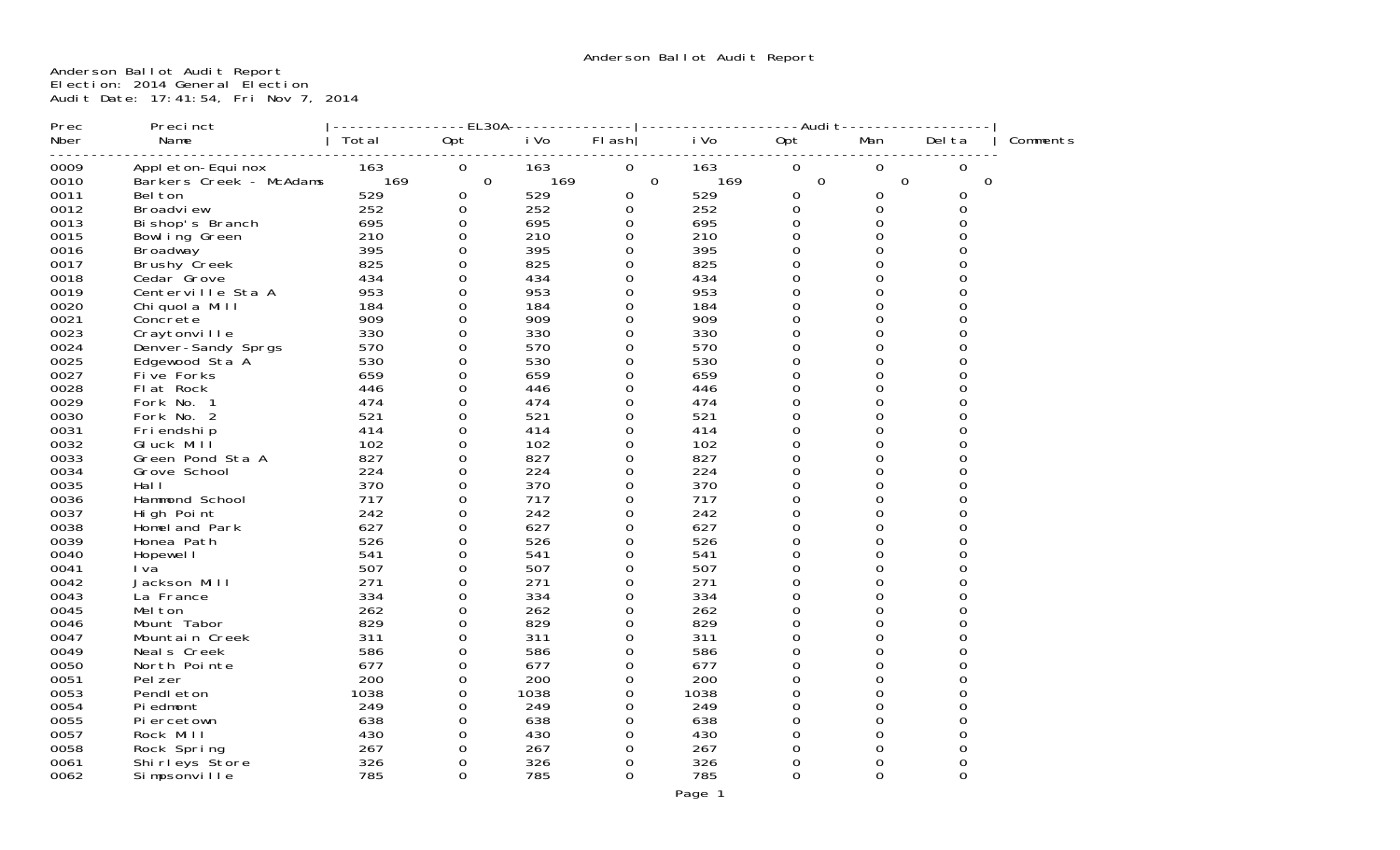Anderson Ballot Audit Report
Election: 2014 General Election
Audit Date: 17:41:54, Fri Nov 7, 2014

| Prec Nber | Precinct Name | EL30A Total | EL30A Opt | EL30A iVo | EL30A Flash | Audit iVo | Audit Opt | Audit Man | Audit Delta | Comments |
|---|---|---|---|---|---|---|---|---|---|---|
| 0009 | Appleton-Equinox | 163 | 0 | 163 | 0 | 163 | 0 | 0 | 0 | |
| 0010 | Barkers Creek - McAdams | 169 | 0 | 169 | 0 | 169 | 0 | 0 | 0 | |
| 0011 | Belton | 529 | 0 | 529 | 0 | 529 | 0 | 0 | 0 | |
| 0012 | Broadview | 252 | 0 | 252 | 0 | 252 | 0 | 0 | 0 | |
| 0013 | Bishop's Branch | 695 | 0 | 695 | 0 | 695 | 0 | 0 | 0 | |
| 0015 | Bowling Green | 210 | 0 | 210 | 0 | 210 | 0 | 0 | 0 | |
| 0016 | Broadway | 395 | 0 | 395 | 0 | 395 | 0 | 0 | 0 | |
| 0017 | Brushy Creek | 825 | 0 | 825 | 0 | 825 | 0 | 0 | 0 | |
| 0018 | Cedar Grove | 434 | 0 | 434 | 0 | 434 | 0 | 0 | 0 | |
| 0019 | Centerville Sta A | 953 | 0 | 953 | 0 | 953 | 0 | 0 | 0 | |
| 0020 | Chiquola Mill | 184 | 0 | 184 | 0 | 184 | 0 | 0 | 0 | |
| 0021 | Concrete | 909 | 0 | 909 | 0 | 909 | 0 | 0 | 0 | |
| 0023 | Craytonville | 330 | 0 | 330 | 0 | 330 | 0 | 0 | 0 | |
| 0024 | Denver-Sandy Sprgs | 570 | 0 | 570 | 0 | 570 | 0 | 0 | 0 | |
| 0025 | Edgewood Sta A | 530 | 0 | 530 | 0 | 530 | 0 | 0 | 0 | |
| 0027 | Five Forks | 659 | 0 | 659 | 0 | 659 | 0 | 0 | 0 | |
| 0028 | Flat Rock | 446 | 0 | 446 | 0 | 446 | 0 | 0 | 0 | |
| 0029 | Fork No. 1 | 474 | 0 | 474 | 0 | 474 | 0 | 0 | 0 | |
| 0030 | Fork No. 2 | 521 | 0 | 521 | 0 | 521 | 0 | 0 | 0 | |
| 0031 | Friendship | 414 | 0 | 414 | 0 | 414 | 0 | 0 | 0 | |
| 0032 | Gluck Mill | 102 | 0 | 102 | 0 | 102 | 0 | 0 | 0 | |
| 0033 | Green Pond Sta A | 827 | 0 | 827 | 0 | 827 | 0 | 0 | 0 | |
| 0034 | Grove School | 224 | 0 | 224 | 0 | 224 | 0 | 0 | 0 | |
| 0035 | Hall | 370 | 0 | 370 | 0 | 370 | 0 | 0 | 0 | |
| 0036 | Hammond School | 717 | 0 | 717 | 0 | 717 | 0 | 0 | 0 | |
| 0037 | High Point | 242 | 0 | 242 | 0 | 242 | 0 | 0 | 0 | |
| 0038 | Homeland Park | 627 | 0 | 627 | 0 | 627 | 0 | 0 | 0 | |
| 0039 | Honea Path | 526 | 0 | 526 | 0 | 526 | 0 | 0 | 0 | |
| 0040 | Hopewell | 541 | 0 | 541 | 0 | 541 | 0 | 0 | 0 | |
| 0041 | Iva | 507 | 0 | 507 | 0 | 507 | 0 | 0 | 0 | |
| 0042 | Jackson Mill | 271 | 0 | 271 | 0 | 271 | 0 | 0 | 0 | |
| 0043 | La France | 334 | 0 | 334 | 0 | 334 | 0 | 0 | 0 | |
| 0045 | Melton | 262 | 0 | 262 | 0 | 262 | 0 | 0 | 0 | |
| 0046 | Mount Tabor | 829 | 0 | 829 | 0 | 829 | 0 | 0 | 0 | |
| 0047 | Mountain Creek | 311 | 0 | 311 | 0 | 311 | 0 | 0 | 0 | |
| 0049 | Neals Creek | 586 | 0 | 586 | 0 | 586 | 0 | 0 | 0 | |
| 0050 | North Pointe | 677 | 0 | 677 | 0 | 677 | 0 | 0 | 0 | |
| 0051 | Pelzer | 200 | 0 | 200 | 0 | 200 | 0 | 0 | 0 | |
| 0053 | Pendleton | 1038 | 0 | 1038 | 0 | 1038 | 0 | 0 | 0 | |
| 0054 | Piedmont | 249 | 0 | 249 | 0 | 249 | 0 | 0 | 0 | |
| 0055 | Piercetown | 638 | 0 | 638 | 0 | 638 | 0 | 0 | 0 | |
| 0057 | Rock Mill | 430 | 0 | 430 | 0 | 430 | 0 | 0 | 0 | |
| 0058 | Rock Spring | 267 | 0 | 267 | 0 | 267 | 0 | 0 | 0 | |
| 0061 | Shirleys Store | 326 | 0 | 326 | 0 | 326 | 0 | 0 | 0 | |
| 0062 | Simpsonville | 785 | 0 | 785 | 0 | 785 | 0 | 0 | 0 | |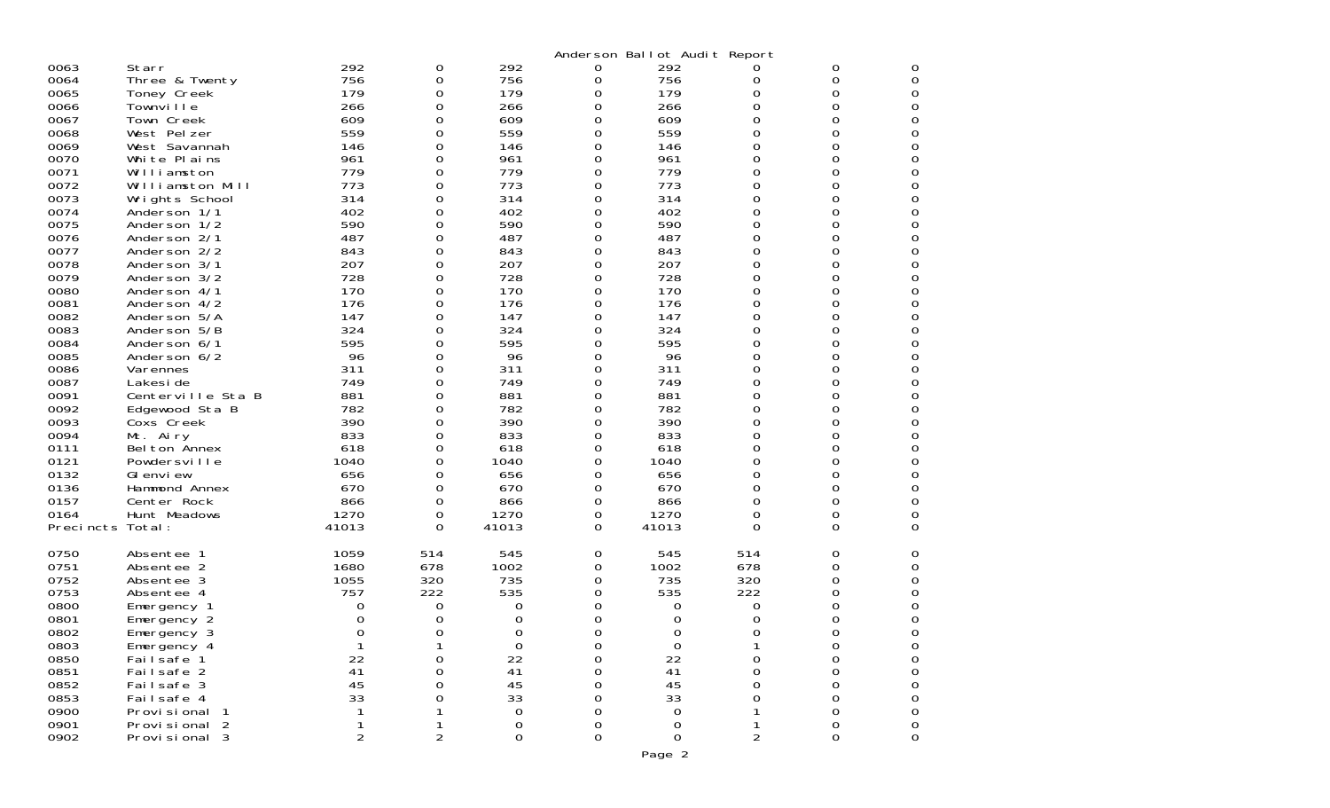Anderson Ballot Audit Report

| | | | | | | | | | |
|---|---|---|---|---|---|---|---|---|---|
| 0063 | Starr | 292 | 0 | 292 | 0 | 292 | 0 | 0 | 0 |
| 0064 | Three & Twenty | 756 | 0 | 756 | 0 | 756 | 0 | 0 | 0 |
| 0065 | Toney Creek | 179 | 0 | 179 | 0 | 179 | 0 | 0 | 0 |
| 0066 | Townville | 266 | 0 | 266 | 0 | 266 | 0 | 0 | 0 |
| 0067 | Town Creek | 609 | 0 | 609 | 0 | 609 | 0 | 0 | 0 |
| 0068 | West Pelzer | 559 | 0 | 559 | 0 | 559 | 0 | 0 | 0 |
| 0069 | West Savannah | 146 | 0 | 146 | 0 | 146 | 0 | 0 | 0 |
| 0070 | White Plains | 961 | 0 | 961 | 0 | 961 | 0 | 0 | 0 |
| 0071 | Williamston | 779 | 0 | 779 | 0 | 779 | 0 | 0 | 0 |
| 0072 | Williamston Mill | 773 | 0 | 773 | 0 | 773 | 0 | 0 | 0 |
| 0073 | Wrights School | 314 | 0 | 314 | 0 | 314 | 0 | 0 | 0 |
| 0074 | Anderson 1/1 | 402 | 0 | 402 | 0 | 402 | 0 | 0 | 0 |
| 0075 | Anderson 1/2 | 590 | 0 | 590 | 0 | 590 | 0 | 0 | 0 |
| 0076 | Anderson 2/1 | 487 | 0 | 487 | 0 | 487 | 0 | 0 | 0 |
| 0077 | Anderson 2/2 | 843 | 0 | 843 | 0 | 843 | 0 | 0 | 0 |
| 0078 | Anderson 3/1 | 207 | 0 | 207 | 0 | 207 | 0 | 0 | 0 |
| 0079 | Anderson 3/2 | 728 | 0 | 728 | 0 | 728 | 0 | 0 | 0 |
| 0080 | Anderson 4/1 | 170 | 0 | 170 | 0 | 170 | 0 | 0 | 0 |
| 0081 | Anderson 4/2 | 176 | 0 | 176 | 0 | 176 | 0 | 0 | 0 |
| 0082 | Anderson 5/A | 147 | 0 | 147 | 0 | 147 | 0 | 0 | 0 |
| 0083 | Anderson 5/B | 324 | 0 | 324 | 0 | 324 | 0 | 0 | 0 |
| 0084 | Anderson 6/1 | 595 | 0 | 595 | 0 | 595 | 0 | 0 | 0 |
| 0085 | Anderson 6/2 | 96 | 0 | 96 | 0 | 96 | 0 | 0 | 0 |
| 0086 | Varennes | 311 | 0 | 311 | 0 | 311 | 0 | 0 | 0 |
| 0087 | Lakeside | 749 | 0 | 749 | 0 | 749 | 0 | 0 | 0 |
| 0091 | Centerville Sta B | 881 | 0 | 881 | 0 | 881 | 0 | 0 | 0 |
| 0092 | Edgewood Sta B | 782 | 0 | 782 | 0 | 782 | 0 | 0 | 0 |
| 0093 | Coxs Creek | 390 | 0 | 390 | 0 | 390 | 0 | 0 | 0 |
| 0094 | Mt. Airy | 833 | 0 | 833 | 0 | 833 | 0 | 0 | 0 |
| 0111 | Belton Annex | 618 | 0 | 618 | 0 | 618 | 0 | 0 | 0 |
| 0121 | Powdersville | 1040 | 0 | 1040 | 0 | 1040 | 0 | 0 | 0 |
| 0132 | Glenview | 656 | 0 | 656 | 0 | 656 | 0 | 0 | 0 |
| 0136 | Hammond Annex | 670 | 0 | 670 | 0 | 670 | 0 | 0 | 0 |
| 0157 | Center Rock | 866 | 0 | 866 | 0 | 866 | 0 | 0 | 0 |
| 0164 | Hunt Meadows | 1270 | 0 | 1270 | 0 | 1270 | 0 | 0 | 0 |
| Precincts Total: | | 41013 | 0 | 41013 | 0 | 41013 | 0 | 0 | 0 |
| 0750 | Absentee 1 | 1059 | 514 | 545 | 0 | 545 | 514 | 0 | 0 |
| 0751 | Absentee 2 | 1680 | 678 | 1002 | 0 | 1002 | 678 | 0 | 0 |
| 0752 | Absentee 3 | 1055 | 320 | 735 | 0 | 735 | 320 | 0 | 0 |
| 0753 | Absentee 4 | 757 | 222 | 535 | 0 | 535 | 222 | 0 | 0 |
| 0800 | Emergency 1 | 0 | 0 | 0 | 0 | 0 | 0 | 0 | 0 |
| 0801 | Emergency 2 | 0 | 0 | 0 | 0 | 0 | 0 | 0 | 0 |
| 0802 | Emergency 3 | 0 | 0 | 0 | 0 | 0 | 0 | 0 | 0 |
| 0803 | Emergency 4 | 1 | 1 | 0 | 0 | 0 | 1 | 0 | 0 |
| 0850 | Failsafe 1 | 22 | 0 | 22 | 0 | 22 | 0 | 0 | 0 |
| 0851 | Failsafe 2 | 41 | 0 | 41 | 0 | 41 | 0 | 0 | 0 |
| 0852 | Failsafe 3 | 45 | 0 | 45 | 0 | 45 | 0 | 0 | 0 |
| 0853 | Failsafe 4 | 33 | 0 | 33 | 0 | 33 | 0 | 0 | 0 |
| 0900 | Provisional 1 | 1 | 1 | 0 | 0 | 0 | 1 | 0 | 0 |
| 0901 | Provisional 2 | 1 | 1 | 0 | 0 | 0 | 1 | 0 | 0 |
| 0902 | Provisional 3 | 2 | 2 | 0 | 0 | 0 | 2 | 0 | 0 |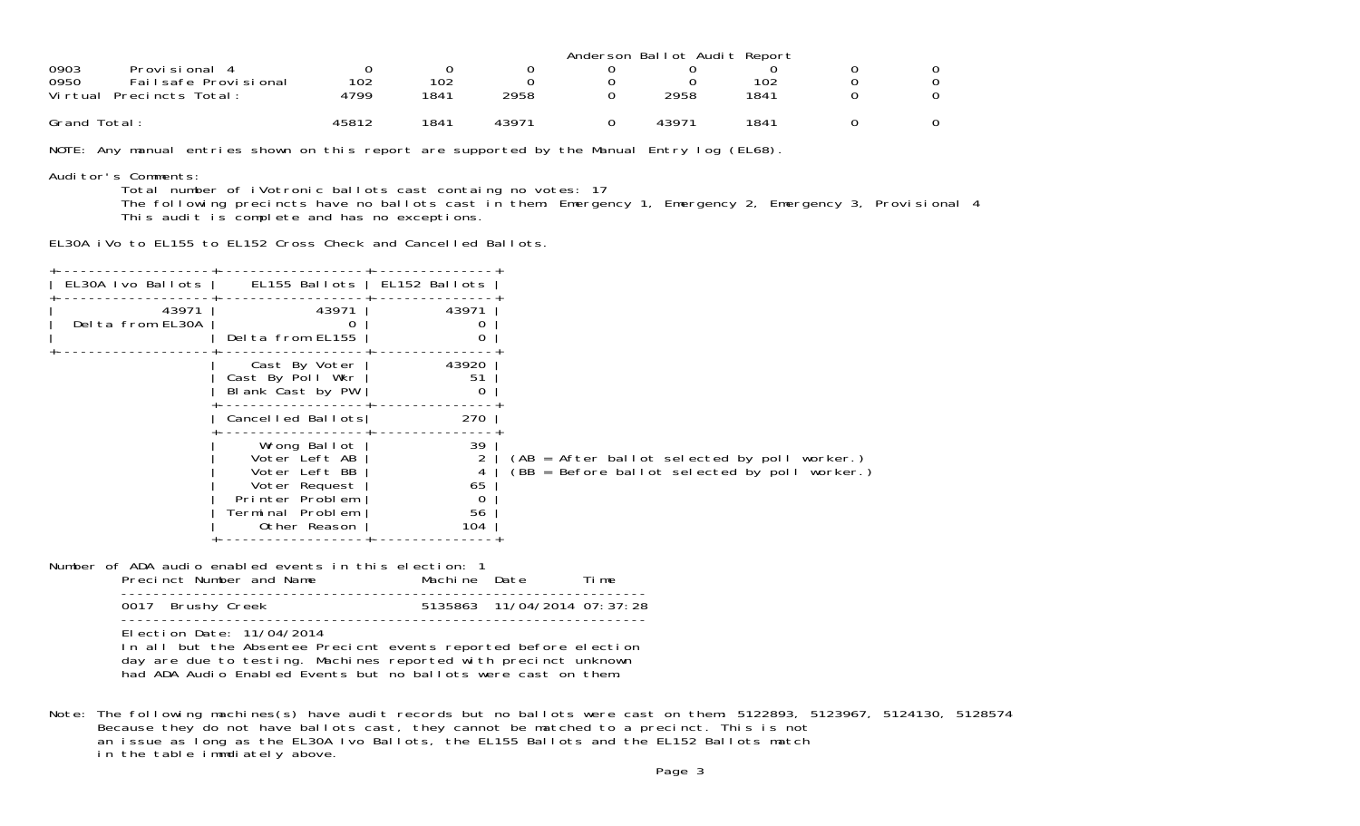Anderson Ballot Audit Report

| | | | | | | | | | |
|---|---|---|---|---|---|---|---|---|---|
| 0903 | Provisional 4 | 0 | 0 | 0 | 0 | 0 | 0 | 0 | 0 |
| 0950 | Failsafe Provisional | 102 | 102 | 0 | 0 | 0 | 102 | 0 | 0 |
| Virtual Precincts Total: | | 4799 | 1841 | 2958 | 0 | 2958 | 1841 | 0 | 0 |
| Grand Total: | | 45812 | 1841 | 43971 | 0 | 43971 | 1841 | 0 | 0 |

NOTE: Any manual entries shown on this report are supported by the Manual Entry log (EL68).

Auditor's Comments:

Total number of iVotronic ballots cast containg no votes: 17

The following precincts have no ballots cast in them: Emergency 1, Emergency 2, Emergency 3, Provisional 4

This audit is complete and has no exceptions.

EL30A iVo to EL155 to EL152 Cross Check and Cancelled Ballots.

| EL30A Ivo Ballots | EL155 Ballots | EL152 Ballots |
|---|---|---|
| 43971 | 43971 | 43971 |
| Delta from EL30A | 0 | 0 |
| | Delta from EL155 | 0 |
| | Cast By Voter | 43920 |
| | Cast By Poll Wkr | 51 |
| | Blank Cast by PW | 0 |
| | Cancelled Ballots | 270 |
| | Wrong Ballot | 39 |
| | Voter Left AB | 2 |
| | Voter Left BB | 4 |
| | Voter Request | 65 |
| | Printer Problem | 0 |
| | Terminal Problem | 56 |
| | Other Reason | 104 |

(AB = After ballot selected by poll worker.)
(BB = Before ballot selected by poll worker.)

Number of ADA audio enabled events in this election: 1

| Precinct Number and Name | Machine | Date | Time |
|---|---|---|---|
| 0017 Brushy Creek | 5135863 | 11/04/2014 | 07:37:28 |

Election Date: 11/04/2014

In all but the Absentee Precicnt events reported before election day are due to testing. Machines reported with precinct unknown had ADA Audio Enabled Events but no ballots were cast on them.

Note: The following machines(s) have audit records but no ballots were cast on them: 5122893, 5123967, 5124130, 5128574
Because they do not have ballots cast, they cannot be matched to a precinct. This is not an issue as long as the EL30A Ivo Ballots, the EL155 Ballots and the EL152 Ballots match in the table immdiately above.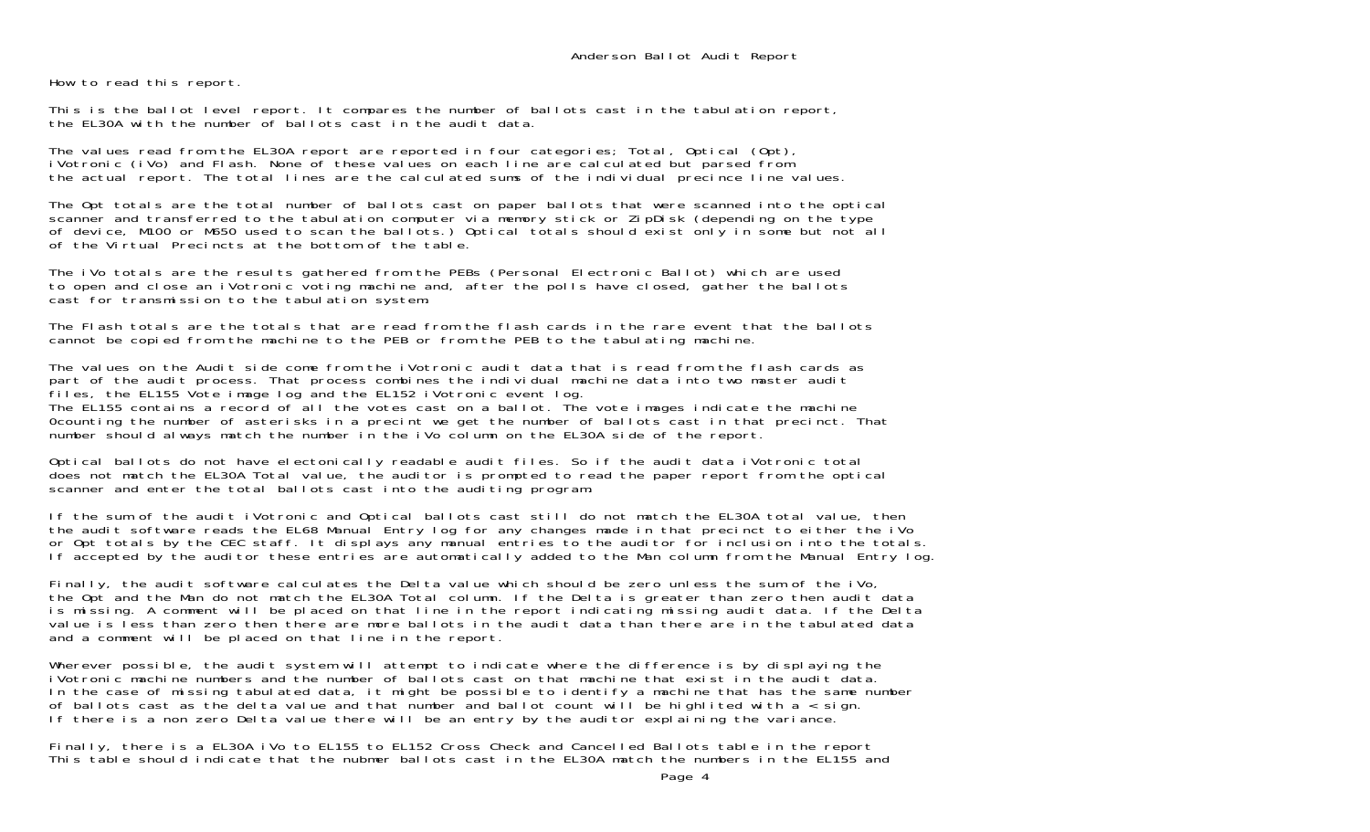# Anderson Ballot Audit Report

How to read this report.

This is the ballot level report. It compares the number of ballots cast in the tabulation report, the EL30A with the number of ballots cast in the audit data.

The values read from the EL30A report are reported in four categories; Total, Optical (Opt), iVotronic (iVo) and Flash. None of these values on each line are calculated but parsed from the actual report. The total lines are the calculated sums of the individual precince line values.

The Opt totals are the total number of ballots cast on paper ballots that were scanned into the optical scanner and transferred to the tabulation computer via memory stick or ZipDisk (depending on the type of device, M100 or M650 used to scan the ballots.) Optical totals should exist only in some but not all of the Virtual Precincts at the bottom of the table.

The iVo totals are the results gathered from the PEBs (Personal Electronic Ballot) which are used to open and close an iVotronic voting machine and, after the polls have closed, gather the ballots cast for transmission to the tabulation system.

The Flash totals are the totals that are read from the flash cards in the rare event that the ballots cannot be copied from the machine to the PEB or from the PEB to the tabulating machine.

The values on the Audit side come from the iVotronic audit data that is read from the flash cards as part of the audit process. That process combines the individual machine data into two master audit files, the EL155 Vote image log and the EL152 iVotronic event log.
The EL155 contains a record of all the votes cast on a ballot. The vote images indicate the machine 0counting the number of asterisks in a precint we get the number of ballots cast in that precinct. That number should always match the number in the iVo column on the EL30A side of the report.

Optical ballots do not have electonically readable audit files. So if the audit data iVotronic total does not match the EL30A Total value, the auditor is prompted to read the paper report from the optical scanner and enter the total ballots cast into the auditing program.

If the sum of the audit iVotronic and Optical ballots cast still do not match the EL30A total value, then the audit software reads the EL68 Manual Entry log for any changes made in that precinct to either the iVo or Opt totals by the CEC staff. It displays any manual entries to the auditor for inclusion into the totals. If accepted by the auditor these entries are automatically added to the Man column from the Manual Entry log.

Finally, the audit software calculates the Delta value which should be zero unless the sum of the iVo, the Opt and the Man do not match the EL30A Total column. If the Delta is greater than zero then audit data is missing. A comment will be placed on that line in the report indicating missing audit data. If the Delta value is less than zero then there are more ballots in the audit data than there are in the tabulated data and a comment will be placed on that line in the report.

Wherever possible, the audit system will attempt to indicate where the difference is by displaying the iVotronic machine numbers and the number of ballots cast on that machine that exist in the audit data. In the case of missing tabulated data, it might be possible to identify a machine that has the same number of ballots cast as the delta value and that number and ballot count will be highlited with a < sign. If there is a non zero Delta value there will be an entry by the auditor explaining the variance.

Finally, there is a EL30A iVo to EL155 to EL152 Cross Check and Cancelled Ballots table in the report This table should indicate that the nubmer ballots cast in the EL30A match the numbers in the EL155 and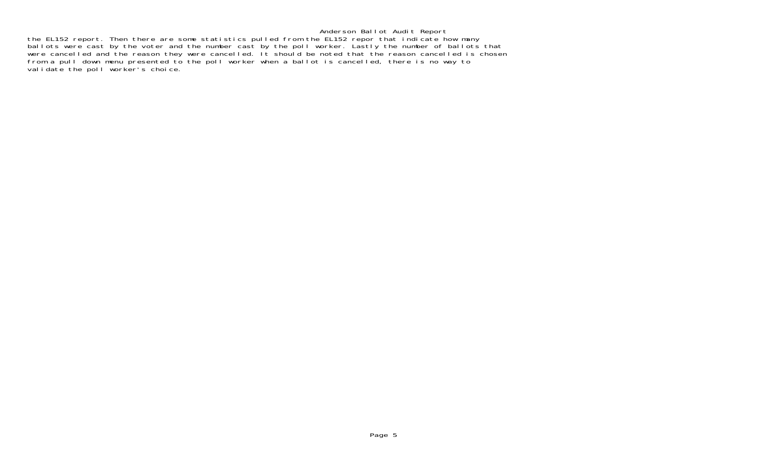the EL152 report. Then there are some statistics pulled from the EL152 repor that indicate how many ballots were cast by the voter and the number cast by the poll worker. Lastly the number of ballots that were cancelled and the reason they were cancelled. It should be noted that the reason cancelled is chosen from a pull down menu presented to the poll worker when a ballot is cancelled, there is no way to validate the poll worker's choice.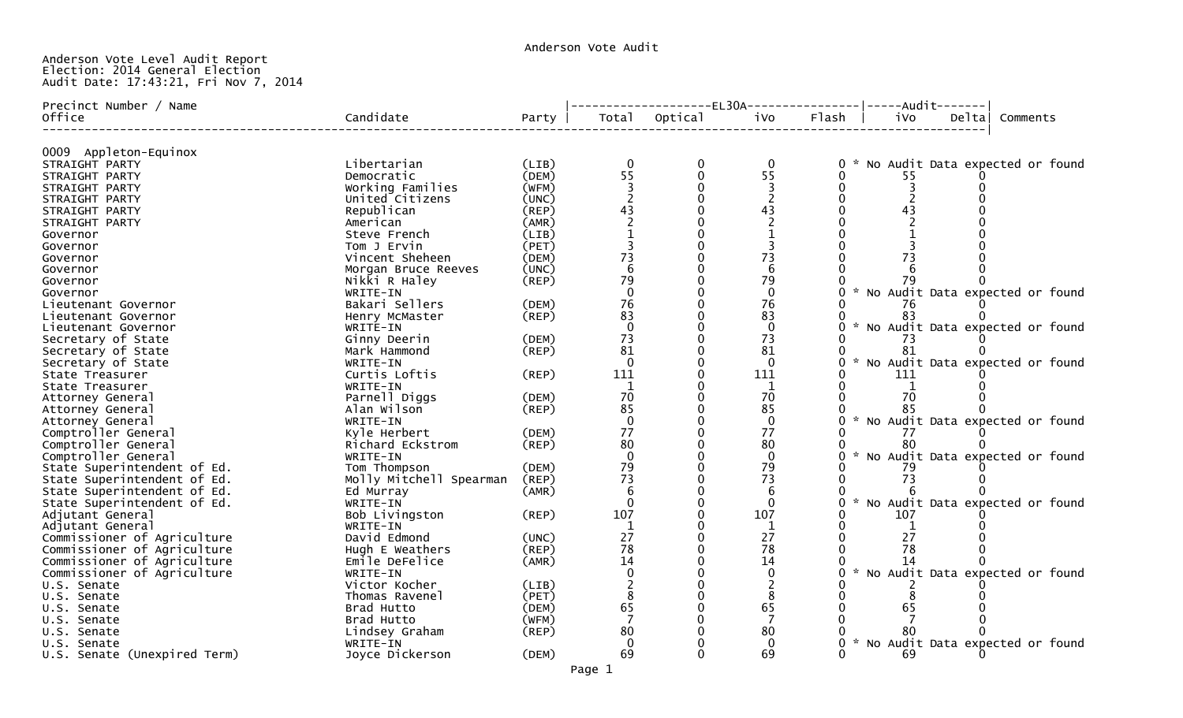Anderson Vote Audit

Anderson Vote Level Audit Report
Election: 2014 General Election
Audit Date: 17:43:21, Fri Nov 7, 2014

| Precinct Number / Name Office | Candidate | Party | EL30A Total | EL30A Optical | EL30A iVo | EL30A Flash | Audit iVo | Audit Delta | Comments |
|---|---|---|---|---|---|---|---|---|---|
| **0009 Appleton-Equinox** | | | | | | | | | |
| STRAIGHT PARTY | Libertarian | (LIB) | 0 | 0 | 0 | 0 | | | * No Audit Data expected or found |
| STRAIGHT PARTY | Democratic | (DEM) | 55 | 0 | 55 | 0 | 55 | 0 | |
| STRAIGHT PARTY | Working Families | (WFM) | 3 | 0 | 3 | 0 | 3 | 0 | |
| STRAIGHT PARTY | United Citizens | (UNC) | 2 | 0 | 2 | 0 | 2 | 0 | |
| STRAIGHT PARTY | Republican | (REP) | 43 | 0 | 43 | 0 | 43 | 0 | |
| STRAIGHT PARTY | American | (AMR) | 2 | 0 | 2 | 0 | 2 | 0 | |
| Governor | Steve French | (LIB) | 1 | 0 | 1 | 0 | 1 | 0 | |
| Governor | Tom J Ervin | (PET) | 3 | 0 | 3 | 0 | 3 | 0 | |
| Governor | Vincent Sheheen | (DEM) | 73 | 0 | 73 | 0 | 73 | 0 | |
| Governor | Morgan Bruce Reeves | (UNC) | 6 | 0 | 6 | 0 | 6 | 0 | |
| Governor | Nikki R Haley | (REP) | 79 | 0 | 79 | 0 | 79 | 0 | |
| Governor | WRITE-IN | | 0 | 0 | 0 | 0 | | | * No Audit Data expected or found |
| Lieutenant Governor | Bakari Sellers | (DEM) | 76 | 0 | 76 | 0 | 76 | 0 | |
| Lieutenant Governor | Henry McMaster | (REP) | 83 | 0 | 83 | 0 | 83 | 0 | |
| Lieutenant Governor | WRITE-IN | | 0 | 0 | 0 | 0 | | | * No Audit Data expected or found |
| Secretary of State | Ginny Deerin | (DEM) | 73 | 0 | 73 | 0 | 73 | 0 | |
| Secretary of State | Mark Hammond | (REP) | 81 | 0 | 81 | 0 | 81 | 0 | |
| Secretary of State | WRITE-IN | | 0 | 0 | 0 | 0 | | | * No Audit Data expected or found |
| State Treasurer | Curtis Loftis | (REP) | 111 | 0 | 111 | 0 | 111 | 0 | |
| State Treasurer | WRITE-IN | | 1 | 0 | 1 | 0 | 1 | 0 | |
| Attorney General | Parnell Diggs | (DEM) | 70 | 0 | 70 | 0 | 70 | 0 | |
| Attorney General | Alan Wilson | (REP) | 85 | 0 | 85 | 0 | 85 | 0 | |
| Attorney General | WRITE-IN | | 0 | 0 | 0 | 0 | | | * No Audit Data expected or found |
| Comptroller General | Kyle Herbert | (DEM) | 77 | 0 | 77 | 0 | 77 | 0 | |
| Comptroller General | Richard Eckstrom | (REP) | 80 | 0 | 80 | 0 | 80 | 0 | |
| Comptroller General | WRITE-IN | | 0 | 0 | 0 | 0 | | | * No Audit Data expected or found |
| State Superintendent of Ed. | Tom Thompson | (DEM) | 79 | 0 | 79 | 0 | 79 | 0 | |
| State Superintendent of Ed. | Molly Mitchell Spearman | (REP) | 73 | 0 | 73 | 0 | 73 | 0 | |
| State Superintendent of Ed. | Ed Murray | (AMR) | 6 | 0 | 6 | 0 | 6 | 0 | |
| State Superintendent of Ed. | WRITE-IN | | 0 | 0 | 0 | 0 | | | * No Audit Data expected or found |
| Adjutant General | Bob Livingston | (REP) | 107 | 0 | 107 | 0 | 107 | 0 | |
| Adjutant General | WRITE-IN | | 1 | 0 | 1 | 0 | 1 | 0 | |
| Commissioner of Agriculture | David Edmond | (UNC) | 27 | 0 | 27 | 0 | 27 | 0 | |
| Commissioner of Agriculture | Hugh E Weathers | (REP) | 78 | 0 | 78 | 0 | 78 | 0 | |
| Commissioner of Agriculture | Emile DeFelice | (AMR) | 14 | 0 | 14 | 0 | 14 | 0 | |
| Commissioner of Agriculture | WRITE-IN | | 0 | 0 | 0 | 0 | | | * No Audit Data expected or found |
| U.S. Senate | Victor Kocher | (LIB) | 2 | 0 | 2 | 0 | 2 | 0 | |
| U.S. Senate | Thomas Ravenel | (PET) | 8 | 0 | 8 | 0 | 8 | 0 | |
| U.S. Senate | Brad Hutto | (DEM) | 65 | 0 | 65 | 0 | 65 | 0 | |
| U.S. Senate | Brad Hutto | (WFM) | 7 | 0 | 7 | 0 | 7 | 0 | |
| U.S. Senate | Lindsey Graham | (REP) | 80 | 0 | 80 | 0 | 80 | 0 | |
| U.S. Senate | WRITE-IN | | 0 | 0 | 0 | 0 | | | * No Audit Data expected or found |
| U.S. Senate (Unexpired Term) | Joyce Dickerson | (DEM) | 69 | 0 | 69 | 0 | 69 | 0 | |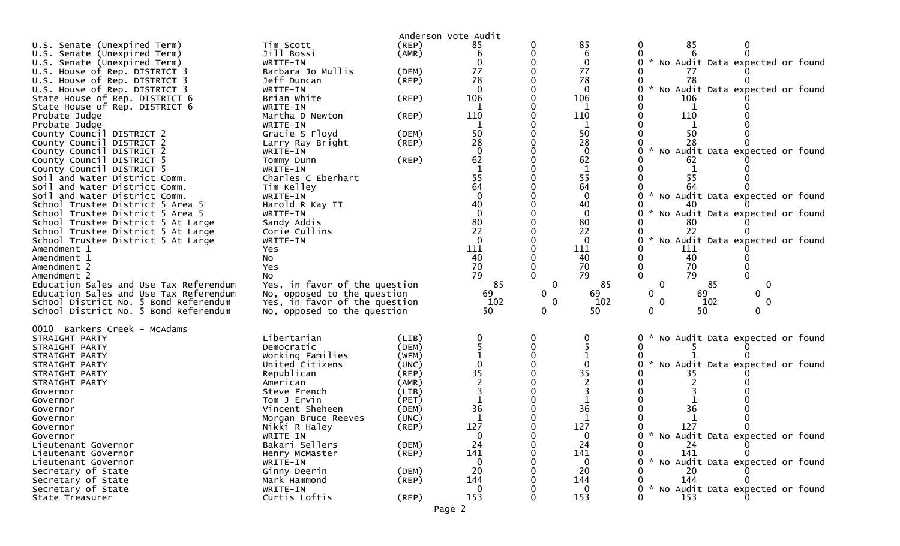Anderson Vote Audit

| Contest | Candidate | Party | | | | | | |
|---|---|---|---|---|---|---|---|---|
| U.S. Senate (Unexpired Term) | Tim Scott | (REP) | 85 | 0 | 85 | 0 | 85 | 0 |
| U.S. Senate (Unexpired Term) | Jill Bossi | (AMR) | 6 | 0 | 6 | 0 | 6 | 0 |
| U.S. Senate (Unexpired Term) | WRITE-IN | | 0 | 0 | 0 | 0 | * No Audit Data expected or found | |
| U.S. House of Rep. DISTRICT 3 | Barbara Jo Mullis | (DEM) | 77 | 0 | 77 | 0 | 77 | 0 |
| U.S. House of Rep. DISTRICT 3 | Jeff Duncan | (REP) | 78 | 0 | 78 | 0 | 78 | 0 |
| U.S. House of Rep. DISTRICT 3 | WRITE-IN | | 0 | 0 | 0 | 0 | * No Audit Data expected or found | |
| State House of Rep. DISTRICT 6 | Brian White | (REP) | 106 | 0 | 106 | 0 | 106 | 0 |
| State House of Rep. DISTRICT 6 | WRITE-IN | | 1 | 0 | 1 | 0 | 1 | 0 |
| Probate Judge | Martha D Newton | (REP) | 110 | 0 | 110 | 0 | 110 | 0 |
| Probate Judge | WRITE-IN | | 1 | 0 | 1 | 0 | 1 | 0 |
| County Council DISTRICT 2 | Gracie S Floyd | (DEM) | 50 | 0 | 50 | 0 | 50 | 0 |
| County Council DISTRICT 2 | Larry Ray Bright | (REP) | 28 | 0 | 28 | 0 | 28 | 0 |
| County Council DISTRICT 2 | WRITE-IN | | 0 | 0 | 0 | 0 | * No Audit Data expected or found | |
| County Council DISTRICT 5 | Tommy Dunn | (REP) | 62 | 0 | 62 | 0 | 62 | 0 |
| County Council DISTRICT 5 | WRITE-IN | | 1 | 0 | 1 | 0 | 1 | 0 |
| Soil and Water District Comm. | Charles C Eberhart | | 55 | 0 | 55 | 0 | 55 | 0 |
| Soil and Water District Comm. | Tim Kelley | | 64 | 0 | 64 | 0 | 64 | 0 |
| Soil and Water District Comm. | WRITE-IN | | 0 | 0 | 0 | 0 | * No Audit Data expected or found | |
| School Trustee District 5 Area 5 | Harold R Kay II | | 40 | 0 | 40 | 0 | 40 | 0 |
| School Trustee District 5 Area 5 | WRITE-IN | | 0 | 0 | 0 | 0 | * No Audit Data expected or found | |
| School Trustee District 5 At Large | Sandy Addis | | 80 | 0 | 80 | 0 | 80 | 0 |
| School Trustee District 5 At Large | Corie Cullins | | 22 | 0 | 22 | 0 | 22 | 0 |
| School Trustee District 5 At Large | WRITE-IN | | 0 | 0 | 0 | 0 | * No Audit Data expected or found | |
| Amendment 1 | Yes | | 111 | 0 | 111 | 0 | 111 | 0 |
| Amendment 1 | No | | 40 | 0 | 40 | 0 | 40 | 0 |
| Amendment 2 | Yes | | 70 | 0 | 70 | 0 | 70 | 0 |
| Amendment 2 | No | | 79 | 0 | 79 | 0 | 79 | 0 |
| Education Sales and Use Tax Referendum | Yes, in favor of the question | | 85 | 0 | 85 | 0 | 85 | 0 |
| Education Sales and Use Tax Referendum | No, opposed to the question | | 69 | 0 | 69 | 0 | 69 | 0 |
| School District No. 5 Bond Referendum | Yes, in favor of the question | | 102 | 0 | 102 | 0 | 102 | 0 |
| School District No. 5 Bond Referendum | No, opposed to the question | | 50 | 0 | 50 | 0 | 50 | 0 |

0010 Barkers Creek - McAdams

| Contest | Candidate | Party | | | | | | |
|---|---|---|---|---|---|---|---|---|
| STRAIGHT PARTY | Libertarian | (LIB) | 0 | 0 | 0 | 0 | * No Audit Data expected or found | |
| STRAIGHT PARTY | Democratic | (DEM) | 5 | 0 | 5 | 0 | 5 | 0 |
| STRAIGHT PARTY | Working Families | (WFM) | 1 | 0 | 1 | 0 | 1 | 0 |
| STRAIGHT PARTY | United Citizens | (UNC) | 0 | 0 | 0 | 0 | * No Audit Data expected or found | |
| STRAIGHT PARTY | Republican | (REP) | 35 | 0 | 35 | 0 | 35 | 0 |
| STRAIGHT PARTY | American | (AMR) | 2 | 0 | 2 | 0 | 2 | 0 |
| Governor | Steve French | (LIB) | 3 | 0 | 3 | 0 | 3 | 0 |
| Governor | Tom J Ervin | (PET) | 1 | 0 | 1 | 0 | 1 | 0 |
| Governor | Vincent Sheheen | (DEM) | 36 | 0 | 36 | 0 | 36 | 0 |
| Governor | Morgan Bruce Reeves | (UNC) | 1 | 0 | 1 | 0 | 1 | 0 |
| Governor | Nikki R Haley | (REP) | 127 | 0 | 127 | 0 | 127 | 0 |
| Governor | WRITE-IN | | 0 | 0 | 0 | 0 | * No Audit Data expected or found | |
| Lieutenant Governor | Bakari Sellers | (DEM) | 24 | 0 | 24 | 0 | 24 | 0 |
| Lieutenant Governor | Henry McMaster | (REP) | 141 | 0 | 141 | 0 | 141 | 0 |
| Lieutenant Governor | WRITE-IN | | 0 | 0 | 0 | 0 | * No Audit Data expected or found | |
| Secretary of State | Ginny Deerin | (DEM) | 20 | 0 | 20 | 0 | 20 | 0 |
| Secretary of State | Mark Hammond | (REP) | 144 | 0 | 144 | 0 | 144 | 0 |
| Secretary of State | WRITE-IN | | 0 | 0 | 0 | 0 | * No Audit Data expected or found | |
| State Treasurer | Curtis Loftis | (REP) | 153 | 0 | 153 | 0 | 153 | 0 |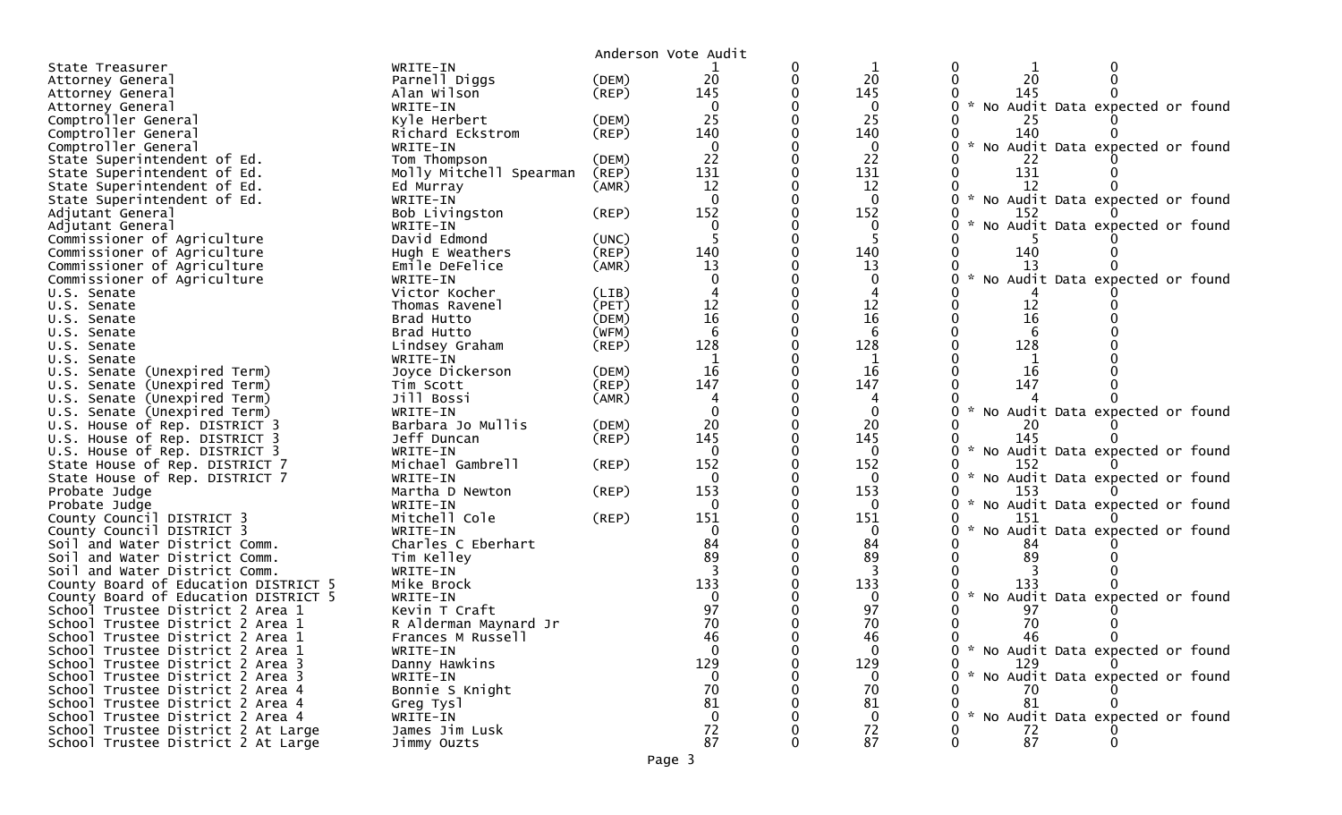Anderson Vote Audit

| Contest | Candidate | Party | | | | | | |
|---|---|---|---|---|---|---|---|---|
| State Treasurer | WRITE-IN | | 1 | 0 | 1 | 0 | 1 | 0 |
| Attorney General | Parnell Diggs | (DEM) | 20 | 0 | 20 | 0 | 20 | 0 |
| Attorney General | Alan Wilson | (REP) | 145 | 0 | 145 | 0 | 145 | 0 |
| Attorney General | WRITE-IN | | 0 | 0 | 0 | 0 | * No Audit Data expected or found | |
| Comptroller General | Kyle Herbert | (DEM) | 25 | 0 | 25 | 0 | 25 | 0 |
| Comptroller General | Richard Eckstrom | (REP) | 140 | 0 | 140 | 0 | 140 | 0 |
| Comptroller General | WRITE-IN | | 0 | 0 | 0 | 0 | * No Audit Data expected or found | |
| State Superintendent of Ed. | Tom Thompson | (DEM) | 22 | 0 | 22 | 0 | 22 | 0 |
| State Superintendent of Ed. | Molly Mitchell Spearman | (REP) | 131 | 0 | 131 | 0 | 131 | 0 |
| State Superintendent of Ed. | Ed Murray | (AMR) | 12 | 0 | 12 | 0 | 12 | 0 |
| State Superintendent of Ed. | WRITE-IN | | 0 | 0 | 0 | 0 | * No Audit Data expected or found | |
| Adjutant General | Bob Livingston | (REP) | 152 | 0 | 152 | 0 | 152 | 0 |
| Adjutant General | WRITE-IN | | 0 | 0 | 0 | 0 | * No Audit Data expected or found | |
| Commissioner of Agriculture | David Edmond | (UNC) | 5 | 0 | 5 | 0 | 5 | 0 |
| Commissioner of Agriculture | Hugh E Weathers | (REP) | 140 | 0 | 140 | 0 | 140 | 0 |
| Commissioner of Agriculture | Emile DeFelice | (AMR) | 13 | 0 | 13 | 0 | 13 | 0 |
| Commissioner of Agriculture | WRITE-IN | | 0 | 0 | 0 | 0 | * No Audit Data expected or found | |
| U.S. Senate | Victor Kocher | (LIB) | 4 | 0 | 4 | 0 | 4 | 0 |
| U.S. Senate | Thomas Ravenel | (PET) | 12 | 0 | 12 | 0 | 12 | 0 |
| U.S. Senate | Brad Hutto | (DEM) | 16 | 0 | 16 | 0 | 16 | 0 |
| U.S. Senate | Brad Hutto | (WFM) | 6 | 0 | 6 | 0 | 6 | 0 |
| U.S. Senate | Lindsey Graham | (REP) | 128 | 0 | 128 | 0 | 128 | 0 |
| U.S. Senate | WRITE-IN | | 1 | 0 | 1 | 0 | 1 | 0 |
| U.S. Senate (Unexpired Term) | Joyce Dickerson | (DEM) | 16 | 0 | 16 | 0 | 16 | 0 |
| U.S. Senate (Unexpired Term) | Tim Scott | (REP) | 147 | 0 | 147 | 0 | 147 | 0 |
| U.S. Senate (Unexpired Term) | Jill Bossi | (AMR) | 4 | 0 | 4 | 0 | 4 | 0 |
| U.S. Senate (Unexpired Term) | WRITE-IN | | 0 | 0 | 0 | 0 | * No Audit Data expected or found | |
| U.S. House of Rep. DISTRICT 3 | Barbara Jo Mullis | (DEM) | 20 | 0 | 20 | 0 | 20 | 0 |
| U.S. House of Rep. DISTRICT 3 | Jeff Duncan | (REP) | 145 | 0 | 145 | 0 | 145 | 0 |
| U.S. House of Rep. DISTRICT 3 | WRITE-IN | | 0 | 0 | 0 | 0 | * No Audit Data expected or found | |
| State House of Rep. DISTRICT 7 | Michael Gambrell | (REP) | 152 | 0 | 152 | 0 | 152 | 0 |
| State House of Rep. DISTRICT 7 | WRITE-IN | | 0 | 0 | 0 | 0 | * No Audit Data expected or found | |
| Probate Judge | Martha D Newton | (REP) | 153 | 0 | 153 | 0 | 153 | 0 |
| Probate Judge | WRITE-IN | | 0 | 0 | 0 | 0 | * No Audit Data expected or found | |
| County Council DISTRICT 3 | Mitchell Cole | (REP) | 151 | 0 | 151 | 0 | 151 | 0 |
| County Council DISTRICT 3 | WRITE-IN | | 0 | 0 | 0 | 0 | * No Audit Data expected or found | |
| Soil and Water District Comm. | Charles C Eberhart | | 84 | 0 | 84 | 0 | 84 | 0 |
| Soil and Water District Comm. | Tim Kelley | | 89 | 0 | 89 | 0 | 89 | 0 |
| Soil and Water District Comm. | WRITE-IN | | 3 | 0 | 3 | 0 | 3 | 0 |
| County Board of Education DISTRICT 5 | Mike Brock | | 133 | 0 | 133 | 0 | 133 | 0 |
| County Board of Education DISTRICT 5 | WRITE-IN | | 0 | 0 | 0 | 0 | * No Audit Data expected or found | |
| School Trustee District 2 Area 1 | Kevin T Craft | | 97 | 0 | 97 | 0 | 97 | 0 |
| School Trustee District 2 Area 1 | R Alderman Maynard Jr | | 70 | 0 | 70 | 0 | 70 | 0 |
| School Trustee District 2 Area 1 | Frances M Russell | | 46 | 0 | 46 | 0 | 46 | 0 |
| School Trustee District 2 Area 1 | WRITE-IN | | 0 | 0 | 0 | 0 | * No Audit Data expected or found | |
| School Trustee District 2 Area 3 | Danny Hawkins | | 129 | 0 | 129 | 0 | 129 | 0 |
| School Trustee District 2 Area 3 | WRITE-IN | | 0 | 0 | 0 | 0 | * No Audit Data expected or found | |
| School Trustee District 2 Area 4 | Bonnie S Knight | | 70 | 0 | 70 | 0 | 70 | 0 |
| School Trustee District 2 Area 4 | Greg Tysl | | 81 | 0 | 81 | 0 | 81 | 0 |
| School Trustee District 2 Area 4 | WRITE-IN | | 0 | 0 | 0 | 0 | * No Audit Data expected or found | |
| School Trustee District 2 At Large | James Jim Lusk | | 72 | 0 | 72 | 0 | 72 | 0 |
| School Trustee District 2 At Large | Jimmy Ouzts | | 87 | 0 | 87 | 0 | 87 | 0 |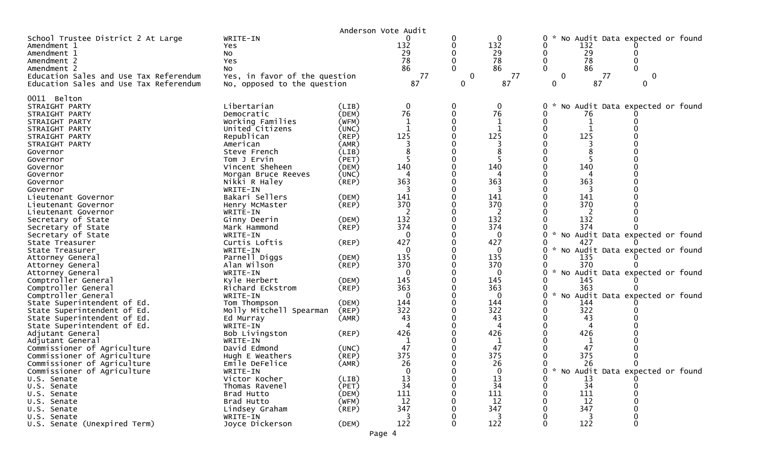Anderson Vote Audit

| | | | | | | | | |
|---|---|---|---|---|---|---|---|---|
| School Trustee District 2 At Large | WRITE-IN | | 0 | 0 | 0 | 0 * No Audit Data expected or found | | |
| Amendment 1 | Yes | | 132 | 0 | 132 | 0 | 132 | 0 |
| Amendment 1 | No | | 29 | 0 | 29 | 0 | 29 | 0 |
| Amendment 2 | Yes | | 78 | 0 | 78 | 0 | 78 | 0 |
| Amendment 2 | No | | 86 | 0 | 86 | 0 | 86 | 0 |
| Education Sales and Use Tax Referendum | Yes, in favor of the question | | 77 | 0 | 77 | 0 | 77 | 0 |
| Education Sales and Use Tax Referendum | No, opposed to the question | | 87 | 0 | 87 | 0 | 87 | 0 |

0011 Belton

| | | | | | | | | |
|---|---|---|---|---|---|---|---|---|
| STRAIGHT PARTY | Libertarian | (LIB) | 0 | 0 | 0 | 0 * No Audit Data expected or found | | |
| STRAIGHT PARTY | Democratic | (DEM) | 76 | 0 | 76 | 0 | 76 | 0 |
| STRAIGHT PARTY | Working Families | (WFM) | 1 | 0 | 1 | 0 | 1 | 0 |
| STRAIGHT PARTY | United Citizens | (UNC) | 1 | 0 | 1 | 0 | 1 | 0 |
| STRAIGHT PARTY | Republican | (REP) | 125 | 0 | 125 | 0 | 125 | 0 |
| STRAIGHT PARTY | American | (AMR) | 3 | 0 | 3 | 0 | 3 | 0 |
| Governor | Steve French | (LIB) | 8 | 0 | 8 | 0 | 8 | 0 |
| Governor | Tom J Ervin | (PET) | 5 | 0 | 5 | 0 | 5 | 0 |
| Governor | Vincent Sheheen | (DEM) | 140 | 0 | 140 | 0 | 140 | 0 |
| Governor | Morgan Bruce Reeves | (UNC) | 4 | 0 | 4 | 0 | 4 | 0 |
| Governor | Nikki R Haley | (REP) | 363 | 0 | 363 | 0 | 363 | 0 |
| Governor | WRITE-IN | | 3 | 0 | 3 | 0 | 3 | 0 |
| Lieutenant Governor | Bakari Sellers | (DEM) | 141 | 0 | 141 | 0 | 141 | 0 |
| Lieutenant Governor | Henry McMaster | (REP) | 370 | 0 | 370 | 0 | 370 | 0 |
| Lieutenant Governor | WRITE-IN | | 2 | 0 | 2 | 0 | 2 | 0 |
| Secretary of State | Ginny Deerin | (DEM) | 132 | 0 | 132 | 0 | 132 | 0 |
| Secretary of State | Mark Hammond | (REP) | 374 | 0 | 374 | 0 | 374 | 0 |
| Secretary of State | WRITE-IN | | 0 | 0 | 0 | 0 * No Audit Data expected or found | | |
| State Treasurer | Curtis Loftis | (REP) | 427 | 0 | 427 | 0 | 427 | 0 |
| State Treasurer | WRITE-IN | | 0 | 0 | 0 | 0 * No Audit Data expected or found | | |
| Attorney General | Parnell Diggs | (DEM) | 135 | 0 | 135 | 0 | 135 | 0 |
| Attorney General | Alan Wilson | (REP) | 370 | 0 | 370 | 0 | 370 | 0 |
| Attorney General | WRITE-IN | | 0 | 0 | 0 | 0 * No Audit Data expected or found | | |
| Comptroller General | Kyle Herbert | (DEM) | 145 | 0 | 145 | 0 | 145 | 0 |
| Comptroller General | Richard Eckstrom | (REP) | 363 | 0 | 363 | 0 | 363 | 0 |
| Comptroller General | WRITE-IN | | 0 | 0 | 0 | 0 * No Audit Data expected or found | | |
| State Superintendent of Ed. | Tom Thompson | (DEM) | 144 | 0 | 144 | 0 | 144 | 0 |
| State Superintendent of Ed. | Molly Mitchell Spearman | (REP) | 322 | 0 | 322 | 0 | 322 | 0 |
| State Superintendent of Ed. | Ed Murray | (AMR) | 43 | 0 | 43 | 0 | 43 | 0 |
| State Superintendent of Ed. | WRITE-IN | | 4 | 0 | 4 | 0 | 4 | 0 |
| Adjutant General | Bob Livingston | (REP) | 426 | 0 | 426 | 0 | 426 | 0 |
| Adjutant General | WRITE-IN | | 1 | 0 | 1 | 0 | 1 | 0 |
| Commissioner of Agriculture | David Edmond | (UNC) | 47 | 0 | 47 | 0 | 47 | 0 |
| Commissioner of Agriculture | Hugh E Weathers | (REP) | 375 | 0 | 375 | 0 | 375 | 0 |
| Commissioner of Agriculture | Emile DeFelice | (AMR) | 26 | 0 | 26 | 0 | 26 | 0 |
| Commissioner of Agriculture | WRITE-IN | | 0 | 0 | 0 | 0 * No Audit Data expected or found | | |
| U.S. Senate | Victor Kocher | (LIB) | 13 | 0 | 13 | 0 | 13 | 0 |
| U.S. Senate | Thomas Ravenel | (PET) | 34 | 0 | 34 | 0 | 34 | 0 |
| U.S. Senate | Brad Hutto | (DEM) | 111 | 0 | 111 | 0 | 111 | 0 |
| U.S. Senate | Brad Hutto | (WFM) | 12 | 0 | 12 | 0 | 12 | 0 |
| U.S. Senate | Lindsey Graham | (REP) | 347 | 0 | 347 | 0 | 347 | 0 |
| U.S. Senate | WRITE-IN | | 3 | 0 | 3 | 0 | 3 | 0 |
| U.S. Senate (Unexpired Term) | Joyce Dickerson | (DEM) | 122 | 0 | 122 | 0 | 122 | 0 |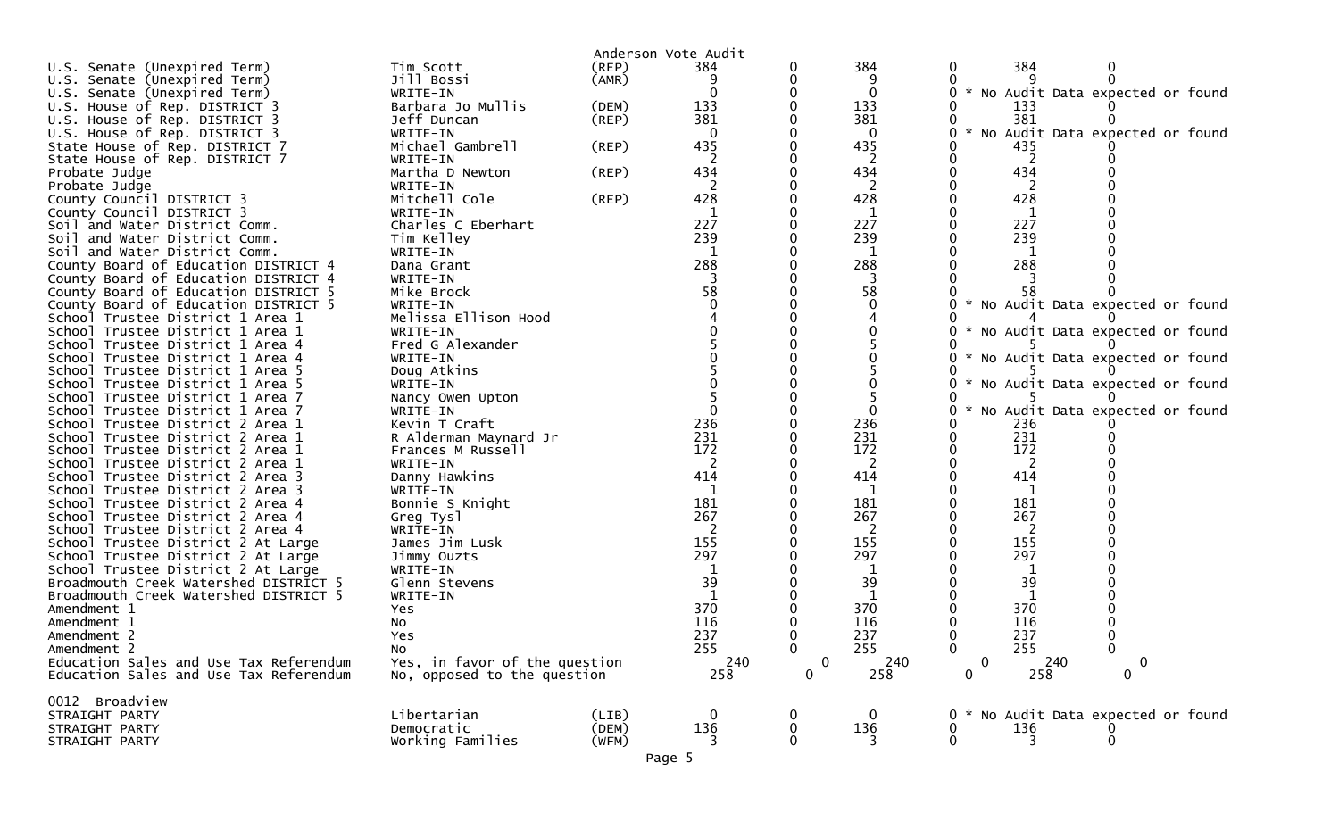Anderson Vote Audit

| Contest | Candidate | Party | | | | | | |
|---|---|---|---|---|---|---|---|---|
| U.S. Senate (Unexpired Term) | Tim Scott | (REP) | 384 | 0 | 384 | 0 | 384 | 0 |
| U.S. Senate (Unexpired Term) | Jill Bossi | (AMR) | 9 | 0 | 9 | 0 | 9 | 0 |
| U.S. Senate (Unexpired Term) | WRITE-IN | | 0 | 0 | 0 | 0 | * No Audit Data expected or found | |
| U.S. House of Rep. DISTRICT 3 | Barbara Jo Mullis | (DEM) | 133 | 0 | 133 | 0 | 133 | 0 |
| U.S. House of Rep. DISTRICT 3 | Jeff Duncan | (REP) | 381 | 0 | 381 | 0 | 381 | 0 |
| U.S. House of Rep. DISTRICT 3 | WRITE-IN | | 0 | 0 | 0 | 0 | * No Audit Data expected or found | |
| State House of Rep. DISTRICT 7 | Michael Gambrell | (REP) | 435 | 0 | 435 | 0 | 435 | 0 |
| State House of Rep. DISTRICT 7 | WRITE-IN | | 2 | 0 | 2 | 0 | 2 | 0 |
| Probate Judge | Martha D Newton | (REP) | 434 | 0 | 434 | 0 | 434 | 0 |
| Probate Judge | WRITE-IN | | 2 | 0 | 2 | 0 | 2 | 0 |
| County Council DISTRICT 3 | Mitchell Cole | (REP) | 428 | 0 | 428 | 0 | 428 | 0 |
| County Council DISTRICT 3 | WRITE-IN | | 1 | 0 | 1 | 0 | 1 | 0 |
| Soil and Water District Comm. | Charles C Eberhart | | 227 | 0 | 227 | 0 | 227 | 0 |
| Soil and Water District Comm. | Tim Kelley | | 239 | 0 | 239 | 0 | 239 | 0 |
| Soil and Water District Comm. | WRITE-IN | | 1 | 0 | 1 | 0 | 1 | 0 |
| County Board of Education DISTRICT 4 | Dana Grant | | 288 | 0 | 288 | 0 | 288 | 0 |
| County Board of Education DISTRICT 4 | WRITE-IN | | 3 | 0 | 3 | 0 | 3 | 0 |
| County Board of Education DISTRICT 5 | Mike Brock | | 58 | 0 | 58 | 0 | 58 | 0 |
| County Board of Education DISTRICT 5 | WRITE-IN | | 0 | 0 | 0 | 0 | * No Audit Data expected or found | |
| School Trustee District 1 Area 1 | Melissa Ellison Hood | | 4 | 0 | 4 | 0 | 4 | 0 |
| School Trustee District 1 Area 1 | WRITE-IN | | 0 | 0 | 0 | 0 | * No Audit Data expected or found | |
| School Trustee District 1 Area 4 | Fred G Alexander | | 5 | 0 | 5 | 0 | 5 | 0 |
| School Trustee District 1 Area 4 | WRITE-IN | | 0 | 0 | 0 | 0 | * No Audit Data expected or found | |
| School Trustee District 1 Area 5 | Doug Atkins | | 5 | 0 | 5 | 0 | 5 | 0 |
| School Trustee District 1 Area 5 | WRITE-IN | | 0 | 0 | 0 | 0 | * No Audit Data expected or found | |
| School Trustee District 1 Area 7 | Nancy Owen Upton | | 5 | 0 | 5 | 0 | 5 | 0 |
| School Trustee District 1 Area 7 | WRITE-IN | | 0 | 0 | 0 | 0 | * No Audit Data expected or found | |
| School Trustee District 2 Area 1 | Kevin T Craft | | 236 | 0 | 236 | 0 | 236 | 0 |
| School Trustee District 2 Area 1 | R Alderman Maynard Jr | | 231 | 0 | 231 | 0 | 231 | 0 |
| School Trustee District 2 Area 1 | Frances M Russell | | 172 | 0 | 172 | 0 | 172 | 0 |
| School Trustee District 2 Area 1 | WRITE-IN | | 2 | 0 | 2 | 0 | 2 | 0 |
| School Trustee District 2 Area 3 | Danny Hawkins | | 414 | 0 | 414 | 0 | 414 | 0 |
| School Trustee District 2 Area 3 | WRITE-IN | | 1 | 0 | 1 | 0 | 1 | 0 |
| School Trustee District 2 Area 4 | Bonnie S Knight | | 181 | 0 | 181 | 0 | 181 | 0 |
| School Trustee District 2 Area 4 | Greg Tysl | | 267 | 0 | 267 | 0 | 267 | 0 |
| School Trustee District 2 Area 4 | WRITE-IN | | 2 | 0 | 2 | 0 | 2 | 0 |
| School Trustee District 2 At Large | James Jim Lusk | | 155 | 0 | 155 | 0 | 155 | 0 |
| School Trustee District 2 At Large | Jimmy Ouzts | | 297 | 0 | 297 | 0 | 297 | 0 |
| School Trustee District 2 At Large | WRITE-IN | | 1 | 0 | 1 | 0 | 1 | 0 |
| Broadmouth Creek Watershed DISTRICT 5 | Glenn Stevens | | 39 | 0 | 39 | 0 | 39 | 0 |
| Broadmouth Creek Watershed DISTRICT 5 | WRITE-IN | | 1 | 0 | 1 | 0 | 1 | 0 |
| Amendment 1 | Yes | | 370 | 0 | 370 | 0 | 370 | 0 |
| Amendment 1 | No | | 116 | 0 | 116 | 0 | 116 | 0 |
| Amendment 2 | Yes | | 237 | 0 | 237 | 0 | 237 | 0 |
| Amendment 2 | No | | 255 | 0 | 255 | 0 | 255 | 0 |
| Education Sales and Use Tax Referendum | Yes, in favor of the question | | 240 | 0 | 240 | 0 | 240 | 0 |
| Education Sales and Use Tax Referendum | No, opposed to the question | | 258 | 0 | 258 | 0 | 258 | 0 |

0012 Broadview

| Contest | Candidate | Party | | | | | | |
|---|---|---|---|---|---|---|---|---|
| STRAIGHT PARTY | Libertarian | (LIB) | 0 | 0 | 0 | 0 | * No Audit Data expected or found | |
| STRAIGHT PARTY | Democratic | (DEM) | 136 | 0 | 136 | 0 | 136 | 0 |
| STRAIGHT PARTY | Working Families | (WFM) | 3 | 0 | 3 | 0 | 3 | 0 |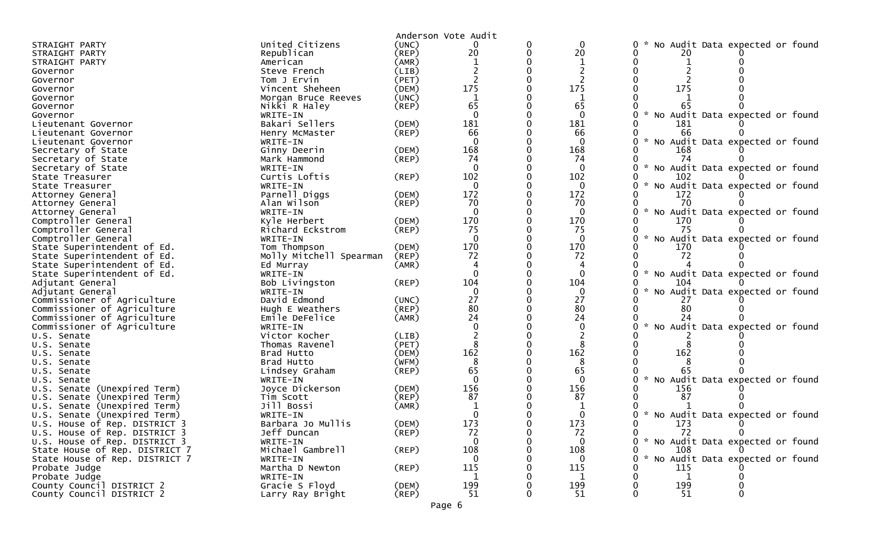Anderson Vote Audit

| Contest | Candidate | Party | | | | | | |
|---|---|---|---|---|---|---|---|---|
| STRAIGHT PARTY | United Citizens | (UNC) | 0 | 0 | 0 | 0 | * No Audit Data expected or found | |
| STRAIGHT PARTY | Republican | (REP) | 20 | 0 | 20 | 0 | 20 | 0 |
| STRAIGHT PARTY | American | (AMR) | 1 | 0 | 1 | 0 | 1 | 0 |
| Governor | Steve French | (LIB) | 2 | 0 | 2 | 0 | 2 | 0 |
| Governor | Tom J Ervin | (PET) | 2 | 0 | 2 | 0 | 2 | 0 |
| Governor | Vincent Sheheen | (DEM) | 175 | 0 | 175 | 0 | 175 | 0 |
| Governor | Morgan Bruce Reeves | (UNC) | 1 | 0 | 1 | 0 | 1 | 0 |
| Governor | Nikki R Haley | (REP) | 65 | 0 | 65 | 0 | 65 | 0 |
| Governor | WRITE-IN | | 0 | 0 | 0 | 0 | * No Audit Data expected or found | |
| Lieutenant Governor | Bakari Sellers | (DEM) | 181 | 0 | 181 | 0 | 181 | 0 |
| Lieutenant Governor | Henry McMaster | (REP) | 66 | 0 | 66 | 0 | 66 | 0 |
| Lieutenant Governor | WRITE-IN | | 0 | 0 | 0 | 0 | * No Audit Data expected or found | |
| Secretary of State | Ginny Deerin | (DEM) | 168 | 0 | 168 | 0 | 168 | 0 |
| Secretary of State | Mark Hammond | (REP) | 74 | 0 | 74 | 0 | 74 | 0 |
| Secretary of State | WRITE-IN | | 0 | 0 | 0 | 0 | * No Audit Data expected or found | |
| State Treasurer | Curtis Loftis | (REP) | 102 | 0 | 102 | 0 | 102 | 0 |
| State Treasurer | WRITE-IN | | 0 | 0 | 0 | 0 | * No Audit Data expected or found | |
| Attorney General | Parnell Diggs | (DEM) | 172 | 0 | 172 | 0 | 172 | 0 |
| Attorney General | Alan Wilson | (REP) | 70 | 0 | 70 | 0 | 70 | 0 |
| Attorney General | WRITE-IN | | 0 | 0 | 0 | 0 | * No Audit Data expected or found | |
| Comptroller General | Kyle Herbert | (DEM) | 170 | 0 | 170 | 0 | 170 | 0 |
| Comptroller General | Richard Eckstrom | (REP) | 75 | 0 | 75 | 0 | 75 | 0 |
| Comptroller General | WRITE-IN | | 0 | 0 | 0 | 0 | * No Audit Data expected or found | |
| State Superintendent of Ed. | Tom Thompson | (DEM) | 170 | 0 | 170 | 0 | 170 | 0 |
| State Superintendent of Ed. | Molly Mitchell Spearman | (REP) | 72 | 0 | 72 | 0 | 72 | 0 |
| State Superintendent of Ed. | Ed Murray | (AMR) | 4 | 0 | 4 | 0 | 4 | 0 |
| State Superintendent of Ed. | WRITE-IN | | 0 | 0 | 0 | 0 | * No Audit Data expected or found | |
| Adjutant General | Bob Livingston | (REP) | 104 | 0 | 104 | 0 | 104 | 0 |
| Adjutant General | WRITE-IN | | 0 | 0 | 0 | 0 | * No Audit Data expected or found | |
| Commissioner of Agriculture | David Edmond | (UNC) | 27 | 0 | 27 | 0 | 27 | 0 |
| Commissioner of Agriculture | Hugh E Weathers | (REP) | 80 | 0 | 80 | 0 | 80 | 0 |
| Commissioner of Agriculture | Emile DeFelice | (AMR) | 24 | 0 | 24 | 0 | 24 | 0 |
| Commissioner of Agriculture | WRITE-IN | | 0 | 0 | 0 | 0 | * No Audit Data expected or found | |
| U.S. Senate | Victor Kocher | (LIB) | 2 | 0 | 2 | 0 | 2 | 0 |
| U.S. Senate | Thomas Ravenel | (PET) | 8 | 0 | 8 | 0 | 8 | 0 |
| U.S. Senate | Brad Hutto | (DEM) | 162 | 0 | 162 | 0 | 162 | 0 |
| U.S. Senate | Brad Hutto | (WFM) | 8 | 0 | 8 | 0 | 8 | 0 |
| U.S. Senate | Lindsey Graham | (REP) | 65 | 0 | 65 | 0 | 65 | 0 |
| U.S. Senate | WRITE-IN | | 0 | 0 | 0 | 0 | * No Audit Data expected or found | |
| U.S. Senate (Unexpired Term) | Joyce Dickerson | (DEM) | 156 | 0 | 156 | 0 | 156 | 0 |
| U.S. Senate (Unexpired Term) | Tim Scott | (REP) | 87 | 0 | 87 | 0 | 87 | 0 |
| U.S. Senate (Unexpired Term) | Jill Bossi | (AMR) | 1 | 0 | 1 | 0 | 1 | 0 |
| U.S. Senate (Unexpired Term) | WRITE-IN | | 0 | 0 | 0 | 0 | * No Audit Data expected or found | |
| U.S. House of Rep. DISTRICT 3 | Barbara Jo Mullis | (DEM) | 173 | 0 | 173 | 0 | 173 | 0 |
| U.S. House of Rep. DISTRICT 3 | Jeff Duncan | (REP) | 72 | 0 | 72 | 0 | 72 | 0 |
| U.S. House of Rep. DISTRICT 3 | WRITE-IN | | 0 | 0 | 0 | 0 | * No Audit Data expected or found | |
| State House of Rep. DISTRICT 7 | Michael Gambrell | (REP) | 108 | 0 | 108 | 0 | 108 | 0 |
| State House of Rep. DISTRICT 7 | WRITE-IN | | 0 | 0 | 0 | 0 | * No Audit Data expected or found | |
| Probate Judge | Martha D Newton | (REP) | 115 | 0 | 115 | 0 | 115 | 0 |
| Probate Judge | WRITE-IN | | 1 | 0 | 1 | 0 | 1 | 0 |
| County Council DISTRICT 2 | Gracie S Floyd | (DEM) | 199 | 0 | 199 | 0 | 199 | 0 |
| County Council DISTRICT 2 | Larry Ray Bright | (REP) | 51 | 0 | 51 | 0 | 51 | 0 |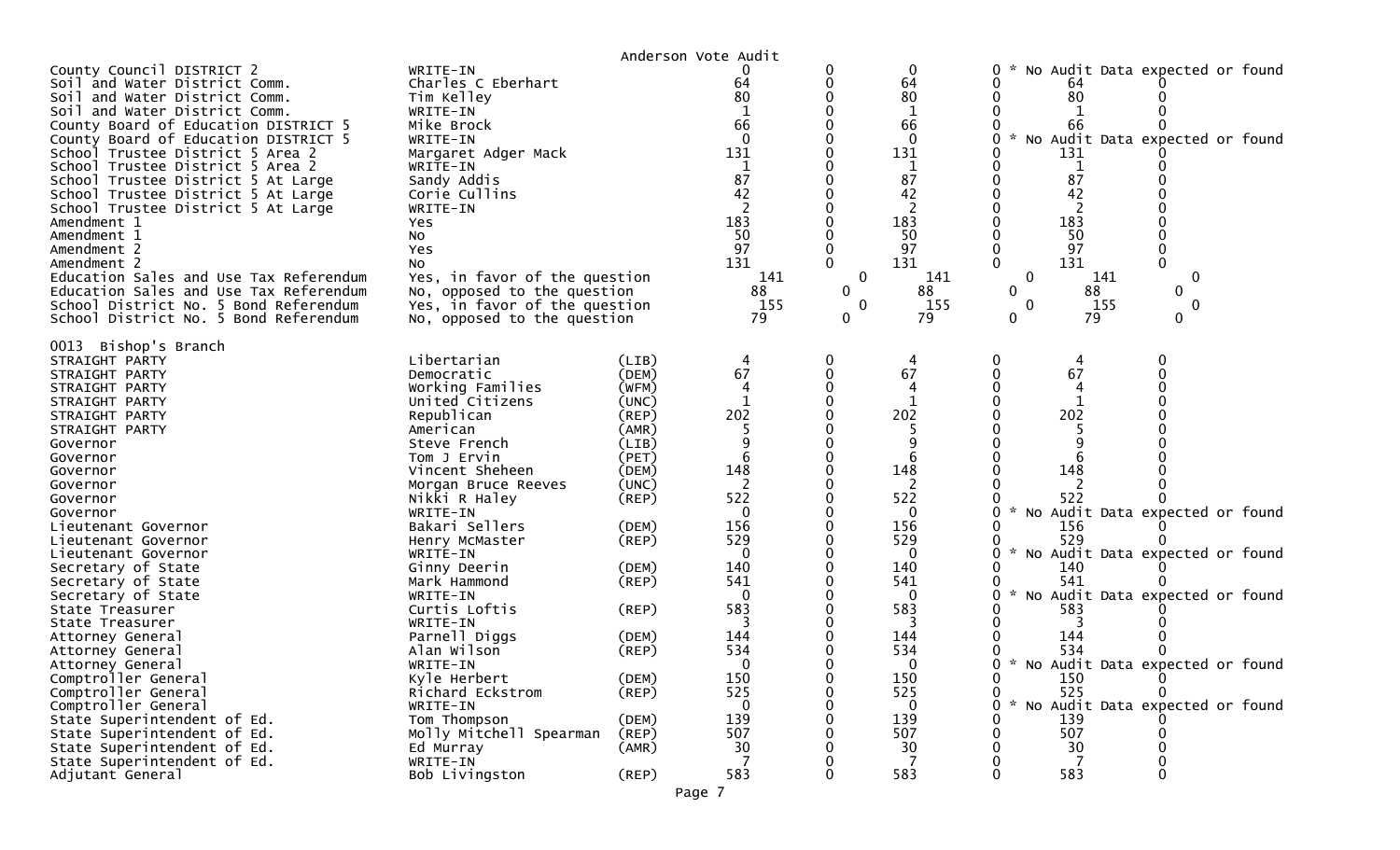Anderson Vote Audit

| Contest | Candidate | Party | | | | | | | |
|---|---|---|---|---|---|---|---|---|---|
| County Council DISTRICT 2 | WRITE-IN | | 0 | 0 | 0 | 0 | * No Audit Data expected or found | | |
| Soil and Water District Comm. | Charles C Eberhart | | 64 | 0 | 64 | 0 | 64 | 0 | |
| Soil and Water District Comm. | Tim Kelley | | 80 | 0 | 80 | 0 | 80 | 0 | |
| Soil and Water District Comm. | WRITE-IN | | 1 | 0 | 1 | 0 | 1 | 0 | |
| County Board of Education DISTRICT 5 | Mike Brock | | 66 | 0 | 66 | 0 | 66 | 0 | |
| County Board of Education DISTRICT 5 | WRITE-IN | | 0 | 0 | 0 | 0 | * No Audit Data expected or found | | |
| School Trustee District 5 Area 2 | Margaret Adger Mack | | 131 | 0 | 131 | 0 | 131 | 0 | |
| School Trustee District 5 Area 2 | WRITE-IN | | 1 | 0 | 1 | 0 | 1 | 0 | |
| School Trustee District 5 At Large | Sandy Addis | | 87 | 0 | 87 | 0 | 87 | 0 | |
| School Trustee District 5 At Large | Corie Cullins | | 42 | 0 | 42 | 0 | 42 | 0 | |
| School Trustee District 5 At Large | WRITE-IN | | 2 | 0 | 2 | 0 | 2 | 0 | |
| Amendment 1 | Yes | | 183 | 0 | 183 | 0 | 183 | 0 | |
| Amendment 1 | No | | 50 | 0 | 50 | 0 | 50 | 0 | |
| Amendment 2 | Yes | | 97 | 0 | 97 | 0 | 97 | 0 | |
| Amendment 2 | No | | 131 | 0 | 131 | 0 | 131 | 0 | |
| Education Sales and Use Tax Referendum | Yes, in favor of the question | | 141 | 0 | 141 | 0 | 141 | 0 | |
| Education Sales and Use Tax Referendum | No, opposed to the question | | 88 | 0 | 88 | 0 | 88 | 0 | |
| School District No. 5 Bond Referendum | Yes, in favor of the question | | 155 | 0 | 155 | 0 | 155 | 0 | |
| School District No. 5 Bond Referendum | No, opposed to the question | | 79 | 0 | 79 | 0 | 79 | 0 | |

0013 Bishop's Branch

| Contest | Candidate | Party | | | | | | | |
|---|---|---|---|---|---|---|---|---|---|
| STRAIGHT PARTY | Libertarian | (LIB) | 4 | 0 | 4 | 0 | 4 | 0 | |
| STRAIGHT PARTY | Democratic | (DEM) | 67 | 0 | 67 | 0 | 67 | 0 | |
| STRAIGHT PARTY | Working Families | (WFM) | 4 | 0 | 4 | 0 | 4 | 0 | |
| STRAIGHT PARTY | United Citizens | (UNC) | 1 | 0 | 1 | 0 | 1 | 0 | |
| STRAIGHT PARTY | Republican | (REP) | 202 | 0 | 202 | 0 | 202 | 0 | |
| STRAIGHT PARTY | American | (AMR) | 5 | 0 | 5 | 0 | 5 | 0 | |
| Governor | Steve French | (LIB) | 9 | 0 | 9 | 0 | 9 | 0 | |
| Governor | Tom J Ervin | (PET) | 6 | 0 | 6 | 0 | 6 | 0 | |
| Governor | Vincent Sheheen | (DEM) | 148 | 0 | 148 | 0 | 148 | 0 | |
| Governor | Morgan Bruce Reeves | (UNC) | 2 | 0 | 2 | 0 | 2 | 0 | |
| Governor | Nikki R Haley | (REP) | 522 | 0 | 522 | 0 | 522 | 0 | |
| Governor | WRITE-IN | | 0 | 0 | 0 | 0 | * No Audit Data expected or found | | |
| Lieutenant Governor | Bakari Sellers | (DEM) | 156 | 0 | 156 | 0 | 156 | 0 | |
| Lieutenant Governor | Henry McMaster | (REP) | 529 | 0 | 529 | 0 | 529 | 0 | |
| Lieutenant Governor | WRITE-IN | | 0 | 0 | 0 | 0 | * No Audit Data expected or found | | |
| Secretary of State | Ginny Deerin | (DEM) | 140 | 0 | 140 | 0 | 140 | 0 | |
| Secretary of State | Mark Hammond | (REP) | 541 | 0 | 541 | 0 | 541 | 0 | |
| Secretary of State | WRITE-IN | | 0 | 0 | 0 | 0 | * No Audit Data expected or found | | |
| State Treasurer | Curtis Loftis | (REP) | 583 | 0 | 583 | 0 | 583 | 0 | |
| State Treasurer | WRITE-IN | | 3 | 0 | 3 | 0 | 3 | 0 | |
| Attorney General | Parnell Diggs | (DEM) | 144 | 0 | 144 | 0 | 144 | 0 | |
| Attorney General | Alan Wilson | (REP) | 534 | 0 | 534 | 0 | 534 | 0 | |
| Attorney General | WRITE-IN | | 0 | 0 | 0 | 0 | * No Audit Data expected or found | | |
| Comptroller General | Kyle Herbert | (DEM) | 150 | 0 | 150 | 0 | 150 | 0 | |
| Comptroller General | Richard Eckstrom | (REP) | 525 | 0 | 525 | 0 | 525 | 0 | |
| Comptroller General | WRITE-IN | | 0 | 0 | 0 | 0 | * No Audit Data expected or found | | |
| State Superintendent of Ed. | Tom Thompson | (DEM) | 139 | 0 | 139 | 0 | 139 | 0 | |
| State Superintendent of Ed. | Molly Mitchell Spearman | (REP) | 507 | 0 | 507 | 0 | 507 | 0 | |
| State Superintendent of Ed. | Ed Murray | (AMR) | 30 | 0 | 30 | 0 | 30 | 0 | |
| State Superintendent of Ed. | WRITE-IN | | 7 | 0 | 7 | 0 | 7 | 0 | |
| Adjutant General | Bob Livingston | (REP) | 583 | 0 | 583 | 0 | 583 | 0 | |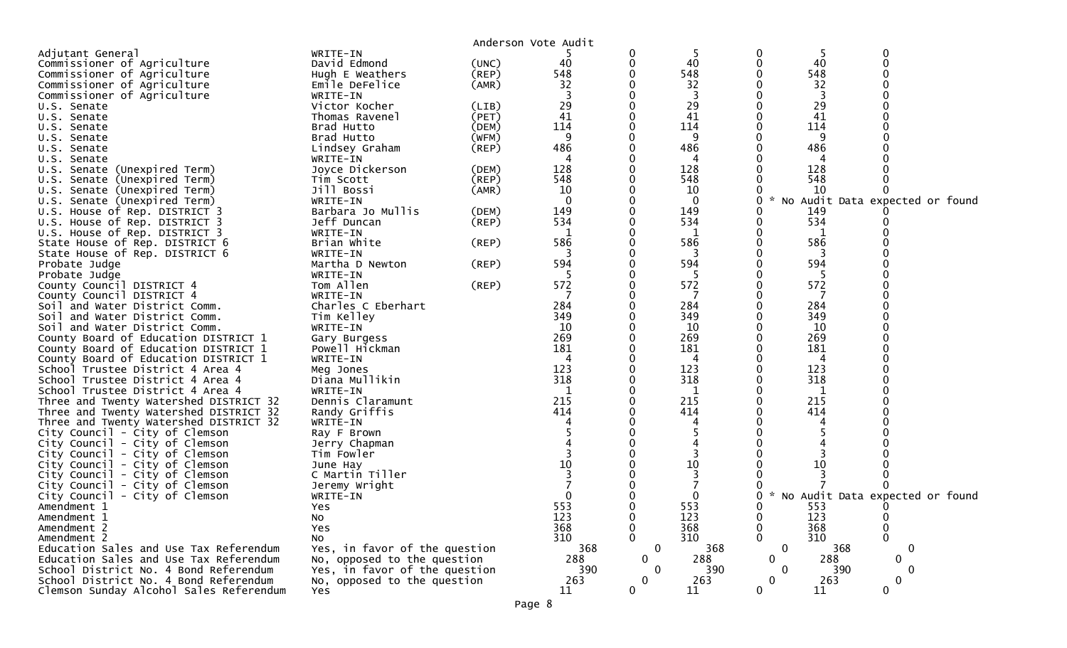Anderson Vote Audit

| Contest | Candidate | Party | | | | | | |
|---|---|---|---|---|---|---|---|---|
| Adjutant General | WRITE-IN | | 5 | 0 | 5 | 0 | 5 | 0 |
| Commissioner of Agriculture | David Edmond | (UNC) | 40 | 0 | 40 | 0 | 40 | 0 |
| Commissioner of Agriculture | Hugh E Weathers | (REP) | 548 | 0 | 548 | 0 | 548 | 0 |
| Commissioner of Agriculture | Emile DeFelice | (AMR) | 32 | 0 | 32 | 0 | 32 | 0 |
| Commissioner of Agriculture | WRITE-IN | | 3 | 0 | 3 | 0 | 3 | 0 |
| U.S. Senate | Victor Kocher | (LIB) | 29 | 0 | 29 | 0 | 29 | 0 |
| U.S. Senate | Thomas Ravenel | (PET) | 41 | 0 | 41 | 0 | 41 | 0 |
| U.S. Senate | Brad Hutto | (DEM) | 114 | 0 | 114 | 0 | 114 | 0 |
| U.S. Senate | Brad Hutto | (WFM) | 9 | 0 | 9 | 0 | 9 | 0 |
| U.S. Senate | Lindsey Graham | (REP) | 486 | 0 | 486 | 0 | 486 | 0 |
| U.S. Senate | WRITE-IN | | 4 | 0 | 4 | 0 | 4 | 0 |
| U.S. Senate (Unexpired Term) | Joyce Dickerson | (DEM) | 128 | 0 | 128 | 0 | 128 | 0 |
| U.S. Senate (Unexpired Term) | Tim Scott | (REP) | 548 | 0 | 548 | 0 | 548 | 0 |
| U.S. Senate (Unexpired Term) | Jill Bossi | (AMR) | 10 | 0 | 10 | 0 | 10 | 0 |
| U.S. Senate (Unexpired Term) | WRITE-IN | | 0 | 0 | 0 | 0 | * No Audit Data expected or found | |
| U.S. House of Rep. DISTRICT 3 | Barbara Jo Mullis | (DEM) | 149 | 0 | 149 | 0 | 149 | 0 |
| U.S. House of Rep. DISTRICT 3 | Jeff Duncan | (REP) | 534 | 0 | 534 | 0 | 534 | 0 |
| U.S. House of Rep. DISTRICT 3 | WRITE-IN | | 1 | 0 | 1 | 0 | 1 | 0 |
| State House of Rep. DISTRICT 6 | Brian White | (REP) | 586 | 0 | 586 | 0 | 586 | 0 |
| State House of Rep. DISTRICT 6 | WRITE-IN | | 3 | 0 | 3 | 0 | 3 | 0 |
| Probate Judge | Martha D Newton | (REP) | 594 | 0 | 594 | 0 | 594 | 0 |
| Probate Judge | WRITE-IN | | 5 | 0 | 5 | 0 | 5 | 0 |
| County Council DISTRICT 4 | Tom Allen | (REP) | 572 | 0 | 572 | 0 | 572 | 0 |
| County Council DISTRICT 4 | WRITE-IN | | 7 | 0 | 7 | 0 | 7 | 0 |
| Soil and Water District Comm. | Charles C Eberhart | | 284 | 0 | 284 | 0 | 284 | 0 |
| Soil and Water District Comm. | Tim Kelley | | 349 | 0 | 349 | 0 | 349 | 0 |
| Soil and Water District Comm. | WRITE-IN | | 10 | 0 | 10 | 0 | 10 | 0 |
| County Board of Education DISTRICT 1 | Gary Burgess | | 269 | 0 | 269 | 0 | 269 | 0 |
| County Board of Education DISTRICT 1 | Powell Hickman | | 181 | 0 | 181 | 0 | 181 | 0 |
| County Board of Education DISTRICT 1 | WRITE-IN | | 4 | 0 | 4 | 0 | 4 | 0 |
| School Trustee District 4 Area 4 | Meg Jones | | 123 | 0 | 123 | 0 | 123 | 0 |
| School Trustee District 4 Area 4 | Diana Mullikin | | 318 | 0 | 318 | 0 | 318 | 0 |
| School Trustee District 4 Area 4 | WRITE-IN | | 1 | 0 | 1 | 0 | 1 | 0 |
| Three and Twenty Watershed DISTRICT 32 | Dennis Claramunt | | 215 | 0 | 215 | 0 | 215 | 0 |
| Three and Twenty Watershed DISTRICT 32 | Randy Griffis | | 414 | 0 | 414 | 0 | 414 | 0 |
| Three and Twenty Watershed DISTRICT 32 | WRITE-IN | | 4 | 0 | 4 | 0 | 4 | 0 |
| City Council - City of Clemson | Ray F Brown | | 5 | 0 | 5 | 0 | 5 | 0 |
| City Council - City of Clemson | Jerry Chapman | | 4 | 0 | 4 | 0 | 4 | 0 |
| City Council - City of Clemson | Tim Fowler | | 3 | 0 | 3 | 0 | 3 | 0 |
| City Council - City of Clemson | June Hay | | 10 | 0 | 10 | 0 | 10 | 0 |
| City Council - City of Clemson | C Martin Tiller | | 3 | 0 | 3 | 0 | 3 | 0 |
| City Council - City of Clemson | Jeremy Wright | | 7 | 0 | 7 | 0 | 7 | 0 |
| City Council - City of Clemson | WRITE-IN | | 0 | 0 | 0 | 0 | * No Audit Data expected or found | |
| Amendment 1 | Yes | | 553 | 0 | 553 | 0 | 553 | 0 |
| Amendment 1 | No | | 123 | 0 | 123 | 0 | 123 | 0 |
| Amendment 2 | Yes | | 368 | 0 | 368 | 0 | 368 | 0 |
| Amendment 2 | No | | 310 | 0 | 310 | 0 | 310 | 0 |
| Education Sales and Use Tax Referendum | Yes, in favor of the question | | 368 | 0 | 368 | 0 | 368 | 0 |
| Education Sales and Use Tax Referendum | No, opposed to the question | | 288 | 0 | 288 | 0 | 288 | 0 |
| School District No. 4 Bond Referendum | Yes, in favor of the question | | 390 | 0 | 390 | 0 | 390 | 0 |
| School District No. 4 Bond Referendum | No, opposed to the question | | 263 | 0 | 263 | 0 | 263 | 0 |
| Clemson Sunday Alcohol Sales Referendum | Yes | | 11 | 0 | 11 | 0 | 11 | 0 |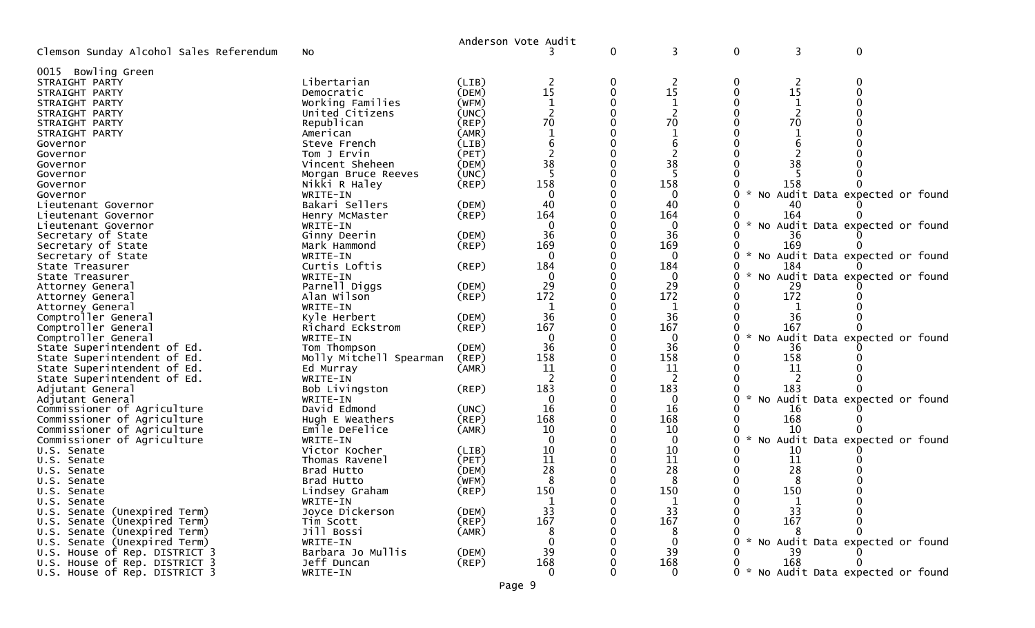Anderson Vote Audit

| Contest | Candidate | Party | | | | | | |
|---|---|---|---|---|---|---|---|---|
| Clemson Sunday Alcohol Sales Referendum | No | | 3 | 0 | 3 | 0 | 3 | 0 |

0015 Bowling Green

| Contest | Candidate | Party | | | | | | |
|---|---|---|---|---|---|---|---|---|
| STRAIGHT PARTY | Libertarian | (LIB) | 2 | 0 | 2 | 0 | 2 | 0 |
| STRAIGHT PARTY | Democratic | (DEM) | 15 | 0 | 15 | 0 | 15 | 0 |
| STRAIGHT PARTY | Working Families | (WFM) | 1 | 0 | 1 | 0 | 1 | 0 |
| STRAIGHT PARTY | United Citizens | (UNC) | 2 | 0 | 2 | 0 | 2 | 0 |
| STRAIGHT PARTY | Republican | (REP) | 70 | 0 | 70 | 0 | 70 | 0 |
| STRAIGHT PARTY | American | (AMR) | 1 | 0 | 1 | 0 | 1 | 0 |
| Governor | Steve French | (LIB) | 6 | 0 | 6 | 0 | 6 | 0 |
| Governor | Tom J Ervin | (PET) | 2 | 0 | 2 | 0 | 2 | 0 |
| Governor | Vincent Sheheen | (DEM) | 38 | 0 | 38 | 0 | 38 | 0 |
| Governor | Morgan Bruce Reeves | (UNC) | 5 | 0 | 5 | 0 | 5 | 0 |
| Governor | Nikki R Haley | (REP) | 158 | 0 | 158 | 0 | 158 | 0 |
| Governor | WRITE-IN | | 0 | 0 | 0 | 0 | * No Audit Data expected or found | |
| Lieutenant Governor | Bakari Sellers | (DEM) | 40 | 0 | 40 | 0 | 40 | 0 |
| Lieutenant Governor | Henry McMaster | (REP) | 164 | 0 | 164 | 0 | 164 | 0 |
| Lieutenant Governor | WRITE-IN | | 0 | 0 | 0 | 0 | * No Audit Data expected or found | |
| Secretary of State | Ginny Deerin | (DEM) | 36 | 0 | 36 | 0 | 36 | 0 |
| Secretary of State | Mark Hammond | (REP) | 169 | 0 | 169 | 0 | 169 | 0 |
| Secretary of State | WRITE-IN | | 0 | 0 | 0 | 0 | * No Audit Data expected or found | |
| State Treasurer | Curtis Loftis | (REP) | 184 | 0 | 184 | 0 | 184 | 0 |
| State Treasurer | WRITE-IN | | 0 | 0 | 0 | 0 | * No Audit Data expected or found | |
| Attorney General | Parnell Diggs | (DEM) | 29 | 0 | 29 | 0 | 29 | 0 |
| Attorney General | Alan Wilson | (REP) | 172 | 0 | 172 | 0 | 172 | 0 |
| Attorney General | WRITE-IN | | 1 | 0 | 1 | 0 | 1 | 0 |
| Comptroller General | Kyle Herbert | (DEM) | 36 | 0 | 36 | 0 | 36 | 0 |
| Comptroller General | Richard Eckstrom | (REP) | 167 | 0 | 167 | 0 | 167 | 0 |
| Comptroller General | WRITE-IN | | 0 | 0 | 0 | 0 | * No Audit Data expected or found | |
| State Superintendent of Ed. | Tom Thompson | (DEM) | 36 | 0 | 36 | 0 | 36 | 0 |
| State Superintendent of Ed. | Molly Mitchell Spearman | (REP) | 158 | 0 | 158 | 0 | 158 | 0 |
| State Superintendent of Ed. | Ed Murray | (AMR) | 11 | 0 | 11 | 0 | 11 | 0 |
| State Superintendent of Ed. | WRITE-IN | | 2 | 0 | 2 | 0 | 2 | 0 |
| Adjutant General | Bob Livingston | (REP) | 183 | 0 | 183 | 0 | 183 | 0 |
| Adjutant General | WRITE-IN | | 0 | 0 | 0 | 0 | * No Audit Data expected or found | |
| Commissioner of Agriculture | David Edmond | (UNC) | 16 | 0 | 16 | 0 | 16 | 0 |
| Commissioner of Agriculture | Hugh E Weathers | (REP) | 168 | 0 | 168 | 0 | 168 | 0 |
| Commissioner of Agriculture | Emile DeFelice | (AMR) | 10 | 0 | 10 | 0 | 10 | 0 |
| Commissioner of Agriculture | WRITE-IN | | 0 | 0 | 0 | 0 | * No Audit Data expected or found | |
| U.S. Senate | Victor Kocher | (LIB) | 10 | 0 | 10 | 0 | 10 | 0 |
| U.S. Senate | Thomas Ravenel | (PET) | 11 | 0 | 11 | 0 | 11 | 0 |
| U.S. Senate | Brad Hutto | (DEM) | 28 | 0 | 28 | 0 | 28 | 0 |
| U.S. Senate | Brad Hutto | (WFM) | 8 | 0 | 8 | 0 | 8 | 0 |
| U.S. Senate | Lindsey Graham | (REP) | 150 | 0 | 150 | 0 | 150 | 0 |
| U.S. Senate | WRITE-IN | | 1 | 0 | 1 | 0 | 1 | 0 |
| U.S. Senate (Unexpired Term) | Joyce Dickerson | (DEM) | 33 | 0 | 33 | 0 | 33 | 0 |
| U.S. Senate (Unexpired Term) | Tim Scott | (REP) | 167 | 0 | 167 | 0 | 167 | 0 |
| U.S. Senate (Unexpired Term) | Jill Bossi | (AMR) | 8 | 0 | 8 | 0 | 8 | 0 |
| U.S. Senate (Unexpired Term) | WRITE-IN | | 0 | 0 | 0 | 0 | * No Audit Data expected or found | |
| U.S. House of Rep. DISTRICT 3 | Barbara Jo Mullis | (DEM) | 39 | 0 | 39 | 0 | 39 | 0 |
| U.S. House of Rep. DISTRICT 3 | Jeff Duncan | (REP) | 168 | 0 | 168 | 0 | 168 | 0 |
| U.S. House of Rep. DISTRICT 3 | WRITE-IN | | 0 | 0 | 0 | 0 | * No Audit Data expected or found | |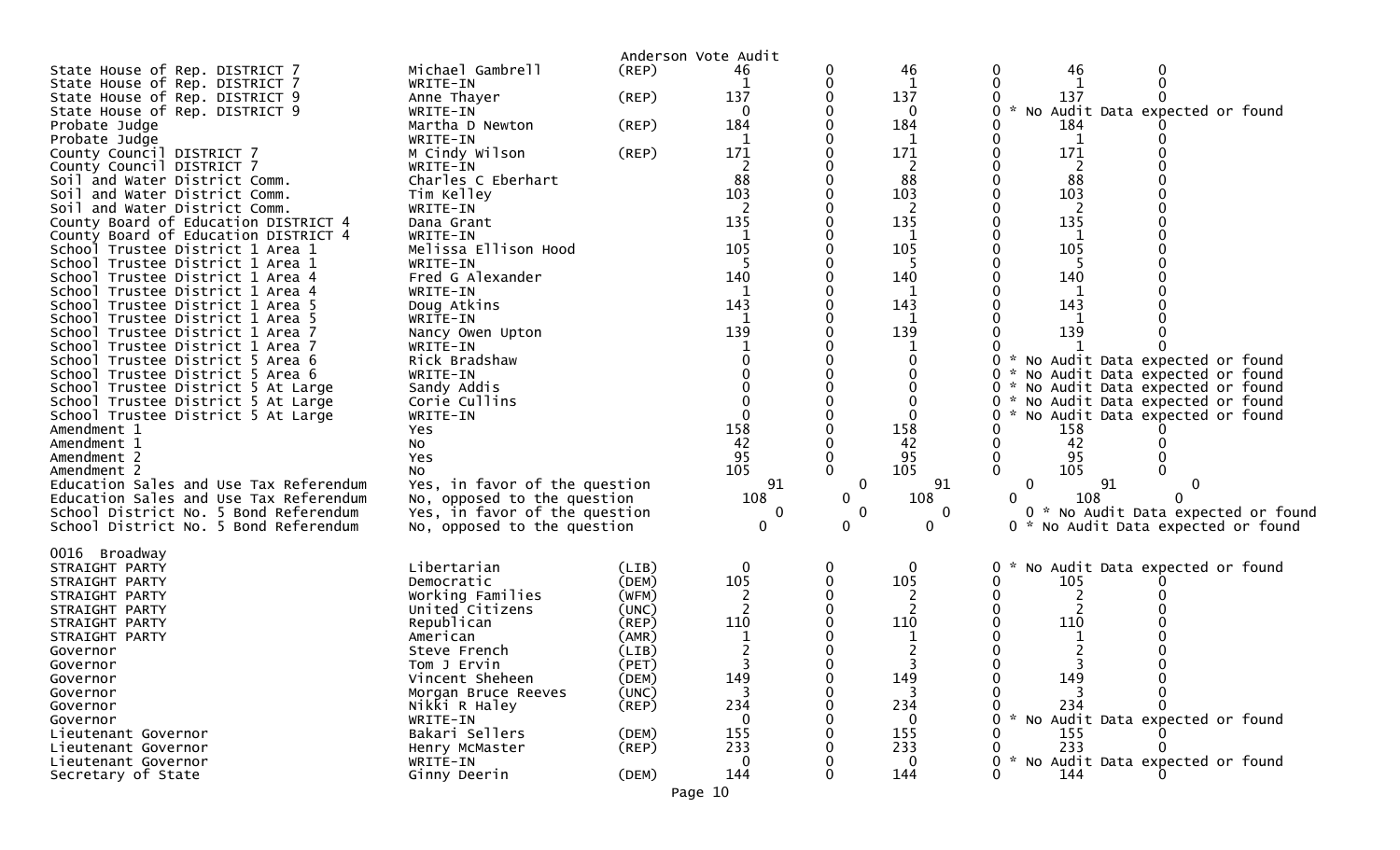Anderson Vote Audit

| Contest | Candidate | Party | Votes | | | | | |
|---|---|---|---|---|---|---|---|---|
| State House of Rep. DISTRICT 7 | Michael Gambrell | (REP) | 46 | 0 | 46 | 0 | 46 | 0 |
| State House of Rep. DISTRICT 7 | WRITE-IN | | 1 | 0 | 1 | 0 | 1 | 0 |
| State House of Rep. DISTRICT 9 | Anne Thayer | (REP) | 137 | 0 | 137 | 0 | 137 | 0 |
| State House of Rep. DISTRICT 9 | WRITE-IN | | 0 | 0 | 0 | 0 * No Audit Data expected or found | | |
| Probate Judge | Martha D Newton | (REP) | 184 | 0 | 184 | 0 | 184 | 0 |
| Probate Judge | WRITE-IN | | 1 | 0 | 1 | 0 | 1 | 0 |
| County Council DISTRICT 7 | M Cindy Wilson | (REP) | 171 | 0 | 171 | 0 | 171 | 0 |
| County Council DISTRICT 7 | WRITE-IN | | 2 | 0 | 2 | 0 | 2 | 0 |
| Soil and Water District Comm. | Charles C Eberhart | | 88 | 0 | 88 | 0 | 88 | 0 |
| Soil and Water District Comm. | Tim Kelley | | 103 | 0 | 103 | 0 | 103 | 0 |
| Soil and Water District Comm. | WRITE-IN | | 2 | 0 | 2 | 0 | 2 | 0 |
| County Board of Education DISTRICT 4 | Dana Grant | | 135 | 0 | 135 | 0 | 135 | 0 |
| County Board of Education DISTRICT 4 | WRITE-IN | | 1 | 0 | 1 | 0 | 1 | 0 |
| School Trustee District 1 Area 1 | Melissa Ellison Hood | | 105 | 0 | 105 | 0 | 105 | 0 |
| School Trustee District 1 Area 1 | WRITE-IN | | 5 | 0 | 5 | 0 | 5 | 0 |
| School Trustee District 1 Area 4 | Fred G Alexander | | 140 | 0 | 140 | 0 | 140 | 0 |
| School Trustee District 1 Area 4 | WRITE-IN | | 1 | 0 | 1 | 0 | 1 | 0 |
| School Trustee District 1 Area 5 | Doug Atkins | | 143 | 0 | 143 | 0 | 143 | 0 |
| School Trustee District 1 Area 5 | WRITE-IN | | 1 | 0 | 1 | 0 | 1 | 0 |
| School Trustee District 1 Area 7 | Nancy Owen Upton | | 139 | 0 | 139 | 0 | 139 | 0 |
| School Trustee District 1 Area 7 | WRITE-IN | | 1 | 0 | 1 | 0 | 1 | 0 |
| School Trustee District 5 Area 6 | Rick Bradshaw | | 0 | 0 | 0 | 0 * No Audit Data expected or found | | |
| School Trustee District 5 Area 6 | WRITE-IN | | 0 | 0 | 0 | 0 * No Audit Data expected or found | | |
| School Trustee District 5 At Large | Sandy Addis | | 0 | 0 | 0 | 0 * No Audit Data expected or found | | |
| School Trustee District 5 At Large | Corie Cullins | | 0 | 0 | 0 | 0 * No Audit Data expected or found | | |
| School Trustee District 5 At Large | WRITE-IN | | 0 | 0 | 0 | 0 * No Audit Data expected or found | | |
| Amendment 1 | Yes | | 158 | 0 | 158 | 0 | 158 | 0 |
| Amendment 1 | No | | 42 | 0 | 42 | 0 | 42 | 0 |
| Amendment 2 | Yes | | 95 | 0 | 95 | 0 | 95 | 0 |
| Amendment 2 | No | | 105 | 0 | 105 | 0 | 105 | 0 |
| Education Sales and Use Tax Referendum | Yes, in favor of the question | | 91 | 0 | 91 | 0 | 91 | 0 |
| Education Sales and Use Tax Referendum | No, opposed to the question | | 108 | 0 | 108 | 0 | 108 | 0 |
| School District No. 5 Bond Referendum | Yes, in favor of the question | | 0 | 0 | 0 | 0 * No Audit Data expected or found | | |
| School District No. 5 Bond Referendum | No, opposed to the question | | 0 | 0 | 0 | 0 * No Audit Data expected or found | | |

0016 Broadway

| Contest | Candidate | Party | Votes | | | | | |
|---|---|---|---|---|---|---|---|---|
| STRAIGHT PARTY | Libertarian | (LIB) | 0 | 0 | 0 | 0 * No Audit Data expected or found | | |
| STRAIGHT PARTY | Democratic | (DEM) | 105 | 0 | 105 | 0 | 105 | 0 |
| STRAIGHT PARTY | Working Families | (WFM) | 2 | 0 | 2 | 0 | 2 | 0 |
| STRAIGHT PARTY | United Citizens | (UNC) | 2 | 0 | 2 | 0 | 2 | 0 |
| STRAIGHT PARTY | Republican | (REP) | 110 | 0 | 110 | 0 | 110 | 0 |
| STRAIGHT PARTY | American | (AMR) | 1 | 0 | 1 | 0 | 1 | 0 |
| Governor | Steve French | (LIB) | 2 | 0 | 2 | 0 | 2 | 0 |
| Governor | Tom J Ervin | (PET) | 3 | 0 | 3 | 0 | 3 | 0 |
| Governor | Vincent Sheheen | (DEM) | 149 | 0 | 149 | 0 | 149 | 0 |
| Governor | Morgan Bruce Reeves | (UNC) | 3 | 0 | 3 | 0 | 3 | 0 |
| Governor | Nikki R Haley | (REP) | 234 | 0 | 234 | 0 | 234 | 0 |
| Governor | WRITE-IN | | 0 | 0 | 0 | 0 * No Audit Data expected or found | | |
| Lieutenant Governor | Bakari Sellers | (DEM) | 155 | 0 | 155 | 0 | 155 | 0 |
| Lieutenant Governor | Henry McMaster | (REP) | 233 | 0 | 233 | 0 | 233 | 0 |
| Lieutenant Governor | WRITE-IN | | 0 | 0 | 0 | 0 * No Audit Data expected or found | | |
| Secretary of State | Ginny Deerin | (DEM) | 144 | 0 | 144 | 0 | 144 | 0 |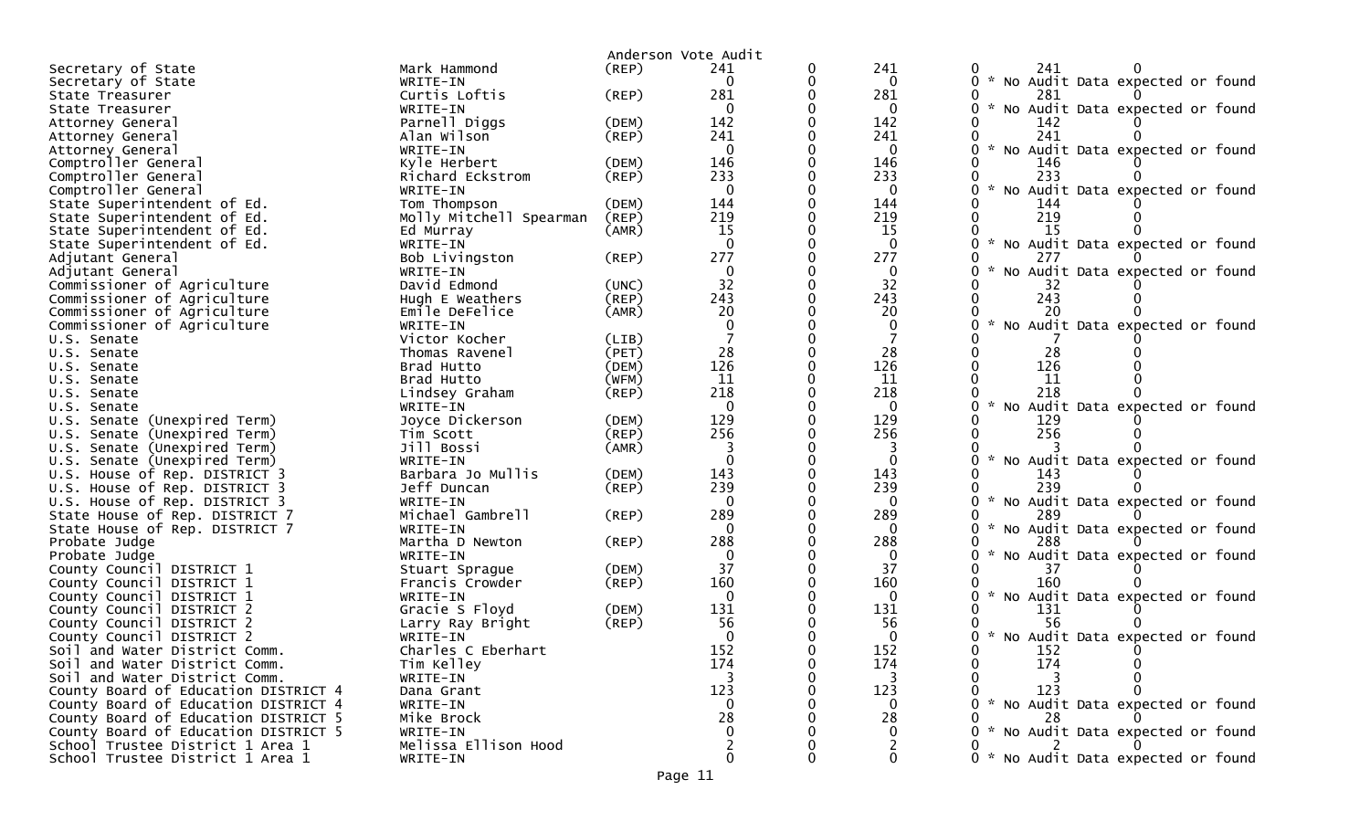Anderson Vote Audit

| Office | Candidate | Party | | | | | | |
|---|---|---|---|---|---|---|---|---|
| Secretary of State | Mark Hammond | (REP) | 241 | 0 | 241 | 0 | 241 | 0 |
| Secretary of State | WRITE-IN | | 0 | 0 | 0 | 0 | * No Audit Data expected or found | |
| State Treasurer | Curtis Loftis | (REP) | 281 | 0 | 281 | 0 | 281 | 0 |
| State Treasurer | WRITE-IN | | 0 | 0 | 0 | 0 | * No Audit Data expected or found | |
| Attorney General | Parnell Diggs | (DEM) | 142 | 0 | 142 | 0 | 142 | 0 |
| Attorney General | Alan Wilson | (REP) | 241 | 0 | 241 | 0 | 241 | 0 |
| Attorney General | WRITE-IN | | 0 | 0 | 0 | 0 | * No Audit Data expected or found | |
| Comptroller General | Kyle Herbert | (DEM) | 146 | 0 | 146 | 0 | 146 | 0 |
| Comptroller General | Richard Eckstrom | (REP) | 233 | 0 | 233 | 0 | 233 | 0 |
| Comptroller General | WRITE-IN | | 0 | 0 | 0 | 0 | * No Audit Data expected or found | |
| State Superintendent of Ed. | Tom Thompson | (DEM) | 144 | 0 | 144 | 0 | 144 | 0 |
| State Superintendent of Ed. | Molly Mitchell Spearman | (REP) | 219 | 0 | 219 | 0 | 219 | 0 |
| State Superintendent of Ed. | Ed Murray | (AMR) | 15 | 0 | 15 | 0 | 15 | 0 |
| State Superintendent of Ed. | WRITE-IN | | 0 | 0 | 0 | 0 | * No Audit Data expected or found | |
| Adjutant General | Bob Livingston | (REP) | 277 | 0 | 277 | 0 | 277 | 0 |
| Adjutant General | WRITE-IN | | 0 | 0 | 0 | 0 | * No Audit Data expected or found | |
| Commissioner of Agriculture | David Edmond | (UNC) | 32 | 0 | 32 | 0 | 32 | 0 |
| Commissioner of Agriculture | Hugh E Weathers | (REP) | 243 | 0 | 243 | 0 | 243 | 0 |
| Commissioner of Agriculture | Emile DeFelice | (AMR) | 20 | 0 | 20 | 0 | 20 | 0 |
| Commissioner of Agriculture | WRITE-IN | | 0 | 0 | 0 | 0 | * No Audit Data expected or found | |
| U.S. Senate | Victor Kocher | (LIB) | 7 | 0 | 7 | 0 | 7 | 0 |
| U.S. Senate | Thomas Ravenel | (PET) | 28 | 0 | 28 | 0 | 28 | 0 |
| U.S. Senate | Brad Hutto | (DEM) | 126 | 0 | 126 | 0 | 126 | 0 |
| U.S. Senate | Brad Hutto | (WFM) | 11 | 0 | 11 | 0 | 11 | 0 |
| U.S. Senate | Lindsey Graham | (REP) | 218 | 0 | 218 | 0 | 218 | 0 |
| U.S. Senate | WRITE-IN | | 0 | 0 | 0 | 0 | * No Audit Data expected or found | |
| U.S. Senate (Unexpired Term) | Joyce Dickerson | (DEM) | 129 | 0 | 129 | 0 | 129 | 0 |
| U.S. Senate (Unexpired Term) | Tim Scott | (REP) | 256 | 0 | 256 | 0 | 256 | 0 |
| U.S. Senate (Unexpired Term) | Jill Bossi | (AMR) | 3 | 0 | 3 | 0 | 3 | 0 |
| U.S. Senate (Unexpired Term) | WRITE-IN | | 0 | 0 | 0 | 0 | * No Audit Data expected or found | |
| U.S. House of Rep. DISTRICT 3 | Barbara Jo Mullis | (DEM) | 143 | 0 | 143 | 0 | 143 | 0 |
| U.S. House of Rep. DISTRICT 3 | Jeff Duncan | (REP) | 239 | 0 | 239 | 0 | 239 | 0 |
| U.S. House of Rep. DISTRICT 3 | WRITE-IN | | 0 | 0 | 0 | 0 | * No Audit Data expected or found | |
| State House of Rep. DISTRICT 7 | Michael Gambrell | (REP) | 289 | 0 | 289 | 0 | 289 | 0 |
| State House of Rep. DISTRICT 7 | WRITE-IN | | 0 | 0 | 0 | 0 | * No Audit Data expected or found | |
| Probate Judge | Martha D Newton | (REP) | 288 | 0 | 288 | 0 | 288 | 0 |
| Probate Judge | WRITE-IN | | 0 | 0 | 0 | 0 | * No Audit Data expected or found | |
| County Council DISTRICT 1 | Stuart Sprague | (DEM) | 37 | 0 | 37 | 0 | 37 | 0 |
| County Council DISTRICT 1 | Francis Crowder | (REP) | 160 | 0 | 160 | 0 | 160 | 0 |
| County Council DISTRICT 1 | WRITE-IN | | 0 | 0 | 0 | 0 | * No Audit Data expected or found | |
| County Council DISTRICT 2 | Gracie S Floyd | (DEM) | 131 | 0 | 131 | 0 | 131 | 0 |
| County Council DISTRICT 2 | Larry Ray Bright | (REP) | 56 | 0 | 56 | 0 | 56 | 0 |
| County Council DISTRICT 2 | WRITE-IN | | 0 | 0 | 0 | 0 | * No Audit Data expected or found | |
| Soil and Water District Comm. | Charles C Eberhart | | 152 | 0 | 152 | 0 | 152 | 0 |
| Soil and Water District Comm. | Tim Kelley | | 174 | 0 | 174 | 0 | 174 | 0 |
| Soil and Water District Comm. | WRITE-IN | | 3 | 0 | 3 | 0 | 3 | 0 |
| County Board of Education DISTRICT 4 | Dana Grant | | 123 | 0 | 123 | 0 | 123 | 0 |
| County Board of Education DISTRICT 4 | WRITE-IN | | 0 | 0 | 0 | 0 | * No Audit Data expected or found | |
| County Board of Education DISTRICT 5 | Mike Brock | | 28 | 0 | 28 | 0 | 28 | 0 |
| County Board of Education DISTRICT 5 | WRITE-IN | | 0 | 0 | 0 | 0 | * No Audit Data expected or found | |
| School Trustee District 1 Area 1 | Melissa Ellison Hood | | 2 | 0 | 2 | 0 | 2 | 0 |
| School Trustee District 1 Area 1 | WRITE-IN | | 0 | 0 | 0 | 0 | * No Audit Data expected or found | |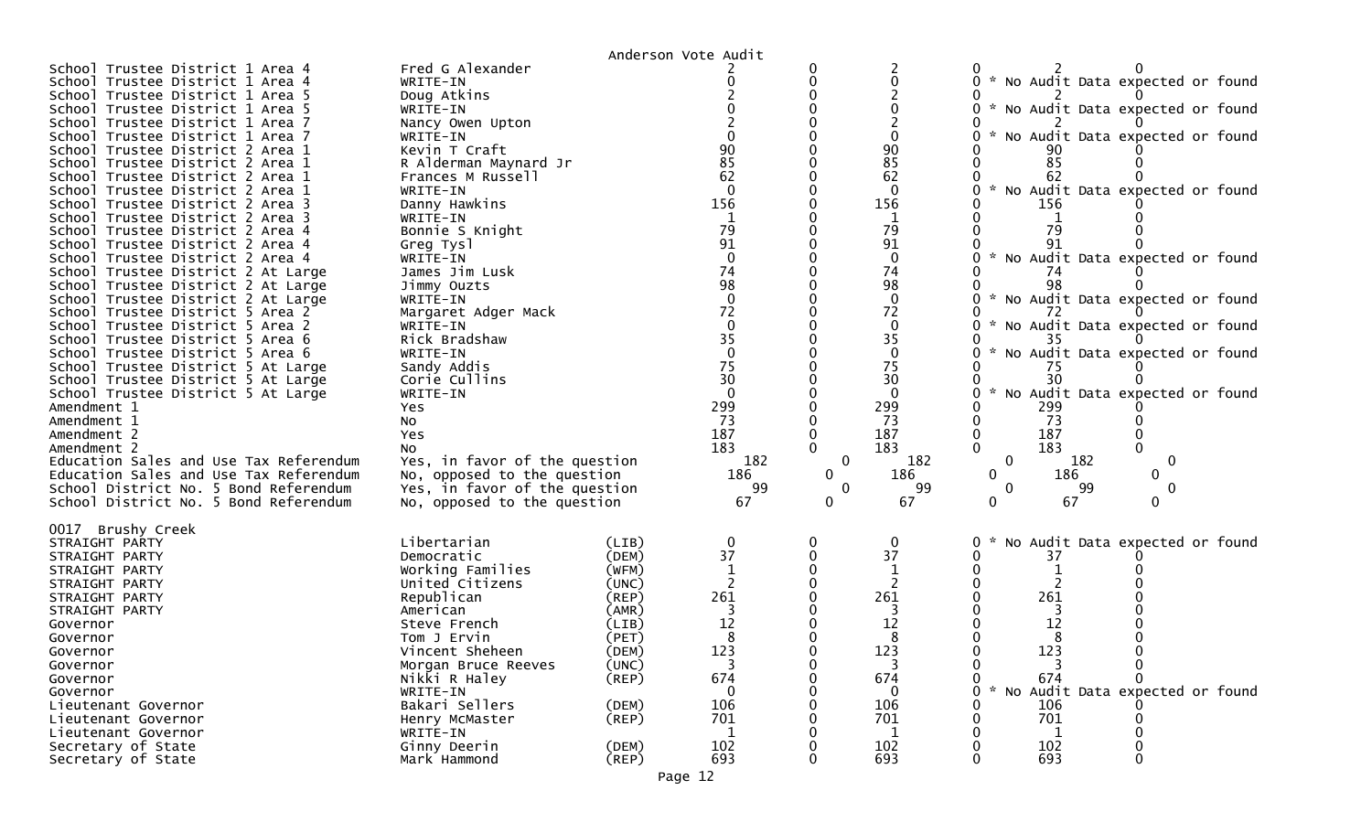Anderson Vote Audit

| Contest | Candidate | Party | | | | | | |
|---|---|---|---|---|---|---|---|---|
| School Trustee District 1 Area 4 | Fred G Alexander | | 2 | 0 | 2 | 0 | 2 | 0 |
| School Trustee District 1 Area 4 | WRITE-IN | | 0 | 0 | 0 | 0 | * No Audit Data expected or found | |
| School Trustee District 1 Area 5 | Doug Atkins | | 2 | 0 | 2 | 0 | 2 | 0 |
| School Trustee District 1 Area 5 | WRITE-IN | | 0 | 0 | 0 | 0 | * No Audit Data expected or found | |
| School Trustee District 1 Area 7 | Nancy Owen Upton | | 2 | 0 | 2 | 0 | 2 | 0 |
| School Trustee District 1 Area 7 | WRITE-IN | | 0 | 0 | 0 | 0 | * No Audit Data expected or found | |
| School Trustee District 2 Area 1 | Kevin T Craft | | 90 | 0 | 90 | 0 | 90 | 0 |
| School Trustee District 2 Area 1 | R Alderman Maynard Jr | | 85 | 0 | 85 | 0 | 85 | 0 |
| School Trustee District 2 Area 1 | Frances M Russell | | 62 | 0 | 62 | 0 | 62 | 0 |
| School Trustee District 2 Area 1 | WRITE-IN | | 0 | 0 | 0 | 0 | * No Audit Data expected or found | |
| School Trustee District 2 Area 3 | Danny Hawkins | | 156 | 0 | 156 | 0 | 156 | 0 |
| School Trustee District 2 Area 3 | WRITE-IN | | 1 | 0 | 1 | 0 | 1 | 0 |
| School Trustee District 2 Area 4 | Bonnie S Knight | | 79 | 0 | 79 | 0 | 79 | 0 |
| School Trustee District 2 Area 4 | Greg Tysl | | 91 | 0 | 91 | 0 | 91 | 0 |
| School Trustee District 2 Area 4 | WRITE-IN | | 0 | 0 | 0 | 0 | * No Audit Data expected or found | |
| School Trustee District 2 At Large | James Jim Lusk | | 74 | 0 | 74 | 0 | 74 | 0 |
| School Trustee District 2 At Large | Jimmy Ouzts | | 98 | 0 | 98 | 0 | 98 | 0 |
| School Trustee District 2 At Large | WRITE-IN | | 0 | 0 | 0 | 0 | * No Audit Data expected or found | |
| School Trustee District 5 Area 2 | Margaret Adger Mack | | 72 | 0 | 72 | 0 | 72 | 0 |
| School Trustee District 5 Area 2 | WRITE-IN | | 0 | 0 | 0 | 0 | * No Audit Data expected or found | |
| School Trustee District 5 Area 6 | Rick Bradshaw | | 35 | 0 | 35 | 0 | 35 | 0 |
| School Trustee District 5 Area 6 | WRITE-IN | | 0 | 0 | 0 | 0 | * No Audit Data expected or found | |
| School Trustee District 5 At Large | Sandy Addis | | 75 | 0 | 75 | 0 | 75 | 0 |
| School Trustee District 5 At Large | Corie Cullins | | 30 | 0 | 30 | 0 | 30 | 0 |
| School Trustee District 5 At Large | WRITE-IN | | 0 | 0 | 0 | 0 | * No Audit Data expected or found | |
| Amendment 1 | Yes | | 299 | 0 | 299 | 0 | 299 | 0 |
| Amendment 1 | No | | 73 | 0 | 73 | 0 | 73 | 0 |
| Amendment 2 | Yes | | 187 | 0 | 187 | 0 | 187 | 0 |
| Amendment 2 | No | | 183 | 0 | 183 | 0 | 183 | 0 |
| Education Sales and Use Tax Referendum | Yes, in favor of the question | | 182 | 0 | 182 | 0 | 182 | 0 |
| Education Sales and Use Tax Referendum | No, opposed to the question | | 186 | 0 | 186 | 0 | 186 | 0 |
| School District No. 5 Bond Referendum | Yes, in favor of the question | | 99 | 0 | 99 | 0 | 99 | 0 |
| School District No. 5 Bond Referendum | No, opposed to the question | | 67 | 0 | 67 | 0 | 67 | 0 |

0017 Brushy Creek

| Contest | Candidate | Party | | | | | | |
|---|---|---|---|---|---|---|---|---|
| STRAIGHT PARTY | Libertarian | (LIB) | 0 | 0 | 0 | 0 | * No Audit Data expected or found | |
| STRAIGHT PARTY | Democratic | (DEM) | 37 | 0 | 37 | 0 | 37 | 0 |
| STRAIGHT PARTY | Working Families | (WFM) | 1 | 0 | 1 | 0 | 1 | 0 |
| STRAIGHT PARTY | United Citizens | (UNC) | 2 | 0 | 2 | 0 | 2 | 0 |
| STRAIGHT PARTY | Republican | (REP) | 261 | 0 | 261 | 0 | 261 | 0 |
| STRAIGHT PARTY | American | (AMR) | 3 | 0 | 3 | 0 | 3 | 0 |
| Governor | Steve French | (LIB) | 12 | 0 | 12 | 0 | 12 | 0 |
| Governor | Tom J Ervin | (PET) | 8 | 0 | 8 | 0 | 8 | 0 |
| Governor | Vincent Sheheen | (DEM) | 123 | 0 | 123 | 0 | 123 | 0 |
| Governor | Morgan Bruce Reeves | (UNC) | 3 | 0 | 3 | 0 | 3 | 0 |
| Governor | Nikki R Haley | (REP) | 674 | 0 | 674 | 0 | 674 | 0 |
| Governor | WRITE-IN | | 0 | 0 | 0 | 0 | * No Audit Data expected or found | |
| Lieutenant Governor | Bakari Sellers | (DEM) | 106 | 0 | 106 | 0 | 106 | 0 |
| Lieutenant Governor | Henry McMaster | (REP) | 701 | 0 | 701 | 0 | 701 | 0 |
| Lieutenant Governor | WRITE-IN | | 1 | 0 | 1 | 0 | 1 | 0 |
| Secretary of State | Ginny Deerin | (DEM) | 102 | 0 | 102 | 0 | 102 | 0 |
| Secretary of State | Mark Hammond | (REP) | 693 | 0 | 693 | 0 | 693 | 0 |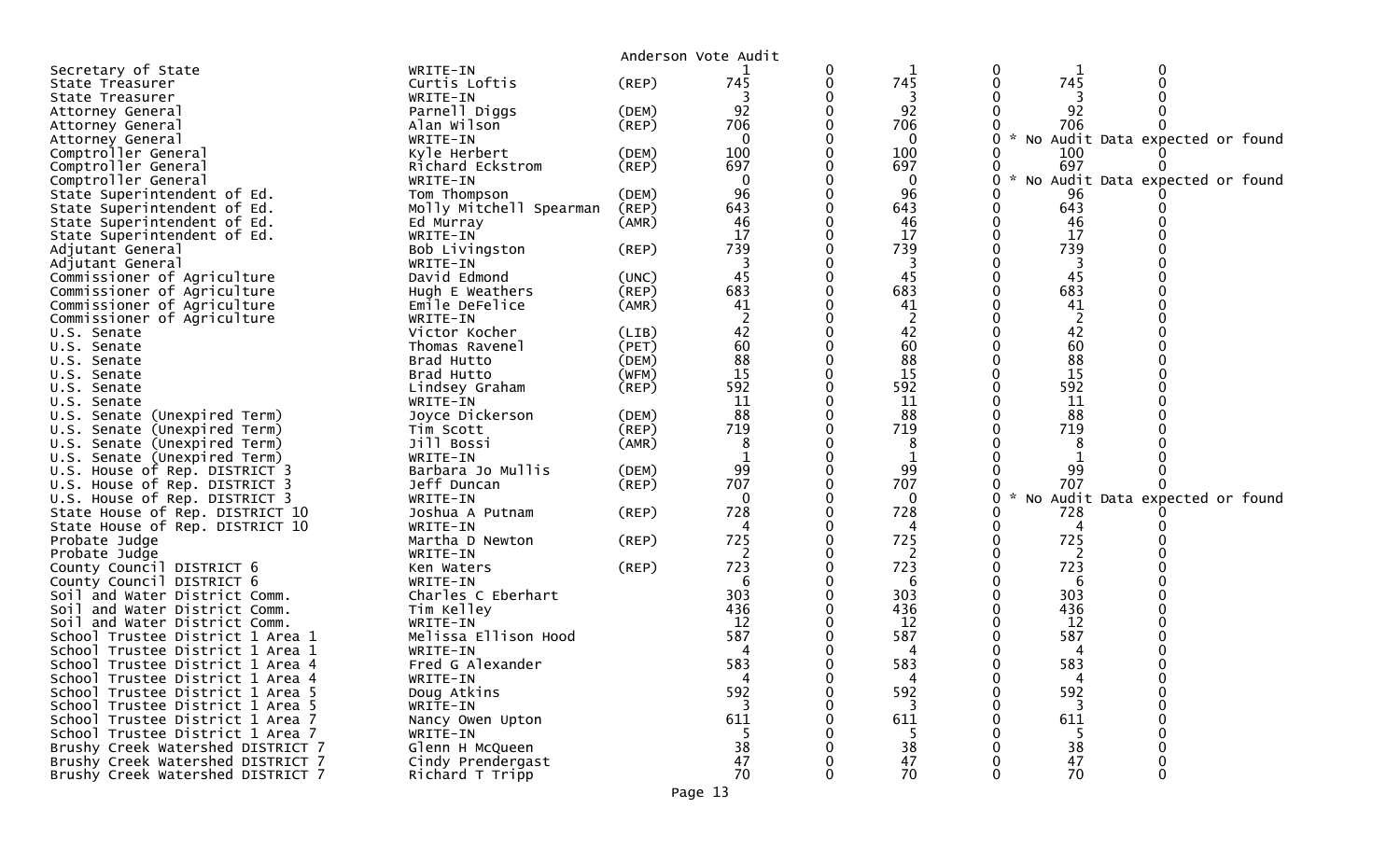Anderson Vote Audit

| Office | Candidate | Party | | | | | | |
|---|---|---|---|---|---|---|---|---|
| Secretary of State | WRITE-IN | | 1 | 0 | 1 | 0 | 1 | 0 |
| State Treasurer | Curtis Loftis | (REP) | 745 | 0 | 745 | 0 | 745 | 0 |
| State Treasurer | WRITE-IN | | 3 | 0 | 3 | 0 | 3 | 0 |
| Attorney General | Parnell Diggs | (DEM) | 92 | 0 | 92 | 0 | 92 | 0 |
| Attorney General | Alan Wilson | (REP) | 706 | 0 | 706 | 0 | 706 | 0 |
| Attorney General | WRITE-IN | | 0 | 0 | 0 | 0 | * No Audit Data expected or found | |
| Comptroller General | Kyle Herbert | (DEM) | 100 | 0 | 100 | 0 | 100 | 0 |
| Comptroller General | Richard Eckstrom | (REP) | 697 | 0 | 697 | 0 | 697 | 0 |
| Comptroller General | WRITE-IN | | 0 | 0 | 0 | 0 | * No Audit Data expected or found | |
| State Superintendent of Ed. | Tom Thompson | (DEM) | 96 | 0 | 96 | 0 | 96 | 0 |
| State Superintendent of Ed. | Molly Mitchell Spearman | (REP) | 643 | 0 | 643 | 0 | 643 | 0 |
| State Superintendent of Ed. | Ed Murray | (AMR) | 46 | 0 | 46 | 0 | 46 | 0 |
| State Superintendent of Ed. | WRITE-IN | | 17 | 0 | 17 | 0 | 17 | 0 |
| Adjutant General | Bob Livingston | (REP) | 739 | 0 | 739 | 0 | 739 | 0 |
| Adjutant General | WRITE-IN | | 3 | 0 | 3 | 0 | 3 | 0 |
| Commissioner of Agriculture | David Edmond | (UNC) | 45 | 0 | 45 | 0 | 45 | 0 |
| Commissioner of Agriculture | Hugh E Weathers | (REP) | 683 | 0 | 683 | 0 | 683 | 0 |
| Commissioner of Agriculture | Emile DeFelice | (AMR) | 41 | 0 | 41 | 0 | 41 | 0 |
| Commissioner of Agriculture | WRITE-IN | | 2 | 0 | 2 | 0 | 2 | 0 |
| U.S. Senate | Victor Kocher | (LIB) | 42 | 0 | 42 | 0 | 42 | 0 |
| U.S. Senate | Thomas Ravenel | (PET) | 60 | 0 | 60 | 0 | 60 | 0 |
| U.S. Senate | Brad Hutto | (DEM) | 88 | 0 | 88 | 0 | 88 | 0 |
| U.S. Senate | Brad Hutto | (WFM) | 15 | 0 | 15 | 0 | 15 | 0 |
| U.S. Senate | Lindsey Graham | (REP) | 592 | 0 | 592 | 0 | 592 | 0 |
| U.S. Senate | WRITE-IN | | 11 | 0 | 11 | 0 | 11 | 0 |
| U.S. Senate (Unexpired Term) | Joyce Dickerson | (DEM) | 88 | 0 | 88 | 0 | 88 | 0 |
| U.S. Senate (Unexpired Term) | Tim Scott | (REP) | 719 | 0 | 719 | 0 | 719 | 0 |
| U.S. Senate (Unexpired Term) | Jill Bossi | (AMR) | 8 | 0 | 8 | 0 | 8 | 0 |
| U.S. Senate (Unexpired Term) | WRITE-IN | | 1 | 0 | 1 | 0 | 1 | 0 |
| U.S. House of Rep. DISTRICT 3 | Barbara Jo Mullis | (DEM) | 99 | 0 | 99 | 0 | 99 | 0 |
| U.S. House of Rep. DISTRICT 3 | Jeff Duncan | (REP) | 707 | 0 | 707 | 0 | 707 | 0 |
| U.S. House of Rep. DISTRICT 3 | WRITE-IN | | 0 | 0 | 0 | 0 | * No Audit Data expected or found | |
| State House of Rep. DISTRICT 10 | Joshua A Putnam | (REP) | 728 | 0 | 728 | 0 | 728 | 0 |
| State House of Rep. DISTRICT 10 | WRITE-IN | | 4 | 0 | 4 | 0 | 4 | 0 |
| Probate Judge | Martha D Newton | (REP) | 725 | 0 | 725 | 0 | 725 | 0 |
| Probate Judge | WRITE-IN | | 2 | 0 | 2 | 0 | 2 | 0 |
| County Council DISTRICT 6 | Ken Waters | (REP) | 723 | 0 | 723 | 0 | 723 | 0 |
| County Council DISTRICT 6 | WRITE-IN | | 6 | 0 | 6 | 0 | 6 | 0 |
| Soil and Water District Comm. | Charles C Eberhart | | 303 | 0 | 303 | 0 | 303 | 0 |
| Soil and Water District Comm. | Tim Kelley | | 436 | 0 | 436 | 0 | 436 | 0 |
| Soil and Water District Comm. | WRITE-IN | | 12 | 0 | 12 | 0 | 12 | 0 |
| School Trustee District 1 Area 1 | Melissa Ellison Hood | | 587 | 0 | 587 | 0 | 587 | 0 |
| School Trustee District 1 Area 1 | WRITE-IN | | 4 | 0 | 4 | 0 | 4 | 0 |
| School Trustee District 1 Area 4 | Fred G Alexander | | 583 | 0 | 583 | 0 | 583 | 0 |
| School Trustee District 1 Area 4 | WRITE-IN | | 4 | 0 | 4 | 0 | 4 | 0 |
| School Trustee District 1 Area 5 | Doug Atkins | | 592 | 0 | 592 | 0 | 592 | 0 |
| School Trustee District 1 Area 5 | WRITE-IN | | 3 | 0 | 3 | 0 | 3 | 0 |
| School Trustee District 1 Area 7 | Nancy Owen Upton | | 611 | 0 | 611 | 0 | 611 | 0 |
| School Trustee District 1 Area 7 | WRITE-IN | | 5 | 0 | 5 | 0 | 5 | 0 |
| Brushy Creek Watershed DISTRICT 7 | Glenn H McQueen | | 38 | 0 | 38 | 0 | 38 | 0 |
| Brushy Creek Watershed DISTRICT 7 | Cindy Prendergast | | 47 | 0 | 47 | 0 | 47 | 0 |
| Brushy Creek Watershed DISTRICT 7 | Richard T Tripp | | 70 | 0 | 70 | 0 | 70 | 0 |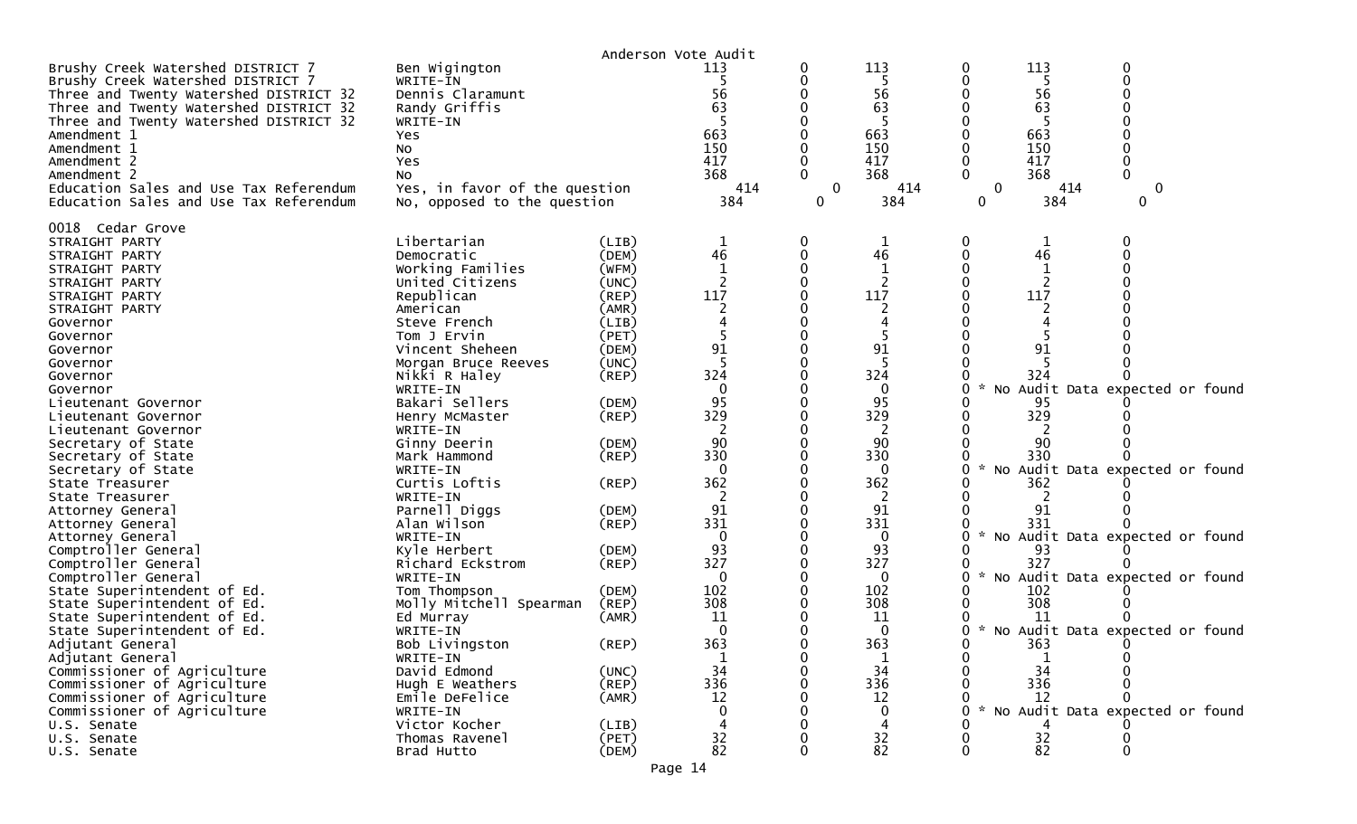Anderson Vote Audit

| | | | | | | | | |
|---|---|---|---|---|---|---|---|---|
| Brushy Creek Watershed DISTRICT 7 | Ben Wigington | | 113 | 0 | 113 | 0 | 113 | 0 |
| Brushy Creek Watershed DISTRICT 7 | WRITE-IN | | 5 | 0 | 5 | 0 | 5 | 0 |
| Three and Twenty Watershed DISTRICT 32 | Dennis Claramunt | | 56 | 0 | 56 | 0 | 56 | 0 |
| Three and Twenty Watershed DISTRICT 32 | Randy Griffis | | 63 | 0 | 63 | 0 | 63 | 0 |
| Three and Twenty Watershed DISTRICT 32 | WRITE-IN | | 5 | 0 | 5 | 0 | 5 | 0 |
| Amendment 1 | Yes | | 663 | 0 | 663 | 0 | 663 | 0 |
| Amendment 1 | No | | 150 | 0 | 150 | 0 | 150 | 0 |
| Amendment 2 | Yes | | 417 | 0 | 417 | 0 | 417 | 0 |
| Amendment 2 | No | | 368 | 0 | 368 | 0 | 368 | 0 |
| Education Sales and Use Tax Referendum | Yes, in favor of the question | | 414 | 0 | 414 | 0 | 414 | 0 |
| Education Sales and Use Tax Referendum | No, opposed to the question | | 384 | 0 | 384 | 0 | 384 | 0 |

0018 Cedar Grove

| | | | | | | | | |
|---|---|---|---|---|---|---|---|---|
| STRAIGHT PARTY | Libertarian | (LIB) | 1 | 0 | 1 | 0 | 1 | 0 |
| STRAIGHT PARTY | Democratic | (DEM) | 46 | 0 | 46 | 0 | 46 | 0 |
| STRAIGHT PARTY | Working Families | (WFM) | 1 | 0 | 1 | 0 | 1 | 0 |
| STRAIGHT PARTY | United Citizens | (UNC) | 2 | 0 | 2 | 0 | 2 | 0 |
| STRAIGHT PARTY | Republican | (REP) | 117 | 0 | 117 | 0 | 117 | 0 |
| STRAIGHT PARTY | American | (AMR) | 2 | 0 | 2 | 0 | 2 | 0 |
| Governor | Steve French | (LIB) | 4 | 0 | 4 | 0 | 4 | 0 |
| Governor | Tom J Ervin | (PET) | 5 | 0 | 5 | 0 | 5 | 0 |
| Governor | Vincent Sheheen | (DEM) | 91 | 0 | 91 | 0 | 91 | 0 |
| Governor | Morgan Bruce Reeves | (UNC) | 5 | 0 | 5 | 0 | 5 | 0 |
| Governor | Nikki R Haley | (REP) | 324 | 0 | 324 | 0 | 324 | 0 |
| Governor | WRITE-IN | | 0 | 0 | 0 | 0 | * No Audit Data expected or found | |
| Lieutenant Governor | Bakari Sellers | (DEM) | 95 | 0 | 95 | 0 | 95 | 0 |
| Lieutenant Governor | Henry McMaster | (REP) | 329 | 0 | 329 | 0 | 329 | 0 |
| Lieutenant Governor | WRITE-IN | | 2 | 0 | 2 | 0 | 2 | 0 |
| Secretary of State | Ginny Deerin | (DEM) | 90 | 0 | 90 | 0 | 90 | 0 |
| Secretary of State | Mark Hammond | (REP) | 330 | 0 | 330 | 0 | 330 | 0 |
| Secretary of State | WRITE-IN | | 0 | 0 | 0 | 0 | * No Audit Data expected or found | |
| State Treasurer | Curtis Loftis | (REP) | 362 | 0 | 362 | 0 | 362 | 0 |
| State Treasurer | WRITE-IN | | 2 | 0 | 2 | 0 | 2 | 0 |
| Attorney General | Parnell Diggs | (DEM) | 91 | 0 | 91 | 0 | 91 | 0 |
| Attorney General | Alan Wilson | (REP) | 331 | 0 | 331 | 0 | 331 | 0 |
| Attorney General | WRITE-IN | | 0 | 0 | 0 | 0 | * No Audit Data expected or found | |
| Comptroller General | Kyle Herbert | (DEM) | 93 | 0 | 93 | 0 | 93 | 0 |
| Comptroller General | Richard Eckstrom | (REP) | 327 | 0 | 327 | 0 | 327 | 0 |
| Comptroller General | WRITE-IN | | 0 | 0 | 0 | 0 | * No Audit Data expected or found | |
| State Superintendent of Ed. | Tom Thompson | (DEM) | 102 | 0 | 102 | 0 | 102 | 0 |
| State Superintendent of Ed. | Molly Mitchell Spearman | (REP) | 308 | 0 | 308 | 0 | 308 | 0 |
| State Superintendent of Ed. | Ed Murray | (AMR) | 11 | 0 | 11 | 0 | 11 | 0 |
| State Superintendent of Ed. | WRITE-IN | | 0 | 0 | 0 | 0 | * No Audit Data expected or found | |
| Adjutant General | Bob Livingston | (REP) | 363 | 0 | 363 | 0 | 363 | 0 |
| Adjutant General | WRITE-IN | | 1 | 0 | 1 | 0 | 1 | 0 |
| Commissioner of Agriculture | David Edmond | (UNC) | 34 | 0 | 34 | 0 | 34 | 0 |
| Commissioner of Agriculture | Hugh E Weathers | (REP) | 336 | 0 | 336 | 0 | 336 | 0 |
| Commissioner of Agriculture | Emile DeFelice | (AMR) | 12 | 0 | 12 | 0 | 12 | 0 |
| Commissioner of Agriculture | WRITE-IN | | 0 | 0 | 0 | 0 | * No Audit Data expected or found | |
| U.S. Senate | Victor Kocher | (LIB) | 4 | 0 | 4 | 0 | 4 | 0 |
| U.S. Senate | Thomas Ravenel | (PET) | 32 | 0 | 32 | 0 | 32 | 0 |
| U.S. Senate | Brad Hutto | (DEM) | 82 | 0 | 82 | 0 | 82 | 0 |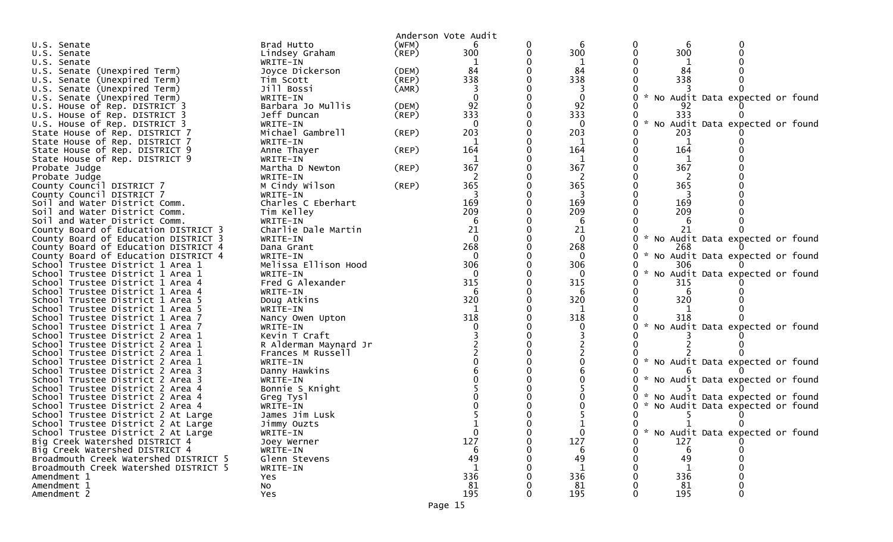Anderson Vote Audit

| Contest | Candidate | Party | Votes | | | | | |
|---|---|---|---|---|---|---|---|---|
| U.S. Senate | Brad Hutto | (WFM) | 6 | 0 | 6 | 0 | 6 | 0 |
| U.S. Senate | Lindsey Graham | (REP) | 300 | 0 | 300 | 0 | 300 | 0 |
| U.S. Senate | WRITE-IN | | 1 | 0 | 1 | 0 | 1 | 0 |
| U.S. Senate (Unexpired Term) | Joyce Dickerson | (DEM) | 84 | 0 | 84 | 0 | 84 | 0 |
| U.S. Senate (Unexpired Term) | Tim Scott | (REP) | 338 | 0 | 338 | 0 | 338 | 0 |
| U.S. Senate (Unexpired Term) | Jill Bossi | (AMR) | 3 | 0 | 3 | 0 | 3 | 0 |
| U.S. Senate (Unexpired Term) | WRITE-IN | | 0 | 0 | 0 | 0 * No Audit Data expected or found | | |
| U.S. House of Rep. DISTRICT 3 | Barbara Jo Mullis | (DEM) | 92 | 0 | 92 | 0 | 92 | 0 |
| U.S. House of Rep. DISTRICT 3 | Jeff Duncan | (REP) | 333 | 0 | 333 | 0 | 333 | 0 |
| U.S. House of Rep. DISTRICT 3 | WRITE-IN | | 0 | 0 | 0 | 0 * No Audit Data expected or found | | |
| State House of Rep. DISTRICT 7 | Michael Gambrell | (REP) | 203 | 0 | 203 | 0 | 203 | 0 |
| State House of Rep. DISTRICT 7 | WRITE-IN | | 1 | 0 | 1 | 0 | 1 | 0 |
| State House of Rep. DISTRICT 9 | Anne Thayer | (REP) | 164 | 0 | 164 | 0 | 164 | 0 |
| State House of Rep. DISTRICT 9 | WRITE-IN | | 1 | 0 | 1 | 0 | 1 | 0 |
| Probate Judge | Martha D Newton | (REP) | 367 | 0 | 367 | 0 | 367 | 0 |
| Probate Judge | WRITE-IN | | 2 | 0 | 2 | 0 | 2 | 0 |
| County Council DISTRICT 7 | M Cindy Wilson | (REP) | 365 | 0 | 365 | 0 | 365 | 0 |
| County Council DISTRICT 7 | WRITE-IN | | 3 | 0 | 3 | 0 | 3 | 0 |
| Soil and Water District Comm. | Charles C Eberhart | | 169 | 0 | 169 | 0 | 169 | 0 |
| Soil and Water District Comm. | Tim Kelley | | 209 | 0 | 209 | 0 | 209 | 0 |
| Soil and Water District Comm. | WRITE-IN | | 6 | 0 | 6 | 0 | 6 | 0 |
| County Board of Education DISTRICT 3 | Charlie Dale Martin | | 21 | 0 | 21 | 0 | 21 | 0 |
| County Board of Education DISTRICT 3 | WRITE-IN | | 0 | 0 | 0 | 0 * No Audit Data expected or found | | |
| County Board of Education DISTRICT 4 | Dana Grant | | 268 | 0 | 268 | 0 | 268 | 0 |
| County Board of Education DISTRICT 4 | WRITE-IN | | 0 | 0 | 0 | 0 * No Audit Data expected or found | | |
| School Trustee District 1 Area 1 | Melissa Ellison Hood | | 306 | 0 | 306 | 0 | 306 | 0 |
| School Trustee District 1 Area 1 | WRITE-IN | | 0 | 0 | 0 | 0 * No Audit Data expected or found | | |
| School Trustee District 1 Area 4 | Fred G Alexander | | 315 | 0 | 315 | 0 | 315 | 0 |
| School Trustee District 1 Area 4 | WRITE-IN | | 6 | 0 | 6 | 0 | 6 | 0 |
| School Trustee District 1 Area 5 | Doug Atkins | | 320 | 0 | 320 | 0 | 320 | 0 |
| School Trustee District 1 Area 5 | WRITE-IN | | 1 | 0 | 1 | 0 | 1 | 0 |
| School Trustee District 1 Area 7 | Nancy Owen Upton | | 318 | 0 | 318 | 0 | 318 | 0 |
| School Trustee District 1 Area 7 | WRITE-IN | | 0 | 0 | 0 | 0 * No Audit Data expected or found | | |
| School Trustee District 2 Area 1 | Kevin T Craft | | 3 | 0 | 3 | 0 | 3 | 0 |
| School Trustee District 2 Area 1 | R Alderman Maynard Jr | | 2 | 0 | 2 | 0 | 2 | 0 |
| School Trustee District 2 Area 1 | Frances M Russell | | 2 | 0 | 2 | 0 | 2 | 0 |
| School Trustee District 2 Area 1 | WRITE-IN | | 0 | 0 | 0 | 0 * No Audit Data expected or found | | |
| School Trustee District 2 Area 3 | Danny Hawkins | | 6 | 0 | 6 | 0 | 6 | 0 |
| School Trustee District 2 Area 3 | WRITE-IN | | 0 | 0 | 0 | 0 * No Audit Data expected or found | | |
| School Trustee District 2 Area 4 | Bonnie S Knight | | 5 | 0 | 5 | 0 | 5 | 0 |
| School Trustee District 2 Area 4 | Greg Tysl | | 0 | 0 | 0 | 0 * No Audit Data expected or found | | |
| School Trustee District 2 Area 4 | WRITE-IN | | 0 | 0 | 0 | 0 * No Audit Data expected or found | | |
| School Trustee District 2 At Large | James Jim Lusk | | 5 | 0 | 5 | 0 | 5 | 0 |
| School Trustee District 2 At Large | Jimmy Ouzts | | 1 | 0 | 1 | 0 | 1 | 0 |
| School Trustee District 2 At Large | WRITE-IN | | 0 | 0 | 0 | 0 * No Audit Data expected or found | | |
| Big Creek Watershed DISTRICT 4 | Joey Werner | | 127 | 0 | 127 | 0 | 127 | 0 |
| Big Creek Watershed DISTRICT 4 | WRITE-IN | | 6 | 0 | 6 | 0 | 6 | 0 |
| Broadmouth Creek Watershed DISTRICT 5 | Glenn Stevens | | 49 | 0 | 49 | 0 | 49 | 0 |
| Broadmouth Creek Watershed DISTRICT 5 | WRITE-IN | | 1 | 0 | 1 | 0 | 1 | 0 |
| Amendment 1 | Yes | | 336 | 0 | 336 | 0 | 336 | 0 |
| Amendment 1 | No | | 81 | 0 | 81 | 0 | 81 | 0 |
| Amendment 2 | Yes | | 195 | 0 | 195 | 0 | 195 | 0 |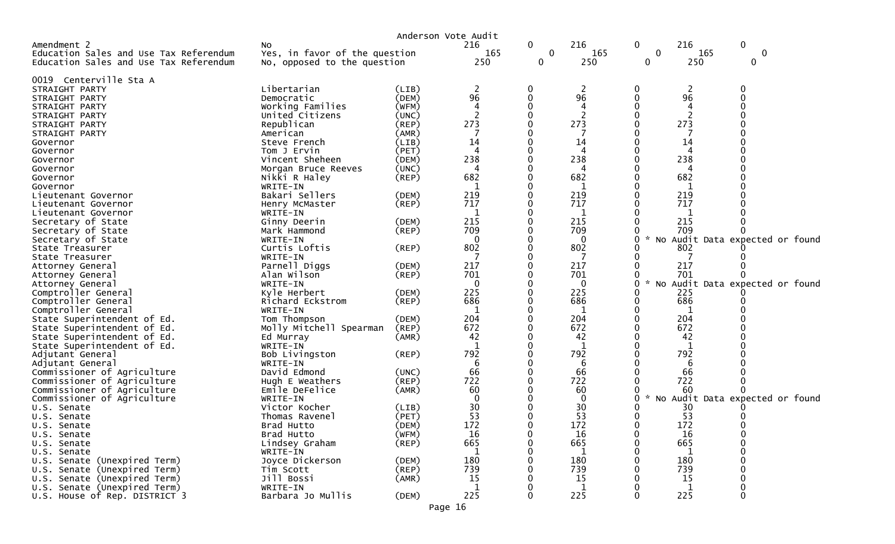Anderson Vote Audit

| Contest | Candidate | Party | Col1 | Col2 | Col3 | Col4 | Col5 | Col6 |
|---|---|---|---|---|---|---|---|---|
| Amendment 2 | No | | 216 | 0 | 216 | 0 | 216 | 0 |
| Education Sales and Use Tax Referendum | Yes, in favor of the question | | 165 | 0 | 165 | 0 | 165 | 0 |
| Education Sales and Use Tax Referendum | No, opposed to the question | | 250 | 0 | 250 | 0 | 250 | 0 |

0019 Centerville Sta A

| Contest | Candidate | Party | Col1 | Col2 | Col3 | Col4 | Col5 | Col6 |
|---|---|---|---|---|---|---|---|---|
| STRAIGHT PARTY | Libertarian | (LIB) | 2 | 0 | 2 | 0 | 2 | 0 |
| STRAIGHT PARTY | Democratic | (DEM) | 96 | 0 | 96 | 0 | 96 | 0 |
| STRAIGHT PARTY | Working Families | (WFM) | 4 | 0 | 4 | 0 | 4 | 0 |
| STRAIGHT PARTY | United Citizens | (UNC) | 2 | 0 | 2 | 0 | 2 | 0 |
| STRAIGHT PARTY | Republican | (REP) | 273 | 0 | 273 | 0 | 273 | 0 |
| STRAIGHT PARTY | American | (AMR) | 7 | 0 | 7 | 0 | 7 | 0 |
| Governor | Steve French | (LIB) | 14 | 0 | 14 | 0 | 14 | 0 |
| Governor | Tom J Ervin | (PET) | 4 | 0 | 4 | 0 | 4 | 0 |
| Governor | Vincent Sheheen | (DEM) | 238 | 0 | 238 | 0 | 238 | 0 |
| Governor | Morgan Bruce Reeves | (UNC) | 4 | 0 | 4 | 0 | 4 | 0 |
| Governor | Nikki R Haley | (REP) | 682 | 0 | 682 | 0 | 682 | 0 |
| Governor | WRITE-IN | | 1 | 0 | 1 | 0 | 1 | 0 |
| Lieutenant Governor | Bakari Sellers | (DEM) | 219 | 0 | 219 | 0 | 219 | 0 |
| Lieutenant Governor | Henry McMaster | (REP) | 717 | 0 | 717 | 0 | 717 | 0 |
| Lieutenant Governor | WRITE-IN | | 1 | 0 | 1 | 0 | 1 | 0 |
| Secretary of State | Ginny Deerin | (DEM) | 215 | 0 | 215 | 0 | 215 | 0 |
| Secretary of State | Mark Hammond | (REP) | 709 | 0 | 709 | 0 | 709 | 0 |
| Secretary of State | WRITE-IN | | 0 | 0 | 0 | 0 | * No Audit Data expected or found | |
| State Treasurer | Curtis Loftis | (REP) | 802 | 0 | 802 | 0 | 802 | 0 |
| State Treasurer | WRITE-IN | | 7 | 0 | 7 | 0 | 7 | 0 |
| Attorney General | Parnell Diggs | (DEM) | 217 | 0 | 217 | 0 | 217 | 0 |
| Attorney General | Alan Wilson | (REP) | 701 | 0 | 701 | 0 | 701 | 0 |
| Attorney General | WRITE-IN | | 0 | 0 | 0 | 0 | * No Audit Data expected or found | |
| Comptroller General | Kyle Herbert | (DEM) | 225 | 0 | 225 | 0 | 225 | 0 |
| Comptroller General | Richard Eckstrom | (REP) | 686 | 0 | 686 | 0 | 686 | 0 |
| Comptroller General | WRITE-IN | | 1 | 0 | 1 | 0 | 1 | 0 |
| State Superintendent of Ed. | Tom Thompson | (DEM) | 204 | 0 | 204 | 0 | 204 | 0 |
| State Superintendent of Ed. | Molly Mitchell Spearman | (REP) | 672 | 0 | 672 | 0 | 672 | 0 |
| State Superintendent of Ed. | Ed Murray | (AMR) | 42 | 0 | 42 | 0 | 42 | 0 |
| State Superintendent of Ed. | WRITE-IN | | 1 | 0 | 1 | 0 | 1 | 0 |
| Adjutant General | Bob Livingston | (REP) | 792 | 0 | 792 | 0 | 792 | 0 |
| Adjutant General | WRITE-IN | | 6 | 0 | 6 | 0 | 6 | 0 |
| Commissioner of Agriculture | David Edmond | (UNC) | 66 | 0 | 66 | 0 | 66 | 0 |
| Commissioner of Agriculture | Hugh E Weathers | (REP) | 722 | 0 | 722 | 0 | 722 | 0 |
| Commissioner of Agriculture | Emile DeFelice | (AMR) | 60 | 0 | 60 | 0 | 60 | 0 |
| Commissioner of Agriculture | WRITE-IN | | 0 | 0 | 0 | 0 | * No Audit Data expected or found | |
| U.S. Senate | Victor Kocher | (LIB) | 30 | 0 | 30 | 0 | 30 | 0 |
| U.S. Senate | Thomas Ravenel | (PET) | 53 | 0 | 53 | 0 | 53 | 0 |
| U.S. Senate | Brad Hutto | (DEM) | 172 | 0 | 172 | 0 | 172 | 0 |
| U.S. Senate | Brad Hutto | (WFM) | 16 | 0 | 16 | 0 | 16 | 0 |
| U.S. Senate | Lindsey Graham | (REP) | 665 | 0 | 665 | 0 | 665 | 0 |
| U.S. Senate | WRITE-IN | | 1 | 0 | 1 | 0 | 1 | 0 |
| U.S. Senate (Unexpired Term) | Joyce Dickerson | (DEM) | 180 | 0 | 180 | 0 | 180 | 0 |
| U.S. Senate (Unexpired Term) | Tim Scott | (REP) | 739 | 0 | 739 | 0 | 739 | 0 |
| U.S. Senate (Unexpired Term) | Jill Bossi | (AMR) | 15 | 0 | 15 | 0 | 15 | 0 |
| U.S. Senate (Unexpired Term) | WRITE-IN | | 1 | 0 | 1 | 0 | 1 | 0 |
| U.S. House of Rep. DISTRICT 3 | Barbara Jo Mullis | (DEM) | 225 | 0 | 225 | 0 | 225 | 0 |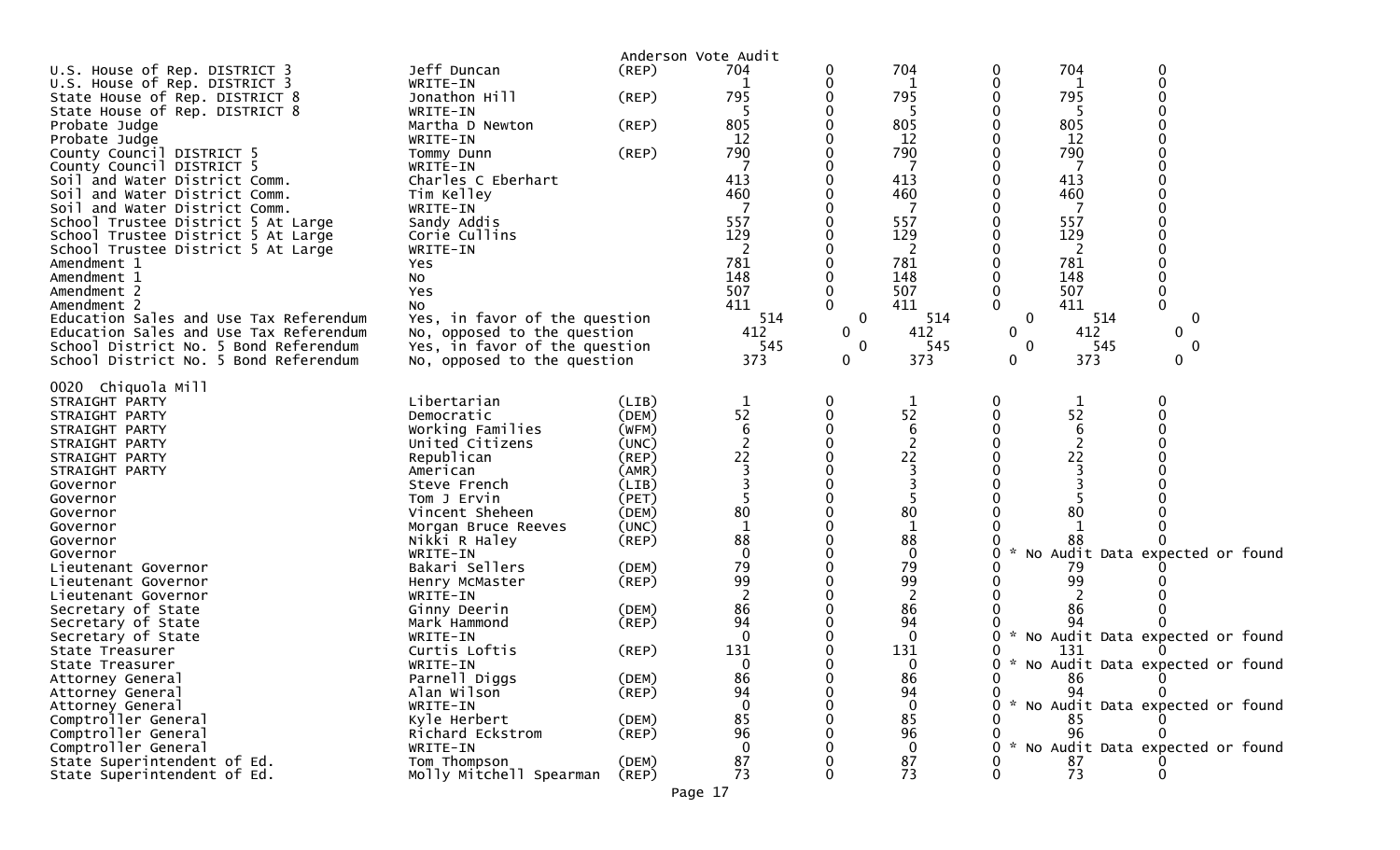Anderson Vote Audit

| Contest | Candidate | Party | | | | | | |
|---|---|---|---|---|---|---|---|---|
| U.S. House of Rep. DISTRICT 3 | Jeff Duncan | (REP) | 704 | 0 | 704 | 0 | 704 | 0 |
| U.S. House of Rep. DISTRICT 3 | WRITE-IN | | 1 | 0 | 1 | 0 | 1 | 0 |
| State House of Rep. DISTRICT 8 | Jonathon Hill | (REP) | 795 | 0 | 795 | 0 | 795 | 0 |
| State House of Rep. DISTRICT 8 | WRITE-IN | | 5 | 0 | 5 | 0 | 5 | 0 |
| Probate Judge | Martha D Newton | (REP) | 805 | 0 | 805 | 0 | 805 | 0 |
| Probate Judge | WRITE-IN | | 12 | 0 | 12 | 0 | 12 | 0 |
| County Council DISTRICT 5 | Tommy Dunn | (REP) | 790 | 0 | 790 | 0 | 790 | 0 |
| County Council DISTRICT 5 | WRITE-IN | | 7 | 0 | 7 | 0 | 7 | 0 |
| Soil and Water District Comm. | Charles C Eberhart | | 413 | 0 | 413 | 0 | 413 | 0 |
| Soil and Water District Comm. | Tim Kelley | | 460 | 0 | 460 | 0 | 460 | 0 |
| Soil and Water District Comm. | WRITE-IN | | 7 | 0 | 7 | 0 | 7 | 0 |
| School Trustee District 5 At Large | Sandy Addis | | 557 | 0 | 557 | 0 | 557 | 0 |
| School Trustee District 5 At Large | Corie Cullins | | 129 | 0 | 129 | 0 | 129 | 0 |
| School Trustee District 5 At Large | WRITE-IN | | 2 | 0 | 2 | 0 | 2 | 0 |
| Amendment 1 | Yes | | 781 | 0 | 781 | 0 | 781 | 0 |
| Amendment 1 | No | | 148 | 0 | 148 | 0 | 148 | 0 |
| Amendment 2 | Yes | | 507 | 0 | 507 | 0 | 507 | 0 |
| Amendment 2 | No | | 411 | 0 | 411 | 0 | 411 | 0 |
| Education Sales and Use Tax Referendum | Yes, in favor of the question | | 514 | 0 | 514 | 0 | 514 | 0 |
| Education Sales and Use Tax Referendum | No, opposed to the question | | 412 | 0 | 412 | 0 | 412 | 0 |
| School District No. 5 Bond Referendum | Yes, in favor of the question | | 545 | 0 | 545 | 0 | 545 | 0 |
| School District No. 5 Bond Referendum | No, opposed to the question | | 373 | 0 | 373 | 0 | 373 | 0 |

0020 Chiquola Mill

| Contest | Candidate | Party | | | | | | |
|---|---|---|---|---|---|---|---|---|
| STRAIGHT PARTY | Libertarian | (LIB) | 1 | 0 | 1 | 0 | 1 | 0 |
| STRAIGHT PARTY | Democratic | (DEM) | 52 | 0 | 52 | 0 | 52 | 0 |
| STRAIGHT PARTY | Working Families | (WFM) | 6 | 0 | 6 | 0 | 6 | 0 |
| STRAIGHT PARTY | United Citizens | (UNC) | 2 | 0 | 2 | 0 | 2 | 0 |
| STRAIGHT PARTY | Republican | (REP) | 22 | 0 | 22 | 0 | 22 | 0 |
| STRAIGHT PARTY | American | (AMR) | 3 | 0 | 3 | 0 | 3 | 0 |
| Governor | Steve French | (LIB) | 3 | 0 | 3 | 0 | 3 | 0 |
| Governor | Tom J Ervin | (PET) | 5 | 0 | 5 | 0 | 5 | 0 |
| Governor | Vincent Sheheen | (DEM) | 80 | 0 | 80 | 0 | 80 | 0 |
| Governor | Morgan Bruce Reeves | (UNC) | 1 | 0 | 1 | 0 | 1 | 0 |
| Governor | Nikki R Haley | (REP) | 88 | 0 | 88 | 0 | 88 | 0 |
| Governor | WRITE-IN | | 0 | 0 | 0 | 0 * No Audit Data expected or found | | |
| Lieutenant Governor | Bakari Sellers | (DEM) | 79 | 0 | 79 | 0 | 79 | 0 |
| Lieutenant Governor | Henry McMaster | (REP) | 99 | 0 | 99 | 0 | 99 | 0 |
| Lieutenant Governor | WRITE-IN | | 2 | 0 | 2 | 0 | 2 | 0 |
| Secretary of State | Ginny Deerin | (DEM) | 86 | 0 | 86 | 0 | 86 | 0 |
| Secretary of State | Mark Hammond | (REP) | 94 | 0 | 94 | 0 | 94 | 0 |
| Secretary of State | WRITE-IN | | 0 | 0 | 0 | 0 * No Audit Data expected or found | | |
| State Treasurer | Curtis Loftis | (REP) | 131 | 0 | 131 | 0 | 131 | 0 |
| State Treasurer | WRITE-IN | | 0 | 0 | 0 | 0 * No Audit Data expected or found | | |
| Attorney General | Parnell Diggs | (DEM) | 86 | 0 | 86 | 0 | 86 | 0 |
| Attorney General | Alan Wilson | (REP) | 94 | 0 | 94 | 0 | 94 | 0 |
| Attorney General | WRITE-IN | | 0 | 0 | 0 | 0 * No Audit Data expected or found | | |
| Comptroller General | Kyle Herbert | (DEM) | 85 | 0 | 85 | 0 | 85 | 0 |
| Comptroller General | Richard Eckstrom | (REP) | 96 | 0 | 96 | 0 | 96 | 0 |
| Comptroller General | WRITE-IN | | 0 | 0 | 0 | 0 * No Audit Data expected or found | | |
| State Superintendent of Ed. | Tom Thompson | (DEM) | 87 | 0 | 87 | 0 | 87 | 0 |
| State Superintendent of Ed. | Molly Mitchell Spearman | (REP) | 73 | 0 | 73 | 0 | 73 | 0 |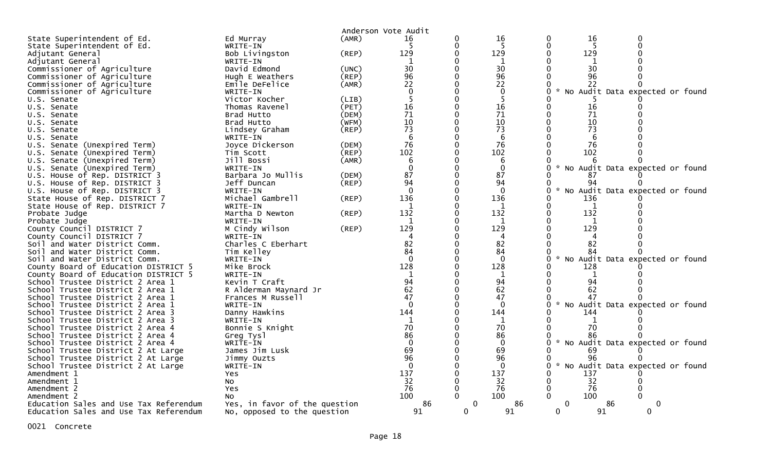Anderson Vote Audit

| Contest | Candidate | Party | | | | | | |
|---|---|---|---|---|---|---|---|---|
| State Superintendent of Ed. | Ed Murray | (AMR) | 16 | 0 | 16 | 0 | 16 | 0 |
| State Superintendent of Ed. | WRITE-IN | | 5 | 0 | 5 | 0 | 5 | 0 |
| Adjutant General | Bob Livingston | (REP) | 129 | 0 | 129 | 0 | 129 | 0 |
| Adjutant General | WRITE-IN | | 1 | 0 | 1 | 0 | 1 | 0 |
| Commissioner of Agriculture | David Edmond | (UNC) | 30 | 0 | 30 | 0 | 30 | 0 |
| Commissioner of Agriculture | Hugh E Weathers | (REP) | 96 | 0 | 96 | 0 | 96 | 0 |
| Commissioner of Agriculture | Emile DeFelice | (AMR) | 22 | 0 | 22 | 0 | 22 | 0 |
| Commissioner of Agriculture | WRITE-IN | | 0 | 0 | 0 | 0 * No Audit Data expected or found | | |
| U.S. Senate | Victor Kocher | (LIB) | 5 | 0 | 5 | 0 | 5 | 0 |
| U.S. Senate | Thomas Ravenel | (PET) | 16 | 0 | 16 | 0 | 16 | 0 |
| U.S. Senate | Brad Hutto | (DEM) | 71 | 0 | 71 | 0 | 71 | 0 |
| U.S. Senate | Brad Hutto | (WFM) | 10 | 0 | 10 | 0 | 10 | 0 |
| U.S. Senate | Lindsey Graham | (REP) | 73 | 0 | 73 | 0 | 73 | 0 |
| U.S. Senate | WRITE-IN | | 6 | 0 | 6 | 0 | 6 | 0 |
| U.S. Senate (Unexpired Term) | Joyce Dickerson | (DEM) | 76 | 0 | 76 | 0 | 76 | 0 |
| U.S. Senate (Unexpired Term) | Tim Scott | (REP) | 102 | 0 | 102 | 0 | 102 | 0 |
| U.S. Senate (Unexpired Term) | Jill Bossi | (AMR) | 6 | 0 | 6 | 0 | 6 | 0 |
| U.S. Senate (Unexpired Term) | WRITE-IN | | 0 | 0 | 0 | 0 * No Audit Data expected or found | | |
| U.S. House of Rep. DISTRICT 3 | Barbara Jo Mullis | (DEM) | 87 | 0 | 87 | 0 | 87 | 0 |
| U.S. House of Rep. DISTRICT 3 | Jeff Duncan | (REP) | 94 | 0 | 94 | 0 | 94 | 0 |
| U.S. House of Rep. DISTRICT 3 | WRITE-IN | | 0 | 0 | 0 | 0 * No Audit Data expected or found | | |
| State House of Rep. DISTRICT 7 | Michael Gambrell | (REP) | 136 | 0 | 136 | 0 | 136 | 0 |
| State House of Rep. DISTRICT 7 | WRITE-IN | | 1 | 0 | 1 | 0 | 1 | 0 |
| Probate Judge | Martha D Newton | (REP) | 132 | 0 | 132 | 0 | 132 | 0 |
| Probate Judge | WRITE-IN | | 1 | 0 | 1 | 0 | 1 | 0 |
| County Council DISTRICT 7 | M Cindy Wilson | (REP) | 129 | 0 | 129 | 0 | 129 | 0 |
| County Council DISTRICT 7 | WRITE-IN | | 4 | 0 | 4 | 0 | 4 | 0 |
| Soil and Water District Comm. | Charles C Eberhart | | 82 | 0 | 82 | 0 | 82 | 0 |
| Soil and Water District Comm. | Tim Kelley | | 84 | 0 | 84 | 0 | 84 | 0 |
| Soil and Water District Comm. | WRITE-IN | | 0 | 0 | 0 | 0 * No Audit Data expected or found | | |
| County Board of Education DISTRICT 5 | Mike Brock | | 128 | 0 | 128 | 0 | 128 | 0 |
| County Board of Education DISTRICT 5 | WRITE-IN | | 1 | 0 | 1 | 0 | 1 | 0 |
| School Trustee District 2 Area 1 | Kevin T Craft | | 94 | 0 | 94 | 0 | 94 | 0 |
| School Trustee District 2 Area 1 | R Alderman Maynard Jr | | 62 | 0 | 62 | 0 | 62 | 0 |
| School Trustee District 2 Area 1 | Frances M Russell | | 47 | 0 | 47 | 0 | 47 | 0 |
| School Trustee District 2 Area 1 | WRITE-IN | | 0 | 0 | 0 | 0 * No Audit Data expected or found | | |
| School Trustee District 2 Area 3 | Danny Hawkins | | 144 | 0 | 144 | 0 | 144 | 0 |
| School Trustee District 2 Area 3 | WRITE-IN | | 1 | 0 | 1 | 0 | 1 | 0 |
| School Trustee District 2 Area 4 | Bonnie S Knight | | 70 | 0 | 70 | 0 | 70 | 0 |
| School Trustee District 2 Area 4 | Greg Tysl | | 86 | 0 | 86 | 0 | 86 | 0 |
| School Trustee District 2 Area 4 | WRITE-IN | | 0 | 0 | 0 | 0 * No Audit Data expected or found | | |
| School Trustee District 2 At Large | James Jim Lusk | | 69 | 0 | 69 | 0 | 69 | 0 |
| School Trustee District 2 At Large | Jimmy Ouzts | | 96 | 0 | 96 | 0 | 96 | 0 |
| School Trustee District 2 At Large | WRITE-IN | | 0 | 0 | 0 | 0 * No Audit Data expected or found | | |
| Amendment 1 | Yes | | 137 | 0 | 137 | 0 | 137 | 0 |
| Amendment 1 | No | | 32 | 0 | 32 | 0 | 32 | 0 |
| Amendment 2 | Yes | | 76 | 0 | 76 | 0 | 76 | 0 |
| Amendment 2 | No | | 100 | 0 | 100 | 0 | 100 | 0 |
| Education Sales and Use Tax Referendum | Yes, in favor of the question | | 86 | 0 | 86 | 0 | 86 | 0 |
| Education Sales and Use Tax Referendum | No, opposed to the question | | 91 | 0 | 91 | 0 | 91 | 0 |

0021 Concrete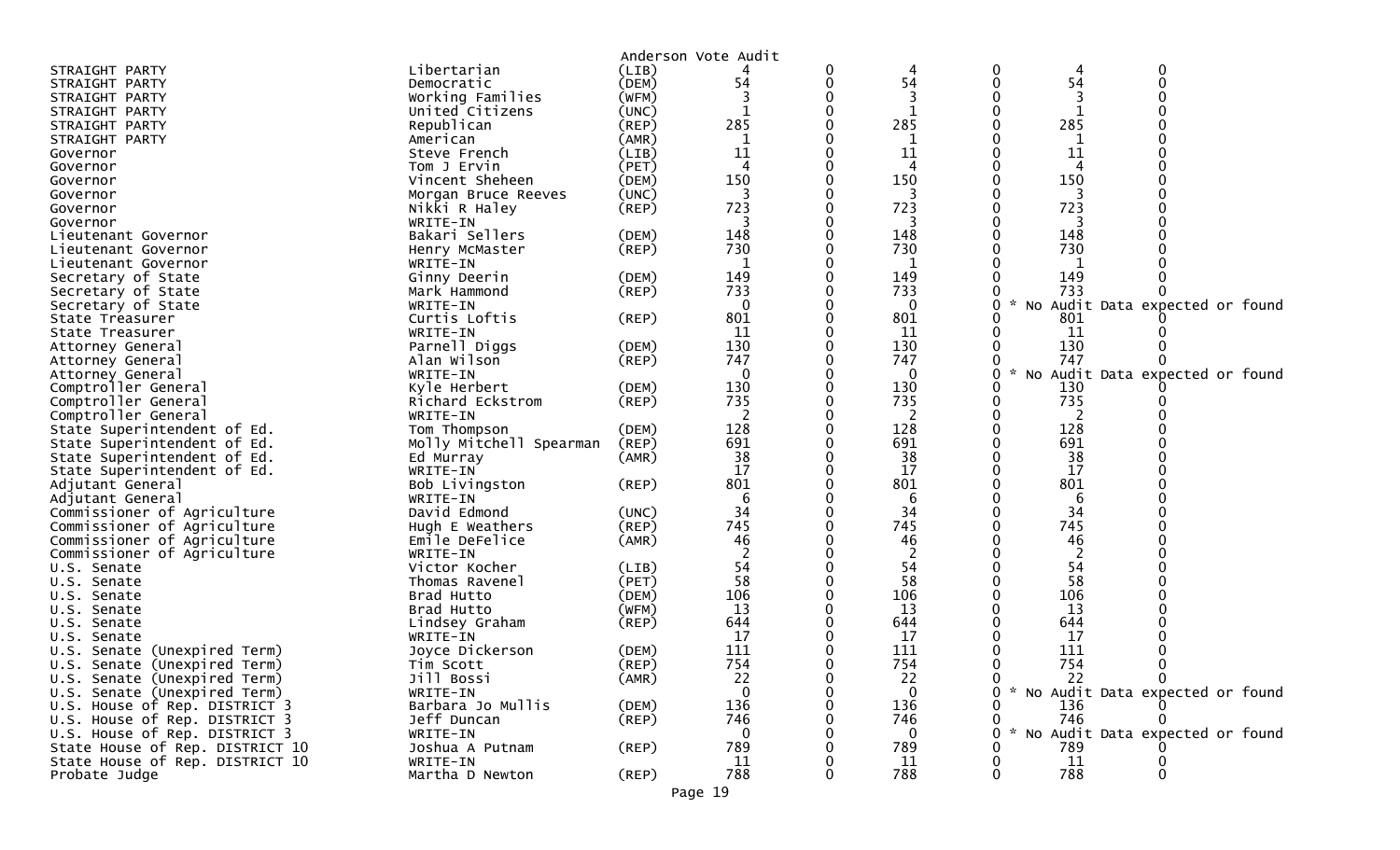Anderson Vote Audit

| Office | Candidate | Party | | | | | | |
|---|---|---|---|---|---|---|---|---|
| STRAIGHT PARTY | Libertarian | (LIB) | 4 | 0 | 4 | 0 | 4 | 0 |
| STRAIGHT PARTY | Democratic | (DEM) | 54 | 0 | 54 | 0 | 54 | 0 |
| STRAIGHT PARTY | Working Families | (WFM) | 3 | 0 | 3 | 0 | 3 | 0 |
| STRAIGHT PARTY | United Citizens | (UNC) | 1 | 0 | 1 | 0 | 1 | 0 |
| STRAIGHT PARTY | Republican | (REP) | 285 | 0 | 285 | 0 | 285 | 0 |
| STRAIGHT PARTY | American | (AMR) | 1 | 0 | 1 | 0 | 1 | 0 |
| Governor | Steve French | (LIB) | 11 | 0 | 11 | 0 | 11 | 0 |
| Governor | Tom J Ervin | (PET) | 4 | 0 | 4 | 0 | 4 | 0 |
| Governor | Vincent Sheheen | (DEM) | 150 | 0 | 150 | 0 | 150 | 0 |
| Governor | Morgan Bruce Reeves | (UNC) | 3 | 0 | 3 | 0 | 3 | 0 |
| Governor | Nikki R Haley | (REP) | 723 | 0 | 723 | 0 | 723 | 0 |
| Governor | WRITE-IN | | 3 | 0 | 3 | 0 | 3 | 0 |
| Lieutenant Governor | Bakari Sellers | (DEM) | 148 | 0 | 148 | 0 | 148 | 0 |
| Lieutenant Governor | Henry McMaster | (REP) | 730 | 0 | 730 | 0 | 730 | 0 |
| Lieutenant Governor | WRITE-IN | | 1 | 0 | 1 | 0 | 1 | 0 |
| Secretary of State | Ginny Deerin | (DEM) | 149 | 0 | 149 | 0 | 149 | 0 |
| Secretary of State | Mark Hammond | (REP) | 733 | 0 | 733 | 0 | 733 | 0 |
| Secretary of State | WRITE-IN | | 0 | 0 | 0 | 0 * No Audit Data expected or found | | |
| State Treasurer | Curtis Loftis | (REP) | 801 | 0 | 801 | 0 | 801 | 0 |
| State Treasurer | WRITE-IN | | 11 | 0 | 11 | 0 | 11 | 0 |
| Attorney General | Parnell Diggs | (DEM) | 130 | 0 | 130 | 0 | 130 | 0 |
| Attorney General | Alan Wilson | (REP) | 747 | 0 | 747 | 0 | 747 | 0 |
| Attorney General | WRITE-IN | | 0 | 0 | 0 | 0 * No Audit Data expected or found | | |
| Comptroller General | Kyle Herbert | (DEM) | 130 | 0 | 130 | 0 | 130 | 0 |
| Comptroller General | Richard Eckstrom | (REP) | 735 | 0 | 735 | 0 | 735 | 0 |
| Comptroller General | WRITE-IN | | 2 | 0 | 2 | 0 | 2 | 0 |
| State Superintendent of Ed. | Tom Thompson | (DEM) | 128 | 0 | 128 | 0 | 128 | 0 |
| State Superintendent of Ed. | Molly Mitchell Spearman | (REP) | 691 | 0 | 691 | 0 | 691 | 0 |
| State Superintendent of Ed. | Ed Murray | (AMR) | 38 | 0 | 38 | 0 | 38 | 0 |
| State Superintendent of Ed. | WRITE-IN | | 17 | 0 | 17 | 0 | 17 | 0 |
| Adjutant General | Bob Livingston | (REP) | 801 | 0 | 801 | 0 | 801 | 0 |
| Adjutant General | WRITE-IN | | 6 | 0 | 6 | 0 | 6 | 0 |
| Commissioner of Agriculture | David Edmond | (UNC) | 34 | 0 | 34 | 0 | 34 | 0 |
| Commissioner of Agriculture | Hugh E Weathers | (REP) | 745 | 0 | 745 | 0 | 745 | 0 |
| Commissioner of Agriculture | Emile DeFelice | (AMR) | 46 | 0 | 46 | 0 | 46 | 0 |
| Commissioner of Agriculture | WRITE-IN | | 2 | 0 | 2 | 0 | 2 | 0 |
| U.S. Senate | Victor Kocher | (LIB) | 54 | 0 | 54 | 0 | 54 | 0 |
| U.S. Senate | Thomas Ravenel | (PET) | 58 | 0 | 58 | 0 | 58 | 0 |
| U.S. Senate | Brad Hutto | (DEM) | 106 | 0 | 106 | 0 | 106 | 0 |
| U.S. Senate | Brad Hutto | (WFM) | 13 | 0 | 13 | 0 | 13 | 0 |
| U.S. Senate | Lindsey Graham | (REP) | 644 | 0 | 644 | 0 | 644 | 0 |
| U.S. Senate | WRITE-IN | | 17 | 0 | 17 | 0 | 17 | 0 |
| U.S. Senate (Unexpired Term) | Joyce Dickerson | (DEM) | 111 | 0 | 111 | 0 | 111 | 0 |
| U.S. Senate (Unexpired Term) | Tim Scott | (REP) | 754 | 0 | 754 | 0 | 754 | 0 |
| U.S. Senate (Unexpired Term) | Jill Bossi | (AMR) | 22 | 0 | 22 | 0 | 22 | 0 |
| U.S. Senate (Unexpired Term) | WRITE-IN | | 0 | 0 | 0 | 0 * No Audit Data expected or found | | |
| U.S. House of Rep. DISTRICT 3 | Barbara Jo Mullis | (DEM) | 136 | 0 | 136 | 0 | 136 | 0 |
| U.S. House of Rep. DISTRICT 3 | Jeff Duncan | (REP) | 746 | 0 | 746 | 0 | 746 | 0 |
| U.S. House of Rep. DISTRICT 3 | WRITE-IN | | 0 | 0 | 0 | 0 * No Audit Data expected or found | | |
| State House of Rep. DISTRICT 10 | Joshua A Putnam | (REP) | 789 | 0 | 789 | 0 | 789 | 0 |
| State House of Rep. DISTRICT 10 | WRITE-IN | | 11 | 0 | 11 | 0 | 11 | 0 |
| Probate Judge | Martha D Newton | (REP) | 788 | 0 | 788 | 0 | 788 | 0 |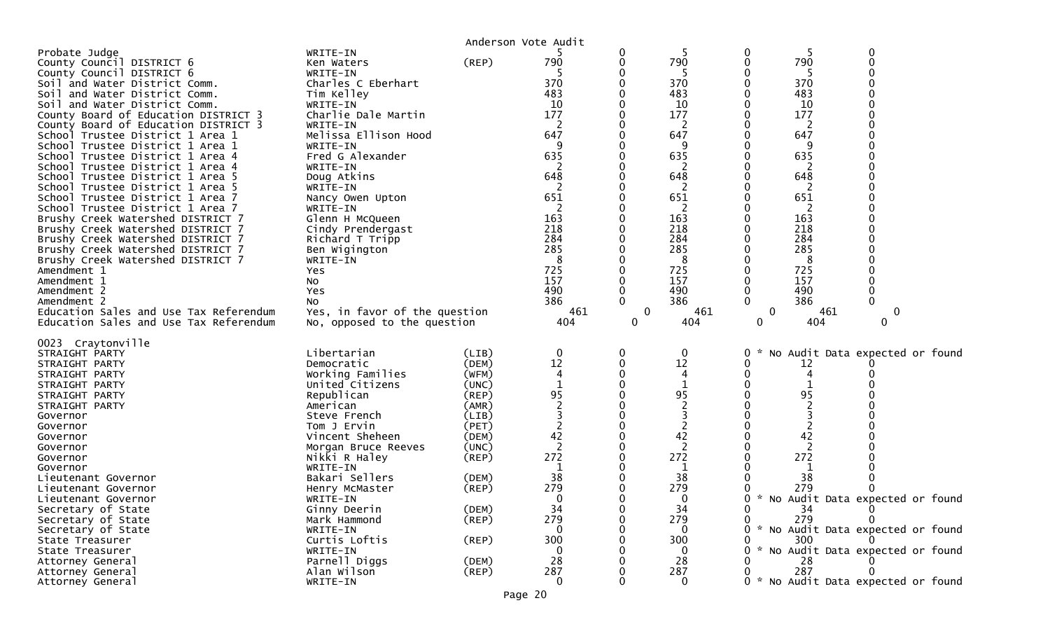Anderson Vote Audit

| Contest | Candidate | Party | | | | | | |
|---|---|---|---|---|---|---|---|---|
| Probate Judge | WRITE-IN | | 5 | 0 | 5 | 0 | 5 | 0 |
| County Council DISTRICT 6 | Ken Waters | (REP) | 790 | 0 | 790 | 0 | 790 | 0 |
| County Council DISTRICT 6 | WRITE-IN | | 5 | 0 | 5 | 0 | 5 | 0 |
| Soil and Water District Comm. | Charles C Eberhart | | 370 | 0 | 370 | 0 | 370 | 0 |
| Soil and Water District Comm. | Tim Kelley | | 483 | 0 | 483 | 0 | 483 | 0 |
| Soil and Water District Comm. | WRITE-IN | | 10 | 0 | 10 | 0 | 10 | 0 |
| County Board of Education DISTRICT 3 | Charlie Dale Martin | | 177 | 0 | 177 | 0 | 177 | 0 |
| County Board of Education DISTRICT 3 | WRITE-IN | | 2 | 0 | 2 | 0 | 2 | 0 |
| School Trustee District 1 Area 1 | Melissa Ellison Hood | | 647 | 0 | 647 | 0 | 647 | 0 |
| School Trustee District 1 Area 1 | WRITE-IN | | 9 | 0 | 9 | 0 | 9 | 0 |
| School Trustee District 1 Area 4 | Fred G Alexander | | 635 | 0 | 635 | 0 | 635 | 0 |
| School Trustee District 1 Area 4 | WRITE-IN | | 2 | 0 | 2 | 0 | 2 | 0 |
| School Trustee District 1 Area 5 | Doug Atkins | | 648 | 0 | 648 | 0 | 648 | 0 |
| School Trustee District 1 Area 5 | WRITE-IN | | 2 | 0 | 2 | 0 | 2 | 0 |
| School Trustee District 1 Area 7 | Nancy Owen Upton | | 651 | 0 | 651 | 0 | 651 | 0 |
| School Trustee District 1 Area 7 | WRITE-IN | | 2 | 0 | 2 | 0 | 2 | 0 |
| Brushy Creek Watershed DISTRICT 7 | Glenn H McQueen | | 163 | 0 | 163 | 0 | 163 | 0 |
| Brushy Creek Watershed DISTRICT 7 | Cindy Prendergast | | 218 | 0 | 218 | 0 | 218 | 0 |
| Brushy Creek Watershed DISTRICT 7 | Richard T Tripp | | 284 | 0 | 284 | 0 | 284 | 0 |
| Brushy Creek Watershed DISTRICT 7 | Ben Wigington | | 285 | 0 | 285 | 0 | 285 | 0 |
| Brushy Creek Watershed DISTRICT 7 | WRITE-IN | | 8 | 0 | 8 | 0 | 8 | 0 |
| Amendment 1 | Yes | | 725 | 0 | 725 | 0 | 725 | 0 |
| Amendment 1 | No | | 157 | 0 | 157 | 0 | 157 | 0 |
| Amendment 2 | Yes | | 490 | 0 | 490 | 0 | 490 | 0 |
| Amendment 2 | No | | 386 | 0 | 386 | 0 | 386 | 0 |
| Education Sales and Use Tax Referendum | Yes, in favor of the question | | 461 | 0 | 461 | 0 | 461 | 0 |
| Education Sales and Use Tax Referendum | No, opposed to the question | | 404 | 0 | 404 | 0 | 404 | 0 |

0023 Craytonville

| Contest | Candidate | Party | | | | | | |
|---|---|---|---|---|---|---|---|---|
| STRAIGHT PARTY | Libertarian | (LIB) | 0 | 0 | 0 | 0 * No Audit Data expected or found | | |
| STRAIGHT PARTY | Democratic | (DEM) | 12 | 0 | 12 | 0 | 12 | 0 |
| STRAIGHT PARTY | Working Families | (WFM) | 4 | 0 | 4 | 0 | 4 | 0 |
| STRAIGHT PARTY | United Citizens | (UNC) | 1 | 0 | 1 | 0 | 1 | 0 |
| STRAIGHT PARTY | Republican | (REP) | 95 | 0 | 95 | 0 | 95 | 0 |
| STRAIGHT PARTY | American | (AMR) | 2 | 0 | 2 | 0 | 2 | 0 |
| Governor | Steve French | (LIB) | 3 | 0 | 3 | 0 | 3 | 0 |
| Governor | Tom J Ervin | (PET) | 2 | 0 | 2 | 0 | 2 | 0 |
| Governor | Vincent Sheheen | (DEM) | 42 | 0 | 42 | 0 | 42 | 0 |
| Governor | Morgan Bruce Reeves | (UNC) | 2 | 0 | 2 | 0 | 2 | 0 |
| Governor | Nikki R Haley | (REP) | 272 | 0 | 272 | 0 | 272 | 0 |
| Governor | WRITE-IN | | 1 | 0 | 1 | 0 | 1 | 0 |
| Lieutenant Governor | Bakari Sellers | (DEM) | 38 | 0 | 38 | 0 | 38 | 0 |
| Lieutenant Governor | Henry McMaster | (REP) | 279 | 0 | 279 | 0 | 279 | 0 |
| Lieutenant Governor | WRITE-IN | | 0 | 0 | 0 | 0 * No Audit Data expected or found | | |
| Secretary of State | Ginny Deerin | (DEM) | 34 | 0 | 34 | 0 | 34 | 0 |
| Secretary of State | Mark Hammond | (REP) | 279 | 0 | 279 | 0 | 279 | 0 |
| Secretary of State | WRITE-IN | | 0 | 0 | 0 | 0 * No Audit Data expected or found | | |
| State Treasurer | Curtis Loftis | (REP) | 300 | 0 | 300 | 0 | 300 | 0 |
| State Treasurer | WRITE-IN | | 0 | 0 | 0 | 0 * No Audit Data expected or found | | |
| Attorney General | Parnell Diggs | (DEM) | 28 | 0 | 28 | 0 | 28 | 0 |
| Attorney General | Alan Wilson | (REP) | 287 | 0 | 287 | 0 | 287 | 0 |
| Attorney General | WRITE-IN | | 0 | 0 | 0 | 0 * No Audit Data expected or found | | |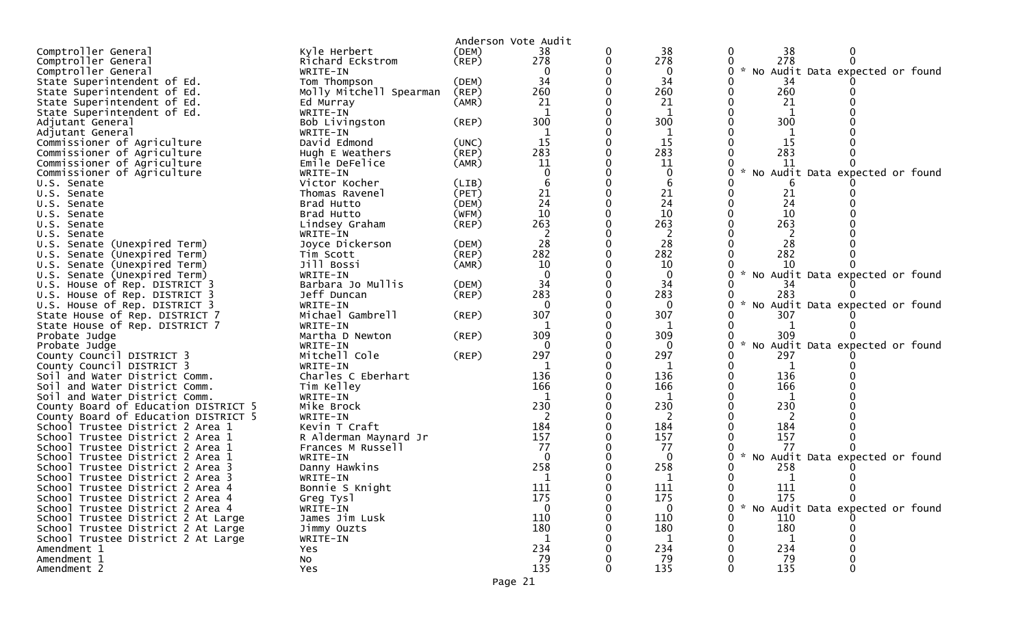Anderson Vote Audit

| Contest | Candidate | Party | | | | | | |
|---|---|---|---|---|---|---|---|---|
| Comptroller General | Kyle Herbert | (DEM) | 38 | 0 | 38 | 0 | 38 | 0 |
| Comptroller General | Richard Eckstrom | (REP) | 278 | 0 | 278 | 0 | 278 | 0 |
| Comptroller General | WRITE-IN | | 0 | 0 | 0 | 0 | * No Audit Data expected or found | |
| State Superintendent of Ed. | Tom Thompson | (DEM) | 34 | 0 | 34 | 0 | 34 | 0 |
| State Superintendent of Ed. | Molly Mitchell Spearman | (REP) | 260 | 0 | 260 | 0 | 260 | 0 |
| State Superintendent of Ed. | Ed Murray | (AMR) | 21 | 0 | 21 | 0 | 21 | 0 |
| State Superintendent of Ed. | WRITE-IN | | 1 | 0 | 1 | 0 | 1 | 0 |
| Adjutant General | Bob Livingston | (REP) | 300 | 0 | 300 | 0 | 300 | 0 |
| Adjutant General | WRITE-IN | | 1 | 0 | 1 | 0 | 1 | 0 |
| Commissioner of Agriculture | David Edmond | (UNC) | 15 | 0 | 15 | 0 | 15 | 0 |
| Commissioner of Agriculture | Hugh E Weathers | (REP) | 283 | 0 | 283 | 0 | 283 | 0 |
| Commissioner of Agriculture | Emile DeFelice | (AMR) | 11 | 0 | 11 | 0 | 11 | 0 |
| Commissioner of Agriculture | WRITE-IN | | 0 | 0 | 0 | 0 | * No Audit Data expected or found | |
| U.S. Senate | Victor Kocher | (LIB) | 6 | 0 | 6 | 0 | 6 | 0 |
| U.S. Senate | Thomas Ravenel | (PET) | 21 | 0 | 21 | 0 | 21 | 0 |
| U.S. Senate | Brad Hutto | (DEM) | 24 | 0 | 24 | 0 | 24 | 0 |
| U.S. Senate | Brad Hutto | (WFM) | 10 | 0 | 10 | 0 | 10 | 0 |
| U.S. Senate | Lindsey Graham | (REP) | 263 | 0 | 263 | 0 | 263 | 0 |
| U.S. Senate | WRITE-IN | | 2 | 0 | 2 | 0 | 2 | 0 |
| U.S. Senate (Unexpired Term) | Joyce Dickerson | (DEM) | 28 | 0 | 28 | 0 | 28 | 0 |
| U.S. Senate (Unexpired Term) | Tim Scott | (REP) | 282 | 0 | 282 | 0 | 282 | 0 |
| U.S. Senate (Unexpired Term) | Jill Bossi | (AMR) | 10 | 0 | 10 | 0 | 10 | 0 |
| U.S. Senate (Unexpired Term) | WRITE-IN | | 0 | 0 | 0 | 0 | * No Audit Data expected or found | |
| U.S. House of Rep. DISTRICT 3 | Barbara Jo Mullis | (DEM) | 34 | 0 | 34 | 0 | 34 | 0 |
| U.S. House of Rep. DISTRICT 3 | Jeff Duncan | (REP) | 283 | 0 | 283 | 0 | 283 | 0 |
| U.S. House of Rep. DISTRICT 3 | WRITE-IN | | 0 | 0 | 0 | 0 | * No Audit Data expected or found | |
| State House of Rep. DISTRICT 7 | Michael Gambrell | (REP) | 307 | 0 | 307 | 0 | 307 | 0 |
| State House of Rep. DISTRICT 7 | WRITE-IN | | 1 | 0 | 1 | 0 | 1 | 0 |
| Probate Judge | Martha D Newton | (REP) | 309 | 0 | 309 | 0 | 309 | 0 |
| Probate Judge | WRITE-IN | | 0 | 0 | 0 | 0 | * No Audit Data expected or found | |
| County Council DISTRICT 3 | Mitchell Cole | (REP) | 297 | 0 | 297 | 0 | 297 | 0 |
| County Council DISTRICT 3 | WRITE-IN | | 1 | 0 | 1 | 0 | 1 | 0 |
| Soil and Water District Comm. | Charles C Eberhart | | 136 | 0 | 136 | 0 | 136 | 0 |
| Soil and Water District Comm. | Tim Kelley | | 166 | 0 | 166 | 0 | 166 | 0 |
| Soil and Water District Comm. | WRITE-IN | | 1 | 0 | 1 | 0 | 1 | 0 |
| County Board of Education DISTRICT 5 | Mike Brock | | 230 | 0 | 230 | 0 | 230 | 0 |
| County Board of Education DISTRICT 5 | WRITE-IN | | 2 | 0 | 2 | 0 | 2 | 0 |
| School Trustee District 2 Area 1 | Kevin T Craft | | 184 | 0 | 184 | 0 | 184 | 0 |
| School Trustee District 2 Area 1 | R Alderman Maynard Jr | | 157 | 0 | 157 | 0 | 157 | 0 |
| School Trustee District 2 Area 1 | Frances M Russell | | 77 | 0 | 77 | 0 | 77 | 0 |
| School Trustee District 2 Area 1 | WRITE-IN | | 0 | 0 | 0 | 0 | * No Audit Data expected or found | |
| School Trustee District 2 Area 3 | Danny Hawkins | | 258 | 0 | 258 | 0 | 258 | 0 |
| School Trustee District 2 Area 3 | WRITE-IN | | 1 | 0 | 1 | 0 | 1 | 0 |
| School Trustee District 2 Area 4 | Bonnie S Knight | | 111 | 0 | 111 | 0 | 111 | 0 |
| School Trustee District 2 Area 4 | Greg Tysl | | 175 | 0 | 175 | 0 | 175 | 0 |
| School Trustee District 2 Area 4 | WRITE-IN | | 0 | 0 | 0 | 0 | * No Audit Data expected or found | |
| School Trustee District 2 At Large | James Jim Lusk | | 110 | 0 | 110 | 0 | 110 | 0 |
| School Trustee District 2 At Large | Jimmy Ouzts | | 180 | 0 | 180 | 0 | 180 | 0 |
| School Trustee District 2 At Large | WRITE-IN | | 1 | 0 | 1 | 0 | 1 | 0 |
| Amendment 1 | Yes | | 234 | 0 | 234 | 0 | 234 | 0 |
| Amendment 1 | No | | 79 | 0 | 79 | 0 | 79 | 0 |
| Amendment 2 | Yes | | 135 | 0 | 135 | 0 | 135 | 0 |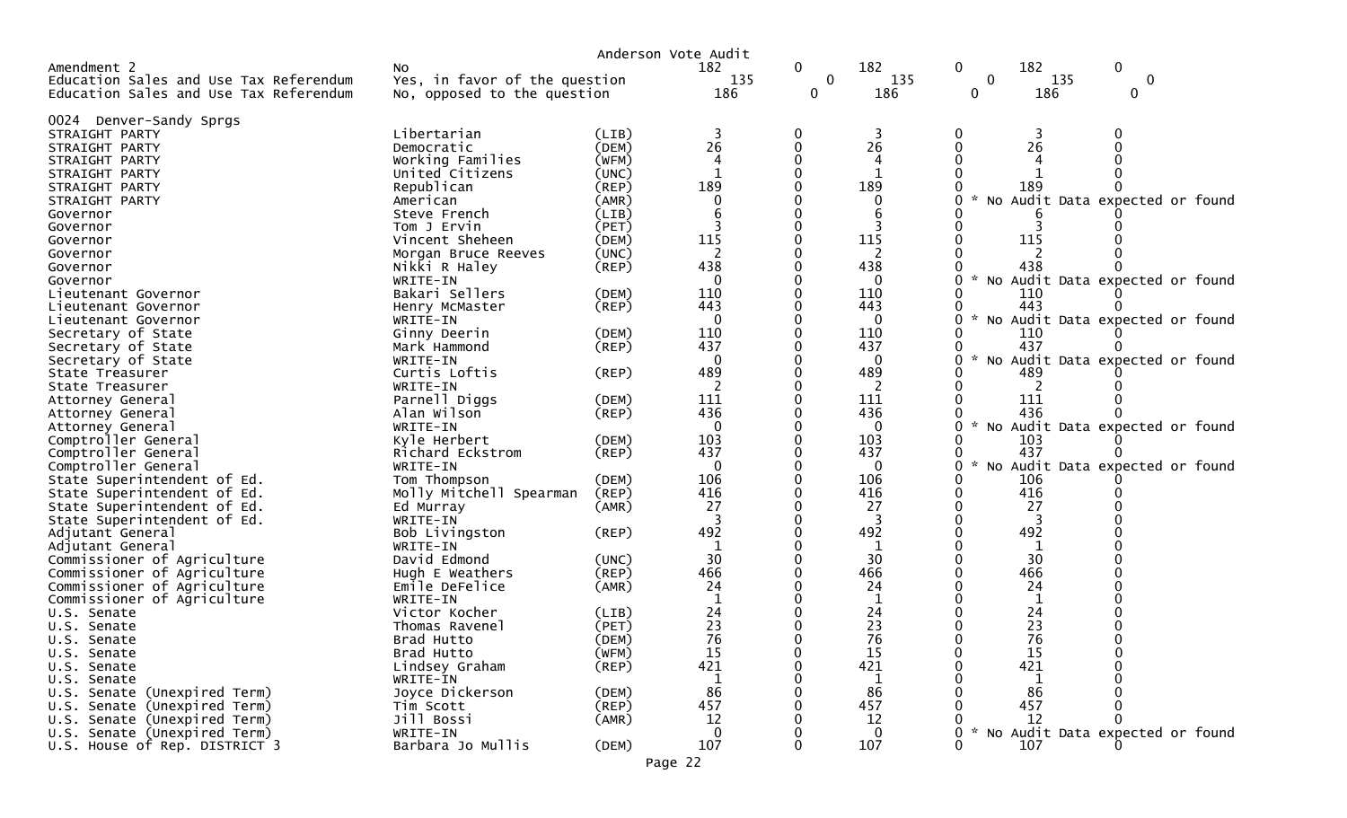Anderson Vote Audit

| Contest | Candidate | Party | | | | | | | |
|---|---|---|---|---|---|---|---|---|---|
| Amendment 2 | No | | 182 | 0 | 182 | 0 | 182 | 0 | |
| Education Sales and Use Tax Referendum | Yes, in favor of the question | | 135 | 0 | 135 | 0 | 135 | 0 | |
| Education Sales and Use Tax Referendum | No, opposed to the question | | 186 | 0 | 186 | 0 | 186 | 0 | |

## 0024 Denver-Sandy Sprgs

| Contest | Candidate | Party | | | | | | | |
|---|---|---|---|---|---|---|---|---|---|
| STRAIGHT PARTY | Libertarian | (LIB) | 3 | 0 | 3 | 0 | 3 | 0 | |
| STRAIGHT PARTY | Democratic | (DEM) | 26 | 0 | 26 | 0 | 26 | 0 | |
| STRAIGHT PARTY | Working Families | (WFM) | 4 | 0 | 4 | 0 | 4 | 0 | |
| STRAIGHT PARTY | United Citizens | (UNC) | 1 | 0 | 1 | 0 | 1 | 0 | |
| STRAIGHT PARTY | Republican | (REP) | 189 | 0 | 189 | 0 | 189 | 0 | |
| STRAIGHT PARTY | American | (AMR) | 0 | 0 | 0 | 0 | | | * No Audit Data expected or found |
| Governor | Steve French | (LIB) | 6 | 0 | 6 | 0 | 6 | 0 | |
| Governor | Tom J Ervin | (PET) | 3 | 0 | 3 | 0 | 3 | 0 | |
| Governor | Vincent Sheheen | (DEM) | 115 | 0 | 115 | 0 | 115 | 0 | |
| Governor | Morgan Bruce Reeves | (UNC) | 2 | 0 | 2 | 0 | 2 | 0 | |
| Governor | Nikki R Haley | (REP) | 438 | 0 | 438 | 0 | 438 | 0 | |
| Governor | WRITE-IN | | 0 | 0 | 0 | 0 | | | * No Audit Data expected or found |
| Lieutenant Governor | Bakari Sellers | (DEM) | 110 | 0 | 110 | 0 | 110 | 0 | |
| Lieutenant Governor | Henry McMaster | (REP) | 443 | 0 | 443 | 0 | 443 | 0 | |
| Lieutenant Governor | WRITE-IN | | 0 | 0 | 0 | 0 | | | * No Audit Data expected or found |
| Secretary of State | Ginny Deerin | (DEM) | 110 | 0 | 110 | 0 | 110 | 0 | |
| Secretary of State | Mark Hammond | (REP) | 437 | 0 | 437 | 0 | 437 | 0 | |
| Secretary of State | WRITE-IN | | 0 | 0 | 0 | 0 | | | * No Audit Data expected or found |
| State Treasurer | Curtis Loftis | (REP) | 489 | 0 | 489 | 0 | 489 | 0 | |
| State Treasurer | WRITE-IN | | 2 | 0 | 2 | 0 | 2 | 0 | |
| Attorney General | Parnell Diggs | (DEM) | 111 | 0 | 111 | 0 | 111 | 0 | |
| Attorney General | Alan Wilson | (REP) | 436 | 0 | 436 | 0 | 436 | 0 | |
| Attorney General | WRITE-IN | | 0 | 0 | 0 | 0 | | | * No Audit Data expected or found |
| Comptroller General | Kyle Herbert | (DEM) | 103 | 0 | 103 | 0 | 103 | 0 | |
| Comptroller General | Richard Eckstrom | (REP) | 437 | 0 | 437 | 0 | 437 | 0 | |
| Comptroller General | WRITE-IN | | 0 | 0 | 0 | 0 | | | * No Audit Data expected or found |
| State Superintendent of Ed. | Tom Thompson | (DEM) | 106 | 0 | 106 | 0 | 106 | 0 | |
| State Superintendent of Ed. | Molly Mitchell Spearman | (REP) | 416 | 0 | 416 | 0 | 416 | 0 | |
| State Superintendent of Ed. | Ed Murray | (AMR) | 27 | 0 | 27 | 0 | 27 | 0 | |
| State Superintendent of Ed. | WRITE-IN | | 3 | 0 | 3 | 0 | 3 | 0 | |
| Adjutant General | Bob Livingston | (REP) | 492 | 0 | 492 | 0 | 492 | 0 | |
| Adjutant General | WRITE-IN | | 1 | 0 | 1 | 0 | 1 | 0 | |
| Commissioner of Agriculture | David Edmond | (UNC) | 30 | 0 | 30 | 0 | 30 | 0 | |
| Commissioner of Agriculture | Hugh E Weathers | (REP) | 466 | 0 | 466 | 0 | 466 | 0 | |
| Commissioner of Agriculture | Emile DeFelice | (AMR) | 24 | 0 | 24 | 0 | 24 | 0 | |
| Commissioner of Agriculture | WRITE-IN | | 1 | 0 | 1 | 0 | 1 | 0 | |
| U.S. Senate | Victor Kocher | (LIB) | 24 | 0 | 24 | 0 | 24 | 0 | |
| U.S. Senate | Thomas Ravenel | (PET) | 23 | 0 | 23 | 0 | 23 | 0 | |
| U.S. Senate | Brad Hutto | (DEM) | 76 | 0 | 76 | 0 | 76 | 0 | |
| U.S. Senate | Brad Hutto | (WFM) | 15 | 0 | 15 | 0 | 15 | 0 | |
| U.S. Senate | Lindsey Graham | (REP) | 421 | 0 | 421 | 0 | 421 | 0 | |
| U.S. Senate | WRITE-IN | | 1 | 0 | 1 | 0 | 1 | 0 | |
| U.S. Senate (Unexpired Term) | Joyce Dickerson | (DEM) | 86 | 0 | 86 | 0 | 86 | 0 | |
| U.S. Senate (Unexpired Term) | Tim Scott | (REP) | 457 | 0 | 457 | 0 | 457 | 0 | |
| U.S. Senate (Unexpired Term) | Jill Bossi | (AMR) | 12 | 0 | 12 | 0 | 12 | 0 | |
| U.S. Senate (Unexpired Term) | WRITE-IN | | 0 | 0 | 0 | 0 | | | * No Audit Data expected or found |
| U.S. House of Rep. DISTRICT 3 | Barbara Jo Mullis | (DEM) | 107 | 0 | 107 | 0 | 107 | 0 | |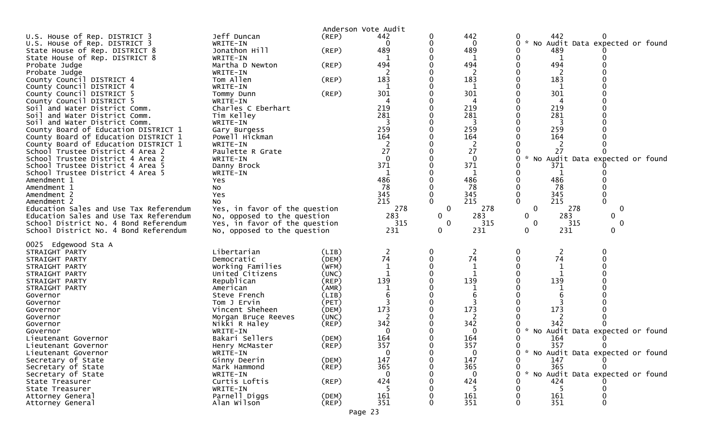Anderson Vote Audit

| | | | | | | | | |
|---|---|---|---|---|---|---|---|---|
| U.S. House of Rep. DISTRICT 3 | Jeff Duncan | (REP) | 442 | 0 | 442 | 0 | 442 | 0 |
| U.S. House of Rep. DISTRICT 3 | WRITE-IN | | 0 | 0 | 0 | 0 | * No Audit Data expected or found | |
| State House of Rep. DISTRICT 8 | Jonathon Hill | (REP) | 489 | 0 | 489 | 0 | 489 | 0 |
| State House of Rep. DISTRICT 8 | WRITE-IN | | 1 | 0 | 1 | 0 | 1 | 0 |
| Probate Judge | Martha D Newton | (REP) | 494 | 0 | 494 | 0 | 494 | 0 |
| Probate Judge | WRITE-IN | | 2 | 0 | 2 | 0 | 2 | 0 |
| County Council DISTRICT 4 | Tom Allen | (REP) | 183 | 0 | 183 | 0 | 183 | 0 |
| County Council DISTRICT 4 | WRITE-IN | | 1 | 0 | 1 | 0 | 1 | 0 |
| County Council DISTRICT 5 | Tommy Dunn | (REP) | 301 | 0 | 301 | 0 | 301 | 0 |
| County Council DISTRICT 5 | WRITE-IN | | 4 | 0 | 4 | 0 | 4 | 0 |
| Soil and Water District Comm. | Charles C Eberhart | | 219 | 0 | 219 | 0 | 219 | 0 |
| Soil and Water District Comm. | Tim Kelley | | 281 | 0 | 281 | 0 | 281 | 0 |
| Soil and Water District Comm. | WRITE-IN | | 3 | 0 | 3 | 0 | 3 | 0 |
| County Board of Education DISTRICT 1 | Gary Burgess | | 259 | 0 | 259 | 0 | 259 | 0 |
| County Board of Education DISTRICT 1 | Powell Hickman | | 164 | 0 | 164 | 0 | 164 | 0 |
| County Board of Education DISTRICT 1 | WRITE-IN | | 2 | 0 | 2 | 0 | 2 | 0 |
| School Trustee District 4 Area 2 | Paulette R Grate | | 27 | 0 | 27 | 0 | 27 | 0 |
| School Trustee District 4 Area 2 | WRITE-IN | | 0 | 0 | 0 | 0 | * No Audit Data expected or found | |
| School Trustee District 4 Area 5 | Danny Brock | | 371 | 0 | 371 | 0 | 371 | 0 |
| School Trustee District 4 Area 5 | WRITE-IN | | 1 | 0 | 1 | 0 | 1 | 0 |
| Amendment 1 | Yes | | 486 | 0 | 486 | 0 | 486 | 0 |
| Amendment 1 | No | | 78 | 0 | 78 | 0 | 78 | 0 |
| Amendment 2 | Yes | | 345 | 0 | 345 | 0 | 345 | 0 |
| Amendment 2 | No | | 215 | 0 | 215 | 0 | 215 | 0 |
| Education Sales and Use Tax Referendum | Yes, in favor of the question | | 278 | 0 | 278 | 0 | 278 | 0 |
| Education Sales and Use Tax Referendum | No, opposed to the question | | 283 | 0 | 283 | 0 | 283 | 0 |
| School District No. 4 Bond Referendum | Yes, in favor of the question | | 315 | 0 | 315 | 0 | 315 | 0 |
| School District No. 4 Bond Referendum | No, opposed to the question | | 231 | 0 | 231 | 0 | 231 | 0 |

0025 Edgewood Sta A

| | | | | | | | | |
|---|---|---|---|---|---|---|---|---|
| STRAIGHT PARTY | Libertarian | (LIB) | 2 | 0 | 2 | 0 | 2 | 0 |
| STRAIGHT PARTY | Democratic | (DEM) | 74 | 0 | 74 | 0 | 74 | 0 |
| STRAIGHT PARTY | Working Families | (WFM) | 1 | 0 | 1 | 0 | 1 | 0 |
| STRAIGHT PARTY | United Citizens | (UNC) | 1 | 0 | 1 | 0 | 1 | 0 |
| STRAIGHT PARTY | Republican | (REP) | 139 | 0 | 139 | 0 | 139 | 0 |
| STRAIGHT PARTY | American | (AMR) | 1 | 0 | 1 | 0 | 1 | 0 |
| Governor | Steve French | (LIB) | 6 | 0 | 6 | 0 | 6 | 0 |
| Governor | Tom J Ervin | (PET) | 3 | 0 | 3 | 0 | 3 | 0 |
| Governor | Vincent Sheheen | (DEM) | 173 | 0 | 173 | 0 | 173 | 0 |
| Governor | Morgan Bruce Reeves | (UNC) | 2 | 0 | 2 | 0 | 2 | 0 |
| Governor | Nikki R Haley | (REP) | 342 | 0 | 342 | 0 | 342 | 0 |
| Governor | WRITE-IN | | 0 | 0 | 0 | 0 | * No Audit Data expected or found | |
| Lieutenant Governor | Bakari Sellers | (DEM) | 164 | 0 | 164 | 0 | 164 | 0 |
| Lieutenant Governor | Henry McMaster | (REP) | 357 | 0 | 357 | 0 | 357 | 0 |
| Lieutenant Governor | WRITE-IN | | 0 | 0 | 0 | 0 | * No Audit Data expected or found | |
| Secretary of State | Ginny Deerin | (DEM) | 147 | 0 | 147 | 0 | 147 | 0 |
| Secretary of State | Mark Hammond | (REP) | 365 | 0 | 365 | 0 | 365 | 0 |
| Secretary of State | WRITE-IN | | 0 | 0 | 0 | 0 | * No Audit Data expected or found | |
| State Treasurer | Curtis Loftis | (REP) | 424 | 0 | 424 | 0 | 424 | 0 |
| State Treasurer | WRITE-IN | | 5 | 0 | 5 | 0 | 5 | 0 |
| Attorney General | Parnell Diggs | (DEM) | 161 | 0 | 161 | 0 | 161 | 0 |
| Attorney General | Alan Wilson | (REP) | 351 | 0 | 351 | 0 | 351 | 0 |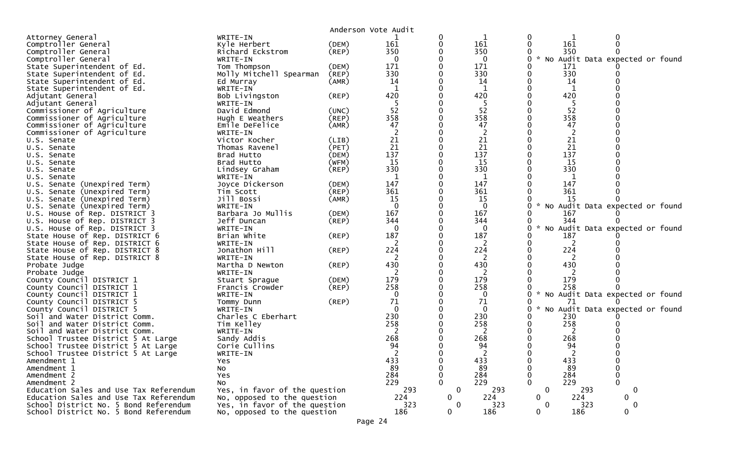Anderson Vote Audit

| Contest | Candidate | Party | | | | | | |
|---|---|---|---|---|---|---|---|---|
| Attorney General | WRITE-IN | | 1 | 0 | 1 | 0 | 1 | 0 |
| Comptroller General | Kyle Herbert | (DEM) | 161 | 0 | 161 | 0 | 161 | 0 |
| Comptroller General | Richard Eckstrom | (REP) | 350 | 0 | 350 | 0 | 350 | 0 |
| Comptroller General | WRITE-IN | | 0 | 0 | 0 | 0 | * No Audit Data expected or found | |
| State Superintendent of Ed. | Tom Thompson | (DEM) | 171 | 0 | 171 | 0 | 171 | 0 |
| State Superintendent of Ed. | Molly Mitchell Spearman | (REP) | 330 | 0 | 330 | 0 | 330 | 0 |
| State Superintendent of Ed. | Ed Murray | (AMR) | 14 | 0 | 14 | 0 | 14 | 0 |
| State Superintendent of Ed. | WRITE-IN | | 1 | 0 | 1 | 0 | 1 | 0 |
| Adjutant General | Bob Livingston | (REP) | 420 | 0 | 420 | 0 | 420 | 0 |
| Adjutant General | WRITE-IN | | 5 | 0 | 5 | 0 | 5 | 0 |
| Commissioner of Agriculture | David Edmond | (UNC) | 52 | 0 | 52 | 0 | 52 | 0 |
| Commissioner of Agriculture | Hugh E Weathers | (REP) | 358 | 0 | 358 | 0 | 358 | 0 |
| Commissioner of Agriculture | Emile DeFelice | (AMR) | 47 | 0 | 47 | 0 | 47 | 0 |
| Commissioner of Agriculture | WRITE-IN | | 2 | 0 | 2 | 0 | 2 | 0 |
| U.S. Senate | Victor Kocher | (LIB) | 21 | 0 | 21 | 0 | 21 | 0 |
| U.S. Senate | Thomas Ravenel | (PET) | 21 | 0 | 21 | 0 | 21 | 0 |
| U.S. Senate | Brad Hutto | (DEM) | 137 | 0 | 137 | 0 | 137 | 0 |
| U.S. Senate | Brad Hutto | (WFM) | 15 | 0 | 15 | 0 | 15 | 0 |
| U.S. Senate | Lindsey Graham | (REP) | 330 | 0 | 330 | 0 | 330 | 0 |
| U.S. Senate | WRITE-IN | | 1 | 0 | 1 | 0 | 1 | 0 |
| U.S. Senate (Unexpired Term) | Joyce Dickerson | (DEM) | 147 | 0 | 147 | 0 | 147 | 0 |
| U.S. Senate (Unexpired Term) | Tim Scott | (REP) | 361 | 0 | 361 | 0 | 361 | 0 |
| U.S. Senate (Unexpired Term) | Jill Bossi | (AMR) | 15 | 0 | 15 | 0 | 15 | 0 |
| U.S. Senate (Unexpired Term) | WRITE-IN | | 0 | 0 | 0 | 0 | * No Audit Data expected or found | |
| U.S. House of Rep. DISTRICT 3 | Barbara Jo Mullis | (DEM) | 167 | 0 | 167 | 0 | 167 | 0 |
| U.S. House of Rep. DISTRICT 3 | Jeff Duncan | (REP) | 344 | 0 | 344 | 0 | 344 | 0 |
| U.S. House of Rep. DISTRICT 3 | WRITE-IN | | 0 | 0 | 0 | 0 | * No Audit Data expected or found | |
| State House of Rep. DISTRICT 6 | Brian White | (REP) | 187 | 0 | 187 | 0 | 187 | 0 |
| State House of Rep. DISTRICT 6 | WRITE-IN | | 2 | 0 | 2 | 0 | 2 | 0 |
| State House of Rep. DISTRICT 8 | Jonathon Hill | (REP) | 224 | 0 | 224 | 0 | 224 | 0 |
| State House of Rep. DISTRICT 8 | WRITE-IN | | 2 | 0 | 2 | 0 | 2 | 0 |
| Probate Judge | Martha D Newton | (REP) | 430 | 0 | 430 | 0 | 430 | 0 |
| Probate Judge | WRITE-IN | | 2 | 0 | 2 | 0 | 2 | 0 |
| County Council DISTRICT 1 | Stuart Sprague | (DEM) | 179 | 0 | 179 | 0 | 179 | 0 |
| County Council DISTRICT 1 | Francis Crowder | (REP) | 258 | 0 | 258 | 0 | 258 | 0 |
| County Council DISTRICT 1 | WRITE-IN | | 0 | 0 | 0 | 0 | * No Audit Data expected or found | |
| County Council DISTRICT 5 | Tommy Dunn | (REP) | 71 | 0 | 71 | 0 | 71 | 0 |
| County Council DISTRICT 5 | WRITE-IN | | 0 | 0 | 0 | 0 | * No Audit Data expected or found | |
| Soil and Water District Comm. | Charles C Eberhart | | 230 | 0 | 230 | 0 | 230 | 0 |
| Soil and Water District Comm. | Tim Kelley | | 258 | 0 | 258 | 0 | 258 | 0 |
| Soil and Water District Comm. | WRITE-IN | | 2 | 0 | 2 | 0 | 2 | 0 |
| School Trustee District 5 At Large | Sandy Addis | | 268 | 0 | 268 | 0 | 268 | 0 |
| School Trustee District 5 At Large | Corie Cullins | | 94 | 0 | 94 | 0 | 94 | 0 |
| School Trustee District 5 At Large | WRITE-IN | | 2 | 0 | 2 | 0 | 2 | 0 |
| Amendment 1 | Yes | | 433 | 0 | 433 | 0 | 433 | 0 |
| Amendment 1 | No | | 89 | 0 | 89 | 0 | 89 | 0 |
| Amendment 2 | Yes | | 284 | 0 | 284 | 0 | 284 | 0 |
| Amendment 2 | No | | 229 | 0 | 229 | 0 | 229 | 0 |
| Education Sales and Use Tax Referendum | Yes, in favor of the question | | 293 | 0 | 293 | 0 | 293 | 0 |
| Education Sales and Use Tax Referendum | No, opposed to the question | | 224 | 0 | 224 | 0 | 224 | 0 |
| School District No. 5 Bond Referendum | Yes, in favor of the question | | 323 | 0 | 323 | 0 | 323 | 0 |
| School District No. 5 Bond Referendum | No, opposed to the question | | 186 | 0 | 186 | 0 | 186 | 0 |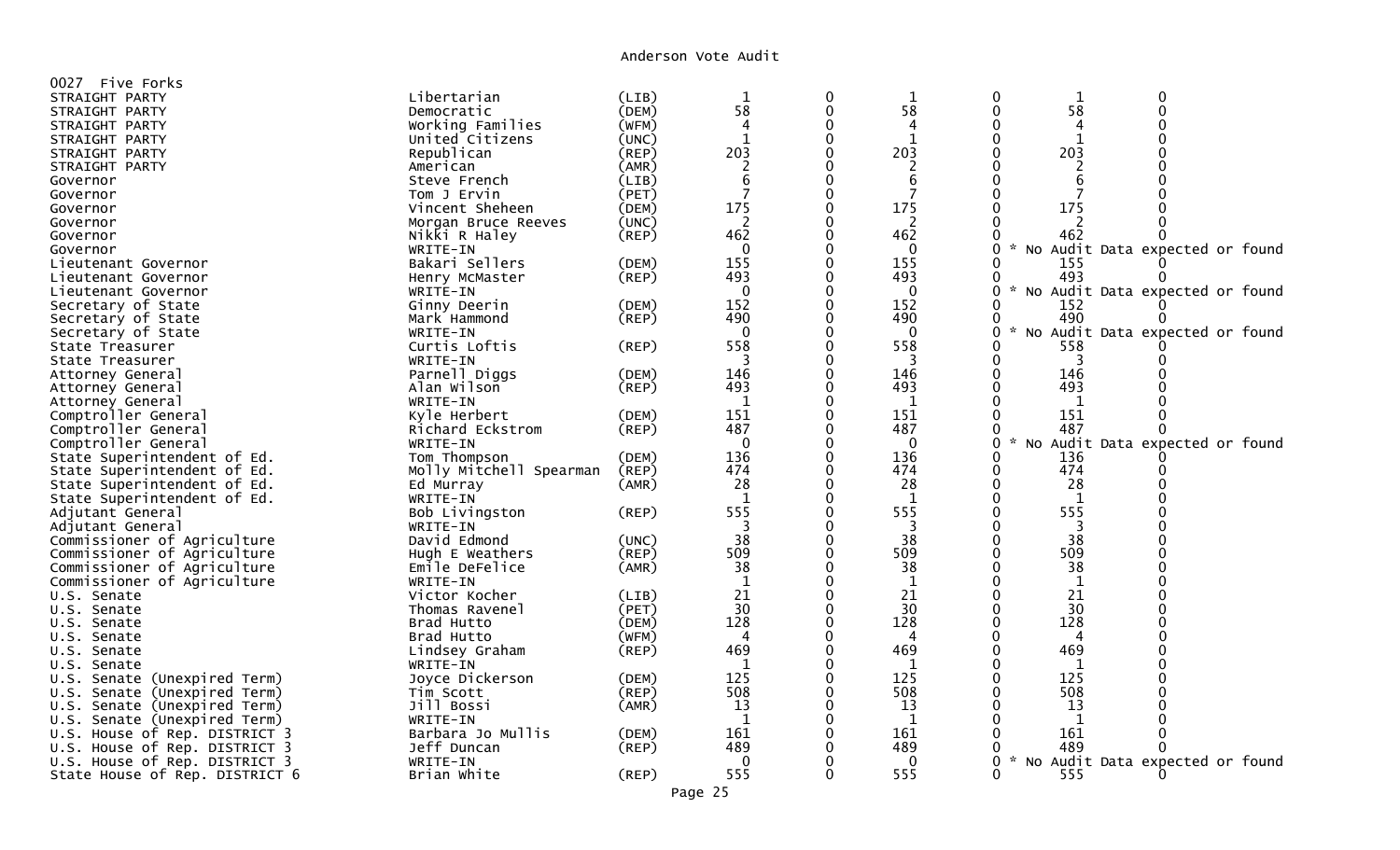Anderson Vote Audit

0027 Five Forks

| Contest | Candidate | Party | | | | | | |
|---|---|---|---|---|---|---|---|---|
| STRAIGHT PARTY | Libertarian | (LIB) | 1 | 0 | 1 | 0 | 1 | 0 |
| STRAIGHT PARTY | Democratic | (DEM) | 58 | 0 | 58 | 0 | 58 | 0 |
| STRAIGHT PARTY | Working Families | (WFM) | 4 | 0 | 4 | 0 | 4 | 0 |
| STRAIGHT PARTY | United Citizens | (UNC) | 1 | 0 | 1 | 0 | 1 | 0 |
| STRAIGHT PARTY | Republican | (REP) | 203 | 0 | 203 | 0 | 203 | 0 |
| STRAIGHT PARTY | American | (AMR) | 2 | 0 | 2 | 0 | 2 | 0 |
| Governor | Steve French | (LIB) | 6 | 0 | 6 | 0 | 6 | 0 |
| Governor | Tom J Ervin | (PET) | 7 | 0 | 7 | 0 | 7 | 0 |
| Governor | Vincent Sheheen | (DEM) | 175 | 0 | 175 | 0 | 175 | 0 |
| Governor | Morgan Bruce Reeves | (UNC) | 2 | 0 | 2 | 0 | 2 | 0 |
| Governor | Nikki R Haley | (REP) | 462 | 0 | 462 | 0 | 462 | 0 |
| Governor | WRITE-IN | | 0 | 0 | 0 | 0 | * No Audit Data expected or found | |
| Lieutenant Governor | Bakari Sellers | (DEM) | 155 | 0 | 155 | 0 | 155 | 0 |
| Lieutenant Governor | Henry McMaster | (REP) | 493 | 0 | 493 | 0 | 493 | 0 |
| Lieutenant Governor | WRITE-IN | | 0 | 0 | 0 | 0 | * No Audit Data expected or found | |
| Secretary of State | Ginny Deerin | (DEM) | 152 | 0 | 152 | 0 | 152 | 0 |
| Secretary of State | Mark Hammond | (REP) | 490 | 0 | 490 | 0 | 490 | 0 |
| Secretary of State | WRITE-IN | | 0 | 0 | 0 | 0 | * No Audit Data expected or found | |
| State Treasurer | Curtis Loftis | (REP) | 558 | 0 | 558 | 0 | 558 | 0 |
| State Treasurer | WRITE-IN | | 3 | 0 | 3 | 0 | 3 | 0 |
| Attorney General | Parnell Diggs | (DEM) | 146 | 0 | 146 | 0 | 146 | 0 |
| Attorney General | Alan Wilson | (REP) | 493 | 0 | 493 | 0 | 493 | 0 |
| Attorney General | WRITE-IN | | 1 | 0 | 1 | 0 | 1 | 0 |
| Comptroller General | Kyle Herbert | (DEM) | 151 | 0 | 151 | 0 | 151 | 0 |
| Comptroller General | Richard Eckstrom | (REP) | 487 | 0 | 487 | 0 | 487 | 0 |
| Comptroller General | WRITE-IN | | 0 | 0 | 0 | 0 | * No Audit Data expected or found | |
| State Superintendent of Ed. | Tom Thompson | (DEM) | 136 | 0 | 136 | 0 | 136 | 0 |
| State Superintendent of Ed. | Molly Mitchell Spearman | (REP) | 474 | 0 | 474 | 0 | 474 | 0 |
| State Superintendent of Ed. | Ed Murray | (AMR) | 28 | 0 | 28 | 0 | 28 | 0 |
| State Superintendent of Ed. | WRITE-IN | | 1 | 0 | 1 | 0 | 1 | 0 |
| Adjutant General | Bob Livingston | (REP) | 555 | 0 | 555 | 0 | 555 | 0 |
| Adjutant General | WRITE-IN | | 3 | 0 | 3 | 0 | 3 | 0 |
| Commissioner of Agriculture | David Edmond | (UNC) | 38 | 0 | 38 | 0 | 38 | 0 |
| Commissioner of Agriculture | Hugh E Weathers | (REP) | 509 | 0 | 509 | 0 | 509 | 0 |
| Commissioner of Agriculture | Emile DeFelice | (AMR) | 38 | 0 | 38 | 0 | 38 | 0 |
| Commissioner of Agriculture | WRITE-IN | | 1 | 0 | 1 | 0 | 1 | 0 |
| U.S. Senate | Victor Kocher | (LIB) | 21 | 0 | 21 | 0 | 21 | 0 |
| U.S. Senate | Thomas Ravenel | (PET) | 30 | 0 | 30 | 0 | 30 | 0 |
| U.S. Senate | Brad Hutto | (DEM) | 128 | 0 | 128 | 0 | 128 | 0 |
| U.S. Senate | Brad Hutto | (WFM) | 4 | 0 | 4 | 0 | 4 | 0 |
| U.S. Senate | Lindsey Graham | (REP) | 469 | 0 | 469 | 0 | 469 | 0 |
| U.S. Senate | WRITE-IN | | 1 | 0 | 1 | 0 | 1 | 0 |
| U.S. Senate (Unexpired Term) | Joyce Dickerson | (DEM) | 125 | 0 | 125 | 0 | 125 | 0 |
| U.S. Senate (Unexpired Term) | Tim Scott | (REP) | 508 | 0 | 508 | 0 | 508 | 0 |
| U.S. Senate (Unexpired Term) | Jill Bossi | (AMR) | 13 | 0 | 13 | 0 | 13 | 0 |
| U.S. Senate (Unexpired Term) | WRITE-IN | | 1 | 0 | 1 | 0 | 1 | 0 |
| U.S. House of Rep. DISTRICT 3 | Barbara Jo Mullis | (DEM) | 161 | 0 | 161 | 0 | 161 | 0 |
| U.S. House of Rep. DISTRICT 3 | Jeff Duncan | (REP) | 489 | 0 | 489 | 0 | 489 | 0 |
| U.S. House of Rep. DISTRICT 3 | WRITE-IN | | 0 | 0 | 0 | 0 | * No Audit Data expected or found | |
| State House of Rep. DISTRICT 6 | Brian White | (REP) | 555 | 0 | 555 | 0 | 555 | 0 |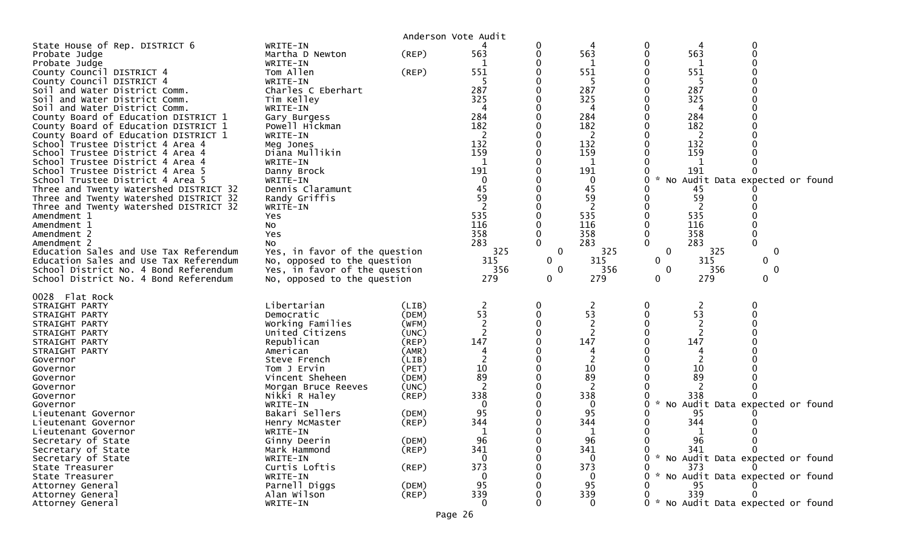Anderson Vote Audit

| Contest | Candidate | Party | | | | | | |
|---|---|---|---|---|---|---|---|---|
| State House of Rep. DISTRICT 6 | WRITE-IN | | 4 | 0 | 4 | 0 | 4 | 0 |
| Probate Judge | Martha D Newton | (REP) | 563 | 0 | 563 | 0 | 563 | 0 |
| Probate Judge | WRITE-IN | | 1 | 0 | 1 | 0 | 1 | 0 |
| County Council DISTRICT 4 | Tom Allen | (REP) | 551 | 0 | 551 | 0 | 551 | 0 |
| County Council DISTRICT 4 | WRITE-IN | | 5 | 0 | 5 | 0 | 5 | 0 |
| Soil and Water District Comm. | Charles C Eberhart | | 287 | 0 | 287 | 0 | 287 | 0 |
| Soil and Water District Comm. | Tim Kelley | | 325 | 0 | 325 | 0 | 325 | 0 |
| Soil and Water District Comm. | WRITE-IN | | 4 | 0 | 4 | 0 | 4 | 0 |
| County Board of Education DISTRICT 1 | Gary Burgess | | 284 | 0 | 284 | 0 | 284 | 0 |
| County Board of Education DISTRICT 1 | Powell Hickman | | 182 | 0 | 182 | 0 | 182 | 0 |
| County Board of Education DISTRICT 1 | WRITE-IN | | 2 | 0 | 2 | 0 | 2 | 0 |
| School Trustee District 4 Area 4 | Meg Jones | | 132 | 0 | 132 | 0 | 132 | 0 |
| School Trustee District 4 Area 4 | Diana Mullikin | | 159 | 0 | 159 | 0 | 159 | 0 |
| School Trustee District 4 Area 4 | WRITE-IN | | 1 | 0 | 1 | 0 | 1 | 0 |
| School Trustee District 4 Area 5 | Danny Brock | | 191 | 0 | 191 | 0 | 191 | 0 |
| School Trustee District 4 Area 5 | WRITE-IN | | 0 | 0 | 0 | 0 | * No Audit Data expected or found | |
| Three and Twenty Watershed DISTRICT 32 | Dennis Claramunt | | 45 | 0 | 45 | 0 | 45 | 0 |
| Three and Twenty Watershed DISTRICT 32 | Randy Griffis | | 59 | 0 | 59 | 0 | 59 | 0 |
| Three and Twenty Watershed DISTRICT 32 | WRITE-IN | | 2 | 0 | 2 | 0 | 2 | 0 |
| Amendment 1 | Yes | | 535 | 0 | 535 | 0 | 535 | 0 |
| Amendment 1 | No | | 116 | 0 | 116 | 0 | 116 | 0 |
| Amendment 2 | Yes | | 358 | 0 | 358 | 0 | 358 | 0 |
| Amendment 2 | No | | 283 | 0 | 283 | 0 | 283 | 0 |
| Education Sales and Use Tax Referendum | Yes, in favor of the question | | 325 | 0 | 325 | 0 | 325 | 0 |
| Education Sales and Use Tax Referendum | No, opposed to the question | | 315 | 0 | 315 | 0 | 315 | 0 |
| School District No. 4 Bond Referendum | Yes, in favor of the question | | 356 | 0 | 356 | 0 | 356 | 0 |
| School District No. 4 Bond Referendum | No, opposed to the question | | 279 | 0 | 279 | 0 | 279 | 0 |

0028 Flat Rock

| Contest | Candidate | Party | | | | | | |
|---|---|---|---|---|---|---|---|---|
| STRAIGHT PARTY | Libertarian | (LIB) | 2 | 0 | 2 | 0 | 2 | 0 |
| STRAIGHT PARTY | Democratic | (DEM) | 53 | 0 | 53 | 0 | 53 | 0 |
| STRAIGHT PARTY | Working Families | (WFM) | 2 | 0 | 2 | 0 | 2 | 0 |
| STRAIGHT PARTY | United Citizens | (UNC) | 2 | 0 | 2 | 0 | 2 | 0 |
| STRAIGHT PARTY | Republican | (REP) | 147 | 0 | 147 | 0 | 147 | 0 |
| STRAIGHT PARTY | American | (AMR) | 4 | 0 | 4 | 0 | 4 | 0 |
| Governor | Steve French | (LIB) | 2 | 0 | 2 | 0 | 2 | 0 |
| Governor | Tom J Ervin | (PET) | 10 | 0 | 10 | 0 | 10 | 0 |
| Governor | Vincent Sheheen | (DEM) | 89 | 0 | 89 | 0 | 89 | 0 |
| Governor | Morgan Bruce Reeves | (UNC) | 2 | 0 | 2 | 0 | 2 | 0 |
| Governor | Nikki R Haley | (REP) | 338 | 0 | 338 | 0 | 338 | 0 |
| Governor | WRITE-IN | | 0 | 0 | 0 | 0 | * No Audit Data expected or found | |
| Lieutenant Governor | Bakari Sellers | (DEM) | 95 | 0 | 95 | 0 | 95 | 0 |
| Lieutenant Governor | Henry McMaster | (REP) | 344 | 0 | 344 | 0 | 344 | 0 |
| Lieutenant Governor | WRITE-IN | | 1 | 0 | 1 | 0 | 1 | 0 |
| Secretary of State | Ginny Deerin | (DEM) | 96 | 0 | 96 | 0 | 96 | 0 |
| Secretary of State | Mark Hammond | (REP) | 341 | 0 | 341 | 0 | 341 | 0 |
| Secretary of State | WRITE-IN | | 0 | 0 | 0 | 0 | * No Audit Data expected or found | |
| State Treasurer | Curtis Loftis | (REP) | 373 | 0 | 373 | 0 | 373 | 0 |
| State Treasurer | WRITE-IN | | 0 | 0 | 0 | 0 | * No Audit Data expected or found | |
| Attorney General | Parnell Diggs | (DEM) | 95 | 0 | 95 | 0 | 95 | 0 |
| Attorney General | Alan Wilson | (REP) | 339 | 0 | 339 | 0 | 339 | 0 |
| Attorney General | WRITE-IN | | 0 | 0 | 0 | 0 | * No Audit Data expected or found | |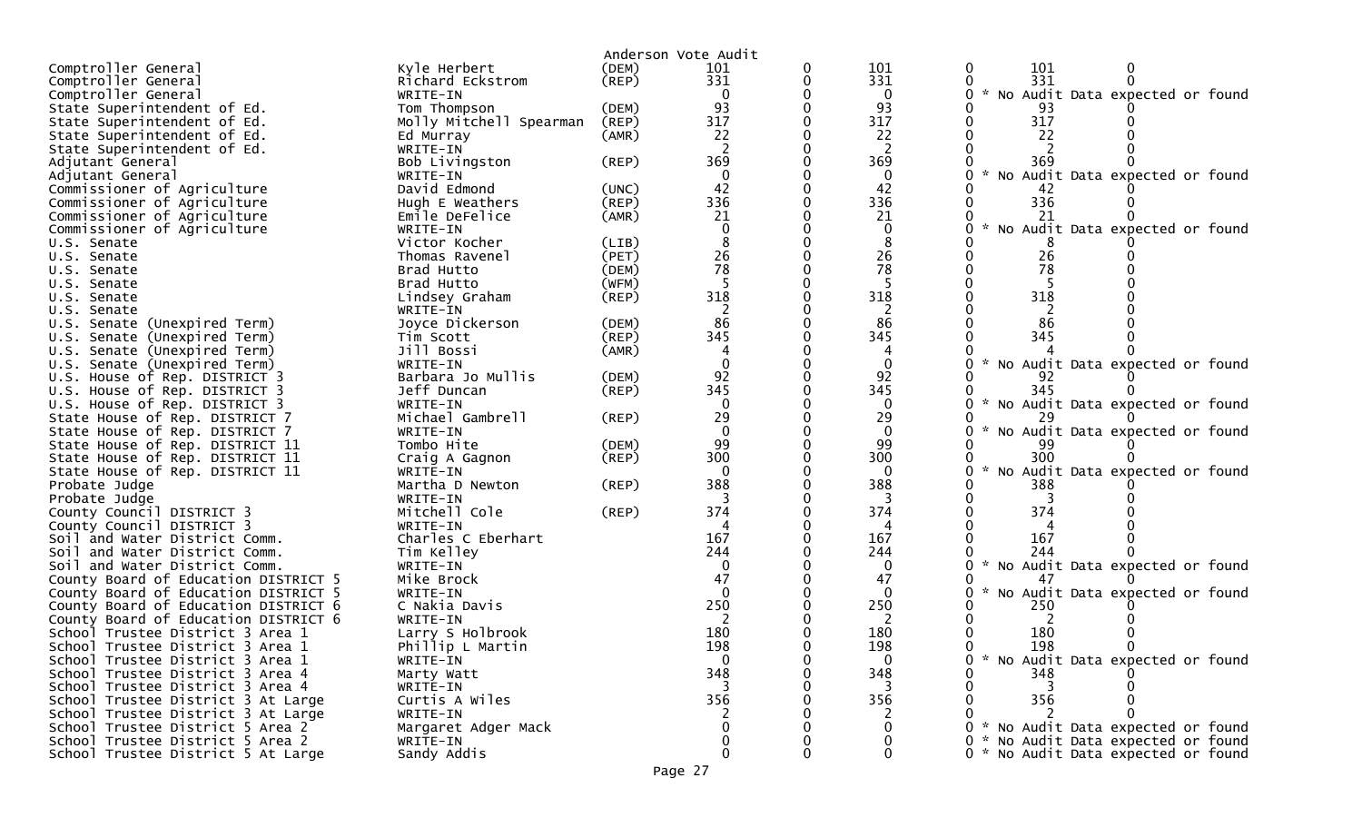Anderson Vote Audit

| Office | Candidate | Party | | | | | | |
|---|---|---|---|---|---|---|---|---|
| Comptroller General | Kyle Herbert | (DEM) | 101 | 0 | 101 | 0 | 101 | 0 |
| Comptroller General | Richard Eckstrom | (REP) | 331 | 0 | 331 | 0 | 331 | 0 |
| Comptroller General | WRITE-IN | | 0 | 0 | 0 | 0 | * No Audit Data expected or found | |
| State Superintendent of Ed. | Tom Thompson | (DEM) | 93 | 0 | 93 | 0 | 93 | 0 |
| State Superintendent of Ed. | Molly Mitchell Spearman | (REP) | 317 | 0 | 317 | 0 | 317 | 0 |
| State Superintendent of Ed. | Ed Murray | (AMR) | 22 | 0 | 22 | 0 | 22 | 0 |
| State Superintendent of Ed. | WRITE-IN | | 2 | 0 | 2 | 0 | 2 | 0 |
| Adjutant General | Bob Livingston | (REP) | 369 | 0 | 369 | 0 | 369 | 0 |
| Adjutant General | WRITE-IN | | 0 | 0 | 0 | 0 | * No Audit Data expected or found | |
| Commissioner of Agriculture | David Edmond | (UNC) | 42 | 0 | 42 | 0 | 42 | 0 |
| Commissioner of Agriculture | Hugh E Weathers | (REP) | 336 | 0 | 336 | 0 | 336 | 0 |
| Commissioner of Agriculture | Emile DeFelice | (AMR) | 21 | 0 | 21 | 0 | 21 | 0 |
| Commissioner of Agriculture | WRITE-IN | | 0 | 0 | 0 | 0 | * No Audit Data expected or found | |
| U.S. Senate | Victor Kocher | (LIB) | 8 | 0 | 8 | 0 | 8 | 0 |
| U.S. Senate | Thomas Ravenel | (PET) | 26 | 0 | 26 | 0 | 26 | 0 |
| U.S. Senate | Brad Hutto | (DEM) | 78 | 0 | 78 | 0 | 78 | 0 |
| U.S. Senate | Brad Hutto | (WFM) | 5 | 0 | 5 | 0 | 5 | 0 |
| U.S. Senate | Lindsey Graham | (REP) | 318 | 0 | 318 | 0 | 318 | 0 |
| U.S. Senate | WRITE-IN | | 2 | 0 | 2 | 0 | 2 | 0 |
| U.S. Senate (Unexpired Term) | Joyce Dickerson | (DEM) | 86 | 0 | 86 | 0 | 86 | 0 |
| U.S. Senate (Unexpired Term) | Tim Scott | (REP) | 345 | 0 | 345 | 0 | 345 | 0 |
| U.S. Senate (Unexpired Term) | Jill Bossi | (AMR) | 4 | 0 | 4 | 0 | 4 | 0 |
| U.S. Senate (Unexpired Term) | WRITE-IN | | 0 | 0 | 0 | 0 | * No Audit Data expected or found | |
| U.S. House of Rep. DISTRICT 3 | Barbara Jo Mullis | (DEM) | 92 | 0 | 92 | 0 | 92 | 0 |
| U.S. House of Rep. DISTRICT 3 | Jeff Duncan | (REP) | 345 | 0 | 345 | 0 | 345 | 0 |
| U.S. House of Rep. DISTRICT 3 | WRITE-IN | | 0 | 0 | 0 | 0 | * No Audit Data expected or found | |
| State House of Rep. DISTRICT 7 | Michael Gambrell | (REP) | 29 | 0 | 29 | 0 | 29 | 0 |
| State House of Rep. DISTRICT 7 | WRITE-IN | | 0 | 0 | 0 | 0 | * No Audit Data expected or found | |
| State House of Rep. DISTRICT 11 | Tombo Hite | (DEM) | 99 | 0 | 99 | 0 | 99 | 0 |
| State House of Rep. DISTRICT 11 | Craig A Gagnon | (REP) | 300 | 0 | 300 | 0 | 300 | 0 |
| State House of Rep. DISTRICT 11 | WRITE-IN | | 0 | 0 | 0 | 0 | * No Audit Data expected or found | |
| Probate Judge | Martha D Newton | (REP) | 388 | 0 | 388 | 0 | 388 | 0 |
| Probate Judge | WRITE-IN | | 3 | 0 | 3 | 0 | 3 | 0 |
| County Council DISTRICT 3 | Mitchell Cole | (REP) | 374 | 0 | 374 | 0 | 374 | 0 |
| County Council DISTRICT 3 | WRITE-IN | | 4 | 0 | 4 | 0 | 4 | 0 |
| Soil and Water District Comm. | Charles C Eberhart | | 167 | 0 | 167 | 0 | 167 | 0 |
| Soil and Water District Comm. | Tim Kelley | | 244 | 0 | 244 | 0 | 244 | 0 |
| Soil and Water District Comm. | WRITE-IN | | 0 | 0 | 0 | 0 | * No Audit Data expected or found | |
| County Board of Education DISTRICT 5 | Mike Brock | | 47 | 0 | 47 | 0 | 47 | 0 |
| County Board of Education DISTRICT 5 | WRITE-IN | | 0 | 0 | 0 | 0 | * No Audit Data expected or found | |
| County Board of Education DISTRICT 6 | C Nakia Davis | | 250 | 0 | 250 | 0 | 250 | 0 |
| County Board of Education DISTRICT 6 | WRITE-IN | | 2 | 0 | 2 | 0 | 2 | 0 |
| School Trustee District 3 Area 1 | Larry S Holbrook | | 180 | 0 | 180 | 0 | 180 | 0 |
| School Trustee District 3 Area 1 | Phillip L Martin | | 198 | 0 | 198 | 0 | 198 | 0 |
| School Trustee District 3 Area 1 | WRITE-IN | | 0 | 0 | 0 | 0 | * No Audit Data expected or found | |
| School Trustee District 3 Area 4 | Marty Watt | | 348 | 0 | 348 | 0 | 348 | 0 |
| School Trustee District 3 Area 4 | WRITE-IN | | 3 | 0 | 3 | 0 | 3 | 0 |
| School Trustee District 3 At Large | Curtis A Wiles | | 356 | 0 | 356 | 0 | 356 | 0 |
| School Trustee District 3 At Large | WRITE-IN | | 2 | 0 | 2 | 0 | 2 | 0 |
| School Trustee District 5 Area 2 | Margaret Adger Mack | | 0 | 0 | 0 | 0 | * No Audit Data expected or found | |
| School Trustee District 5 Area 2 | WRITE-IN | | 0 | 0 | 0 | 0 | * No Audit Data expected or found | |
| School Trustee District 5 At Large | Sandy Addis | | 0 | 0 | 0 | 0 | * No Audit Data expected or found | |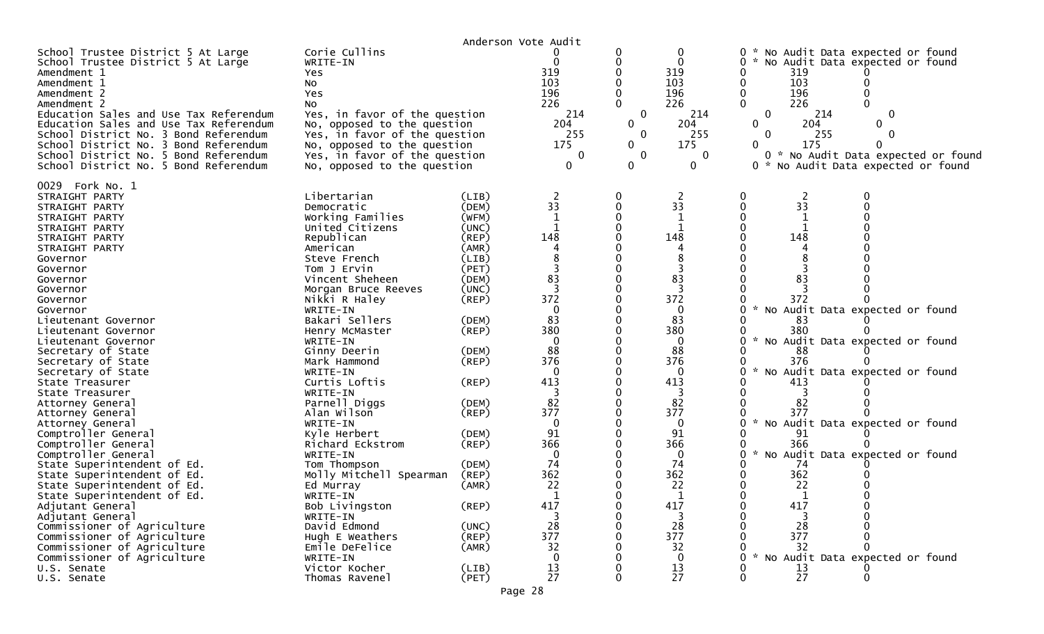Anderson Vote Audit

| Contest | Choice | Party | | | | | | |
|---|---|---|---|---|---|---|---|---|
| School Trustee District 5 At Large | Corie Cullins | | 0 | 0 | 0 | 0 * No Audit Data expected or found | | |
| School Trustee District 5 At Large | WRITE-IN | | 0 | 0 | 0 | 0 * No Audit Data expected or found | | |
| Amendment 1 | Yes | | 319 | 0 | 319 | 0 | 319 | 0 |
| Amendment 1 | No | | 103 | 0 | 103 | 0 | 103 | 0 |
| Amendment 2 | Yes | | 196 | 0 | 196 | 0 | 196 | 0 |
| Amendment 2 | No | | 226 | 0 | 226 | 0 | 226 | 0 |
| Education Sales and Use Tax Referendum | Yes, in favor of the question | | 214 | 0 | 214 | 0 | 214 | 0 |
| Education Sales and Use Tax Referendum | No, opposed to the question | | 204 | 0 | 204 | 0 | 204 | 0 |
| School District No. 3 Bond Referendum | Yes, in favor of the question | | 255 | 0 | 255 | 0 | 255 | 0 |
| School District No. 3 Bond Referendum | No, opposed to the question | | 175 | 0 | 175 | 0 | 175 | 0 |
| School District No. 5 Bond Referendum | Yes, in favor of the question | | 0 | 0 | 0 | 0 * No Audit Data expected or found | | |
| School District No. 5 Bond Referendum | No, opposed to the question | | 0 | 0 | 0 | 0 * No Audit Data expected or found | | |

0029 Fork No. 1

| Contest | Choice | Party | | | | | | |
|---|---|---|---|---|---|---|---|---|
| STRAIGHT PARTY | Libertarian | (LIB) | 2 | 0 | 2 | 0 | 2 | 0 |
| STRAIGHT PARTY | Democratic | (DEM) | 33 | 0 | 33 | 0 | 33 | 0 |
| STRAIGHT PARTY | Working Families | (WFM) | 1 | 0 | 1 | 0 | 1 | 0 |
| STRAIGHT PARTY | United Citizens | (UNC) | 1 | 0 | 1 | 0 | 1 | 0 |
| STRAIGHT PARTY | Republican | (REP) | 148 | 0 | 148 | 0 | 148 | 0 |
| STRAIGHT PARTY | American | (AMR) | 4 | 0 | 4 | 0 | 4 | 0 |
| Governor | Steve French | (LIB) | 8 | 0 | 8 | 0 | 8 | 0 |
| Governor | Tom J Ervin | (PET) | 3 | 0 | 3 | 0 | 3 | 0 |
| Governor | Vincent Sheheen | (DEM) | 83 | 0 | 83 | 0 | 83 | 0 |
| Governor | Morgan Bruce Reeves | (UNC) | 3 | 0 | 3 | 0 | 3 | 0 |
| Governor | Nikki R Haley | (REP) | 372 | 0 | 372 | 0 | 372 | 0 |
| Governor | WRITE-IN | | 0 | 0 | 0 | 0 * No Audit Data expected or found | | |
| Lieutenant Governor | Bakari Sellers | (DEM) | 83 | 0 | 83 | 0 | 83 | 0 |
| Lieutenant Governor | Henry McMaster | (REP) | 380 | 0 | 380 | 0 | 380 | 0 |
| Lieutenant Governor | WRITE-IN | | 0 | 0 | 0 | 0 * No Audit Data expected or found | | |
| Secretary of State | Ginny Deerin | (DEM) | 88 | 0 | 88 | 0 | 88 | 0 |
| Secretary of State | Mark Hammond | (REP) | 376 | 0 | 376 | 0 | 376 | 0 |
| Secretary of State | WRITE-IN | | 0 | 0 | 0 | 0 * No Audit Data expected or found | | |
| State Treasurer | Curtis Loftis | (REP) | 413 | 0 | 413 | 0 | 413 | 0 |
| State Treasurer | WRITE-IN | | 3 | 0 | 3 | 0 | 3 | 0 |
| Attorney General | Parnell Diggs | (DEM) | 82 | 0 | 82 | 0 | 82 | 0 |
| Attorney General | Alan Wilson | (REP) | 377 | 0 | 377 | 0 | 377 | 0 |
| Attorney General | WRITE-IN | | 0 | 0 | 0 | 0 * No Audit Data expected or found | | |
| Comptroller General | Kyle Herbert | (DEM) | 91 | 0 | 91 | 0 | 91 | 0 |
| Comptroller General | Richard Eckstrom | (REP) | 366 | 0 | 366 | 0 | 366 | 0 |
| Comptroller General | WRITE-IN | | 0 | 0 | 0 | 0 * No Audit Data expected or found | | |
| State Superintendent of Ed. | Tom Thompson | (DEM) | 74 | 0 | 74 | 0 | 74 | 0 |
| State Superintendent of Ed. | Molly Mitchell Spearman | (REP) | 362 | 0 | 362 | 0 | 362 | 0 |
| State Superintendent of Ed. | Ed Murray | (AMR) | 22 | 0 | 22 | 0 | 22 | 0 |
| State Superintendent of Ed. | WRITE-IN | | 1 | 0 | 1 | 0 | 1 | 0 |
| Adjutant General | Bob Livingston | (REP) | 417 | 0 | 417 | 0 | 417 | 0 |
| Adjutant General | WRITE-IN | | 3 | 0 | 3 | 0 | 3 | 0 |
| Commissioner of Agriculture | David Edmond | (UNC) | 28 | 0 | 28 | 0 | 28 | 0 |
| Commissioner of Agriculture | Hugh E Weathers | (REP) | 377 | 0 | 377 | 0 | 377 | 0 |
| Commissioner of Agriculture | Emile DeFelice | (AMR) | 32 | 0 | 32 | 0 | 32 | 0 |
| Commissioner of Agriculture | WRITE-IN | | 0 | 0 | 0 | 0 * No Audit Data expected or found | | |
| U.S. Senate | Victor Kocher | (LIB) | 13 | 0 | 13 | 0 | 13 | 0 |
| U.S. Senate | Thomas Ravenel | (PET) | 27 | 0 | 27 | 0 | 27 | 0 |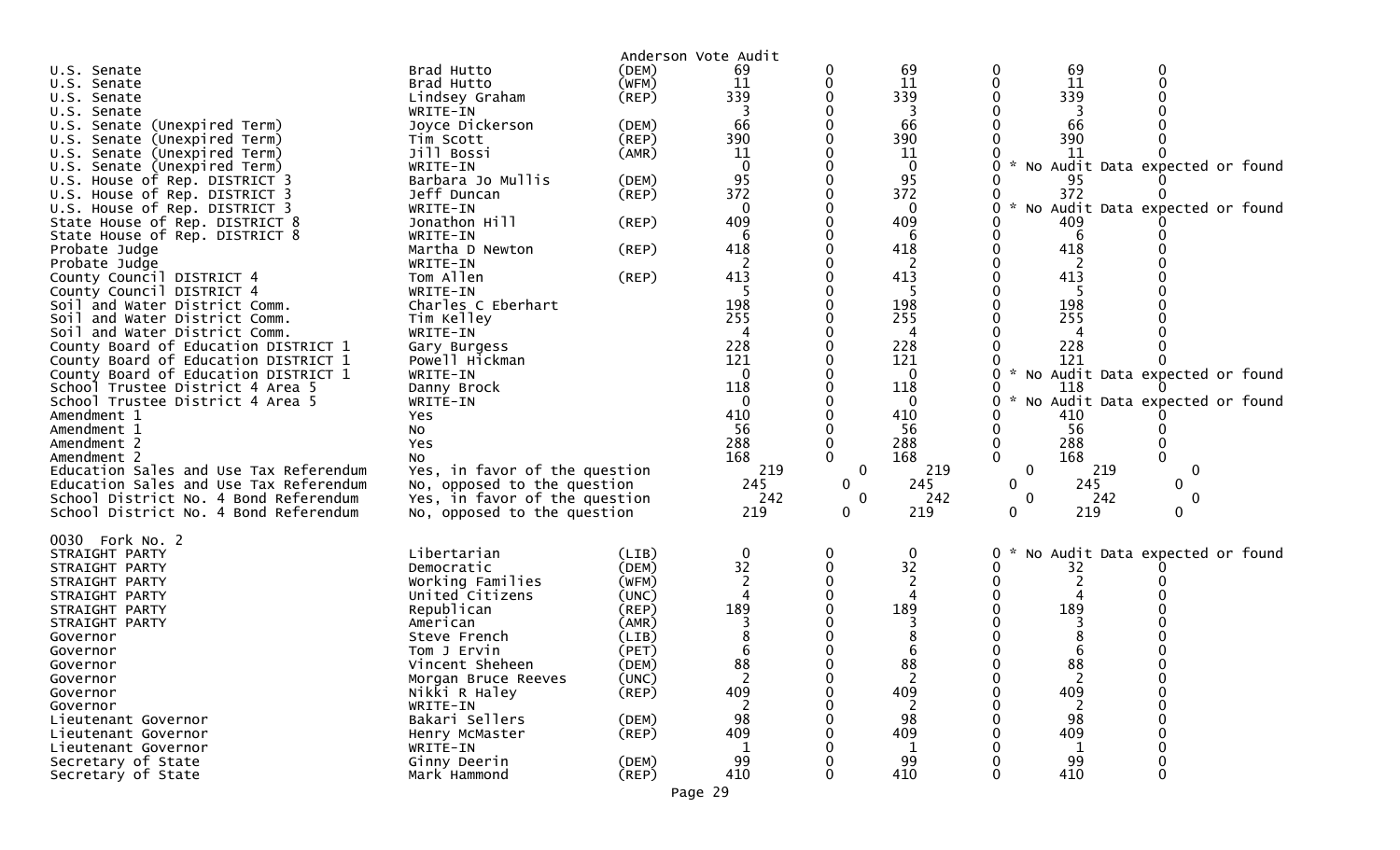Anderson Vote Audit

| Contest | Candidate | Party | Votes | | | | | |
|---|---|---|---|---|---|---|---|---|
| U.S. Senate | Brad Hutto | (DEM) | 69 | 0 | 69 | 0 | 69 | 0 |
| U.S. Senate | Brad Hutto | (WFM) | 11 | 0 | 11 | 0 | 11 | 0 |
| U.S. Senate | Lindsey Graham | (REP) | 339 | 0 | 339 | 0 | 339 | 0 |
| U.S. Senate | WRITE-IN | | 3 | 0 | 3 | 0 | 3 | 0 |
| U.S. Senate (Unexpired Term) | Joyce Dickerson | (DEM) | 66 | 0 | 66 | 0 | 66 | 0 |
| U.S. Senate (Unexpired Term) | Tim Scott | (REP) | 390 | 0 | 390 | 0 | 390 | 0 |
| U.S. Senate (Unexpired Term) | Jill Bossi | (AMR) | 11 | 0 | 11 | 0 | 11 | 0 |
| U.S. Senate (Unexpired Term) | WRITE-IN | | 0 | 0 | 0 | 0 * No Audit Data expected or found | | |
| U.S. House of Rep. DISTRICT 3 | Barbara Jo Mullis | (DEM) | 95 | 0 | 95 | 0 | 95 | 0 |
| U.S. House of Rep. DISTRICT 3 | Jeff Duncan | (REP) | 372 | 0 | 372 | 0 | 372 | 0 |
| U.S. House of Rep. DISTRICT 3 | WRITE-IN | | 0 | 0 | 0 | 0 * No Audit Data expected or found | | |
| State House of Rep. DISTRICT 8 | Jonathon Hill | (REP) | 409 | 0 | 409 | 0 | 409 | 0 |
| State House of Rep. DISTRICT 8 | WRITE-IN | | 6 | 0 | 6 | 0 | 6 | 0 |
| Probate Judge | Martha D Newton | (REP) | 418 | 0 | 418 | 0 | 418 | 0 |
| Probate Judge | WRITE-IN | | 2 | 0 | 2 | 0 | 2 | 0 |
| County Council DISTRICT 4 | Tom Allen | (REP) | 413 | 0 | 413 | 0 | 413 | 0 |
| County Council DISTRICT 4 | WRITE-IN | | 5 | 0 | 5 | 0 | 5 | 0 |
| Soil and Water District Comm. | Charles C Eberhart | | 198 | 0 | 198 | 0 | 198 | 0 |
| Soil and Water District Comm. | Tim Kelley | | 255 | 0 | 255 | 0 | 255 | 0 |
| Soil and Water District Comm. | WRITE-IN | | 4 | 0 | 4 | 0 | 4 | 0 |
| County Board of Education DISTRICT 1 | Gary Burgess | | 228 | 0 | 228 | 0 | 228 | 0 |
| County Board of Education DISTRICT 1 | Powell Hickman | | 121 | 0 | 121 | 0 | 121 | 0 |
| County Board of Education DISTRICT 1 | WRITE-IN | | 0 | 0 | 0 | 0 * No Audit Data expected or found | | |
| School Trustee District 4 Area 5 | Danny Brock | | 118 | 0 | 118 | 0 | 118 | 0 |
| School Trustee District 4 Area 5 | WRITE-IN | | 0 | 0 | 0 | 0 * No Audit Data expected or found | | |
| Amendment 1 | Yes | | 410 | 0 | 410 | 0 | 410 | 0 |
| Amendment 1 | No | | 56 | 0 | 56 | 0 | 56 | 0 |
| Amendment 2 | Yes | | 288 | 0 | 288 | 0 | 288 | 0 |
| Amendment 2 | No | | 168 | 0 | 168 | 0 | 168 | 0 |
| Education Sales and Use Tax Referendum | Yes, in favor of the question | | 219 | 0 | 219 | 0 | 219 | 0 |
| Education Sales and Use Tax Referendum | No, opposed to the question | | 245 | 0 | 245 | 0 | 245 | 0 |
| School District No. 4 Bond Referendum | Yes, in favor of the question | | 242 | 0 | 242 | 0 | 242 | 0 |
| School District No. 4 Bond Referendum | No, opposed to the question | | 219 | 0 | 219 | 0 | 219 | 0 |

0030 Fork No. 2

| Contest | Candidate | Party | Votes | | | | | |
|---|---|---|---|---|---|---|---|---|
| STRAIGHT PARTY | Libertarian | (LIB) | 0 | 0 | 0 | 0 * No Audit Data expected or found | | |
| STRAIGHT PARTY | Democratic | (DEM) | 32 | 0 | 32 | 0 | 32 | 0 |
| STRAIGHT PARTY | Working Families | (WFM) | 2 | 0 | 2 | 0 | 2 | 0 |
| STRAIGHT PARTY | United Citizens | (UNC) | 4 | 0 | 4 | 0 | 4 | 0 |
| STRAIGHT PARTY | Republican | (REP) | 189 | 0 | 189 | 0 | 189 | 0 |
| STRAIGHT PARTY | American | (AMR) | 3 | 0 | 3 | 0 | 3 | 0 |
| Governor | Steve French | (LIB) | 8 | 0 | 8 | 0 | 8 | 0 |
| Governor | Tom J Ervin | (PET) | 6 | 0 | 6 | 0 | 6 | 0 |
| Governor | Vincent Sheheen | (DEM) | 88 | 0 | 88 | 0 | 88 | 0 |
| Governor | Morgan Bruce Reeves | (UNC) | 2 | 0 | 2 | 0 | 2 | 0 |
| Governor | Nikki R Haley | (REP) | 409 | 0 | 409 | 0 | 409 | 0 |
| Governor | WRITE-IN | | 2 | 0 | 2 | 0 | 2 | 0 |
| Lieutenant Governor | Bakari Sellers | (DEM) | 98 | 0 | 98 | 0 | 98 | 0 |
| Lieutenant Governor | Henry McMaster | (REP) | 409 | 0 | 409 | 0 | 409 | 0 |
| Lieutenant Governor | WRITE-IN | | 1 | 0 | 1 | 0 | 1 | 0 |
| Secretary of State | Ginny Deerin | (DEM) | 99 | 0 | 99 | 0 | 99 | 0 |
| Secretary of State | Mark Hammond | (REP) | 410 | 0 | 410 | 0 | 410 | 0 |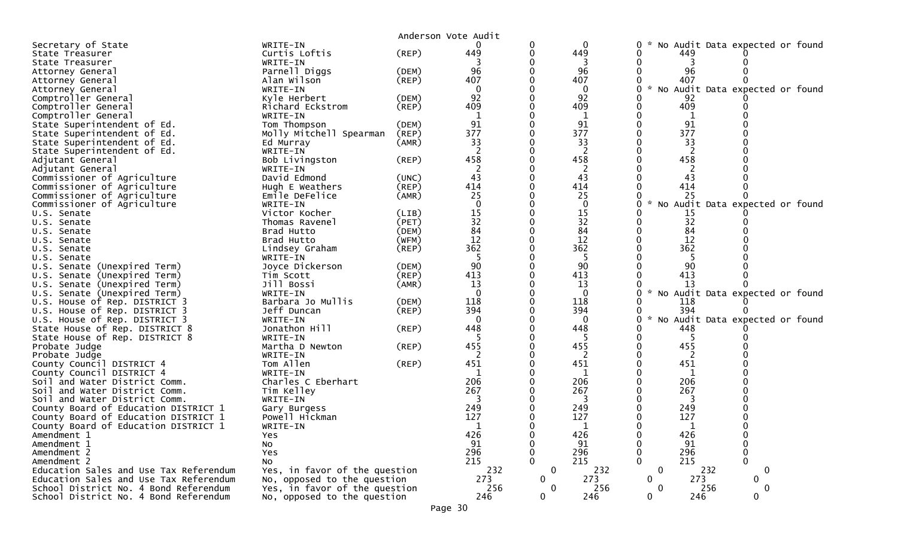Anderson Vote Audit

| Contest | Candidate | Party | | | | | | | |
|---|---|---|---|---|---|---|---|---|---|
| Secretary of State | WRITE-IN | | 0 | 0 | 0 | 0 | * No Audit Data expected or found | | |
| State Treasurer | Curtis Loftis | (REP) | 449 | 0 | 449 | 0 | | 449 | 0 |
| State Treasurer | WRITE-IN | | 3 | 0 | 3 | 0 | | 3 | 0 |
| Attorney General | Parnell Diggs | (DEM) | 96 | 0 | 96 | 0 | | 96 | 0 |
| Attorney General | Alan Wilson | (REP) | 407 | 0 | 407 | 0 | | 407 | 0 |
| Attorney General | WRITE-IN | | 0 | 0 | 0 | 0 | * No Audit Data expected or found | | |
| Comptroller General | Kyle Herbert | (DEM) | 92 | 0 | 92 | 0 | | 92 | 0 |
| Comptroller General | Richard Eckstrom | (REP) | 409 | 0 | 409 | 0 | | 409 | 0 |
| Comptroller General | WRITE-IN | | 1 | 0 | 1 | 0 | | 1 | 0 |
| State Superintendent of Ed. | Tom Thompson | (DEM) | 91 | 0 | 91 | 0 | | 91 | 0 |
| State Superintendent of Ed. | Molly Mitchell Spearman | (REP) | 377 | 0 | 377 | 0 | | 377 | 0 |
| State Superintendent of Ed. | Ed Murray | (AMR) | 33 | 0 | 33 | 0 | | 33 | 0 |
| State Superintendent of Ed. | WRITE-IN | | 2 | 0 | 2 | 0 | | 2 | 0 |
| Adjutant General | Bob Livingston | (REP) | 458 | 0 | 458 | 0 | | 458 | 0 |
| Adjutant General | WRITE-IN | | 2 | 0 | 2 | 0 | | 2 | 0 |
| Commissioner of Agriculture | David Edmond | (UNC) | 43 | 0 | 43 | 0 | | 43 | 0 |
| Commissioner of Agriculture | Hugh E Weathers | (REP) | 414 | 0 | 414 | 0 | | 414 | 0 |
| Commissioner of Agriculture | Emile DeFelice | (AMR) | 25 | 0 | 25 | 0 | | 25 | 0 |
| Commissioner of Agriculture | WRITE-IN | | 0 | 0 | 0 | 0 | * No Audit Data expected or found | | |
| U.S. Senate | Victor Kocher | (LIB) | 15 | 0 | 15 | 0 | | 15 | 0 |
| U.S. Senate | Thomas Ravenel | (PET) | 32 | 0 | 32 | 0 | | 32 | 0 |
| U.S. Senate | Brad Hutto | (DEM) | 84 | 0 | 84 | 0 | | 84 | 0 |
| U.S. Senate | Brad Hutto | (WFM) | 12 | 0 | 12 | 0 | | 12 | 0 |
| U.S. Senate | Lindsey Graham | (REP) | 362 | 0 | 362 | 0 | | 362 | 0 |
| U.S. Senate | WRITE-IN | | 5 | 0 | 5 | 0 | | 5 | 0 |
| U.S. Senate (Unexpired Term) | Joyce Dickerson | (DEM) | 90 | 0 | 90 | 0 | | 90 | 0 |
| U.S. Senate (Unexpired Term) | Tim Scott | (REP) | 413 | 0 | 413 | 0 | | 413 | 0 |
| U.S. Senate (Unexpired Term) | Jill Bossi | (AMR) | 13 | 0 | 13 | 0 | | 13 | 0 |
| U.S. Senate (Unexpired Term) | WRITE-IN | | 0 | 0 | 0 | 0 | * No Audit Data expected or found | | |
| U.S. House of Rep. DISTRICT 3 | Barbara Jo Mullis | (DEM) | 118 | 0 | 118 | 0 | | 118 | 0 |
| U.S. House of Rep. DISTRICT 3 | Jeff Duncan | (REP) | 394 | 0 | 394 | 0 | | 394 | 0 |
| U.S. House of Rep. DISTRICT 3 | WRITE-IN | | 0 | 0 | 0 | 0 | * No Audit Data expected or found | | |
| State House of Rep. DISTRICT 8 | Jonathon Hill | (REP) | 448 | 0 | 448 | 0 | | 448 | 0 |
| State House of Rep. DISTRICT 8 | WRITE-IN | | 5 | 0 | 5 | 0 | | 5 | 0 |
| Probate Judge | Martha D Newton | (REP) | 455 | 0 | 455 | 0 | | 455 | 0 |
| Probate Judge | WRITE-IN | | 2 | 0 | 2 | 0 | | 2 | 0 |
| County Council DISTRICT 4 | Tom Allen | (REP) | 451 | 0 | 451 | 0 | | 451 | 0 |
| County Council DISTRICT 4 | WRITE-IN | | 1 | 0 | 1 | 0 | | 1 | 0 |
| Soil and Water District Comm. | Charles C Eberhart | | 206 | 0 | 206 | 0 | | 206 | 0 |
| Soil and Water District Comm. | Tim Kelley | | 267 | 0 | 267 | 0 | | 267 | 0 |
| Soil and Water District Comm. | WRITE-IN | | 3 | 0 | 3 | 0 | | 3 | 0 |
| County Board of Education DISTRICT 1 | Gary Burgess | | 249 | 0 | 249 | 0 | | 249 | 0 |
| County Board of Education DISTRICT 1 | Powell Hickman | | 127 | 0 | 127 | 0 | | 127 | 0 |
| County Board of Education DISTRICT 1 | WRITE-IN | | 1 | 0 | 1 | 0 | | 1 | 0 |
| Amendment 1 | Yes | | 426 | 0 | 426 | 0 | | 426 | 0 |
| Amendment 1 | No | | 91 | 0 | 91 | 0 | | 91 | 0 |
| Amendment 2 | Yes | | 296 | 0 | 296 | 0 | | 296 | 0 |
| Amendment 2 | No | | 215 | 0 | 215 | 0 | | 215 | 0 |
| Education Sales and Use Tax Referendum | Yes, in favor of the question | | 232 | 0 | 232 | 0 | | 232 | 0 |
| Education Sales and Use Tax Referendum | No, opposed to the question | | 273 | 0 | 273 | 0 | | 273 | 0 |
| School District No. 4 Bond Referendum | Yes, in favor of the question | | 256 | 0 | 256 | 0 | | 256 | 0 |
| School District No. 4 Bond Referendum | No, opposed to the question | | 246 | 0 | 246 | 0 | | 246 | 0 |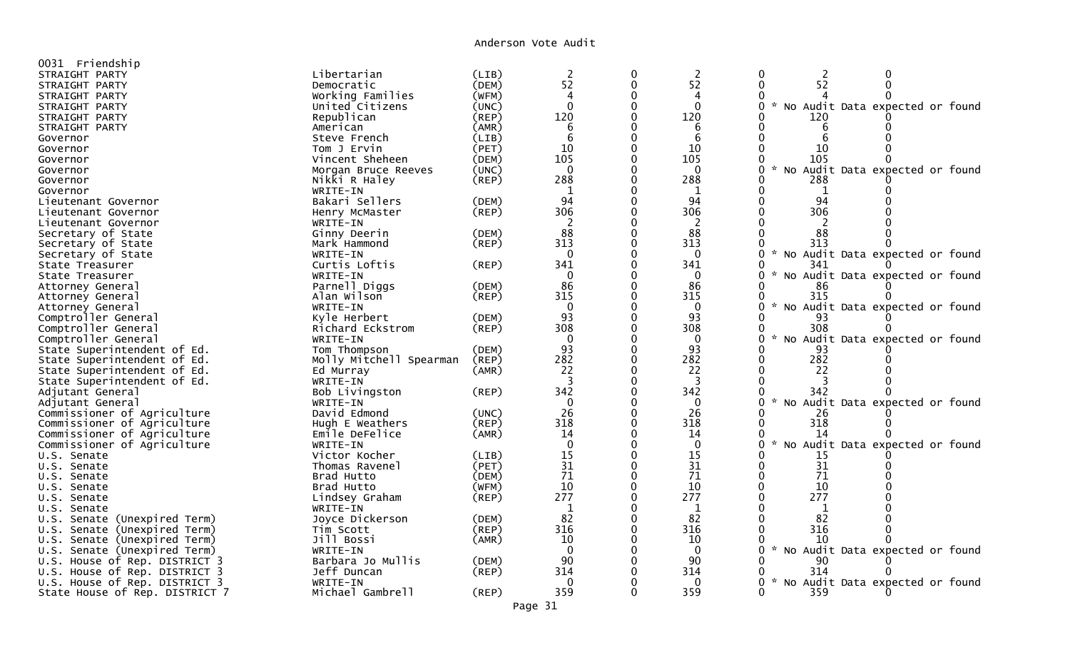0031 Friendship

| Office | Candidate | Party | | | | | | |
|---|---|---|---|---|---|---|---|---|
| STRAIGHT PARTY | Libertarian | (LIB) | 2 | 0 | 2 | 0 | 2 | 0 |
| STRAIGHT PARTY | Democratic | (DEM) | 52 | 0 | 52 | 0 | 52 | 0 |
| STRAIGHT PARTY | Working Families | (WFM) | 4 | 0 | 4 | 0 | 4 | 0 |
| STRAIGHT PARTY | United Citizens | (UNC) | 0 | 0 | 0 | 0 | * No Audit Data expected or found | |
| STRAIGHT PARTY | Republican | (REP) | 120 | 0 | 120 | 0 | 120 | 0 |
| STRAIGHT PARTY | American | (AMR) | 6 | 0 | 6 | 0 | 6 | 0 |
| Governor | Steve French | (LIB) | 6 | 0 | 6 | 0 | 6 | 0 |
| Governor | Tom J Ervin | (PET) | 10 | 0 | 10 | 0 | 10 | 0 |
| Governor | Vincent Sheheen | (DEM) | 105 | 0 | 105 | 0 | 105 | 0 |
| Governor | Morgan Bruce Reeves | (UNC) | 0 | 0 | 0 | 0 | * No Audit Data expected or found | |
| Governor | Nikki R Haley | (REP) | 288 | 0 | 288 | 0 | 288 | 0 |
| Governor | WRITE-IN | | 1 | 0 | 1 | 0 | 1 | 0 |
| Lieutenant Governor | Bakari Sellers | (DEM) | 94 | 0 | 94 | 0 | 94 | 0 |
| Lieutenant Governor | Henry McMaster | (REP) | 306 | 0 | 306 | 0 | 306 | 0 |
| Lieutenant Governor | WRITE-IN | | 2 | 0 | 2 | 0 | 2 | 0 |
| Secretary of State | Ginny Deerin | (DEM) | 88 | 0 | 88 | 0 | 88 | 0 |
| Secretary of State | Mark Hammond | (REP) | 313 | 0 | 313 | 0 | 313 | 0 |
| Secretary of State | WRITE-IN | | 0 | 0 | 0 | 0 | * No Audit Data expected or found | |
| State Treasurer | Curtis Loftis | (REP) | 341 | 0 | 341 | 0 | 341 | 0 |
| State Treasurer | WRITE-IN | | 0 | 0 | 0 | 0 | * No Audit Data expected or found | |
| Attorney General | Parnell Diggs | (DEM) | 86 | 0 | 86 | 0 | 86 | 0 |
| Attorney General | Alan Wilson | (REP) | 315 | 0 | 315 | 0 | 315 | 0 |
| Attorney General | WRITE-IN | | 0 | 0 | 0 | 0 | * No Audit Data expected or found | |
| Comptroller General | Kyle Herbert | (DEM) | 93 | 0 | 93 | 0 | 93 | 0 |
| Comptroller General | Richard Eckstrom | (REP) | 308 | 0 | 308 | 0 | 308 | 0 |
| Comptroller General | WRITE-IN | | 0 | 0 | 0 | 0 | * No Audit Data expected or found | |
| State Superintendent of Ed. | Tom Thompson | (DEM) | 93 | 0 | 93 | 0 | 93 | 0 |
| State Superintendent of Ed. | Molly Mitchell Spearman | (REP) | 282 | 0 | 282 | 0 | 282 | 0 |
| State Superintendent of Ed. | Ed Murray | (AMR) | 22 | 0 | 22 | 0 | 22 | 0 |
| State Superintendent of Ed. | WRITE-IN | | 3 | 0 | 3 | 0 | 3 | 0 |
| Adjutant General | Bob Livingston | (REP) | 342 | 0 | 342 | 0 | 342 | 0 |
| Adjutant General | WRITE-IN | | 0 | 0 | 0 | 0 | * No Audit Data expected or found | |
| Commissioner of Agriculture | David Edmond | (UNC) | 26 | 0 | 26 | 0 | 26 | 0 |
| Commissioner of Agriculture | Hugh E Weathers | (REP) | 318 | 0 | 318 | 0 | 318 | 0 |
| Commissioner of Agriculture | Emile DeFelice | (AMR) | 14 | 0 | 14 | 0 | 14 | 0 |
| Commissioner of Agriculture | WRITE-IN | | 0 | 0 | 0 | 0 | * No Audit Data expected or found | |
| U.S. Senate | Victor Kocher | (LIB) | 15 | 0 | 15 | 0 | 15 | 0 |
| U.S. Senate | Thomas Ravenel | (PET) | 31 | 0 | 31 | 0 | 31 | 0 |
| U.S. Senate | Brad Hutto | (DEM) | 71 | 0 | 71 | 0 | 71 | 0 |
| U.S. Senate | Brad Hutto | (WFM) | 10 | 0 | 10 | 0 | 10 | 0 |
| U.S. Senate | Lindsey Graham | (REP) | 277 | 0 | 277 | 0 | 277 | 0 |
| U.S. Senate | WRITE-IN | | 1 | 0 | 1 | 0 | 1 | 0 |
| U.S. Senate (Unexpired Term) | Joyce Dickerson | (DEM) | 82 | 0 | 82 | 0 | 82 | 0 |
| U.S. Senate (Unexpired Term) | Tim Scott | (REP) | 316 | 0 | 316 | 0 | 316 | 0 |
| U.S. Senate (Unexpired Term) | Jill Bossi | (AMR) | 10 | 0 | 10 | 0 | 10 | 0 |
| U.S. Senate (Unexpired Term) | WRITE-IN | | 0 | 0 | 0 | 0 | * No Audit Data expected or found | |
| U.S. House of Rep. DISTRICT 3 | Barbara Jo Mullis | (DEM) | 90 | 0 | 90 | 0 | 90 | 0 |
| U.S. House of Rep. DISTRICT 3 | Jeff Duncan | (REP) | 314 | 0 | 314 | 0 | 314 | 0 |
| U.S. House of Rep. DISTRICT 3 | WRITE-IN | | 0 | 0 | 0 | 0 | * No Audit Data expected or found | |
| State House of Rep. DISTRICT 7 | Michael Gambrell | (REP) | 359 | 0 | 359 | 0 | 359 | 0 |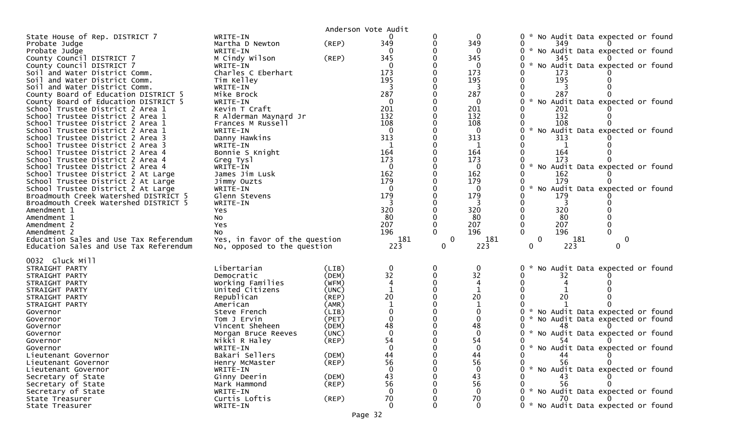Anderson Vote Audit

| Contest | Candidate | Party | Col1 | Col2 | Col3 | Col4 | Audit | Col6 |
|---|---|---|---|---|---|---|---|---|
| State House of Rep. DISTRICT 7 | WRITE-IN | | 0 | 0 | 0 | 0 * No Audit Data expected or found | | |
| Probate Judge | Martha D Newton | (REP) | 349 | 0 | 349 | 0 | 349 | 0 |
| Probate Judge | WRITE-IN | | 0 | 0 | 0 | 0 * No Audit Data expected or found | | |
| County Council DISTRICT 7 | M Cindy Wilson | (REP) | 345 | 0 | 345 | 0 | 345 | 0 |
| County Council DISTRICT 7 | WRITE-IN | | 0 | 0 | 0 | 0 * No Audit Data expected or found | | |
| Soil and Water District Comm. | Charles C Eberhart | | 173 | 0 | 173 | 0 | 173 | 0 |
| Soil and Water District Comm. | Tim Kelley | | 195 | 0 | 195 | 0 | 195 | 0 |
| Soil and Water District Comm. | WRITE-IN | | 3 | 0 | 3 | 0 | 3 | 0 |
| County Board of Education DISTRICT 5 | Mike Brock | | 287 | 0 | 287 | 0 | 287 | 0 |
| County Board of Education DISTRICT 5 | WRITE-IN | | 0 | 0 | 0 | 0 * No Audit Data expected or found | | |
| School Trustee District 2 Area 1 | Kevin T Craft | | 201 | 0 | 201 | 0 | 201 | 0 |
| School Trustee District 2 Area 1 | R Alderman Maynard Jr | | 132 | 0 | 132 | 0 | 132 | 0 |
| School Trustee District 2 Area 1 | Frances M Russell | | 108 | 0 | 108 | 0 | 108 | 0 |
| School Trustee District 2 Area 1 | WRITE-IN | | 0 | 0 | 0 | 0 * No Audit Data expected or found | | |
| School Trustee District 2 Area 3 | Danny Hawkins | | 313 | 0 | 313 | 0 | 313 | 0 |
| School Trustee District 2 Area 3 | WRITE-IN | | 1 | 0 | 1 | 0 | 1 | 0 |
| School Trustee District 2 Area 4 | Bonnie S Knight | | 164 | 0 | 164 | 0 | 164 | 0 |
| School Trustee District 2 Area 4 | Greg Tysl | | 173 | 0 | 173 | 0 | 173 | 0 |
| School Trustee District 2 Area 4 | WRITE-IN | | 0 | 0 | 0 | 0 * No Audit Data expected or found | | |
| School Trustee District 2 At Large | James Jim Lusk | | 162 | 0 | 162 | 0 | 162 | 0 |
| School Trustee District 2 At Large | Jimmy Ouzts | | 179 | 0 | 179 | 0 | 179 | 0 |
| School Trustee District 2 At Large | WRITE-IN | | 0 | 0 | 0 | 0 * No Audit Data expected or found | | |
| Broadmouth Creek Watershed DISTRICT 5 | Glenn Stevens | | 179 | 0 | 179 | 0 | 179 | 0 |
| Broadmouth Creek Watershed DISTRICT 5 | WRITE-IN | | 3 | 0 | 3 | 0 | 3 | 0 |
| Amendment 1 | Yes | | 320 | 0 | 320 | 0 | 320 | 0 |
| Amendment 1 | No | | 80 | 0 | 80 | 0 | 80 | 0 |
| Amendment 2 | Yes | | 207 | 0 | 207 | 0 | 207 | 0 |
| Amendment 2 | No | | 196 | 0 | 196 | 0 | 196 | 0 |
| Education Sales and Use Tax Referendum | Yes, in favor of the question | | 181 | 0 | 181 | 0 | 181 | 0 |
| Education Sales and Use Tax Referendum | No, opposed to the question | | 223 | 0 | 223 | 0 | 223 | 0 |

0032 Gluck Mill

| Contest | Candidate | Party | Col1 | Col2 | Col3 | Col4 | Audit | Col6 |
|---|---|---|---|---|---|---|---|---|
| STRAIGHT PARTY | Libertarian | (LIB) | 0 | 0 | 0 | 0 * No Audit Data expected or found | | |
| STRAIGHT PARTY | Democratic | (DEM) | 32 | 0 | 32 | 0 | 32 | 0 |
| STRAIGHT PARTY | Working Families | (WFM) | 4 | 0 | 4 | 0 | 4 | 0 |
| STRAIGHT PARTY | United Citizens | (UNC) | 1 | 0 | 1 | 0 | 1 | 0 |
| STRAIGHT PARTY | Republican | (REP) | 20 | 0 | 20 | 0 | 20 | 0 |
| STRAIGHT PARTY | American | (AMR) | 1 | 0 | 1 | 0 | 1 | 0 |
| Governor | Steve French | (LIB) | 0 | 0 | 0 | 0 * No Audit Data expected or found | | |
| Governor | Tom J Ervin | (PET) | 0 | 0 | 0 | 0 * No Audit Data expected or found | | |
| Governor | Vincent Sheheen | (DEM) | 48 | 0 | 48 | 0 | 48 | 0 |
| Governor | Morgan Bruce Reeves | (UNC) | 0 | 0 | 0 | 0 * No Audit Data expected or found | | |
| Governor | Nikki R Haley | (REP) | 54 | 0 | 54 | 0 | 54 | 0 |
| Governor | WRITE-IN | | 0 | 0 | 0 | 0 * No Audit Data expected or found | | |
| Lieutenant Governor | Bakari Sellers | (DEM) | 44 | 0 | 44 | 0 | 44 | 0 |
| Lieutenant Governor | Henry McMaster | (REP) | 56 | 0 | 56 | 0 | 56 | 0 |
| Lieutenant Governor | WRITE-IN | | 0 | 0 | 0 | 0 * No Audit Data expected or found | | |
| Secretary of State | Ginny Deerin | (DEM) | 43 | 0 | 43 | 0 | 43 | 0 |
| Secretary of State | Mark Hammond | (REP) | 56 | 0 | 56 | 0 | 56 | 0 |
| Secretary of State | WRITE-IN | | 0 | 0 | 0 | 0 * No Audit Data expected or found | | |
| State Treasurer | Curtis Loftis | (REP) | 70 | 0 | 70 | 0 | 70 | 0 |
| State Treasurer | WRITE-IN | | 0 | 0 | 0 | 0 * No Audit Data expected or found | | |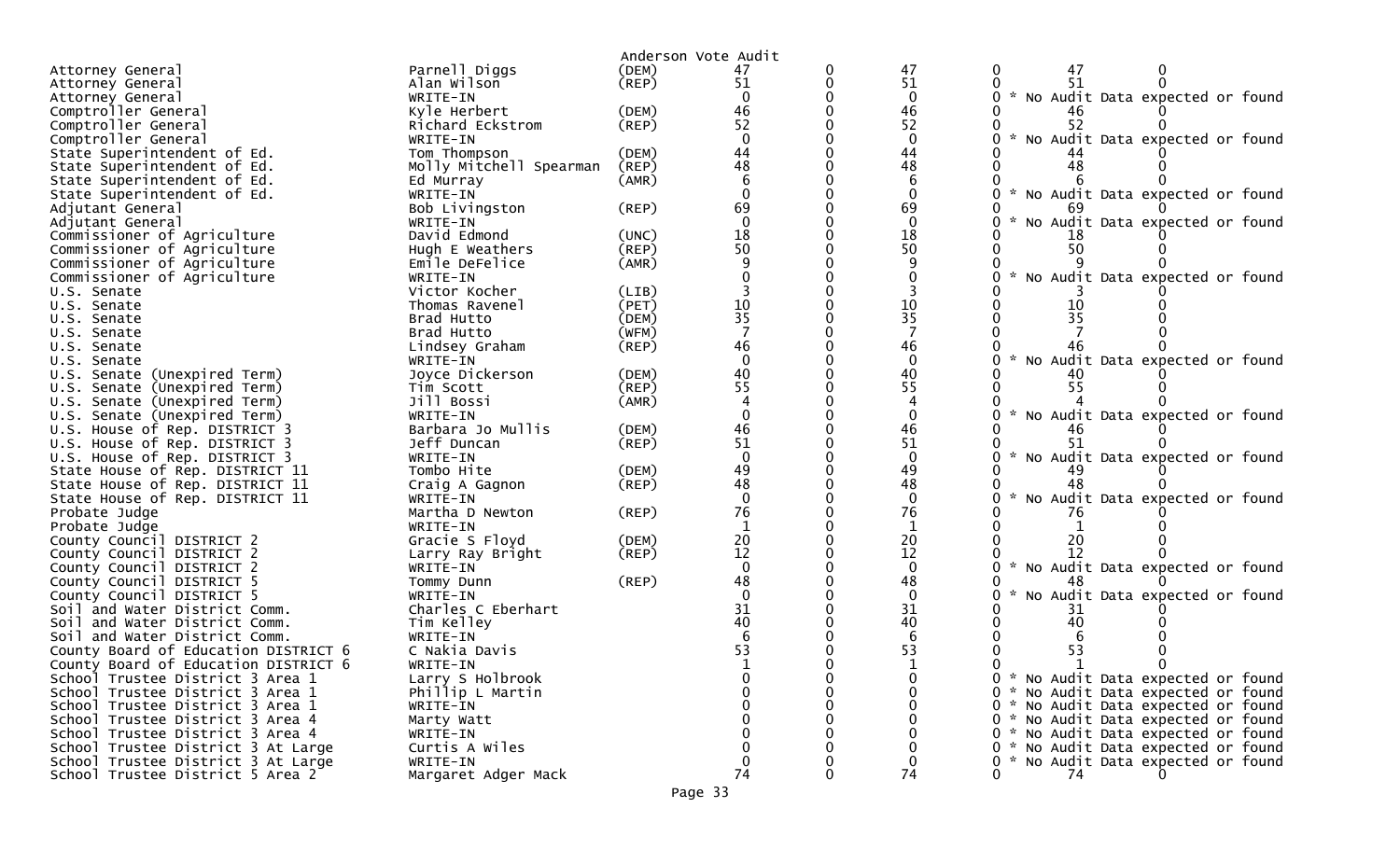Anderson Vote Audit

| Office | Candidate | Party | | | | | | |
|---|---|---|---|---|---|---|---|---|
| Attorney General | Parnell Diggs | (DEM) | 47 | 0 | 47 | 0 | 47 | 0 |
| Attorney General | Alan Wilson | (REP) | 51 | 0 | 51 | 0 | 51 | 0 |
| Attorney General | WRITE-IN | | 0 | 0 | 0 | 0 | * No Audit Data expected or found | |
| Comptroller General | Kyle Herbert | (DEM) | 46 | 0 | 46 | 0 | 46 | 0 |
| Comptroller General | Richard Eckstrom | (REP) | 52 | 0 | 52 | 0 | 52 | 0 |
| Comptroller General | WRITE-IN | | 0 | 0 | 0 | 0 | * No Audit Data expected or found | |
| State Superintendent of Ed. | Tom Thompson | (DEM) | 44 | 0 | 44 | 0 | 44 | 0 |
| State Superintendent of Ed. | Molly Mitchell Spearman | (REP) | 48 | 0 | 48 | 0 | 48 | 0 |
| State Superintendent of Ed. | Ed Murray | (AMR) | 6 | 0 | 6 | 0 | 6 | 0 |
| State Superintendent of Ed. | WRITE-IN | | 0 | 0 | 0 | 0 | * No Audit Data expected or found | |
| Adjutant General | Bob Livingston | (REP) | 69 | 0 | 69 | 0 | 69 | 0 |
| Adjutant General | WRITE-IN | | 0 | 0 | 0 | 0 | * No Audit Data expected or found | |
| Commissioner of Agriculture | David Edmond | (UNC) | 18 | 0 | 18 | 0 | 18 | 0 |
| Commissioner of Agriculture | Hugh E Weathers | (REP) | 50 | 0 | 50 | 0 | 50 | 0 |
| Commissioner of Agriculture | Emile DeFelice | (AMR) | 9 | 0 | 9 | 0 | 9 | 0 |
| Commissioner of Agriculture | WRITE-IN | | 0 | 0 | 0 | 0 | * No Audit Data expected or found | |
| U.S. Senate | Victor Kocher | (LIB) | 3 | 0 | 3 | 0 | 3 | 0 |
| U.S. Senate | Thomas Ravenel | (PET) | 10 | 0 | 10 | 0 | 10 | 0 |
| U.S. Senate | Brad Hutto | (DEM) | 35 | 0 | 35 | 0 | 35 | 0 |
| U.S. Senate | Brad Hutto | (WFM) | 7 | 0 | 7 | 0 | 7 | 0 |
| U.S. Senate | Lindsey Graham | (REP) | 46 | 0 | 46 | 0 | 46 | 0 |
| U.S. Senate | WRITE-IN | | 0 | 0 | 0 | 0 | * No Audit Data expected or found | |
| U.S. Senate (Unexpired Term) | Joyce Dickerson | (DEM) | 40 | 0 | 40 | 0 | 40 | 0 |
| U.S. Senate (Unexpired Term) | Tim Scott | (REP) | 55 | 0 | 55 | 0 | 55 | 0 |
| U.S. Senate (Unexpired Term) | Jill Bossi | (AMR) | 4 | 0 | 4 | 0 | 4 | 0 |
| U.S. Senate (Unexpired Term) | WRITE-IN | | 0 | 0 | 0 | 0 | * No Audit Data expected or found | |
| U.S. House of Rep. DISTRICT 3 | Barbara Jo Mullis | (DEM) | 46 | 0 | 46 | 0 | 46 | 0 |
| U.S. House of Rep. DISTRICT 3 | Jeff Duncan | (REP) | 51 | 0 | 51 | 0 | 51 | 0 |
| U.S. House of Rep. DISTRICT 3 | WRITE-IN | | 0 | 0 | 0 | 0 | * No Audit Data expected or found | |
| State House of Rep. DISTRICT 11 | Tombo Hite | (DEM) | 49 | 0 | 49 | 0 | 49 | 0 |
| State House of Rep. DISTRICT 11 | Craig A Gagnon | (REP) | 48 | 0 | 48 | 0 | 48 | 0 |
| State House of Rep. DISTRICT 11 | WRITE-IN | | 0 | 0 | 0 | 0 | * No Audit Data expected or found | |
| Probate Judge | Martha D Newton | (REP) | 76 | 0 | 76 | 0 | 76 | 0 |
| Probate Judge | WRITE-IN | | 1 | 0 | 1 | 0 | 1 | 0 |
| County Council DISTRICT 2 | Gracie S Floyd | (DEM) | 20 | 0 | 20 | 0 | 20 | 0 |
| County Council DISTRICT 2 | Larry Ray Bright | (REP) | 12 | 0 | 12 | 0 | 12 | 0 |
| County Council DISTRICT 2 | WRITE-IN | | 0 | 0 | 0 | 0 | * No Audit Data expected or found | |
| County Council DISTRICT 5 | Tommy Dunn | (REP) | 48 | 0 | 48 | 0 | 48 | 0 |
| County Council DISTRICT 5 | WRITE-IN | | 0 | 0 | 0 | 0 | * No Audit Data expected or found | |
| Soil and Water District Comm. | Charles C Eberhart | | 31 | 0 | 31 | 0 | 31 | 0 |
| Soil and Water District Comm. | Tim Kelley | | 40 | 0 | 40 | 0 | 40 | 0 |
| Soil and Water District Comm. | WRITE-IN | | 6 | 0 | 6 | 0 | 6 | 0 |
| County Board of Education DISTRICT 6 | C Nakia Davis | | 53 | 0 | 53 | 0 | 53 | 0 |
| County Board of Education DISTRICT 6 | WRITE-IN | | 1 | 0 | 1 | 0 | 1 | 0 |
| School Trustee District 3 Area 1 | Larry S Holbrook | | 0 | 0 | 0 | 0 | * No Audit Data expected or found | |
| School Trustee District 3 Area 1 | Phillip L Martin | | 0 | 0 | 0 | 0 | * No Audit Data expected or found | |
| School Trustee District 3 Area 1 | WRITE-IN | | 0 | 0 | 0 | 0 | * No Audit Data expected or found | |
| School Trustee District 3 Area 4 | Marty Watt | | 0 | 0 | 0 | 0 | * No Audit Data expected or found | |
| School Trustee District 3 Area 4 | WRITE-IN | | 0 | 0 | 0 | 0 | * No Audit Data expected or found | |
| School Trustee District 3 At Large | Curtis A Wiles | | 0 | 0 | 0 | 0 | * No Audit Data expected or found | |
| School Trustee District 3 At Large | WRITE-IN | | 0 | 0 | 0 | 0 | * No Audit Data expected or found | |
| School Trustee District 5 Area 2 | Margaret Adger Mack | | 74 | 0 | 74 | 0 | 74 | 0 |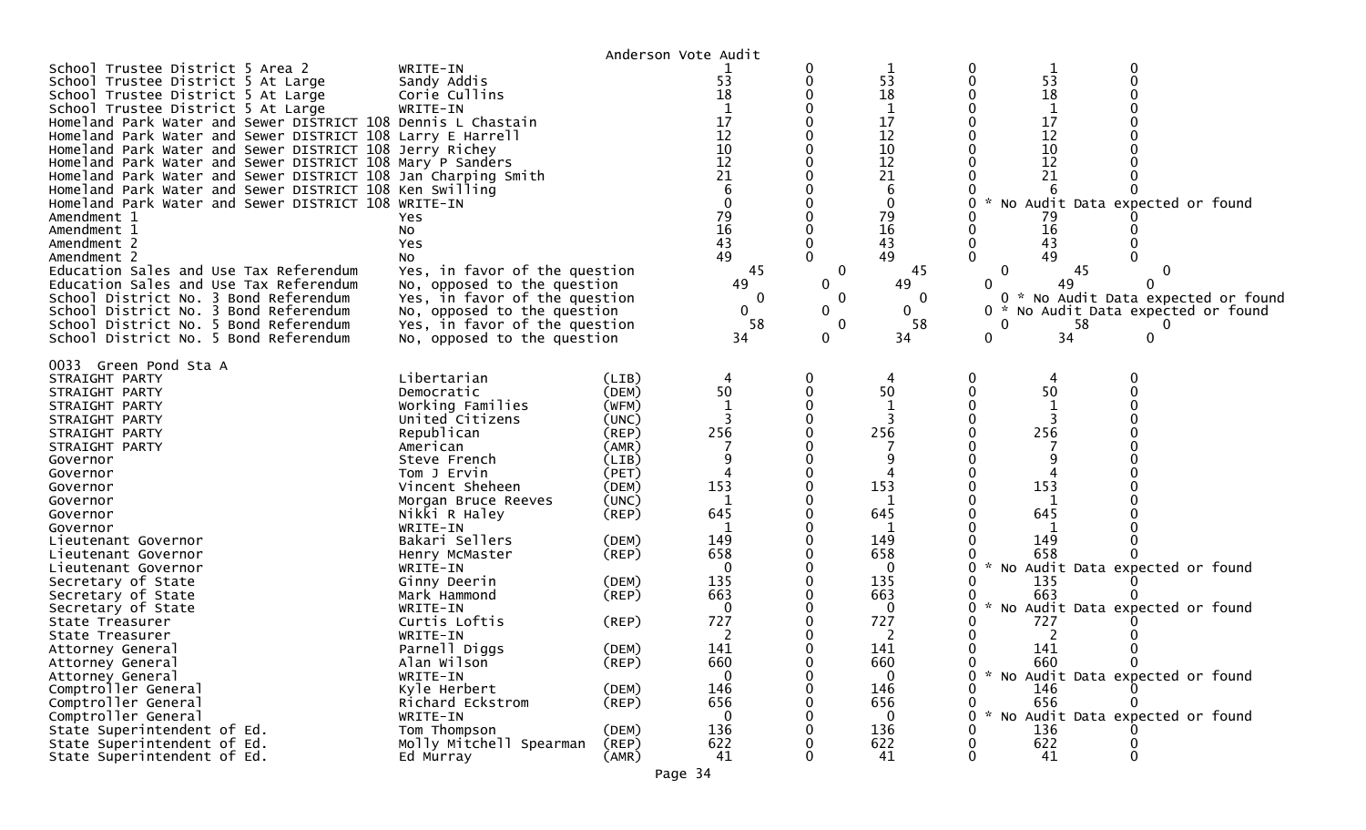Anderson Vote Audit

| Contest | Candidate | Party | | | | | | |
|---|---|---|---|---|---|---|---|---|
| School Trustee District 5 Area 2 | WRITE-IN | | 1 | 0 | 1 | 0 | 1 | 0 |
| School Trustee District 5 At Large | Sandy Addis | | 53 | 0 | 53 | 0 | 53 | 0 |
| School Trustee District 5 At Large | Corie Cullins | | 18 | 0 | 18 | 0 | 18 | 0 |
| School Trustee District 5 At Large | WRITE-IN | | 1 | 0 | 1 | 0 | 1 | 0 |
| Homeland Park Water and Sewer DISTRICT 108 | Dennis L Chastain | | 17 | 0 | 17 | 0 | 17 | 0 |
| Homeland Park Water and Sewer DISTRICT 108 | Larry E Harrell | | 12 | 0 | 12 | 0 | 12 | 0 |
| Homeland Park Water and Sewer DISTRICT 108 | Jerry Richey | | 10 | 0 | 10 | 0 | 10 | 0 |
| Homeland Park Water and Sewer DISTRICT 108 | Mary P Sanders | | 12 | 0 | 12 | 0 | 12 | 0 |
| Homeland Park Water and Sewer DISTRICT 108 | Jan Charping Smith | | 21 | 0 | 21 | 0 | 21 | 0 |
| Homeland Park Water and Sewer DISTRICT 108 | Ken Swilling | | 6 | 0 | 6 | 0 | 6 | 0 |
| Homeland Park Water and Sewer DISTRICT 108 | WRITE-IN | | 0 | 0 | 0 | 0 * No Audit Data expected or found | | |
| Amendment 1 | Yes | | 79 | 0 | 79 | 0 | 79 | 0 |
| Amendment 1 | No | | 16 | 0 | 16 | 0 | 16 | 0 |
| Amendment 2 | Yes | | 43 | 0 | 43 | 0 | 43 | 0 |
| Amendment 2 | No | | 49 | 0 | 49 | 0 | 49 | 0 |
| Education Sales and Use Tax Referendum | Yes, in favor of the question | | 45 | 0 | 45 | 0 | 45 | 0 |
| Education Sales and Use Tax Referendum | No, opposed to the question | | 49 | 0 | 49 | 0 | 49 | 0 |
| School District No. 3 Bond Referendum | Yes, in favor of the question | | 0 | 0 | 0 | 0 * No Audit Data expected or found | | |
| School District No. 3 Bond Referendum | No, opposed to the question | | 0 | 0 | 0 | 0 * No Audit Data expected or found | | |
| School District No. 5 Bond Referendum | Yes, in favor of the question | | 58 | 0 | 58 | 0 | 58 | 0 |
| School District No. 5 Bond Referendum | No, opposed to the question | | 34 | 0 | 34 | 0 | 34 | 0 |

## 0033 Green Pond Sta A

| Contest | Candidate | Party | | | | | | |
|---|---|---|---|---|---|---|---|---|
| STRAIGHT PARTY | Libertarian | (LIB) | 4 | 0 | 4 | 0 | 4 | 0 |
| STRAIGHT PARTY | Democratic | (DEM) | 50 | 0 | 50 | 0 | 50 | 0 |
| STRAIGHT PARTY | Working Families | (WFM) | 1 | 0 | 1 | 0 | 1 | 0 |
| STRAIGHT PARTY | United Citizens | (UNC) | 3 | 0 | 3 | 0 | 3 | 0 |
| STRAIGHT PARTY | Republican | (REP) | 256 | 0 | 256 | 0 | 256 | 0 |
| STRAIGHT PARTY | American | (AMR) | 7 | 0 | 7 | 0 | 7 | 0 |
| Governor | Steve French | (LIB) | 9 | 0 | 9 | 0 | 9 | 0 |
| Governor | Tom J Ervin | (PET) | 4 | 0 | 4 | 0 | 4 | 0 |
| Governor | Vincent Sheheen | (DEM) | 153 | 0 | 153 | 0 | 153 | 0 |
| Governor | Morgan Bruce Reeves | (UNC) | 1 | 0 | 1 | 0 | 1 | 0 |
| Governor | Nikki R Haley | (REP) | 645 | 0 | 645 | 0 | 645 | 0 |
| Governor | WRITE-IN | | 1 | 0 | 1 | 0 | 1 | 0 |
| Lieutenant Governor | Bakari Sellers | (DEM) | 149 | 0 | 149 | 0 | 149 | 0 |
| Lieutenant Governor | Henry McMaster | (REP) | 658 | 0 | 658 | 0 | 658 | 0 |
| Lieutenant Governor | WRITE-IN | | 0 | 0 | 0 | 0 * No Audit Data expected or found | | |
| Secretary of State | Ginny Deerin | (DEM) | 135 | 0 | 135 | 0 | 135 | 0 |
| Secretary of State | Mark Hammond | (REP) | 663 | 0 | 663 | 0 | 663 | 0 |
| Secretary of State | WRITE-IN | | 0 | 0 | 0 | 0 * No Audit Data expected or found | | |
| State Treasurer | Curtis Loftis | (REP) | 727 | 0 | 727 | 0 | 727 | 0 |
| State Treasurer | WRITE-IN | | 2 | 0 | 2 | 0 | 2 | 0 |
| Attorney General | Parnell Diggs | (DEM) | 141 | 0 | 141 | 0 | 141 | 0 |
| Attorney General | Alan Wilson | (REP) | 660 | 0 | 660 | 0 | 660 | 0 |
| Attorney General | WRITE-IN | | 0 | 0 | 0 | 0 * No Audit Data expected or found | | |
| Comptroller General | Kyle Herbert | (DEM) | 146 | 0 | 146 | 0 | 146 | 0 |
| Comptroller General | Richard Eckstrom | (REP) | 656 | 0 | 656 | 0 | 656 | 0 |
| Comptroller General | WRITE-IN | | 0 | 0 | 0 | 0 * No Audit Data expected or found | | |
| State Superintendent of Ed. | Tom Thompson | (DEM) | 136 | 0 | 136 | 0 | 136 | 0 |
| State Superintendent of Ed. | Molly Mitchell Spearman | (REP) | 622 | 0 | 622 | 0 | 622 | 0 |
| State Superintendent of Ed. | Ed Murray | (AMR) | 41 | 0 | 41 | 0 | 41 | 0 |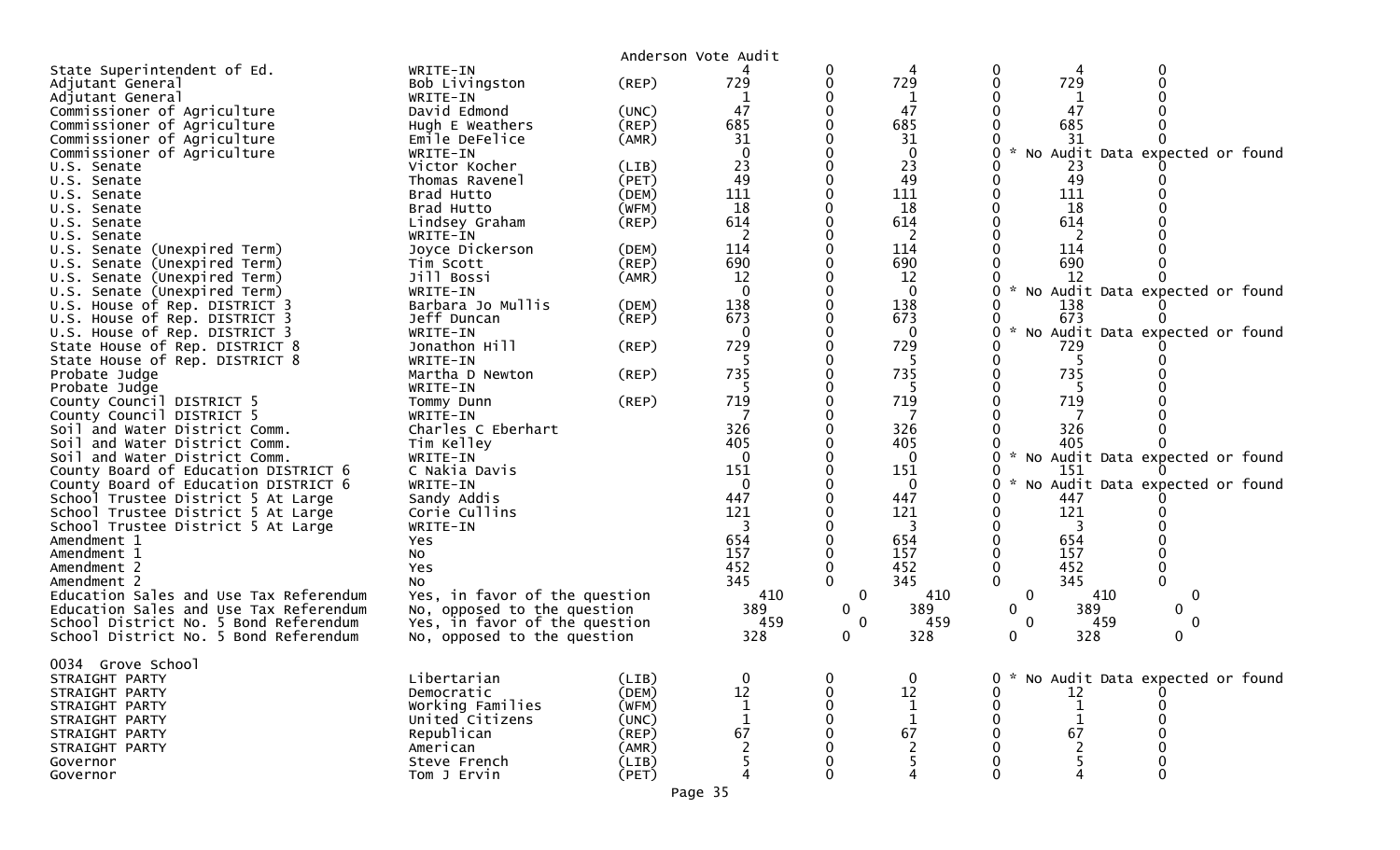Anderson Vote Audit

| Contest | Candidate | Party | | | | | | |
|---|---|---|---|---|---|---|---|---|
| State Superintendent of Ed. | WRITE-IN | | 4 | 0 | 4 | 0 | 4 | 0 |
| Adjutant General | Bob Livingston | (REP) | 729 | 0 | 729 | 0 | 729 | 0 |
| Adjutant General | WRITE-IN | | 1 | 0 | 1 | 0 | 1 | 0 |
| Commissioner of Agriculture | David Edmond | (UNC) | 47 | 0 | 47 | 0 | 47 | 0 |
| Commissioner of Agriculture | Hugh E Weathers | (REP) | 685 | 0 | 685 | 0 | 685 | 0 |
| Commissioner of Agriculture | Emile DeFelice | (AMR) | 31 | 0 | 31 | 0 | 31 | 0 |
| Commissioner of Agriculture | WRITE-IN | | 0 | 0 | 0 | 0 * No Audit Data expected or found | | |
| U.S. Senate | Victor Kocher | (LIB) | 23 | 0 | 23 | 0 | 23 | 0 |
| U.S. Senate | Thomas Ravenel | (PET) | 49 | 0 | 49 | 0 | 49 | 0 |
| U.S. Senate | Brad Hutto | (DEM) | 111 | 0 | 111 | 0 | 111 | 0 |
| U.S. Senate | Brad Hutto | (WFM) | 18 | 0 | 18 | 0 | 18 | 0 |
| U.S. Senate | Lindsey Graham | (REP) | 614 | 0 | 614 | 0 | 614 | 0 |
| U.S. Senate | WRITE-IN | | 2 | 0 | 2 | 0 | 2 | 0 |
| U.S. Senate (Unexpired Term) | Joyce Dickerson | (DEM) | 114 | 0 | 114 | 0 | 114 | 0 |
| U.S. Senate (Unexpired Term) | Tim Scott | (REP) | 690 | 0 | 690 | 0 | 690 | 0 |
| U.S. Senate (Unexpired Term) | Jill Bossi | (AMR) | 12 | 0 | 12 | 0 | 12 | 0 |
| U.S. Senate (Unexpired Term) | WRITE-IN | | 0 | 0 | 0 | 0 * No Audit Data expected or found | | |
| U.S. House of Rep. DISTRICT 3 | Barbara Jo Mullis | (DEM) | 138 | 0 | 138 | 0 | 138 | 0 |
| U.S. House of Rep. DISTRICT 3 | Jeff Duncan | (REP) | 673 | 0 | 673 | 0 | 673 | 0 |
| U.S. House of Rep. DISTRICT 3 | WRITE-IN | | 0 | 0 | 0 | 0 * No Audit Data expected or found | | |
| State House of Rep. DISTRICT 8 | Jonathon Hill | (REP) | 729 | 0 | 729 | 0 | 729 | 0 |
| State House of Rep. DISTRICT 8 | WRITE-IN | | 5 | 0 | 5 | 0 | 5 | 0 |
| Probate Judge | Martha D Newton | (REP) | 735 | 0 | 735 | 0 | 735 | 0 |
| Probate Judge | WRITE-IN | | 5 | 0 | 5 | 0 | 5 | 0 |
| County Council DISTRICT 5 | Tommy Dunn | (REP) | 719 | 0 | 719 | 0 | 719 | 0 |
| County Council DISTRICT 5 | WRITE-IN | | 7 | 0 | 7 | 0 | 7 | 0 |
| Soil and Water District Comm. | Charles C Eberhart | | 326 | 0 | 326 | 0 | 326 | 0 |
| Soil and Water District Comm. | Tim Kelley | | 405 | 0 | 405 | 0 | 405 | 0 |
| Soil and Water District Comm. | WRITE-IN | | 0 | 0 | 0 | 0 * No Audit Data expected or found | | |
| County Board of Education DISTRICT 6 | C Nakia Davis | | 151 | 0 | 151 | 0 | 151 | 0 |
| County Board of Education DISTRICT 6 | WRITE-IN | | 0 | 0 | 0 | 0 * No Audit Data expected or found | | |
| School Trustee District 5 At Large | Sandy Addis | | 447 | 0 | 447 | 0 | 447 | 0 |
| School Trustee District 5 At Large | Corie Cullins | | 121 | 0 | 121 | 0 | 121 | 0 |
| School Trustee District 5 At Large | WRITE-IN | | 3 | 0 | 3 | 0 | 3 | 0 |
| Amendment 1 | Yes | | 654 | 0 | 654 | 0 | 654 | 0 |
| Amendment 1 | No | | 157 | 0 | 157 | 0 | 157 | 0 |
| Amendment 2 | Yes | | 452 | 0 | 452 | 0 | 452 | 0 |
| Amendment 2 | No | | 345 | 0 | 345 | 0 | 345 | 0 |
| Education Sales and Use Tax Referendum | Yes, in favor of the question | | 410 | 0 | 410 | 0 | 410 | 0 |
| Education Sales and Use Tax Referendum | No, opposed to the question | | 389 | 0 | 389 | 0 | 389 | 0 |
| School District No. 5 Bond Referendum | Yes, in favor of the question | | 459 | 0 | 459 | 0 | 459 | 0 |
| School District No. 5 Bond Referendum | No, opposed to the question | | 328 | 0 | 328 | 0 | 328 | 0 |

0034 Grove School

| Contest | Candidate | Party | | | | | | |
|---|---|---|---|---|---|---|---|---|
| STRAIGHT PARTY | Libertarian | (LIB) | 0 | 0 | 0 | 0 * No Audit Data expected or found | | |
| STRAIGHT PARTY | Democratic | (DEM) | 12 | 0 | 12 | 0 | 12 | 0 |
| STRAIGHT PARTY | Working Families | (WFM) | 1 | 0 | 1 | 0 | 1 | 0 |
| STRAIGHT PARTY | United Citizens | (UNC) | 1 | 0 | 1 | 0 | 1 | 0 |
| STRAIGHT PARTY | Republican | (REP) | 67 | 0 | 67 | 0 | 67 | 0 |
| STRAIGHT PARTY | American | (AMR) | 2 | 0 | 2 | 0 | 2 | 0 |
| Governor | Steve French | (LIB) | 5 | 0 | 5 | 0 | 5 | 0 |
| Governor | Tom J Ervin | (PET) | 4 | 0 | 4 | 0 | 4 | 0 |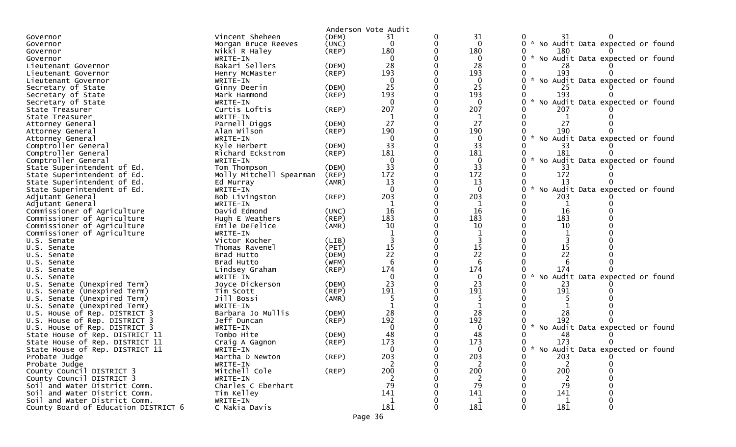Anderson Vote Audit

| Office | Candidate | Party | | | | | | |
|---|---|---|---|---|---|---|---|---|
| Governor | Vincent Sheheen | (DEM) | 31 | 0 | 31 | 0 | 31 | 0 |
| Governor | Morgan Bruce Reeves | (UNC) | 0 | 0 | 0 | 0 | * No Audit Data expected or found | |
| Governor | Nikki R Haley | (REP) | 180 | 0 | 180 | 0 | 180 | 0 |
| Governor | WRITE-IN | | 0 | 0 | 0 | 0 | * No Audit Data expected or found | |
| Lieutenant Governor | Bakari Sellers | (DEM) | 28 | 0 | 28 | 0 | 28 | 0 |
| Lieutenant Governor | Henry McMaster | (REP) | 193 | 0 | 193 | 0 | 193 | 0 |
| Lieutenant Governor | WRITE-IN | | 0 | 0 | 0 | 0 | * No Audit Data expected or found | |
| Secretary of State | Ginny Deerin | (DEM) | 25 | 0 | 25 | 0 | 25 | 0 |
| Secretary of State | Mark Hammond | (REP) | 193 | 0 | 193 | 0 | 193 | 0 |
| Secretary of State | WRITE-IN | | 0 | 0 | 0 | 0 | * No Audit Data expected or found | |
| State Treasurer | Curtis Loftis | (REP) | 207 | 0 | 207 | 0 | 207 | 0 |
| State Treasurer | WRITE-IN | | 1 | 0 | 1 | 0 | 1 | 0 |
| Attorney General | Parnell Diggs | (DEM) | 27 | 0 | 27 | 0 | 27 | 0 |
| Attorney General | Alan Wilson | (REP) | 190 | 0 | 190 | 0 | 190 | 0 |
| Attorney General | WRITE-IN | | 0 | 0 | 0 | 0 | * No Audit Data expected or found | |
| Comptroller General | Kyle Herbert | (DEM) | 33 | 0 | 33 | 0 | 33 | 0 |
| Comptroller General | Richard Eckstrom | (REP) | 181 | 0 | 181 | 0 | 181 | 0 |
| Comptroller General | WRITE-IN | | 0 | 0 | 0 | 0 | * No Audit Data expected or found | |
| State Superintendent of Ed. | Tom Thompson | (DEM) | 33 | 0 | 33 | 0 | 33 | 0 |
| State Superintendent of Ed. | Molly Mitchell Spearman | (REP) | 172 | 0 | 172 | 0 | 172 | 0 |
| State Superintendent of Ed. | Ed Murray | (AMR) | 13 | 0 | 13 | 0 | 13 | 0 |
| State Superintendent of Ed. | WRITE-IN | | 0 | 0 | 0 | 0 | * No Audit Data expected or found | |
| Adjutant General | Bob Livingston | (REP) | 203 | 0 | 203 | 0 | 203 | 0 |
| Adjutant General | WRITE-IN | | 1 | 0 | 1 | 0 | 1 | 0 |
| Commissioner of Agriculture | David Edmond | (UNC) | 16 | 0 | 16 | 0 | 16 | 0 |
| Commissioner of Agriculture | Hugh E Weathers | (REP) | 183 | 0 | 183 | 0 | 183 | 0 |
| Commissioner of Agriculture | Emile DeFelice | (AMR) | 10 | 0 | 10 | 0 | 10 | 0 |
| Commissioner of Agriculture | WRITE-IN | | 1 | 0 | 1 | 0 | 1 | 0 |
| U.S. Senate | Victor Kocher | (LIB) | 3 | 0 | 3 | 0 | 3 | 0 |
| U.S. Senate | Thomas Ravenel | (PET) | 15 | 0 | 15 | 0 | 15 | 0 |
| U.S. Senate | Brad Hutto | (DEM) | 22 | 0 | 22 | 0 | 22 | 0 |
| U.S. Senate | Brad Hutto | (WFM) | 6 | 0 | 6 | 0 | 6 | 0 |
| U.S. Senate | Lindsey Graham | (REP) | 174 | 0 | 174 | 0 | 174 | 0 |
| U.S. Senate | WRITE-IN | | 0 | 0 | 0 | 0 | * No Audit Data expected or found | |
| U.S. Senate (Unexpired Term) | Joyce Dickerson | (DEM) | 23 | 0 | 23 | 0 | 23 | 0 |
| U.S. Senate (Unexpired Term) | Tim Scott | (REP) | 191 | 0 | 191 | 0 | 191 | 0 |
| U.S. Senate (Unexpired Term) | Jill Bossi | (AMR) | 5 | 0 | 5 | 0 | 5 | 0 |
| U.S. Senate (Unexpired Term) | WRITE-IN | | 1 | 0 | 1 | 0 | 1 | 0 |
| U.S. House of Rep. DISTRICT 3 | Barbara Jo Mullis | (DEM) | 28 | 0 | 28 | 0 | 28 | 0 |
| U.S. House of Rep. DISTRICT 3 | Jeff Duncan | (REP) | 192 | 0 | 192 | 0 | 192 | 0 |
| U.S. House of Rep. DISTRICT 3 | WRITE-IN | | 0 | 0 | 0 | 0 | * No Audit Data expected or found | |
| State House of Rep. DISTRICT 11 | Tombo Hite | (DEM) | 48 | 0 | 48 | 0 | 48 | 0 |
| State House of Rep. DISTRICT 11 | Craig A Gagnon | (REP) | 173 | 0 | 173 | 0 | 173 | 0 |
| State House of Rep. DISTRICT 11 | WRITE-IN | | 0 | 0 | 0 | 0 | * No Audit Data expected or found | |
| Probate Judge | Martha D Newton | (REP) | 203 | 0 | 203 | 0 | 203 | 0 |
| Probate Judge | WRITE-IN | | 2 | 0 | 2 | 0 | 2 | 0 |
| County Council DISTRICT 3 | Mitchell Cole | (REP) | 200 | 0 | 200 | 0 | 200 | 0 |
| County Council DISTRICT 3 | WRITE-IN | | 2 | 0 | 2 | 0 | 2 | 0 |
| Soil and Water District Comm. | Charles C Eberhart | | 79 | 0 | 79 | 0 | 79 | 0 |
| Soil and Water District Comm. | Tim Kelley | | 141 | 0 | 141 | 0 | 141 | 0 |
| Soil and Water District Comm. | WRITE-IN | | 1 | 0 | 1 | 0 | 1 | 0 |
| County Board of Education DISTRICT 6 | C Nakia Davis | | 181 | 0 | 181 | 0 | 181 | 0 |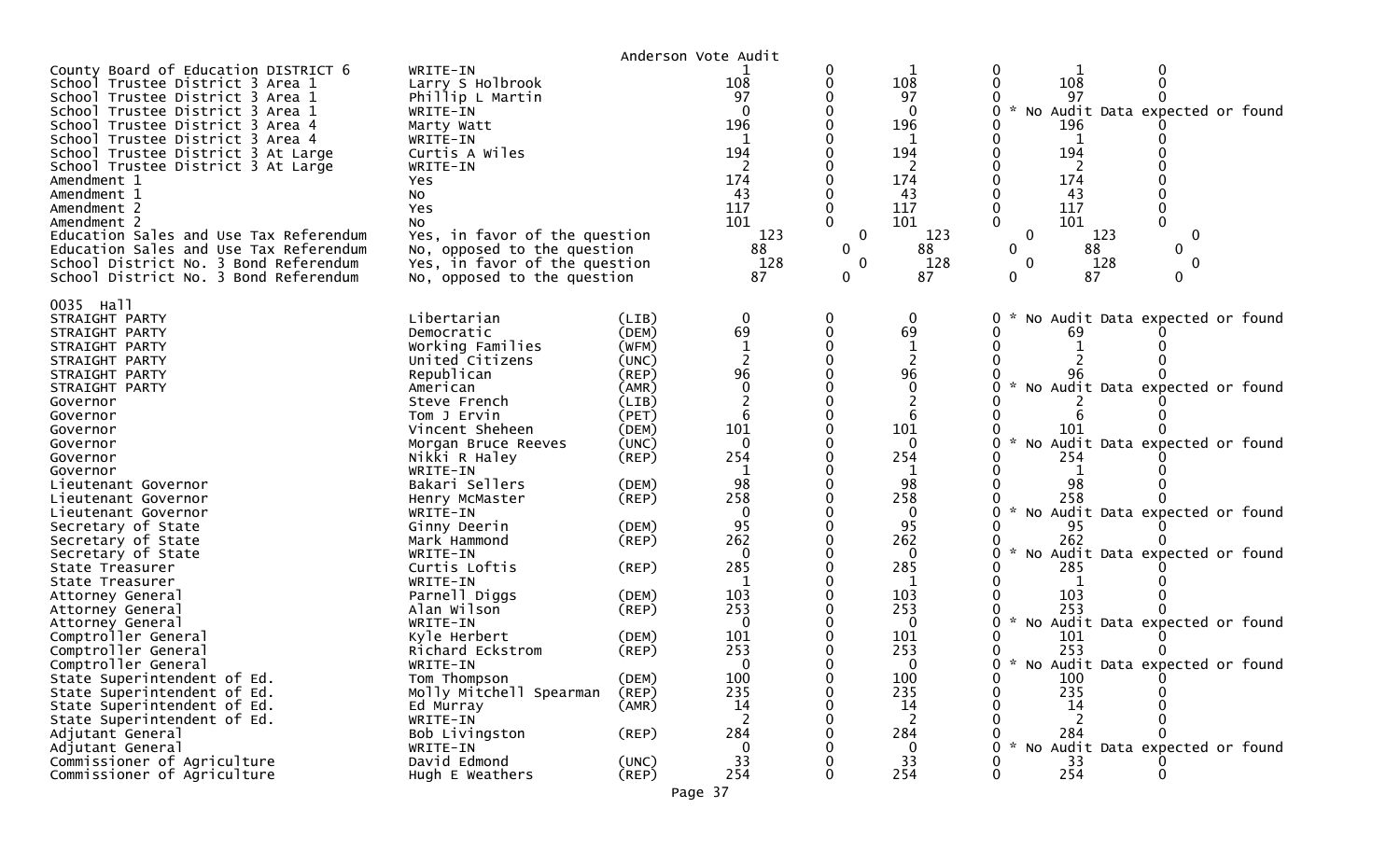Anderson Vote Audit

| Contest | Candidate | Party | | | | | | |
|---|---|---|---|---|---|---|---|---|
| County Board of Education DISTRICT 6 | WRITE-IN | | 1 | 0 | 1 | 0 | 1 | 0 |
| School Trustee District 3 Area 1 | Larry S Holbrook | | 108 | 0 | 108 | 0 | 108 | 0 |
| School Trustee District 3 Area 1 | Phillip L Martin | | 97 | 0 | 97 | 0 | 97 | 0 |
| School Trustee District 3 Area 1 | WRITE-IN | | 0 | 0 | 0 | 0 | * No Audit Data expected or found | |
| School Trustee District 3 Area 4 | Marty Watt | | 196 | 0 | 196 | 0 | 196 | 0 |
| School Trustee District 3 Area 4 | WRITE-IN | | 1 | 0 | 1 | 0 | 1 | 0 |
| School Trustee District 3 At Large | Curtis A Wiles | | 194 | 0 | 194 | 0 | 194 | 0 |
| School Trustee District 3 At Large | WRITE-IN | | 2 | 0 | 2 | 0 | 2 | 0 |
| Amendment 1 | Yes | | 174 | 0 | 174 | 0 | 174 | 0 |
| Amendment 1 | No | | 43 | 0 | 43 | 0 | 43 | 0 |
| Amendment 2 | Yes | | 117 | 0 | 117 | 0 | 117 | 0 |
| Amendment 2 | No | | 101 | 0 | 101 | 0 | 101 | 0 |
| Education Sales and Use Tax Referendum | Yes, in favor of the question | | 123 | 0 | 123 | 0 | 123 | 0 |
| Education Sales and Use Tax Referendum | No, opposed to the question | | 88 | 0 | 88 | 0 | 88 | 0 |
| School District No. 3 Bond Referendum | Yes, in favor of the question | | 128 | 0 | 128 | 0 | 128 | 0 |
| School District No. 3 Bond Referendum | No, opposed to the question | | 87 | 0 | 87 | 0 | 87 | 0 |

0035 Hall

| Contest | Candidate | Party | | | | | | |
|---|---|---|---|---|---|---|---|---|
| STRAIGHT PARTY | Libertarian | (LIB) | 0 | 0 | 0 | 0 | * No Audit Data expected or found | |
| STRAIGHT PARTY | Democratic | (DEM) | 69 | 0 | 69 | 0 | 69 | 0 |
| STRAIGHT PARTY | Working Families | (WFM) | 1 | 0 | 1 | 0 | 1 | 0 |
| STRAIGHT PARTY | United Citizens | (UNC) | 2 | 0 | 2 | 0 | 2 | 0 |
| STRAIGHT PARTY | Republican | (REP) | 96 | 0 | 96 | 0 | 96 | 0 |
| STRAIGHT PARTY | American | (AMR) | 0 | 0 | 0 | 0 | * No Audit Data expected or found | |
| Governor | Steve French | (LIB) | 2 | 0 | 2 | 0 | 2 | 0 |
| Governor | Tom J Ervin | (PET) | 6 | 0 | 6 | 0 | 6 | 0 |
| Governor | Vincent Sheheen | (DEM) | 101 | 0 | 101 | 0 | 101 | 0 |
| Governor | Morgan Bruce Reeves | (UNC) | 0 | 0 | 0 | 0 | * No Audit Data expected or found | |
| Governor | Nikki R Haley | (REP) | 254 | 0 | 254 | 0 | 254 | 0 |
| Governor | WRITE-IN | | 1 | 0 | 1 | 0 | 1 | 0 |
| Lieutenant Governor | Bakari Sellers | (DEM) | 98 | 0 | 98 | 0 | 98 | 0 |
| Lieutenant Governor | Henry McMaster | (REP) | 258 | 0 | 258 | 0 | 258 | 0 |
| Lieutenant Governor | WRITE-IN | | 0 | 0 | 0 | 0 | * No Audit Data expected or found | |
| Secretary of State | Ginny Deerin | (DEM) | 95 | 0 | 95 | 0 | 95 | 0 |
| Secretary of State | Mark Hammond | (REP) | 262 | 0 | 262 | 0 | 262 | 0 |
| Secretary of State | WRITE-IN | | 0 | 0 | 0 | 0 | * No Audit Data expected or found | |
| State Treasurer | Curtis Loftis | (REP) | 285 | 0 | 285 | 0 | 285 | 0 |
| State Treasurer | WRITE-IN | | 1 | 0 | 1 | 0 | 1 | 0 |
| Attorney General | Parnell Diggs | (DEM) | 103 | 0 | 103 | 0 | 103 | 0 |
| Attorney General | Alan Wilson | (REP) | 253 | 0 | 253 | 0 | 253 | 0 |
| Attorney General | WRITE-IN | | 0 | 0 | 0 | 0 | * No Audit Data expected or found | |
| Comptroller General | Kyle Herbert | (DEM) | 101 | 0 | 101 | 0 | 101 | 0 |
| Comptroller General | Richard Eckstrom | (REP) | 253 | 0 | 253 | 0 | 253 | 0 |
| Comptroller General | WRITE-IN | | 0 | 0 | 0 | 0 | * No Audit Data expected or found | |
| State Superintendent of Ed. | Tom Thompson | (DEM) | 100 | 0 | 100 | 0 | 100 | 0 |
| State Superintendent of Ed. | Molly Mitchell Spearman | (REP) | 235 | 0 | 235 | 0 | 235 | 0 |
| State Superintendent of Ed. | Ed Murray | (AMR) | 14 | 0 | 14 | 0 | 14 | 0 |
| State Superintendent of Ed. | WRITE-IN | | 2 | 0 | 2 | 0 | 2 | 0 |
| Adjutant General | Bob Livingston | (REP) | 284 | 0 | 284 | 0 | 284 | 0 |
| Adjutant General | WRITE-IN | | 0 | 0 | 0 | 0 | * No Audit Data expected or found | |
| Commissioner of Agriculture | David Edmond | (UNC) | 33 | 0 | 33 | 0 | 33 | 0 |
| Commissioner of Agriculture | Hugh E Weathers | (REP) | 254 | 0 | 254 | 0 | 254 | 0 |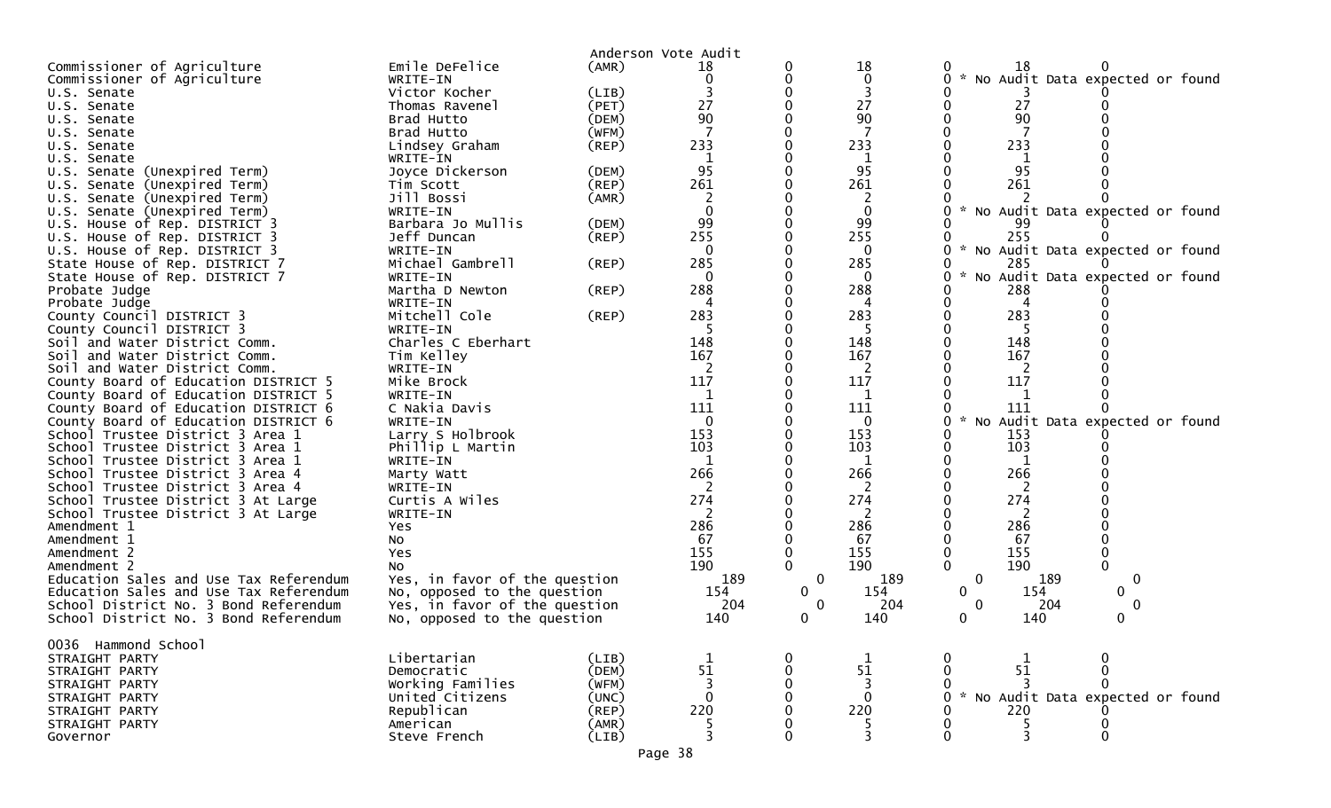Anderson Vote Audit

| Contest | Candidate | Party | Votes | | | | | |
|---|---|---|---|---|---|---|---|---|
| Commissioner of Agriculture | Emile DeFelice | (AMR) | 18 | 0 | 18 | 0 | 18 | 0 |
| Commissioner of Agriculture | WRITE-IN | | 0 | 0 | 0 | 0 | * No Audit Data expected or found | |
| U.S. Senate | Victor Kocher | (LIB) | 3 | 0 | 3 | 0 | 3 | 0 |
| U.S. Senate | Thomas Ravenel | (PET) | 27 | 0 | 27 | 0 | 27 | 0 |
| U.S. Senate | Brad Hutto | (DEM) | 90 | 0 | 90 | 0 | 90 | 0 |
| U.S. Senate | Brad Hutto | (WFM) | 7 | 0 | 7 | 0 | 7 | 0 |
| U.S. Senate | Lindsey Graham | (REP) | 233 | 0 | 233 | 0 | 233 | 0 |
| U.S. Senate | WRITE-IN | | 1 | 0 | 1 | 0 | 1 | 0 |
| U.S. Senate (Unexpired Term) | Joyce Dickerson | (DEM) | 95 | 0 | 95 | 0 | 95 | 0 |
| U.S. Senate (Unexpired Term) | Tim Scott | (REP) | 261 | 0 | 261 | 0 | 261 | 0 |
| U.S. Senate (Unexpired Term) | Jill Bossi | (AMR) | 2 | 0 | 2 | 0 | 2 | 0 |
| U.S. Senate (Unexpired Term) | WRITE-IN | | 0 | 0 | 0 | 0 | * No Audit Data expected or found | |
| U.S. House of Rep. DISTRICT 3 | Barbara Jo Mullis | (DEM) | 99 | 0 | 99 | 0 | 99 | 0 |
| U.S. House of Rep. DISTRICT 3 | Jeff Duncan | (REP) | 255 | 0 | 255 | 0 | 255 | 0 |
| U.S. House of Rep. DISTRICT 3 | WRITE-IN | | 0 | 0 | 0 | 0 | * No Audit Data expected or found | |
| State House of Rep. DISTRICT 7 | Michael Gambrell | (REP) | 285 | 0 | 285 | 0 | 285 | 0 |
| State House of Rep. DISTRICT 7 | WRITE-IN | | 0 | 0 | 0 | 0 | * No Audit Data expected or found | |
| Probate Judge | Martha D Newton | (REP) | 288 | 0 | 288 | 0 | 288 | 0 |
| Probate Judge | WRITE-IN | | 4 | 0 | 4 | 0 | 4 | 0 |
| County Council DISTRICT 3 | Mitchell Cole | (REP) | 283 | 0 | 283 | 0 | 283 | 0 |
| County Council DISTRICT 3 | WRITE-IN | | 5 | 0 | 5 | 0 | 5 | 0 |
| Soil and Water District Comm. | Charles C Eberhart | | 148 | 0 | 148 | 0 | 148 | 0 |
| Soil and Water District Comm. | Tim Kelley | | 167 | 0 | 167 | 0 | 167 | 0 |
| Soil and Water District Comm. | WRITE-IN | | 2 | 0 | 2 | 0 | 2 | 0 |
| County Board of Education DISTRICT 5 | Mike Brock | | 117 | 0 | 117 | 0 | 117 | 0 |
| County Board of Education DISTRICT 5 | WRITE-IN | | 1 | 0 | 1 | 0 | 1 | 0 |
| County Board of Education DISTRICT 6 | C Nakia Davis | | 111 | 0 | 111 | 0 | 111 | 0 |
| County Board of Education DISTRICT 6 | WRITE-IN | | 0 | 0 | 0 | 0 | * No Audit Data expected or found | |
| School Trustee District 3 Area 1 | Larry S Holbrook | | 153 | 0 | 153 | 0 | 153 | 0 |
| School Trustee District 3 Area 1 | Phillip L Martin | | 103 | 0 | 103 | 0 | 103 | 0 |
| School Trustee District 3 Area 1 | WRITE-IN | | 1 | 0 | 1 | 0 | 1 | 0 |
| School Trustee District 3 Area 4 | Marty Watt | | 266 | 0 | 266 | 0 | 266 | 0 |
| School Trustee District 3 Area 4 | WRITE-IN | | 2 | 0 | 2 | 0 | 2 | 0 |
| School Trustee District 3 At Large | Curtis A Wiles | | 274 | 0 | 274 | 0 | 274 | 0 |
| School Trustee District 3 At Large | WRITE-IN | | 2 | 0 | 2 | 0 | 2 | 0 |
| Amendment 1 | Yes | | 286 | 0 | 286 | 0 | 286 | 0 |
| Amendment 1 | No | | 67 | 0 | 67 | 0 | 67 | 0 |
| Amendment 2 | Yes | | 155 | 0 | 155 | 0 | 155 | 0 |
| Amendment 2 | No | | 190 | 0 | 190 | 0 | 190 | 0 |
| Education Sales and Use Tax Referendum | Yes, in favor of the question | | 189 | 0 | 189 | 0 | 189 | 0 |
| Education Sales and Use Tax Referendum | No, opposed to the question | | 154 | 0 | 154 | 0 | 154 | 0 |
| School District No. 3 Bond Referendum | Yes, in favor of the question | | 204 | 0 | 204 | 0 | 204 | 0 |
| School District No. 3 Bond Referendum | No, opposed to the question | | 140 | 0 | 140 | 0 | 140 | 0 |

0036 Hammond School

| Contest | Candidate | Party | Votes | | | | | |
|---|---|---|---|---|---|---|---|---|
| STRAIGHT PARTY | Libertarian | (LIB) | 1 | 0 | 1 | 0 | 1 | 0 |
| STRAIGHT PARTY | Democratic | (DEM) | 51 | 0 | 51 | 0 | 51 | 0 |
| STRAIGHT PARTY | Working Families | (WFM) | 3 | 0 | 3 | 0 | 3 | 0 |
| STRAIGHT PARTY | United Citizens | (UNC) | 0 | 0 | 0 | 0 | * No Audit Data expected or found | |
| STRAIGHT PARTY | Republican | (REP) | 220 | 0 | 220 | 0 | 220 | 0 |
| STRAIGHT PARTY | American | (AMR) | 5 | 0 | 5 | 0 | 5 | 0 |
| Governor | Steve French | (LIB) | 3 | 0 | 3 | 0 | 3 | 0 |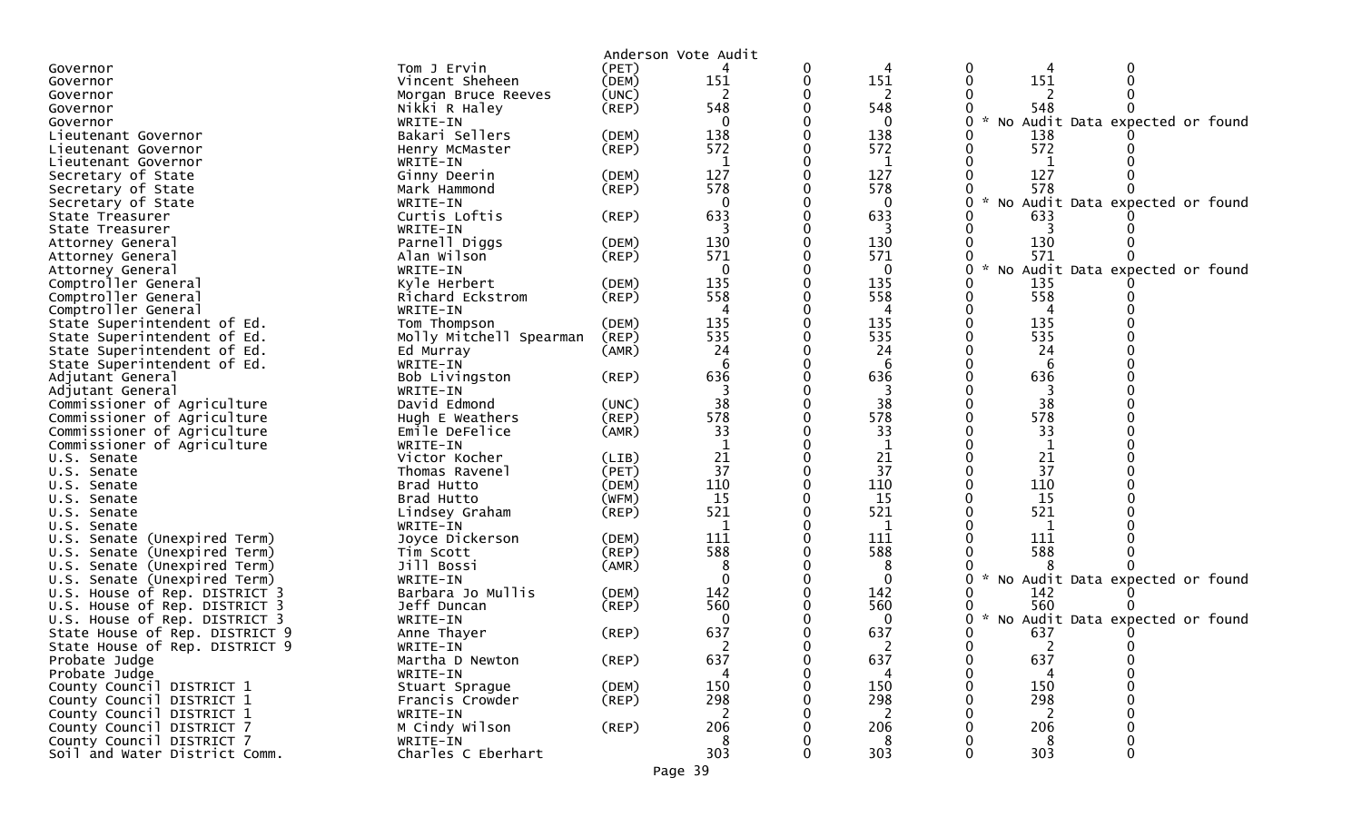Anderson Vote Audit

| Office | Candidate | Party | | | | | | |
|---|---|---|---|---|---|---|---|---|
| Governor | Tom J Ervin | (PET) | 4 | 0 | 4 | 0 | 4 | 0 |
| Governor | Vincent Sheheen | (DEM) | 151 | 0 | 151 | 0 | 151 | 0 |
| Governor | Morgan Bruce Reeves | (UNC) | 2 | 0 | 2 | 0 | 2 | 0 |
| Governor | Nikki R Haley | (REP) | 548 | 0 | 548 | 0 | 548 | 0 |
| Governor | WRITE-IN | | 0 | 0 | 0 | 0 | * No Audit Data expected or found | |
| Lieutenant Governor | Bakari Sellers | (DEM) | 138 | 0 | 138 | 0 | 138 | 0 |
| Lieutenant Governor | Henry McMaster | (REP) | 572 | 0 | 572 | 0 | 572 | 0 |
| Lieutenant Governor | WRITE-IN | | 1 | 0 | 1 | 0 | 1 | 0 |
| Secretary of State | Ginny Deerin | (DEM) | 127 | 0 | 127 | 0 | 127 | 0 |
| Secretary of State | Mark Hammond | (REP) | 578 | 0 | 578 | 0 | 578 | 0 |
| Secretary of State | WRITE-IN | | 0 | 0 | 0 | 0 | * No Audit Data expected or found | |
| State Treasurer | Curtis Loftis | (REP) | 633 | 0 | 633 | 0 | 633 | 0 |
| State Treasurer | WRITE-IN | | 3 | 0 | 3 | 0 | 3 | 0 |
| Attorney General | Parnell Diggs | (DEM) | 130 | 0 | 130 | 0 | 130 | 0 |
| Attorney General | Alan Wilson | (REP) | 571 | 0 | 571 | 0 | 571 | 0 |
| Attorney General | WRITE-IN | | 0 | 0 | 0 | 0 | * No Audit Data expected or found | |
| Comptroller General | Kyle Herbert | (DEM) | 135 | 0 | 135 | 0 | 135 | 0 |
| Comptroller General | Richard Eckstrom | (REP) | 558 | 0 | 558 | 0 | 558 | 0 |
| Comptroller General | WRITE-IN | | 4 | 0 | 4 | 0 | 4 | 0 |
| State Superintendent of Ed. | Tom Thompson | (DEM) | 135 | 0 | 135 | 0 | 135 | 0 |
| State Superintendent of Ed. | Molly Mitchell Spearman | (REP) | 535 | 0 | 535 | 0 | 535 | 0 |
| State Superintendent of Ed. | Ed Murray | (AMR) | 24 | 0 | 24 | 0 | 24 | 0 |
| State Superintendent of Ed. | WRITE-IN | | 6 | 0 | 6 | 0 | 6 | 0 |
| Adjutant General | Bob Livingston | (REP) | 636 | 0 | 636 | 0 | 636 | 0 |
| Adjutant General | WRITE-IN | | 3 | 0 | 3 | 0 | 3 | 0 |
| Commissioner of Agriculture | David Edmond | (UNC) | 38 | 0 | 38 | 0 | 38 | 0 |
| Commissioner of Agriculture | Hugh E Weathers | (REP) | 578 | 0 | 578 | 0 | 578 | 0 |
| Commissioner of Agriculture | Emile DeFelice | (AMR) | 33 | 0 | 33 | 0 | 33 | 0 |
| Commissioner of Agriculture | WRITE-IN | | 1 | 0 | 1 | 0 | 1 | 0 |
| U.S. Senate | Victor Kocher | (LIB) | 21 | 0 | 21 | 0 | 21 | 0 |
| U.S. Senate | Thomas Ravenel | (PET) | 37 | 0 | 37 | 0 | 37 | 0 |
| U.S. Senate | Brad Hutto | (DEM) | 110 | 0 | 110 | 0 | 110 | 0 |
| U.S. Senate | Brad Hutto | (WFM) | 15 | 0 | 15 | 0 | 15 | 0 |
| U.S. Senate | Lindsey Graham | (REP) | 521 | 0 | 521 | 0 | 521 | 0 |
| U.S. Senate | WRITE-IN | | 1 | 0 | 1 | 0 | 1 | 0 |
| U.S. Senate (Unexpired Term) | Joyce Dickerson | (DEM) | 111 | 0 | 111 | 0 | 111 | 0 |
| U.S. Senate (Unexpired Term) | Tim Scott | (REP) | 588 | 0 | 588 | 0 | 588 | 0 |
| U.S. Senate (Unexpired Term) | Jill Bossi | (AMR) | 8 | 0 | 8 | 0 | 8 | 0 |
| U.S. Senate (Unexpired Term) | WRITE-IN | | 0 | 0 | 0 | 0 | * No Audit Data expected or found | |
| U.S. House of Rep. DISTRICT 3 | Barbara Jo Mullis | (DEM) | 142 | 0 | 142 | 0 | 142 | 0 |
| U.S. House of Rep. DISTRICT 3 | Jeff Duncan | (REP) | 560 | 0 | 560 | 0 | 560 | 0 |
| U.S. House of Rep. DISTRICT 3 | WRITE-IN | | 0 | 0 | 0 | 0 | * No Audit Data expected or found | |
| State House of Rep. DISTRICT 9 | Anne Thayer | (REP) | 637 | 0 | 637 | 0 | 637 | 0 |
| State House of Rep. DISTRICT 9 | WRITE-IN | | 2 | 0 | 2 | 0 | 2 | 0 |
| Probate Judge | Martha D Newton | (REP) | 637 | 0 | 637 | 0 | 637 | 0 |
| Probate Judge | WRITE-IN | | 4 | 0 | 4 | 0 | 4 | 0 |
| County Council DISTRICT 1 | Stuart Sprague | (DEM) | 150 | 0 | 150 | 0 | 150 | 0 |
| County Council DISTRICT 1 | Francis Crowder | (REP) | 298 | 0 | 298 | 0 | 298 | 0 |
| County Council DISTRICT 1 | WRITE-IN | | 2 | 0 | 2 | 0 | 2 | 0 |
| County Council DISTRICT 7 | M Cindy Wilson | (REP) | 206 | 0 | 206 | 0 | 206 | 0 |
| County Council DISTRICT 7 | WRITE-IN | | 8 | 0 | 8 | 0 | 8 | 0 |
| Soil and Water District Comm. | Charles C Eberhart | | 303 | 0 | 303 | 0 | 303 | 0 |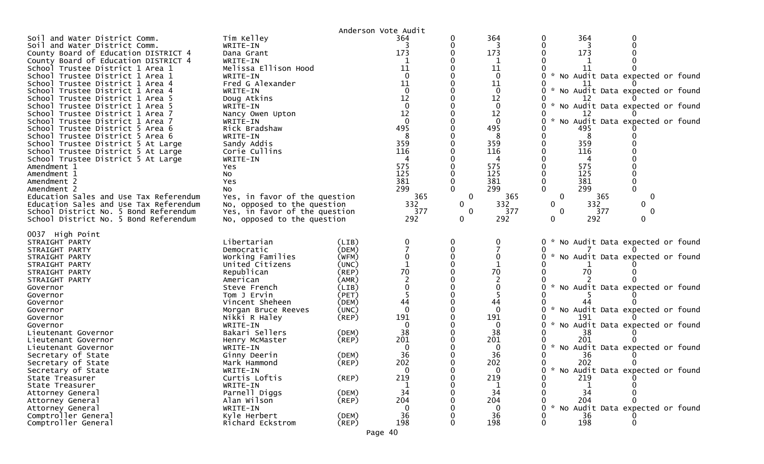Anderson Vote Audit

| Contest | Candidate | Party | | | | | | |
|---|---|---|---|---|---|---|---|---|
| Soil and Water District Comm. | Tim Kelley | | 364 | 0 | 364 | 0 | 364 | 0 |
| Soil and Water District Comm. | WRITE-IN | | 3 | 0 | 3 | 0 | 3 | 0 |
| County Board of Education DISTRICT 4 | Dana Grant | | 173 | 0 | 173 | 0 | 173 | 0 |
| County Board of Education DISTRICT 4 | WRITE-IN | | 1 | 0 | 1 | 0 | 1 | 0 |
| School Trustee District 1 Area 1 | Melissa Ellison Hood | | 11 | 0 | 11 | 0 | 11 | 0 |
| School Trustee District 1 Area 1 | WRITE-IN | | 0 | 0 | 0 | 0 | * No Audit Data expected or found | |
| School Trustee District 1 Area 4 | Fred G Alexander | | 11 | 0 | 11 | 0 | 11 | 0 |
| School Trustee District 1 Area 4 | WRITE-IN | | 0 | 0 | 0 | 0 | * No Audit Data expected or found | |
| School Trustee District 1 Area 5 | Doug Atkins | | 12 | 0 | 12 | 0 | 12 | 0 |
| School Trustee District 1 Area 5 | WRITE-IN | | 0 | 0 | 0 | 0 | * No Audit Data expected or found | |
| School Trustee District 1 Area 7 | Nancy Owen Upton | | 12 | 0 | 12 | 0 | 12 | 0 |
| School Trustee District 1 Area 7 | WRITE-IN | | 0 | 0 | 0 | 0 | * No Audit Data expected or found | |
| School Trustee District 5 Area 6 | Rick Bradshaw | | 495 | 0 | 495 | 0 | 495 | 0 |
| School Trustee District 5 Area 6 | WRITE-IN | | 8 | 0 | 8 | 0 | 8 | 0 |
| School Trustee District 5 At Large | Sandy Addis | | 359 | 0 | 359 | 0 | 359 | 0 |
| School Trustee District 5 At Large | Corie Cullins | | 116 | 0 | 116 | 0 | 116 | 0 |
| School Trustee District 5 At Large | WRITE-IN | | 4 | 0 | 4 | 0 | 4 | 0 |
| Amendment 1 | Yes | | 575 | 0 | 575 | 0 | 575 | 0 |
| Amendment 1 | No | | 125 | 0 | 125 | 0 | 125 | 0 |
| Amendment 2 | Yes | | 381 | 0 | 381 | 0 | 381 | 0 |
| Amendment 2 | No | | 299 | 0 | 299 | 0 | 299 | 0 |
| Education Sales and Use Tax Referendum | Yes, in favor of the question | | 365 | 0 | 365 | 0 | 365 | 0 |
| Education Sales and Use Tax Referendum | No, opposed to the question | | 332 | 0 | 332 | 0 | 332 | 0 |
| School District No. 5 Bond Referendum | Yes, in favor of the question | | 377 | 0 | 377 | 0 | 377 | 0 |
| School District No. 5 Bond Referendum | No, opposed to the question | | 292 | 0 | 292 | 0 | 292 | 0 |

0037 High Point

| Contest | Candidate | Party | | | | | | |
|---|---|---|---|---|---|---|---|---|
| STRAIGHT PARTY | Libertarian | (LIB) | 0 | 0 | 0 | 0 | * No Audit Data expected or found | |
| STRAIGHT PARTY | Democratic | (DEM) | 7 | 0 | 7 | 0 | 7 | 0 |
| STRAIGHT PARTY | Working Families | (WFM) | 0 | 0 | 0 | 0 | * No Audit Data expected or found | |
| STRAIGHT PARTY | United Citizens | (UNC) | 1 | 0 | 1 | 0 | 1 | 0 |
| STRAIGHT PARTY | Republican | (REP) | 70 | 0 | 70 | 0 | 70 | 0 |
| STRAIGHT PARTY | American | (AMR) | 2 | 0 | 2 | 0 | 2 | 0 |
| Governor | Steve French | (LIB) | 0 | 0 | 0 | 0 | * No Audit Data expected or found | |
| Governor | Tom J Ervin | (PET) | 5 | 0 | 5 | 0 | 5 | 0 |
| Governor | Vincent Sheheen | (DEM) | 44 | 0 | 44 | 0 | 44 | 0 |
| Governor | Morgan Bruce Reeves | (UNC) | 0 | 0 | 0 | 0 | * No Audit Data expected or found | |
| Governor | Nikki R Haley | (REP) | 191 | 0 | 191 | 0 | 191 | 0 |
| Governor | WRITE-IN | | 0 | 0 | 0 | 0 | * No Audit Data expected or found | |
| Lieutenant Governor | Bakari Sellers | (DEM) | 38 | 0 | 38 | 0 | 38 | 0 |
| Lieutenant Governor | Henry McMaster | (REP) | 201 | 0 | 201 | 0 | 201 | 0 |
| Lieutenant Governor | WRITE-IN | | 0 | 0 | 0 | 0 | * No Audit Data expected or found | |
| Secretary of State | Ginny Deerin | (DEM) | 36 | 0 | 36 | 0 | 36 | 0 |
| Secretary of State | Mark Hammond | (REP) | 202 | 0 | 202 | 0 | 202 | 0 |
| Secretary of State | WRITE-IN | | 0 | 0 | 0 | 0 | * No Audit Data expected or found | |
| State Treasurer | Curtis Loftis | (REP) | 219 | 0 | 219 | 0 | 219 | 0 |
| State Treasurer | WRITE-IN | | 1 | 0 | 1 | 0 | 1 | 0 |
| Attorney General | Parnell Diggs | (DEM) | 34 | 0 | 34 | 0 | 34 | 0 |
| Attorney General | Alan Wilson | (REP) | 204 | 0 | 204 | 0 | 204 | 0 |
| Attorney General | WRITE-IN | | 0 | 0 | 0 | 0 | * No Audit Data expected or found | |
| Comptroller General | Kyle Herbert | (DEM) | 36 | 0 | 36 | 0 | 36 | 0 |
| Comptroller General | Richard Eckstrom | (REP) | 198 | 0 | 198 | 0 | 198 | 0 |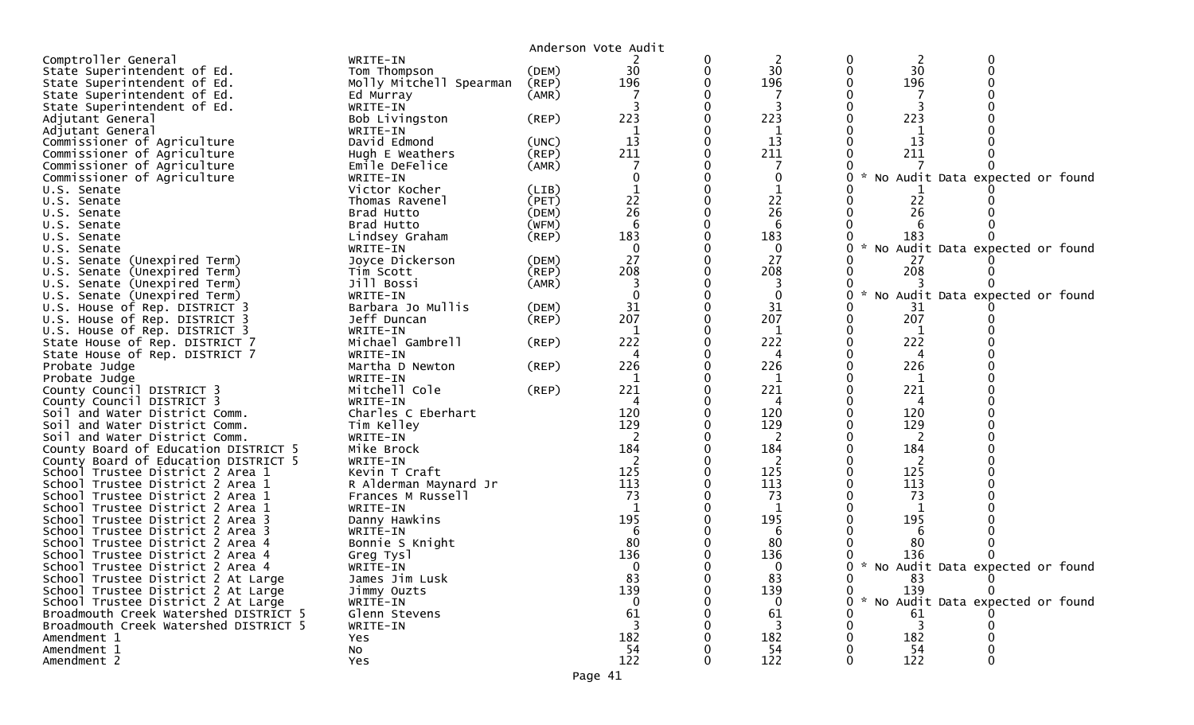Anderson Vote Audit

| Contest | Candidate | Party | | | | | | |
|---|---|---|---|---|---|---|---|---|
| Comptroller General | WRITE-IN | | 2 | 0 | 2 | 0 | 2 | 0 |
| State Superintendent of Ed. | Tom Thompson | (DEM) | 30 | 0 | 30 | 0 | 30 | 0 |
| State Superintendent of Ed. | Molly Mitchell Spearman | (REP) | 196 | 0 | 196 | 0 | 196 | 0 |
| State Superintendent of Ed. | Ed Murray | (AMR) | 7 | 0 | 7 | 0 | 7 | 0 |
| State Superintendent of Ed. | WRITE-IN | | 3 | 0 | 3 | 0 | 3 | 0 |
| Adjutant General | Bob Livingston | (REP) | 223 | 0 | 223 | 0 | 223 | 0 |
| Adjutant General | WRITE-IN | | 1 | 0 | 1 | 0 | 1 | 0 |
| Commissioner of Agriculture | David Edmond | (UNC) | 13 | 0 | 13 | 0 | 13 | 0 |
| Commissioner of Agriculture | Hugh E Weathers | (REP) | 211 | 0 | 211 | 0 | 211 | 0 |
| Commissioner of Agriculture | Emile DeFelice | (AMR) | 7 | 0 | 7 | 0 | 7 | 0 |
| Commissioner of Agriculture | WRITE-IN | | 0 | 0 | 0 | 0 | * No Audit Data expected or found | |
| U.S. Senate | Victor Kocher | (LIB) | 1 | 0 | 1 | 0 | 1 | 0 |
| U.S. Senate | Thomas Ravenel | (PET) | 22 | 0 | 22 | 0 | 22 | 0 |
| U.S. Senate | Brad Hutto | (DEM) | 26 | 0 | 26 | 0 | 26 | 0 |
| U.S. Senate | Brad Hutto | (WFM) | 6 | 0 | 6 | 0 | 6 | 0 |
| U.S. Senate | Lindsey Graham | (REP) | 183 | 0 | 183 | 0 | 183 | 0 |
| U.S. Senate | WRITE-IN | | 0 | 0 | 0 | 0 | * No Audit Data expected or found | |
| U.S. Senate (Unexpired Term) | Joyce Dickerson | (DEM) | 27 | 0 | 27 | 0 | 27 | 0 |
| U.S. Senate (Unexpired Term) | Tim Scott | (REP) | 208 | 0 | 208 | 0 | 208 | 0 |
| U.S. Senate (Unexpired Term) | Jill Bossi | (AMR) | 3 | 0 | 3 | 0 | 3 | 0 |
| U.S. Senate (Unexpired Term) | WRITE-IN | | 0 | 0 | 0 | 0 | * No Audit Data expected or found | |
| U.S. House of Rep. DISTRICT 3 | Barbara Jo Mullis | (DEM) | 31 | 0 | 31 | 0 | 31 | 0 |
| U.S. House of Rep. DISTRICT 3 | Jeff Duncan | (REP) | 207 | 0 | 207 | 0 | 207 | 0 |
| U.S. House of Rep. DISTRICT 3 | WRITE-IN | | 1 | 0 | 1 | 0 | 1 | 0 |
| State House of Rep. DISTRICT 7 | Michael Gambrell | (REP) | 222 | 0 | 222 | 0 | 222 | 0 |
| State House of Rep. DISTRICT 7 | WRITE-IN | | 4 | 0 | 4 | 0 | 4 | 0 |
| Probate Judge | Martha D Newton | (REP) | 226 | 0 | 226 | 0 | 226 | 0 |
| Probate Judge | WRITE-IN | | 1 | 0 | 1 | 0 | 1 | 0 |
| County Council DISTRICT 3 | Mitchell Cole | (REP) | 221 | 0 | 221 | 0 | 221 | 0 |
| County Council DISTRICT 3 | WRITE-IN | | 4 | 0 | 4 | 0 | 4 | 0 |
| Soil and Water District Comm. | Charles C Eberhart | | 120 | 0 | 120 | 0 | 120 | 0 |
| Soil and Water District Comm. | Tim Kelley | | 129 | 0 | 129 | 0 | 129 | 0 |
| Soil and Water District Comm. | WRITE-IN | | 2 | 0 | 2 | 0 | 2 | 0 |
| County Board of Education DISTRICT 5 | Mike Brock | | 184 | 0 | 184 | 0 | 184 | 0 |
| County Board of Education DISTRICT 5 | WRITE-IN | | 2 | 0 | 2 | 0 | 2 | 0 |
| School Trustee District 2 Area 1 | Kevin T Craft | | 125 | 0 | 125 | 0 | 125 | 0 |
| School Trustee District 2 Area 1 | R Alderman Maynard Jr | | 113 | 0 | 113 | 0 | 113 | 0 |
| School Trustee District 2 Area 1 | Frances M Russell | | 73 | 0 | 73 | 0 | 73 | 0 |
| School Trustee District 2 Area 1 | WRITE-IN | | 1 | 0 | 1 | 0 | 1 | 0 |
| School Trustee District 2 Area 3 | Danny Hawkins | | 195 | 0 | 195 | 0 | 195 | 0 |
| School Trustee District 2 Area 3 | WRITE-IN | | 6 | 0 | 6 | 0 | 6 | 0 |
| School Trustee District 2 Area 4 | Bonnie S Knight | | 80 | 0 | 80 | 0 | 80 | 0 |
| School Trustee District 2 Area 4 | Greg Tysl | | 136 | 0 | 136 | 0 | 136 | 0 |
| School Trustee District 2 Area 4 | WRITE-IN | | 0 | 0 | 0 | 0 | * No Audit Data expected or found | |
| School Trustee District 2 At Large | James Jim Lusk | | 83 | 0 | 83 | 0 | 83 | 0 |
| School Trustee District 2 At Large | Jimmy Ouzts | | 139 | 0 | 139 | 0 | 139 | 0 |
| School Trustee District 2 At Large | WRITE-IN | | 0 | 0 | 0 | 0 | * No Audit Data expected or found | |
| Broadmouth Creek Watershed DISTRICT 5 | Glenn Stevens | | 61 | 0 | 61 | 0 | 61 | 0 |
| Broadmouth Creek Watershed DISTRICT 5 | WRITE-IN | | 3 | 0 | 3 | 0 | 3 | 0 |
| Amendment 1 | Yes | | 182 | 0 | 182 | 0 | 182 | 0 |
| Amendment 1 | No | | 54 | 0 | 54 | 0 | 54 | 0 |
| Amendment 2 | Yes | | 122 | 0 | 122 | 0 | 122 | 0 |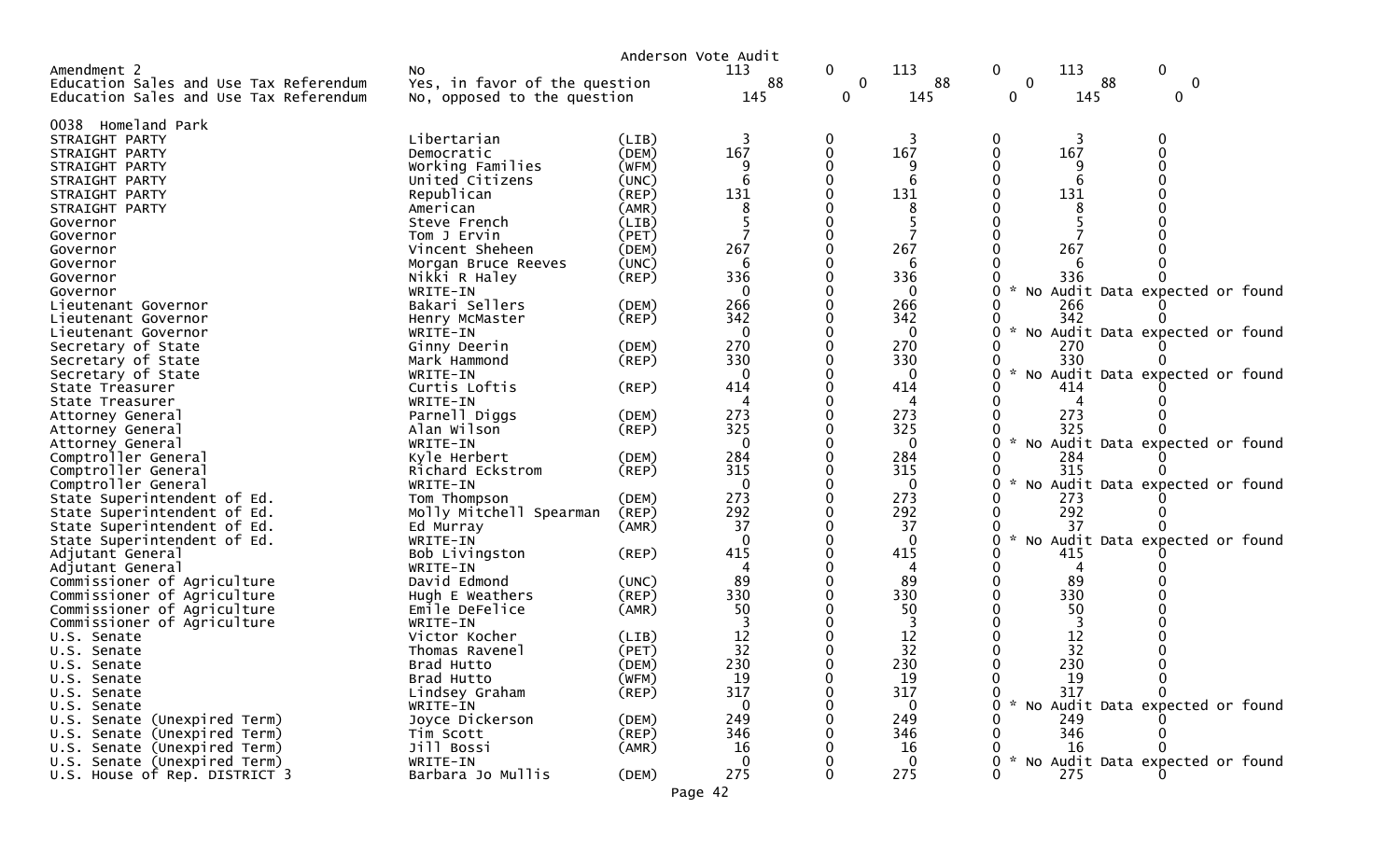Anderson Vote Audit

| | | | | | | | | |
|---|---|---|---|---|---|---|---|---|
| Amendment 2 | No | | 113 | 0 | 113 | 0 | 113 | 0 |
| Education Sales and Use Tax Referendum | Yes, in favor of the question | | 88 | 0 | 88 | 0 | 88 | 0 |
| Education Sales and Use Tax Referendum | No, opposed to the question | | 145 | 0 | 145 | 0 | 145 | 0 |

0038 Homeland Park

| | | | | | | | | |
|---|---|---|---|---|---|---|---|---|
| STRAIGHT PARTY | Libertarian | (LIB) | 3 | 0 | 3 | 0 | 3 | 0 |
| STRAIGHT PARTY | Democratic | (DEM) | 167 | 0 | 167 | 0 | 167 | 0 |
| STRAIGHT PARTY | Working Families | (WFM) | 9 | 0 | 9 | 0 | 9 | 0 |
| STRAIGHT PARTY | United Citizens | (UNC) | 6 | 0 | 6 | 0 | 6 | 0 |
| STRAIGHT PARTY | Republican | (REP) | 131 | 0 | 131 | 0 | 131 | 0 |
| STRAIGHT PARTY | American | (AMR) | 8 | 0 | 8 | 0 | 8 | 0 |
| Governor | Steve French | (LIB) | 5 | 0 | 5 | 0 | 5 | 0 |
| Governor | Tom J Ervin | (PET) | 7 | 0 | 7 | 0 | 7 | 0 |
| Governor | Vincent Sheheen | (DEM) | 267 | 0 | 267 | 0 | 267 | 0 |
| Governor | Morgan Bruce Reeves | (UNC) | 6 | 0 | 6 | 0 | 6 | 0 |
| Governor | Nikki R Haley | (REP) | 336 | 0 | 336 | 0 | 336 | 0 |
| Governor | WRITE-IN | | 0 | 0 | 0 | 0 | * No Audit Data expected or found | |
| Lieutenant Governor | Bakari Sellers | (DEM) | 266 | 0 | 266 | 0 | 266 | 0 |
| Lieutenant Governor | Henry McMaster | (REP) | 342 | 0 | 342 | 0 | 342 | 0 |
| Lieutenant Governor | WRITE-IN | | 0 | 0 | 0 | 0 | * No Audit Data expected or found | |
| Secretary of State | Ginny Deerin | (DEM) | 270 | 0 | 270 | 0 | 270 | 0 |
| Secretary of State | Mark Hammond | (REP) | 330 | 0 | 330 | 0 | 330 | 0 |
| Secretary of State | WRITE-IN | | 0 | 0 | 0 | 0 | * No Audit Data expected or found | |
| State Treasurer | Curtis Loftis | (REP) | 414 | 0 | 414 | 0 | 414 | 0 |
| State Treasurer | WRITE-IN | | 4 | 0 | 4 | 0 | 4 | 0 |
| Attorney General | Parnell Diggs | (DEM) | 273 | 0 | 273 | 0 | 273 | 0 |
| Attorney General | Alan Wilson | (REP) | 325 | 0 | 325 | 0 | 325 | 0 |
| Attorney General | WRITE-IN | | 0 | 0 | 0 | 0 | * No Audit Data expected or found | |
| Comptroller General | Kyle Herbert | (DEM) | 284 | 0 | 284 | 0 | 284 | 0 |
| Comptroller General | Richard Eckstrom | (REP) | 315 | 0 | 315 | 0 | 315 | 0 |
| Comptroller General | WRITE-IN | | 0 | 0 | 0 | 0 | * No Audit Data expected or found | |
| State Superintendent of Ed. | Tom Thompson | (DEM) | 273 | 0 | 273 | 0 | 273 | 0 |
| State Superintendent of Ed. | Molly Mitchell Spearman | (REP) | 292 | 0 | 292 | 0 | 292 | 0 |
| State Superintendent of Ed. | Ed Murray | (AMR) | 37 | 0 | 37 | 0 | 37 | 0 |
| State Superintendent of Ed. | WRITE-IN | | 0 | 0 | 0 | 0 | * No Audit Data expected or found | |
| Adjutant General | Bob Livingston | (REP) | 415 | 0 | 415 | 0 | 415 | 0 |
| Adjutant General | WRITE-IN | | 4 | 0 | 4 | 0 | 4 | 0 |
| Commissioner of Agriculture | David Edmond | (UNC) | 89 | 0 | 89 | 0 | 89 | 0 |
| Commissioner of Agriculture | Hugh E Weathers | (REP) | 330 | 0 | 330 | 0 | 330 | 0 |
| Commissioner of Agriculture | Emile DeFelice | (AMR) | 50 | 0 | 50 | 0 | 50 | 0 |
| Commissioner of Agriculture | WRITE-IN | | 3 | 0 | 3 | 0 | 3 | 0 |
| U.S. Senate | Victor Kocher | (LIB) | 12 | 0 | 12 | 0 | 12 | 0 |
| U.S. Senate | Thomas Ravenel | (PET) | 32 | 0 | 32 | 0 | 32 | 0 |
| U.S. Senate | Brad Hutto | (DEM) | 230 | 0 | 230 | 0 | 230 | 0 |
| U.S. Senate | Brad Hutto | (WFM) | 19 | 0 | 19 | 0 | 19 | 0 |
| U.S. Senate | Lindsey Graham | (REP) | 317 | 0 | 317 | 0 | 317 | 0 |
| U.S. Senate | WRITE-IN | | 0 | 0 | 0 | 0 | * No Audit Data expected or found | |
| U.S. Senate (Unexpired Term) | Joyce Dickerson | (DEM) | 249 | 0 | 249 | 0 | 249 | 0 |
| U.S. Senate (Unexpired Term) | Tim Scott | (REP) | 346 | 0 | 346 | 0 | 346 | 0 |
| U.S. Senate (Unexpired Term) | Jill Bossi | (AMR) | 16 | 0 | 16 | 0 | 16 | 0 |
| U.S. Senate (Unexpired Term) | WRITE-IN | | 0 | 0 | 0 | 0 | * No Audit Data expected or found | |
| U.S. House of Rep. DISTRICT 3 | Barbara Jo Mullis | (DEM) | 275 | 0 | 275 | 0 | 275 | 0 |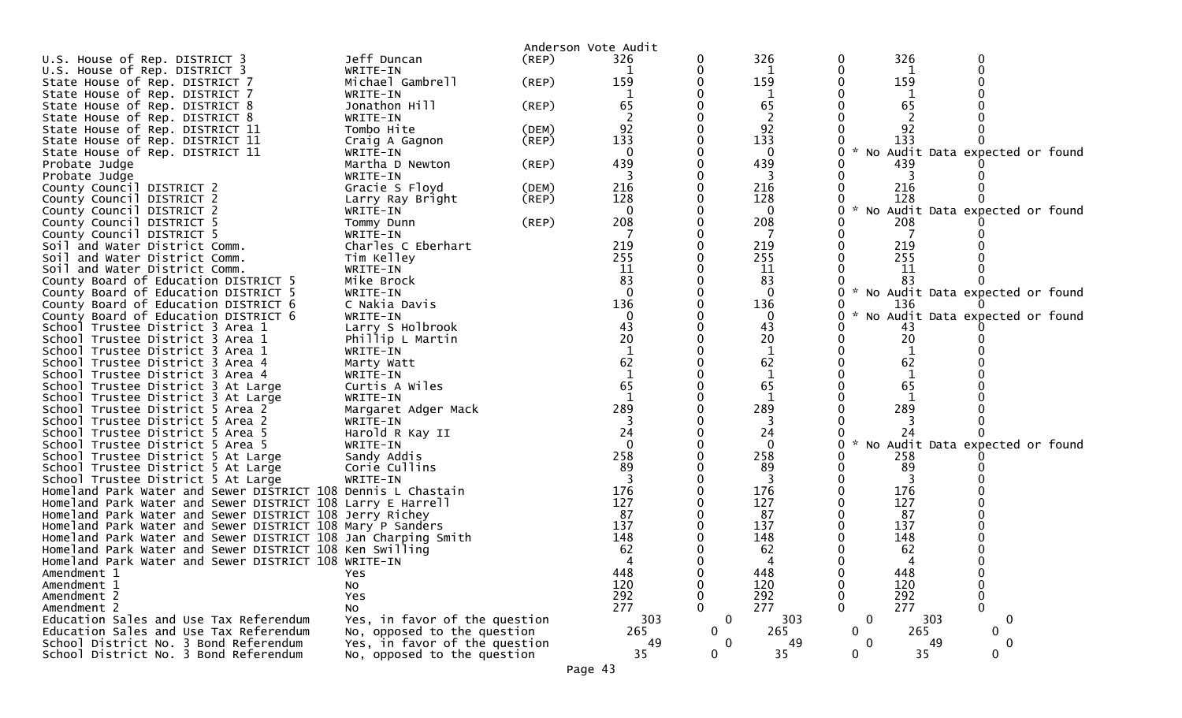Anderson Vote Audit

| Contest | Candidate | Party | | | | | | |
|---|---|---|---|---|---|---|---|---|
| U.S. House of Rep. DISTRICT 3 | Jeff Duncan | (REP) | 326 | 0 | 326 | 0 | 326 | 0 |
| U.S. House of Rep. DISTRICT 3 | WRITE-IN | | 1 | 0 | 1 | 0 | 1 | 0 |
| State House of Rep. DISTRICT 7 | Michael Gambrell | (REP) | 159 | 0 | 159 | 0 | 159 | 0 |
| State House of Rep. DISTRICT 7 | WRITE-IN | | 1 | 0 | 1 | 0 | 1 | 0 |
| State House of Rep. DISTRICT 8 | Jonathon Hill | (REP) | 65 | 0 | 65 | 0 | 65 | 0 |
| State House of Rep. DISTRICT 8 | WRITE-IN | | 2 | 0 | 2 | 0 | 2 | 0 |
| State House of Rep. DISTRICT 11 | Tombo Hite | (DEM) | 92 | 0 | 92 | 0 | 92 | 0 |
| State House of Rep. DISTRICT 11 | Craig A Gagnon | (REP) | 133 | 0 | 133 | 0 | 133 | 0 |
| State House of Rep. DISTRICT 11 | WRITE-IN | | 0 | 0 | 0 | 0 | * No Audit Data expected or found | |
| Probate Judge | Martha D Newton | (REP) | 439 | 0 | 439 | 0 | 439 | 0 |
| Probate Judge | WRITE-IN | | 3 | 0 | 3 | 0 | 3 | 0 |
| County Council DISTRICT 2 | Gracie S Floyd | (DEM) | 216 | 0 | 216 | 0 | 216 | 0 |
| County Council DISTRICT 2 | Larry Ray Bright | (REP) | 128 | 0 | 128 | 0 | 128 | 0 |
| County Council DISTRICT 2 | WRITE-IN | | 0 | 0 | 0 | 0 | * No Audit Data expected or found | |
| County Council DISTRICT 5 | Tommy Dunn | (REP) | 208 | 0 | 208 | 0 | 208 | 0 |
| County Council DISTRICT 5 | WRITE-IN | | 7 | 0 | 7 | 0 | 7 | 0 |
| Soil and Water District Comm. | Charles C Eberhart | | 219 | 0 | 219 | 0 | 219 | 0 |
| Soil and Water District Comm. | Tim Kelley | | 255 | 0 | 255 | 0 | 255 | 0 |
| Soil and Water District Comm. | WRITE-IN | | 11 | 0 | 11 | 0 | 11 | 0 |
| County Board of Education DISTRICT 5 | Mike Brock | | 83 | 0 | 83 | 0 | 83 | 0 |
| County Board of Education DISTRICT 5 | WRITE-IN | | 0 | 0 | 0 | 0 | * No Audit Data expected or found | |
| County Board of Education DISTRICT 6 | C Nakia Davis | | 136 | 0 | 136 | 0 | 136 | 0 |
| County Board of Education DISTRICT 6 | WRITE-IN | | 0 | 0 | 0 | 0 | * No Audit Data expected or found | |
| School Trustee District 3 Area 1 | Larry S Holbrook | | 43 | 0 | 43 | 0 | 43 | 0 |
| School Trustee District 3 Area 1 | Phillip L Martin | | 20 | 0 | 20 | 0 | 20 | 0 |
| School Trustee District 3 Area 1 | WRITE-IN | | 1 | 0 | 1 | 0 | 1 | 0 |
| School Trustee District 3 Area 4 | Marty Watt | | 62 | 0 | 62 | 0 | 62 | 0 |
| School Trustee District 3 Area 4 | WRITE-IN | | 1 | 0 | 1 | 0 | 1 | 0 |
| School Trustee District 3 At Large | Curtis A Wiles | | 65 | 0 | 65 | 0 | 65 | 0 |
| School Trustee District 3 At Large | WRITE-IN | | 1 | 0 | 1 | 0 | 1 | 0 |
| School Trustee District 5 Area 2 | Margaret Adger Mack | | 289 | 0 | 289 | 0 | 289 | 0 |
| School Trustee District 5 Area 2 | WRITE-IN | | 3 | 0 | 3 | 0 | 3 | 0 |
| School Trustee District 5 Area 5 | Harold R Kay II | | 24 | 0 | 24 | 0 | 24 | 0 |
| School Trustee District 5 Area 5 | WRITE-IN | | 0 | 0 | 0 | 0 | * No Audit Data expected or found | |
| School Trustee District 5 At Large | Sandy Addis | | 258 | 0 | 258 | 0 | 258 | 0 |
| School Trustee District 5 At Large | Corie Cullins | | 89 | 0 | 89 | 0 | 89 | 0 |
| School Trustee District 5 At Large | WRITE-IN | | 3 | 0 | 3 | 0 | 3 | 0 |
| Homeland Park Water and Sewer DISTRICT 108 | Dennis L Chastain | | 176 | 0 | 176 | 0 | 176 | 0 |
| Homeland Park Water and Sewer DISTRICT 108 | Larry E Harrell | | 127 | 0 | 127 | 0 | 127 | 0 |
| Homeland Park Water and Sewer DISTRICT 108 | Jerry Richey | | 87 | 0 | 87 | 0 | 87 | 0 |
| Homeland Park Water and Sewer DISTRICT 108 | Mary P Sanders | | 137 | 0 | 137 | 0 | 137 | 0 |
| Homeland Park Water and Sewer DISTRICT 108 | Jan Charping Smith | | 148 | 0 | 148 | 0 | 148 | 0 |
| Homeland Park Water and Sewer DISTRICT 108 | Ken Swilling | | 62 | 0 | 62 | 0 | 62 | 0 |
| Homeland Park Water and Sewer DISTRICT 108 | WRITE-IN | | 4 | 0 | 4 | 0 | 4 | 0 |
| Amendment 1 | Yes | | 448 | 0 | 448 | 0 | 448 | 0 |
| Amendment 1 | No | | 120 | 0 | 120 | 0 | 120 | 0 |
| Amendment 2 | Yes | | 292 | 0 | 292 | 0 | 292 | 0 |
| Amendment 2 | No | | 277 | 0 | 277 | 0 | 277 | 0 |
| Education Sales and Use Tax Referendum | Yes, in favor of the question | | 303 | 0 | 303 | 0 | 303 | 0 |
| Education Sales and Use Tax Referendum | No, opposed to the question | | 265 | 0 | 265 | 0 | 265 | 0 |
| School District No. 3 Bond Referendum | Yes, in favor of the question | | 49 | 0 | 49 | 0 | 49 | 0 |
| School District No. 3 Bond Referendum | No, opposed to the question | | 35 | 0 | 35 | 0 | 35 | 0 |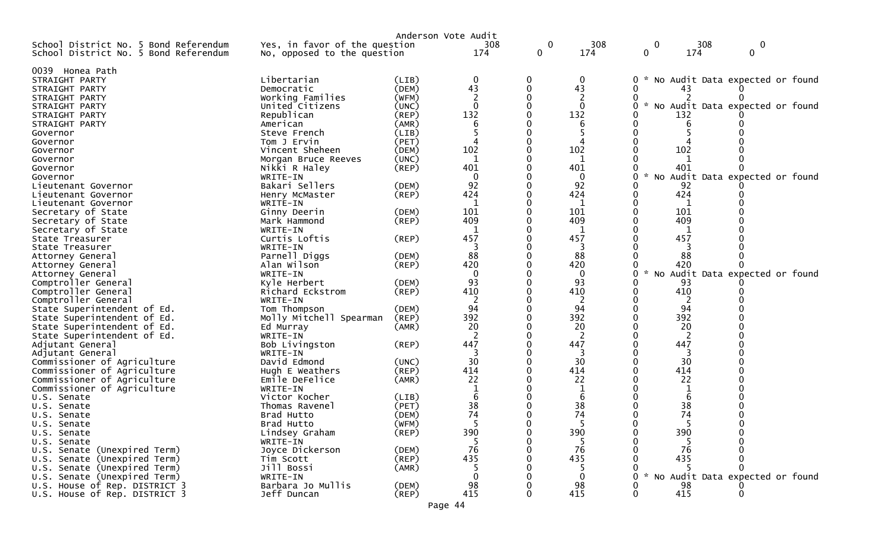Anderson Vote Audit

| | | | | | | | | |
|---|---|---|---|---|---|---|---|---|
| School District No. 5 Bond Referendum | Yes, in favor of the question | | 308 | 0 | 308 | 0 | 308 | 0 |
| School District No. 5 Bond Referendum | No, opposed to the question | | 174 | 0 | 174 | 0 | 174 | 0 |

0039 Honea Path

| | | | | | | | | |
|---|---|---|---|---|---|---|---|---|
| STRAIGHT PARTY | Libertarian | (LIB) | 0 | 0 | 0 | 0 | * No Audit Data expected or found | |
| STRAIGHT PARTY | Democratic | (DEM) | 43 | 0 | 43 | 0 | 43 | 0 |
| STRAIGHT PARTY | Working Families | (WFM) | 2 | 0 | 2 | 0 | 2 | 0 |
| STRAIGHT PARTY | United Citizens | (UNC) | 0 | 0 | 0 | 0 | * No Audit Data expected or found | |
| STRAIGHT PARTY | Republican | (REP) | 132 | 0 | 132 | 0 | 132 | 0 |
| STRAIGHT PARTY | American | (AMR) | 6 | 0 | 6 | 0 | 6 | 0 |
| Governor | Steve French | (LIB) | 5 | 0 | 5 | 0 | 5 | 0 |
| Governor | Tom J Ervin | (PET) | 4 | 0 | 4 | 0 | 4 | 0 |
| Governor | Vincent Sheheen | (DEM) | 102 | 0 | 102 | 0 | 102 | 0 |
| Governor | Morgan Bruce Reeves | (UNC) | 1 | 0 | 1 | 0 | 1 | 0 |
| Governor | Nikki R Haley | (REP) | 401 | 0 | 401 | 0 | 401 | 0 |
| Governor | WRITE-IN | | 0 | 0 | 0 | 0 | * No Audit Data expected or found | |
| Lieutenant Governor | Bakari Sellers | (DEM) | 92 | 0 | 92 | 0 | 92 | 0 |
| Lieutenant Governor | Henry McMaster | (REP) | 424 | 0 | 424 | 0 | 424 | 0 |
| Lieutenant Governor | WRITE-IN | | 1 | 0 | 1 | 0 | 1 | 0 |
| Secretary of State | Ginny Deerin | (DEM) | 101 | 0 | 101 | 0 | 101 | 0 |
| Secretary of State | Mark Hammond | (REP) | 409 | 0 | 409 | 0 | 409 | 0 |
| Secretary of State | WRITE-IN | | 1 | 0 | 1 | 0 | 1 | 0 |
| State Treasurer | Curtis Loftis | (REP) | 457 | 0 | 457 | 0 | 457 | 0 |
| State Treasurer | WRITE-IN | | 3 | 0 | 3 | 0 | 3 | 0 |
| Attorney General | Parnell Diggs | (DEM) | 88 | 0 | 88 | 0 | 88 | 0 |
| Attorney General | Alan Wilson | (REP) | 420 | 0 | 420 | 0 | 420 | 0 |
| Attorney General | WRITE-IN | | 0 | 0 | 0 | 0 | * No Audit Data expected or found | |
| Comptroller General | Kyle Herbert | (DEM) | 93 | 0 | 93 | 0 | 93 | 0 |
| Comptroller General | Richard Eckstrom | (REP) | 410 | 0 | 410 | 0 | 410 | 0 |
| Comptroller General | WRITE-IN | | 2 | 0 | 2 | 0 | 2 | 0 |
| State Superintendent of Ed. | Tom Thompson | (DEM) | 94 | 0 | 94 | 0 | 94 | 0 |
| State Superintendent of Ed. | Molly Mitchell Spearman | (REP) | 392 | 0 | 392 | 0 | 392 | 0 |
| State Superintendent of Ed. | Ed Murray | (AMR) | 20 | 0 | 20 | 0 | 20 | 0 |
| State Superintendent of Ed. | WRITE-IN | | 2 | 0 | 2 | 0 | 2 | 0 |
| Adjutant General | Bob Livingston | (REP) | 447 | 0 | 447 | 0 | 447 | 0 |
| Adjutant General | WRITE-IN | | 3 | 0 | 3 | 0 | 3 | 0 |
| Commissioner of Agriculture | David Edmond | (UNC) | 30 | 0 | 30 | 0 | 30 | 0 |
| Commissioner of Agriculture | Hugh E Weathers | (REP) | 414 | 0 | 414 | 0 | 414 | 0 |
| Commissioner of Agriculture | Emile DeFelice | (AMR) | 22 | 0 | 22 | 0 | 22 | 0 |
| Commissioner of Agriculture | WRITE-IN | | 1 | 0 | 1 | 0 | 1 | 0 |
| U.S. Senate | Victor Kocher | (LIB) | 6 | 0 | 6 | 0 | 6 | 0 |
| U.S. Senate | Thomas Ravenel | (PET) | 38 | 0 | 38 | 0 | 38 | 0 |
| U.S. Senate | Brad Hutto | (DEM) | 74 | 0 | 74 | 0 | 74 | 0 |
| U.S. Senate | Brad Hutto | (WFM) | 5 | 0 | 5 | 0 | 5 | 0 |
| U.S. Senate | Lindsey Graham | (REP) | 390 | 0 | 390 | 0 | 390 | 0 |
| U.S. Senate | WRITE-IN | | 5 | 0 | 5 | 0 | 5 | 0 |
| U.S. Senate (Unexpired Term) | Joyce Dickerson | (DEM) | 76 | 0 | 76 | 0 | 76 | 0 |
| U.S. Senate (Unexpired Term) | Tim Scott | (REP) | 435 | 0 | 435 | 0 | 435 | 0 |
| U.S. Senate (Unexpired Term) | Jill Bossi | (AMR) | 5 | 0 | 5 | 0 | 5 | 0 |
| U.S. Senate (Unexpired Term) | WRITE-IN | | 0 | 0 | 0 | 0 | * No Audit Data expected or found | |
| U.S. House of Rep. DISTRICT 3 | Barbara Jo Mullis | (DEM) | 98 | 0 | 98 | 0 | 98 | 0 |
| U.S. House of Rep. DISTRICT 3 | Jeff Duncan | (REP) | 415 | 0 | 415 | 0 | 415 | 0 |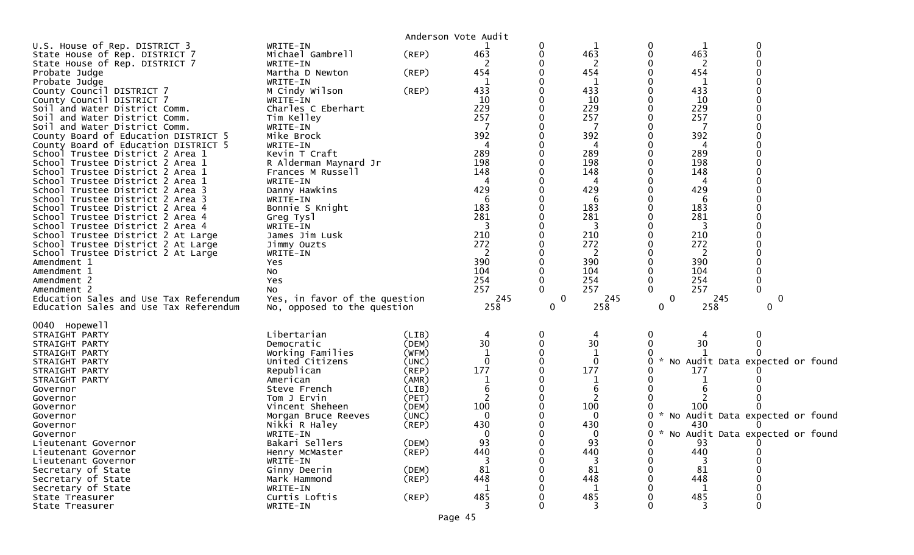Anderson Vote Audit

| Contest | Candidate | Party | | | | | | |
|---|---|---|---|---|---|---|---|---|
| U.S. House of Rep. DISTRICT 3 | WRITE-IN | | 1 | 0 | 1 | 0 | 1 | 0 |
| State House of Rep. DISTRICT 7 | Michael Gambrell | (REP) | 463 | 0 | 463 | 0 | 463 | 0 |
| State House of Rep. DISTRICT 7 | WRITE-IN | | 2 | 0 | 2 | 0 | 2 | 0 |
| Probate Judge | Martha D Newton | (REP) | 454 | 0 | 454 | 0 | 454 | 0 |
| Probate Judge | WRITE-IN | | 1 | 0 | 1 | 0 | 1 | 0 |
| County Council DISTRICT 7 | M Cindy Wilson | (REP) | 433 | 0 | 433 | 0 | 433 | 0 |
| County Council DISTRICT 7 | WRITE-IN | | 10 | 0 | 10 | 0 | 10 | 0 |
| Soil and Water District Comm. | Charles C Eberhart | | 229 | 0 | 229 | 0 | 229 | 0 |
| Soil and Water District Comm. | Tim Kelley | | 257 | 0 | 257 | 0 | 257 | 0 |
| Soil and Water District Comm. | WRITE-IN | | 7 | 0 | 7 | 0 | 7 | 0 |
| County Board of Education DISTRICT 5 | Mike Brock | | 392 | 0 | 392 | 0 | 392 | 0 |
| County Board of Education DISTRICT 5 | WRITE-IN | | 4 | 0 | 4 | 0 | 4 | 0 |
| School Trustee District 2 Area 1 | Kevin T Craft | | 289 | 0 | 289 | 0 | 289 | 0 |
| School Trustee District 2 Area 1 | R Alderman Maynard Jr | | 198 | 0 | 198 | 0 | 198 | 0 |
| School Trustee District 2 Area 1 | Frances M Russell | | 148 | 0 | 148 | 0 | 148 | 0 |
| School Trustee District 2 Area 1 | WRITE-IN | | 4 | 0 | 4 | 0 | 4 | 0 |
| School Trustee District 2 Area 3 | Danny Hawkins | | 429 | 0 | 429 | 0 | 429 | 0 |
| School Trustee District 2 Area 3 | WRITE-IN | | 6 | 0 | 6 | 0 | 6 | 0 |
| School Trustee District 2 Area 4 | Bonnie S Knight | | 183 | 0 | 183 | 0 | 183 | 0 |
| School Trustee District 2 Area 4 | Greg Tysl | | 281 | 0 | 281 | 0 | 281 | 0 |
| School Trustee District 2 Area 4 | WRITE-IN | | 3 | 0 | 3 | 0 | 3 | 0 |
| School Trustee District 2 At Large | James Jim Lusk | | 210 | 0 | 210 | 0 | 210 | 0 |
| School Trustee District 2 At Large | Jimmy Ouzts | | 272 | 0 | 272 | 0 | 272 | 0 |
| School Trustee District 2 At Large | WRITE-IN | | 2 | 0 | 2 | 0 | 2 | 0 |
| Amendment 1 | Yes | | 390 | 0 | 390 | 0 | 390 | 0 |
| Amendment 1 | No | | 104 | 0 | 104 | 0 | 104 | 0 |
| Amendment 2 | Yes | | 254 | 0 | 254 | 0 | 254 | 0 |
| Amendment 2 | No | | 257 | 0 | 257 | 0 | 257 | 0 |
| Education Sales and Use Tax Referendum | Yes, in favor of the question | | 245 | 0 | 245 | 0 | 245 | 0 |
| Education Sales and Use Tax Referendum | No, opposed to the question | | 258 | 0 | 258 | 0 | 258 | 0 |

0040 Hopewell

| Contest | Candidate | Party | | | | | | |
|---|---|---|---|---|---|---|---|---|
| STRAIGHT PARTY | Libertarian | (LIB) | 4 | 0 | 4 | 0 | 4 | 0 |
| STRAIGHT PARTY | Democratic | (DEM) | 30 | 0 | 30 | 0 | 30 | 0 |
| STRAIGHT PARTY | Working Families | (WFM) | 1 | 0 | 1 | 0 | 1 | 0 |
| STRAIGHT PARTY | United Citizens | (UNC) | 0 | 0 | 0 | 0 | * No Audit Data expected or found | |
| STRAIGHT PARTY | Republican | (REP) | 177 | 0 | 177 | 0 | 177 | 0 |
| STRAIGHT PARTY | American | (AMR) | 1 | 0 | 1 | 0 | 1 | 0 |
| Governor | Steve French | (LIB) | 6 | 0 | 6 | 0 | 6 | 0 |
| Governor | Tom J Ervin | (PET) | 2 | 0 | 2 | 0 | 2 | 0 |
| Governor | Vincent Sheheen | (DEM) | 100 | 0 | 100 | 0 | 100 | 0 |
| Governor | Morgan Bruce Reeves | (UNC) | 0 | 0 | 0 | 0 | * No Audit Data expected or found | |
| Governor | Nikki R Haley | (REP) | 430 | 0 | 430 | 0 | 430 | 0 |
| Governor | WRITE-IN | | 0 | 0 | 0 | 0 | * No Audit Data expected or found | |
| Lieutenant Governor | Bakari Sellers | (DEM) | 93 | 0 | 93 | 0 | 93 | 0 |
| Lieutenant Governor | Henry McMaster | (REP) | 440 | 0 | 440 | 0 | 440 | 0 |
| Lieutenant Governor | WRITE-IN | | 3 | 0 | 3 | 0 | 3 | 0 |
| Secretary of State | Ginny Deerin | (DEM) | 81 | 0 | 81 | 0 | 81 | 0 |
| Secretary of State | Mark Hammond | (REP) | 448 | 0 | 448 | 0 | 448 | 0 |
| Secretary of State | WRITE-IN | | 1 | 0 | 1 | 0 | 1 | 0 |
| State Treasurer | Curtis Loftis | (REP) | 485 | 0 | 485 | 0 | 485 | 0 |
| State Treasurer | WRITE-IN | | 3 | 0 | 3 | 0 | 3 | 0 |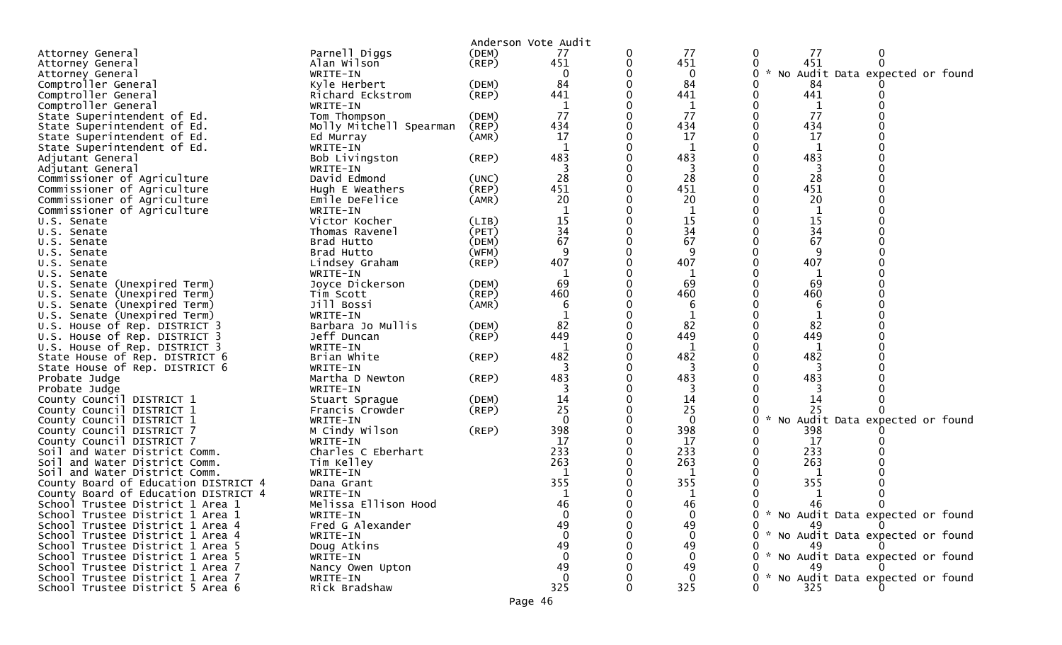Anderson Vote Audit

| Contest | Candidate | Party | | | | | | |
|---|---|---|---|---|---|---|---|---|
| Attorney General | Parnell Diggs | (DEM) | 77 | 0 | 77 | 0 | 77 | 0 |
| Attorney General | Alan Wilson | (REP) | 451 | 0 | 451 | 0 | 451 | 0 |
| Attorney General | WRITE-IN | | 0 | 0 | 0 | 0 | * No Audit Data expected or found | |
| Comptroller General | Kyle Herbert | (DEM) | 84 | 0 | 84 | 0 | 84 | 0 |
| Comptroller General | Richard Eckstrom | (REP) | 441 | 0 | 441 | 0 | 441 | 0 |
| Comptroller General | WRITE-IN | | 1 | 0 | 1 | 0 | 1 | 0 |
| State Superintendent of Ed. | Tom Thompson | (DEM) | 77 | 0 | 77 | 0 | 77 | 0 |
| State Superintendent of Ed. | Molly Mitchell Spearman | (REP) | 434 | 0 | 434 | 0 | 434 | 0 |
| State Superintendent of Ed. | Ed Murray | (AMR) | 17 | 0 | 17 | 0 | 17 | 0 |
| State Superintendent of Ed. | WRITE-IN | | 1 | 0 | 1 | 0 | 1 | 0 |
| Adjutant General | Bob Livingston | (REP) | 483 | 0 | 483 | 0 | 483 | 0 |
| Adjutant General | WRITE-IN | | 3 | 0 | 3 | 0 | 3 | 0 |
| Commissioner of Agriculture | David Edmond | (UNC) | 28 | 0 | 28 | 0 | 28 | 0 |
| Commissioner of Agriculture | Hugh E Weathers | (REP) | 451 | 0 | 451 | 0 | 451 | 0 |
| Commissioner of Agriculture | Emile DeFelice | (AMR) | 20 | 0 | 20 | 0 | 20 | 0 |
| Commissioner of Agriculture | WRITE-IN | | 1 | 0 | 1 | 0 | 1 | 0 |
| U.S. Senate | Victor Kocher | (LIB) | 15 | 0 | 15 | 0 | 15 | 0 |
| U.S. Senate | Thomas Ravenel | (PET) | 34 | 0 | 34 | 0 | 34 | 0 |
| U.S. Senate | Brad Hutto | (DEM) | 67 | 0 | 67 | 0 | 67 | 0 |
| U.S. Senate | Brad Hutto | (WFM) | 9 | 0 | 9 | 0 | 9 | 0 |
| U.S. Senate | Lindsey Graham | (REP) | 407 | 0 | 407 | 0 | 407 | 0 |
| U.S. Senate | WRITE-IN | | 1 | 0 | 1 | 0 | 1 | 0 |
| U.S. Senate (Unexpired Term) | Joyce Dickerson | (DEM) | 69 | 0 | 69 | 0 | 69 | 0 |
| U.S. Senate (Unexpired Term) | Tim Scott | (REP) | 460 | 0 | 460 | 0 | 460 | 0 |
| U.S. Senate (Unexpired Term) | Jill Bossi | (AMR) | 6 | 0 | 6 | 0 | 6 | 0 |
| U.S. Senate (Unexpired Term) | WRITE-IN | | 1 | 0 | 1 | 0 | 1 | 0 |
| U.S. House of Rep. DISTRICT 3 | Barbara Jo Mullis | (DEM) | 82 | 0 | 82 | 0 | 82 | 0 |
| U.S. House of Rep. DISTRICT 3 | Jeff Duncan | (REP) | 449 | 0 | 449 | 0 | 449 | 0 |
| U.S. House of Rep. DISTRICT 3 | WRITE-IN | | 1 | 0 | 1 | 0 | 1 | 0 |
| State House of Rep. DISTRICT 6 | Brian White | (REP) | 482 | 0 | 482 | 0 | 482 | 0 |
| State House of Rep. DISTRICT 6 | WRITE-IN | | 3 | 0 | 3 | 0 | 3 | 0 |
| Probate Judge | Martha D Newton | (REP) | 483 | 0 | 483 | 0 | 483 | 0 |
| Probate Judge | WRITE-IN | | 3 | 0 | 3 | 0 | 3 | 0 |
| County Council DISTRICT 1 | Stuart Sprague | (DEM) | 14 | 0 | 14 | 0 | 14 | 0 |
| County Council DISTRICT 1 | Francis Crowder | (REP) | 25 | 0 | 25 | 0 | 25 | 0 |
| County Council DISTRICT 1 | WRITE-IN | | 0 | 0 | 0 | 0 | * No Audit Data expected or found | |
| County Council DISTRICT 7 | M Cindy Wilson | (REP) | 398 | 0 | 398 | 0 | 398 | 0 |
| County Council DISTRICT 7 | WRITE-IN | | 17 | 0 | 17 | 0 | 17 | 0 |
| Soil and Water District Comm. | Charles C Eberhart | | 233 | 0 | 233 | 0 | 233 | 0 |
| Soil and Water District Comm. | Tim Kelley | | 263 | 0 | 263 | 0 | 263 | 0 |
| Soil and Water District Comm. | WRITE-IN | | 1 | 0 | 1 | 0 | 1 | 0 |
| County Board of Education DISTRICT 4 | Dana Grant | | 355 | 0 | 355 | 0 | 355 | 0 |
| County Board of Education DISTRICT 4 | WRITE-IN | | 1 | 0 | 1 | 0 | 1 | 0 |
| School Trustee District 1 Area 1 | Melissa Ellison Hood | | 46 | 0 | 46 | 0 | 46 | 0 |
| School Trustee District 1 Area 1 | WRITE-IN | | 0 | 0 | 0 | 0 | * No Audit Data expected or found | |
| School Trustee District 1 Area 4 | Fred G Alexander | | 49 | 0 | 49 | 0 | 49 | 0 |
| School Trustee District 1 Area 4 | WRITE-IN | | 0 | 0 | 0 | 0 | * No Audit Data expected or found | |
| School Trustee District 1 Area 5 | Doug Atkins | | 49 | 0 | 49 | 0 | 49 | 0 |
| School Trustee District 1 Area 5 | WRITE-IN | | 0 | 0 | 0 | 0 | * No Audit Data expected or found | |
| School Trustee District 1 Area 7 | Nancy Owen Upton | | 49 | 0 | 49 | 0 | 49 | 0 |
| School Trustee District 1 Area 7 | WRITE-IN | | 0 | 0 | 0 | 0 | * No Audit Data expected or found | |
| School Trustee District 5 Area 6 | Rick Bradshaw | | 325 | 0 | 325 | 0 | 325 | 0 |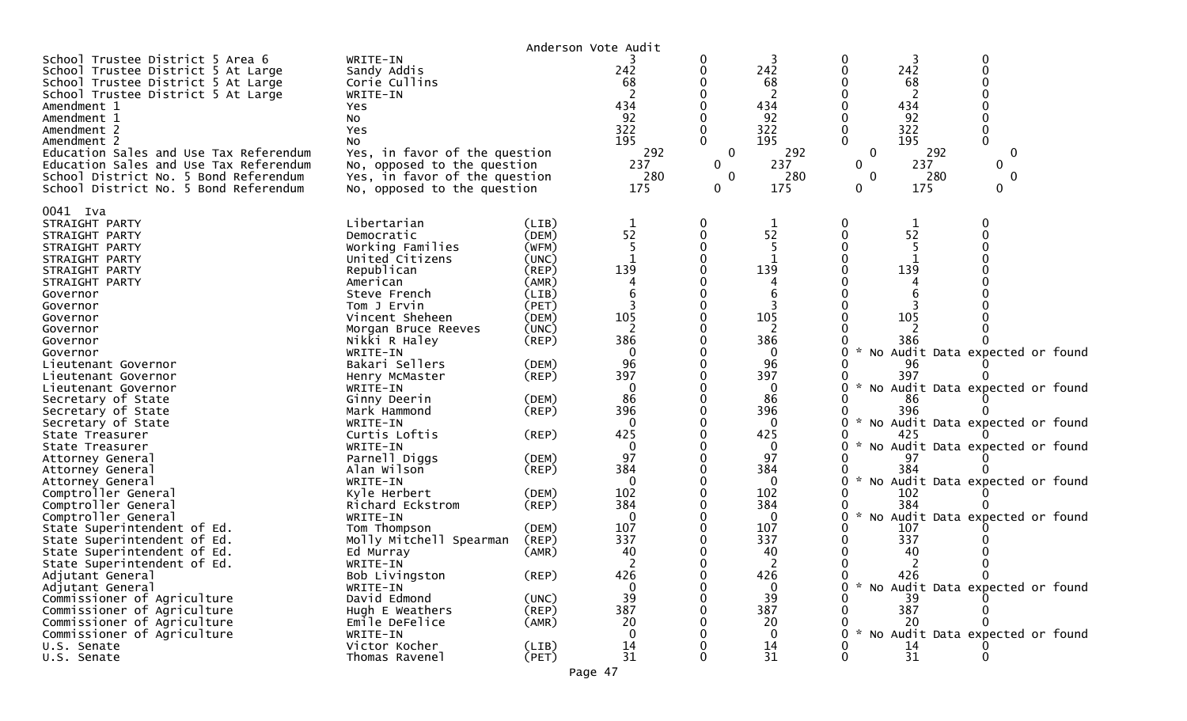Anderson Vote Audit

| Contest | Candidate | Party | | | | | | |
|---|---|---|---|---|---|---|---|---|
| School Trustee District 5 Area 6 | WRITE-IN | | 3 | 0 | 3 | 0 | 3 | 0 |
| School Trustee District 5 At Large | Sandy Addis | | 242 | 0 | 242 | 0 | 242 | 0 |
| School Trustee District 5 At Large | Corie Cullins | | 68 | 0 | 68 | 0 | 68 | 0 |
| School Trustee District 5 At Large | WRITE-IN | | 2 | 0 | 2 | 0 | 2 | 0 |
| Amendment 1 | Yes | | 434 | 0 | 434 | 0 | 434 | 0 |
| Amendment 1 | No | | 92 | 0 | 92 | 0 | 92 | 0 |
| Amendment 2 | Yes | | 322 | 0 | 322 | 0 | 322 | 0 |
| Amendment 2 | No | | 195 | 0 | 195 | 0 | 195 | 0 |
| Education Sales and Use Tax Referendum | Yes, in favor of the question | | 292 | 0 | 292 | 0 | 292 | 0 |
| Education Sales and Use Tax Referendum | No, opposed to the question | | 237 | 0 | 237 | 0 | 237 | 0 |
| School District No. 5 Bond Referendum | Yes, in favor of the question | | 280 | 0 | 280 | 0 | 280 | 0 |
| School District No. 5 Bond Referendum | No, opposed to the question | | 175 | 0 | 175 | 0 | 175 | 0 |

0041 Iva

| Contest | Candidate | Party | | | | | | |
|---|---|---|---|---|---|---|---|---|
| STRAIGHT PARTY | Libertarian | (LIB) | 1 | 0 | 1 | 0 | 1 | 0 |
| STRAIGHT PARTY | Democratic | (DEM) | 52 | 0 | 52 | 0 | 52 | 0 |
| STRAIGHT PARTY | Working Families | (WFM) | 5 | 0 | 5 | 0 | 5 | 0 |
| STRAIGHT PARTY | United Citizens | (UNC) | 1 | 0 | 1 | 0 | 1 | 0 |
| STRAIGHT PARTY | Republican | (REP) | 139 | 0 | 139 | 0 | 139 | 0 |
| STRAIGHT PARTY | American | (AMR) | 4 | 0 | 4 | 0 | 4 | 0 |
| Governor | Steve French | (LIB) | 6 | 0 | 6 | 0 | 6 | 0 |
| Governor | Tom J Ervin | (PET) | 3 | 0 | 3 | 0 | 3 | 0 |
| Governor | Vincent Sheheen | (DEM) | 105 | 0 | 105 | 0 | 105 | 0 |
| Governor | Morgan Bruce Reeves | (UNC) | 2 | 0 | 2 | 0 | 2 | 0 |
| Governor | Nikki R Haley | (REP) | 386 | 0 | 386 | 0 | 386 | 0 |
| Governor | WRITE-IN | | 0 | 0 | 0 | 0 | * No Audit Data expected or found | |
| Lieutenant Governor | Bakari Sellers | (DEM) | 96 | 0 | 96 | 0 | 96 | 0 |
| Lieutenant Governor | Henry McMaster | (REP) | 397 | 0 | 397 | 0 | 397 | 0 |
| Lieutenant Governor | WRITE-IN | | 0 | 0 | 0 | 0 | * No Audit Data expected or found | |
| Secretary of State | Ginny Deerin | (DEM) | 86 | 0 | 86 | 0 | 86 | 0 |
| Secretary of State | Mark Hammond | (REP) | 396 | 0 | 396 | 0 | 396 | 0 |
| Secretary of State | WRITE-IN | | 0 | 0 | 0 | 0 | * No Audit Data expected or found | |
| State Treasurer | Curtis Loftis | (REP) | 425 | 0 | 425 | 0 | 425 | 0 |
| State Treasurer | WRITE-IN | | 0 | 0 | 0 | 0 | * No Audit Data expected or found | |
| Attorney General | Parnell Diggs | (DEM) | 97 | 0 | 97 | 0 | 97 | 0 |
| Attorney General | Alan Wilson | (REP) | 384 | 0 | 384 | 0 | 384 | 0 |
| Attorney General | WRITE-IN | | 0 | 0 | 0 | 0 | * No Audit Data expected or found | |
| Comptroller General | Kyle Herbert | (DEM) | 102 | 0 | 102 | 0 | 102 | 0 |
| Comptroller General | Richard Eckstrom | (REP) | 384 | 0 | 384 | 0 | 384 | 0 |
| Comptroller General | WRITE-IN | | 0 | 0 | 0 | 0 | * No Audit Data expected or found | |
| State Superintendent of Ed. | Tom Thompson | (DEM) | 107 | 0 | 107 | 0 | 107 | 0 |
| State Superintendent of Ed. | Molly Mitchell Spearman | (REP) | 337 | 0 | 337 | 0 | 337 | 0 |
| State Superintendent of Ed. | Ed Murray | (AMR) | 40 | 0 | 40 | 0 | 40 | 0 |
| State Superintendent of Ed. | WRITE-IN | | 2 | 0 | 2 | 0 | 2 | 0 |
| Adjutant General | Bob Livingston | (REP) | 426 | 0 | 426 | 0 | 426 | 0 |
| Adjutant General | WRITE-IN | | 0 | 0 | 0 | 0 | * No Audit Data expected or found | |
| Commissioner of Agriculture | David Edmond | (UNC) | 39 | 0 | 39 | 0 | 39 | 0 |
| Commissioner of Agriculture | Hugh E Weathers | (REP) | 387 | 0 | 387 | 0 | 387 | 0 |
| Commissioner of Agriculture | Emile DeFelice | (AMR) | 20 | 0 | 20 | 0 | 20 | 0 |
| Commissioner of Agriculture | WRITE-IN | | 0 | 0 | 0 | 0 | * No Audit Data expected or found | |
| U.S. Senate | Victor Kocher | (LIB) | 14 | 0 | 14 | 0 | 14 | 0 |
| U.S. Senate | Thomas Ravenel | (PET) | 31 | 0 | 31 | 0 | 31 | 0 |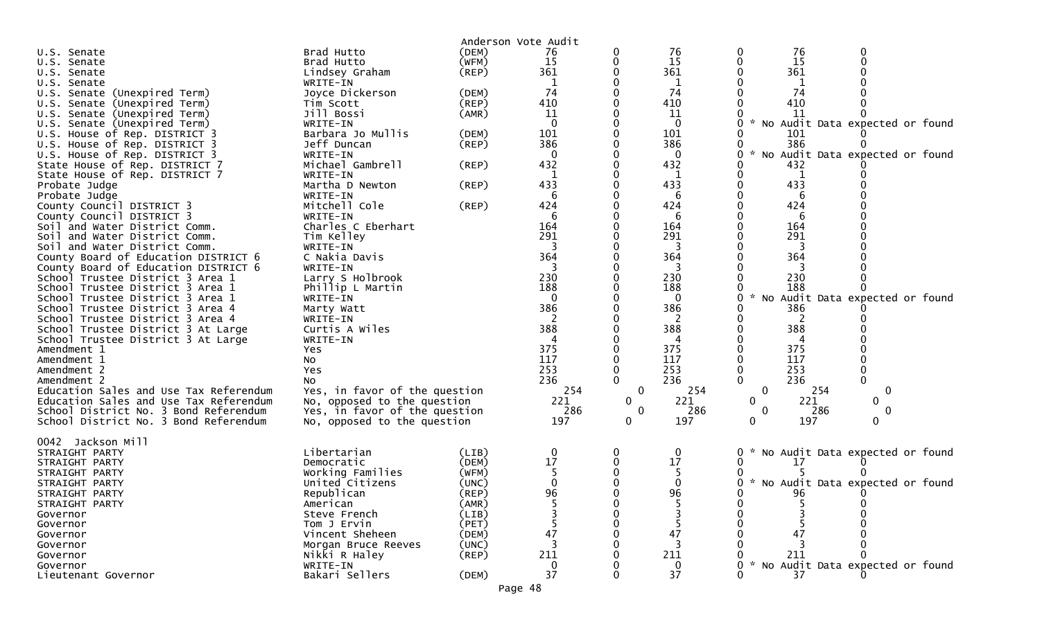Anderson Vote Audit

| Contest | Candidate | Party | | | | | | |
|---|---|---|---|---|---|---|---|---|
| U.S. Senate | Brad Hutto | (DEM) | 76 | 0 | 76 | 0 | 76 | 0 |
| U.S. Senate | Brad Hutto | (WFM) | 15 | 0 | 15 | 0 | 15 | 0 |
| U.S. Senate | Lindsey Graham | (REP) | 361 | 0 | 361 | 0 | 361 | 0 |
| U.S. Senate | WRITE-IN | | 1 | 0 | 1 | 0 | 1 | 0 |
| U.S. Senate (Unexpired Term) | Joyce Dickerson | (DEM) | 74 | 0 | 74 | 0 | 74 | 0 |
| U.S. Senate (Unexpired Term) | Tim Scott | (REP) | 410 | 0 | 410 | 0 | 410 | 0 |
| U.S. Senate (Unexpired Term) | Jill Bossi | (AMR) | 11 | 0 | 11 | 0 | 11 | 0 |
| U.S. Senate (Unexpired Term) | WRITE-IN | | 0 | 0 | 0 | 0 | * No Audit Data expected or found | |
| U.S. House of Rep. DISTRICT 3 | Barbara Jo Mullis | (DEM) | 101 | 0 | 101 | 0 | 101 | 0 |
| U.S. House of Rep. DISTRICT 3 | Jeff Duncan | (REP) | 386 | 0 | 386 | 0 | 386 | 0 |
| U.S. House of Rep. DISTRICT 3 | WRITE-IN | | 0 | 0 | 0 | 0 | * No Audit Data expected or found | |
| State House of Rep. DISTRICT 7 | Michael Gambrell | (REP) | 432 | 0 | 432 | 0 | 432 | 0 |
| State House of Rep. DISTRICT 7 | WRITE-IN | | 1 | 0 | 1 | 0 | 1 | 0 |
| Probate Judge | Martha D Newton | (REP) | 433 | 0 | 433 | 0 | 433 | 0 |
| Probate Judge | WRITE-IN | | 6 | 0 | 6 | 0 | 6 | 0 |
| County Council DISTRICT 3 | Mitchell Cole | (REP) | 424 | 0 | 424 | 0 | 424 | 0 |
| County Council DISTRICT 3 | WRITE-IN | | 6 | 0 | 6 | 0 | 6 | 0 |
| Soil and Water District Comm. | Charles C Eberhart | | 164 | 0 | 164 | 0 | 164 | 0 |
| Soil and Water District Comm. | Tim Kelley | | 291 | 0 | 291 | 0 | 291 | 0 |
| Soil and Water District Comm. | WRITE-IN | | 3 | 0 | 3 | 0 | 3 | 0 |
| County Board of Education DISTRICT 6 | C Nakia Davis | | 364 | 0 | 364 | 0 | 364 | 0 |
| County Board of Education DISTRICT 6 | WRITE-IN | | 3 | 0 | 3 | 0 | 3 | 0 |
| School Trustee District 3 Area 1 | Larry S Holbrook | | 230 | 0 | 230 | 0 | 230 | 0 |
| School Trustee District 3 Area 1 | Phillip L Martin | | 188 | 0 | 188 | 0 | 188 | 0 |
| School Trustee District 3 Area 1 | WRITE-IN | | 0 | 0 | 0 | 0 | * No Audit Data expected or found | |
| School Trustee District 3 Area 4 | Marty Watt | | 386 | 0 | 386 | 0 | 386 | 0 |
| School Trustee District 3 Area 4 | WRITE-IN | | 2 | 0 | 2 | 0 | 2 | 0 |
| School Trustee District 3 At Large | Curtis A Wiles | | 388 | 0 | 388 | 0 | 388 | 0 |
| School Trustee District 3 At Large | WRITE-IN | | 4 | 0 | 4 | 0 | 4 | 0 |
| Amendment 1 | Yes | | 375 | 0 | 375 | 0 | 375 | 0 |
| Amendment 1 | No | | 117 | 0 | 117 | 0 | 117 | 0 |
| Amendment 2 | Yes | | 253 | 0 | 253 | 0 | 253 | 0 |
| Amendment 2 | No | | 236 | 0 | 236 | 0 | 236 | 0 |
| Education Sales and Use Tax Referendum | Yes, in favor of the question | | 254 | 0 | 254 | 0 | 254 | 0 |
| Education Sales and Use Tax Referendum | No, opposed to the question | | 221 | 0 | 221 | 0 | 221 | 0 |
| School District No. 3 Bond Referendum | Yes, in favor of the question | | 286 | 0 | 286 | 0 | 286 | 0 |
| School District No. 3 Bond Referendum | No, opposed to the question | | 197 | 0 | 197 | 0 | 197 | 0 |

0042 Jackson Mill

| Contest | Candidate | Party | | | | | | |
|---|---|---|---|---|---|---|---|---|
| STRAIGHT PARTY | Libertarian | (LIB) | 0 | 0 | 0 | 0 | * No Audit Data expected or found | |
| STRAIGHT PARTY | Democratic | (DEM) | 17 | 0 | 17 | 0 | 17 | 0 |
| STRAIGHT PARTY | Working Families | (WFM) | 5 | 0 | 5 | 0 | 5 | 0 |
| STRAIGHT PARTY | United Citizens | (UNC) | 0 | 0 | 0 | 0 | * No Audit Data expected or found | |
| STRAIGHT PARTY | Republican | (REP) | 96 | 0 | 96 | 0 | 96 | 0 |
| STRAIGHT PARTY | American | (AMR) | 5 | 0 | 5 | 0 | 5 | 0 |
| Governor | Steve French | (LIB) | 3 | 0 | 3 | 0 | 3 | 0 |
| Governor | Tom J Ervin | (PET) | 5 | 0 | 5 | 0 | 5 | 0 |
| Governor | Vincent Sheheen | (DEM) | 47 | 0 | 47 | 0 | 47 | 0 |
| Governor | Morgan Bruce Reeves | (UNC) | 3 | 0 | 3 | 0 | 3 | 0 |
| Governor | Nikki R Haley | (REP) | 211 | 0 | 211 | 0 | 211 | 0 |
| Governor | WRITE-IN | | 0 | 0 | 0 | 0 | * No Audit Data expected or found | |
| Lieutenant Governor | Bakari Sellers | (DEM) | 37 | 0 | 37 | 0 | 37 | 0 |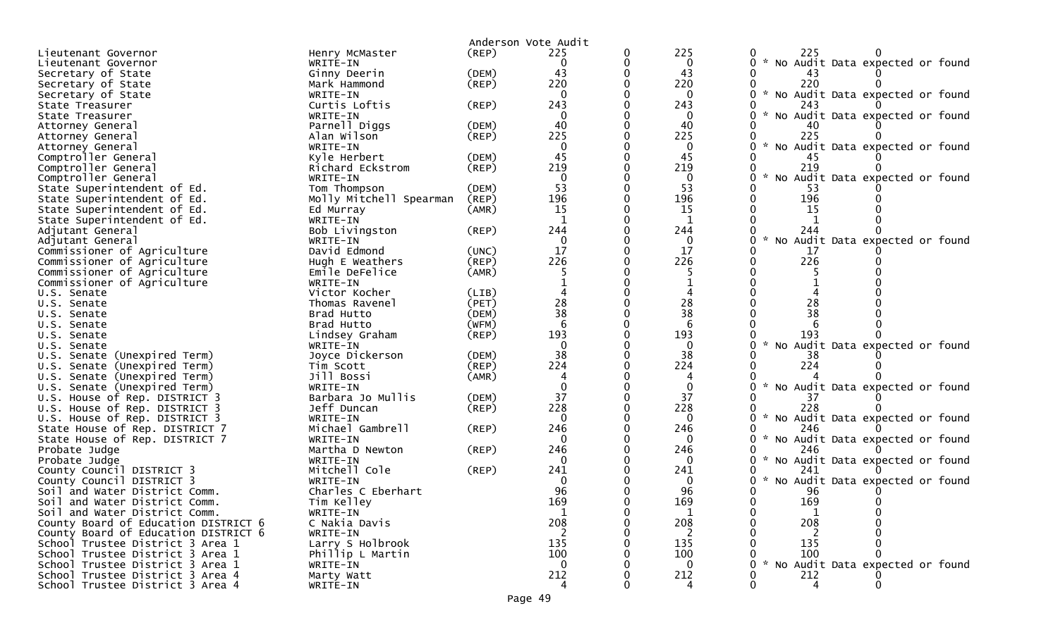Anderson Vote Audit

| Office | Candidate | Party | Votes | | | | | |
|---|---|---|---|---|---|---|---|---|
| Lieutenant Governor | Henry McMaster | (REP) | 225 | 0 | 225 | 0 | 225 | 0 |
| Lieutenant Governor | WRITE-IN | | 0 | 0 | 0 | 0 | * No Audit Data expected or found | |
| Secretary of State | Ginny Deerin | (DEM) | 43 | 0 | 43 | 0 | 43 | 0 |
| Secretary of State | Mark Hammond | (REP) | 220 | 0 | 220 | 0 | 220 | 0 |
| Secretary of State | WRITE-IN | | 0 | 0 | 0 | 0 | * No Audit Data expected or found | |
| State Treasurer | Curtis Loftis | (REP) | 243 | 0 | 243 | 0 | 243 | 0 |
| State Treasurer | WRITE-IN | | 0 | 0 | 0 | 0 | * No Audit Data expected or found | |
| Attorney General | Parnell Diggs | (DEM) | 40 | 0 | 40 | 0 | 40 | 0 |
| Attorney General | Alan Wilson | (REP) | 225 | 0 | 225 | 0 | 225 | 0 |
| Attorney General | WRITE-IN | | 0 | 0 | 0 | 0 | * No Audit Data expected or found | |
| Comptroller General | Kyle Herbert | (DEM) | 45 | 0 | 45 | 0 | 45 | 0 |
| Comptroller General | Richard Eckstrom | (REP) | 219 | 0 | 219 | 0 | 219 | 0 |
| Comptroller General | WRITE-IN | | 0 | 0 | 0 | 0 | * No Audit Data expected or found | |
| State Superintendent of Ed. | Tom Thompson | (DEM) | 53 | 0 | 53 | 0 | 53 | 0 |
| State Superintendent of Ed. | Molly Mitchell Spearman | (REP) | 196 | 0 | 196 | 0 | 196 | 0 |
| State Superintendent of Ed. | Ed Murray | (AMR) | 15 | 0 | 15 | 0 | 15 | 0 |
| State Superintendent of Ed. | WRITE-IN | | 1 | 0 | 1 | 0 | 1 | 0 |
| Adjutant General | Bob Livingston | (REP) | 244 | 0 | 244 | 0 | 244 | 0 |
| Adjutant General | WRITE-IN | | 0 | 0 | 0 | 0 | * No Audit Data expected or found | |
| Commissioner of Agriculture | David Edmond | (UNC) | 17 | 0 | 17 | 0 | 17 | 0 |
| Commissioner of Agriculture | Hugh E Weathers | (REP) | 226 | 0 | 226 | 0 | 226 | 0 |
| Commissioner of Agriculture | Emile DeFelice | (AMR) | 5 | 0 | 5 | 0 | 5 | 0 |
| Commissioner of Agriculture | WRITE-IN | | 1 | 0 | 1 | 0 | 1 | 0 |
| U.S. Senate | Victor Kocher | (LIB) | 4 | 0 | 4 | 0 | 4 | 0 |
| U.S. Senate | Thomas Ravenel | (PET) | 28 | 0 | 28 | 0 | 28 | 0 |
| U.S. Senate | Brad Hutto | (DEM) | 38 | 0 | 38 | 0 | 38 | 0 |
| U.S. Senate | Brad Hutto | (WFM) | 6 | 0 | 6 | 0 | 6 | 0 |
| U.S. Senate | Lindsey Graham | (REP) | 193 | 0 | 193 | 0 | 193 | 0 |
| U.S. Senate | WRITE-IN | | 0 | 0 | 0 | 0 | * No Audit Data expected or found | |
| U.S. Senate (Unexpired Term) | Joyce Dickerson | (DEM) | 38 | 0 | 38 | 0 | 38 | 0 |
| U.S. Senate (Unexpired Term) | Tim Scott | (REP) | 224 | 0 | 224 | 0 | 224 | 0 |
| U.S. Senate (Unexpired Term) | Jill Bossi | (AMR) | 4 | 0 | 4 | 0 | 4 | 0 |
| U.S. Senate (Unexpired Term) | WRITE-IN | | 0 | 0 | 0 | 0 | * No Audit Data expected or found | |
| U.S. House of Rep. DISTRICT 3 | Barbara Jo Mullis | (DEM) | 37 | 0 | 37 | 0 | 37 | 0 |
| U.S. House of Rep. DISTRICT 3 | Jeff Duncan | (REP) | 228 | 0 | 228 | 0 | 228 | 0 |
| U.S. House of Rep. DISTRICT 3 | WRITE-IN | | 0 | 0 | 0 | 0 | * No Audit Data expected or found | |
| State House of Rep. DISTRICT 7 | Michael Gambrell | (REP) | 246 | 0 | 246 | 0 | 246 | 0 |
| State House of Rep. DISTRICT 7 | WRITE-IN | | 0 | 0 | 0 | 0 | * No Audit Data expected or found | |
| Probate Judge | Martha D Newton | (REP) | 246 | 0 | 246 | 0 | 246 | 0 |
| Probate Judge | WRITE-IN | | 0 | 0 | 0 | 0 | * No Audit Data expected or found | |
| County Council DISTRICT 3 | Mitchell Cole | (REP) | 241 | 0 | 241 | 0 | 241 | 0 |
| County Council DISTRICT 3 | WRITE-IN | | 0 | 0 | 0 | 0 | * No Audit Data expected or found | |
| Soil and Water District Comm. | Charles C Eberhart | | 96 | 0 | 96 | 0 | 96 | 0 |
| Soil and Water District Comm. | Tim Kelley | | 169 | 0 | 169 | 0 | 169 | 0 |
| Soil and Water District Comm. | WRITE-IN | | 1 | 0 | 1 | 0 | 1 | 0 |
| County Board of Education DISTRICT 6 | C Nakia Davis | | 208 | 0 | 208 | 0 | 208 | 0 |
| County Board of Education DISTRICT 6 | WRITE-IN | | 2 | 0 | 2 | 0 | 2 | 0 |
| School Trustee District 3 Area 1 | Larry S Holbrook | | 135 | 0 | 135 | 0 | 135 | 0 |
| School Trustee District 3 Area 1 | Phillip L Martin | | 100 | 0 | 100 | 0 | 100 | 0 |
| School Trustee District 3 Area 1 | WRITE-IN | | 0 | 0 | 0 | 0 | * No Audit Data expected or found | |
| School Trustee District 3 Area 4 | Marty Watt | | 212 | 0 | 212 | 0 | 212 | 0 |
| School Trustee District 3 Area 4 | WRITE-IN | | 4 | 0 | 4 | 0 | 4 | 0 |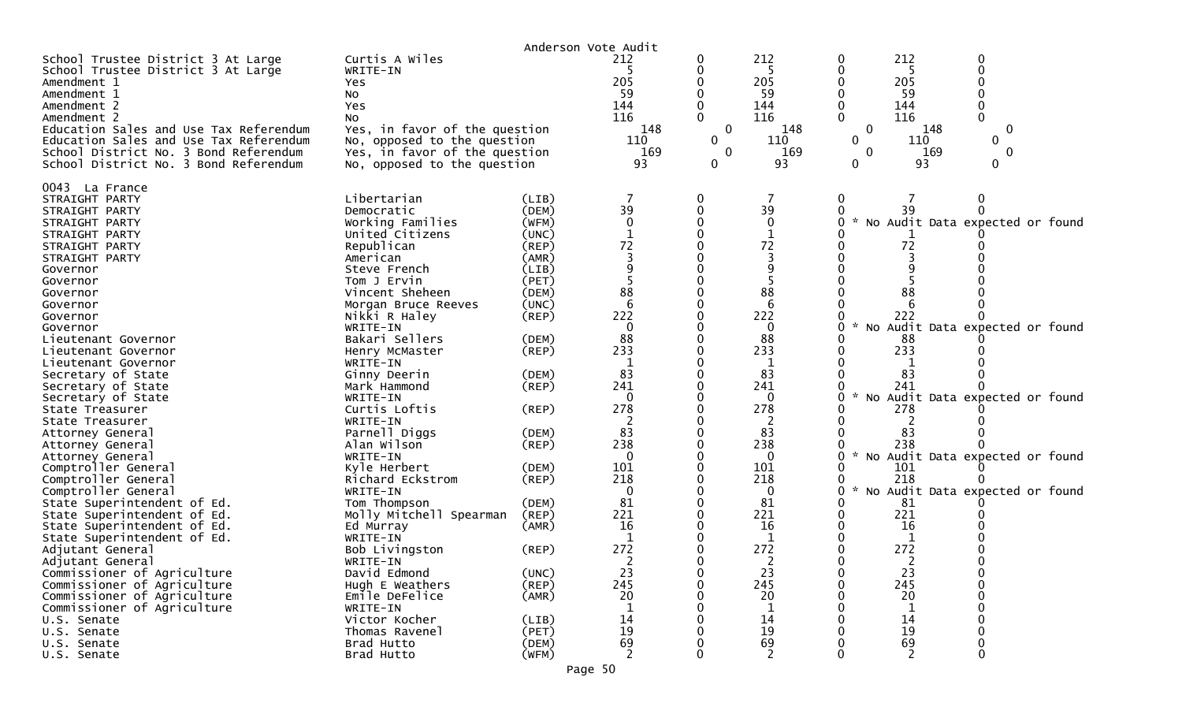Anderson Vote Audit

| Contest | Choice | Party | | | | | | |
|---|---|---|---|---|---|---|---|---|
| School Trustee District 3 At Large | Curtis A Wiles | | 212 | 0 | 212 | 0 | 212 | 0 |
| School Trustee District 3 At Large | WRITE-IN | | 5 | 0 | 5 | 0 | 5 | 0 |
| Amendment 1 | Yes | | 205 | 0 | 205 | 0 | 205 | 0 |
| Amendment 1 | No | | 59 | 0 | 59 | 0 | 59 | 0 |
| Amendment 2 | Yes | | 144 | 0 | 144 | 0 | 144 | 0 |
| Amendment 2 | No | | 116 | 0 | 116 | 0 | 116 | 0 |
| Education Sales and Use Tax Referendum | Yes, in favor of the question | | 148 | 0 | 148 | 0 | 148 | 0 |
| Education Sales and Use Tax Referendum | No, opposed to the question | | 110 | 0 | 110 | 0 | 110 | 0 |
| School District No. 3 Bond Referendum | Yes, in favor of the question | | 169 | 0 | 169 | 0 | 169 | 0 |
| School District No. 3 Bond Referendum | No, opposed to the question | | 93 | 0 | 93 | 0 | 93 | 0 |

0043 La France

| Contest | Choice | Party | | | | | | |
|---|---|---|---|---|---|---|---|---|
| STRAIGHT PARTY | Libertarian | (LIB) | 7 | 0 | 7 | 0 | 7 | 0 |
| STRAIGHT PARTY | Democratic | (DEM) | 39 | 0 | 39 | 0 | 39 | 0 |
| STRAIGHT PARTY | Working Families | (WFM) | 0 | 0 | 0 | 0 * No Audit Data expected or found | | |
| STRAIGHT PARTY | United Citizens | (UNC) | 1 | 0 | 1 | 0 | 1 | 0 |
| STRAIGHT PARTY | Republican | (REP) | 72 | 0 | 72 | 0 | 72 | 0 |
| STRAIGHT PARTY | American | (AMR) | 3 | 0 | 3 | 0 | 3 | 0 |
| Governor | Steve French | (LIB) | 9 | 0 | 9 | 0 | 9 | 0 |
| Governor | Tom J Ervin | (PET) | 5 | 0 | 5 | 0 | 5 | 0 |
| Governor | Vincent Sheheen | (DEM) | 88 | 0 | 88 | 0 | 88 | 0 |
| Governor | Morgan Bruce Reeves | (UNC) | 6 | 0 | 6 | 0 | 6 | 0 |
| Governor | Nikki R Haley | (REP) | 222 | 0 | 222 | 0 | 222 | 0 |
| Governor | WRITE-IN | | 0 | 0 | 0 | 0 * No Audit Data expected or found | | |
| Lieutenant Governor | Bakari Sellers | (DEM) | 88 | 0 | 88 | 0 | 88 | 0 |
| Lieutenant Governor | Henry McMaster | (REP) | 233 | 0 | 233 | 0 | 233 | 0 |
| Lieutenant Governor | WRITE-IN | | 1 | 0 | 1 | 0 | 1 | 0 |
| Secretary of State | Ginny Deerin | (DEM) | 83 | 0 | 83 | 0 | 83 | 0 |
| Secretary of State | Mark Hammond | (REP) | 241 | 0 | 241 | 0 | 241 | 0 |
| Secretary of State | WRITE-IN | | 0 | 0 | 0 | 0 * No Audit Data expected or found | | |
| State Treasurer | Curtis Loftis | (REP) | 278 | 0 | 278 | 0 | 278 | 0 |
| State Treasurer | WRITE-IN | | 2 | 0 | 2 | 0 | 2 | 0 |
| Attorney General | Parnell Diggs | (DEM) | 83 | 0 | 83 | 0 | 83 | 0 |
| Attorney General | Alan Wilson | (REP) | 238 | 0 | 238 | 0 | 238 | 0 |
| Attorney General | WRITE-IN | | 0 | 0 | 0 | 0 * No Audit Data expected or found | | |
| Comptroller General | Kyle Herbert | (DEM) | 101 | 0 | 101 | 0 | 101 | 0 |
| Comptroller General | Richard Eckstrom | (REP) | 218 | 0 | 218 | 0 | 218 | 0 |
| Comptroller General | WRITE-IN | | 0 | 0 | 0 | 0 * No Audit Data expected or found | | |
| State Superintendent of Ed. | Tom Thompson | (DEM) | 81 | 0 | 81 | 0 | 81 | 0 |
| State Superintendent of Ed. | Molly Mitchell Spearman | (REP) | 221 | 0 | 221 | 0 | 221 | 0 |
| State Superintendent of Ed. | Ed Murray | (AMR) | 16 | 0 | 16 | 0 | 16 | 0 |
| State Superintendent of Ed. | WRITE-IN | | 1 | 0 | 1 | 0 | 1 | 0 |
| Adjutant General | Bob Livingston | (REP) | 272 | 0 | 272 | 0 | 272 | 0 |
| Adjutant General | WRITE-IN | | 2 | 0 | 2 | 0 | 2 | 0 |
| Commissioner of Agriculture | David Edmond | (UNC) | 23 | 0 | 23 | 0 | 23 | 0 |
| Commissioner of Agriculture | Hugh E Weathers | (REP) | 245 | 0 | 245 | 0 | 245 | 0 |
| Commissioner of Agriculture | Emile DeFelice | (AMR) | 20 | 0 | 20 | 0 | 20 | 0 |
| Commissioner of Agriculture | WRITE-IN | | 1 | 0 | 1 | 0 | 1 | 0 |
| U.S. Senate | Victor Kocher | (LIB) | 14 | 0 | 14 | 0 | 14 | 0 |
| U.S. Senate | Thomas Ravenel | (PET) | 19 | 0 | 19 | 0 | 19 | 0 |
| U.S. Senate | Brad Hutto | (DEM) | 69 | 0 | 69 | 0 | 69 | 0 |
| U.S. Senate | Brad Hutto | (WFM) | 2 | 0 | 2 | 0 | 2 | 0 |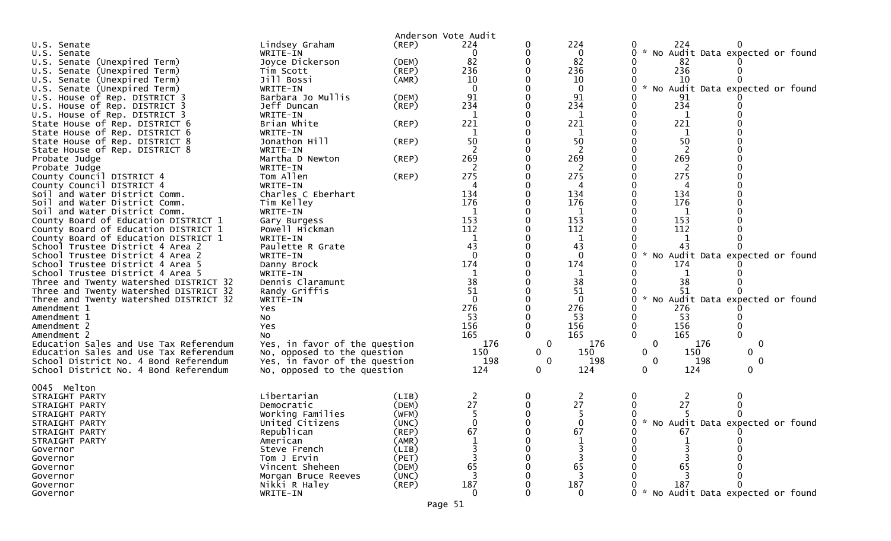Anderson Vote Audit

| Contest | Candidate | Party | | | | | | |
|---|---|---|---|---|---|---|---|---|
| U.S. Senate | Lindsey Graham | (REP) | 224 | 0 | 224 | 0 | 224 | 0 |
| U.S. Senate | WRITE-IN | | 0 | 0 | 0 | 0 | * No Audit Data expected or found | |
| U.S. Senate (Unexpired Term) | Joyce Dickerson | (DEM) | 82 | 0 | 82 | 0 | 82 | 0 |
| U.S. Senate (Unexpired Term) | Tim Scott | (REP) | 236 | 0 | 236 | 0 | 236 | 0 |
| U.S. Senate (Unexpired Term) | Jill Bossi | (AMR) | 10 | 0 | 10 | 0 | 10 | 0 |
| U.S. Senate (Unexpired Term) | WRITE-IN | | 0 | 0 | 0 | 0 | * No Audit Data expected or found | |
| U.S. House of Rep. DISTRICT 3 | Barbara Jo Mullis | (DEM) | 91 | 0 | 91 | 0 | 91 | 0 |
| U.S. House of Rep. DISTRICT 3 | Jeff Duncan | (REP) | 234 | 0 | 234 | 0 | 234 | 0 |
| U.S. House of Rep. DISTRICT 3 | WRITE-IN | | 1 | 0 | 1 | 0 | 1 | 0 |
| State House of Rep. DISTRICT 6 | Brian White | (REP) | 221 | 0 | 221 | 0 | 221 | 0 |
| State House of Rep. DISTRICT 6 | WRITE-IN | | 1 | 0 | 1 | 0 | 1 | 0 |
| State House of Rep. DISTRICT 8 | Jonathon Hill | (REP) | 50 | 0 | 50 | 0 | 50 | 0 |
| State House of Rep. DISTRICT 8 | WRITE-IN | | 2 | 0 | 2 | 0 | 2 | 0 |
| Probate Judge | Martha D Newton | (REP) | 269 | 0 | 269 | 0 | 269 | 0 |
| Probate Judge | WRITE-IN | | 2 | 0 | 2 | 0 | 2 | 0 |
| County Council DISTRICT 4 | Tom Allen | (REP) | 275 | 0 | 275 | 0 | 275 | 0 |
| County Council DISTRICT 4 | WRITE-IN | | 4 | 0 | 4 | 0 | 4 | 0 |
| Soil and Water District Comm. | Charles C Eberhart | | 134 | 0 | 134 | 0 | 134 | 0 |
| Soil and Water District Comm. | Tim Kelley | | 176 | 0 | 176 | 0 | 176 | 0 |
| Soil and Water District Comm. | WRITE-IN | | 1 | 0 | 1 | 0 | 1 | 0 |
| County Board of Education DISTRICT 1 | Gary Burgess | | 153 | 0 | 153 | 0 | 153 | 0 |
| County Board of Education DISTRICT 1 | Powell Hickman | | 112 | 0 | 112 | 0 | 112 | 0 |
| County Board of Education DISTRICT 1 | WRITE-IN | | 1 | 0 | 1 | 0 | 1 | 0 |
| School Trustee District 4 Area 2 | Paulette R Grate | | 43 | 0 | 43 | 0 | 43 | 0 |
| School Trustee District 4 Area 2 | WRITE-IN | | 0 | 0 | 0 | 0 | * No Audit Data expected or found | |
| School Trustee District 4 Area 5 | Danny Brock | | 174 | 0 | 174 | 0 | 174 | 0 |
| School Trustee District 4 Area 5 | WRITE-IN | | 1 | 0 | 1 | 0 | 1 | 0 |
| Three and Twenty Watershed DISTRICT 32 | Dennis Claramunt | | 38 | 0 | 38 | 0 | 38 | 0 |
| Three and Twenty Watershed DISTRICT 32 | Randy Griffis | | 51 | 0 | 51 | 0 | 51 | 0 |
| Three and Twenty Watershed DISTRICT 32 | WRITE-IN | | 0 | 0 | 0 | 0 | * No Audit Data expected or found | |
| Amendment 1 | Yes | | 276 | 0 | 276 | 0 | 276 | 0 |
| Amendment 1 | No | | 53 | 0 | 53 | 0 | 53 | 0 |
| Amendment 2 | Yes | | 156 | 0 | 156 | 0 | 156 | 0 |
| Amendment 2 | No | | 165 | 0 | 165 | 0 | 165 | 0 |
| Education Sales and Use Tax Referendum | Yes, in favor of the question | | 176 | 0 | 176 | 0 | 176 | 0 |
| Education Sales and Use Tax Referendum | No, opposed to the question | | 150 | 0 | 150 | 0 | 150 | 0 |
| School District No. 4 Bond Referendum | Yes, in favor of the question | | 198 | 0 | 198 | 0 | 198 | 0 |
| School District No. 4 Bond Referendum | No, opposed to the question | | 124 | 0 | 124 | 0 | 124 | 0 |

0045 Melton

| Contest | Candidate | Party | | | | | | |
|---|---|---|---|---|---|---|---|---|
| STRAIGHT PARTY | Libertarian | (LIB) | 2 | 0 | 2 | 0 | 2 | 0 |
| STRAIGHT PARTY | Democratic | (DEM) | 27 | 0 | 27 | 0 | 27 | 0 |
| STRAIGHT PARTY | Working Families | (WFM) | 5 | 0 | 5 | 0 | 5 | 0 |
| STRAIGHT PARTY | United Citizens | (UNC) | 0 | 0 | 0 | 0 | * No Audit Data expected or found | |
| STRAIGHT PARTY | Republican | (REP) | 67 | 0 | 67 | 0 | 67 | 0 |
| STRAIGHT PARTY | American | (AMR) | 1 | 0 | 1 | 0 | 1 | 0 |
| Governor | Steve French | (LIB) | 3 | 0 | 3 | 0 | 3 | 0 |
| Governor | Tom J Ervin | (PET) | 3 | 0 | 3 | 0 | 3 | 0 |
| Governor | Vincent Sheheen | (DEM) | 65 | 0 | 65 | 0 | 65 | 0 |
| Governor | Morgan Bruce Reeves | (UNC) | 3 | 0 | 3 | 0 | 3 | 0 |
| Governor | Nikki R Haley | (REP) | 187 | 0 | 187 | 0 | 187 | 0 |
| Governor | WRITE-IN | | 0 | 0 | 0 | 0 | * No Audit Data expected or found | |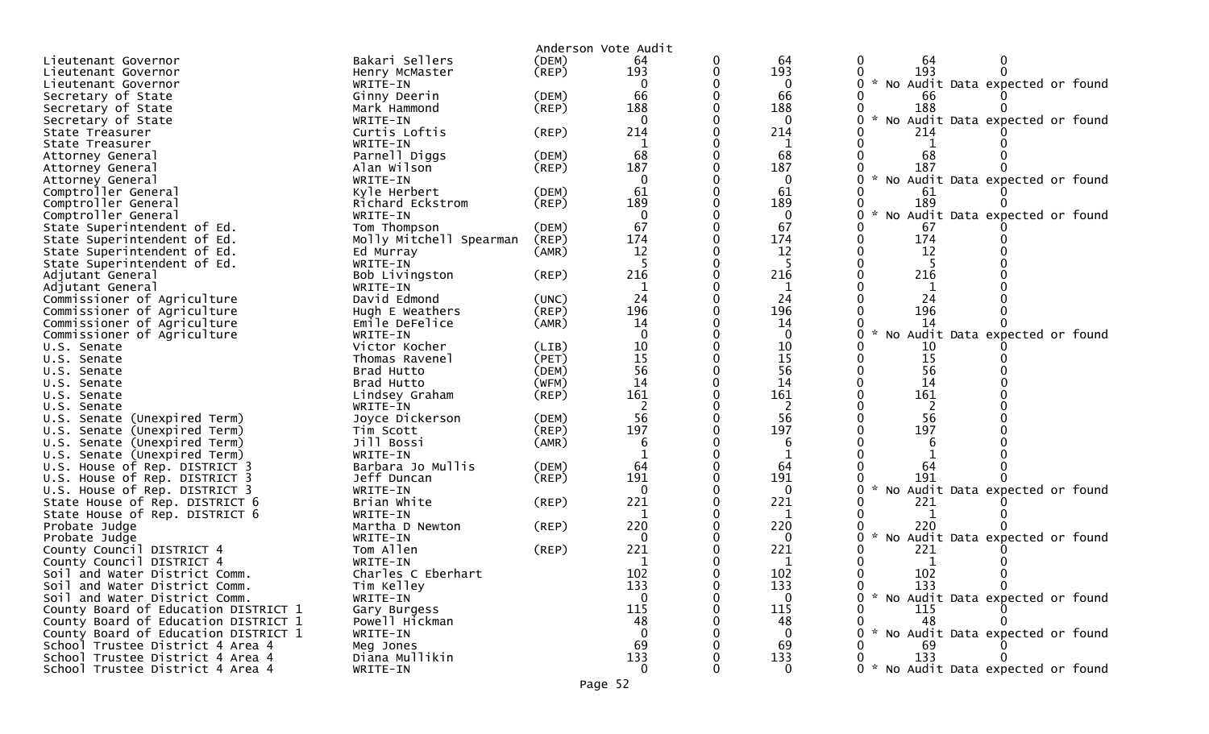Anderson Vote Audit

| Office | Candidate | Party | | | | | | |
|---|---|---|---|---|---|---|---|---|
| Lieutenant Governor | Bakari Sellers | (DEM) | 64 | 0 | 64 | 0 | 64 | 0 |
| Lieutenant Governor | Henry McMaster | (REP) | 193 | 0 | 193 | 0 | 193 | 0 |
| Lieutenant Governor | WRITE-IN | | 0 | 0 | 0 | 0 | * No Audit Data expected or found | |
| Secretary of State | Ginny Deerin | (DEM) | 66 | 0 | 66 | 0 | 66 | 0 |
| Secretary of State | Mark Hammond | (REP) | 188 | 0 | 188 | 0 | 188 | 0 |
| Secretary of State | WRITE-IN | | 0 | 0 | 0 | 0 | * No Audit Data expected or found | |
| State Treasurer | Curtis Loftis | (REP) | 214 | 0 | 214 | 0 | 214 | 0 |
| State Treasurer | WRITE-IN | | 1 | 0 | 1 | 0 | 1 | 0 |
| Attorney General | Parnell Diggs | (DEM) | 68 | 0 | 68 | 0 | 68 | 0 |
| Attorney General | Alan Wilson | (REP) | 187 | 0 | 187 | 0 | 187 | 0 |
| Attorney General | WRITE-IN | | 0 | 0 | 0 | 0 | * No Audit Data expected or found | |
| Comptroller General | Kyle Herbert | (DEM) | 61 | 0 | 61 | 0 | 61 | 0 |
| Comptroller General | Richard Eckstrom | (REP) | 189 | 0 | 189 | 0 | 189 | 0 |
| Comptroller General | WRITE-IN | | 0 | 0 | 0 | 0 | * No Audit Data expected or found | |
| State Superintendent of Ed. | Tom Thompson | (DEM) | 67 | 0 | 67 | 0 | 67 | 0 |
| State Superintendent of Ed. | Molly Mitchell Spearman | (REP) | 174 | 0 | 174 | 0 | 174 | 0 |
| State Superintendent of Ed. | Ed Murray | (AMR) | 12 | 0 | 12 | 0 | 12 | 0 |
| State Superintendent of Ed. | WRITE-IN | | 5 | 0 | 5 | 0 | 5 | 0 |
| Adjutant General | Bob Livingston | (REP) | 216 | 0 | 216 | 0 | 216 | 0 |
| Adjutant General | WRITE-IN | | 1 | 0 | 1 | 0 | 1 | 0 |
| Commissioner of Agriculture | David Edmond | (UNC) | 24 | 0 | 24 | 0 | 24 | 0 |
| Commissioner of Agriculture | Hugh E Weathers | (REP) | 196 | 0 | 196 | 0 | 196 | 0 |
| Commissioner of Agriculture | Emile DeFelice | (AMR) | 14 | 0 | 14 | 0 | 14 | 0 |
| Commissioner of Agriculture | WRITE-IN | | 0 | 0 | 0 | 0 | * No Audit Data expected or found | |
| U.S. Senate | Victor Kocher | (LIB) | 10 | 0 | 10 | 0 | 10 | 0 |
| U.S. Senate | Thomas Ravenel | (PET) | 15 | 0 | 15 | 0 | 15 | 0 |
| U.S. Senate | Brad Hutto | (DEM) | 56 | 0 | 56 | 0 | 56 | 0 |
| U.S. Senate | Brad Hutto | (WFM) | 14 | 0 | 14 | 0 | 14 | 0 |
| U.S. Senate | Lindsey Graham | (REP) | 161 | 0 | 161 | 0 | 161 | 0 |
| U.S. Senate | WRITE-IN | | 2 | 0 | 2 | 0 | 2 | 0 |
| U.S. Senate (Unexpired Term) | Joyce Dickerson | (DEM) | 56 | 0 | 56 | 0 | 56 | 0 |
| U.S. Senate (Unexpired Term) | Tim Scott | (REP) | 197 | 0 | 197 | 0 | 197 | 0 |
| U.S. Senate (Unexpired Term) | Jill Bossi | (AMR) | 6 | 0 | 6 | 0 | 6 | 0 |
| U.S. Senate (Unexpired Term) | WRITE-IN | | 1 | 0 | 1 | 0 | 1 | 0 |
| U.S. House of Rep. DISTRICT 3 | Barbara Jo Mullis | (DEM) | 64 | 0 | 64 | 0 | 64 | 0 |
| U.S. House of Rep. DISTRICT 3 | Jeff Duncan | (REP) | 191 | 0 | 191 | 0 | 191 | 0 |
| U.S. House of Rep. DISTRICT 3 | WRITE-IN | | 0 | 0 | 0 | 0 | * No Audit Data expected or found | |
| State House of Rep. DISTRICT 6 | Brian White | (REP) | 221 | 0 | 221 | 0 | 221 | 0 |
| State House of Rep. DISTRICT 6 | WRITE-IN | | 1 | 0 | 1 | 0 | 1 | 0 |
| Probate Judge | Martha D Newton | (REP) | 220 | 0 | 220 | 0 | 220 | 0 |
| Probate Judge | WRITE-IN | | 0 | 0 | 0 | 0 | * No Audit Data expected or found | |
| County Council DISTRICT 4 | Tom Allen | (REP) | 221 | 0 | 221 | 0 | 221 | 0 |
| County Council DISTRICT 4 | WRITE-IN | | 1 | 0 | 1 | 0 | 1 | 0 |
| Soil and Water District Comm. | Charles C Eberhart | | 102 | 0 | 102 | 0 | 102 | 0 |
| Soil and Water District Comm. | Tim Kelley | | 133 | 0 | 133 | 0 | 133 | 0 |
| Soil and Water District Comm. | WRITE-IN | | 0 | 0 | 0 | 0 | * No Audit Data expected or found | |
| County Board of Education DISTRICT 1 | Gary Burgess | | 115 | 0 | 115 | 0 | 115 | 0 |
| County Board of Education DISTRICT 1 | Powell Hickman | | 48 | 0 | 48 | 0 | 48 | 0 |
| County Board of Education DISTRICT 1 | WRITE-IN | | 0 | 0 | 0 | 0 | * No Audit Data expected or found | |
| School Trustee District 4 Area 4 | Meg Jones | | 69 | 0 | 69 | 0 | 69 | 0 |
| School Trustee District 4 Area 4 | Diana Mullikin | | 133 | 0 | 133 | 0 | 133 | 0 |
| School Trustee District 4 Area 4 | WRITE-IN | | 0 | 0 | 0 | 0 | * No Audit Data expected or found | |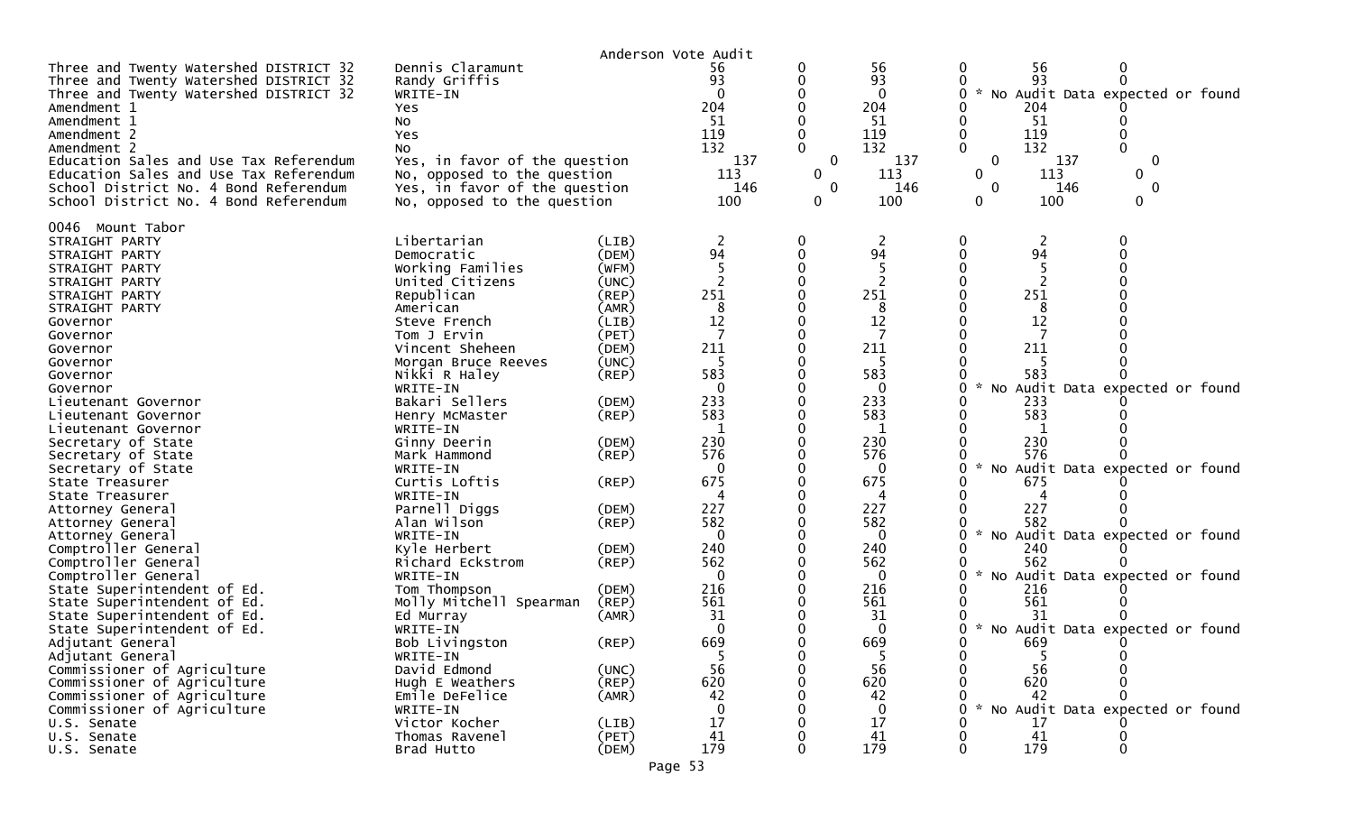Anderson Vote Audit

| | | | | | | | | |
|---|---|---|---|---|---|---|---|---|
| Three and Twenty Watershed DISTRICT 32 | Dennis Claramunt | | 56 | 0 | 56 | 0 | 56 | 0 |
| Three and Twenty Watershed DISTRICT 32 | Randy Griffis | | 93 | 0 | 93 | 0 | 93 | 0 |
| Three and Twenty Watershed DISTRICT 32 | WRITE-IN | | 0 | 0 | 0 | 0 | * No Audit Data expected or found | |
| Amendment 1 | Yes | | 204 | 0 | 204 | 0 | 204 | 0 |
| Amendment 1 | No | | 51 | 0 | 51 | 0 | 51 | 0 |
| Amendment 2 | Yes | | 119 | 0 | 119 | 0 | 119 | 0 |
| Amendment 2 | No | | 132 | 0 | 132 | 0 | 132 | 0 |
| Education Sales and Use Tax Referendum | Yes, in favor of the question | | 137 | 0 | 137 | 0 | 137 | 0 |
| Education Sales and Use Tax Referendum | No, opposed to the question | | 113 | 0 | 113 | 0 | 113 | 0 |
| School District No. 4 Bond Referendum | Yes, in favor of the question | | 146 | 0 | 146 | 0 | 146 | 0 |
| School District No. 4 Bond Referendum | No, opposed to the question | | 100 | 0 | 100 | 0 | 100 | 0 |

0046 Mount Tabor

| | | | | | | | | |
|---|---|---|---|---|---|---|---|---|
| STRAIGHT PARTY | Libertarian | (LIB) | 2 | 0 | 2 | 0 | 2 | 0 |
| STRAIGHT PARTY | Democratic | (DEM) | 94 | 0 | 94 | 0 | 94 | 0 |
| STRAIGHT PARTY | Working Families | (WFM) | 5 | 0 | 5 | 0 | 5 | 0 |
| STRAIGHT PARTY | United Citizens | (UNC) | 2 | 0 | 2 | 0 | 2 | 0 |
| STRAIGHT PARTY | Republican | (REP) | 251 | 0 | 251 | 0 | 251 | 0 |
| STRAIGHT PARTY | American | (AMR) | 8 | 0 | 8 | 0 | 8 | 0 |
| Governor | Steve French | (LIB) | 12 | 0 | 12 | 0 | 12 | 0 |
| Governor | Tom J Ervin | (PET) | 7 | 0 | 7 | 0 | 7 | 0 |
| Governor | Vincent Sheheen | (DEM) | 211 | 0 | 211 | 0 | 211 | 0 |
| Governor | Morgan Bruce Reeves | (UNC) | 5 | 0 | 5 | 0 | 5 | 0 |
| Governor | Nikki R Haley | (REP) | 583 | 0 | 583 | 0 | 583 | 0 |
| Governor | WRITE-IN | | 0 | 0 | 0 | 0 | * No Audit Data expected or found | |
| Lieutenant Governor | Bakari Sellers | (DEM) | 233 | 0 | 233 | 0 | 233 | 0 |
| Lieutenant Governor | Henry McMaster | (REP) | 583 | 0 | 583 | 0 | 583 | 0 |
| Lieutenant Governor | WRITE-IN | | 1 | 0 | 1 | 0 | 1 | 0 |
| Secretary of State | Ginny Deerin | (DEM) | 230 | 0 | 230 | 0 | 230 | 0 |
| Secretary of State | Mark Hammond | (REP) | 576 | 0 | 576 | 0 | 576 | 0 |
| Secretary of State | WRITE-IN | | 0 | 0 | 0 | 0 | * No Audit Data expected or found | |
| State Treasurer | Curtis Loftis | (REP) | 675 | 0 | 675 | 0 | 675 | 0 |
| State Treasurer | WRITE-IN | | 4 | 0 | 4 | 0 | 4 | 0 |
| Attorney General | Parnell Diggs | (DEM) | 227 | 0 | 227 | 0 | 227 | 0 |
| Attorney General | Alan Wilson | (REP) | 582 | 0 | 582 | 0 | 582 | 0 |
| Attorney General | WRITE-IN | | 0 | 0 | 0 | 0 | * No Audit Data expected or found | |
| Comptroller General | Kyle Herbert | (DEM) | 240 | 0 | 240 | 0 | 240 | 0 |
| Comptroller General | Richard Eckstrom | (REP) | 562 | 0 | 562 | 0 | 562 | 0 |
| Comptroller General | WRITE-IN | | 0 | 0 | 0 | 0 | * No Audit Data expected or found | |
| State Superintendent of Ed. | Tom Thompson | (DEM) | 216 | 0 | 216 | 0 | 216 | 0 |
| State Superintendent of Ed. | Molly Mitchell Spearman | (REP) | 561 | 0 | 561 | 0 | 561 | 0 |
| State Superintendent of Ed. | Ed Murray | (AMR) | 31 | 0 | 31 | 0 | 31 | 0 |
| State Superintendent of Ed. | WRITE-IN | | 0 | 0 | 0 | 0 | * No Audit Data expected or found | |
| Adjutant General | Bob Livingston | (REP) | 669 | 0 | 669 | 0 | 669 | 0 |
| Adjutant General | WRITE-IN | | 5 | 0 | 5 | 0 | 5 | 0 |
| Commissioner of Agriculture | David Edmond | (UNC) | 56 | 0 | 56 | 0 | 56 | 0 |
| Commissioner of Agriculture | Hugh E Weathers | (REP) | 620 | 0 | 620 | 0 | 620 | 0 |
| Commissioner of Agriculture | Emile DeFelice | (AMR) | 42 | 0 | 42 | 0 | 42 | 0 |
| Commissioner of Agriculture | WRITE-IN | | 0 | 0 | 0 | 0 | * No Audit Data expected or found | |
| U.S. Senate | Victor Kocher | (LIB) | 17 | 0 | 17 | 0 | 17 | 0 |
| U.S. Senate | Thomas Ravenel | (PET) | 41 | 0 | 41 | 0 | 41 | 0 |
| U.S. Senate | Brad Hutto | (DEM) | 179 | 0 | 179 | 0 | 179 | 0 |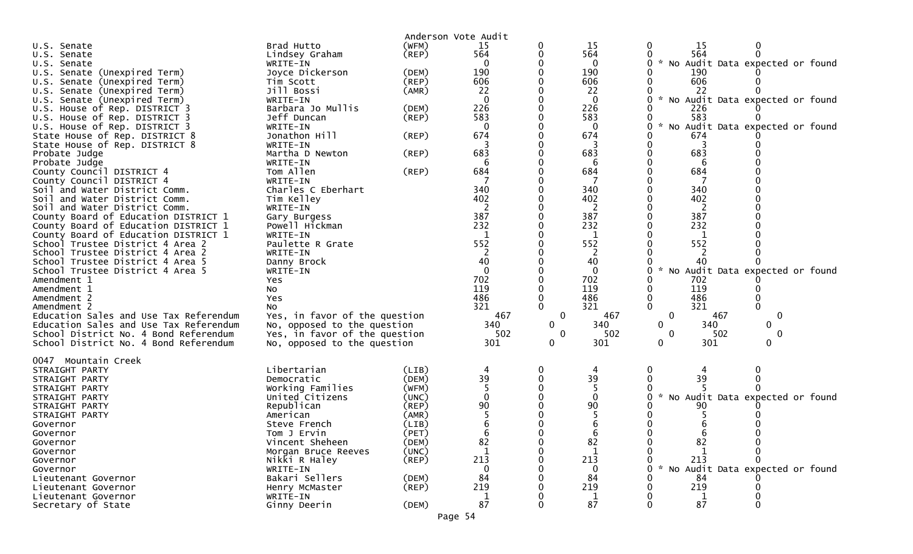Anderson Vote Audit

| Contest | Candidate | Party | | | | | | |
|---|---|---|---|---|---|---|---|---|
| U.S. Senate | Brad Hutto | (WFM) | 15 | 0 | 15 | 0 | 15 | 0 |
| U.S. Senate | Lindsey Graham | (REP) | 564 | 0 | 564 | 0 | 564 | 0 |
| U.S. Senate | WRITE-IN | | 0 | 0 | 0 | 0 | * No Audit Data expected or found | |
| U.S. Senate (Unexpired Term) | Joyce Dickerson | (DEM) | 190 | 0 | 190 | 0 | 190 | 0 |
| U.S. Senate (Unexpired Term) | Tim Scott | (REP) | 606 | 0 | 606 | 0 | 606 | 0 |
| U.S. Senate (Unexpired Term) | Jill Bossi | (AMR) | 22 | 0 | 22 | 0 | 22 | 0 |
| U.S. Senate (Unexpired Term) | WRITE-IN | | 0 | 0 | 0 | 0 | * No Audit Data expected or found | |
| U.S. House of Rep. DISTRICT 3 | Barbara Jo Mullis | (DEM) | 226 | 0 | 226 | 0 | 226 | 0 |
| U.S. House of Rep. DISTRICT 3 | Jeff Duncan | (REP) | 583 | 0 | 583 | 0 | 583 | 0 |
| U.S. House of Rep. DISTRICT 3 | WRITE-IN | | 0 | 0 | 0 | 0 | * No Audit Data expected or found | |
| State House of Rep. DISTRICT 8 | Jonathon Hill | (REP) | 674 | 0 | 674 | 0 | 674 | 0 |
| State House of Rep. DISTRICT 8 | WRITE-IN | | 3 | 0 | 3 | 0 | 3 | 0 |
| Probate Judge | Martha D Newton | (REP) | 683 | 0 | 683 | 0 | 683 | 0 |
| Probate Judge | WRITE-IN | | 6 | 0 | 6 | 0 | 6 | 0 |
| County Council DISTRICT 4 | Tom Allen | (REP) | 684 | 0 | 684 | 0 | 684 | 0 |
| County Council DISTRICT 4 | WRITE-IN | | 7 | 0 | 7 | 0 | 7 | 0 |
| Soil and Water District Comm. | Charles C Eberhart | | 340 | 0 | 340 | 0 | 340 | 0 |
| Soil and Water District Comm. | Tim Kelley | | 402 | 0 | 402 | 0 | 402 | 0 |
| Soil and Water District Comm. | WRITE-IN | | 2 | 0 | 2 | 0 | 2 | 0 |
| County Board of Education DISTRICT 1 | Gary Burgess | | 387 | 0 | 387 | 0 | 387 | 0 |
| County Board of Education DISTRICT 1 | Powell Hickman | | 232 | 0 | 232 | 0 | 232 | 0 |
| County Board of Education DISTRICT 1 | WRITE-IN | | 1 | 0 | 1 | 0 | 1 | 0 |
| School Trustee District 4 Area 2 | Paulette R Grate | | 552 | 0 | 552 | 0 | 552 | 0 |
| School Trustee District 4 Area 2 | WRITE-IN | | 2 | 0 | 2 | 0 | 2 | 0 |
| School Trustee District 4 Area 5 | Danny Brock | | 40 | 0 | 40 | 0 | 40 | 0 |
| School Trustee District 4 Area 5 | WRITE-IN | | 0 | 0 | 0 | 0 | * No Audit Data expected or found | |
| Amendment 1 | Yes | | 702 | 0 | 702 | 0 | 702 | 0 |
| Amendment 1 | No | | 119 | 0 | 119 | 0 | 119 | 0 |
| Amendment 2 | Yes | | 486 | 0 | 486 | 0 | 486 | 0 |
| Amendment 2 | No | | 321 | 0 | 321 | 0 | 321 | 0 |
| Education Sales and Use Tax Referendum | Yes, in favor of the question | | 467 | 0 | 467 | 0 | 467 | 0 |
| Education Sales and Use Tax Referendum | No, opposed to the question | | 340 | 0 | 340 | 0 | 340 | 0 |
| School District No. 4 Bond Referendum | Yes, in favor of the question | | 502 | 0 | 502 | 0 | 502 | 0 |
| School District No. 4 Bond Referendum | No, opposed to the question | | 301 | 0 | 301 | 0 | 301 | 0 |

0047 Mountain Creek

| Contest | Candidate | Party | | | | | | |
|---|---|---|---|---|---|---|---|---|
| STRAIGHT PARTY | Libertarian | (LIB) | 4 | 0 | 4 | 0 | 4 | 0 |
| STRAIGHT PARTY | Democratic | (DEM) | 39 | 0 | 39 | 0 | 39 | 0 |
| STRAIGHT PARTY | Working Families | (WFM) | 5 | 0 | 5 | 0 | 5 | 0 |
| STRAIGHT PARTY | United Citizens | (UNC) | 0 | 0 | 0 | 0 | * No Audit Data expected or found | |
| STRAIGHT PARTY | Republican | (REP) | 90 | 0 | 90 | 0 | 90 | 0 |
| STRAIGHT PARTY | American | (AMR) | 5 | 0 | 5 | 0 | 5 | 0 |
| Governor | Steve French | (LIB) | 6 | 0 | 6 | 0 | 6 | 0 |
| Governor | Tom J Ervin | (PET) | 6 | 0 | 6 | 0 | 6 | 0 |
| Governor | Vincent Sheheen | (DEM) | 82 | 0 | 82 | 0 | 82 | 0 |
| Governor | Morgan Bruce Reeves | (UNC) | 1 | 0 | 1 | 0 | 1 | 0 |
| Governor | Nikki R Haley | (REP) | 213 | 0 | 213 | 0 | 213 | 0 |
| Governor | WRITE-IN | | 0 | 0 | 0 | 0 | * No Audit Data expected or found | |
| Lieutenant Governor | Bakari Sellers | (DEM) | 84 | 0 | 84 | 0 | 84 | 0 |
| Lieutenant Governor | Henry McMaster | (REP) | 219 | 0 | 219 | 0 | 219 | 0 |
| Lieutenant Governor | WRITE-IN | | 1 | 0 | 1 | 0 | 1 | 0 |
| Secretary of State | Ginny Deerin | (DEM) | 87 | 0 | 87 | 0 | 87 | 0 |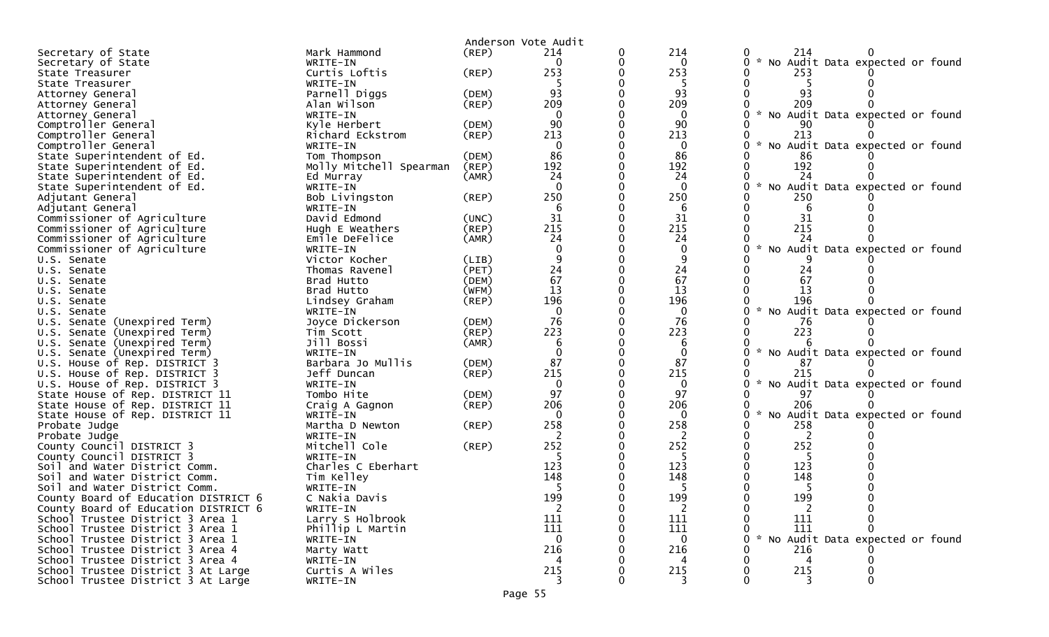Anderson Vote Audit

| Office | Candidate | Party | | | | | | | |
|---|---|---|---|---|---|---|---|---|---|
| Secretary of State | Mark Hammond | (REP) | 214 | 0 | 214 | 0 | 214 | 0 | |
| Secretary of State | WRITE-IN | | 0 | 0 | 0 | 0 | * No Audit Data expected or found | | |
| State Treasurer | Curtis Loftis | (REP) | 253 | 0 | 253 | 0 | 253 | 0 | |
| State Treasurer | WRITE-IN | | 5 | 0 | 5 | 0 | 5 | 0 | |
| Attorney General | Parnell Diggs | (DEM) | 93 | 0 | 93 | 0 | 93 | 0 | |
| Attorney General | Alan Wilson | (REP) | 209 | 0 | 209 | 0 | 209 | 0 | |
| Attorney General | WRITE-IN | | 0 | 0 | 0 | 0 | * No Audit Data expected or found | | |
| Comptroller General | Kyle Herbert | (DEM) | 90 | 0 | 90 | 0 | 90 | 0 | |
| Comptroller General | Richard Eckstrom | (REP) | 213 | 0 | 213 | 0 | 213 | 0 | |
| Comptroller General | WRITE-IN | | 0 | 0 | 0 | 0 | * No Audit Data expected or found | | |
| State Superintendent of Ed. | Tom Thompson | (DEM) | 86 | 0 | 86 | 0 | 86 | 0 | |
| State Superintendent of Ed. | Molly Mitchell Spearman | (REP) | 192 | 0 | 192 | 0 | 192 | 0 | |
| State Superintendent of Ed. | Ed Murray | (AMR) | 24 | 0 | 24 | 0 | 24 | 0 | |
| State Superintendent of Ed. | WRITE-IN | | 0 | 0 | 0 | 0 | * No Audit Data expected or found | | |
| Adjutant General | Bob Livingston | (REP) | 250 | 0 | 250 | 0 | 250 | 0 | |
| Adjutant General | WRITE-IN | | 6 | 0 | 6 | 0 | 6 | 0 | |
| Commissioner of Agriculture | David Edmond | (UNC) | 31 | 0 | 31 | 0 | 31 | 0 | |
| Commissioner of Agriculture | Hugh E Weathers | (REP) | 215 | 0 | 215 | 0 | 215 | 0 | |
| Commissioner of Agriculture | Emile DeFelice | (AMR) | 24 | 0 | 24 | 0 | 24 | 0 | |
| Commissioner of Agriculture | WRITE-IN | | 0 | 0 | 0 | 0 | * No Audit Data expected or found | | |
| U.S. Senate | Victor Kocher | (LIB) | 9 | 0 | 9 | 0 | 9 | 0 | |
| U.S. Senate | Thomas Ravenel | (PET) | 24 | 0 | 24 | 0 | 24 | 0 | |
| U.S. Senate | Brad Hutto | (DEM) | 67 | 0 | 67 | 0 | 67 | 0 | |
| U.S. Senate | Brad Hutto | (WFM) | 13 | 0 | 13 | 0 | 13 | 0 | |
| U.S. Senate | Lindsey Graham | (REP) | 196 | 0 | 196 | 0 | 196 | 0 | |
| U.S. Senate | WRITE-IN | | 0 | 0 | 0 | 0 | * No Audit Data expected or found | | |
| U.S. Senate (Unexpired Term) | Joyce Dickerson | (DEM) | 76 | 0 | 76 | 0 | 76 | 0 | |
| U.S. Senate (Unexpired Term) | Tim Scott | (REP) | 223 | 0 | 223 | 0 | 223 | 0 | |
| U.S. Senate (Unexpired Term) | Jill Bossi | (AMR) | 6 | 0 | 6 | 0 | 6 | 0 | |
| U.S. Senate (Unexpired Term) | WRITE-IN | | 0 | 0 | 0 | 0 | * No Audit Data expected or found | | |
| U.S. House of Rep. DISTRICT 3 | Barbara Jo Mullis | (DEM) | 87 | 0 | 87 | 0 | 87 | 0 | |
| U.S. House of Rep. DISTRICT 3 | Jeff Duncan | (REP) | 215 | 0 | 215 | 0 | 215 | 0 | |
| U.S. House of Rep. DISTRICT 3 | WRITE-IN | | 0 | 0 | 0 | 0 | * No Audit Data expected or found | | |
| State House of Rep. DISTRICT 11 | Tombo Hite | (DEM) | 97 | 0 | 97 | 0 | 97 | 0 | |
| State House of Rep. DISTRICT 11 | Craig A Gagnon | (REP) | 206 | 0 | 206 | 0 | 206 | 0 | |
| State House of Rep. DISTRICT 11 | WRITE-IN | | 0 | 0 | 0 | 0 | * No Audit Data expected or found | | |
| Probate Judge | Martha D Newton | (REP) | 258 | 0 | 258 | 0 | 258 | 0 | |
| Probate Judge | WRITE-IN | | 2 | 0 | 2 | 0 | 2 | 0 | |
| County Council DISTRICT 3 | Mitchell Cole | (REP) | 252 | 0 | 252 | 0 | 252 | 0 | |
| County Council DISTRICT 3 | WRITE-IN | | 5 | 0 | 5 | 0 | 5 | 0 | |
| Soil and Water District Comm. | Charles C Eberhart | | 123 | 0 | 123 | 0 | 123 | 0 | |
| Soil and Water District Comm. | Tim Kelley | | 148 | 0 | 148 | 0 | 148 | 0 | |
| Soil and Water District Comm. | WRITE-IN | | 5 | 0 | 5 | 0 | 5 | 0 | |
| County Board of Education DISTRICT 6 | C Nakia Davis | | 199 | 0 | 199 | 0 | 199 | 0 | |
| County Board of Education DISTRICT 6 | WRITE-IN | | 2 | 0 | 2 | 0 | 2 | 0 | |
| School Trustee District 3 Area 1 | Larry S Holbrook | | 111 | 0 | 111 | 0 | 111 | 0 | |
| School Trustee District 3 Area 1 | Phillip L Martin | | 111 | 0 | 111 | 0 | 111 | 0 | |
| School Trustee District 3 Area 1 | WRITE-IN | | 0 | 0 | 0 | 0 | * No Audit Data expected or found | | |
| School Trustee District 3 Area 4 | Marty Watt | | 216 | 0 | 216 | 0 | 216 | 0 | |
| School Trustee District 3 Area 4 | WRITE-IN | | 4 | 0 | 4 | 0 | 4 | 0 | |
| School Trustee District 3 At Large | Curtis A Wiles | | 215 | 0 | 215 | 0 | 215 | 0 | |
| School Trustee District 3 At Large | WRITE-IN | | 3 | 0 | 3 | 0 | 3 | 0 | |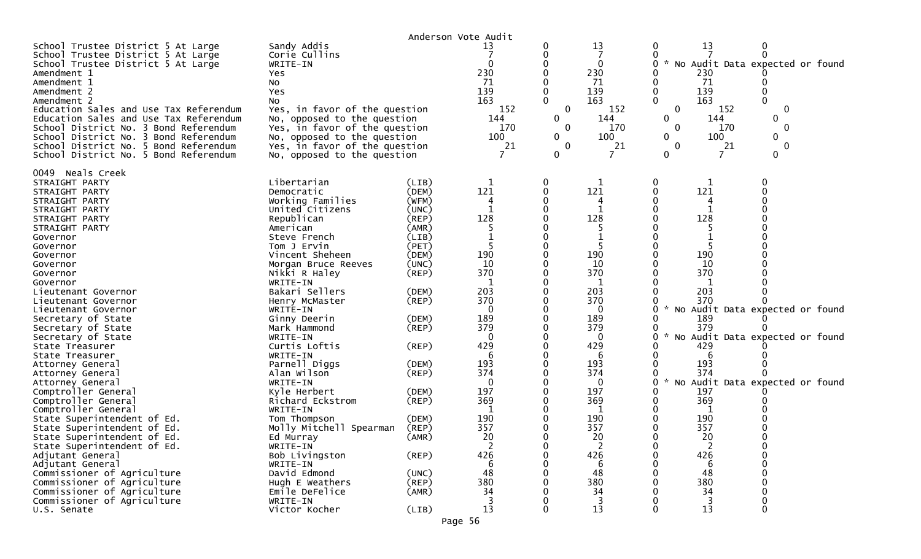Anderson Vote Audit

| Contest | Choice | Party | Votes | | | | | |
|---|---|---|---|---|---|---|---|---|
| School Trustee District 5 At Large | Sandy Addis | | 13 | 0 | 13 | 0 | 13 | 0 |
| School Trustee District 5 At Large | Corie Cullins | | 7 | 0 | 7 | 0 | 7 | 0 |
| School Trustee District 5 At Large | WRITE-IN | | 0 | 0 | 0 | 0 | * No Audit Data expected or found | |
| Amendment 1 | Yes | | 230 | 0 | 230 | 0 | 230 | 0 |
| Amendment 1 | No | | 71 | 0 | 71 | 0 | 71 | 0 |
| Amendment 2 | Yes | | 139 | 0 | 139 | 0 | 139 | 0 |
| Amendment 2 | No | | 163 | 0 | 163 | 0 | 163 | 0 |
| Education Sales and Use Tax Referendum | Yes, in favor of the question | | 152 | 0 | 152 | 0 | 152 | 0 |
| Education Sales and Use Tax Referendum | No, opposed to the question | | 144 | 0 | 144 | 0 | 144 | 0 |
| School District No. 3 Bond Referendum | Yes, in favor of the question | | 170 | 0 | 170 | 0 | 170 | 0 |
| School District No. 3 Bond Referendum | No, opposed to the question | | 100 | 0 | 100 | 0 | 100 | 0 |
| School District No. 5 Bond Referendum | Yes, in favor of the question | | 21 | 0 | 21 | 0 | 21 | 0 |
| School District No. 5 Bond Referendum | No, opposed to the question | | 7 | 0 | 7 | 0 | 7 | 0 |

0049 Neals Creek

| Contest | Choice | Party | Votes | | | | | |
|---|---|---|---|---|---|---|---|---|
| STRAIGHT PARTY | Libertarian | (LIB) | 1 | 0 | 1 | 0 | 1 | 0 |
| STRAIGHT PARTY | Democratic | (DEM) | 121 | 0 | 121 | 0 | 121 | 0 |
| STRAIGHT PARTY | Working Families | (WFM) | 4 | 0 | 4 | 0 | 4 | 0 |
| STRAIGHT PARTY | United Citizens | (UNC) | 1 | 0 | 1 | 0 | 1 | 0 |
| STRAIGHT PARTY | Republican | (REP) | 128 | 0 | 128 | 0 | 128 | 0 |
| STRAIGHT PARTY | American | (AMR) | 5 | 0 | 5 | 0 | 5 | 0 |
| Governor | Steve French | (LIB) | 1 | 0 | 1 | 0 | 1 | 0 |
| Governor | Tom J Ervin | (PET) | 5 | 0 | 5 | 0 | 5 | 0 |
| Governor | Vincent Sheheen | (DEM) | 190 | 0 | 190 | 0 | 190 | 0 |
| Governor | Morgan Bruce Reeves | (UNC) | 10 | 0 | 10 | 0 | 10 | 0 |
| Governor | Nikki R Haley | (REP) | 370 | 0 | 370 | 0 | 370 | 0 |
| Governor | WRITE-IN | | 1 | 0 | 1 | 0 | 1 | 0 |
| Lieutenant Governor | Bakari Sellers | (DEM) | 203 | 0 | 203 | 0 | 203 | 0 |
| Lieutenant Governor | Henry McMaster | (REP) | 370 | 0 | 370 | 0 | 370 | 0 |
| Lieutenant Governor | WRITE-IN | | 0 | 0 | 0 | 0 | * No Audit Data expected or found | |
| Secretary of State | Ginny Deerin | (DEM) | 189 | 0 | 189 | 0 | 189 | 0 |
| Secretary of State | Mark Hammond | (REP) | 379 | 0 | 379 | 0 | 379 | 0 |
| Secretary of State | WRITE-IN | | 0 | 0 | 0 | 0 | * No Audit Data expected or found | |
| State Treasurer | Curtis Loftis | (REP) | 429 | 0 | 429 | 0 | 429 | 0 |
| State Treasurer | WRITE-IN | | 6 | 0 | 6 | 0 | 6 | 0 |
| Attorney General | Parnell Diggs | (DEM) | 193 | 0 | 193 | 0 | 193 | 0 |
| Attorney General | Alan Wilson | (REP) | 374 | 0 | 374 | 0 | 374 | 0 |
| Attorney General | WRITE-IN | | 0 | 0 | 0 | 0 | * No Audit Data expected or found | |
| Comptroller General | Kyle Herbert | (DEM) | 197 | 0 | 197 | 0 | 197 | 0 |
| Comptroller General | Richard Eckstrom | (REP) | 369 | 0 | 369 | 0 | 369 | 0 |
| Comptroller General | WRITE-IN | | 1 | 0 | 1 | 0 | 1 | 0 |
| State Superintendent of Ed. | Tom Thompson | (DEM) | 190 | 0 | 190 | 0 | 190 | 0 |
| State Superintendent of Ed. | Molly Mitchell Spearman | (REP) | 357 | 0 | 357 | 0 | 357 | 0 |
| State Superintendent of Ed. | Ed Murray | (AMR) | 20 | 0 | 20 | 0 | 20 | 0 |
| State Superintendent of Ed. | WRITE-IN | | 2 | 0 | 2 | 0 | 2 | 0 |
| Adjutant General | Bob Livingston | (REP) | 426 | 0 | 426 | 0 | 426 | 0 |
| Adjutant General | WRITE-IN | | 6 | 0 | 6 | 0 | 6 | 0 |
| Commissioner of Agriculture | David Edmond | (UNC) | 48 | 0 | 48 | 0 | 48 | 0 |
| Commissioner of Agriculture | Hugh E Weathers | (REP) | 380 | 0 | 380 | 0 | 380 | 0 |
| Commissioner of Agriculture | Emile DeFelice | (AMR) | 34 | 0 | 34 | 0 | 34 | 0 |
| Commissioner of Agriculture | WRITE-IN | | 3 | 0 | 3 | 0 | 3 | 0 |
| U.S. Senate | Victor Kocher | (LIB) | 13 | 0 | 13 | 0 | 13 | 0 |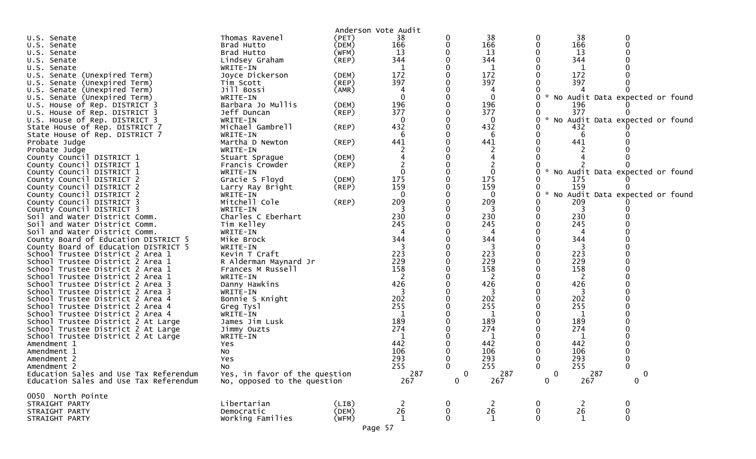Anderson Vote Audit

| Contest | Candidate | Party | | | | | | |
|---|---|---|---|---|---|---|---|---|
| U.S. Senate | Thomas Ravenel | (PET) | 38 | 0 | 38 | 0 | 38 | 0 |
| U.S. Senate | Brad Hutto | (DEM) | 166 | 0 | 166 | 0 | 166 | 0 |
| U.S. Senate | Brad Hutto | (WFM) | 13 | 0 | 13 | 0 | 13 | 0 |
| U.S. Senate | Lindsey Graham | (REP) | 344 | 0 | 344 | 0 | 344 | 0 |
| U.S. Senate | WRITE-IN | | 1 | 0 | 1 | 0 | 1 | 0 |
| U.S. Senate (Unexpired Term) | Joyce Dickerson | (DEM) | 172 | 0 | 172 | 0 | 172 | 0 |
| U.S. Senate (Unexpired Term) | Tim Scott | (REP) | 397 | 0 | 397 | 0 | 397 | 0 |
| U.S. Senate (Unexpired Term) | Jill Bossi | (AMR) | 4 | 0 | 4 | 0 | 4 | 0 |
| U.S. Senate (Unexpired Term) | WRITE-IN | | 0 | 0 | 0 | 0 * No Audit Data expected or found | | |
| U.S. House of Rep. DISTRICT 3 | Barbara Jo Mullis | (DEM) | 196 | 0 | 196 | 0 | 196 | 0 |
| U.S. House of Rep. DISTRICT 3 | Jeff Duncan | (REP) | 377 | 0 | 377 | 0 | 377 | 0 |
| U.S. House of Rep. DISTRICT 3 | WRITE-IN | | 0 | 0 | 0 | 0 * No Audit Data expected or found | | |
| State House of Rep. DISTRICT 7 | Michael Gambrell | (REP) | 432 | 0 | 432 | 0 | 432 | 0 |
| State House of Rep. DISTRICT 7 | WRITE-IN | | 6 | 0 | 6 | 0 | 6 | 0 |
| Probate Judge | Martha D Newton | (REP) | 441 | 0 | 441 | 0 | 441 | 0 |
| Probate Judge | WRITE-IN | | 2 | 0 | 2 | 0 | 2 | 0 |
| County Council DISTRICT 1 | Stuart Sprague | (DEM) | 4 | 0 | 4 | 0 | 4 | 0 |
| County Council DISTRICT 1 | Francis Crowder | (REP) | 2 | 0 | 2 | 0 | 2 | 0 |
| County Council DISTRICT 1 | WRITE-IN | | 0 | 0 | 0 | 0 * No Audit Data expected or found | | |
| County Council DISTRICT 2 | Gracie S Floyd | (DEM) | 175 | 0 | 175 | 0 | 175 | 0 |
| County Council DISTRICT 2 | Larry Ray Bright | (REP) | 159 | 0 | 159 | 0 | 159 | 0 |
| County Council DISTRICT 2 | WRITE-IN | | 0 | 0 | 0 | 0 * No Audit Data expected or found | | |
| County Council DISTRICT 3 | Mitchell Cole | (REP) | 209 | 0 | 209 | 0 | 209 | 0 |
| County Council DISTRICT 3 | WRITE-IN | | 3 | 0 | 3 | 0 | 3 | 0 |
| Soil and Water District Comm. | Charles C Eberhart | | 230 | 0 | 230 | 0 | 230 | 0 |
| Soil and Water District Comm. | Tim Kelley | | 245 | 0 | 245 | 0 | 245 | 0 |
| Soil and Water District Comm. | WRITE-IN | | 4 | 0 | 4 | 0 | 4 | 0 |
| County Board of Education DISTRICT 5 | Mike Brock | | 344 | 0 | 344 | 0 | 344 | 0 |
| County Board of Education DISTRICT 5 | WRITE-IN | | 3 | 0 | 3 | 0 | 3 | 0 |
| School Trustee District 2 Area 1 | Kevin T Craft | | 223 | 0 | 223 | 0 | 223 | 0 |
| School Trustee District 2 Area 1 | R Alderman Maynard Jr | | 229 | 0 | 229 | 0 | 229 | 0 |
| School Trustee District 2 Area 1 | Frances M Russell | | 158 | 0 | 158 | 0 | 158 | 0 |
| School Trustee District 2 Area 1 | WRITE-IN | | 2 | 0 | 2 | 0 | 2 | 0 |
| School Trustee District 2 Area 3 | Danny Hawkins | | 426 | 0 | 426 | 0 | 426 | 0 |
| School Trustee District 2 Area 3 | WRITE-IN | | 3 | 0 | 3 | 0 | 3 | 0 |
| School Trustee District 2 Area 4 | Bonnie S Knight | | 202 | 0 | 202 | 0 | 202 | 0 |
| School Trustee District 2 Area 4 | Greg Tysl | | 255 | 0 | 255 | 0 | 255 | 0 |
| School Trustee District 2 Area 4 | WRITE-IN | | 1 | 0 | 1 | 0 | 1 | 0 |
| School Trustee District 2 At Large | James Jim Lusk | | 189 | 0 | 189 | 0 | 189 | 0 |
| School Trustee District 2 At Large | Jimmy Ouzts | | 274 | 0 | 274 | 0 | 274 | 0 |
| School Trustee District 2 At Large | WRITE-IN | | 1 | 0 | 1 | 0 | 1 | 0 |
| Amendment 1 | Yes | | 442 | 0 | 442 | 0 | 442 | 0 |
| Amendment 1 | No | | 106 | 0 | 106 | 0 | 106 | 0 |
| Amendment 2 | Yes | | 293 | 0 | 293 | 0 | 293 | 0 |
| Amendment 2 | No | | 255 | 0 | 255 | 0 | 255 | 0 |
| Education Sales and Use Tax Referendum | Yes, in favor of the question | | 287 | 0 | 287 | 0 | 287 | 0 |
| Education Sales and Use Tax Referendum | No, opposed to the question | | 267 | 0 | 267 | 0 | 267 | 0 |

0050 North Pointe

| Contest | Candidate | Party | | | | | | |
|---|---|---|---|---|---|---|---|---|
| STRAIGHT PARTY | Libertarian | (LIB) | 2 | 0 | 2 | 0 | 2 | 0 |
| STRAIGHT PARTY | Democratic | (DEM) | 26 | 0 | 26 | 0 | 26 | 0 |
| STRAIGHT PARTY | Working Families | (WFM) | 1 | 0 | 1 | 0 | 1 | 0 |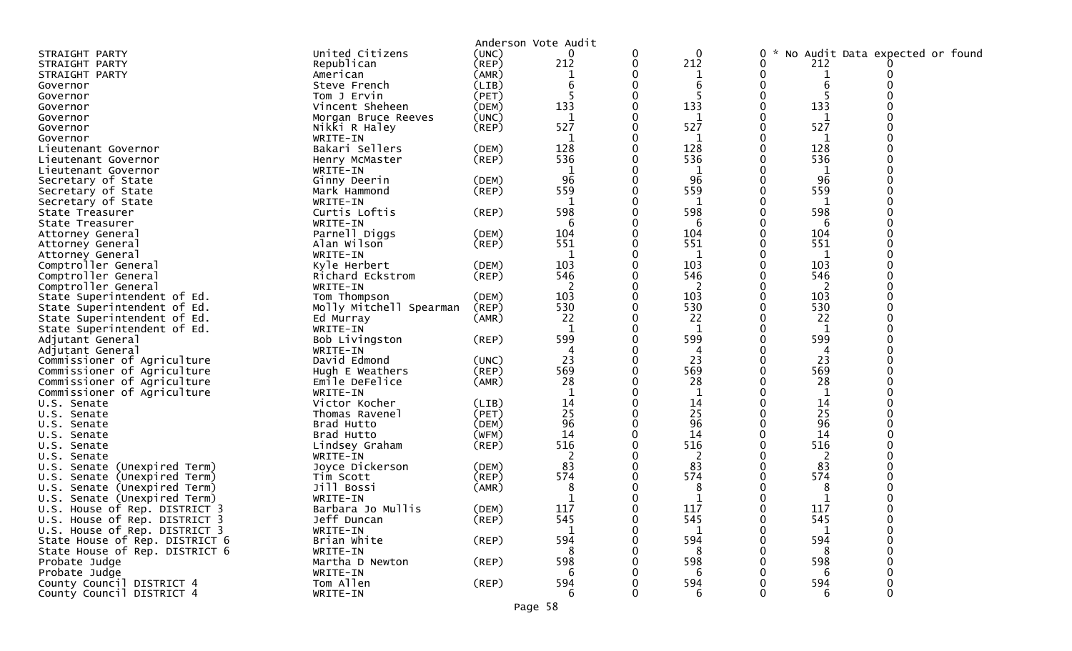Anderson Vote Audit

| Office | Candidate | Party | | | | | | |
|---|---|---|---|---|---|---|---|---|
| STRAIGHT PARTY | United Citizens | (UNC) | 0 | 0 | 0 | 0 * No Audit Data expected or found | | |
| STRAIGHT PARTY | Republican | (REP) | 212 | 0 | 212 | 0 | 212 | 0 |
| STRAIGHT PARTY | American | (AMR) | 1 | 0 | 1 | 0 | 1 | 0 |
| Governor | Steve French | (LIB) | 6 | 0 | 6 | 0 | 6 | 0 |
| Governor | Tom J Ervin | (PET) | 5 | 0 | 5 | 0 | 5 | 0 |
| Governor | Vincent Sheheen | (DEM) | 133 | 0 | 133 | 0 | 133 | 0 |
| Governor | Morgan Bruce Reeves | (UNC) | 1 | 0 | 1 | 0 | 1 | 0 |
| Governor | Nikki R Haley | (REP) | 527 | 0 | 527 | 0 | 527 | 0 |
| Governor | WRITE-IN | | 1 | 0 | 1 | 0 | 1 | 0 |
| Lieutenant Governor | Bakari Sellers | (DEM) | 128 | 0 | 128 | 0 | 128 | 0 |
| Lieutenant Governor | Henry McMaster | (REP) | 536 | 0 | 536 | 0 | 536 | 0 |
| Lieutenant Governor | WRITE-IN | | 1 | 0 | 1 | 0 | 1 | 0 |
| Secretary of State | Ginny Deerin | (DEM) | 96 | 0 | 96 | 0 | 96 | 0 |
| Secretary of State | Mark Hammond | (REP) | 559 | 0 | 559 | 0 | 559 | 0 |
| Secretary of State | WRITE-IN | | 1 | 0 | 1 | 0 | 1 | 0 |
| State Treasurer | Curtis Loftis | (REP) | 598 | 0 | 598 | 0 | 598 | 0 |
| State Treasurer | WRITE-IN | | 6 | 0 | 6 | 0 | 6 | 0 |
| Attorney General | Parnell Diggs | (DEM) | 104 | 0 | 104 | 0 | 104 | 0 |
| Attorney General | Alan Wilson | (REP) | 551 | 0 | 551 | 0 | 551 | 0 |
| Attorney General | WRITE-IN | | 1 | 0 | 1 | 0 | 1 | 0 |
| Comptroller General | Kyle Herbert | (DEM) | 103 | 0 | 103 | 0 | 103 | 0 |
| Comptroller General | Richard Eckstrom | (REP) | 546 | 0 | 546 | 0 | 546 | 0 |
| Comptroller General | WRITE-IN | | 2 | 0 | 2 | 0 | 2 | 0 |
| State Superintendent of Ed. | Tom Thompson | (DEM) | 103 | 0 | 103 | 0 | 103 | 0 |
| State Superintendent of Ed. | Molly Mitchell Spearman | (REP) | 530 | 0 | 530 | 0 | 530 | 0 |
| State Superintendent of Ed. | Ed Murray | (AMR) | 22 | 0 | 22 | 0 | 22 | 0 |
| State Superintendent of Ed. | WRITE-IN | | 1 | 0 | 1 | 0 | 1 | 0 |
| Adjutant General | Bob Livingston | (REP) | 599 | 0 | 599 | 0 | 599 | 0 |
| Adjutant General | WRITE-IN | | 4 | 0 | 4 | 0 | 4 | 0 |
| Commissioner of Agriculture | David Edmond | (UNC) | 23 | 0 | 23 | 0 | 23 | 0 |
| Commissioner of Agriculture | Hugh E Weathers | (REP) | 569 | 0 | 569 | 0 | 569 | 0 |
| Commissioner of Agriculture | Emile DeFelice | (AMR) | 28 | 0 | 28 | 0 | 28 | 0 |
| Commissioner of Agriculture | WRITE-IN | | 1 | 0 | 1 | 0 | 1 | 0 |
| U.S. Senate | Victor Kocher | (LIB) | 14 | 0 | 14 | 0 | 14 | 0 |
| U.S. Senate | Thomas Ravenel | (PET) | 25 | 0 | 25 | 0 | 25 | 0 |
| U.S. Senate | Brad Hutto | (DEM) | 96 | 0 | 96 | 0 | 96 | 0 |
| U.S. Senate | Brad Hutto | (WFM) | 14 | 0 | 14 | 0 | 14 | 0 |
| U.S. Senate | Lindsey Graham | (REP) | 516 | 0 | 516 | 0 | 516 | 0 |
| U.S. Senate | WRITE-IN | | 2 | 0 | 2 | 0 | 2 | 0 |
| U.S. Senate (Unexpired Term) | Joyce Dickerson | (DEM) | 83 | 0 | 83 | 0 | 83 | 0 |
| U.S. Senate (Unexpired Term) | Tim Scott | (REP) | 574 | 0 | 574 | 0 | 574 | 0 |
| U.S. Senate (Unexpired Term) | Jill Bossi | (AMR) | 8 | 0 | 8 | 0 | 8 | 0 |
| U.S. Senate (Unexpired Term) | WRITE-IN | | 1 | 0 | 1 | 0 | 1 | 0 |
| U.S. House of Rep. DISTRICT 3 | Barbara Jo Mullis | (DEM) | 117 | 0 | 117 | 0 | 117 | 0 |
| U.S. House of Rep. DISTRICT 3 | Jeff Duncan | (REP) | 545 | 0 | 545 | 0 | 545 | 0 |
| U.S. House of Rep. DISTRICT 3 | WRITE-IN | | 1 | 0 | 1 | 0 | 1 | 0 |
| State House of Rep. DISTRICT 6 | Brian White | (REP) | 594 | 0 | 594 | 0 | 594 | 0 |
| State House of Rep. DISTRICT 6 | WRITE-IN | | 8 | 0 | 8 | 0 | 8 | 0 |
| Probate Judge | Martha D Newton | (REP) | 598 | 0 | 598 | 0 | 598 | 0 |
| Probate Judge | WRITE-IN | | 6 | 0 | 6 | 0 | 6 | 0 |
| County Council DISTRICT 4 | Tom Allen | (REP) | 594 | 0 | 594 | 0 | 594 | 0 |
| County Council DISTRICT 4 | WRITE-IN | | 6 | 0 | 6 | 0 | 6 | 0 |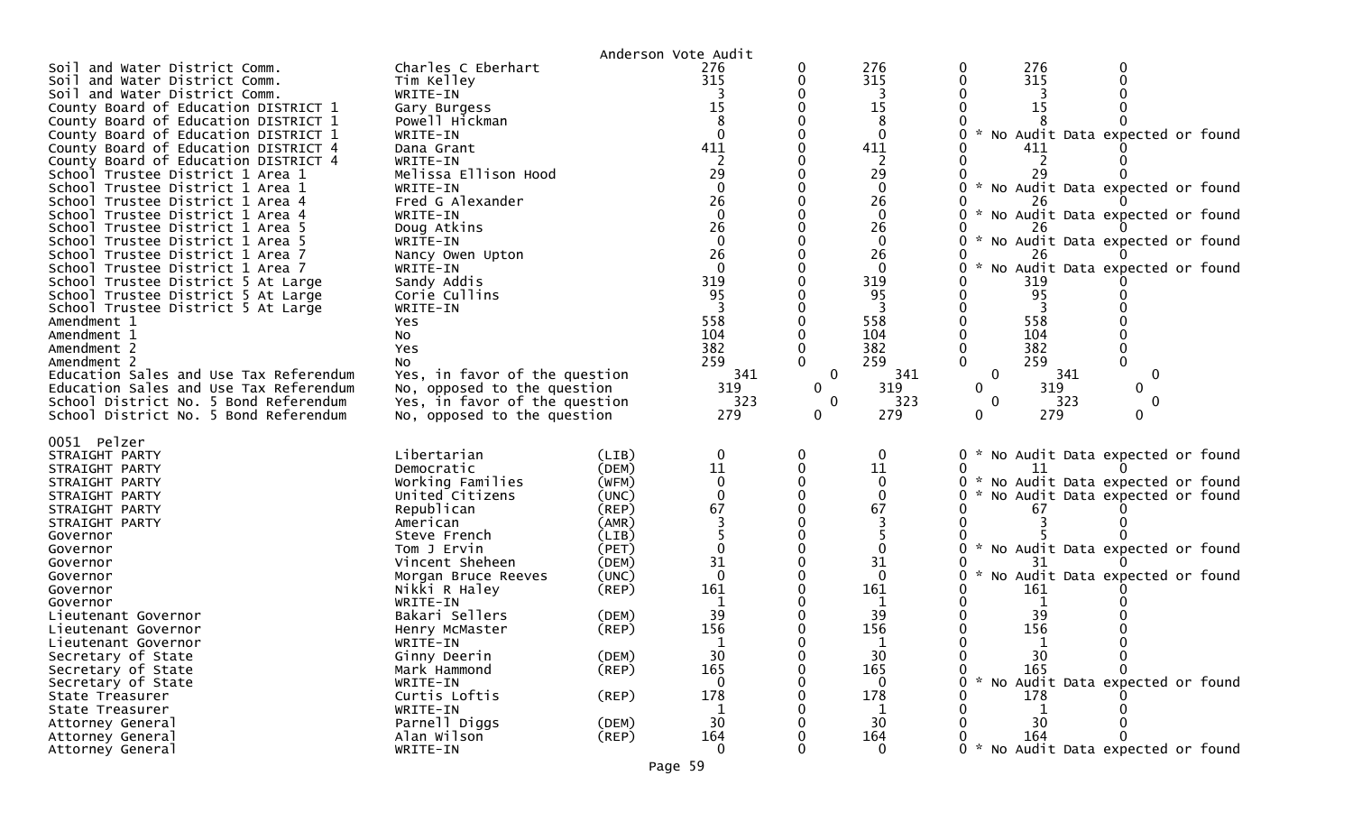Anderson Vote Audit

| Contest | Candidate | Party | Col1 | Col2 | Col3 | Col4 | Col5 | Col6 |
|---|---|---|---|---|---|---|---|---|
| Soil and Water District Comm. | Charles C Eberhart | | 276 | 0 | 276 | 0 | 276 | 0 |
| Soil and Water District Comm. | Tim Kelley | | 315 | 0 | 315 | 0 | 315 | 0 |
| Soil and Water District Comm. | WRITE-IN | | 3 | 0 | 3 | 0 | 3 | 0 |
| County Board of Education DISTRICT 1 | Gary Burgess | | 15 | 0 | 15 | 0 | 15 | 0 |
| County Board of Education DISTRICT 1 | Powell Hickman | | 8 | 0 | 8 | 0 | 8 | 0 |
| County Board of Education DISTRICT 1 | WRITE-IN | | 0 | 0 | 0 | 0 | * No Audit Data expected or found | |
| County Board of Education DISTRICT 4 | Dana Grant | | 411 | 0 | 411 | 0 | 411 | 0 |
| County Board of Education DISTRICT 4 | WRITE-IN | | 2 | 0 | 2 | 0 | 2 | 0 |
| School Trustee District 1 Area 1 | Melissa Ellison Hood | | 29 | 0 | 29 | 0 | 29 | 0 |
| School Trustee District 1 Area 1 | WRITE-IN | | 0 | 0 | 0 | 0 | * No Audit Data expected or found | |
| School Trustee District 1 Area 4 | Fred G Alexander | | 26 | 0 | 26 | 0 | 26 | 0 |
| School Trustee District 1 Area 4 | WRITE-IN | | 0 | 0 | 0 | 0 | * No Audit Data expected or found | |
| School Trustee District 1 Area 5 | Doug Atkins | | 26 | 0 | 26 | 0 | 26 | 0 |
| School Trustee District 1 Area 5 | WRITE-IN | | 0 | 0 | 0 | 0 | * No Audit Data expected or found | |
| School Trustee District 1 Area 7 | Nancy Owen Upton | | 26 | 0 | 26 | 0 | 26 | 0 |
| School Trustee District 1 Area 7 | WRITE-IN | | 0 | 0 | 0 | 0 | * No Audit Data expected or found | |
| School Trustee District 5 At Large | Sandy Addis | | 319 | 0 | 319 | 0 | 319 | 0 |
| School Trustee District 5 At Large | Corie Cullins | | 95 | 0 | 95 | 0 | 95 | 0 |
| School Trustee District 5 At Large | WRITE-IN | | 3 | 0 | 3 | 0 | 3 | 0 |
| Amendment 1 | Yes | | 558 | 0 | 558 | 0 | 558 | 0 |
| Amendment 1 | No | | 104 | 0 | 104 | 0 | 104 | 0 |
| Amendment 2 | Yes | | 382 | 0 | 382 | 0 | 382 | 0 |
| Amendment 2 | No | | 259 | 0 | 259 | 0 | 259 | 0 |
| Education Sales and Use Tax Referendum | Yes, in favor of the question | | 341 | 0 | 341 | 0 | 341 | 0 |
| Education Sales and Use Tax Referendum | No, opposed to the question | | 319 | 0 | 319 | 0 | 319 | 0 |
| School District No. 5 Bond Referendum | Yes, in favor of the question | | 323 | 0 | 323 | 0 | 323 | 0 |
| School District No. 5 Bond Referendum | No, opposed to the question | | 279 | 0 | 279 | 0 | 279 | 0 |

0051 Pelzer

| Contest | Candidate | Party | Col1 | Col2 | Col3 | Col4 | Col5 | Col6 |
|---|---|---|---|---|---|---|---|---|
| STRAIGHT PARTY | Libertarian | (LIB) | 0 | 0 | 0 | 0 | * No Audit Data expected or found | |
| STRAIGHT PARTY | Democratic | (DEM) | 11 | 0 | 11 | 0 | 11 | 0 |
| STRAIGHT PARTY | Working Families | (WFM) | 0 | 0 | 0 | 0 | * No Audit Data expected or found | |
| STRAIGHT PARTY | United Citizens | (UNC) | 0 | 0 | 0 | 0 | * No Audit Data expected or found | |
| STRAIGHT PARTY | Republican | (REP) | 67 | 0 | 67 | 0 | 67 | 0 |
| STRAIGHT PARTY | American | (AMR) | 3 | 0 | 3 | 0 | 3 | 0 |
| Governor | Steve French | (LIB) | 5 | 0 | 5 | 0 | 5 | 0 |
| Governor | Tom J Ervin | (PET) | 0 | 0 | 0 | 0 | * No Audit Data expected or found | |
| Governor | Vincent Sheheen | (DEM) | 31 | 0 | 31 | 0 | 31 | 0 |
| Governor | Morgan Bruce Reeves | (UNC) | 0 | 0 | 0 | 0 | * No Audit Data expected or found | |
| Governor | Nikki R Haley | (REP) | 161 | 0 | 161 | 0 | 161 | 0 |
| Governor | WRITE-IN | | 1 | 0 | 1 | 0 | 1 | 0 |
| Lieutenant Governor | Bakari Sellers | (DEM) | 39 | 0 | 39 | 0 | 39 | 0 |
| Lieutenant Governor | Henry McMaster | (REP) | 156 | 0 | 156 | 0 | 156 | 0 |
| Lieutenant Governor | WRITE-IN | | 1 | 0 | 1 | 0 | 1 | 0 |
| Secretary of State | Ginny Deerin | (DEM) | 30 | 0 | 30 | 0 | 30 | 0 |
| Secretary of State | Mark Hammond | (REP) | 165 | 0 | 165 | 0 | 165 | 0 |
| Secretary of State | WRITE-IN | | 0 | 0 | 0 | 0 | * No Audit Data expected or found | |
| State Treasurer | Curtis Loftis | (REP) | 178 | 0 | 178 | 0 | 178 | 0 |
| State Treasurer | WRITE-IN | | 1 | 0 | 1 | 0 | 1 | 0 |
| Attorney General | Parnell Diggs | (DEM) | 30 | 0 | 30 | 0 | 30 | 0 |
| Attorney General | Alan Wilson | (REP) | 164 | 0 | 164 | 0 | 164 | 0 |
| Attorney General | WRITE-IN | | 0 | 0 | 0 | 0 | * No Audit Data expected or found | |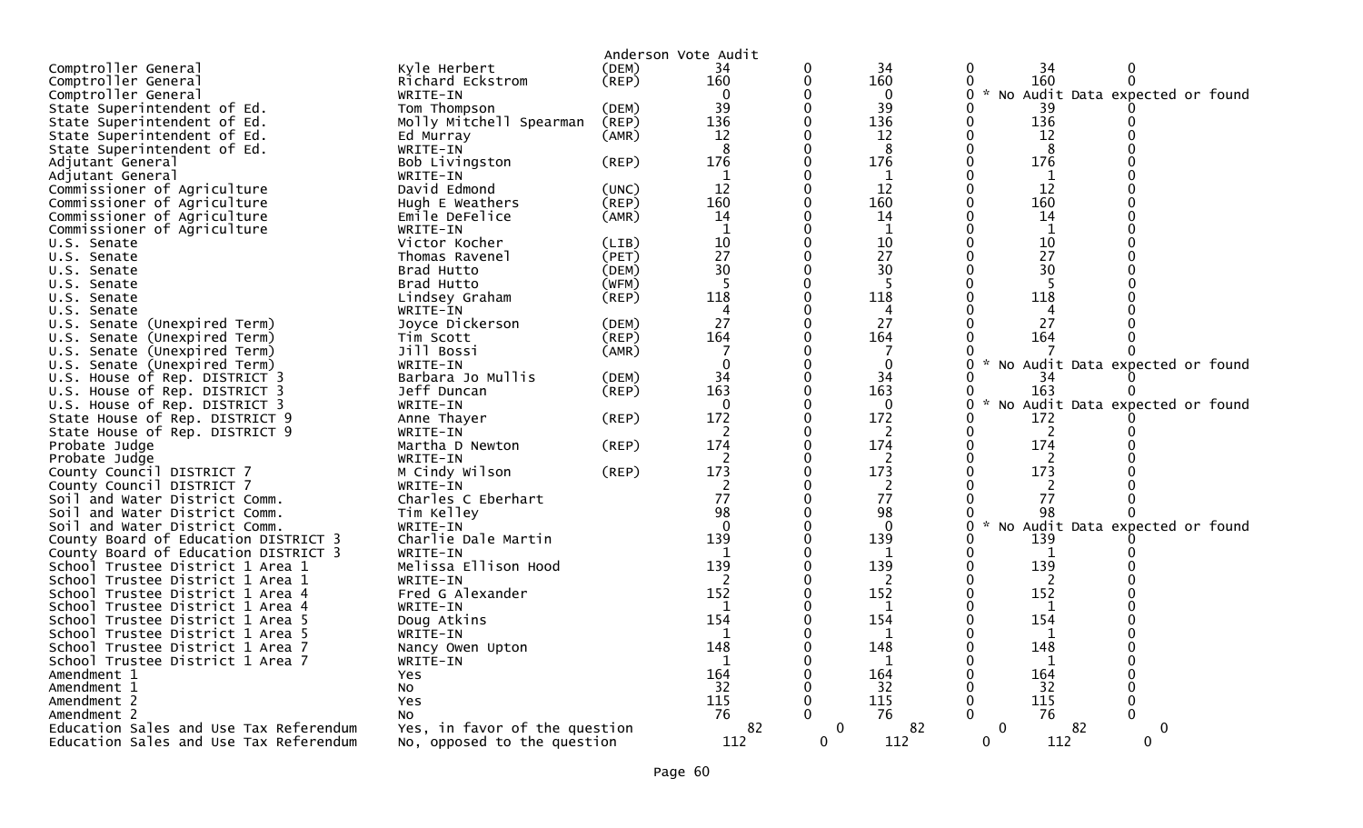Anderson Vote Audit

| Contest | Candidate | Party | Votes | | | | | |
|---|---|---|---|---|---|---|---|---|
| Comptroller General | Kyle Herbert | (DEM) | 34 | 0 | 34 | 0 | 34 | 0 |
| Comptroller General | Richard Eckstrom | (REP) | 160 | 0 | 160 | 0 | 160 | 0 |
| Comptroller General | WRITE-IN | | 0 | 0 | 0 | 0 | * No Audit Data expected or found | |
| State Superintendent of Ed. | Tom Thompson | (DEM) | 39 | 0 | 39 | 0 | 39 | 0 |
| State Superintendent of Ed. | Molly Mitchell Spearman | (REP) | 136 | 0 | 136 | 0 | 136 | 0 |
| State Superintendent of Ed. | Ed Murray | (AMR) | 12 | 0 | 12 | 0 | 12 | 0 |
| State Superintendent of Ed. | WRITE-IN | | 8 | 0 | 8 | 0 | 8 | 0 |
| Adjutant General | Bob Livingston | (REP) | 176 | 0 | 176 | 0 | 176 | 0 |
| Adjutant General | WRITE-IN | | 1 | 0 | 1 | 0 | 1 | 0 |
| Commissioner of Agriculture | David Edmond | (UNC) | 12 | 0 | 12 | 0 | 12 | 0 |
| Commissioner of Agriculture | Hugh E Weathers | (REP) | 160 | 0 | 160 | 0 | 160 | 0 |
| Commissioner of Agriculture | Emile DeFelice | (AMR) | 14 | 0 | 14 | 0 | 14 | 0 |
| Commissioner of Agriculture | WRITE-IN | | 1 | 0 | 1 | 0 | 1 | 0 |
| U.S. Senate | Victor Kocher | (LIB) | 10 | 0 | 10 | 0 | 10 | 0 |
| U.S. Senate | Thomas Ravenel | (PET) | 27 | 0 | 27 | 0 | 27 | 0 |
| U.S. Senate | Brad Hutto | (DEM) | 30 | 0 | 30 | 0 | 30 | 0 |
| U.S. Senate | Brad Hutto | (WFM) | 5 | 0 | 5 | 0 | 5 | 0 |
| U.S. Senate | Lindsey Graham | (REP) | 118 | 0 | 118 | 0 | 118 | 0 |
| U.S. Senate | WRITE-IN | | 4 | 0 | 4 | 0 | 4 | 0 |
| U.S. Senate (Unexpired Term) | Joyce Dickerson | (DEM) | 27 | 0 | 27 | 0 | 27 | 0 |
| U.S. Senate (Unexpired Term) | Tim Scott | (REP) | 164 | 0 | 164 | 0 | 164 | 0 |
| U.S. Senate (Unexpired Term) | Jill Bossi | (AMR) | 7 | 0 | 7 | 0 | 7 | 0 |
| U.S. Senate (Unexpired Term) | WRITE-IN | | 0 | 0 | 0 | 0 | * No Audit Data expected or found | |
| U.S. House of Rep. DISTRICT 3 | Barbara Jo Mullis | (DEM) | 34 | 0 | 34 | 0 | 34 | 0 |
| U.S. House of Rep. DISTRICT 3 | Jeff Duncan | (REP) | 163 | 0 | 163 | 0 | 163 | 0 |
| U.S. House of Rep. DISTRICT 3 | WRITE-IN | | 0 | 0 | 0 | 0 | * No Audit Data expected or found | |
| State House of Rep. DISTRICT 9 | Anne Thayer | (REP) | 172 | 0 | 172 | 0 | 172 | 0 |
| State House of Rep. DISTRICT 9 | WRITE-IN | | 2 | 0 | 2 | 0 | 2 | 0 |
| Probate Judge | Martha D Newton | (REP) | 174 | 0 | 174 | 0 | 174 | 0 |
| Probate Judge | WRITE-IN | | 2 | 0 | 2 | 0 | 2 | 0 |
| County Council DISTRICT 7 | M Cindy Wilson | (REP) | 173 | 0 | 173 | 0 | 173 | 0 |
| County Council DISTRICT 7 | WRITE-IN | | 2 | 0 | 2 | 0 | 2 | 0 |
| Soil and Water District Comm. | Charles C Eberhart | | 77 | 0 | 77 | 0 | 77 | 0 |
| Soil and Water District Comm. | Tim Kelley | | 98 | 0 | 98 | 0 | 98 | 0 |
| Soil and Water District Comm. | WRITE-IN | | 0 | 0 | 0 | 0 | * No Audit Data expected or found | |
| County Board of Education DISTRICT 3 | Charlie Dale Martin | | 139 | 0 | 139 | 0 | 139 | 0 |
| County Board of Education DISTRICT 3 | WRITE-IN | | 1 | 0 | 1 | 0 | 1 | 0 |
| School Trustee District 1 Area 1 | Melissa Ellison Hood | | 139 | 0 | 139 | 0 | 139 | 0 |
| School Trustee District 1 Area 1 | WRITE-IN | | 2 | 0 | 2 | 0 | 2 | 0 |
| School Trustee District 1 Area 4 | Fred G Alexander | | 152 | 0 | 152 | 0 | 152 | 0 |
| School Trustee District 1 Area 4 | WRITE-IN | | 1 | 0 | 1 | 0 | 1 | 0 |
| School Trustee District 1 Area 5 | Doug Atkins | | 154 | 0 | 154 | 0 | 154 | 0 |
| School Trustee District 1 Area 5 | WRITE-IN | | 1 | 0 | 1 | 0 | 1 | 0 |
| School Trustee District 1 Area 7 | Nancy Owen Upton | | 148 | 0 | 148 | 0 | 148 | 0 |
| School Trustee District 1 Area 7 | WRITE-IN | | 1 | 0 | 1 | 0 | 1 | 0 |
| Amendment 1 | Yes | | 164 | 0 | 164 | 0 | 164 | 0 |
| Amendment 1 | No | | 32 | 0 | 32 | 0 | 32 | 0 |
| Amendment 2 | Yes | | 115 | 0 | 115 | 0 | 115 | 0 |
| Amendment 2 | No | | 76 | 0 | 76 | 0 | 76 | 0 |
| Education Sales and Use Tax Referendum | Yes, in favor of the question | | 82 | 0 | 82 | 0 | 82 | 0 |
| Education Sales and Use Tax Referendum | No, opposed to the question | | 112 | 0 | 112 | 0 | 112 | 0 |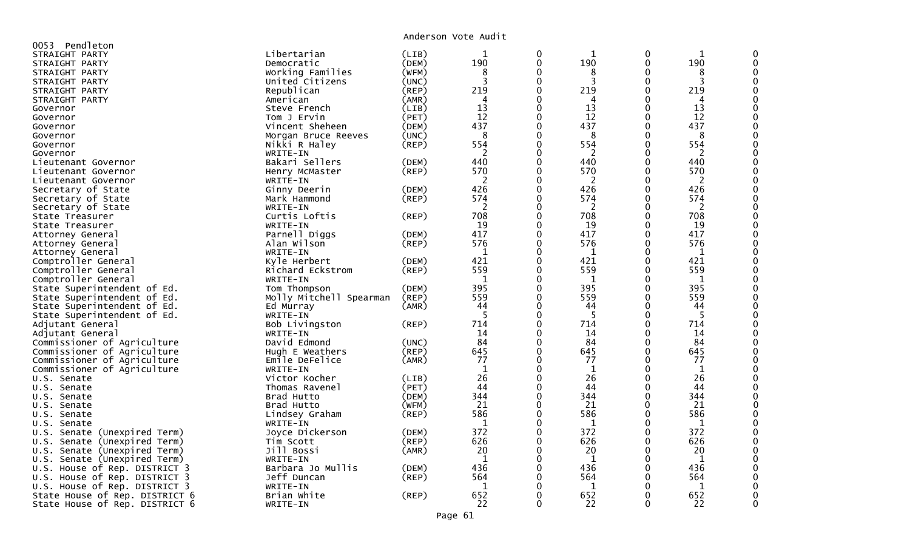Anderson Vote Audit

0053 Pendleton

| | | | | | | | | |
|---|---|---|---|---|---|---|---|---|
| STRAIGHT PARTY | Libertarian | (LIB) | 1 | 0 | 1 | 0 | 1 | 0 |
| STRAIGHT PARTY | Democratic | (DEM) | 190 | 0 | 190 | 0 | 190 | 0 |
| STRAIGHT PARTY | Working Families | (WFM) | 8 | 0 | 8 | 0 | 8 | 0 |
| STRAIGHT PARTY | United Citizens | (UNC) | 3 | 0 | 3 | 0 | 3 | 0 |
| STRAIGHT PARTY | Republican | (REP) | 219 | 0 | 219 | 0 | 219 | 0 |
| STRAIGHT PARTY | American | (AMR) | 4 | 0 | 4 | 0 | 4 | 0 |
| Governor | Steve French | (LIB) | 13 | 0 | 13 | 0 | 13 | 0 |
| Governor | Tom J Ervin | (PET) | 12 | 0 | 12 | 0 | 12 | 0 |
| Governor | Vincent Sheheen | (DEM) | 437 | 0 | 437 | 0 | 437 | 0 |
| Governor | Morgan Bruce Reeves | (UNC) | 8 | 0 | 8 | 0 | 8 | 0 |
| Governor | Nikki R Haley | (REP) | 554 | 0 | 554 | 0 | 554 | 0 |
| Governor | WRITE-IN | | 2 | 0 | 2 | 0 | 2 | 0 |
| Lieutenant Governor | Bakari Sellers | (DEM) | 440 | 0 | 440 | 0 | 440 | 0 |
| Lieutenant Governor | Henry McMaster | (REP) | 570 | 0 | 570 | 0 | 570 | 0 |
| Lieutenant Governor | WRITE-IN | | 2 | 0 | 2 | 0 | 2 | 0 |
| Secretary of State | Ginny Deerin | (DEM) | 426 | 0 | 426 | 0 | 426 | 0 |
| Secretary of State | Mark Hammond | (REP) | 574 | 0 | 574 | 0 | 574 | 0 |
| Secretary of State | WRITE-IN | | 2 | 0 | 2 | 0 | 2 | 0 |
| State Treasurer | Curtis Loftis | (REP) | 708 | 0 | 708 | 0 | 708 | 0 |
| State Treasurer | WRITE-IN | | 19 | 0 | 19 | 0 | 19 | 0 |
| Attorney General | Parnell Diggs | (DEM) | 417 | 0 | 417 | 0 | 417 | 0 |
| Attorney General | Alan Wilson | (REP) | 576 | 0 | 576 | 0 | 576 | 0 |
| Attorney General | WRITE-IN | | 1 | 0 | 1 | 0 | 1 | 0 |
| Comptroller General | Kyle Herbert | (DEM) | 421 | 0 | 421 | 0 | 421 | 0 |
| Comptroller General | Richard Eckstrom | (REP) | 559 | 0 | 559 | 0 | 559 | 0 |
| Comptroller General | WRITE-IN | | 1 | 0 | 1 | 0 | 1 | 0 |
| State Superintendent of Ed. | Tom Thompson | (DEM) | 395 | 0 | 395 | 0 | 395 | 0 |
| State Superintendent of Ed. | Molly Mitchell Spearman | (REP) | 559 | 0 | 559 | 0 | 559 | 0 |
| State Superintendent of Ed. | Ed Murray | (AMR) | 44 | 0 | 44 | 0 | 44 | 0 |
| State Superintendent of Ed. | WRITE-IN | | 5 | 0 | 5 | 0 | 5 | 0 |
| Adjutant General | Bob Livingston | (REP) | 714 | 0 | 714 | 0 | 714 | 0 |
| Adjutant General | WRITE-IN | | 14 | 0 | 14 | 0 | 14 | 0 |
| Commissioner of Agriculture | David Edmond | (UNC) | 84 | 0 | 84 | 0 | 84 | 0 |
| Commissioner of Agriculture | Hugh E Weathers | (REP) | 645 | 0 | 645 | 0 | 645 | 0 |
| Commissioner of Agriculture | Emile DeFelice | (AMR) | 77 | 0 | 77 | 0 | 77 | 0 |
| Commissioner of Agriculture | WRITE-IN | | 1 | 0 | 1 | 0 | 1 | 0 |
| U.S. Senate | Victor Kocher | (LIB) | 26 | 0 | 26 | 0 | 26 | 0 |
| U.S. Senate | Thomas Ravenel | (PET) | 44 | 0 | 44 | 0 | 44 | 0 |
| U.S. Senate | Brad Hutto | (DEM) | 344 | 0 | 344 | 0 | 344 | 0 |
| U.S. Senate | Brad Hutto | (WFM) | 21 | 0 | 21 | 0 | 21 | 0 |
| U.S. Senate | Lindsey Graham | (REP) | 586 | 0 | 586 | 0 | 586 | 0 |
| U.S. Senate | WRITE-IN | | 1 | 0 | 1 | 0 | 1 | 0 |
| U.S. Senate (Unexpired Term) | Joyce Dickerson | (DEM) | 372 | 0 | 372 | 0 | 372 | 0 |
| U.S. Senate (Unexpired Term) | Tim Scott | (REP) | 626 | 0 | 626 | 0 | 626 | 0 |
| U.S. Senate (Unexpired Term) | Jill Bossi | (AMR) | 20 | 0 | 20 | 0 | 20 | 0 |
| U.S. Senate (Unexpired Term) | WRITE-IN | | 1 | 0 | 1 | 0 | 1 | 0 |
| U.S. House of Rep. DISTRICT 3 | Barbara Jo Mullis | (DEM) | 436 | 0 | 436 | 0 | 436 | 0 |
| U.S. House of Rep. DISTRICT 3 | Jeff Duncan | (REP) | 564 | 0 | 564 | 0 | 564 | 0 |
| U.S. House of Rep. DISTRICT 3 | WRITE-IN | | 1 | 0 | 1 | 0 | 1 | 0 |
| State House of Rep. DISTRICT 6 | Brian White | (REP) | 652 | 0 | 652 | 0 | 652 | 0 |
| State House of Rep. DISTRICT 6 | WRITE-IN | | 22 | 0 | 22 | 0 | 22 | 0 |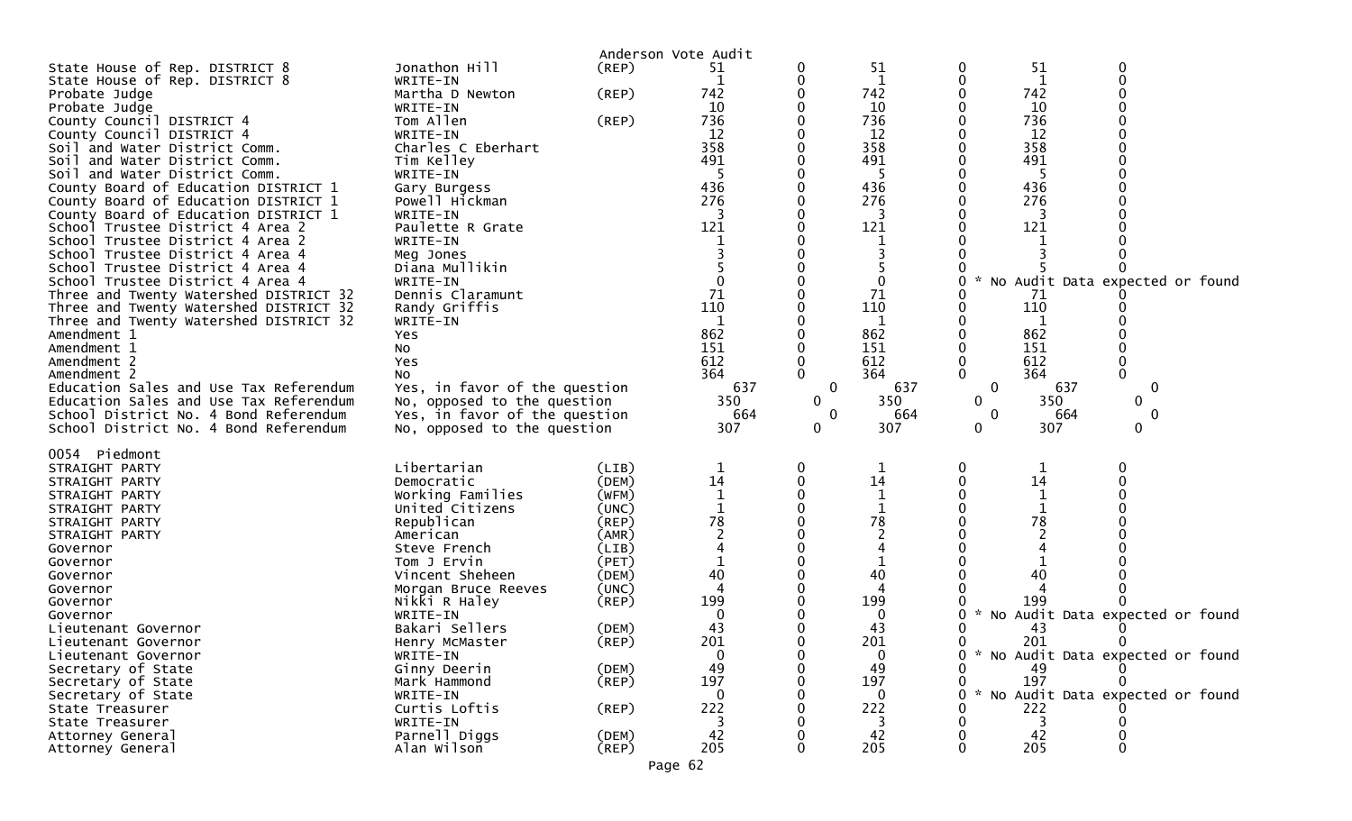Anderson Vote Audit

| Contest | Candidate | Party | | | | | | |
|---|---|---|---|---|---|---|---|---|
| State House of Rep. DISTRICT 8 | Jonathon Hill | (REP) | 51 | 0 | 51 | 0 | 51 | 0 |
| State House of Rep. DISTRICT 8 | WRITE-IN | | 1 | 0 | 1 | 0 | 1 | 0 |
| Probate Judge | Martha D Newton | (REP) | 742 | 0 | 742 | 0 | 742 | 0 |
| Probate Judge | WRITE-IN | | 10 | 0 | 10 | 0 | 10 | 0 |
| County Council DISTRICT 4 | Tom Allen | (REP) | 736 | 0 | 736 | 0 | 736 | 0 |
| County Council DISTRICT 4 | WRITE-IN | | 12 | 0 | 12 | 0 | 12 | 0 |
| Soil and Water District Comm. | Charles C Eberhart | | 358 | 0 | 358 | 0 | 358 | 0 |
| Soil and Water District Comm. | Tim Kelley | | 491 | 0 | 491 | 0 | 491 | 0 |
| Soil and Water District Comm. | WRITE-IN | | 5 | 0 | 5 | 0 | 5 | 0 |
| County Board of Education DISTRICT 1 | Gary Burgess | | 436 | 0 | 436 | 0 | 436 | 0 |
| County Board of Education DISTRICT 1 | Powell Hickman | | 276 | 0 | 276 | 0 | 276 | 0 |
| County Board of Education DISTRICT 1 | WRITE-IN | | 3 | 0 | 3 | 0 | 3 | 0 |
| School Trustee District 4 Area 2 | Paulette R Grate | | 121 | 0 | 121 | 0 | 121 | 0 |
| School Trustee District 4 Area 2 | WRITE-IN | | 1 | 0 | 1 | 0 | 1 | 0 |
| School Trustee District 4 Area 4 | Meg Jones | | 3 | 0 | 3 | 0 | 3 | 0 |
| School Trustee District 4 Area 4 | Diana Mullikin | | 5 | 0 | 5 | 0 | 5 | 0 |
| School Trustee District 4 Area 4 | WRITE-IN | | 0 | 0 | 0 | 0 | * No Audit Data expected or found | |
| Three and Twenty Watershed DISTRICT 32 | Dennis Claramunt | | 71 | 0 | 71 | 0 | 71 | 0 |
| Three and Twenty Watershed DISTRICT 32 | Randy Griffis | | 110 | 0 | 110 | 0 | 110 | 0 |
| Three and Twenty Watershed DISTRICT 32 | WRITE-IN | | 1 | 0 | 1 | 0 | 1 | 0 |
| Amendment 1 | Yes | | 862 | 0 | 862 | 0 | 862 | 0 |
| Amendment 1 | No | | 151 | 0 | 151 | 0 | 151 | 0 |
| Amendment 2 | Yes | | 612 | 0 | 612 | 0 | 612 | 0 |
| Amendment 2 | No | | 364 | 0 | 364 | 0 | 364 | 0 |
| Education Sales and Use Tax Referendum | Yes, in favor of the question | | 637 | 0 | 637 | 0 | 637 | 0 |
| Education Sales and Use Tax Referendum | No, opposed to the question | | 350 | 0 | 350 | 0 | 350 | 0 |
| School District No. 4 Bond Referendum | Yes, in favor of the question | | 664 | 0 | 664 | 0 | 664 | 0 |
| School District No. 4 Bond Referendum | No, opposed to the question | | 307 | 0 | 307 | 0 | 307 | 0 |

0054 Piedmont

| Contest | Candidate | Party | | | | | | |
|---|---|---|---|---|---|---|---|---|
| STRAIGHT PARTY | Libertarian | (LIB) | 1 | 0 | 1 | 0 | 1 | 0 |
| STRAIGHT PARTY | Democratic | (DEM) | 14 | 0 | 14 | 0 | 14 | 0 |
| STRAIGHT PARTY | Working Families | (WFM) | 1 | 0 | 1 | 0 | 1 | 0 |
| STRAIGHT PARTY | United Citizens | (UNC) | 1 | 0 | 1 | 0 | 1 | 0 |
| STRAIGHT PARTY | Republican | (REP) | 78 | 0 | 78 | 0 | 78 | 0 |
| STRAIGHT PARTY | American | (AMR) | 2 | 0 | 2 | 0 | 2 | 0 |
| Governor | Steve French | (LIB) | 4 | 0 | 4 | 0 | 4 | 0 |
| Governor | Tom J Ervin | (PET) | 1 | 0 | 1 | 0 | 1 | 0 |
| Governor | Vincent Sheheen | (DEM) | 40 | 0 | 40 | 0 | 40 | 0 |
| Governor | Morgan Bruce Reeves | (UNC) | 4 | 0 | 4 | 0 | 4 | 0 |
| Governor | Nikki R Haley | (REP) | 199 | 0 | 199 | 0 | 199 | 0 |
| Governor | WRITE-IN | | 0 | 0 | 0 | 0 | * No Audit Data expected or found | |
| Lieutenant Governor | Bakari Sellers | (DEM) | 43 | 0 | 43 | 0 | 43 | 0 |
| Lieutenant Governor | Henry McMaster | (REP) | 201 | 0 | 201 | 0 | 201 | 0 |
| Lieutenant Governor | WRITE-IN | | 0 | 0 | 0 | 0 | * No Audit Data expected or found | |
| Secretary of State | Ginny Deerin | (DEM) | 49 | 0 | 49 | 0 | 49 | 0 |
| Secretary of State | Mark Hammond | (REP) | 197 | 0 | 197 | 0 | 197 | 0 |
| Secretary of State | WRITE-IN | | 0 | 0 | 0 | 0 | * No Audit Data expected or found | |
| State Treasurer | Curtis Loftis | (REP) | 222 | 0 | 222 | 0 | 222 | 0 |
| State Treasurer | WRITE-IN | | 3 | 0 | 3 | 0 | 3 | 0 |
| Attorney General | Parnell Diggs | (DEM) | 42 | 0 | 42 | 0 | 42 | 0 |
| Attorney General | Alan Wilson | (REP) | 205 | 0 | 205 | 0 | 205 | 0 |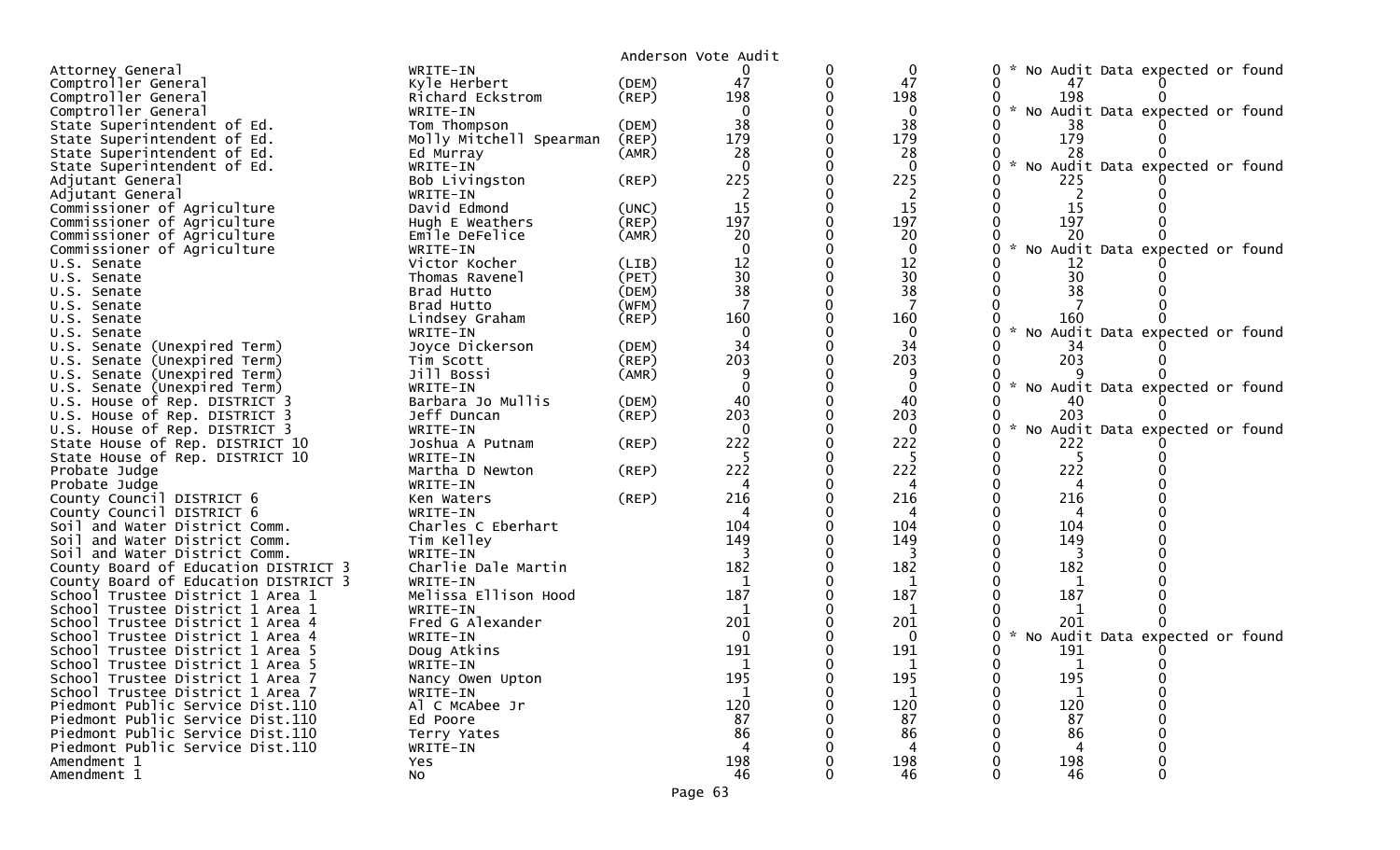Anderson Vote Audit

| Contest | Candidate | Party | | | | | | |
|---|---|---|---|---|---|---|---|---|
| Attorney General | WRITE-IN | | 0 | 0 | 0 | 0 | * No Audit Data expected or found | |
| Comptroller General | Kyle Herbert | (DEM) | 47 | 0 | 47 | 0 | 47 | 0 |
| Comptroller General | Richard Eckstrom | (REP) | 198 | 0 | 198 | 0 | 198 | 0 |
| Comptroller General | WRITE-IN | | 0 | 0 | 0 | 0 | * No Audit Data expected or found | |
| State Superintendent of Ed. | Tom Thompson | (DEM) | 38 | 0 | 38 | 0 | 38 | 0 |
| State Superintendent of Ed. | Molly Mitchell Spearman | (REP) | 179 | 0 | 179 | 0 | 179 | 0 |
| State Superintendent of Ed. | Ed Murray | (AMR) | 28 | 0 | 28 | 0 | 28 | 0 |
| State Superintendent of Ed. | WRITE-IN | | 0 | 0 | 0 | 0 | * No Audit Data expected or found | |
| Adjutant General | Bob Livingston | (REP) | 225 | 0 | 225 | 0 | 225 | 0 |
| Adjutant General | WRITE-IN | | 2 | 0 | 2 | 0 | 2 | 0 |
| Commissioner of Agriculture | David Edmond | (UNC) | 15 | 0 | 15 | 0 | 15 | 0 |
| Commissioner of Agriculture | Hugh E Weathers | (REP) | 197 | 0 | 197 | 0 | 197 | 0 |
| Commissioner of Agriculture | Emile DeFelice | (AMR) | 20 | 0 | 20 | 0 | 20 | 0 |
| Commissioner of Agriculture | WRITE-IN | | 0 | 0 | 0 | 0 | * No Audit Data expected or found | |
| U.S. Senate | Victor Kocher | (LIB) | 12 | 0 | 12 | 0 | 12 | 0 |
| U.S. Senate | Thomas Ravenel | (PET) | 30 | 0 | 30 | 0 | 30 | 0 |
| U.S. Senate | Brad Hutto | (DEM) | 38 | 0 | 38 | 0 | 38 | 0 |
| U.S. Senate | Brad Hutto | (WFM) | 7 | 0 | 7 | 0 | 7 | 0 |
| U.S. Senate | Lindsey Graham | (REP) | 160 | 0 | 160 | 0 | 160 | 0 |
| U.S. Senate | WRITE-IN | | 0 | 0 | 0 | 0 | * No Audit Data expected or found | |
| U.S. Senate (Unexpired Term) | Joyce Dickerson | (DEM) | 34 | 0 | 34 | 0 | 34 | 0 |
| U.S. Senate (Unexpired Term) | Tim Scott | (REP) | 203 | 0 | 203 | 0 | 203 | 0 |
| U.S. Senate (Unexpired Term) | Jill Bossi | (AMR) | 9 | 0 | 9 | 0 | 9 | 0 |
| U.S. Senate (Unexpired Term) | WRITE-IN | | 0 | 0 | 0 | 0 | * No Audit Data expected or found | |
| U.S. House of Rep. DISTRICT 3 | Barbara Jo Mullis | (DEM) | 40 | 0 | 40 | 0 | 40 | 0 |
| U.S. House of Rep. DISTRICT 3 | Jeff Duncan | (REP) | 203 | 0 | 203 | 0 | 203 | 0 |
| U.S. House of Rep. DISTRICT 3 | WRITE-IN | | 0 | 0 | 0 | 0 | * No Audit Data expected or found | |
| State House of Rep. DISTRICT 10 | Joshua A Putnam | (REP) | 222 | 0 | 222 | 0 | 222 | 0 |
| State House of Rep. DISTRICT 10 | WRITE-IN | | 5 | 0 | 5 | 0 | 5 | 0 |
| Probate Judge | Martha D Newton | (REP) | 222 | 0 | 222 | 0 | 222 | 0 |
| Probate Judge | WRITE-IN | | 4 | 0 | 4 | 0 | 4 | 0 |
| County Council DISTRICT 6 | Ken Waters | (REP) | 216 | 0 | 216 | 0 | 216 | 0 |
| County Council DISTRICT 6 | WRITE-IN | | 4 | 0 | 4 | 0 | 4 | 0 |
| Soil and Water District Comm. | Charles C Eberhart | | 104 | 0 | 104 | 0 | 104 | 0 |
| Soil and Water District Comm. | Tim Kelley | | 149 | 0 | 149 | 0 | 149 | 0 |
| Soil and Water District Comm. | WRITE-IN | | 3 | 0 | 3 | 0 | 3 | 0 |
| County Board of Education DISTRICT 3 | Charlie Dale Martin | | 182 | 0 | 182 | 0 | 182 | 0 |
| County Board of Education DISTRICT 3 | WRITE-IN | | 1 | 0 | 1 | 0 | 1 | 0 |
| School Trustee District 1 Area 1 | Melissa Ellison Hood | | 187 | 0 | 187 | 0 | 187 | 0 |
| School Trustee District 1 Area 1 | WRITE-IN | | 1 | 0 | 1 | 0 | 1 | 0 |
| School Trustee District 1 Area 4 | Fred G Alexander | | 201 | 0 | 201 | 0 | 201 | 0 |
| School Trustee District 1 Area 4 | WRITE-IN | | 0 | 0 | 0 | 0 | * No Audit Data expected or found | |
| School Trustee District 1 Area 5 | Doug Atkins | | 191 | 0 | 191 | 0 | 191 | 0 |
| School Trustee District 1 Area 5 | WRITE-IN | | 1 | 0 | 1 | 0 | 1 | 0 |
| School Trustee District 1 Area 7 | Nancy Owen Upton | | 195 | 0 | 195 | 0 | 195 | 0 |
| School Trustee District 1 Area 7 | WRITE-IN | | 1 | 0 | 1 | 0 | 1 | 0 |
| Piedmont Public Service Dist.110 | Al C McAbee Jr | | 120 | 0 | 120 | 0 | 120 | 0 |
| Piedmont Public Service Dist.110 | Ed Poore | | 87 | 0 | 87 | 0 | 87 | 0 |
| Piedmont Public Service Dist.110 | Terry Yates | | 86 | 0 | 86 | 0 | 86 | 0 |
| Piedmont Public Service Dist.110 | WRITE-IN | | 4 | 0 | 4 | 0 | 4 | 0 |
| Amendment 1 | Yes | | 198 | 0 | 198 | 0 | 198 | 0 |
| Amendment 1 | No | | 46 | 0 | 46 | 0 | 46 | 0 |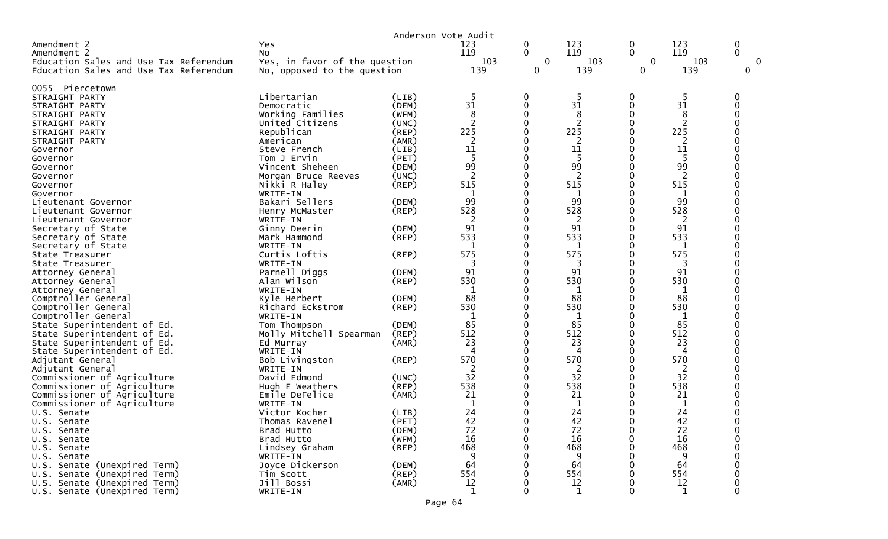Anderson Vote Audit

| | | | | | | | | |
|---|---|---|---|---|---|---|---|---|
| Amendment 2 | Yes | | 123 | 0 | 123 | 0 | 123 | 0 |
| Amendment 2 | No | | 119 | 0 | 119 | 0 | 119 | 0 |
| Education Sales and Use Tax Referendum | Yes, in favor of the question | | 103 | 0 | 103 | 0 | 103 | 0 |
| Education Sales and Use Tax Referendum | No, opposed to the question | | 139 | 0 | 139 | 0 | 139 | 0 |

0055 Piercetown

| | | | | | | | | |
|---|---|---|---|---|---|---|---|---|
| STRAIGHT PARTY | Libertarian | (LIB) | 5 | 0 | 5 | 0 | 5 | 0 |
| STRAIGHT PARTY | Democratic | (DEM) | 31 | 0 | 31 | 0 | 31 | 0 |
| STRAIGHT PARTY | Working Families | (WFM) | 8 | 0 | 8 | 0 | 8 | 0 |
| STRAIGHT PARTY | United Citizens | (UNC) | 2 | 0 | 2 | 0 | 2 | 0 |
| STRAIGHT PARTY | Republican | (REP) | 225 | 0 | 225 | 0 | 225 | 0 |
| STRAIGHT PARTY | American | (AMR) | 2 | 0 | 2 | 0 | 2 | 0 |
| Governor | Steve French | (LIB) | 11 | 0 | 11 | 0 | 11 | 0 |
| Governor | Tom J Ervin | (PET) | 5 | 0 | 5 | 0 | 5 | 0 |
| Governor | Vincent Sheheen | (DEM) | 99 | 0 | 99 | 0 | 99 | 0 |
| Governor | Morgan Bruce Reeves | (UNC) | 2 | 0 | 2 | 0 | 2 | 0 |
| Governor | Nikki R Haley | (REP) | 515 | 0 | 515 | 0 | 515 | 0 |
| Governor | WRITE-IN | | 1 | 0 | 1 | 0 | 1 | 0 |
| Lieutenant Governor | Bakari Sellers | (DEM) | 99 | 0 | 99 | 0 | 99 | 0 |
| Lieutenant Governor | Henry McMaster | (REP) | 528 | 0 | 528 | 0 | 528 | 0 |
| Lieutenant Governor | WRITE-IN | | 2 | 0 | 2 | 0 | 2 | 0 |
| Secretary of State | Ginny Deerin | (DEM) | 91 | 0 | 91 | 0 | 91 | 0 |
| Secretary of State | Mark Hammond | (REP) | 533 | 0 | 533 | 0 | 533 | 0 |
| Secretary of State | WRITE-IN | | 1 | 0 | 1 | 0 | 1 | 0 |
| State Treasurer | Curtis Loftis | (REP) | 575 | 0 | 575 | 0 | 575 | 0 |
| State Treasurer | WRITE-IN | | 3 | 0 | 3 | 0 | 3 | 0 |
| Attorney General | Parnell Diggs | (DEM) | 91 | 0 | 91 | 0 | 91 | 0 |
| Attorney General | Alan Wilson | (REP) | 530 | 0 | 530 | 0 | 530 | 0 |
| Attorney General | WRITE-IN | | 1 | 0 | 1 | 0 | 1 | 0 |
| Comptroller General | Kyle Herbert | (DEM) | 88 | 0 | 88 | 0 | 88 | 0 |
| Comptroller General | Richard Eckstrom | (REP) | 530 | 0 | 530 | 0 | 530 | 0 |
| Comptroller General | WRITE-IN | | 1 | 0 | 1 | 0 | 1 | 0 |
| State Superintendent of Ed. | Tom Thompson | (DEM) | 85 | 0 | 85 | 0 | 85 | 0 |
| State Superintendent of Ed. | Molly Mitchell Spearman | (REP) | 512 | 0 | 512 | 0 | 512 | 0 |
| State Superintendent of Ed. | Ed Murray | (AMR) | 23 | 0 | 23 | 0 | 23 | 0 |
| State Superintendent of Ed. | WRITE-IN | | 4 | 0 | 4 | 0 | 4 | 0 |
| Adjutant General | Bob Livingston | (REP) | 570 | 0 | 570 | 0 | 570 | 0 |
| Adjutant General | WRITE-IN | | 2 | 0 | 2 | 0 | 2 | 0 |
| Commissioner of Agriculture | David Edmond | (UNC) | 32 | 0 | 32 | 0 | 32 | 0 |
| Commissioner of Agriculture | Hugh E Weathers | (REP) | 538 | 0 | 538 | 0 | 538 | 0 |
| Commissioner of Agriculture | Emile DeFelice | (AMR) | 21 | 0 | 21 | 0 | 21 | 0 |
| Commissioner of Agriculture | WRITE-IN | | 1 | 0 | 1 | 0 | 1 | 0 |
| U.S. Senate | Victor Kocher | (LIB) | 24 | 0 | 24 | 0 | 24 | 0 |
| U.S. Senate | Thomas Ravenel | (PET) | 42 | 0 | 42 | 0 | 42 | 0 |
| U.S. Senate | Brad Hutto | (DEM) | 72 | 0 | 72 | 0 | 72 | 0 |
| U.S. Senate | Brad Hutto | (WFM) | 16 | 0 | 16 | 0 | 16 | 0 |
| U.S. Senate | Lindsey Graham | (REP) | 468 | 0 | 468 | 0 | 468 | 0 |
| U.S. Senate | WRITE-IN | | 9 | 0 | 9 | 0 | 9 | 0 |
| U.S. Senate (Unexpired Term) | Joyce Dickerson | (DEM) | 64 | 0 | 64 | 0 | 64 | 0 |
| U.S. Senate (Unexpired Term) | Tim Scott | (REP) | 554 | 0 | 554 | 0 | 554 | 0 |
| U.S. Senate (Unexpired Term) | Jill Bossi | (AMR) | 12 | 0 | 12 | 0 | 12 | 0 |
| U.S. Senate (Unexpired Term) | WRITE-IN | | 1 | 0 | 1 | 0 | 1 | 0 |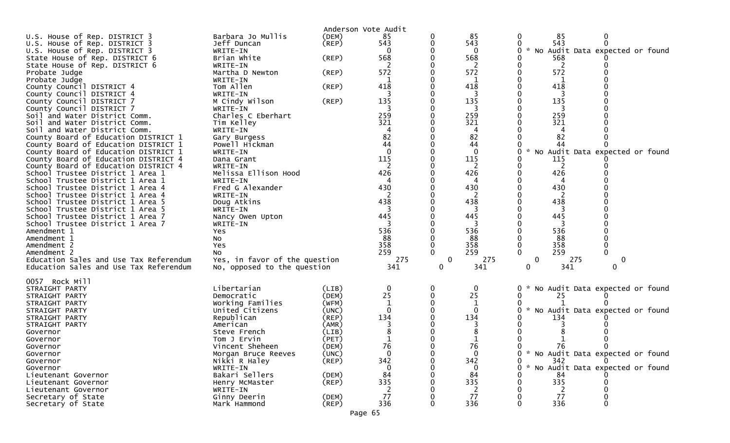Anderson Vote Audit

| Contest | Candidate | Party | Votes | | | | | Audit |
|---|---|---|---|---|---|---|---|---|
| U.S. House of Rep. DISTRICT 3 | Barbara Jo Mullis | (DEM) | 85 | 0 | 85 | 0 | 85 | 0 |
| U.S. House of Rep. DISTRICT 3 | Jeff Duncan | (REP) | 543 | 0 | 543 | 0 | 543 | 0 |
| U.S. House of Rep. DISTRICT 3 | WRITE-IN | | 0 | 0 | 0 | 0 | * No Audit Data expected or found | |
| State House of Rep. DISTRICT 6 | Brian White | (REP) | 568 | 0 | 568 | 0 | 568 | 0 |
| State House of Rep. DISTRICT 6 | WRITE-IN | | 2 | 0 | 2 | 0 | 2 | 0 |
| Probate Judge | Martha D Newton | (REP) | 572 | 0 | 572 | 0 | 572 | 0 |
| Probate Judge | WRITE-IN | | 1 | 0 | 1 | 0 | 1 | 0 |
| County Council DISTRICT 4 | Tom Allen | (REP) | 418 | 0 | 418 | 0 | 418 | 0 |
| County Council DISTRICT 4 | WRITE-IN | | 3 | 0 | 3 | 0 | 3 | 0 |
| County Council DISTRICT 7 | M Cindy Wilson | (REP) | 135 | 0 | 135 | 0 | 135 | 0 |
| County Council DISTRICT 7 | WRITE-IN | | 3 | 0 | 3 | 0 | 3 | 0 |
| Soil and Water District Comm. | Charles C Eberhart | | 259 | 0 | 259 | 0 | 259 | 0 |
| Soil and Water District Comm. | Tim Kelley | | 321 | 0 | 321 | 0 | 321 | 0 |
| Soil and Water District Comm. | WRITE-IN | | 4 | 0 | 4 | 0 | 4 | 0 |
| County Board of Education DISTRICT 1 | Gary Burgess | | 82 | 0 | 82 | 0 | 82 | 0 |
| County Board of Education DISTRICT 1 | Powell Hickman | | 44 | 0 | 44 | 0 | 44 | 0 |
| County Board of Education DISTRICT 1 | WRITE-IN | | 0 | 0 | 0 | 0 | * No Audit Data expected or found | |
| County Board of Education DISTRICT 4 | Dana Grant | | 115 | 0 | 115 | 0 | 115 | 0 |
| County Board of Education DISTRICT 4 | WRITE-IN | | 2 | 0 | 2 | 0 | 2 | 0 |
| School Trustee District 1 Area 1 | Melissa Ellison Hood | | 426 | 0 | 426 | 0 | 426 | 0 |
| School Trustee District 1 Area 1 | WRITE-IN | | 4 | 0 | 4 | 0 | 4 | 0 |
| School Trustee District 1 Area 4 | Fred G Alexander | | 430 | 0 | 430 | 0 | 430 | 0 |
| School Trustee District 1 Area 4 | WRITE-IN | | 2 | 0 | 2 | 0 | 2 | 0 |
| School Trustee District 1 Area 5 | Doug Atkins | | 438 | 0 | 438 | 0 | 438 | 0 |
| School Trustee District 1 Area 5 | WRITE-IN | | 3 | 0 | 3 | 0 | 3 | 0 |
| School Trustee District 1 Area 7 | Nancy Owen Upton | | 445 | 0 | 445 | 0 | 445 | 0 |
| School Trustee District 1 Area 7 | WRITE-IN | | 3 | 0 | 3 | 0 | 3 | 0 |
| Amendment 1 | Yes | | 536 | 0 | 536 | 0 | 536 | 0 |
| Amendment 1 | No | | 88 | 0 | 88 | 0 | 88 | 0 |
| Amendment 2 | Yes | | 358 | 0 | 358 | 0 | 358 | 0 |
| Amendment 2 | No | | 259 | 0 | 259 | 0 | 259 | 0 |
| Education Sales and Use Tax Referendum | Yes, in favor of the question | | 275 | 0 | 275 | 0 | 275 | 0 |
| Education Sales and Use Tax Referendum | No, opposed to the question | | 341 | 0 | 341 | 0 | 341 | 0 |

0057 Rock Mill

| Contest | Candidate | Party | Votes | | | | | Audit |
|---|---|---|---|---|---|---|---|---|
| STRAIGHT PARTY | Libertarian | (LIB) | 0 | 0 | 0 | 0 | * No Audit Data expected or found | |
| STRAIGHT PARTY | Democratic | (DEM) | 25 | 0 | 25 | 0 | 25 | 0 |
| STRAIGHT PARTY | Working Families | (WFM) | 1 | 0 | 1 | 0 | 1 | 0 |
| STRAIGHT PARTY | United Citizens | (UNC) | 0 | 0 | 0 | 0 | * No Audit Data expected or found | |
| STRAIGHT PARTY | Republican | (REP) | 134 | 0 | 134 | 0 | 134 | 0 |
| STRAIGHT PARTY | American | (AMR) | 3 | 0 | 3 | 0 | 3 | 0 |
| Governor | Steve French | (LIB) | 8 | 0 | 8 | 0 | 8 | 0 |
| Governor | Tom J Ervin | (PET) | 1 | 0 | 1 | 0 | 1 | 0 |
| Governor | Vincent Sheheen | (DEM) | 76 | 0 | 76 | 0 | 76 | 0 |
| Governor | Morgan Bruce Reeves | (UNC) | 0 | 0 | 0 | 0 | * No Audit Data expected or found | |
| Governor | Nikki R Haley | (REP) | 342 | 0 | 342 | 0 | 342 | 0 |
| Governor | WRITE-IN | | 0 | 0 | 0 | 0 | * No Audit Data expected or found | |
| Lieutenant Governor | Bakari Sellers | (DEM) | 84 | 0 | 84 | 0 | 84 | 0 |
| Lieutenant Governor | Henry McMaster | (REP) | 335 | 0 | 335 | 0 | 335 | 0 |
| Lieutenant Governor | WRITE-IN | | 2 | 0 | 2 | 0 | 2 | 0 |
| Secretary of State | Ginny Deerin | (DEM) | 77 | 0 | 77 | 0 | 77 | 0 |
| Secretary of State | Mark Hammond | (REP) | 336 | 0 | 336 | 0 | 336 | 0 |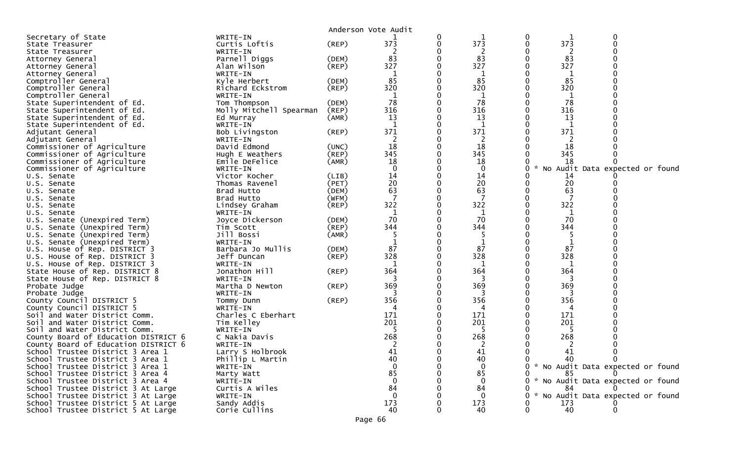Anderson Vote Audit

| Office | Candidate | Party | | | | | | |
|---|---|---|---|---|---|---|---|---|
| Secretary of State | WRITE-IN | | 1 | 0 | 1 | 0 | 1 | 0 |
| State Treasurer | Curtis Loftis | (REP) | 373 | 0 | 373 | 0 | 373 | 0 |
| State Treasurer | WRITE-IN | | 2 | 0 | 2 | 0 | 2 | 0 |
| Attorney General | Parnell Diggs | (DEM) | 83 | 0 | 83 | 0 | 83 | 0 |
| Attorney General | Alan Wilson | (REP) | 327 | 0 | 327 | 0 | 327 | 0 |
| Attorney General | WRITE-IN | | 1 | 0 | 1 | 0 | 1 | 0 |
| Comptroller General | Kyle Herbert | (DEM) | 85 | 0 | 85 | 0 | 85 | 0 |
| Comptroller General | Richard Eckstrom | (REP) | 320 | 0 | 320 | 0 | 320 | 0 |
| Comptroller General | WRITE-IN | | 1 | 0 | 1 | 0 | 1 | 0 |
| State Superintendent of Ed. | Tom Thompson | (DEM) | 78 | 0 | 78 | 0 | 78 | 0 |
| State Superintendent of Ed. | Molly Mitchell Spearman | (REP) | 316 | 0 | 316 | 0 | 316 | 0 |
| State Superintendent of Ed. | Ed Murray | (AMR) | 13 | 0 | 13 | 0 | 13 | 0 |
| State Superintendent of Ed. | WRITE-IN | | 1 | 0 | 1 | 0 | 1 | 0 |
| Adjutant General | Bob Livingston | (REP) | 371 | 0 | 371 | 0 | 371 | 0 |
| Adjutant General | WRITE-IN | | 2 | 0 | 2 | 0 | 2 | 0 |
| Commissioner of Agriculture | David Edmond | (UNC) | 18 | 0 | 18 | 0 | 18 | 0 |
| Commissioner of Agriculture | Hugh E Weathers | (REP) | 345 | 0 | 345 | 0 | 345 | 0 |
| Commissioner of Agriculture | Emile DeFelice | (AMR) | 18 | 0 | 18 | 0 | 18 | 0 |
| Commissioner of Agriculture | WRITE-IN | | 0 | 0 | 0 | 0 | * No Audit Data expected or found | |
| U.S. Senate | Victor Kocher | (LIB) | 14 | 0 | 14 | 0 | 14 | 0 |
| U.S. Senate | Thomas Ravenel | (PET) | 20 | 0 | 20 | 0 | 20 | 0 |
| U.S. Senate | Brad Hutto | (DEM) | 63 | 0 | 63 | 0 | 63 | 0 |
| U.S. Senate | Brad Hutto | (WFM) | 7 | 0 | 7 | 0 | 7 | 0 |
| U.S. Senate | Lindsey Graham | (REP) | 322 | 0 | 322 | 0 | 322 | 0 |
| U.S. Senate | WRITE-IN | | 1 | 0 | 1 | 0 | 1 | 0 |
| U.S. Senate (Unexpired Term) | Joyce Dickerson | (DEM) | 70 | 0 | 70 | 0 | 70 | 0 |
| U.S. Senate (Unexpired Term) | Tim Scott | (REP) | 344 | 0 | 344 | 0 | 344 | 0 |
| U.S. Senate (Unexpired Term) | Jill Bossi | (AMR) | 5 | 0 | 5 | 0 | 5 | 0 |
| U.S. Senate (Unexpired Term) | WRITE-IN | | 1 | 0 | 1 | 0 | 1 | 0 |
| U.S. House of Rep. DISTRICT 3 | Barbara Jo Mullis | (DEM) | 87 | 0 | 87 | 0 | 87 | 0 |
| U.S. House of Rep. DISTRICT 3 | Jeff Duncan | (REP) | 328 | 0 | 328 | 0 | 328 | 0 |
| U.S. House of Rep. DISTRICT 3 | WRITE-IN | | 1 | 0 | 1 | 0 | 1 | 0 |
| State House of Rep. DISTRICT 8 | Jonathon Hill | (REP) | 364 | 0 | 364 | 0 | 364 | 0 |
| State House of Rep. DISTRICT 8 | WRITE-IN | | 3 | 0 | 3 | 0 | 3 | 0 |
| Probate Judge | Martha D Newton | (REP) | 369 | 0 | 369 | 0 | 369 | 0 |
| Probate Judge | WRITE-IN | | 3 | 0 | 3 | 0 | 3 | 0 |
| County Council DISTRICT 5 | Tommy Dunn | (REP) | 356 | 0 | 356 | 0 | 356 | 0 |
| County Council DISTRICT 5 | WRITE-IN | | 4 | 0 | 4 | 0 | 4 | 0 |
| Soil and Water District Comm. | Charles C Eberhart | | 171 | 0 | 171 | 0 | 171 | 0 |
| Soil and Water District Comm. | Tim Kelley | | 201 | 0 | 201 | 0 | 201 | 0 |
| Soil and Water District Comm. | WRITE-IN | | 5 | 0 | 5 | 0 | 5 | 0 |
| County Board of Education DISTRICT 6 | C Nakia Davis | | 268 | 0 | 268 | 0 | 268 | 0 |
| County Board of Education DISTRICT 6 | WRITE-IN | | 2 | 0 | 2 | 0 | 2 | 0 |
| School Trustee District 3 Area 1 | Larry S Holbrook | | 41 | 0 | 41 | 0 | 41 | 0 |
| School Trustee District 3 Area 1 | Phillip L Martin | | 40 | 0 | 40 | 0 | 40 | 0 |
| School Trustee District 3 Area 1 | WRITE-IN | | 0 | 0 | 0 | 0 | * No Audit Data expected or found | |
| School Trustee District 3 Area 4 | Marty Watt | | 85 | 0 | 85 | 0 | 85 | 0 |
| School Trustee District 3 Area 4 | WRITE-IN | | 0 | 0 | 0 | 0 | * No Audit Data expected or found | |
| School Trustee District 3 At Large | Curtis A Wiles | | 84 | 0 | 84 | 0 | 84 | 0 |
| School Trustee District 3 At Large | WRITE-IN | | 0 | 0 | 0 | 0 | * No Audit Data expected or found | |
| School Trustee District 5 At Large | Sandy Addis | | 173 | 0 | 173 | 0 | 173 | 0 |
| School Trustee District 5 At Large | Corie Cullins | | 40 | 0 | 40 | 0 | 40 | 0 |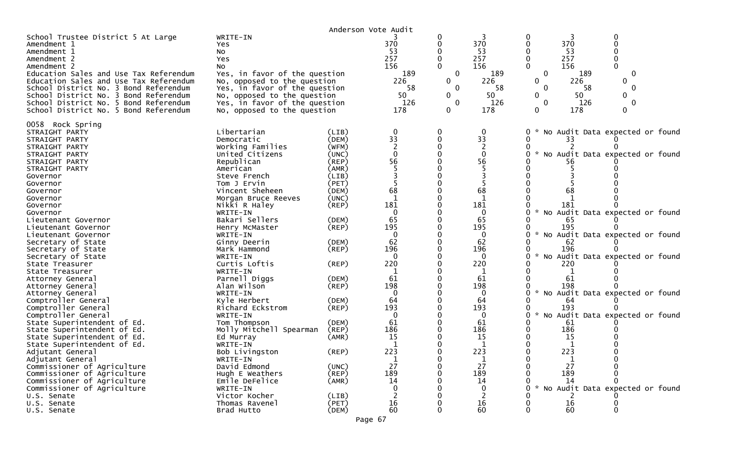Anderson Vote Audit

| Contest | Choice | Party | Col1 | Col2 | Col3 | Col4 | Col5 | Col6 |
|---|---|---|---|---|---|---|---|---|
| School Trustee District 5 At Large | WRITE-IN | | 3 | 0 | 3 | 0 | 3 | 0 |
| Amendment 1 | Yes | | 370 | 0 | 370 | 0 | 370 | 0 |
| Amendment 1 | No | | 53 | 0 | 53 | 0 | 53 | 0 |
| Amendment 2 | Yes | | 257 | 0 | 257 | 0 | 257 | 0 |
| Amendment 2 | No | | 156 | 0 | 156 | 0 | 156 | 0 |
| Education Sales and Use Tax Referendum | Yes, in favor of the question | | 189 | 0 | 189 | 0 | 189 | 0 |
| Education Sales and Use Tax Referendum | No, opposed to the question | | 226 | 0 | 226 | 0 | 226 | 0 |
| School District No. 3 Bond Referendum | Yes, in favor of the question | | 58 | 0 | 58 | 0 | 58 | 0 |
| School District No. 3 Bond Referendum | No, opposed to the question | | 50 | 0 | 50 | 0 | 50 | 0 |
| School District No. 5 Bond Referendum | Yes, in favor of the question | | 126 | 0 | 126 | 0 | 126 | 0 |
| School District No. 5 Bond Referendum | No, opposed to the question | | 178 | 0 | 178 | 0 | 178 | 0 |

## 0058 Rock Spring

| Contest | Choice | Party | Col1 | Col2 | Col3 | Col4 | Col5 | Col6 |
|---|---|---|---|---|---|---|---|---|
| STRAIGHT PARTY | Libertarian | (LIB) | 0 | 0 | 0 | 0 | * No Audit Data expected or found | |
| STRAIGHT PARTY | Democratic | (DEM) | 33 | 0 | 33 | 0 | 33 | 0 |
| STRAIGHT PARTY | Working Families | (WFM) | 2 | 0 | 2 | 0 | 2 | 0 |
| STRAIGHT PARTY | United Citizens | (UNC) | 0 | 0 | 0 | 0 | * No Audit Data expected or found | |
| STRAIGHT PARTY | Republican | (REP) | 56 | 0 | 56 | 0 | 56 | 0 |
| STRAIGHT PARTY | American | (AMR) | 5 | 0 | 5 | 0 | 5 | 0 |
| Governor | Steve French | (LIB) | 3 | 0 | 3 | 0 | 3 | 0 |
| Governor | Tom J Ervin | (PET) | 5 | 0 | 5 | 0 | 5 | 0 |
| Governor | Vincent Sheheen | (DEM) | 68 | 0 | 68 | 0 | 68 | 0 |
| Governor | Morgan Bruce Reeves | (UNC) | 1 | 0 | 1 | 0 | 1 | 0 |
| Governor | Nikki R Haley | (REP) | 181 | 0 | 181 | 0 | 181 | 0 |
| Governor | WRITE-IN | | 0 | 0 | 0 | 0 | * No Audit Data expected or found | |
| Lieutenant Governor | Bakari Sellers | (DEM) | 65 | 0 | 65 | 0 | 65 | 0 |
| Lieutenant Governor | Henry McMaster | (REP) | 195 | 0 | 195 | 0 | 195 | 0 |
| Lieutenant Governor | WRITE-IN | | 0 | 0 | 0 | 0 | * No Audit Data expected or found | |
| Secretary of State | Ginny Deerin | (DEM) | 62 | 0 | 62 | 0 | 62 | 0 |
| Secretary of State | Mark Hammond | (REP) | 196 | 0 | 196 | 0 | 196 | 0 |
| Secretary of State | WRITE-IN | | 0 | 0 | 0 | 0 | * No Audit Data expected or found | |
| State Treasurer | Curtis Loftis | (REP) | 220 | 0 | 220 | 0 | 220 | 0 |
| State Treasurer | WRITE-IN | | 1 | 0 | 1 | 0 | 1 | 0 |
| Attorney General | Parnell Diggs | (DEM) | 61 | 0 | 61 | 0 | 61 | 0 |
| Attorney General | Alan Wilson | (REP) | 198 | 0 | 198 | 0 | 198 | 0 |
| Attorney General | WRITE-IN | | 0 | 0 | 0 | 0 | * No Audit Data expected or found | |
| Comptroller General | Kyle Herbert | (DEM) | 64 | 0 | 64 | 0 | 64 | 0 |
| Comptroller General | Richard Eckstrom | (REP) | 193 | 0 | 193 | 0 | 193 | 0 |
| Comptroller General | WRITE-IN | | 0 | 0 | 0 | 0 | * No Audit Data expected or found | |
| State Superintendent of Ed. | Tom Thompson | (DEM) | 61 | 0 | 61 | 0 | 61 | 0 |
| State Superintendent of Ed. | Molly Mitchell Spearman | (REP) | 186 | 0 | 186 | 0 | 186 | 0 |
| State Superintendent of Ed. | Ed Murray | (AMR) | 15 | 0 | 15 | 0 | 15 | 0 |
| State Superintendent of Ed. | WRITE-IN | | 1 | 0 | 1 | 0 | 1 | 0 |
| Adjutant General | Bob Livingston | (REP) | 223 | 0 | 223 | 0 | 223 | 0 |
| Adjutant General | WRITE-IN | | 1 | 0 | 1 | 0 | 1 | 0 |
| Commissioner of Agriculture | David Edmond | (UNC) | 27 | 0 | 27 | 0 | 27 | 0 |
| Commissioner of Agriculture | Hugh E Weathers | (REP) | 189 | 0 | 189 | 0 | 189 | 0 |
| Commissioner of Agriculture | Emile DeFelice | (AMR) | 14 | 0 | 14 | 0 | 14 | 0 |
| Commissioner of Agriculture | WRITE-IN | | 0 | 0 | 0 | 0 | * No Audit Data expected or found | |
| U.S. Senate | Victor Kocher | (LIB) | 2 | 0 | 2 | 0 | 2 | 0 |
| U.S. Senate | Thomas Ravenel | (PET) | 16 | 0 | 16 | 0 | 16 | 0 |
| U.S. Senate | Brad Hutto | (DEM) | 60 | 0 | 60 | 0 | 60 | 0 |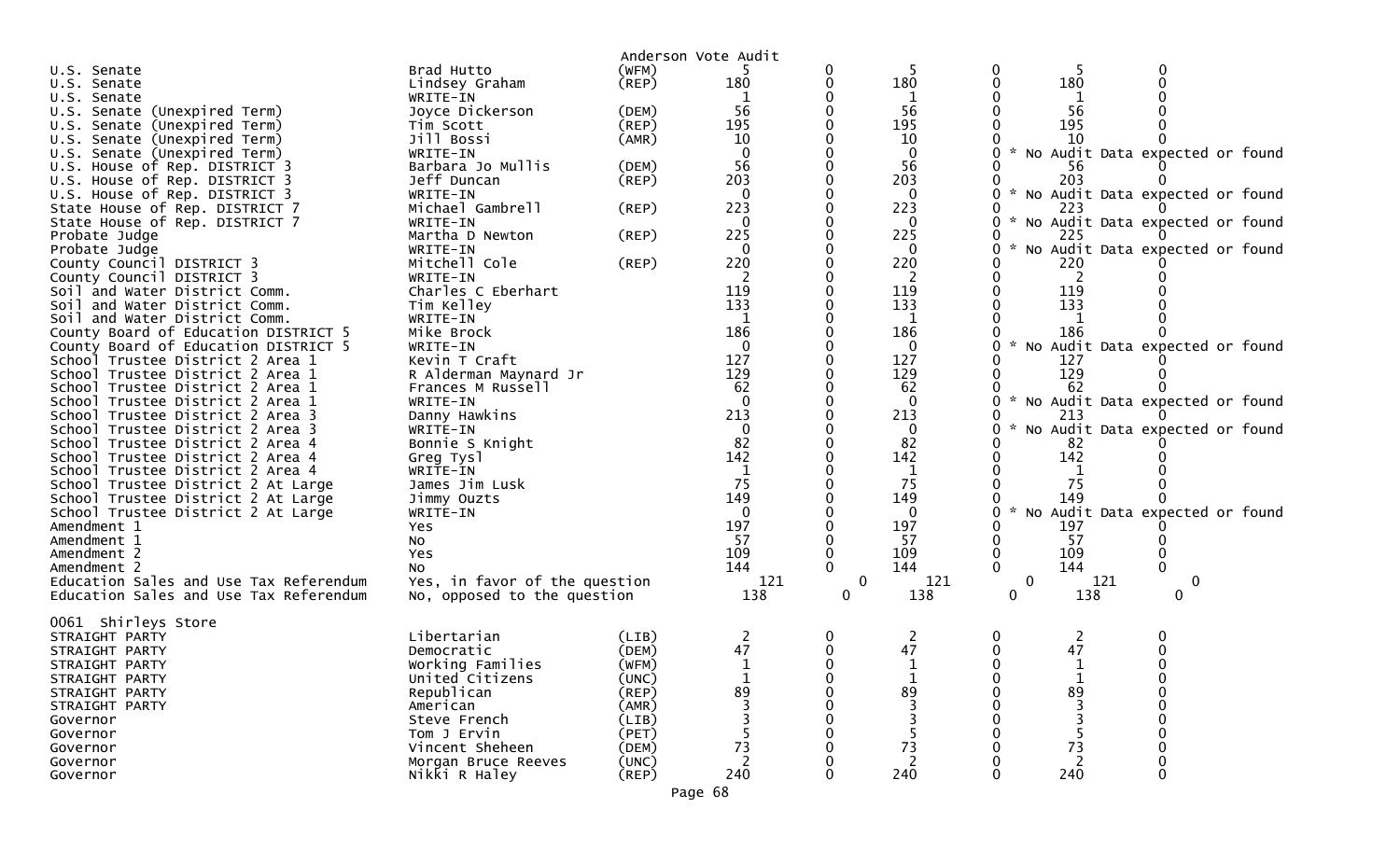Anderson Vote Audit

| Contest | Candidate | Party | | | | | | |
|---|---|---|---|---|---|---|---|---|
| U.S. Senate | Brad Hutto | (WFM) | 5 | 0 | 5 | 0 | 5 | 0 |
| U.S. Senate | Lindsey Graham | (REP) | 180 | 0 | 180 | 0 | 180 | 0 |
| U.S. Senate | WRITE-IN | | 1 | 0 | 1 | 0 | 1 | 0 |
| U.S. Senate (Unexpired Term) | Joyce Dickerson | (DEM) | 56 | 0 | 56 | 0 | 56 | 0 |
| U.S. Senate (Unexpired Term) | Tim Scott | (REP) | 195 | 0 | 195 | 0 | 195 | 0 |
| U.S. Senate (Unexpired Term) | Jill Bossi | (AMR) | 10 | 0 | 10 | 0 | 10 | 0 |
| U.S. Senate (Unexpired Term) | WRITE-IN | | 0 | 0 | 0 | 0 * No Audit Data expected or found | | |
| U.S. House of Rep. DISTRICT 3 | Barbara Jo Mullis | (DEM) | 56 | 0 | 56 | 0 | 56 | 0 |
| U.S. House of Rep. DISTRICT 3 | Jeff Duncan | (REP) | 203 | 0 | 203 | 0 | 203 | 0 |
| U.S. House of Rep. DISTRICT 3 | WRITE-IN | | 0 | 0 | 0 | 0 * No Audit Data expected or found | | |
| State House of Rep. DISTRICT 7 | Michael Gambrell | (REP) | 223 | 0 | 223 | 0 | 223 | 0 |
| State House of Rep. DISTRICT 7 | WRITE-IN | | 0 | 0 | 0 | 0 * No Audit Data expected or found | | |
| Probate Judge | Martha D Newton | (REP) | 225 | 0 | 225 | 0 | 225 | 0 |
| Probate Judge | WRITE-IN | | 0 | 0 | 0 | 0 * No Audit Data expected or found | | |
| County Council DISTRICT 3 | Mitchell Cole | (REP) | 220 | 0 | 220 | 0 | 220 | 0 |
| County Council DISTRICT 3 | WRITE-IN | | 2 | 0 | 2 | 0 | 2 | 0 |
| Soil and Water District Comm. | Charles C Eberhart | | 119 | 0 | 119 | 0 | 119 | 0 |
| Soil and Water District Comm. | Tim Kelley | | 133 | 0 | 133 | 0 | 133 | 0 |
| Soil and Water District Comm. | WRITE-IN | | 1 | 0 | 1 | 0 | 1 | 0 |
| County Board of Education DISTRICT 5 | Mike Brock | | 186 | 0 | 186 | 0 | 186 | 0 |
| County Board of Education DISTRICT 5 | WRITE-IN | | 0 | 0 | 0 | 0 * No Audit Data expected or found | | |
| School Trustee District 2 Area 1 | Kevin T Craft | | 127 | 0 | 127 | 0 | 127 | 0 |
| School Trustee District 2 Area 1 | R Alderman Maynard Jr | | 129 | 0 | 129 | 0 | 129 | 0 |
| School Trustee District 2 Area 1 | Frances M Russell | | 62 | 0 | 62 | 0 | 62 | 0 |
| School Trustee District 2 Area 1 | WRITE-IN | | 0 | 0 | 0 | 0 * No Audit Data expected or found | | |
| School Trustee District 2 Area 3 | Danny Hawkins | | 213 | 0 | 213 | 0 | 213 | 0 |
| School Trustee District 2 Area 3 | WRITE-IN | | 0 | 0 | 0 | 0 * No Audit Data expected or found | | |
| School Trustee District 2 Area 4 | Bonnie S Knight | | 82 | 0 | 82 | 0 | 82 | 0 |
| School Trustee District 2 Area 4 | Greg Tysl | | 142 | 0 | 142 | 0 | 142 | 0 |
| School Trustee District 2 Area 4 | WRITE-IN | | 1 | 0 | 1 | 0 | 1 | 0 |
| School Trustee District 2 At Large | James Jim Lusk | | 75 | 0 | 75 | 0 | 75 | 0 |
| School Trustee District 2 At Large | Jimmy Ouzts | | 149 | 0 | 149 | 0 | 149 | 0 |
| School Trustee District 2 At Large | WRITE-IN | | 0 | 0 | 0 | 0 * No Audit Data expected or found | | |
| Amendment 1 | Yes | | 197 | 0 | 197 | 0 | 197 | 0 |
| Amendment 1 | No | | 57 | 0 | 57 | 0 | 57 | 0 |
| Amendment 2 | Yes | | 109 | 0 | 109 | 0 | 109 | 0 |
| Amendment 2 | No | | 144 | 0 | 144 | 0 | 144 | 0 |
| Education Sales and Use Tax Referendum | Yes, in favor of the question | | 121 | 0 | 121 | 0 | 121 | 0 |
| Education Sales and Use Tax Referendum | No, opposed to the question | | 138 | 0 | 138 | 0 | 138 | 0 |

0061 Shirleys Store

| Contest | Candidate | Party | | | | | | |
|---|---|---|---|---|---|---|---|---|
| STRAIGHT PARTY | Libertarian | (LIB) | 2 | 0 | 2 | 0 | 2 | 0 |
| STRAIGHT PARTY | Democratic | (DEM) | 47 | 0 | 47 | 0 | 47 | 0 |
| STRAIGHT PARTY | Working Families | (WFM) | 1 | 0 | 1 | 0 | 1 | 0 |
| STRAIGHT PARTY | United Citizens | (UNC) | 1 | 0 | 1 | 0 | 1 | 0 |
| STRAIGHT PARTY | Republican | (REP) | 89 | 0 | 89 | 0 | 89 | 0 |
| STRAIGHT PARTY | American | (AMR) | 3 | 0 | 3 | 0 | 3 | 0 |
| Governor | Steve French | (LIB) | 3 | 0 | 3 | 0 | 3 | 0 |
| Governor | Tom J Ervin | (PET) | 5 | 0 | 5 | 0 | 5 | 0 |
| Governor | Vincent Sheheen | (DEM) | 73 | 0 | 73 | 0 | 73 | 0 |
| Governor | Morgan Bruce Reeves | (UNC) | 2 | 0 | 2 | 0 | 2 | 0 |
| Governor | Nikki R Haley | (REP) | 240 | 0 | 240 | 0 | 240 | 0 |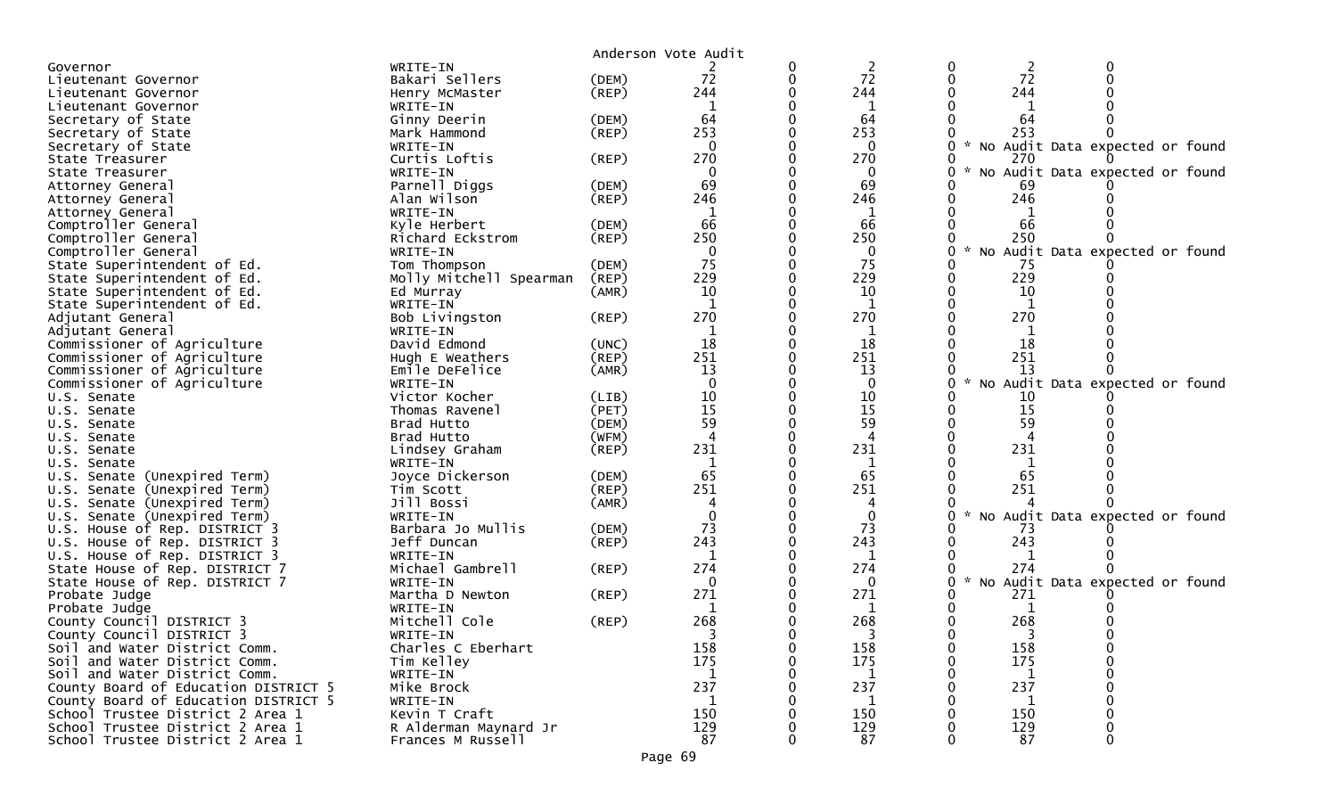Anderson Vote Audit

| Office | Candidate | Party | | | | | | |
|---|---|---|---|---|---|---|---|---|
| Governor | WRITE-IN | | 2 | 0 | 2 | 0 | 2 | 0 |
| Lieutenant Governor | Bakari Sellers | (DEM) | 72 | 0 | 72 | 0 | 72 | 0 |
| Lieutenant Governor | Henry McMaster | (REP) | 244 | 0 | 244 | 0 | 244 | 0 |
| Lieutenant Governor | WRITE-IN | | 1 | 0 | 1 | 0 | 1 | 0 |
| Secretary of State | Ginny Deerin | (DEM) | 64 | 0 | 64 | 0 | 64 | 0 |
| Secretary of State | Mark Hammond | (REP) | 253 | 0 | 253 | 0 | 253 | 0 |
| Secretary of State | WRITE-IN | | 0 | 0 | 0 | 0 | * No Audit Data expected or found | |
| State Treasurer | Curtis Loftis | (REP) | 270 | 0 | 270 | 0 | 270 | 0 |
| State Treasurer | WRITE-IN | | 0 | 0 | 0 | 0 | * No Audit Data expected or found | |
| Attorney General | Parnell Diggs | (DEM) | 69 | 0 | 69 | 0 | 69 | 0 |
| Attorney General | Alan Wilson | (REP) | 246 | 0 | 246 | 0 | 246 | 0 |
| Attorney General | WRITE-IN | | 1 | 0 | 1 | 0 | 1 | 0 |
| Comptroller General | Kyle Herbert | (DEM) | 66 | 0 | 66 | 0 | 66 | 0 |
| Comptroller General | Richard Eckstrom | (REP) | 250 | 0 | 250 | 0 | 250 | 0 |
| Comptroller General | WRITE-IN | | 0 | 0 | 0 | 0 | * No Audit Data expected or found | |
| State Superintendent of Ed. | Tom Thompson | (DEM) | 75 | 0 | 75 | 0 | 75 | 0 |
| State Superintendent of Ed. | Molly Mitchell Spearman | (REP) | 229 | 0 | 229 | 0 | 229 | 0 |
| State Superintendent of Ed. | Ed Murray | (AMR) | 10 | 0 | 10 | 0 | 10 | 0 |
| State Superintendent of Ed. | WRITE-IN | | 1 | 0 | 1 | 0 | 1 | 0 |
| Adjutant General | Bob Livingston | (REP) | 270 | 0 | 270 | 0 | 270 | 0 |
| Adjutant General | WRITE-IN | | 1 | 0 | 1 | 0 | 1 | 0 |
| Commissioner of Agriculture | David Edmond | (UNC) | 18 | 0 | 18 | 0 | 18 | 0 |
| Commissioner of Agriculture | Hugh E Weathers | (REP) | 251 | 0 | 251 | 0 | 251 | 0 |
| Commissioner of Agriculture | Emile DeFelice | (AMR) | 13 | 0 | 13 | 0 | 13 | 0 |
| Commissioner of Agriculture | WRITE-IN | | 0 | 0 | 0 | 0 | * No Audit Data expected or found | |
| U.S. Senate | Victor Kocher | (LIB) | 10 | 0 | 10 | 0 | 10 | 0 |
| U.S. Senate | Thomas Ravenel | (PET) | 15 | 0 | 15 | 0 | 15 | 0 |
| U.S. Senate | Brad Hutto | (DEM) | 59 | 0 | 59 | 0 | 59 | 0 |
| U.S. Senate | Brad Hutto | (WFM) | 4 | 0 | 4 | 0 | 4 | 0 |
| U.S. Senate | Lindsey Graham | (REP) | 231 | 0 | 231 | 0 | 231 | 0 |
| U.S. Senate | WRITE-IN | | 1 | 0 | 1 | 0 | 1 | 0 |
| U.S. Senate (Unexpired Term) | Joyce Dickerson | (DEM) | 65 | 0 | 65 | 0 | 65 | 0 |
| U.S. Senate (Unexpired Term) | Tim Scott | (REP) | 251 | 0 | 251 | 0 | 251 | 0 |
| U.S. Senate (Unexpired Term) | Jill Bossi | (AMR) | 4 | 0 | 4 | 0 | 4 | 0 |
| U.S. Senate (Unexpired Term) | WRITE-IN | | 0 | 0 | 0 | 0 | * No Audit Data expected or found | |
| U.S. House of Rep. DISTRICT 3 | Barbara Jo Mullis | (DEM) | 73 | 0 | 73 | 0 | 73 | 0 |
| U.S. House of Rep. DISTRICT 3 | Jeff Duncan | (REP) | 243 | 0 | 243 | 0 | 243 | 0 |
| U.S. House of Rep. DISTRICT 3 | WRITE-IN | | 1 | 0 | 1 | 0 | 1 | 0 |
| State House of Rep. DISTRICT 7 | Michael Gambrell | (REP) | 274 | 0 | 274 | 0 | 274 | 0 |
| State House of Rep. DISTRICT 7 | WRITE-IN | | 0 | 0 | 0 | 0 | * No Audit Data expected or found | |
| Probate Judge | Martha D Newton | (REP) | 271 | 0 | 271 | 0 | 271 | 0 |
| Probate Judge | WRITE-IN | | 1 | 0 | 1 | 0 | 1 | 0 |
| County Council DISTRICT 3 | Mitchell Cole | (REP) | 268 | 0 | 268 | 0 | 268 | 0 |
| County Council DISTRICT 3 | WRITE-IN | | 3 | 0 | 3 | 0 | 3 | 0 |
| Soil and Water District Comm. | Charles C Eberhart | | 158 | 0 | 158 | 0 | 158 | 0 |
| Soil and Water District Comm. | Tim Kelley | | 175 | 0 | 175 | 0 | 175 | 0 |
| Soil and Water District Comm. | WRITE-IN | | 1 | 0 | 1 | 0 | 1 | 0 |
| County Board of Education DISTRICT 5 | Mike Brock | | 237 | 0 | 237 | 0 | 237 | 0 |
| County Board of Education DISTRICT 5 | WRITE-IN | | 1 | 0 | 1 | 0 | 1 | 0 |
| School Trustee District 2 Area 1 | Kevin T Craft | | 150 | 0 | 150 | 0 | 150 | 0 |
| School Trustee District 2 Area 1 | R Alderman Maynard Jr | | 129 | 0 | 129 | 0 | 129 | 0 |
| School Trustee District 2 Area 1 | Frances M Russell | | 87 | 0 | 87 | 0 | 87 | 0 |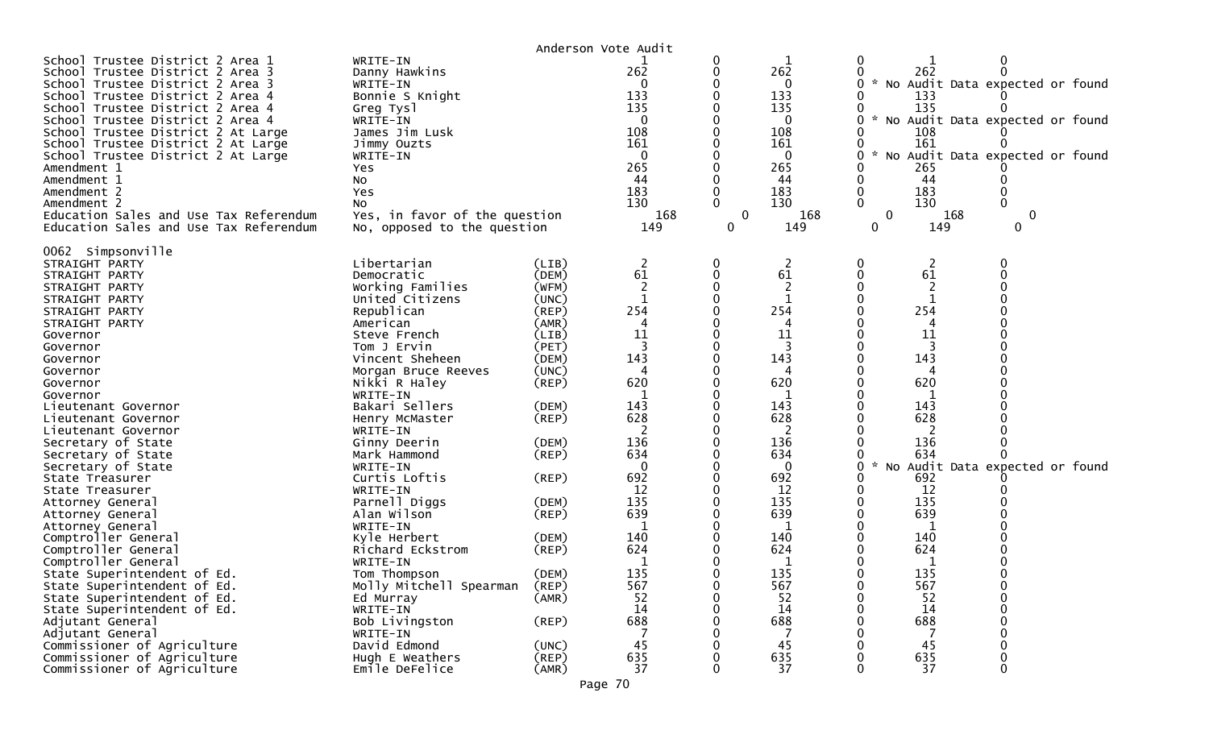Anderson Vote Audit

| Contest | Candidate | Party | Col1 | Col2 | Col3 | Col4 | Col5 | Col6 |
|---|---|---|---|---|---|---|---|---|
| School Trustee District 2 Area 1 | WRITE-IN | | 1 | 0 | 1 | 0 | 1 | 0 |
| School Trustee District 2 Area 3 | Danny Hawkins | | 262 | 0 | 262 | 0 | 262 | 0 |
| School Trustee District 2 Area 3 | WRITE-IN | | 0 | 0 | 0 | 0 * No Audit Data expected or found | | |
| School Trustee District 2 Area 4 | Bonnie S Knight | | 133 | 0 | 133 | 0 | 133 | 0 |
| School Trustee District 2 Area 4 | Greg Tysl | | 135 | 0 | 135 | 0 | 135 | 0 |
| School Trustee District 2 Area 4 | WRITE-IN | | 0 | 0 | 0 | 0 * No Audit Data expected or found | | |
| School Trustee District 2 At Large | James Jim Lusk | | 108 | 0 | 108 | 0 | 108 | 0 |
| School Trustee District 2 At Large | Jimmy Ouzts | | 161 | 0 | 161 | 0 | 161 | 0 |
| School Trustee District 2 At Large | WRITE-IN | | 0 | 0 | 0 | 0 * No Audit Data expected or found | | |
| Amendment 1 | Yes | | 265 | 0 | 265 | 0 | 265 | 0 |
| Amendment 1 | No | | 44 | 0 | 44 | 0 | 44 | 0 |
| Amendment 2 | Yes | | 183 | 0 | 183 | 0 | 183 | 0 |
| Amendment 2 | No | | 130 | 0 | 130 | 0 | 130 | 0 |
| Education Sales and Use Tax Referendum | Yes, in favor of the question | | 168 | 0 | 168 | 0 | 168 | 0 |
| Education Sales and Use Tax Referendum | No, opposed to the question | | 149 | 0 | 149 | 0 | 149 | 0 |

0062 Simpsonville

| Contest | Candidate | Party | Col1 | Col2 | Col3 | Col4 | Col5 | Col6 |
|---|---|---|---|---|---|---|---|---|
| STRAIGHT PARTY | Libertarian | (LIB) | 2 | 0 | 2 | 0 | 2 | 0 |
| STRAIGHT PARTY | Democratic | (DEM) | 61 | 0 | 61 | 0 | 61 | 0 |
| STRAIGHT PARTY | Working Families | (WFM) | 2 | 0 | 2 | 0 | 2 | 0 |
| STRAIGHT PARTY | United Citizens | (UNC) | 1 | 0 | 1 | 0 | 1 | 0 |
| STRAIGHT PARTY | Republican | (REP) | 254 | 0 | 254 | 0 | 254 | 0 |
| STRAIGHT PARTY | American | (AMR) | 4 | 0 | 4 | 0 | 4 | 0 |
| Governor | Steve French | (LIB) | 11 | 0 | 11 | 0 | 11 | 0 |
| Governor | Tom J Ervin | (PET) | 3 | 0 | 3 | 0 | 3 | 0 |
| Governor | Vincent Sheheen | (DEM) | 143 | 0 | 143 | 0 | 143 | 0 |
| Governor | Morgan Bruce Reeves | (UNC) | 4 | 0 | 4 | 0 | 4 | 0 |
| Governor | Nikki R Haley | (REP) | 620 | 0 | 620 | 0 | 620 | 0 |
| Governor | WRITE-IN | | 1 | 0 | 1 | 0 | 1 | 0 |
| Lieutenant Governor | Bakari Sellers | (DEM) | 143 | 0 | 143 | 0 | 143 | 0 |
| Lieutenant Governor | Henry McMaster | (REP) | 628 | 0 | 628 | 0 | 628 | 0 |
| Lieutenant Governor | WRITE-IN | | 2 | 0 | 2 | 0 | 2 | 0 |
| Secretary of State | Ginny Deerin | (DEM) | 136 | 0 | 136 | 0 | 136 | 0 |
| Secretary of State | Mark Hammond | (REP) | 634 | 0 | 634 | 0 | 634 | 0 |
| Secretary of State | WRITE-IN | | 0 | 0 | 0 | 0 * No Audit Data expected or found | | |
| State Treasurer | Curtis Loftis | (REP) | 692 | 0 | 692 | 0 | 692 | 0 |
| State Treasurer | WRITE-IN | | 12 | 0 | 12 | 0 | 12 | 0 |
| Attorney General | Parnell Diggs | (DEM) | 135 | 0 | 135 | 0 | 135 | 0 |
| Attorney General | Alan Wilson | (REP) | 639 | 0 | 639 | 0 | 639 | 0 |
| Attorney General | WRITE-IN | | 1 | 0 | 1 | 0 | 1 | 0 |
| Comptroller General | Kyle Herbert | (DEM) | 140 | 0 | 140 | 0 | 140 | 0 |
| Comptroller General | Richard Eckstrom | (REP) | 624 | 0 | 624 | 0 | 624 | 0 |
| Comptroller General | WRITE-IN | | 1 | 0 | 1 | 0 | 1 | 0 |
| State Superintendent of Ed. | Tom Thompson | (DEM) | 135 | 0 | 135 | 0 | 135 | 0 |
| State Superintendent of Ed. | Molly Mitchell Spearman | (REP) | 567 | 0 | 567 | 0 | 567 | 0 |
| State Superintendent of Ed. | Ed Murray | (AMR) | 52 | 0 | 52 | 0 | 52 | 0 |
| State Superintendent of Ed. | WRITE-IN | | 14 | 0 | 14 | 0 | 14 | 0 |
| Adjutant General | Bob Livingston | (REP) | 688 | 0 | 688 | 0 | 688 | 0 |
| Adjutant General | WRITE-IN | | 7 | 0 | 7 | 0 | 7 | 0 |
| Commissioner of Agriculture | David Edmond | (UNC) | 45 | 0 | 45 | 0 | 45 | 0 |
| Commissioner of Agriculture | Hugh E Weathers | (REP) | 635 | 0 | 635 | 0 | 635 | 0 |
| Commissioner of Agriculture | Emile DeFelice | (AMR) | 37 | 0 | 37 | 0 | 37 | 0 |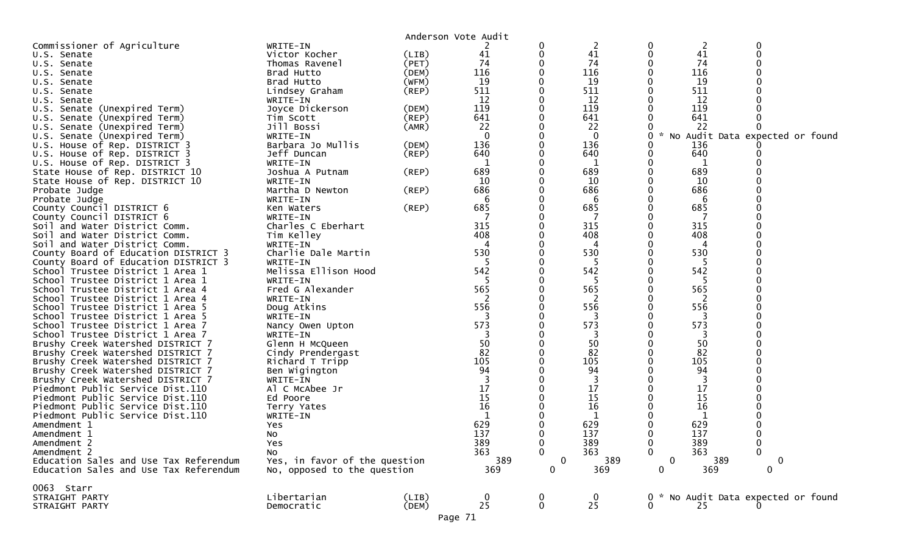Anderson Vote Audit

| Contest | Candidate | Party | | | | | | |
|---|---|---|---|---|---|---|---|---|
| Commissioner of Agriculture | WRITE-IN | | 2 | 0 | 2 | 0 | 2 | 0 |
| U.S. Senate | Victor Kocher | (LIB) | 41 | 0 | 41 | 0 | 41 | 0 |
| U.S. Senate | Thomas Ravenel | (PET) | 74 | 0 | 74 | 0 | 74 | 0 |
| U.S. Senate | Brad Hutto | (DEM) | 116 | 0 | 116 | 0 | 116 | 0 |
| U.S. Senate | Brad Hutto | (WFM) | 19 | 0 | 19 | 0 | 19 | 0 |
| U.S. Senate | Lindsey Graham | (REP) | 511 | 0 | 511 | 0 | 511 | 0 |
| U.S. Senate | WRITE-IN | | 12 | 0 | 12 | 0 | 12 | 0 |
| U.S. Senate (Unexpired Term) | Joyce Dickerson | (DEM) | 119 | 0 | 119 | 0 | 119 | 0 |
| U.S. Senate (Unexpired Term) | Tim Scott | (REP) | 641 | 0 | 641 | 0 | 641 | 0 |
| U.S. Senate (Unexpired Term) | Jill Bossi | (AMR) | 22 | 0 | 22 | 0 | 22 | 0 |
| U.S. Senate (Unexpired Term) | WRITE-IN | | 0 | 0 | 0 | 0 * No Audit Data expected or found | | |
| U.S. House of Rep. DISTRICT 3 | Barbara Jo Mullis | (DEM) | 136 | 0 | 136 | 0 | 136 | 0 |
| U.S. House of Rep. DISTRICT 3 | Jeff Duncan | (REP) | 640 | 0 | 640 | 0 | 640 | 0 |
| U.S. House of Rep. DISTRICT 3 | WRITE-IN | | 1 | 0 | 1 | 0 | 1 | 0 |
| State House of Rep. DISTRICT 10 | Joshua A Putnam | (REP) | 689 | 0 | 689 | 0 | 689 | 0 |
| State House of Rep. DISTRICT 10 | WRITE-IN | | 10 | 0 | 10 | 0 | 10 | 0 |
| Probate Judge | Martha D Newton | (REP) | 686 | 0 | 686 | 0 | 686 | 0 |
| Probate Judge | WRITE-IN | | 6 | 0 | 6 | 0 | 6 | 0 |
| County Council DISTRICT 6 | Ken Waters | (REP) | 685 | 0 | 685 | 0 | 685 | 0 |
| County Council DISTRICT 6 | WRITE-IN | | 7 | 0 | 7 | 0 | 7 | 0 |
| Soil and Water District Comm. | Charles C Eberhart | | 315 | 0 | 315 | 0 | 315 | 0 |
| Soil and Water District Comm. | Tim Kelley | | 408 | 0 | 408 | 0 | 408 | 0 |
| Soil and Water District Comm. | WRITE-IN | | 4 | 0 | 4 | 0 | 4 | 0 |
| County Board of Education DISTRICT 3 | Charlie Dale Martin | | 530 | 0 | 530 | 0 | 530 | 0 |
| County Board of Education DISTRICT 3 | WRITE-IN | | 5 | 0 | 5 | 0 | 5 | 0 |
| School Trustee District 1 Area 1 | Melissa Ellison Hood | | 542 | 0 | 542 | 0 | 542 | 0 |
| School Trustee District 1 Area 1 | WRITE-IN | | 5 | 0 | 5 | 0 | 5 | 0 |
| School Trustee District 1 Area 4 | Fred G Alexander | | 565 | 0 | 565 | 0 | 565 | 0 |
| School Trustee District 1 Area 4 | WRITE-IN | | 2 | 0 | 2 | 0 | 2 | 0 |
| School Trustee District 1 Area 5 | Doug Atkins | | 556 | 0 | 556 | 0 | 556 | 0 |
| School Trustee District 1 Area 5 | WRITE-IN | | 3 | 0 | 3 | 0 | 3 | 0 |
| School Trustee District 1 Area 7 | Nancy Owen Upton | | 573 | 0 | 573 | 0 | 573 | 0 |
| School Trustee District 1 Area 7 | WRITE-IN | | 3 | 0 | 3 | 0 | 3 | 0 |
| Brushy Creek Watershed DISTRICT 7 | Glenn H McQueen | | 50 | 0 | 50 | 0 | 50 | 0 |
| Brushy Creek Watershed DISTRICT 7 | Cindy Prendergast | | 82 | 0 | 82 | 0 | 82 | 0 |
| Brushy Creek Watershed DISTRICT 7 | Richard T Tripp | | 105 | 0 | 105 | 0 | 105 | 0 |
| Brushy Creek Watershed DISTRICT 7 | Ben Wigington | | 94 | 0 | 94 | 0 | 94 | 0 |
| Brushy Creek Watershed DISTRICT 7 | WRITE-IN | | 3 | 0 | 3 | 0 | 3 | 0 |
| Piedmont Public Service Dist.110 | Al C McAbee Jr | | 17 | 0 | 17 | 0 | 17 | 0 |
| Piedmont Public Service Dist.110 | Ed Poore | | 15 | 0 | 15 | 0 | 15 | 0 |
| Piedmont Public Service Dist.110 | Terry Yates | | 16 | 0 | 16 | 0 | 16 | 0 |
| Piedmont Public Service Dist.110 | WRITE-IN | | 1 | 0 | 1 | 0 | 1 | 0 |
| Amendment 1 | Yes | | 629 | 0 | 629 | 0 | 629 | 0 |
| Amendment 1 | No | | 137 | 0 | 137 | 0 | 137 | 0 |
| Amendment 2 | Yes | | 389 | 0 | 389 | 0 | 389 | 0 |
| Amendment 2 | No | | 363 | 0 | 363 | 0 | 363 | 0 |
| Education Sales and Use Tax Referendum | Yes, in favor of the question | | 389 | 0 | 389 | 0 | 389 | 0 |
| Education Sales and Use Tax Referendum | No, opposed to the question | | 369 | 0 | 369 | 0 | 369 | 0 |

0063 Starr

| Contest | Candidate | Party | | | | | | |
|---|---|---|---|---|---|---|---|---|
| STRAIGHT PARTY | Libertarian | (LIB) | 0 | 0 | 0 | 0 * No Audit Data expected or found | | |
| STRAIGHT PARTY | Democratic | (DEM) | 25 | 0 | 25 | 0 | 25 | 0 |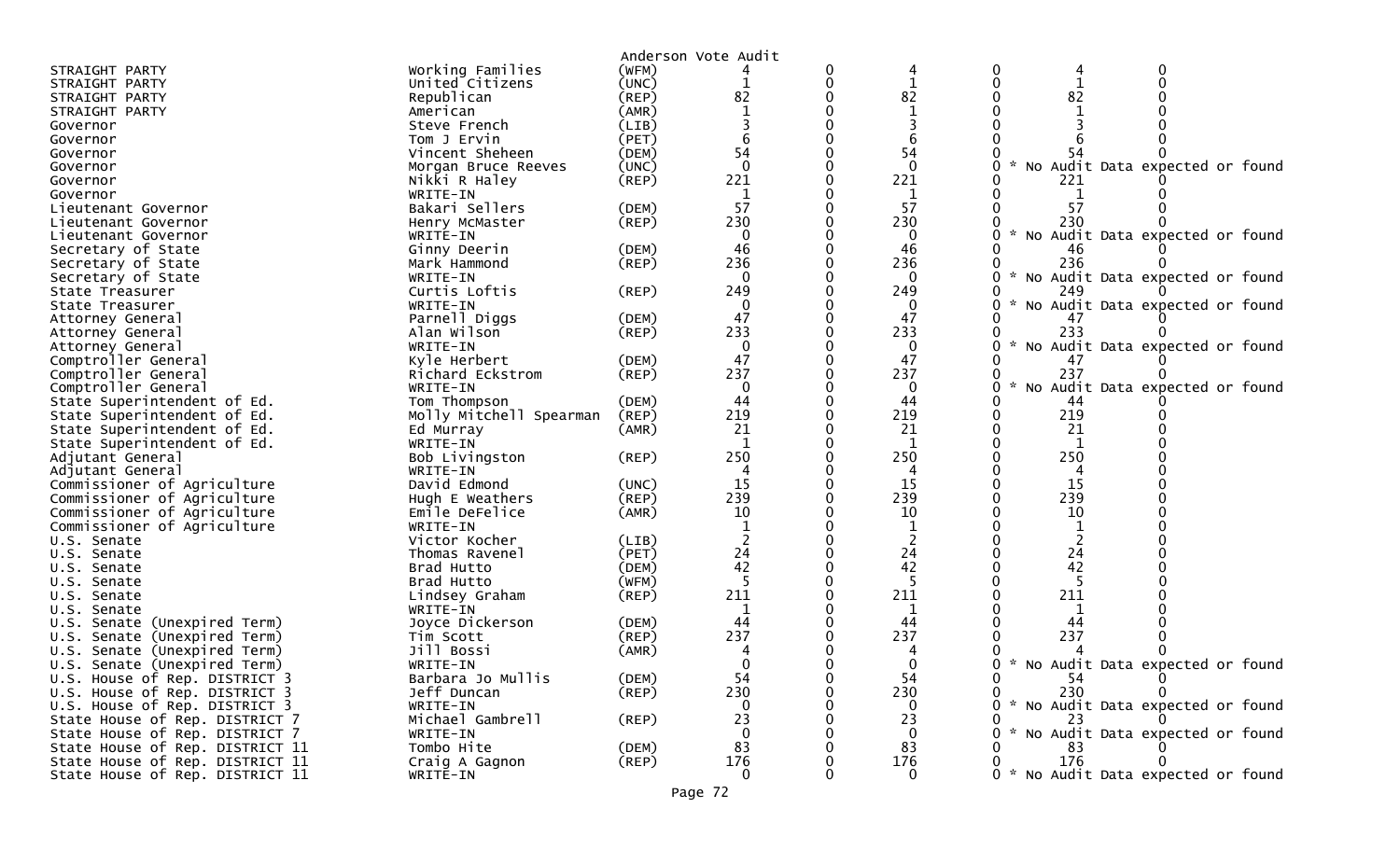Anderson Vote Audit

| | | | | | | | | |
|---|---|---|---|---|---|---|---|---|
| STRAIGHT PARTY | Working Families | (WFM) | 4 | 0 | 4 | 0 | 4 | 0 |
| STRAIGHT PARTY | United Citizens | (UNC) | 1 | 0 | 1 | 0 | 1 | 0 |
| STRAIGHT PARTY | Republican | (REP) | 82 | 0 | 82 | 0 | 82 | 0 |
| STRAIGHT PARTY | American | (AMR) | 1 | 0 | 1 | 0 | 1 | 0 |
| Governor | Steve French | (LIB) | 3 | 0 | 3 | 0 | 3 | 0 |
| Governor | Tom J Ervin | (PET) | 6 | 0 | 6 | 0 | 6 | 0 |
| Governor | Vincent Sheheen | (DEM) | 54 | 0 | 54 | 0 | 54 | 0 |
| Governor | Morgan Bruce Reeves | (UNC) | 0 | 0 | 0 | 0 | * No Audit Data expected or found | |
| Governor | Nikki R Haley | (REP) | 221 | 0 | 221 | 0 | 221 | 0 |
| Governor | WRITE-IN | | 1 | 0 | 1 | 0 | 1 | 0 |
| Lieutenant Governor | Bakari Sellers | (DEM) | 57 | 0 | 57 | 0 | 57 | 0 |
| Lieutenant Governor | Henry McMaster | (REP) | 230 | 0 | 230 | 0 | 230 | 0 |
| Lieutenant Governor | WRITE-IN | | 0 | 0 | 0 | 0 | * No Audit Data expected or found | |
| Secretary of State | Ginny Deerin | (DEM) | 46 | 0 | 46 | 0 | 46 | 0 |
| Secretary of State | Mark Hammond | (REP) | 236 | 0 | 236 | 0 | 236 | 0 |
| Secretary of State | WRITE-IN | | 0 | 0 | 0 | 0 | * No Audit Data expected or found | |
| State Treasurer | Curtis Loftis | (REP) | 249 | 0 | 249 | 0 | 249 | 0 |
| State Treasurer | WRITE-IN | | 0 | 0 | 0 | 0 | * No Audit Data expected or found | |
| Attorney General | Parnell Diggs | (DEM) | 47 | 0 | 47 | 0 | 47 | 0 |
| Attorney General | Alan Wilson | (REP) | 233 | 0 | 233 | 0 | 233 | 0 |
| Attorney General | WRITE-IN | | 0 | 0 | 0 | 0 | * No Audit Data expected or found | |
| Comptroller General | Kyle Herbert | (DEM) | 47 | 0 | 47 | 0 | 47 | 0 |
| Comptroller General | Richard Eckstrom | (REP) | 237 | 0 | 237 | 0 | 237 | 0 |
| Comptroller General | WRITE-IN | | 0 | 0 | 0 | 0 | * No Audit Data expected or found | |
| State Superintendent of Ed. | Tom Thompson | (DEM) | 44 | 0 | 44 | 0 | 44 | 0 |
| State Superintendent of Ed. | Molly Mitchell Spearman | (REP) | 219 | 0 | 219 | 0 | 219 | 0 |
| State Superintendent of Ed. | Ed Murray | (AMR) | 21 | 0 | 21 | 0 | 21 | 0 |
| State Superintendent of Ed. | WRITE-IN | | 1 | 0 | 1 | 0 | 1 | 0 |
| Adjutant General | Bob Livingston | (REP) | 250 | 0 | 250 | 0 | 250 | 0 |
| Adjutant General | WRITE-IN | | 4 | 0 | 4 | 0 | 4 | 0 |
| Commissioner of Agriculture | David Edmond | (UNC) | 15 | 0 | 15 | 0 | 15 | 0 |
| Commissioner of Agriculture | Hugh E Weathers | (REP) | 239 | 0 | 239 | 0 | 239 | 0 |
| Commissioner of Agriculture | Emile DeFelice | (AMR) | 10 | 0 | 10 | 0 | 10 | 0 |
| Commissioner of Agriculture | WRITE-IN | | 1 | 0 | 1 | 0 | 1 | 0 |
| U.S. Senate | Victor Kocher | (LIB) | 2 | 0 | 2 | 0 | 2 | 0 |
| U.S. Senate | Thomas Ravenel | (PET) | 24 | 0 | 24 | 0 | 24 | 0 |
| U.S. Senate | Brad Hutto | (DEM) | 42 | 0 | 42 | 0 | 42 | 0 |
| U.S. Senate | Brad Hutto | (WFM) | 5 | 0 | 5 | 0 | 5 | 0 |
| U.S. Senate | Lindsey Graham | (REP) | 211 | 0 | 211 | 0 | 211 | 0 |
| U.S. Senate | WRITE-IN | | 1 | 0 | 1 | 0 | 1 | 0 |
| U.S. Senate (Unexpired Term) | Joyce Dickerson | (DEM) | 44 | 0 | 44 | 0 | 44 | 0 |
| U.S. Senate (Unexpired Term) | Tim Scott | (REP) | 237 | 0 | 237 | 0 | 237 | 0 |
| U.S. Senate (Unexpired Term) | Jill Bossi | (AMR) | 4 | 0 | 4 | 0 | 4 | 0 |
| U.S. Senate (Unexpired Term) | WRITE-IN | | 0 | 0 | 0 | 0 | * No Audit Data expected or found | |
| U.S. House of Rep. DISTRICT 3 | Barbara Jo Mullis | (DEM) | 54 | 0 | 54 | 0 | 54 | 0 |
| U.S. House of Rep. DISTRICT 3 | Jeff Duncan | (REP) | 230 | 0 | 230 | 0 | 230 | 0 |
| U.S. House of Rep. DISTRICT 3 | WRITE-IN | | 0 | 0 | 0 | 0 | * No Audit Data expected or found | |
| State House of Rep. DISTRICT 7 | Michael Gambrell | (REP) | 23 | 0 | 23 | 0 | 23 | 0 |
| State House of Rep. DISTRICT 7 | WRITE-IN | | 0 | 0 | 0 | 0 | * No Audit Data expected or found | |
| State House of Rep. DISTRICT 11 | Tombo Hite | (DEM) | 83 | 0 | 83 | 0 | 83 | 0 |
| State House of Rep. DISTRICT 11 | Craig A Gagnon | (REP) | 176 | 0 | 176 | 0 | 176 | 0 |
| State House of Rep. DISTRICT 11 | WRITE-IN | | 0 | 0 | 0 | 0 | * No Audit Data expected or found | |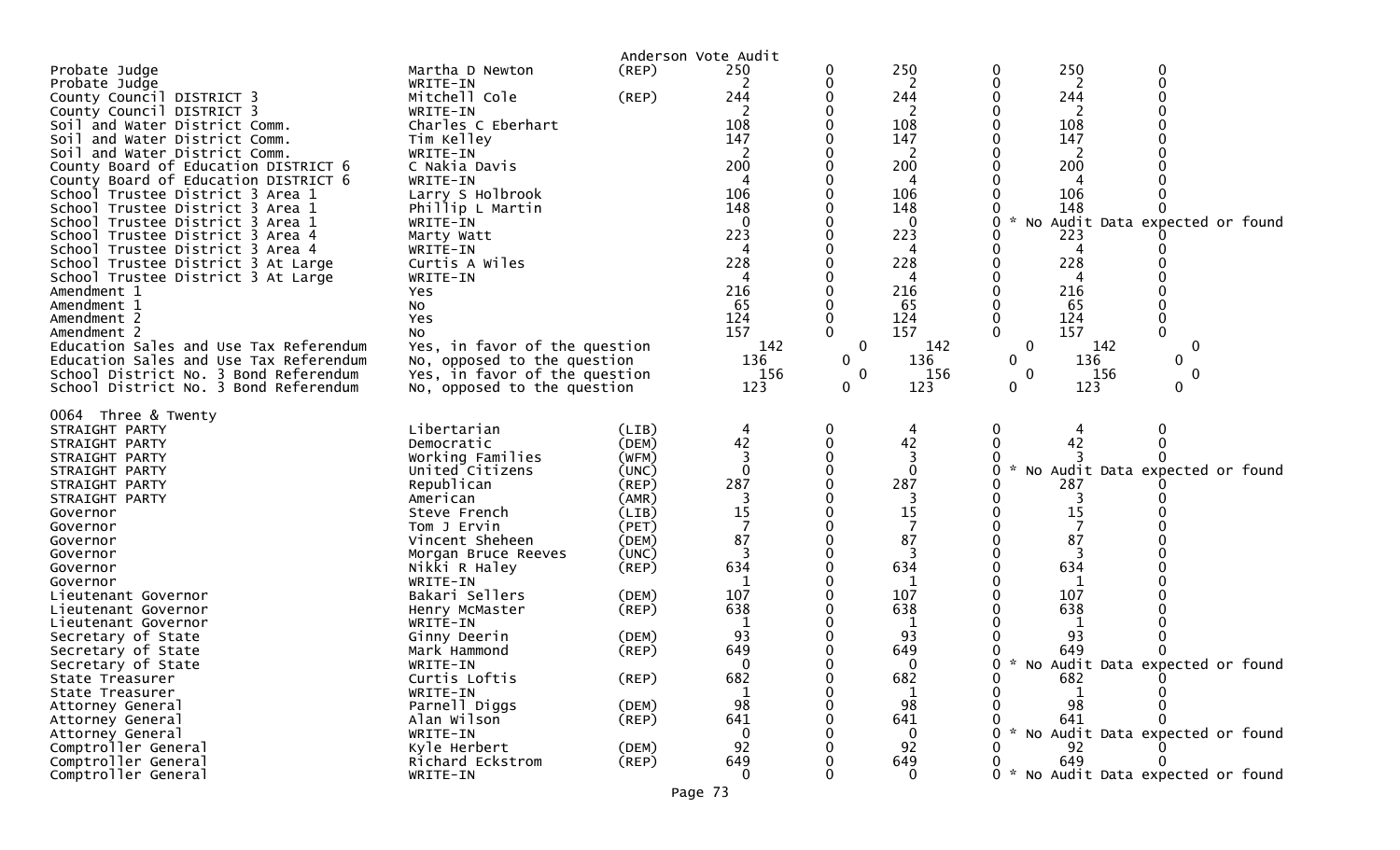Anderson Vote Audit

| Contest | Candidate | Party | | | | | | |
|---|---|---|---|---|---|---|---|---|
| Probate Judge | Martha D Newton | (REP) | 250 | 0 | 250 | 0 | 250 | 0 |
| Probate Judge | WRITE-IN | | 2 | 0 | 2 | 0 | 2 | 0 |
| County Council DISTRICT 3 | Mitchell Cole | (REP) | 244 | 0 | 244 | 0 | 244 | 0 |
| County Council DISTRICT 3 | WRITE-IN | | 2 | 0 | 2 | 0 | 2 | 0 |
| Soil and Water District Comm. | Charles C Eberhart | | 108 | 0 | 108 | 0 | 108 | 0 |
| Soil and Water District Comm. | Tim Kelley | | 147 | 0 | 147 | 0 | 147 | 0 |
| Soil and Water District Comm. | WRITE-IN | | 2 | 0 | 2 | 0 | 2 | 0 |
| County Board of Education DISTRICT 6 | C Nakia Davis | | 200 | 0 | 200 | 0 | 200 | 0 |
| County Board of Education DISTRICT 6 | WRITE-IN | | 4 | 0 | 4 | 0 | 4 | 0 |
| School Trustee District 3 Area 1 | Larry S Holbrook | | 106 | 0 | 106 | 0 | 106 | 0 |
| School Trustee District 3 Area 1 | Phillip L Martin | | 148 | 0 | 148 | 0 | 148 | 0 |
| School Trustee District 3 Area 1 | WRITE-IN | | 0 | 0 | 0 | 0 * No Audit Data expected or found | | |
| School Trustee District 3 Area 4 | Marty Watt | | 223 | 0 | 223 | 0 | 223 | 0 |
| School Trustee District 3 Area 4 | WRITE-IN | | 4 | 0 | 4 | 0 | 4 | 0 |
| School Trustee District 3 At Large | Curtis A Wiles | | 228 | 0 | 228 | 0 | 228 | 0 |
| School Trustee District 3 At Large | WRITE-IN | | 4 | 0 | 4 | 0 | 4 | 0 |
| Amendment 1 | Yes | | 216 | 0 | 216 | 0 | 216 | 0 |
| Amendment 1 | No | | 65 | 0 | 65 | 0 | 65 | 0 |
| Amendment 2 | Yes | | 124 | 0 | 124 | 0 | 124 | 0 |
| Amendment 2 | No | | 157 | 0 | 157 | 0 | 157 | 0 |
| Education Sales and Use Tax Referendum | Yes, in favor of the question | | 142 | 0 | 142 | 0 | 142 | 0 |
| Education Sales and Use Tax Referendum | No, opposed to the question | | 136 | 0 | 136 | 0 | 136 | 0 |
| School District No. 3 Bond Referendum | Yes, in favor of the question | | 156 | 0 | 156 | 0 | 156 | 0 |
| School District No. 3 Bond Referendum | No, opposed to the question | | 123 | 0 | 123 | 0 | 123 | 0 |

0064 Three & Twenty

| Contest | Candidate | Party | | | | | | |
|---|---|---|---|---|---|---|---|---|
| STRAIGHT PARTY | Libertarian | (LIB) | 4 | 0 | 4 | 0 | 4 | 0 |
| STRAIGHT PARTY | Democratic | (DEM) | 42 | 0 | 42 | 0 | 42 | 0 |
| STRAIGHT PARTY | Working Families | (WFM) | 3 | 0 | 3 | 0 | 3 | 0 |
| STRAIGHT PARTY | United Citizens | (UNC) | 0 | 0 | 0 | 0 * No Audit Data expected or found | | |
| STRAIGHT PARTY | Republican | (REP) | 287 | 0 | 287 | 0 | 287 | 0 |
| STRAIGHT PARTY | American | (AMR) | 3 | 0 | 3 | 0 | 3 | 0 |
| Governor | Steve French | (LIB) | 15 | 0 | 15 | 0 | 15 | 0 |
| Governor | Tom J Ervin | (PET) | 7 | 0 | 7 | 0 | 7 | 0 |
| Governor | Vincent Sheheen | (DEM) | 87 | 0 | 87 | 0 | 87 | 0 |
| Governor | Morgan Bruce Reeves | (UNC) | 3 | 0 | 3 | 0 | 3 | 0 |
| Governor | Nikki R Haley | (REP) | 634 | 0 | 634 | 0 | 634 | 0 |
| Governor | WRITE-IN | | 1 | 0 | 1 | 0 | 1 | 0 |
| Lieutenant Governor | Bakari Sellers | (DEM) | 107 | 0 | 107 | 0 | 107 | 0 |
| Lieutenant Governor | Henry McMaster | (REP) | 638 | 0 | 638 | 0 | 638 | 0 |
| Lieutenant Governor | WRITE-IN | | 1 | 0 | 1 | 0 | 1 | 0 |
| Secretary of State | Ginny Deerin | (DEM) | 93 | 0 | 93 | 0 | 93 | 0 |
| Secretary of State | Mark Hammond | (REP) | 649 | 0 | 649 | 0 | 649 | 0 |
| Secretary of State | WRITE-IN | | 0 | 0 | 0 | 0 * No Audit Data expected or found | | |
| State Treasurer | Curtis Loftis | (REP) | 682 | 0 | 682 | 0 | 682 | 0 |
| State Treasurer | WRITE-IN | | 1 | 0 | 1 | 0 | 1 | 0 |
| Attorney General | Parnell Diggs | (DEM) | 98 | 0 | 98 | 0 | 98 | 0 |
| Attorney General | Alan Wilson | (REP) | 641 | 0 | 641 | 0 | 641 | 0 |
| Attorney General | WRITE-IN | | 0 | 0 | 0 | 0 * No Audit Data expected or found | | |
| Comptroller General | Kyle Herbert | (DEM) | 92 | 0 | 92 | 0 | 92 | 0 |
| Comptroller General | Richard Eckstrom | (REP) | 649 | 0 | 649 | 0 | 649 | 0 |
| Comptroller General | WRITE-IN | | 0 | 0 | 0 | 0 * No Audit Data expected or found | | |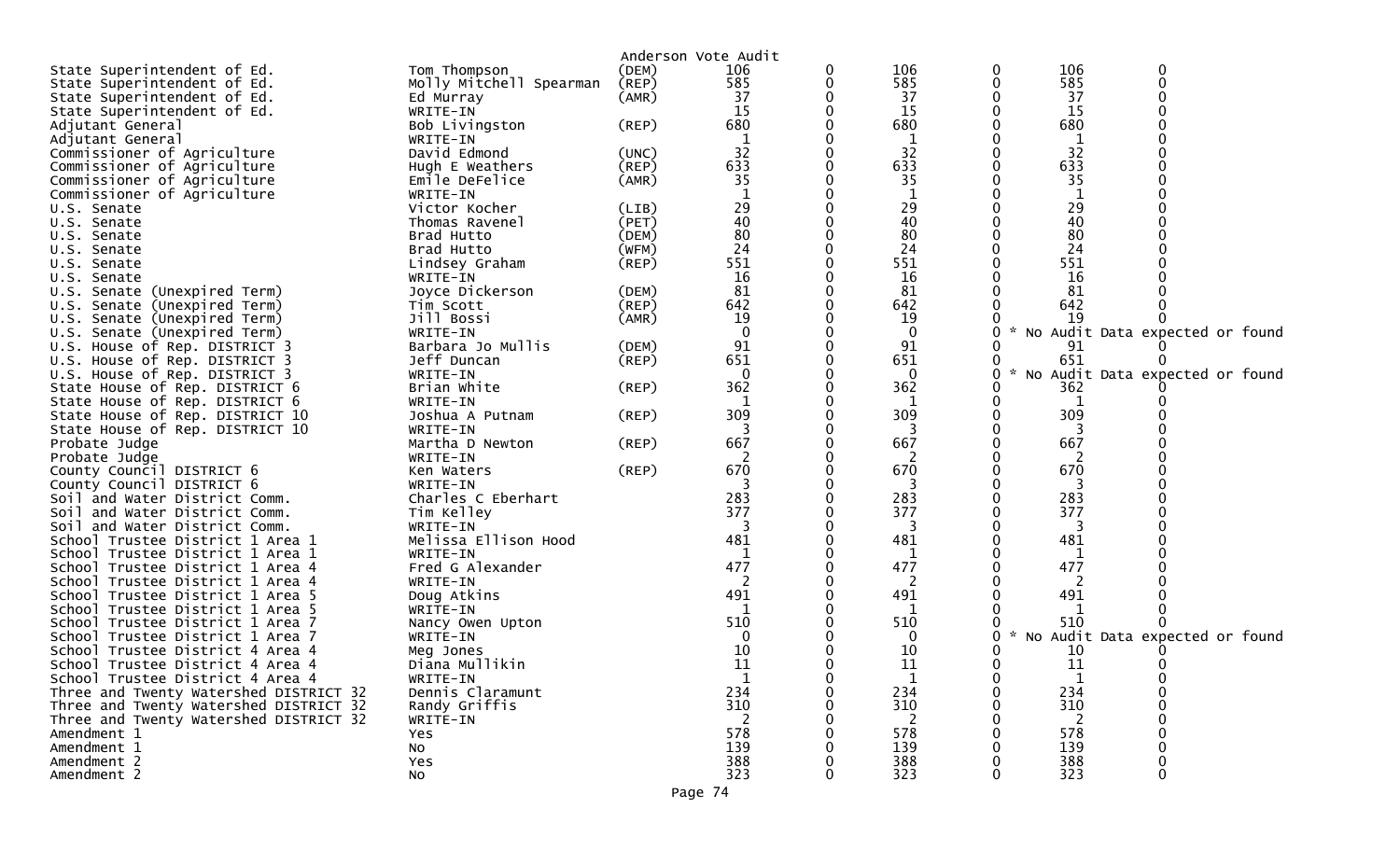Anderson Vote Audit

| Contest | Candidate | Party | | | | | | |
|---|---|---|---|---|---|---|---|---|
| State Superintendent of Ed. | Tom Thompson | (DEM) | 106 | 0 | 106 | 0 | 106 | 0 |
| State Superintendent of Ed. | Molly Mitchell Spearman | (REP) | 585 | 0 | 585 | 0 | 585 | 0 |
| State Superintendent of Ed. | Ed Murray | (AMR) | 37 | 0 | 37 | 0 | 37 | 0 |
| State Superintendent of Ed. | WRITE-IN | | 15 | 0 | 15 | 0 | 15 | 0 |
| Adjutant General | Bob Livingston | (REP) | 680 | 0 | 680 | 0 | 680 | 0 |
| Adjutant General | WRITE-IN | | 1 | 0 | 1 | 0 | 1 | 0 |
| Commissioner of Agriculture | David Edmond | (UNC) | 32 | 0 | 32 | 0 | 32 | 0 |
| Commissioner of Agriculture | Hugh E Weathers | (REP) | 633 | 0 | 633 | 0 | 633 | 0 |
| Commissioner of Agriculture | Emile DeFelice | (AMR) | 35 | 0 | 35 | 0 | 35 | 0 |
| Commissioner of Agriculture | WRITE-IN | | 1 | 0 | 1 | 0 | 1 | 0 |
| U.S. Senate | Victor Kocher | (LIB) | 29 | 0 | 29 | 0 | 29 | 0 |
| U.S. Senate | Thomas Ravenel | (PET) | 40 | 0 | 40 | 0 | 40 | 0 |
| U.S. Senate | Brad Hutto | (DEM) | 80 | 0 | 80 | 0 | 80 | 0 |
| U.S. Senate | Brad Hutto | (WFM) | 24 | 0 | 24 | 0 | 24 | 0 |
| U.S. Senate | Lindsey Graham | (REP) | 551 | 0 | 551 | 0 | 551 | 0 |
| U.S. Senate | WRITE-IN | | 16 | 0 | 16 | 0 | 16 | 0 |
| U.S. Senate (Unexpired Term) | Joyce Dickerson | (DEM) | 81 | 0 | 81 | 0 | 81 | 0 |
| U.S. Senate (Unexpired Term) | Tim Scott | (REP) | 642 | 0 | 642 | 0 | 642 | 0 |
| U.S. Senate (Unexpired Term) | Jill Bossi | (AMR) | 19 | 0 | 19 | 0 | 19 | 0 |
| U.S. Senate (Unexpired Term) | WRITE-IN | | 0 | 0 | 0 | 0 | * No Audit Data expected or found | |
| U.S. House of Rep. DISTRICT 3 | Barbara Jo Mullis | (DEM) | 91 | 0 | 91 | 0 | 91 | 0 |
| U.S. House of Rep. DISTRICT 3 | Jeff Duncan | (REP) | 651 | 0 | 651 | 0 | 651 | 0 |
| U.S. House of Rep. DISTRICT 3 | WRITE-IN | | 0 | 0 | 0 | 0 | * No Audit Data expected or found | |
| State House of Rep. DISTRICT 6 | Brian White | (REP) | 362 | 0 | 362 | 0 | 362 | 0 |
| State House of Rep. DISTRICT 6 | WRITE-IN | | 1 | 0 | 1 | 0 | 1 | 0 |
| State House of Rep. DISTRICT 10 | Joshua A Putnam | (REP) | 309 | 0 | 309 | 0 | 309 | 0 |
| State House of Rep. DISTRICT 10 | WRITE-IN | | 3 | 0 | 3 | 0 | 3 | 0 |
| Probate Judge | Martha D Newton | (REP) | 667 | 0 | 667 | 0 | 667 | 0 |
| Probate Judge | WRITE-IN | | 2 | 0 | 2 | 0 | 2 | 0 |
| County Council DISTRICT 6 | Ken Waters | (REP) | 670 | 0 | 670 | 0 | 670 | 0 |
| County Council DISTRICT 6 | WRITE-IN | | 3 | 0 | 3 | 0 | 3 | 0 |
| Soil and Water District Comm. | Charles C Eberhart | | 283 | 0 | 283 | 0 | 283 | 0 |
| Soil and Water District Comm. | Tim Kelley | | 377 | 0 | 377 | 0 | 377 | 0 |
| Soil and Water District Comm. | WRITE-IN | | 3 | 0 | 3 | 0 | 3 | 0 |
| School Trustee District 1 Area 1 | Melissa Ellison Hood | | 481 | 0 | 481 | 0 | 481 | 0 |
| School Trustee District 1 Area 1 | WRITE-IN | | 1 | 0 | 1 | 0 | 1 | 0 |
| School Trustee District 1 Area 4 | Fred G Alexander | | 477 | 0 | 477 | 0 | 477 | 0 |
| School Trustee District 1 Area 4 | WRITE-IN | | 2 | 0 | 2 | 0 | 2 | 0 |
| School Trustee District 1 Area 5 | Doug Atkins | | 491 | 0 | 491 | 0 | 491 | 0 |
| School Trustee District 1 Area 5 | WRITE-IN | | 1 | 0 | 1 | 0 | 1 | 0 |
| School Trustee District 1 Area 7 | Nancy Owen Upton | | 510 | 0 | 510 | 0 | 510 | 0 |
| School Trustee District 1 Area 7 | WRITE-IN | | 0 | 0 | 0 | 0 | * No Audit Data expected or found | |
| School Trustee District 4 Area 4 | Meg Jones | | 10 | 0 | 10 | 0 | 10 | 0 |
| School Trustee District 4 Area 4 | Diana Mullikin | | 11 | 0 | 11 | 0 | 11 | 0 |
| School Trustee District 4 Area 4 | WRITE-IN | | 1 | 0 | 1 | 0 | 1 | 0 |
| Three and Twenty Watershed DISTRICT 32 | Dennis Claramunt | | 234 | 0 | 234 | 0 | 234 | 0 |
| Three and Twenty Watershed DISTRICT 32 | Randy Griffis | | 310 | 0 | 310 | 0 | 310 | 0 |
| Three and Twenty Watershed DISTRICT 32 | WRITE-IN | | 2 | 0 | 2 | 0 | 2 | 0 |
| Amendment 1 | Yes | | 578 | 0 | 578 | 0 | 578 | 0 |
| Amendment 1 | No | | 139 | 0 | 139 | 0 | 139 | 0 |
| Amendment 2 | Yes | | 388 | 0 | 388 | 0 | 388 | 0 |
| Amendment 2 | No | | 323 | 0 | 323 | 0 | 323 | 0 |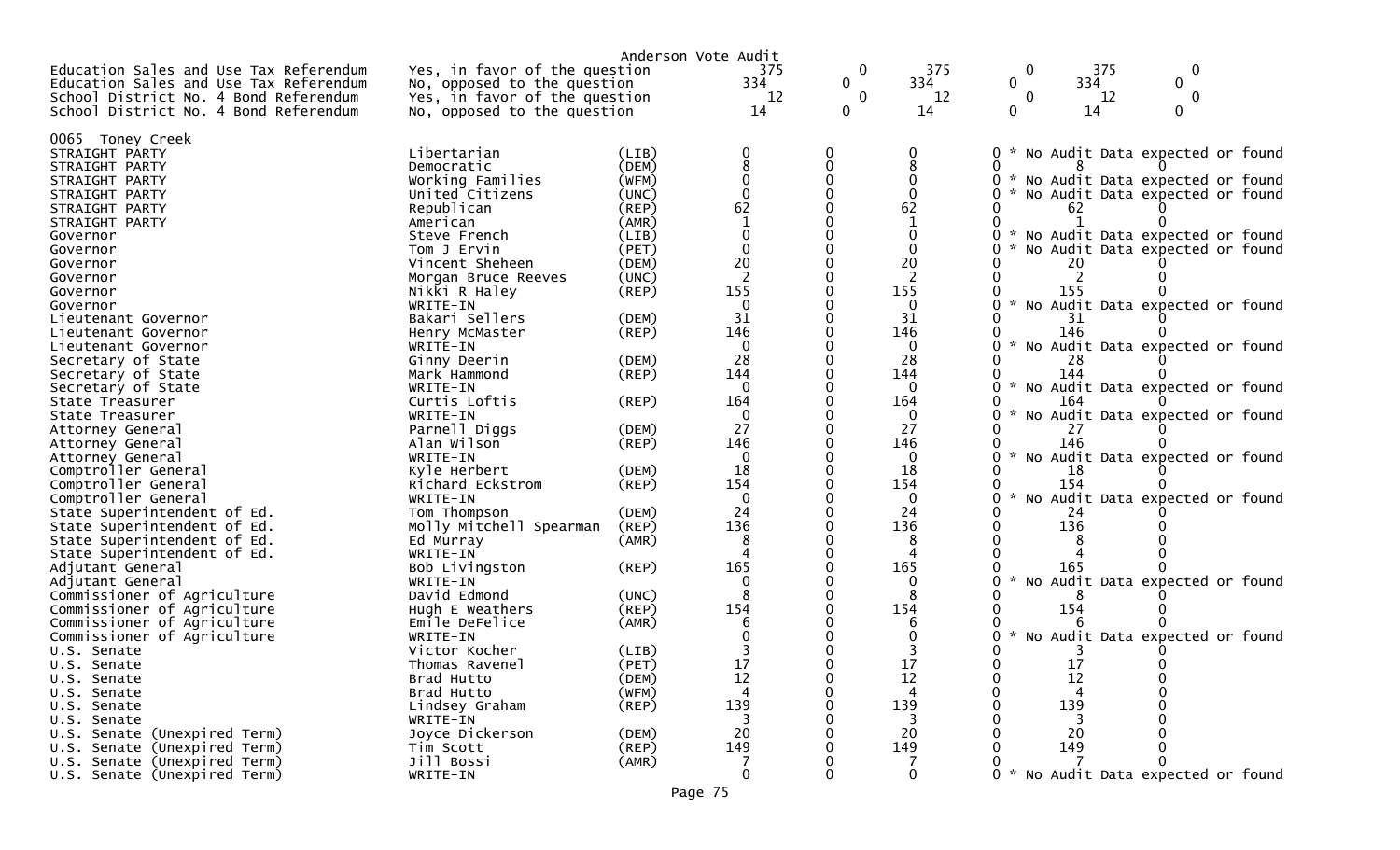Anderson Vote Audit

| | | | | | | | | |
|---|---|---|---|---|---|---|---|---|
| Education Sales and Use Tax Referendum | Yes, in favor of the question | | 375 | 0 | 375 | 0 | 375 | 0 |
| Education Sales and Use Tax Referendum | No, opposed to the question | | 334 | 0 | 334 | 0 | 334 | 0 |
| School District No. 4 Bond Referendum | Yes, in favor of the question | | 12 | 0 | 12 | 0 | 12 | 0 |
| School District No. 4 Bond Referendum | No, opposed to the question | | 14 | 0 | 14 | 0 | 14 | 0 |

0065 Toney Creek

| | | | | | | | | |
|---|---|---|---|---|---|---|---|---|
| STRAIGHT PARTY | Libertarian | (LIB) | 0 | 0 | 0 | 0 | * No Audit Data expected or found | |
| STRAIGHT PARTY | Democratic | (DEM) | 8 | 0 | 8 | 0 | 8 | 0 |
| STRAIGHT PARTY | Working Families | (WFM) | 0 | 0 | 0 | 0 | * No Audit Data expected or found | |
| STRAIGHT PARTY | United Citizens | (UNC) | 0 | 0 | 0 | 0 | * No Audit Data expected or found | |
| STRAIGHT PARTY | Republican | (REP) | 62 | 0 | 62 | 0 | 62 | 0 |
| STRAIGHT PARTY | American | (AMR) | 1 | 0 | 1 | 0 | 1 | 0 |
| Governor | Steve French | (LIB) | 0 | 0 | 0 | 0 | * No Audit Data expected or found | |
| Governor | Tom J Ervin | (PET) | 0 | 0 | 0 | 0 | * No Audit Data expected or found | |
| Governor | Vincent Sheheen | (DEM) | 20 | 0 | 20 | 0 | 20 | 0 |
| Governor | Morgan Bruce Reeves | (UNC) | 2 | 0 | 2 | 0 | 2 | 0 |
| Governor | Nikki R Haley | (REP) | 155 | 0 | 155 | 0 | 155 | 0 |
| Governor | WRITE-IN | | 0 | 0 | 0 | 0 | * No Audit Data expected or found | |
| Lieutenant Governor | Bakari Sellers | (DEM) | 31 | 0 | 31 | 0 | 31 | 0 |
| Lieutenant Governor | Henry McMaster | (REP) | 146 | 0 | 146 | 0 | 146 | 0 |
| Lieutenant Governor | WRITE-IN | | 0 | 0 | 0 | 0 | * No Audit Data expected or found | |
| Secretary of State | Ginny Deerin | (DEM) | 28 | 0 | 28 | 0 | 28 | 0 |
| Secretary of State | Mark Hammond | (REP) | 144 | 0 | 144 | 0 | 144 | 0 |
| Secretary of State | WRITE-IN | | 0 | 0 | 0 | 0 | * No Audit Data expected or found | |
| State Treasurer | Curtis Loftis | (REP) | 164 | 0 | 164 | 0 | 164 | 0 |
| State Treasurer | WRITE-IN | | 0 | 0 | 0 | 0 | * No Audit Data expected or found | |
| Attorney General | Parnell Diggs | (DEM) | 27 | 0 | 27 | 0 | 27 | 0 |
| Attorney General | Alan Wilson | (REP) | 146 | 0 | 146 | 0 | 146 | 0 |
| Attorney General | WRITE-IN | | 0 | 0 | 0 | 0 | * No Audit Data expected or found | |
| Comptroller General | Kyle Herbert | (DEM) | 18 | 0 | 18 | 0 | 18 | 0 |
| Comptroller General | Richard Eckstrom | (REP) | 154 | 0 | 154 | 0 | 154 | 0 |
| Comptroller General | WRITE-IN | | 0 | 0 | 0 | 0 | * No Audit Data expected or found | |
| State Superintendent of Ed. | Tom Thompson | (DEM) | 24 | 0 | 24 | 0 | 24 | 0 |
| State Superintendent of Ed. | Molly Mitchell Spearman | (REP) | 136 | 0 | 136 | 0 | 136 | 0 |
| State Superintendent of Ed. | Ed Murray | (AMR) | 8 | 0 | 8 | 0 | 8 | 0 |
| State Superintendent of Ed. | WRITE-IN | | 4 | 0 | 4 | 0 | 4 | 0 |
| Adjutant General | Bob Livingston | (REP) | 165 | 0 | 165 | 0 | 165 | 0 |
| Adjutant General | WRITE-IN | | 0 | 0 | 0 | 0 | * No Audit Data expected or found | |
| Commissioner of Agriculture | David Edmond | (UNC) | 8 | 0 | 8 | 0 | 8 | 0 |
| Commissioner of Agriculture | Hugh E Weathers | (REP) | 154 | 0 | 154 | 0 | 154 | 0 |
| Commissioner of Agriculture | Emile DeFelice | (AMR) | 6 | 0 | 6 | 0 | 6 | 0 |
| Commissioner of Agriculture | WRITE-IN | | 0 | 0 | 0 | 0 | * No Audit Data expected or found | |
| U.S. Senate | Victor Kocher | (LIB) | 3 | 0 | 3 | 0 | 3 | 0 |
| U.S. Senate | Thomas Ravenel | (PET) | 17 | 0 | 17 | 0 | 17 | 0 |
| U.S. Senate | Brad Hutto | (DEM) | 12 | 0 | 12 | 0 | 12 | 0 |
| U.S. Senate | Brad Hutto | (WFM) | 4 | 0 | 4 | 0 | 4 | 0 |
| U.S. Senate | Lindsey Graham | (REP) | 139 | 0 | 139 | 0 | 139 | 0 |
| U.S. Senate | WRITE-IN | | 3 | 0 | 3 | 0 | 3 | 0 |
| U.S. Senate (Unexpired Term) | Joyce Dickerson | (DEM) | 20 | 0 | 20 | 0 | 20 | 0 |
| U.S. Senate (Unexpired Term) | Tim Scott | (REP) | 149 | 0 | 149 | 0 | 149 | 0 |
| U.S. Senate (Unexpired Term) | Jill Bossi | (AMR) | 7 | 0 | 7 | 0 | 7 | 0 |
| U.S. Senate (Unexpired Term) | WRITE-IN | | 0 | 0 | 0 | 0 | * No Audit Data expected or found | |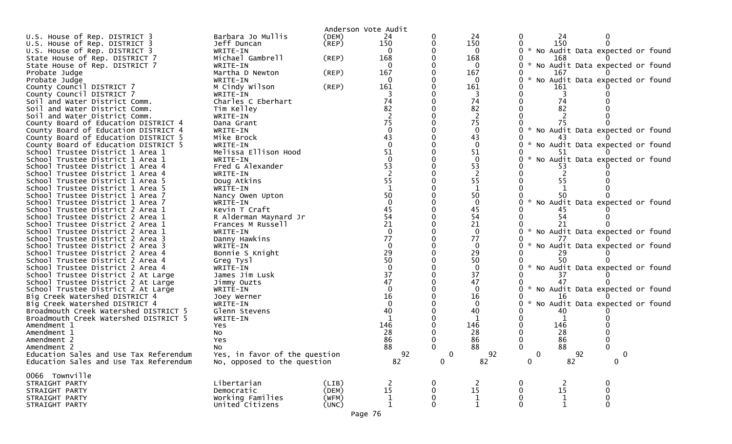Anderson Vote Audit

| Contest | Candidate | Party | | | | | | |
|---|---|---|---|---|---|---|---|---|
| U.S. House of Rep. DISTRICT 3 | Barbara Jo Mullis | (DEM) | 24 | 0 | 24 | 0 | 24 | 0 |
| U.S. House of Rep. DISTRICT 3 | Jeff Duncan | (REP) | 150 | 0 | 150 | 0 | 150 | 0 |
| U.S. House of Rep. DISTRICT 3 | WRITE-IN | | 0 | 0 | 0 | 0 | * No Audit Data expected or found | |
| State House of Rep. DISTRICT 7 | Michael Gambrell | (REP) | 168 | 0 | 168 | 0 | 168 | 0 |
| State House of Rep. DISTRICT 7 | WRITE-IN | | 0 | 0 | 0 | 0 | * No Audit Data expected or found | |
| Probate Judge | Martha D Newton | (REP) | 167 | 0 | 167 | 0 | 167 | 0 |
| Probate Judge | WRITE-IN | | 0 | 0 | 0 | 0 | * No Audit Data expected or found | |
| County Council DISTRICT 7 | M Cindy Wilson | (REP) | 161 | 0 | 161 | 0 | 161 | 0 |
| County Council DISTRICT 7 | WRITE-IN | | 3 | 0 | 3 | 0 | 3 | 0 |
| Soil and Water District Comm. | Charles C Eberhart | | 74 | 0 | 74 | 0 | 74 | 0 |
| Soil and Water District Comm. | Tim Kelley | | 82 | 0 | 82 | 0 | 82 | 0 |
| Soil and Water District Comm. | WRITE-IN | | 2 | 0 | 2 | 0 | 2 | 0 |
| County Board of Education DISTRICT 4 | Dana Grant | | 75 | 0 | 75 | 0 | 75 | 0 |
| County Board of Education DISTRICT 4 | WRITE-IN | | 0 | 0 | 0 | 0 | * No Audit Data expected or found | |
| County Board of Education DISTRICT 5 | Mike Brock | | 43 | 0 | 43 | 0 | 43 | 0 |
| County Board of Education DISTRICT 5 | WRITE-IN | | 0 | 0 | 0 | 0 | * No Audit Data expected or found | |
| School Trustee District 1 Area 1 | Melissa Ellison Hood | | 51 | 0 | 51 | 0 | 51 | 0 |
| School Trustee District 1 Area 1 | WRITE-IN | | 0 | 0 | 0 | 0 | * No Audit Data expected or found | |
| School Trustee District 1 Area 4 | Fred G Alexander | | 53 | 0 | 53 | 0 | 53 | 0 |
| School Trustee District 1 Area 4 | WRITE-IN | | 2 | 0 | 2 | 0 | 2 | 0 |
| School Trustee District 1 Area 5 | Doug Atkins | | 55 | 0 | 55 | 0 | 55 | 0 |
| School Trustee District 1 Area 5 | WRITE-IN | | 1 | 0 | 1 | 0 | 1 | 0 |
| School Trustee District 1 Area 7 | Nancy Owen Upton | | 50 | 0 | 50 | 0 | 50 | 0 |
| School Trustee District 1 Area 7 | WRITE-IN | | 0 | 0 | 0 | 0 | * No Audit Data expected or found | |
| School Trustee District 2 Area 1 | Kevin T Craft | | 45 | 0 | 45 | 0 | 45 | 0 |
| School Trustee District 2 Area 1 | R Alderman Maynard Jr | | 54 | 0 | 54 | 0 | 54 | 0 |
| School Trustee District 2 Area 1 | Frances M Russell | | 21 | 0 | 21 | 0 | 21 | 0 |
| School Trustee District 2 Area 1 | WRITE-IN | | 0 | 0 | 0 | 0 | * No Audit Data expected or found | |
| School Trustee District 2 Area 3 | Danny Hawkins | | 77 | 0 | 77 | 0 | 77 | 0 |
| School Trustee District 2 Area 3 | WRITE-IN | | 0 | 0 | 0 | 0 | * No Audit Data expected or found | |
| School Trustee District 2 Area 4 | Bonnie S Knight | | 29 | 0 | 29 | 0 | 29 | 0 |
| School Trustee District 2 Area 4 | Greg Tysl | | 50 | 0 | 50 | 0 | 50 | 0 |
| School Trustee District 2 Area 4 | WRITE-IN | | 0 | 0 | 0 | 0 | * No Audit Data expected or found | |
| School Trustee District 2 At Large | James Jim Lusk | | 37 | 0 | 37 | 0 | 37 | 0 |
| School Trustee District 2 At Large | Jimmy Ouzts | | 47 | 0 | 47 | 0 | 47 | 0 |
| School Trustee District 2 At Large | WRITE-IN | | 0 | 0 | 0 | 0 | * No Audit Data expected or found | |
| Big Creek Watershed DISTRICT 4 | Joey Werner | | 16 | 0 | 16 | 0 | 16 | 0 |
| Big Creek Watershed DISTRICT 4 | WRITE-IN | | 0 | 0 | 0 | 0 | * No Audit Data expected or found | |
| Broadmouth Creek Watershed DISTRICT 5 | Glenn Stevens | | 40 | 0 | 40 | 0 | 40 | 0 |
| Broadmouth Creek Watershed DISTRICT 5 | WRITE-IN | | 1 | 0 | 1 | 0 | 1 | 0 |
| Amendment 1 | Yes | | 146 | 0 | 146 | 0 | 146 | 0 |
| Amendment 1 | No | | 28 | 0 | 28 | 0 | 28 | 0 |
| Amendment 2 | Yes | | 86 | 0 | 86 | 0 | 86 | 0 |
| Amendment 2 | No | | 88 | 0 | 88 | 0 | 88 | 0 |
| Education Sales and Use Tax Referendum | Yes, in favor of the question | | 92 | 0 | 92 | 0 | 92 | 0 |
| Education Sales and Use Tax Referendum | No, opposed to the question | | 82 | 0 | 82 | 0 | 82 | 0 |

0066 Townville

| Contest | Candidate | Party | | | | | | |
|---|---|---|---|---|---|---|---|---|
| STRAIGHT PARTY | Libertarian | (LIB) | 2 | 0 | 2 | 0 | 2 | 0 |
| STRAIGHT PARTY | Democratic | (DEM) | 15 | 0 | 15 | 0 | 15 | 0 |
| STRAIGHT PARTY | Working Families | (WFM) | 1 | 0 | 1 | 0 | 1 | 0 |
| STRAIGHT PARTY | United Citizens | (UNC) | 1 | 0 | 1 | 0 | 1 | 0 |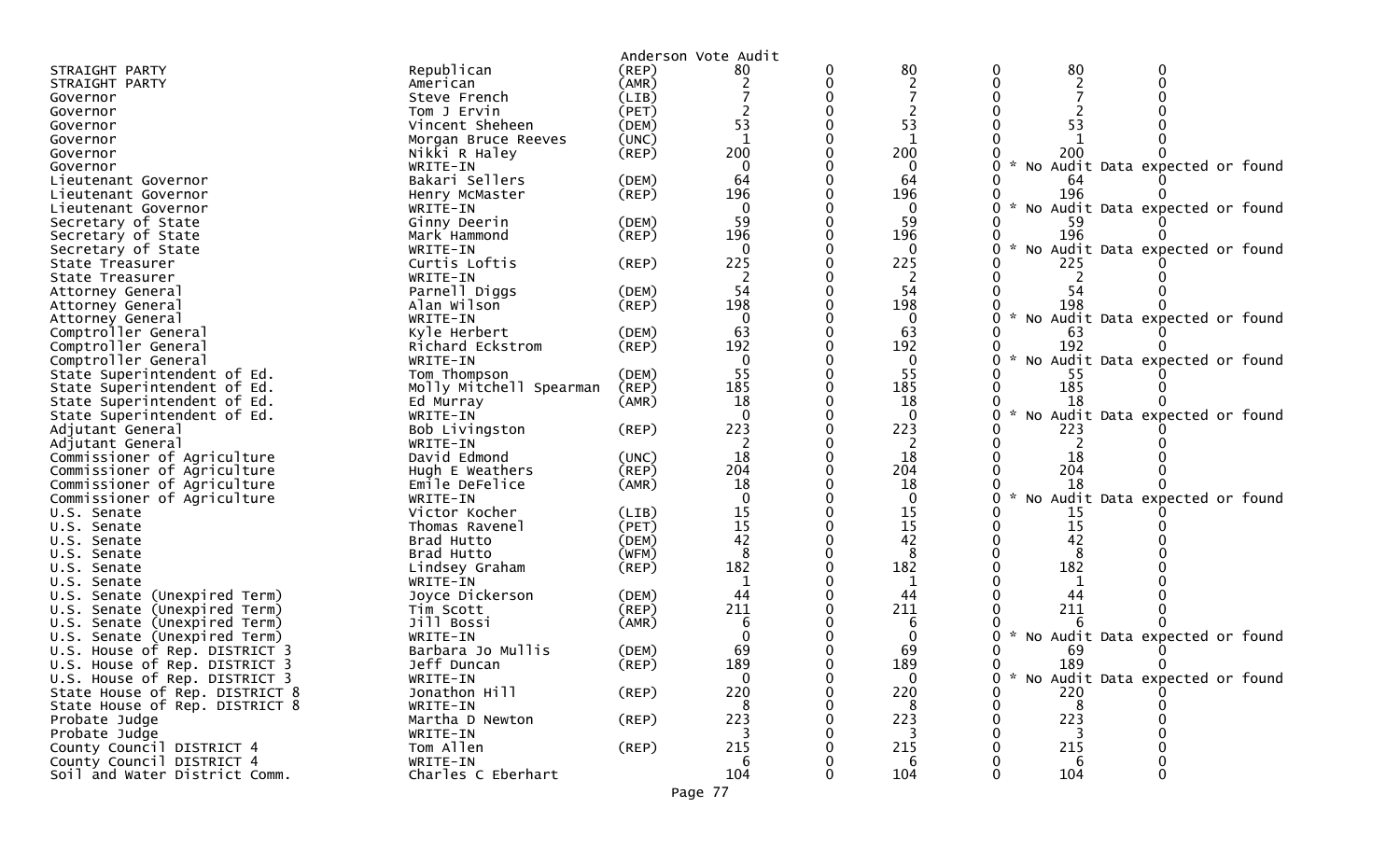Anderson Vote Audit

| Office | Candidate | Party | Votes | | | | | |
|---|---|---|---|---|---|---|---|---|
| STRAIGHT PARTY | Republican | (REP) | 80 | 0 | 80 | 0 | 80 | 0 |
| STRAIGHT PARTY | American | (AMR) | 2 | 0 | 2 | 0 | 2 | 0 |
| Governor | Steve French | (LIB) | 7 | 0 | 7 | 0 | 7 | 0 |
| Governor | Tom J Ervin | (PET) | 2 | 0 | 2 | 0 | 2 | 0 |
| Governor | Vincent Sheheen | (DEM) | 53 | 0 | 53 | 0 | 53 | 0 |
| Governor | Morgan Bruce Reeves | (UNC) | 1 | 0 | 1 | 0 | 1 | 0 |
| Governor | Nikki R Haley | (REP) | 200 | 0 | 200 | 0 | 200 | 0 |
| Governor | WRITE-IN | | 0 | 0 | 0 | 0 | * No Audit Data expected or found | |
| Lieutenant Governor | Bakari Sellers | (DEM) | 64 | 0 | 64 | 0 | 64 | 0 |
| Lieutenant Governor | Henry McMaster | (REP) | 196 | 0 | 196 | 0 | 196 | 0 |
| Lieutenant Governor | WRITE-IN | | 0 | 0 | 0 | 0 | * No Audit Data expected or found | |
| Secretary of State | Ginny Deerin | (DEM) | 59 | 0 | 59 | 0 | 59 | 0 |
| Secretary of State | Mark Hammond | (REP) | 196 | 0 | 196 | 0 | 196 | 0 |
| Secretary of State | WRITE-IN | | 0 | 0 | 0 | 0 | * No Audit Data expected or found | |
| State Treasurer | Curtis Loftis | (REP) | 225 | 0 | 225 | 0 | 225 | 0 |
| State Treasurer | WRITE-IN | | 2 | 0 | 2 | 0 | 2 | 0 |
| Attorney General | Parnell Diggs | (DEM) | 54 | 0 | 54 | 0 | 54 | 0 |
| Attorney General | Alan Wilson | (REP) | 198 | 0 | 198 | 0 | 198 | 0 |
| Attorney General | WRITE-IN | | 0 | 0 | 0 | 0 | * No Audit Data expected or found | |
| Comptroller General | Kyle Herbert | (DEM) | 63 | 0 | 63 | 0 | 63 | 0 |
| Comptroller General | Richard Eckstrom | (REP) | 192 | 0 | 192 | 0 | 192 | 0 |
| Comptroller General | WRITE-IN | | 0 | 0 | 0 | 0 | * No Audit Data expected or found | |
| State Superintendent of Ed. | Tom Thompson | (DEM) | 55 | 0 | 55 | 0 | 55 | 0 |
| State Superintendent of Ed. | Molly Mitchell Spearman | (REP) | 185 | 0 | 185 | 0 | 185 | 0 |
| State Superintendent of Ed. | Ed Murray | (AMR) | 18 | 0 | 18 | 0 | 18 | 0 |
| State Superintendent of Ed. | WRITE-IN | | 0 | 0 | 0 | 0 | * No Audit Data expected or found | |
| Adjutant General | Bob Livingston | (REP) | 223 | 0 | 223 | 0 | 223 | 0 |
| Adjutant General | WRITE-IN | | 2 | 0 | 2 | 0 | 2 | 0 |
| Commissioner of Agriculture | David Edmond | (UNC) | 18 | 0 | 18 | 0 | 18 | 0 |
| Commissioner of Agriculture | Hugh E Weathers | (REP) | 204 | 0 | 204 | 0 | 204 | 0 |
| Commissioner of Agriculture | Emile DeFelice | (AMR) | 18 | 0 | 18 | 0 | 18 | 0 |
| Commissioner of Agriculture | WRITE-IN | | 0 | 0 | 0 | 0 | * No Audit Data expected or found | |
| U.S. Senate | Victor Kocher | (LIB) | 15 | 0 | 15 | 0 | 15 | 0 |
| U.S. Senate | Thomas Ravenel | (PET) | 15 | 0 | 15 | 0 | 15 | 0 |
| U.S. Senate | Brad Hutto | (DEM) | 42 | 0 | 42 | 0 | 42 | 0 |
| U.S. Senate | Brad Hutto | (WFM) | 8 | 0 | 8 | 0 | 8 | 0 |
| U.S. Senate | Lindsey Graham | (REP) | 182 | 0 | 182 | 0 | 182 | 0 |
| U.S. Senate | WRITE-IN | | 1 | 0 | 1 | 0 | 1 | 0 |
| U.S. Senate (Unexpired Term) | Joyce Dickerson | (DEM) | 44 | 0 | 44 | 0 | 44 | 0 |
| U.S. Senate (Unexpired Term) | Tim Scott | (REP) | 211 | 0 | 211 | 0 | 211 | 0 |
| U.S. Senate (Unexpired Term) | Jill Bossi | (AMR) | 6 | 0 | 6 | 0 | 6 | 0 |
| U.S. Senate (Unexpired Term) | WRITE-IN | | 0 | 0 | 0 | 0 | * No Audit Data expected or found | |
| U.S. House of Rep. DISTRICT 3 | Barbara Jo Mullis | (DEM) | 69 | 0 | 69 | 0 | 69 | 0 |
| U.S. House of Rep. DISTRICT 3 | Jeff Duncan | (REP) | 189 | 0 | 189 | 0 | 189 | 0 |
| U.S. House of Rep. DISTRICT 3 | WRITE-IN | | 0 | 0 | 0 | 0 | * No Audit Data expected or found | |
| State House of Rep. DISTRICT 8 | Jonathon Hill | (REP) | 220 | 0 | 220 | 0 | 220 | 0 |
| State House of Rep. DISTRICT 8 | WRITE-IN | | 8 | 0 | 8 | 0 | 8 | 0 |
| Probate Judge | Martha D Newton | (REP) | 223 | 0 | 223 | 0 | 223 | 0 |
| Probate Judge | WRITE-IN | | 3 | 0 | 3 | 0 | 3 | 0 |
| County Council DISTRICT 4 | Tom Allen | (REP) | 215 | 0 | 215 | 0 | 215 | 0 |
| County Council DISTRICT 4 | WRITE-IN | | 6 | 0 | 6 | 0 | 6 | 0 |
| Soil and Water District Comm. | Charles C Eberhart | | 104 | 0 | 104 | 0 | 104 | 0 |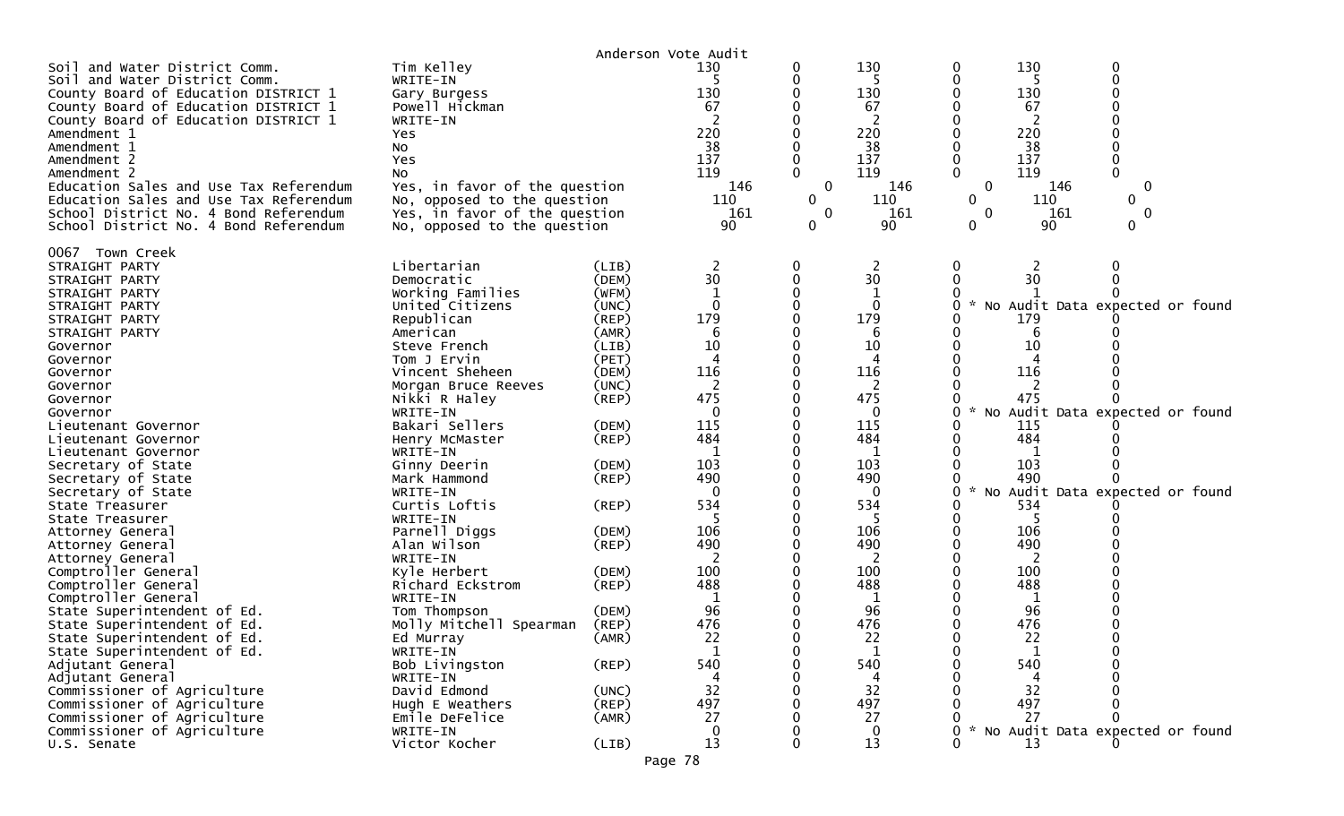Anderson Vote Audit

| Contest | Candidate | Party | | | | | | |
|---|---|---|---|---|---|---|---|---|
| Soil and Water District Comm. | Tim Kelley | | 130 | 0 | 130 | 0 | 130 | 0 |
| Soil and Water District Comm. | WRITE-IN | | 5 | 0 | 5 | 0 | 5 | 0 |
| County Board of Education DISTRICT 1 | Gary Burgess | | 130 | 0 | 130 | 0 | 130 | 0 |
| County Board of Education DISTRICT 1 | Powell Hickman | | 67 | 0 | 67 | 0 | 67 | 0 |
| County Board of Education DISTRICT 1 | WRITE-IN | | 2 | 0 | 2 | 0 | 2 | 0 |
| Amendment 1 | Yes | | 220 | 0 | 220 | 0 | 220 | 0 |
| Amendment 1 | No | | 38 | 0 | 38 | 0 | 38 | 0 |
| Amendment 2 | Yes | | 137 | 0 | 137 | 0 | 137 | 0 |
| Amendment 2 | No | | 119 | 0 | 119 | 0 | 119 | 0 |
| Education Sales and Use Tax Referendum | Yes, in favor of the question | | 146 | 0 | 146 | 0 | 146 | 0 |
| Education Sales and Use Tax Referendum | No, opposed to the question | | 110 | 0 | 110 | 0 | 110 | 0 |
| School District No. 4 Bond Referendum | Yes, in favor of the question | | 161 | 0 | 161 | 0 | 161 | 0 |
| School District No. 4 Bond Referendum | No, opposed to the question | | 90 | 0 | 90 | 0 | 90 | 0 |

0067 Town Creek

| Contest | Candidate | Party | | | | | | |
|---|---|---|---|---|---|---|---|---|
| STRAIGHT PARTY | Libertarian | (LIB) | 2 | 0 | 2 | 0 | 2 | 0 |
| STRAIGHT PARTY | Democratic | (DEM) | 30 | 0 | 30 | 0 | 30 | 0 |
| STRAIGHT PARTY | Working Families | (WFM) | 1 | 0 | 1 | 0 | 1 | 0 |
| STRAIGHT PARTY | United Citizens | (UNC) | 0 | 0 | 0 | 0 * No Audit Data expected or found | | |
| STRAIGHT PARTY | Republican | (REP) | 179 | 0 | 179 | 0 | 179 | 0 |
| STRAIGHT PARTY | American | (AMR) | 6 | 0 | 6 | 0 | 6 | 0 |
| Governor | Steve French | (LIB) | 10 | 0 | 10 | 0 | 10 | 0 |
| Governor | Tom J Ervin | (PET) | 4 | 0 | 4 | 0 | 4 | 0 |
| Governor | Vincent Sheheen | (DEM) | 116 | 0 | 116 | 0 | 116 | 0 |
| Governor | Morgan Bruce Reeves | (UNC) | 2 | 0 | 2 | 0 | 2 | 0 |
| Governor | Nikki R Haley | (REP) | 475 | 0 | 475 | 0 | 475 | 0 |
| Governor | WRITE-IN | | 0 | 0 | 0 | 0 * No Audit Data expected or found | | |
| Lieutenant Governor | Bakari Sellers | (DEM) | 115 | 0 | 115 | 0 | 115 | 0 |
| Lieutenant Governor | Henry McMaster | (REP) | 484 | 0 | 484 | 0 | 484 | 0 |
| Lieutenant Governor | WRITE-IN | | 1 | 0 | 1 | 0 | 1 | 0 |
| Secretary of State | Ginny Deerin | (DEM) | 103 | 0 | 103 | 0 | 103 | 0 |
| Secretary of State | Mark Hammond | (REP) | 490 | 0 | 490 | 0 | 490 | 0 |
| Secretary of State | WRITE-IN | | 0 | 0 | 0 | 0 * No Audit Data expected or found | | |
| State Treasurer | Curtis Loftis | (REP) | 534 | 0 | 534 | 0 | 534 | 0 |
| State Treasurer | WRITE-IN | | 5 | 0 | 5 | 0 | 5 | 0 |
| Attorney General | Parnell Diggs | (DEM) | 106 | 0 | 106 | 0 | 106 | 0 |
| Attorney General | Alan Wilson | (REP) | 490 | 0 | 490 | 0 | 490 | 0 |
| Attorney General | WRITE-IN | | 2 | 0 | 2 | 0 | 2 | 0 |
| Comptroller General | Kyle Herbert | (DEM) | 100 | 0 | 100 | 0 | 100 | 0 |
| Comptroller General | Richard Eckstrom | (REP) | 488 | 0 | 488 | 0 | 488 | 0 |
| Comptroller General | WRITE-IN | | 1 | 0 | 1 | 0 | 1 | 0 |
| State Superintendent of Ed. | Tom Thompson | (DEM) | 96 | 0 | 96 | 0 | 96 | 0 |
| State Superintendent of Ed. | Molly Mitchell Spearman | (REP) | 476 | 0 | 476 | 0 | 476 | 0 |
| State Superintendent of Ed. | Ed Murray | (AMR) | 22 | 0 | 22 | 0 | 22 | 0 |
| State Superintendent of Ed. | WRITE-IN | | 1 | 0 | 1 | 0 | 1 | 0 |
| Adjutant General | Bob Livingston | (REP) | 540 | 0 | 540 | 0 | 540 | 0 |
| Adjutant General | WRITE-IN | | 4 | 0 | 4 | 0 | 4 | 0 |
| Commissioner of Agriculture | David Edmond | (UNC) | 32 | 0 | 32 | 0 | 32 | 0 |
| Commissioner of Agriculture | Hugh E Weathers | (REP) | 497 | 0 | 497 | 0 | 497 | 0 |
| Commissioner of Agriculture | Emile DeFelice | (AMR) | 27 | 0 | 27 | 0 | 27 | 0 |
| Commissioner of Agriculture | WRITE-IN | | 0 | 0 | 0 | 0 * No Audit Data expected or found | | |
| U.S. Senate | Victor Kocher | (LIB) | 13 | 0 | 13 | 0 | 13 | 0 |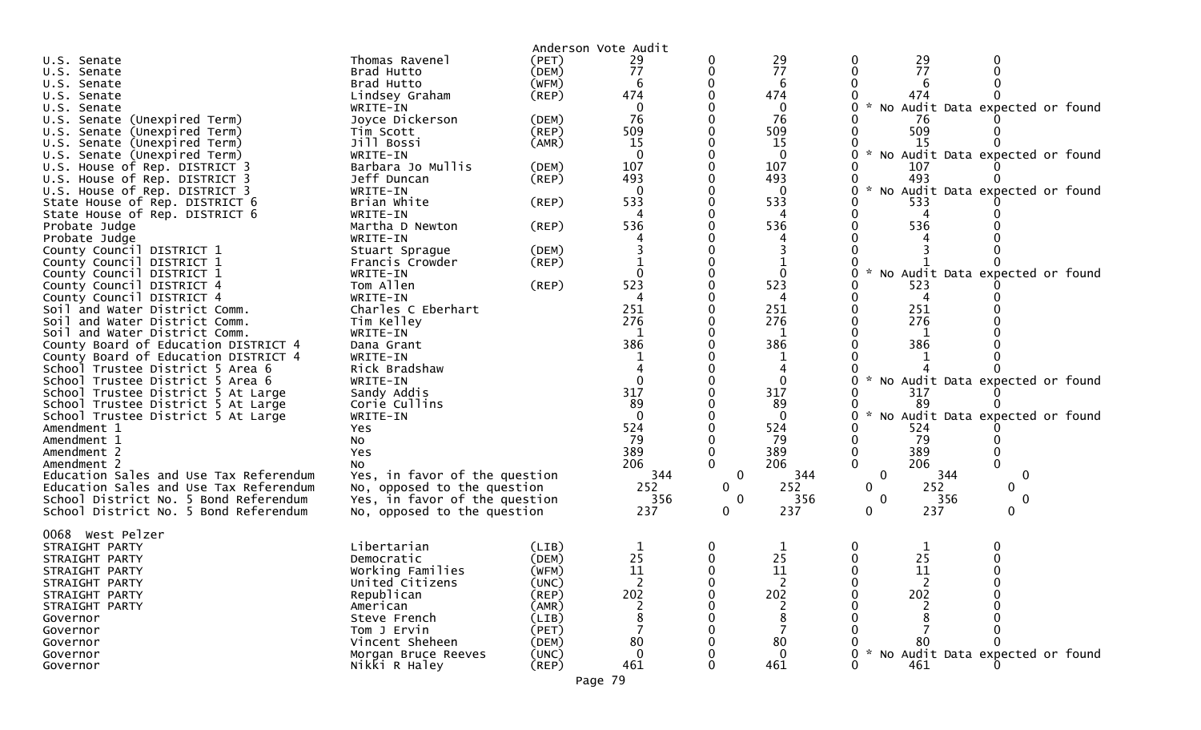Anderson Vote Audit

| Contest | Candidate | Party | | | | | | |
|---|---|---|---|---|---|---|---|---|
| U.S. Senate | Thomas Ravenel | (PET) | 29 | 0 | 29 | 0 | 29 | 0 |
| U.S. Senate | Brad Hutto | (DEM) | 77 | 0 | 77 | 0 | 77 | 0 |
| U.S. Senate | Brad Hutto | (WFM) | 6 | 0 | 6 | 0 | 6 | 0 |
| U.S. Senate | Lindsey Graham | (REP) | 474 | 0 | 474 | 0 | 474 | 0 |
| U.S. Senate | WRITE-IN | | 0 | 0 | 0 | 0 | * No Audit Data expected or found | |
| U.S. Senate (Unexpired Term) | Joyce Dickerson | (DEM) | 76 | 0 | 76 | 0 | 76 | 0 |
| U.S. Senate (Unexpired Term) | Tim Scott | (REP) | 509 | 0 | 509 | 0 | 509 | 0 |
| U.S. Senate (Unexpired Term) | Jill Bossi | (AMR) | 15 | 0 | 15 | 0 | 15 | 0 |
| U.S. Senate (Unexpired Term) | WRITE-IN | | 0 | 0 | 0 | 0 | * No Audit Data expected or found | |
| U.S. House of Rep. DISTRICT 3 | Barbara Jo Mullis | (DEM) | 107 | 0 | 107 | 0 | 107 | 0 |
| U.S. House of Rep. DISTRICT 3 | Jeff Duncan | (REP) | 493 | 0 | 493 | 0 | 493 | 0 |
| U.S. House of Rep. DISTRICT 3 | WRITE-IN | | 0 | 0 | 0 | 0 | * No Audit Data expected or found | |
| State House of Rep. DISTRICT 6 | Brian White | (REP) | 533 | 0 | 533 | 0 | 533 | 0 |
| State House of Rep. DISTRICT 6 | WRITE-IN | | 4 | 0 | 4 | 0 | 4 | 0 |
| Probate Judge | Martha D Newton | (REP) | 536 | 0 | 536 | 0 | 536 | 0 |
| Probate Judge | WRITE-IN | | 4 | 0 | 4 | 0 | 4 | 0 |
| County Council DISTRICT 1 | Stuart Sprague | (DEM) | 3 | 0 | 3 | 0 | 3 | 0 |
| County Council DISTRICT 1 | Francis Crowder | (REP) | 1 | 0 | 1 | 0 | 1 | 0 |
| County Council DISTRICT 1 | WRITE-IN | | 0 | 0 | 0 | 0 | * No Audit Data expected or found | |
| County Council DISTRICT 4 | Tom Allen | (REP) | 523 | 0 | 523 | 0 | 523 | 0 |
| County Council DISTRICT 4 | WRITE-IN | | 4 | 0 | 4 | 0 | 4 | 0 |
| Soil and Water District Comm. | Charles C Eberhart | | 251 | 0 | 251 | 0 | 251 | 0 |
| Soil and Water District Comm. | Tim Kelley | | 276 | 0 | 276 | 0 | 276 | 0 |
| Soil and Water District Comm. | WRITE-IN | | 1 | 0 | 1 | 0 | 1 | 0 |
| County Board of Education DISTRICT 4 | Dana Grant | | 386 | 0 | 386 | 0 | 386 | 0 |
| County Board of Education DISTRICT 4 | WRITE-IN | | 1 | 0 | 1 | 0 | 1 | 0 |
| School Trustee District 5 Area 6 | Rick Bradshaw | | 4 | 0 | 4 | 0 | 4 | 0 |
| School Trustee District 5 Area 6 | WRITE-IN | | 0 | 0 | 0 | 0 | * No Audit Data expected or found | |
| School Trustee District 5 At Large | Sandy Addis | | 317 | 0 | 317 | 0 | 317 | 0 |
| School Trustee District 5 At Large | Corie Cullins | | 89 | 0 | 89 | 0 | 89 | 0 |
| School Trustee District 5 At Large | WRITE-IN | | 0 | 0 | 0 | 0 | * No Audit Data expected or found | |
| Amendment 1 | Yes | | 524 | 0 | 524 | 0 | 524 | 0 |
| Amendment 1 | No | | 79 | 0 | 79 | 0 | 79 | 0 |
| Amendment 2 | Yes | | 389 | 0 | 389 | 0 | 389 | 0 |
| Amendment 2 | No | | 206 | 0 | 206 | 0 | 206 | 0 |
| Education Sales and Use Tax Referendum | Yes, in favor of the question | | 344 | 0 | 344 | 0 | 344 | 0 |
| Education Sales and Use Tax Referendum | No, opposed to the question | | 252 | 0 | 252 | 0 | 252 | 0 |
| School District No. 5 Bond Referendum | Yes, in favor of the question | | 356 | 0 | 356 | 0 | 356 | 0 |
| School District No. 5 Bond Referendum | No, opposed to the question | | 237 | 0 | 237 | 0 | 237 | 0 |

0068 West Pelzer

| Contest | Candidate | Party | | | | | | |
|---|---|---|---|---|---|---|---|---|
| STRAIGHT PARTY | Libertarian | (LIB) | 1 | 0 | 1 | 0 | 1 | 0 |
| STRAIGHT PARTY | Democratic | (DEM) | 25 | 0 | 25 | 0 | 25 | 0 |
| STRAIGHT PARTY | Working Families | (WFM) | 11 | 0 | 11 | 0 | 11 | 0 |
| STRAIGHT PARTY | United Citizens | (UNC) | 2 | 0 | 2 | 0 | 2 | 0 |
| STRAIGHT PARTY | Republican | (REP) | 202 | 0 | 202 | 0 | 202 | 0 |
| STRAIGHT PARTY | American | (AMR) | 2 | 0 | 2 | 0 | 2 | 0 |
| Governor | Steve French | (LIB) | 8 | 0 | 8 | 0 | 8 | 0 |
| Governor | Tom J Ervin | (PET) | 7 | 0 | 7 | 0 | 7 | 0 |
| Governor | Vincent Sheheen | (DEM) | 80 | 0 | 80 | 0 | 80 | 0 |
| Governor | Morgan Bruce Reeves | (UNC) | 0 | 0 | 0 | 0 | * No Audit Data expected or found | |
| Governor | Nikki R Haley | (REP) | 461 | 0 | 461 | 0 | 461 | 0 |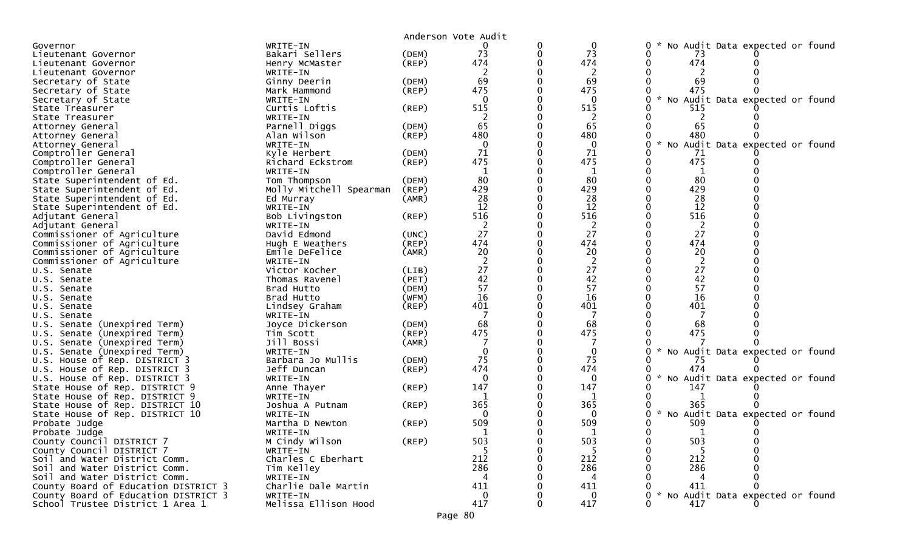Anderson Vote Audit

| Office | Candidate | Party | | | | | | |
|---|---|---|---|---|---|---|---|---|
| Governor | WRITE-IN | | 0 | 0 | 0 | 0 | * No Audit Data expected or found | |
| Lieutenant Governor | Bakari Sellers | (DEM) | 73 | 0 | 73 | 0 | 73 | 0 |
| Lieutenant Governor | Henry McMaster | (REP) | 474 | 0 | 474 | 0 | 474 | 0 |
| Lieutenant Governor | WRITE-IN | | 2 | 0 | 2 | 0 | 2 | 0 |
| Secretary of State | Ginny Deerin | (DEM) | 69 | 0 | 69 | 0 | 69 | 0 |
| Secretary of State | Mark Hammond | (REP) | 475 | 0 | 475 | 0 | 475 | 0 |
| Secretary of State | WRITE-IN | | 0 | 0 | 0 | 0 | * No Audit Data expected or found | |
| State Treasurer | Curtis Loftis | (REP) | 515 | 0 | 515 | 0 | 515 | 0 |
| State Treasurer | WRITE-IN | | 2 | 0 | 2 | 0 | 2 | 0 |
| Attorney General | Parnell Diggs | (DEM) | 65 | 0 | 65 | 0 | 65 | 0 |
| Attorney General | Alan Wilson | (REP) | 480 | 0 | 480 | 0 | 480 | 0 |
| Attorney General | WRITE-IN | | 0 | 0 | 0 | 0 | * No Audit Data expected or found | |
| Comptroller General | Kyle Herbert | (DEM) | 71 | 0 | 71 | 0 | 71 | 0 |
| Comptroller General | Richard Eckstrom | (REP) | 475 | 0 | 475 | 0 | 475 | 0 |
| Comptroller General | WRITE-IN | | 1 | 0 | 1 | 0 | 1 | 0 |
| State Superintendent of Ed. | Tom Thompson | (DEM) | 80 | 0 | 80 | 0 | 80 | 0 |
| State Superintendent of Ed. | Molly Mitchell Spearman | (REP) | 429 | 0 | 429 | 0 | 429 | 0 |
| State Superintendent of Ed. | Ed Murray | (AMR) | 28 | 0 | 28 | 0 | 28 | 0 |
| State Superintendent of Ed. | WRITE-IN | | 12 | 0 | 12 | 0 | 12 | 0 |
| Adjutant General | Bob Livingston | (REP) | 516 | 0 | 516 | 0 | 516 | 0 |
| Adjutant General | WRITE-IN | | 2 | 0 | 2 | 0 | 2 | 0 |
| Commissioner of Agriculture | David Edmond | (UNC) | 27 | 0 | 27 | 0 | 27 | 0 |
| Commissioner of Agriculture | Hugh E Weathers | (REP) | 474 | 0 | 474 | 0 | 474 | 0 |
| Commissioner of Agriculture | Emile DeFelice | (AMR) | 20 | 0 | 20 | 0 | 20 | 0 |
| Commissioner of Agriculture | WRITE-IN | | 2 | 0 | 2 | 0 | 2 | 0 |
| U.S. Senate | Victor Kocher | (LIB) | 27 | 0 | 27 | 0 | 27 | 0 |
| U.S. Senate | Thomas Ravenel | (PET) | 42 | 0 | 42 | 0 | 42 | 0 |
| U.S. Senate | Brad Hutto | (DEM) | 57 | 0 | 57 | 0 | 57 | 0 |
| U.S. Senate | Brad Hutto | (WFM) | 16 | 0 | 16 | 0 | 16 | 0 |
| U.S. Senate | Lindsey Graham | (REP) | 401 | 0 | 401 | 0 | 401 | 0 |
| U.S. Senate | WRITE-IN | | 7 | 0 | 7 | 0 | 7 | 0 |
| U.S. Senate (Unexpired Term) | Joyce Dickerson | (DEM) | 68 | 0 | 68 | 0 | 68 | 0 |
| U.S. Senate (Unexpired Term) | Tim Scott | (REP) | 475 | 0 | 475 | 0 | 475 | 0 |
| U.S. Senate (Unexpired Term) | Jill Bossi | (AMR) | 7 | 0 | 7 | 0 | 7 | 0 |
| U.S. Senate (Unexpired Term) | WRITE-IN | | 0 | 0 | 0 | 0 | * No Audit Data expected or found | |
| U.S. House of Rep. DISTRICT 3 | Barbara Jo Mullis | (DEM) | 75 | 0 | 75 | 0 | 75 | 0 |
| U.S. House of Rep. DISTRICT 3 | Jeff Duncan | (REP) | 474 | 0 | 474 | 0 | 474 | 0 |
| U.S. House of Rep. DISTRICT 3 | WRITE-IN | | 0 | 0 | 0 | 0 | * No Audit Data expected or found | |
| State House of Rep. DISTRICT 9 | Anne Thayer | (REP) | 147 | 0 | 147 | 0 | 147 | 0 |
| State House of Rep. DISTRICT 9 | WRITE-IN | | 1 | 0 | 1 | 0 | 1 | 0 |
| State House of Rep. DISTRICT 10 | Joshua A Putnam | (REP) | 365 | 0 | 365 | 0 | 365 | 0 |
| State House of Rep. DISTRICT 10 | WRITE-IN | | 0 | 0 | 0 | 0 | * No Audit Data expected or found | |
| Probate Judge | Martha D Newton | (REP) | 509 | 0 | 509 | 0 | 509 | 0 |
| Probate Judge | WRITE-IN | | 1 | 0 | 1 | 0 | 1 | 0 |
| County Council DISTRICT 7 | M Cindy Wilson | (REP) | 503 | 0 | 503 | 0 | 503 | 0 |
| County Council DISTRICT 7 | WRITE-IN | | 5 | 0 | 5 | 0 | 5 | 0 |
| Soil and Water District Comm. | Charles C Eberhart | | 212 | 0 | 212 | 0 | 212 | 0 |
| Soil and Water District Comm. | Tim Kelley | | 286 | 0 | 286 | 0 | 286 | 0 |
| Soil and Water District Comm. | WRITE-IN | | 4 | 0 | 4 | 0 | 4 | 0 |
| County Board of Education DISTRICT 3 | Charlie Dale Martin | | 411 | 0 | 411 | 0 | 411 | 0 |
| County Board of Education DISTRICT 3 | WRITE-IN | | 0 | 0 | 0 | 0 | * No Audit Data expected or found | |
| School Trustee District 1 Area 1 | Melissa Ellison Hood | | 417 | 0 | 417 | 0 | 417 | 0 |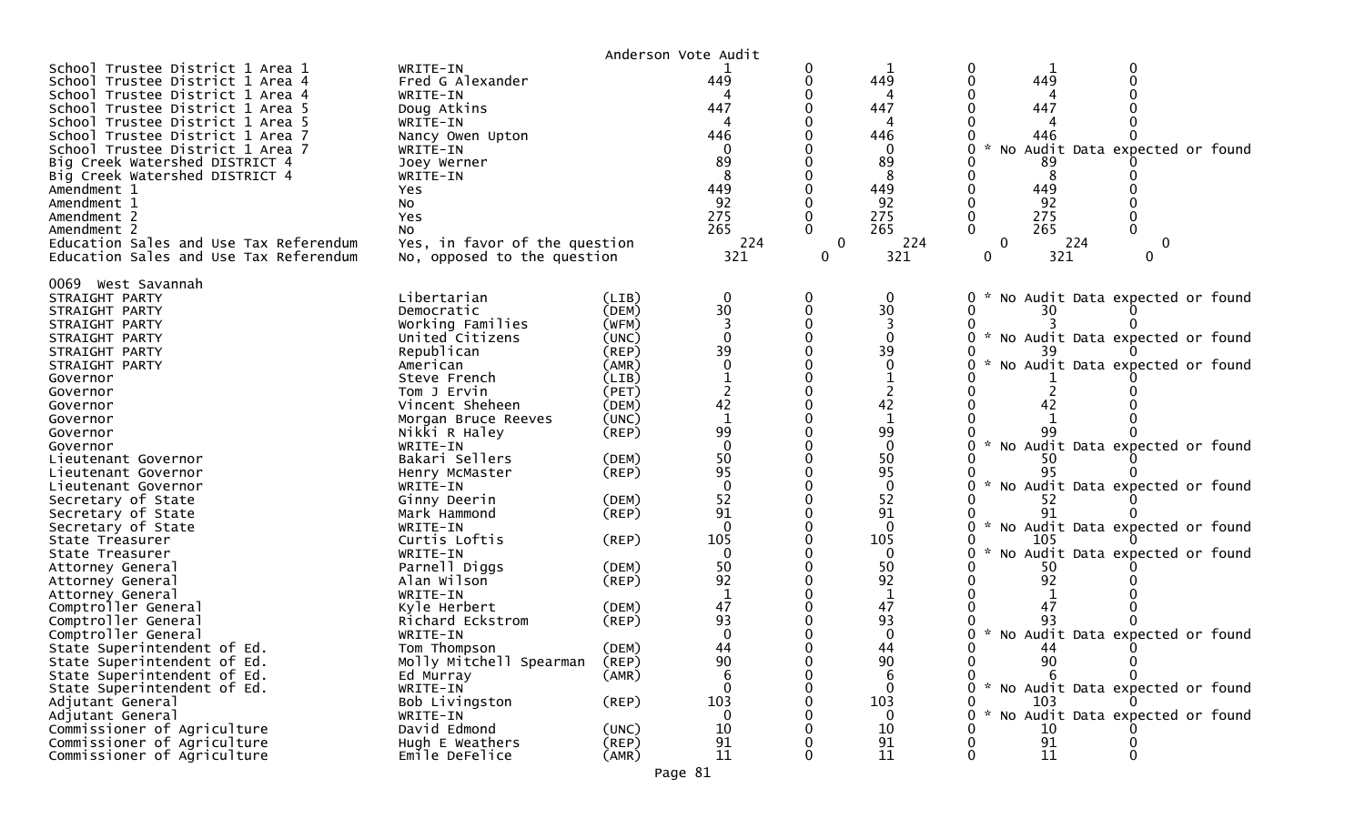Anderson Vote Audit

| Contest | Candidate | Party | | | | | | |
|---|---|---|---|---|---|---|---|---|
| School Trustee District 1 Area 1 | WRITE-IN | | 1 | 0 | 1 | 0 | 1 | 0 |
| School Trustee District 1 Area 4 | Fred G Alexander | | 449 | 0 | 449 | 0 | 449 | 0 |
| School Trustee District 1 Area 4 | WRITE-IN | | 4 | 0 | 4 | 0 | 4 | 0 |
| School Trustee District 1 Area 5 | Doug Atkins | | 447 | 0 | 447 | 0 | 447 | 0 |
| School Trustee District 1 Area 5 | WRITE-IN | | 4 | 0 | 4 | 0 | 4 | 0 |
| School Trustee District 1 Area 7 | Nancy Owen Upton | | 446 | 0 | 446 | 0 | 446 | 0 |
| School Trustee District 1 Area 7 | WRITE-IN | | 0 | 0 | 0 | 0 * No Audit Data expected or found | | |
| Big Creek Watershed DISTRICT 4 | Joey Werner | | 89 | 0 | 89 | 0 | 89 | 0 |
| Big Creek Watershed DISTRICT 4 | WRITE-IN | | 8 | 0 | 8 | 0 | 8 | 0 |
| Amendment 1 | Yes | | 449 | 0 | 449 | 0 | 449 | 0 |
| Amendment 1 | No | | 92 | 0 | 92 | 0 | 92 | 0 |
| Amendment 2 | Yes | | 275 | 0 | 275 | 0 | 275 | 0 |
| Amendment 2 | No | | 265 | 0 | 265 | 0 | 265 | 0 |
| Education Sales and Use Tax Referendum | Yes, in favor of the question | | 224 | 0 | 224 | 0 | 224 | 0 |
| Education Sales and Use Tax Referendum | No, opposed to the question | | 321 | 0 | 321 | 0 | 321 | 0 |
| **0069 West Savannah** | | | | | | | | |
| STRAIGHT PARTY | Libertarian | (LIB) | 0 | 0 | 0 | 0 * No Audit Data expected or found | | |
| STRAIGHT PARTY | Democratic | (DEM) | 30 | 0 | 30 | 0 | 30 | 0 |
| STRAIGHT PARTY | Working Families | (WFM) | 3 | 0 | 3 | 0 | 3 | 0 |
| STRAIGHT PARTY | United Citizens | (UNC) | 0 | 0 | 0 | 0 * No Audit Data expected or found | | |
| STRAIGHT PARTY | Republican | (REP) | 39 | 0 | 39 | 0 | 39 | 0 |
| STRAIGHT PARTY | American | (AMR) | 0 | 0 | 0 | 0 * No Audit Data expected or found | | |
| Governor | Steve French | (LIB) | 1 | 0 | 1 | 0 | 1 | 0 |
| Governor | Tom J Ervin | (PET) | 2 | 0 | 2 | 0 | 2 | 0 |
| Governor | Vincent Sheheen | (DEM) | 42 | 0 | 42 | 0 | 42 | 0 |
| Governor | Morgan Bruce Reeves | (UNC) | 1 | 0 | 1 | 0 | 1 | 0 |
| Governor | Nikki R Haley | (REP) | 99 | 0 | 99 | 0 | 99 | 0 |
| Governor | WRITE-IN | | 0 | 0 | 0 | 0 * No Audit Data expected or found | | |
| Lieutenant Governor | Bakari Sellers | (DEM) | 50 | 0 | 50 | 0 | 50 | 0 |
| Lieutenant Governor | Henry McMaster | (REP) | 95 | 0 | 95 | 0 | 95 | 0 |
| Lieutenant Governor | WRITE-IN | | 0 | 0 | 0 | 0 * No Audit Data expected or found | | |
| Secretary of State | Ginny Deerin | (DEM) | 52 | 0 | 52 | 0 | 52 | 0 |
| Secretary of State | Mark Hammond | (REP) | 91 | 0 | 91 | 0 | 91 | 0 |
| Secretary of State | WRITE-IN | | 0 | 0 | 0 | 0 * No Audit Data expected or found | | |
| State Treasurer | Curtis Loftis | (REP) | 105 | 0 | 105 | 0 | 105 | 0 |
| State Treasurer | WRITE-IN | | 0 | 0 | 0 | 0 * No Audit Data expected or found | | |
| Attorney General | Parnell Diggs | (DEM) | 50 | 0 | 50 | 0 | 50 | 0 |
| Attorney General | Alan Wilson | (REP) | 92 | 0 | 92 | 0 | 92 | 0 |
| Attorney General | WRITE-IN | | 1 | 0 | 1 | 0 | 1 | 0 |
| Comptroller General | Kyle Herbert | (DEM) | 47 | 0 | 47 | 0 | 47 | 0 |
| Comptroller General | Richard Eckstrom | (REP) | 93 | 0 | 93 | 0 | 93 | 0 |
| Comptroller General | WRITE-IN | | 0 | 0 | 0 | 0 * No Audit Data expected or found | | |
| State Superintendent of Ed. | Tom Thompson | (DEM) | 44 | 0 | 44 | 0 | 44 | 0 |
| State Superintendent of Ed. | Molly Mitchell Spearman | (REP) | 90 | 0 | 90 | 0 | 90 | 0 |
| State Superintendent of Ed. | Ed Murray | (AMR) | 6 | 0 | 6 | 0 | 6 | 0 |
| State Superintendent of Ed. | WRITE-IN | | 0 | 0 | 0 | 0 * No Audit Data expected or found | | |
| Adjutant General | Bob Livingston | (REP) | 103 | 0 | 103 | 0 | 103 | 0 |
| Adjutant General | WRITE-IN | | 0 | 0 | 0 | 0 * No Audit Data expected or found | | |
| Commissioner of Agriculture | David Edmond | (UNC) | 10 | 0 | 10 | 0 | 10 | 0 |
| Commissioner of Agriculture | Hugh E Weathers | (REP) | 91 | 0 | 91 | 0 | 91 | 0 |
| Commissioner of Agriculture | Emile DeFelice | (AMR) | 11 | 0 | 11 | 0 | 11 | 0 |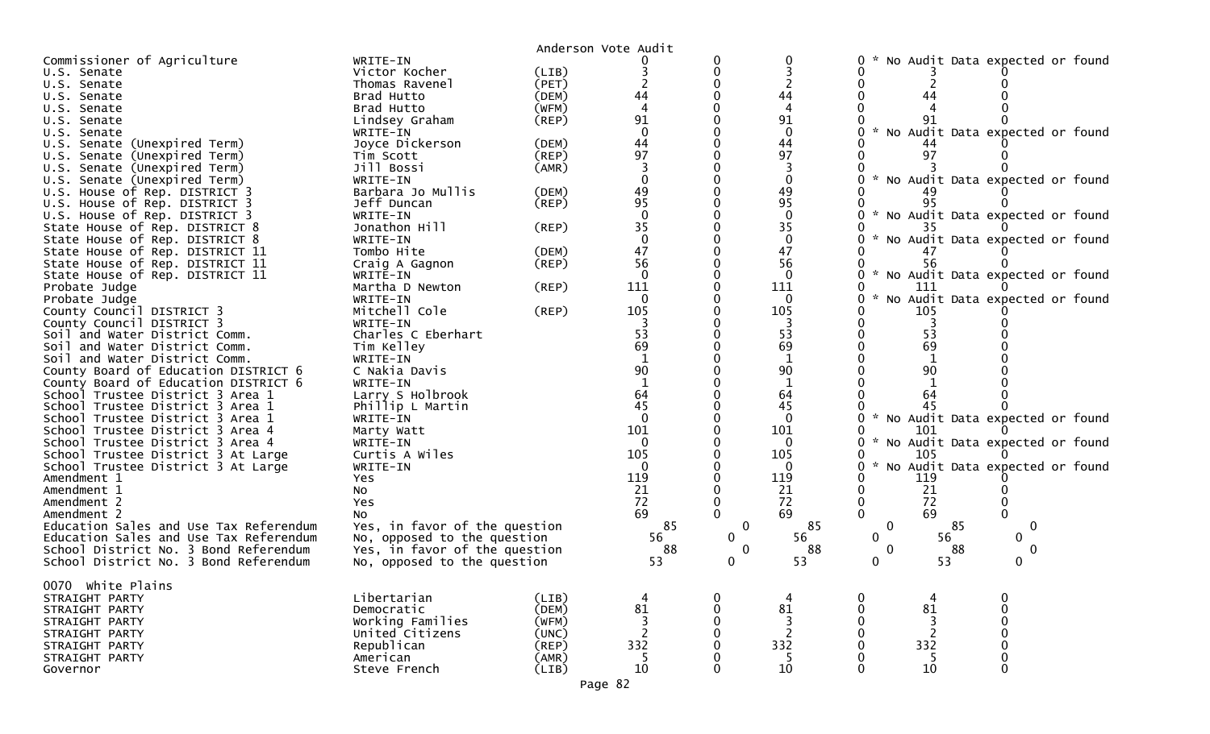Anderson Vote Audit

| Contest | Candidate | Party | | | | | | |
|---|---|---|---|---|---|---|---|---|
| Commissioner of Agriculture | WRITE-IN | | 0 | 0 | 0 | 0 * No Audit Data expected or found | | |
| U.S. Senate | Victor Kocher | (LIB) | 3 | 0 | 3 | 0 | 3 | 0 |
| U.S. Senate | Thomas Ravenel | (PET) | 2 | 0 | 2 | 0 | 2 | 0 |
| U.S. Senate | Brad Hutto | (DEM) | 44 | 0 | 44 | 0 | 44 | 0 |
| U.S. Senate | Brad Hutto | (WFM) | 4 | 0 | 4 | 0 | 4 | 0 |
| U.S. Senate | Lindsey Graham | (REP) | 91 | 0 | 91 | 0 | 91 | 0 |
| U.S. Senate | WRITE-IN | | 0 | 0 | 0 | 0 * No Audit Data expected or found | | |
| U.S. Senate (Unexpired Term) | Joyce Dickerson | (DEM) | 44 | 0 | 44 | 0 | 44 | 0 |
| U.S. Senate (Unexpired Term) | Tim Scott | (REP) | 97 | 0 | 97 | 0 | 97 | 0 |
| U.S. Senate (Unexpired Term) | Jill Bossi | (AMR) | 3 | 0 | 3 | 0 | 3 | 0 |
| U.S. Senate (Unexpired Term) | WRITE-IN | | 0 | 0 | 0 | 0 * No Audit Data expected or found | | |
| U.S. House of Rep. DISTRICT 3 | Barbara Jo Mullis | (DEM) | 49 | 0 | 49 | 0 | 49 | 0 |
| U.S. House of Rep. DISTRICT 3 | Jeff Duncan | (REP) | 95 | 0 | 95 | 0 | 95 | 0 |
| U.S. House of Rep. DISTRICT 3 | WRITE-IN | | 0 | 0 | 0 | 0 * No Audit Data expected or found | | |
| State House of Rep. DISTRICT 8 | Jonathon Hill | (REP) | 35 | 0 | 35 | 0 | 35 | 0 |
| State House of Rep. DISTRICT 8 | WRITE-IN | | 0 | 0 | 0 | 0 * No Audit Data expected or found | | |
| State House of Rep. DISTRICT 11 | Tombo Hite | (DEM) | 47 | 0 | 47 | 0 | 47 | 0 |
| State House of Rep. DISTRICT 11 | Craig A Gagnon | (REP) | 56 | 0 | 56 | 0 | 56 | 0 |
| State House of Rep. DISTRICT 11 | WRITE-IN | | 0 | 0 | 0 | 0 * No Audit Data expected or found | | |
| Probate Judge | Martha D Newton | (REP) | 111 | 0 | 111 | 0 | 111 | 0 |
| Probate Judge | WRITE-IN | | 0 | 0 | 0 | 0 * No Audit Data expected or found | | |
| County Council DISTRICT 3 | Mitchell Cole | (REP) | 105 | 0 | 105 | 0 | 105 | 0 |
| County Council DISTRICT 3 | WRITE-IN | | 3 | 0 | 3 | 0 | 3 | 0 |
| Soil and Water District Comm. | Charles C Eberhart | | 53 | 0 | 53 | 0 | 53 | 0 |
| Soil and Water District Comm. | Tim Kelley | | 69 | 0 | 69 | 0 | 69 | 0 |
| Soil and Water District Comm. | WRITE-IN | | 1 | 0 | 1 | 0 | 1 | 0 |
| County Board of Education DISTRICT 6 | C Nakia Davis | | 90 | 0 | 90 | 0 | 90 | 0 |
| County Board of Education DISTRICT 6 | WRITE-IN | | 1 | 0 | 1 | 0 | 1 | 0 |
| School Trustee District 3 Area 1 | Larry S Holbrook | | 64 | 0 | 64 | 0 | 64 | 0 |
| School Trustee District 3 Area 1 | Phillip L Martin | | 45 | 0 | 45 | 0 | 45 | 0 |
| School Trustee District 3 Area 1 | WRITE-IN | | 0 | 0 | 0 | 0 * No Audit Data expected or found | | |
| School Trustee District 3 Area 4 | Marty Watt | | 101 | 0 | 101 | 0 | 101 | 0 |
| School Trustee District 3 Area 4 | WRITE-IN | | 0 | 0 | 0 | 0 * No Audit Data expected or found | | |
| School Trustee District 3 At Large | Curtis A Wiles | | 105 | 0 | 105 | 0 | 105 | 0 |
| School Trustee District 3 At Large | WRITE-IN | | 0 | 0 | 0 | 0 * No Audit Data expected or found | | |
| Amendment 1 | Yes | | 119 | 0 | 119 | 0 | 119 | 0 |
| Amendment 1 | No | | 21 | 0 | 21 | 0 | 21 | 0 |
| Amendment 2 | Yes | | 72 | 0 | 72 | 0 | 72 | 0 |
| Amendment 2 | No | | 69 | 0 | 69 | 0 | 69 | 0 |
| Education Sales and Use Tax Referendum | Yes, in favor of the question | | 85 | 0 | 85 | 0 | 85 | 0 |
| Education Sales and Use Tax Referendum | No, opposed to the question | | 56 | 0 | 56 | 0 | 56 | 0 |
| School District No. 3 Bond Referendum | Yes, in favor of the question | | 88 | 0 | 88 | 0 | 88 | 0 |
| School District No. 3 Bond Referendum | No, opposed to the question | | 53 | 0 | 53 | 0 | 53 | 0 |

0070 White Plains

| Contest | Candidate | Party | | | | | | |
|---|---|---|---|---|---|---|---|---|
| STRAIGHT PARTY | Libertarian | (LIB) | 4 | 0 | 4 | 0 | 4 | 0 |
| STRAIGHT PARTY | Democratic | (DEM) | 81 | 0 | 81 | 0 | 81 | 0 |
| STRAIGHT PARTY | Working Families | (WFM) | 3 | 0 | 3 | 0 | 3 | 0 |
| STRAIGHT PARTY | United Citizens | (UNC) | 2 | 0 | 2 | 0 | 2 | 0 |
| STRAIGHT PARTY | Republican | (REP) | 332 | 0 | 332 | 0 | 332 | 0 |
| STRAIGHT PARTY | American | (AMR) | 5 | 0 | 5 | 0 | 5 | 0 |
| Governor | Steve French | (LIB) | 10 | 0 | 10 | 0 | 10 | 0 |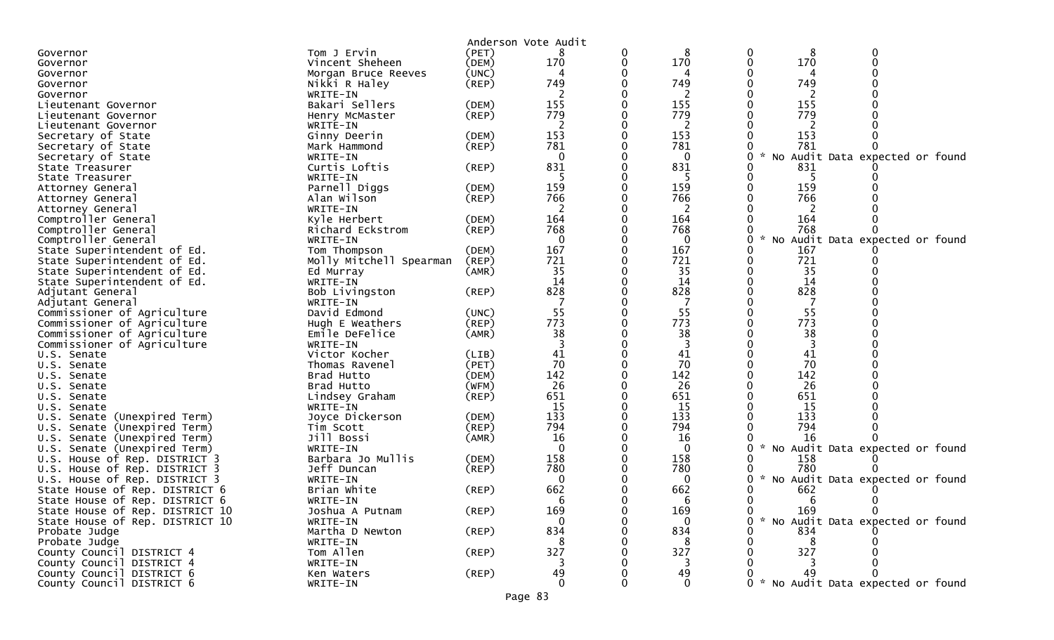Anderson Vote Audit

| Office | Candidate | Party | | | | | | |
|---|---|---|---|---|---|---|---|---|
| Governor | Tom J Ervin | (PET) | 8 | 0 | 8 | 0 | 8 | 0 |
| Governor | Vincent Sheheen | (DEM) | 170 | 0 | 170 | 0 | 170 | 0 |
| Governor | Morgan Bruce Reeves | (UNC) | 4 | 0 | 4 | 0 | 4 | 0 |
| Governor | Nikki R Haley | (REP) | 749 | 0 | 749 | 0 | 749 | 0 |
| Governor | WRITE-IN | | 2 | 0 | 2 | 0 | 2 | 0 |
| Lieutenant Governor | Bakari Sellers | (DEM) | 155 | 0 | 155 | 0 | 155 | 0 |
| Lieutenant Governor | Henry McMaster | (REP) | 779 | 0 | 779 | 0 | 779 | 0 |
| Lieutenant Governor | WRITE-IN | | 2 | 0 | 2 | 0 | 2 | 0 |
| Secretary of State | Ginny Deerin | (DEM) | 153 | 0 | 153 | 0 | 153 | 0 |
| Secretary of State | Mark Hammond | (REP) | 781 | 0 | 781 | 0 | 781 | 0 |
| Secretary of State | WRITE-IN | | 0 | 0 | 0 | 0 | * No Audit Data expected or found | |
| State Treasurer | Curtis Loftis | (REP) | 831 | 0 | 831 | 0 | 831 | 0 |
| State Treasurer | WRITE-IN | | 5 | 0 | 5 | 0 | 5 | 0 |
| Attorney General | Parnell Diggs | (DEM) | 159 | 0 | 159 | 0 | 159 | 0 |
| Attorney General | Alan Wilson | (REP) | 766 | 0 | 766 | 0 | 766 | 0 |
| Attorney General | WRITE-IN | | 2 | 0 | 2 | 0 | 2 | 0 |
| Comptroller General | Kyle Herbert | (DEM) | 164 | 0 | 164 | 0 | 164 | 0 |
| Comptroller General | Richard Eckstrom | (REP) | 768 | 0 | 768 | 0 | 768 | 0 |
| Comptroller General | WRITE-IN | | 0 | 0 | 0 | 0 | * No Audit Data expected or found | |
| State Superintendent of Ed. | Tom Thompson | (DEM) | 167 | 0 | 167 | 0 | 167 | 0 |
| State Superintendent of Ed. | Molly Mitchell Spearman | (REP) | 721 | 0 | 721 | 0 | 721 | 0 |
| State Superintendent of Ed. | Ed Murray | (AMR) | 35 | 0 | 35 | 0 | 35 | 0 |
| State Superintendent of Ed. | WRITE-IN | | 14 | 0 | 14 | 0 | 14 | 0 |
| Adjutant General | Bob Livingston | (REP) | 828 | 0 | 828 | 0 | 828 | 0 |
| Adjutant General | WRITE-IN | | 7 | 0 | 7 | 0 | 7 | 0 |
| Commissioner of Agriculture | David Edmond | (UNC) | 55 | 0 | 55 | 0 | 55 | 0 |
| Commissioner of Agriculture | Hugh E Weathers | (REP) | 773 | 0 | 773 | 0 | 773 | 0 |
| Commissioner of Agriculture | Emile DeFelice | (AMR) | 38 | 0 | 38 | 0 | 38 | 0 |
| Commissioner of Agriculture | WRITE-IN | | 3 | 0 | 3 | 0 | 3 | 0 |
| U.S. Senate | Victor Kocher | (LIB) | 41 | 0 | 41 | 0 | 41 | 0 |
| U.S. Senate | Thomas Ravenel | (PET) | 70 | 0 | 70 | 0 | 70 | 0 |
| U.S. Senate | Brad Hutto | (DEM) | 142 | 0 | 142 | 0 | 142 | 0 |
| U.S. Senate | Brad Hutto | (WFM) | 26 | 0 | 26 | 0 | 26 | 0 |
| U.S. Senate | Lindsey Graham | (REP) | 651 | 0 | 651 | 0 | 651 | 0 |
| U.S. Senate | WRITE-IN | | 15 | 0 | 15 | 0 | 15 | 0 |
| U.S. Senate (Unexpired Term) | Joyce Dickerson | (DEM) | 133 | 0 | 133 | 0 | 133 | 0 |
| U.S. Senate (Unexpired Term) | Tim Scott | (REP) | 794 | 0 | 794 | 0 | 794 | 0 |
| U.S. Senate (Unexpired Term) | Jill Bossi | (AMR) | 16 | 0 | 16 | 0 | 16 | 0 |
| U.S. Senate (Unexpired Term) | WRITE-IN | | 0 | 0 | 0 | 0 | * No Audit Data expected or found | |
| U.S. House of Rep. DISTRICT 3 | Barbara Jo Mullis | (DEM) | 158 | 0 | 158 | 0 | 158 | 0 |
| U.S. House of Rep. DISTRICT 3 | Jeff Duncan | (REP) | 780 | 0 | 780 | 0 | 780 | 0 |
| U.S. House of Rep. DISTRICT 3 | WRITE-IN | | 0 | 0 | 0 | 0 | * No Audit Data expected or found | |
| State House of Rep. DISTRICT 6 | Brian White | (REP) | 662 | 0 | 662 | 0 | 662 | 0 |
| State House of Rep. DISTRICT 6 | WRITE-IN | | 6 | 0 | 6 | 0 | 6 | 0 |
| State House of Rep. DISTRICT 10 | Joshua A Putnam | (REP) | 169 | 0 | 169 | 0 | 169 | 0 |
| State House of Rep. DISTRICT 10 | WRITE-IN | | 0 | 0 | 0 | 0 | * No Audit Data expected or found | |
| Probate Judge | Martha D Newton | (REP) | 834 | 0 | 834 | 0 | 834 | 0 |
| Probate Judge | WRITE-IN | | 8 | 0 | 8 | 0 | 8 | 0 |
| County Council DISTRICT 4 | Tom Allen | (REP) | 327 | 0 | 327 | 0 | 327 | 0 |
| County Council DISTRICT 4 | WRITE-IN | | 3 | 0 | 3 | 0 | 3 | 0 |
| County Council DISTRICT 6 | Ken Waters | (REP) | 49 | 0 | 49 | 0 | 49 | 0 |
| County Council DISTRICT 6 | WRITE-IN | | 0 | 0 | 0 | 0 | * No Audit Data expected or found | |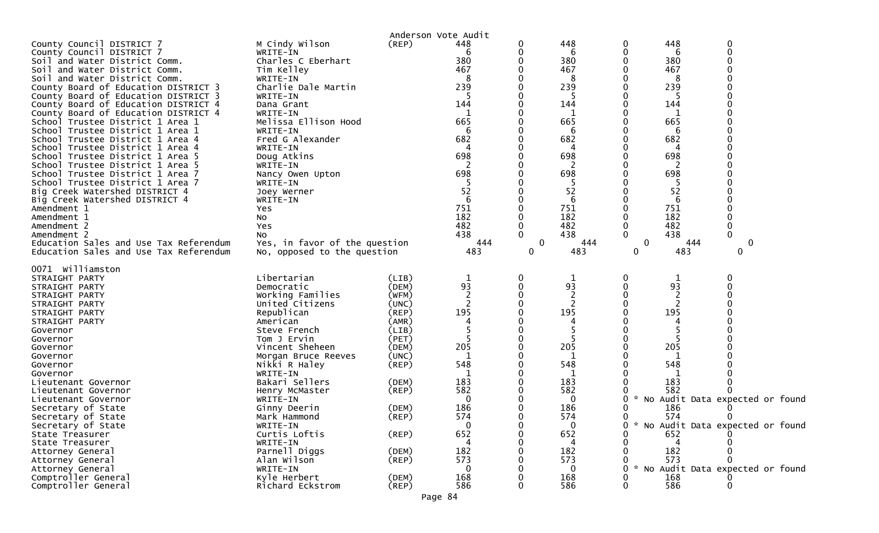Anderson Vote Audit

| Contest | Candidate | Party | | | | | | |
|---|---|---|---|---|---|---|---|---|
| County Council DISTRICT 7 | M Cindy Wilson | (REP) | 448 | 0 | 448 | 0 | 448 | 0 |
| County Council DISTRICT 7 | WRITE-IN | | 6 | 0 | 6 | 0 | 6 | 0 |
| Soil and Water District Comm. | Charles C Eberhart | | 380 | 0 | 380 | 0 | 380 | 0 |
| Soil and Water District Comm. | Tim Kelley | | 467 | 0 | 467 | 0 | 467 | 0 |
| Soil and Water District Comm. | WRITE-IN | | 8 | 0 | 8 | 0 | 8 | 0 |
| County Board of Education DISTRICT 3 | Charlie Dale Martin | | 239 | 0 | 239 | 0 | 239 | 0 |
| County Board of Education DISTRICT 3 | WRITE-IN | | 5 | 0 | 5 | 0 | 5 | 0 |
| County Board of Education DISTRICT 4 | Dana Grant | | 144 | 0 | 144 | 0 | 144 | 0 |
| County Board of Education DISTRICT 4 | WRITE-IN | | 1 | 0 | 1 | 0 | 1 | 0 |
| School Trustee District 1 Area 1 | Melissa Ellison Hood | | 665 | 0 | 665 | 0 | 665 | 0 |
| School Trustee District 1 Area 1 | WRITE-IN | | 6 | 0 | 6 | 0 | 6 | 0 |
| School Trustee District 1 Area 4 | Fred G Alexander | | 682 | 0 | 682 | 0 | 682 | 0 |
| School Trustee District 1 Area 4 | WRITE-IN | | 4 | 0 | 4 | 0 | 4 | 0 |
| School Trustee District 1 Area 5 | Doug Atkins | | 698 | 0 | 698 | 0 | 698 | 0 |
| School Trustee District 1 Area 5 | WRITE-IN | | 2 | 0 | 2 | 0 | 2 | 0 |
| School Trustee District 1 Area 7 | Nancy Owen Upton | | 698 | 0 | 698 | 0 | 698 | 0 |
| School Trustee District 1 Area 7 | WRITE-IN | | 5 | 0 | 5 | 0 | 5 | 0 |
| Big Creek Watershed DISTRICT 4 | Joey Werner | | 52 | 0 | 52 | 0 | 52 | 0 |
| Big Creek Watershed DISTRICT 4 | WRITE-IN | | 6 | 0 | 6 | 0 | 6 | 0 |
| Amendment 1 | Yes | | 751 | 0 | 751 | 0 | 751 | 0 |
| Amendment 1 | No | | 182 | 0 | 182 | 0 | 182 | 0 |
| Amendment 2 | Yes | | 482 | 0 | 482 | 0 | 482 | 0 |
| Amendment 2 | No | | 438 | 0 | 438 | 0 | 438 | 0 |
| Education Sales and Use Tax Referendum | Yes, in favor of the question | | 444 | 0 | 444 | 0 | 444 | 0 |
| Education Sales and Use Tax Referendum | No, opposed to the question | | 483 | 0 | 483 | 0 | 483 | 0 |

0071 Williamston

| Contest | Candidate | Party | | | | | | |
|---|---|---|---|---|---|---|---|---|
| STRAIGHT PARTY | Libertarian | (LIB) | 1 | 0 | 1 | 0 | 1 | 0 |
| STRAIGHT PARTY | Democratic | (DEM) | 93 | 0 | 93 | 0 | 93 | 0 |
| STRAIGHT PARTY | Working Families | (WFM) | 2 | 0 | 2 | 0 | 2 | 0 |
| STRAIGHT PARTY | United Citizens | (UNC) | 2 | 0 | 2 | 0 | 2 | 0 |
| STRAIGHT PARTY | Republican | (REP) | 195 | 0 | 195 | 0 | 195 | 0 |
| STRAIGHT PARTY | American | (AMR) | 4 | 0 | 4 | 0 | 4 | 0 |
| Governor | Steve French | (LIB) | 5 | 0 | 5 | 0 | 5 | 0 |
| Governor | Tom J Ervin | (PET) | 5 | 0 | 5 | 0 | 5 | 0 |
| Governor | Vincent Sheheen | (DEM) | 205 | 0 | 205 | 0 | 205 | 0 |
| Governor | Morgan Bruce Reeves | (UNC) | 1 | 0 | 1 | 0 | 1 | 0 |
| Governor | Nikki R Haley | (REP) | 548 | 0 | 548 | 0 | 548 | 0 |
| Governor | WRITE-IN | | 1 | 0 | 1 | 0 | 1 | 0 |
| Lieutenant Governor | Bakari Sellers | (DEM) | 183 | 0 | 183 | 0 | 183 | 0 |
| Lieutenant Governor | Henry McMaster | (REP) | 582 | 0 | 582 | 0 | 582 | 0 |
| Lieutenant Governor | WRITE-IN | | 0 | 0 | 0 | 0 | * No Audit Data expected or found | |
| Secretary of State | Ginny Deerin | (DEM) | 186 | 0 | 186 | 0 | 186 | 0 |
| Secretary of State | Mark Hammond | (REP) | 574 | 0 | 574 | 0 | 574 | 0 |
| Secretary of State | WRITE-IN | | 0 | 0 | 0 | 0 | * No Audit Data expected or found | |
| State Treasurer | Curtis Loftis | (REP) | 652 | 0 | 652 | 0 | 652 | 0 |
| State Treasurer | WRITE-IN | | 4 | 0 | 4 | 0 | 4 | 0 |
| Attorney General | Parnell Diggs | (DEM) | 182 | 0 | 182 | 0 | 182 | 0 |
| Attorney General | Alan Wilson | (REP) | 573 | 0 | 573 | 0 | 573 | 0 |
| Attorney General | WRITE-IN | | 0 | 0 | 0 | 0 | * No Audit Data expected or found | |
| Comptroller General | Kyle Herbert | (DEM) | 168 | 0 | 168 | 0 | 168 | 0 |
| Comptroller General | Richard Eckstrom | (REP) | 586 | 0 | 586 | 0 | 586 | 0 |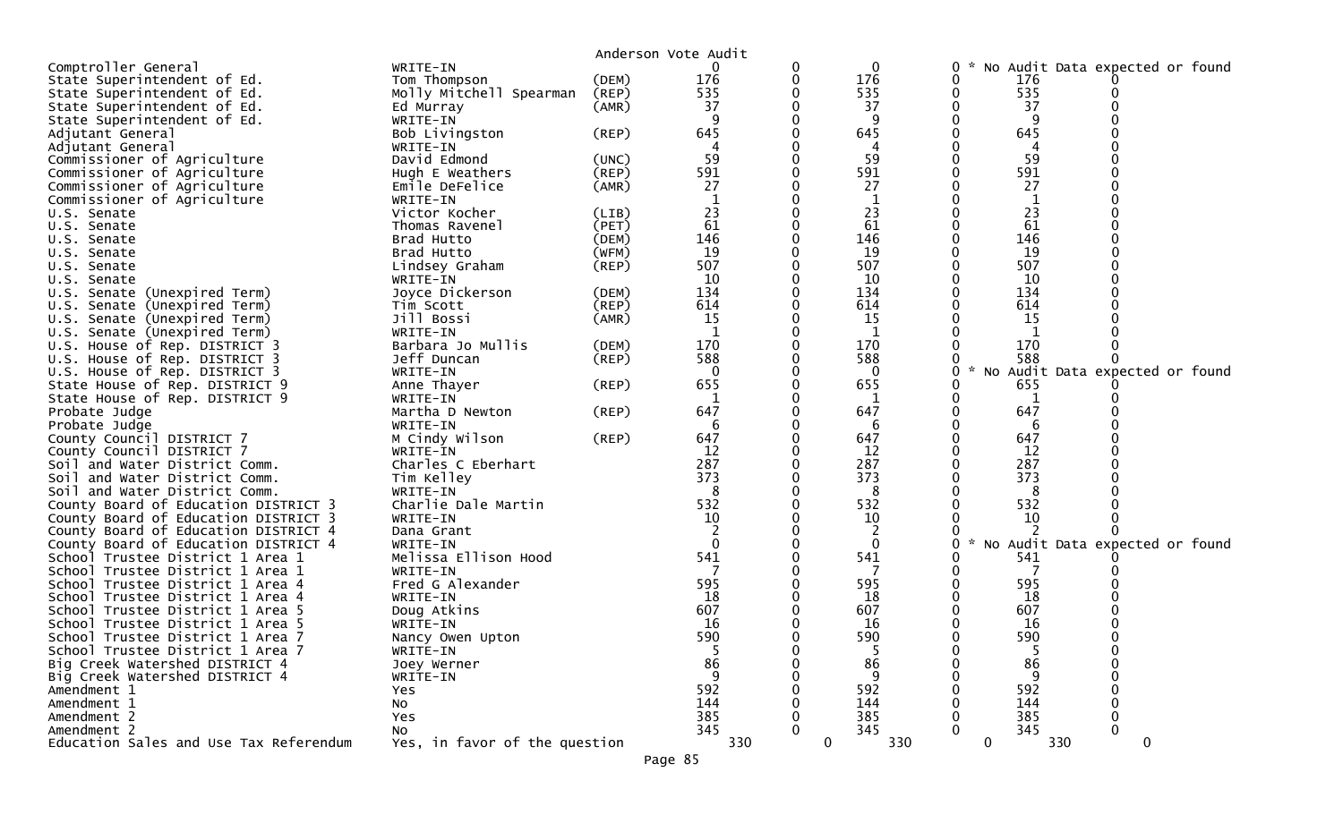Anderson Vote Audit

| Contest | Candidate | Party | | | | | | |
|---|---|---|---|---|---|---|---|---|
| Comptroller General | WRITE-IN | | 0 | 0 | 0 | 0 | * No Audit Data expected or found | |
| State Superintendent of Ed. | Tom Thompson | (DEM) | 176 | 0 | 176 | 0 | 176 | 0 |
| State Superintendent of Ed. | Molly Mitchell Spearman | (REP) | 535 | 0 | 535 | 0 | 535 | 0 |
| State Superintendent of Ed. | Ed Murray | (AMR) | 37 | 0 | 37 | 0 | 37 | 0 |
| State Superintendent of Ed. | WRITE-IN | | 9 | 0 | 9 | 0 | 9 | 0 |
| Adjutant General | Bob Livingston | (REP) | 645 | 0 | 645 | 0 | 645 | 0 |
| Adjutant General | WRITE-IN | | 4 | 0 | 4 | 0 | 4 | 0 |
| Commissioner of Agriculture | David Edmond | (UNC) | 59 | 0 | 59 | 0 | 59 | 0 |
| Commissioner of Agriculture | Hugh E Weathers | (REP) | 591 | 0 | 591 | 0 | 591 | 0 |
| Commissioner of Agriculture | Emile DeFelice | (AMR) | 27 | 0 | 27 | 0 | 27 | 0 |
| Commissioner of Agriculture | WRITE-IN | | 1 | 0 | 1 | 0 | 1 | 0 |
| U.S. Senate | Victor Kocher | (LIB) | 23 | 0 | 23 | 0 | 23 | 0 |
| U.S. Senate | Thomas Ravenel | (PET) | 61 | 0 | 61 | 0 | 61 | 0 |
| U.S. Senate | Brad Hutto | (DEM) | 146 | 0 | 146 | 0 | 146 | 0 |
| U.S. Senate | Brad Hutto | (WFM) | 19 | 0 | 19 | 0 | 19 | 0 |
| U.S. Senate | Lindsey Graham | (REP) | 507 | 0 | 507 | 0 | 507 | 0 |
| U.S. Senate | WRITE-IN | | 10 | 0 | 10 | 0 | 10 | 0 |
| U.S. Senate (Unexpired Term) | Joyce Dickerson | (DEM) | 134 | 0 | 134 | 0 | 134 | 0 |
| U.S. Senate (Unexpired Term) | Tim Scott | (REP) | 614 | 0 | 614 | 0 | 614 | 0 |
| U.S. Senate (Unexpired Term) | Jill Bossi | (AMR) | 15 | 0 | 15 | 0 | 15 | 0 |
| U.S. Senate (Unexpired Term) | WRITE-IN | | 1 | 0 | 1 | 0 | 1 | 0 |
| U.S. House of Rep. DISTRICT 3 | Barbara Jo Mullis | (DEM) | 170 | 0 | 170 | 0 | 170 | 0 |
| U.S. House of Rep. DISTRICT 3 | Jeff Duncan | (REP) | 588 | 0 | 588 | 0 | 588 | 0 |
| U.S. House of Rep. DISTRICT 3 | WRITE-IN | | 0 | 0 | 0 | 0 | * No Audit Data expected or found | |
| State House of Rep. DISTRICT 9 | Anne Thayer | (REP) | 655 | 0 | 655 | 0 | 655 | 0 |
| State House of Rep. DISTRICT 9 | WRITE-IN | | 1 | 0 | 1 | 0 | 1 | 0 |
| Probate Judge | Martha D Newton | (REP) | 647 | 0 | 647 | 0 | 647 | 0 |
| Probate Judge | WRITE-IN | | 6 | 0 | 6 | 0 | 6 | 0 |
| County Council DISTRICT 7 | M Cindy Wilson | (REP) | 647 | 0 | 647 | 0 | 647 | 0 |
| County Council DISTRICT 7 | WRITE-IN | | 12 | 0 | 12 | 0 | 12 | 0 |
| Soil and Water District Comm. | Charles C Eberhart | | 287 | 0 | 287 | 0 | 287 | 0 |
| Soil and Water District Comm. | Tim Kelley | | 373 | 0 | 373 | 0 | 373 | 0 |
| Soil and Water District Comm. | WRITE-IN | | 8 | 0 | 8 | 0 | 8 | 0 |
| County Board of Education DISTRICT 3 | Charlie Dale Martin | | 532 | 0 | 532 | 0 | 532 | 0 |
| County Board of Education DISTRICT 3 | WRITE-IN | | 10 | 0 | 10 | 0 | 10 | 0 |
| County Board of Education DISTRICT 4 | Dana Grant | | 2 | 0 | 2 | 0 | 2 | 0 |
| County Board of Education DISTRICT 4 | WRITE-IN | | 0 | 0 | 0 | 0 | * No Audit Data expected or found | |
| School Trustee District 1 Area 1 | Melissa Ellison Hood | | 541 | 0 | 541 | 0 | 541 | 0 |
| School Trustee District 1 Area 1 | WRITE-IN | | 7 | 0 | 7 | 0 | 7 | 0 |
| School Trustee District 1 Area 4 | Fred G Alexander | | 595 | 0 | 595 | 0 | 595 | 0 |
| School Trustee District 1 Area 4 | WRITE-IN | | 18 | 0 | 18 | 0 | 18 | 0 |
| School Trustee District 1 Area 5 | Doug Atkins | | 607 | 0 | 607 | 0 | 607 | 0 |
| School Trustee District 1 Area 5 | WRITE-IN | | 16 | 0 | 16 | 0 | 16 | 0 |
| School Trustee District 1 Area 7 | Nancy Owen Upton | | 590 | 0 | 590 | 0 | 590 | 0 |
| School Trustee District 1 Area 7 | WRITE-IN | | 5 | 0 | 5 | 0 | 5 | 0 |
| Big Creek Watershed DISTRICT 4 | Joey Werner | | 86 | 0 | 86 | 0 | 86 | 0 |
| Big Creek Watershed DISTRICT 4 | WRITE-IN | | 9 | 0 | 9 | 0 | 9 | 0 |
| Amendment 1 | Yes | | 592 | 0 | 592 | 0 | 592 | 0 |
| Amendment 1 | No | | 144 | 0 | 144 | 0 | 144 | 0 |
| Amendment 2 | Yes | | 385 | 0 | 385 | 0 | 385 | 0 |
| Amendment 2 | No | | 345 | 0 | 345 | 0 | 345 | 0 |
| Education Sales and Use Tax Referendum | Yes, in favor of the question | | 330 | 0 | 330 | 0 | 330 | 0 |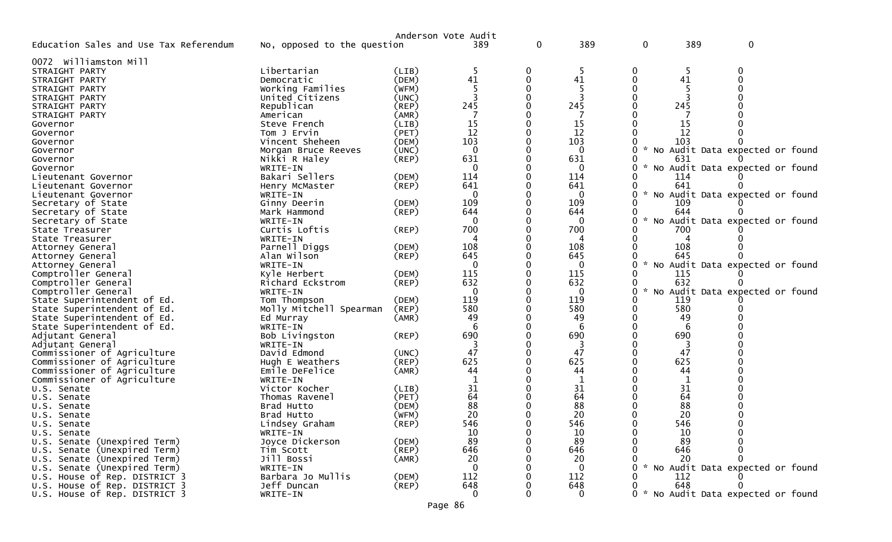Anderson Vote Audit

| Contest | Candidate | Party | | | | | | |
|---|---|---|---|---|---|---|---|---|
| Education Sales and Use Tax Referendum | No, opposed to the question | | 389 | 0 | 389 | 0 | 389 | 0 |

**0072 Williamston Mill**

| Contest | Candidate | Party | | | | | | |
|---|---|---|---|---|---|---|---|---|
| STRAIGHT PARTY | Libertarian | (LIB) | 5 | 0 | 5 | 0 | 5 | 0 |
| STRAIGHT PARTY | Democratic | (DEM) | 41 | 0 | 41 | 0 | 41 | 0 |
| STRAIGHT PARTY | Working Families | (WFM) | 5 | 0 | 5 | 0 | 5 | 0 |
| STRAIGHT PARTY | United Citizens | (UNC) | 3 | 0 | 3 | 0 | 3 | 0 |
| STRAIGHT PARTY | Republican | (REP) | 245 | 0 | 245 | 0 | 245 | 0 |
| STRAIGHT PARTY | American | (AMR) | 7 | 0 | 7 | 0 | 7 | 0 |
| Governor | Steve French | (LIB) | 15 | 0 | 15 | 0 | 15 | 0 |
| Governor | Tom J Ervin | (PET) | 12 | 0 | 12 | 0 | 12 | 0 |
| Governor | Vincent Sheheen | (DEM) | 103 | 0 | 103 | 0 | 103 | 0 |
| Governor | Morgan Bruce Reeves | (UNC) | 0 | 0 | 0 | 0 * No Audit Data expected or found | | |
| Governor | Nikki R Haley | (REP) | 631 | 0 | 631 | 0 | 631 | 0 |
| Governor | WRITE-IN | | 0 | 0 | 0 | 0 * No Audit Data expected or found | | |
| Lieutenant Governor | Bakari Sellers | (DEM) | 114 | 0 | 114 | 0 | 114 | 0 |
| Lieutenant Governor | Henry McMaster | (REP) | 641 | 0 | 641 | 0 | 641 | 0 |
| Lieutenant Governor | WRITE-IN | | 0 | 0 | 0 | 0 * No Audit Data expected or found | | |
| Secretary of State | Ginny Deerin | (DEM) | 109 | 0 | 109 | 0 | 109 | 0 |
| Secretary of State | Mark Hammond | (REP) | 644 | 0 | 644 | 0 | 644 | 0 |
| Secretary of State | WRITE-IN | | 0 | 0 | 0 | 0 * No Audit Data expected or found | | |
| State Treasurer | Curtis Loftis | (REP) | 700 | 0 | 700 | 0 | 700 | 0 |
| State Treasurer | WRITE-IN | | 4 | 0 | 4 | 0 | 4 | 0 |
| Attorney General | Parnell Diggs | (DEM) | 108 | 0 | 108 | 0 | 108 | 0 |
| Attorney General | Alan Wilson | (REP) | 645 | 0 | 645 | 0 | 645 | 0 |
| Attorney General | WRITE-IN | | 0 | 0 | 0 | 0 * No Audit Data expected or found | | |
| Comptroller General | Kyle Herbert | (DEM) | 115 | 0 | 115 | 0 | 115 | 0 |
| Comptroller General | Richard Eckstrom | (REP) | 632 | 0 | 632 | 0 | 632 | 0 |
| Comptroller General | WRITE-IN | | 0 | 0 | 0 | 0 * No Audit Data expected or found | | |
| State Superintendent of Ed. | Tom Thompson | (DEM) | 119 | 0 | 119 | 0 | 119 | 0 |
| State Superintendent of Ed. | Molly Mitchell Spearman | (REP) | 580 | 0 | 580 | 0 | 580 | 0 |
| State Superintendent of Ed. | Ed Murray | (AMR) | 49 | 0 | 49 | 0 | 49 | 0 |
| State Superintendent of Ed. | WRITE-IN | | 6 | 0 | 6 | 0 | 6 | 0 |
| Adjutant General | Bob Livingston | (REP) | 690 | 0 | 690 | 0 | 690 | 0 |
| Adjutant General | WRITE-IN | | 3 | 0 | 3 | 0 | 3 | 0 |
| Commissioner of Agriculture | David Edmond | (UNC) | 47 | 0 | 47 | 0 | 47 | 0 |
| Commissioner of Agriculture | Hugh E Weathers | (REP) | 625 | 0 | 625 | 0 | 625 | 0 |
| Commissioner of Agriculture | Emile DeFelice | (AMR) | 44 | 0 | 44 | 0 | 44 | 0 |
| Commissioner of Agriculture | WRITE-IN | | 1 | 0 | 1 | 0 | 1 | 0 |
| U.S. Senate | Victor Kocher | (LIB) | 31 | 0 | 31 | 0 | 31 | 0 |
| U.S. Senate | Thomas Ravenel | (PET) | 64 | 0 | 64 | 0 | 64 | 0 |
| U.S. Senate | Brad Hutto | (DEM) | 88 | 0 | 88 | 0 | 88 | 0 |
| U.S. Senate | Brad Hutto | (WFM) | 20 | 0 | 20 | 0 | 20 | 0 |
| U.S. Senate | Lindsey Graham | (REP) | 546 | 0 | 546 | 0 | 546 | 0 |
| U.S. Senate | WRITE-IN | | 10 | 0 | 10 | 0 | 10 | 0 |
| U.S. Senate (Unexpired Term) | Joyce Dickerson | (DEM) | 89 | 0 | 89 | 0 | 89 | 0 |
| U.S. Senate (Unexpired Term) | Tim Scott | (REP) | 646 | 0 | 646 | 0 | 646 | 0 |
| U.S. Senate (Unexpired Term) | Jill Bossi | (AMR) | 20 | 0 | 20 | 0 | 20 | 0 |
| U.S. Senate (Unexpired Term) | WRITE-IN | | 0 | 0 | 0 | 0 * No Audit Data expected or found | | |
| U.S. House of Rep. DISTRICT 3 | Barbara Jo Mullis | (DEM) | 112 | 0 | 112 | 0 | 112 | 0 |
| U.S. House of Rep. DISTRICT 3 | Jeff Duncan | (REP) | 648 | 0 | 648 | 0 | 648 | 0 |
| U.S. House of Rep. DISTRICT 3 | WRITE-IN | | 0 | 0 | 0 | 0 * No Audit Data expected or found | | |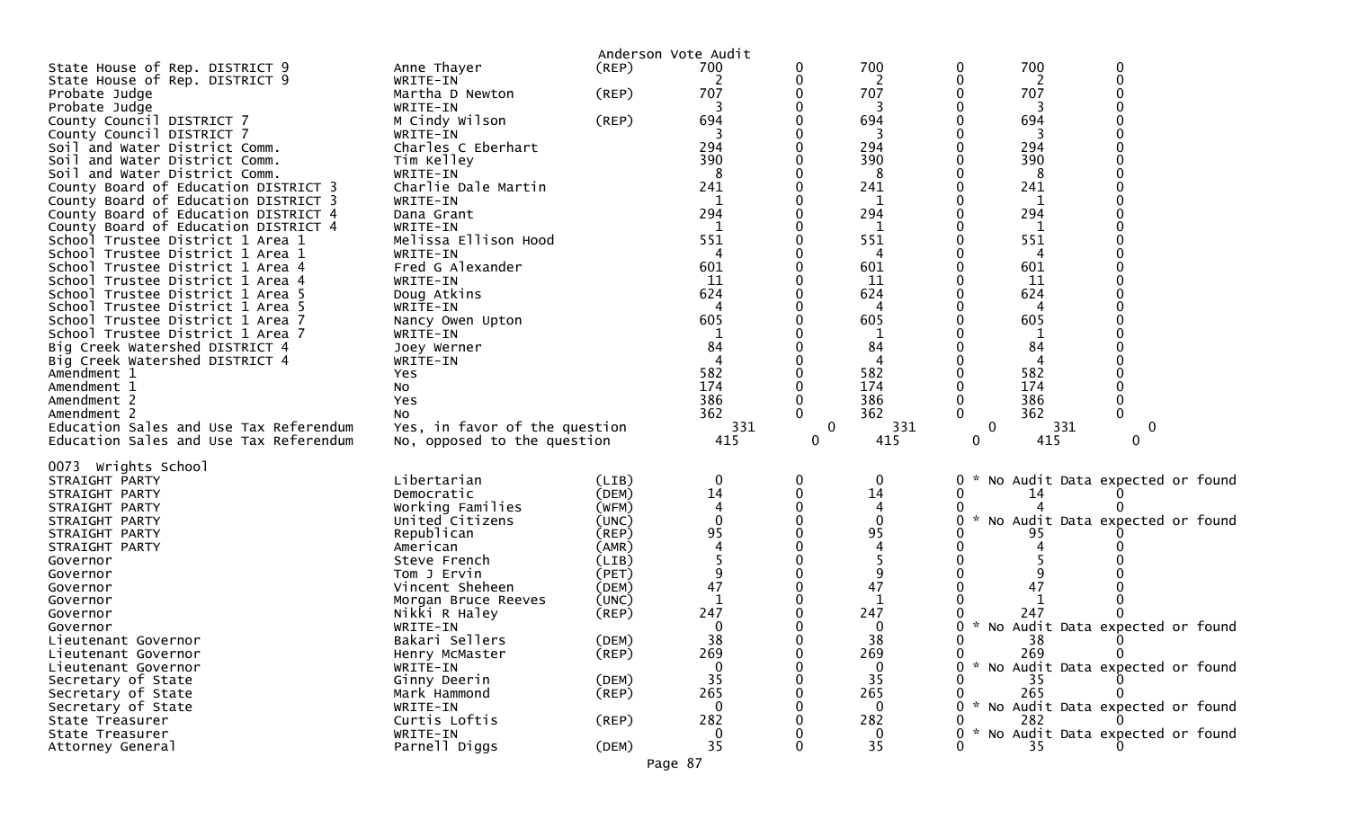Anderson Vote Audit

| | | | | | | | | |
|---|---|---|---|---|---|---|---|---|
| State House of Rep. DISTRICT 9 | Anne Thayer | (REP) | 700 | 0 | 700 | 0 | 700 | 0 |
| State House of Rep. DISTRICT 9 | WRITE-IN | | 2 | 0 | 2 | 0 | 2 | 0 |
| Probate Judge | Martha D Newton | (REP) | 707 | 0 | 707 | 0 | 707 | 0 |
| Probate Judge | WRITE-IN | | 3 | 0 | 3 | 0 | 3 | 0 |
| County Council DISTRICT 7 | M Cindy Wilson | (REP) | 694 | 0 | 694 | 0 | 694 | 0 |
| County Council DISTRICT 7 | WRITE-IN | | 3 | 0 | 3 | 0 | 3 | 0 |
| Soil and Water District Comm. | Charles C Eberhart | | 294 | 0 | 294 | 0 | 294 | 0 |
| Soil and Water District Comm. | Tim Kelley | | 390 | 0 | 390 | 0 | 390 | 0 |
| Soil and Water District Comm. | WRITE-IN | | 8 | 0 | 8 | 0 | 8 | 0 |
| County Board of Education DISTRICT 3 | Charlie Dale Martin | | 241 | 0 | 241 | 0 | 241 | 0 |
| County Board of Education DISTRICT 3 | WRITE-IN | | 1 | 0 | 1 | 0 | 1 | 0 |
| County Board of Education DISTRICT 4 | Dana Grant | | 294 | 0 | 294 | 0 | 294 | 0 |
| County Board of Education DISTRICT 4 | WRITE-IN | | 1 | 0 | 1 | 0 | 1 | 0 |
| School Trustee District 1 Area 1 | Melissa Ellison Hood | | 551 | 0 | 551 | 0 | 551 | 0 |
| School Trustee District 1 Area 1 | WRITE-IN | | 4 | 0 | 4 | 0 | 4 | 0 |
| School Trustee District 1 Area 4 | Fred G Alexander | | 601 | 0 | 601 | 0 | 601 | 0 |
| School Trustee District 1 Area 4 | WRITE-IN | | 11 | 0 | 11 | 0 | 11 | 0 |
| School Trustee District 1 Area 5 | Doug Atkins | | 624 | 0 | 624 | 0 | 624 | 0 |
| School Trustee District 1 Area 5 | WRITE-IN | | 4 | 0 | 4 | 0 | 4 | 0 |
| School Trustee District 1 Area 7 | Nancy Owen Upton | | 605 | 0 | 605 | 0 | 605 | 0 |
| School Trustee District 1 Area 7 | WRITE-IN | | 1 | 0 | 1 | 0 | 1 | 0 |
| Big Creek Watershed DISTRICT 4 | Joey Werner | | 84 | 0 | 84 | 0 | 84 | 0 |
| Big Creek Watershed DISTRICT 4 | WRITE-IN | | 4 | 0 | 4 | 0 | 4 | 0 |
| Amendment 1 | Yes | | 582 | 0 | 582 | 0 | 582 | 0 |
| Amendment 1 | No | | 174 | 0 | 174 | 0 | 174 | 0 |
| Amendment 2 | Yes | | 386 | 0 | 386 | 0 | 386 | 0 |
| Amendment 2 | No | | 362 | 0 | 362 | 0 | 362 | 0 |
| Education Sales and Use Tax Referendum | Yes, in favor of the question | | 331 | 0 | 331 | 0 | 331 | 0 |
| Education Sales and Use Tax Referendum | No, opposed to the question | | 415 | 0 | 415 | 0 | 415 | 0 |

0073 Wrights School

| | | | | | | | | |
|---|---|---|---|---|---|---|---|---|
| STRAIGHT PARTY | Libertarian | (LIB) | 0 | 0 | 0 | 0 | * No Audit Data expected or found | |
| STRAIGHT PARTY | Democratic | (DEM) | 14 | 0 | 14 | 0 | 14 | 0 |
| STRAIGHT PARTY | Working Families | (WFM) | 4 | 0 | 4 | 0 | 4 | 0 |
| STRAIGHT PARTY | United Citizens | (UNC) | 0 | 0 | 0 | 0 | * No Audit Data expected or found | |
| STRAIGHT PARTY | Republican | (REP) | 95 | 0 | 95 | 0 | 95 | 0 |
| STRAIGHT PARTY | American | (AMR) | 4 | 0 | 4 | 0 | 4 | 0 |
| Governor | Steve French | (LIB) | 5 | 0 | 5 | 0 | 5 | 0 |
| Governor | Tom J Ervin | (PET) | 9 | 0 | 9 | 0 | 9 | 0 |
| Governor | Vincent Sheheen | (DEM) | 47 | 0 | 47 | 0 | 47 | 0 |
| Governor | Morgan Bruce Reeves | (UNC) | 1 | 0 | 1 | 0 | 1 | 0 |
| Governor | Nikki R Haley | (REP) | 247 | 0 | 247 | 0 | 247 | 0 |
| Governor | WRITE-IN | | 0 | 0 | 0 | 0 | * No Audit Data expected or found | |
| Lieutenant Governor | Bakari Sellers | (DEM) | 38 | 0 | 38 | 0 | 38 | 0 |
| Lieutenant Governor | Henry McMaster | (REP) | 269 | 0 | 269 | 0 | 269 | 0 |
| Lieutenant Governor | WRITE-IN | | 0 | 0 | 0 | 0 | * No Audit Data expected or found | |
| Secretary of State | Ginny Deerin | (DEM) | 35 | 0 | 35 | 0 | 35 | 0 |
| Secretary of State | Mark Hammond | (REP) | 265 | 0 | 265 | 0 | 265 | 0 |
| Secretary of State | WRITE-IN | | 0 | 0 | 0 | 0 | * No Audit Data expected or found | |
| State Treasurer | Curtis Loftis | (REP) | 282 | 0 | 282 | 0 | 282 | 0 |
| State Treasurer | WRITE-IN | | 0 | 0 | 0 | 0 | * No Audit Data expected or found | |
| Attorney General | Parnell Diggs | (DEM) | 35 | 0 | 35 | 0 | 35 | 0 |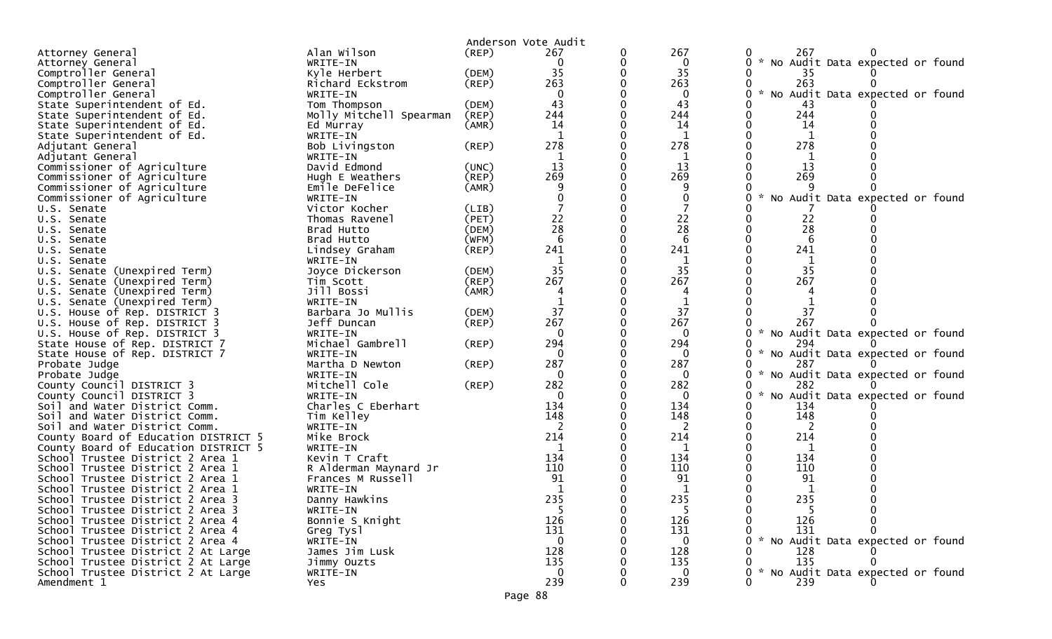Anderson Vote Audit

| Contest | Candidate | Party | | | | | | |
|---|---|---|---|---|---|---|---|---|
| Attorney General | Alan Wilson | (REP) | 267 | 0 | 267 | 0 | 267 | 0 |
| Attorney General | WRITE-IN | | 0 | 0 | 0 | 0 | * No Audit Data expected or found | |
| Comptroller General | Kyle Herbert | (DEM) | 35 | 0 | 35 | 0 | 35 | 0 |
| Comptroller General | Richard Eckstrom | (REP) | 263 | 0 | 263 | 0 | 263 | 0 |
| Comptroller General | WRITE-IN | | 0 | 0 | 0 | 0 | * No Audit Data expected or found | |
| State Superintendent of Ed. | Tom Thompson | (DEM) | 43 | 0 | 43 | 0 | 43 | 0 |
| State Superintendent of Ed. | Molly Mitchell Spearman | (REP) | 244 | 0 | 244 | 0 | 244 | 0 |
| State Superintendent of Ed. | Ed Murray | (AMR) | 14 | 0 | 14 | 0 | 14 | 0 |
| State Superintendent of Ed. | WRITE-IN | | 1 | 0 | 1 | 0 | 1 | 0 |
| Adjutant General | Bob Livingston | (REP) | 278 | 0 | 278 | 0 | 278 | 0 |
| Adjutant General | WRITE-IN | | 1 | 0 | 1 | 0 | 1 | 0 |
| Commissioner of Agriculture | David Edmond | (UNC) | 13 | 0 | 13 | 0 | 13 | 0 |
| Commissioner of Agriculture | Hugh E Weathers | (REP) | 269 | 0 | 269 | 0 | 269 | 0 |
| Commissioner of Agriculture | Emile DeFelice | (AMR) | 9 | 0 | 9 | 0 | 9 | 0 |
| Commissioner of Agriculture | WRITE-IN | | 0 | 0 | 0 | 0 | * No Audit Data expected or found | |
| U.S. Senate | Victor Kocher | (LIB) | 7 | 0 | 7 | 0 | 7 | 0 |
| U.S. Senate | Thomas Ravenel | (PET) | 22 | 0 | 22 | 0 | 22 | 0 |
| U.S. Senate | Brad Hutto | (DEM) | 28 | 0 | 28 | 0 | 28 | 0 |
| U.S. Senate | Brad Hutto | (WFM) | 6 | 0 | 6 | 0 | 6 | 0 |
| U.S. Senate | Lindsey Graham | (REP) | 241 | 0 | 241 | 0 | 241 | 0 |
| U.S. Senate | WRITE-IN | | 1 | 0 | 1 | 0 | 1 | 0 |
| U.S. Senate (Unexpired Term) | Joyce Dickerson | (DEM) | 35 | 0 | 35 | 0 | 35 | 0 |
| U.S. Senate (Unexpired Term) | Tim Scott | (REP) | 267 | 0 | 267 | 0 | 267 | 0 |
| U.S. Senate (Unexpired Term) | Jill Bossi | (AMR) | 4 | 0 | 4 | 0 | 4 | 0 |
| U.S. Senate (Unexpired Term) | WRITE-IN | | 1 | 0 | 1 | 0 | 1 | 0 |
| U.S. House of Rep. DISTRICT 3 | Barbara Jo Mullis | (DEM) | 37 | 0 | 37 | 0 | 37 | 0 |
| U.S. House of Rep. DISTRICT 3 | Jeff Duncan | (REP) | 267 | 0 | 267 | 0 | 267 | 0 |
| U.S. House of Rep. DISTRICT 3 | WRITE-IN | | 0 | 0 | 0 | 0 | * No Audit Data expected or found | |
| State House of Rep. DISTRICT 7 | Michael Gambrell | (REP) | 294 | 0 | 294 | 0 | 294 | 0 |
| State House of Rep. DISTRICT 7 | WRITE-IN | | 0 | 0 | 0 | 0 | * No Audit Data expected or found | |
| Probate Judge | Martha D Newton | (REP) | 287 | 0 | 287 | 0 | 287 | 0 |
| Probate Judge | WRITE-IN | | 0 | 0 | 0 | 0 | * No Audit Data expected or found | |
| County Council DISTRICT 3 | Mitchell Cole | (REP) | 282 | 0 | 282 | 0 | 282 | 0 |
| County Council DISTRICT 3 | WRITE-IN | | 0 | 0 | 0 | 0 | * No Audit Data expected or found | |
| Soil and Water District Comm. | Charles C Eberhart | | 134 | 0 | 134 | 0 | 134 | 0 |
| Soil and Water District Comm. | Tim Kelley | | 148 | 0 | 148 | 0 | 148 | 0 |
| Soil and Water District Comm. | WRITE-IN | | 2 | 0 | 2 | 0 | 2 | 0 |
| County Board of Education DISTRICT 5 | Mike Brock | | 214 | 0 | 214 | 0 | 214 | 0 |
| County Board of Education DISTRICT 5 | WRITE-IN | | 1 | 0 | 1 | 0 | 1 | 0 |
| School Trustee District 2 Area 1 | Kevin T Craft | | 134 | 0 | 134 | 0 | 134 | 0 |
| School Trustee District 2 Area 1 | R Alderman Maynard Jr | | 110 | 0 | 110 | 0 | 110 | 0 |
| School Trustee District 2 Area 1 | Frances M Russell | | 91 | 0 | 91 | 0 | 91 | 0 |
| School Trustee District 2 Area 1 | WRITE-IN | | 1 | 0 | 1 | 0 | 1 | 0 |
| School Trustee District 2 Area 3 | Danny Hawkins | | 235 | 0 | 235 | 0 | 235 | 0 |
| School Trustee District 2 Area 3 | WRITE-IN | | 5 | 0 | 5 | 0 | 5 | 0 |
| School Trustee District 2 Area 4 | Bonnie S Knight | | 126 | 0 | 126 | 0 | 126 | 0 |
| School Trustee District 2 Area 4 | Greg Tysl | | 131 | 0 | 131 | 0 | 131 | 0 |
| School Trustee District 2 Area 4 | WRITE-IN | | 0 | 0 | 0 | 0 | * No Audit Data expected or found | |
| School Trustee District 2 At Large | James Jim Lusk | | 128 | 0 | 128 | 0 | 128 | 0 |
| School Trustee District 2 At Large | Jimmy Ouzts | | 135 | 0 | 135 | 0 | 135 | 0 |
| School Trustee District 2 At Large | WRITE-IN | | 0 | 0 | 0 | 0 | * No Audit Data expected or found | |
| Amendment 1 | Yes | | 239 | 0 | 239 | 0 | 239 | 0 |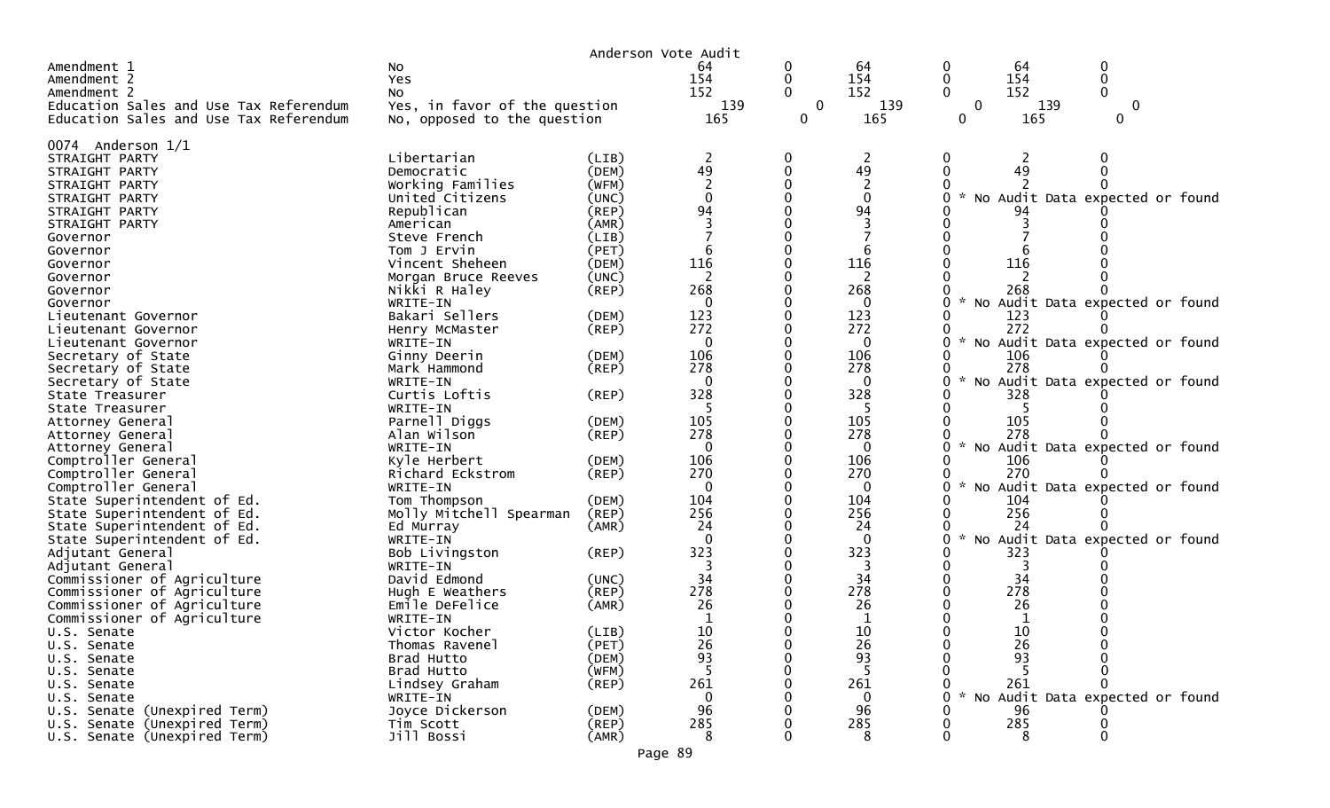Anderson Vote Audit

| | | | | | | | | |
|---|---|---|---|---|---|---|---|---|
| Amendment 1 | No | | 64 | 0 | 64 | 0 | 64 | 0 |
| Amendment 2 | Yes | | 154 | 0 | 154 | 0 | 154 | 0 |
| Amendment 2 | No | | 152 | 0 | 152 | 0 | 152 | 0 |
| Education Sales and Use Tax Referendum | Yes, in favor of the question | | 139 | 0 | 139 | 0 | 139 | 0 |
| Education Sales and Use Tax Referendum | No, opposed to the question | | 165 | 0 | 165 | 0 | 165 | 0 |

0074 Anderson 1/1

| | | | | | | | | |
|---|---|---|---|---|---|---|---|---|
| STRAIGHT PARTY | Libertarian | (LIB) | 2 | 0 | 2 | 0 | 2 | 0 |
| STRAIGHT PARTY | Democratic | (DEM) | 49 | 0 | 49 | 0 | 49 | 0 |
| STRAIGHT PARTY | Working Families | (WFM) | 2 | 0 | 2 | 0 | 2 | 0 |
| STRAIGHT PARTY | United Citizens | (UNC) | 0 | 0 | 0 | 0 | * No Audit Data expected or found | |
| STRAIGHT PARTY | Republican | (REP) | 94 | 0 | 94 | 0 | 94 | 0 |
| STRAIGHT PARTY | American | (AMR) | 3 | 0 | 3 | 0 | 3 | 0 |
| Governor | Steve French | (LIB) | 7 | 0 | 7 | 0 | 7 | 0 |
| Governor | Tom J Ervin | (PET) | 6 | 0 | 6 | 0 | 6 | 0 |
| Governor | Vincent Sheheen | (DEM) | 116 | 0 | 116 | 0 | 116 | 0 |
| Governor | Morgan Bruce Reeves | (UNC) | 2 | 0 | 2 | 0 | 2 | 0 |
| Governor | Nikki R Haley | (REP) | 268 | 0 | 268 | 0 | 268 | 0 |
| Governor | WRITE-IN | | 0 | 0 | 0 | 0 | * No Audit Data expected or found | |
| Lieutenant Governor | Bakari Sellers | (DEM) | 123 | 0 | 123 | 0 | 123 | 0 |
| Lieutenant Governor | Henry McMaster | (REP) | 272 | 0 | 272 | 0 | 272 | 0 |
| Lieutenant Governor | WRITE-IN | | 0 | 0 | 0 | 0 | * No Audit Data expected or found | |
| Secretary of State | Ginny Deerin | (DEM) | 106 | 0 | 106 | 0 | 106 | 0 |
| Secretary of State | Mark Hammond | (REP) | 278 | 0 | 278 | 0 | 278 | 0 |
| Secretary of State | WRITE-IN | | 0 | 0 | 0 | 0 | * No Audit Data expected or found | |
| State Treasurer | Curtis Loftis | (REP) | 328 | 0 | 328 | 0 | 328 | 0 |
| State Treasurer | WRITE-IN | | 5 | 0 | 5 | 0 | 5 | 0 |
| Attorney General | Parnell Diggs | (DEM) | 105 | 0 | 105 | 0 | 105 | 0 |
| Attorney General | Alan Wilson | (REP) | 278 | 0 | 278 | 0 | 278 | 0 |
| Attorney General | WRITE-IN | | 0 | 0 | 0 | 0 | * No Audit Data expected or found | |
| Comptroller General | Kyle Herbert | (DEM) | 106 | 0 | 106 | 0 | 106 | 0 |
| Comptroller General | Richard Eckstrom | (REP) | 270 | 0 | 270 | 0 | 270 | 0 |
| Comptroller General | WRITE-IN | | 0 | 0 | 0 | 0 | * No Audit Data expected or found | |
| State Superintendent of Ed. | Tom Thompson | (DEM) | 104 | 0 | 104 | 0 | 104 | 0 |
| State Superintendent of Ed. | Molly Mitchell Spearman | (REP) | 256 | 0 | 256 | 0 | 256 | 0 |
| State Superintendent of Ed. | Ed Murray | (AMR) | 24 | 0 | 24 | 0 | 24 | 0 |
| State Superintendent of Ed. | WRITE-IN | | 0 | 0 | 0 | 0 | * No Audit Data expected or found | |
| Adjutant General | Bob Livingston | (REP) | 323 | 0 | 323 | 0 | 323 | 0 |
| Adjutant General | WRITE-IN | | 3 | 0 | 3 | 0 | 3 | 0 |
| Commissioner of Agriculture | David Edmond | (UNC) | 34 | 0 | 34 | 0 | 34 | 0 |
| Commissioner of Agriculture | Hugh E Weathers | (REP) | 278 | 0 | 278 | 0 | 278 | 0 |
| Commissioner of Agriculture | Emile DeFelice | (AMR) | 26 | 0 | 26 | 0 | 26 | 0 |
| Commissioner of Agriculture | WRITE-IN | | 1 | 0 | 1 | 0 | 1 | 0 |
| U.S. Senate | Victor Kocher | (LIB) | 10 | 0 | 10 | 0 | 10 | 0 |
| U.S. Senate | Thomas Ravenel | (PET) | 26 | 0 | 26 | 0 | 26 | 0 |
| U.S. Senate | Brad Hutto | (DEM) | 93 | 0 | 93 | 0 | 93 | 0 |
| U.S. Senate | Brad Hutto | (WFM) | 5 | 0 | 5 | 0 | 5 | 0 |
| U.S. Senate | Lindsey Graham | (REP) | 261 | 0 | 261 | 0 | 261 | 0 |
| U.S. Senate | WRITE-IN | | 0 | 0 | 0 | 0 | * No Audit Data expected or found | |
| U.S. Senate (Unexpired Term) | Joyce Dickerson | (DEM) | 96 | 0 | 96 | 0 | 96 | 0 |
| U.S. Senate (Unexpired Term) | Tim Scott | (REP) | 285 | 0 | 285 | 0 | 285 | 0 |
| U.S. Senate (Unexpired Term) | Jill Bossi | (AMR) | 8 | 0 | 8 | 0 | 8 | 0 |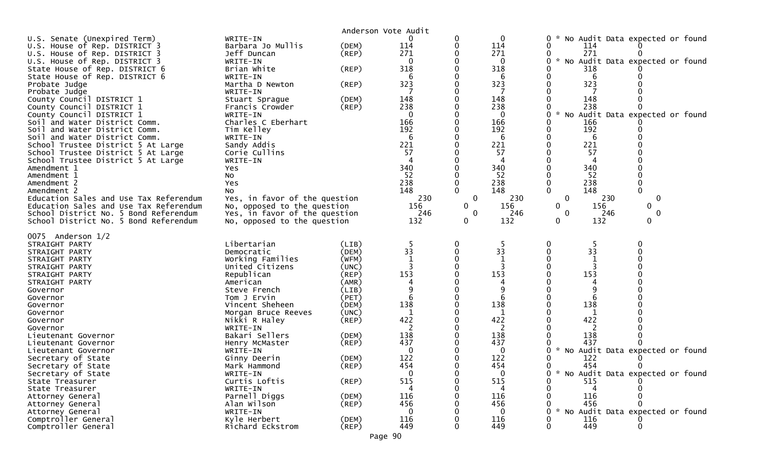Anderson Vote Audit

| Contest | Candidate | Party | Votes | | | | | |
|---|---|---|---|---|---|---|---|---|
| U.S. Senate (Unexpired Term) | WRITE-IN | | 0 | 0 | 0 | 0 * No Audit Data expected or found | | |
| U.S. House of Rep. DISTRICT 3 | Barbara Jo Mullis | (DEM) | 114 | 0 | 114 | 0 | 114 | 0 |
| U.S. House of Rep. DISTRICT 3 | Jeff Duncan | (REP) | 271 | 0 | 271 | 0 | 271 | 0 |
| U.S. House of Rep. DISTRICT 3 | WRITE-IN | | 0 | 0 | 0 | 0 * No Audit Data expected or found | | |
| State House of Rep. DISTRICT 6 | Brian White | (REP) | 318 | 0 | 318 | 0 | 318 | 0 |
| State House of Rep. DISTRICT 6 | WRITE-IN | | 6 | 0 | 6 | 0 | 6 | 0 |
| Probate Judge | Martha D Newton | (REP) | 323 | 0 | 323 | 0 | 323 | 0 |
| Probate Judge | WRITE-IN | | 7 | 0 | 7 | 0 | 7 | 0 |
| County Council DISTRICT 1 | Stuart Sprague | (DEM) | 148 | 0 | 148 | 0 | 148 | 0 |
| County Council DISTRICT 1 | Francis Crowder | (REP) | 238 | 0 | 238 | 0 | 238 | 0 |
| County Council DISTRICT 1 | WRITE-IN | | 0 | 0 | 0 | 0 * No Audit Data expected or found | | |
| Soil and Water District Comm. | Charles C Eberhart | | 166 | 0 | 166 | 0 | 166 | 0 |
| Soil and Water District Comm. | Tim Kelley | | 192 | 0 | 192 | 0 | 192 | 0 |
| Soil and Water District Comm. | WRITE-IN | | 6 | 0 | 6 | 0 | 6 | 0 |
| School Trustee District 5 At Large | Sandy Addis | | 221 | 0 | 221 | 0 | 221 | 0 |
| School Trustee District 5 At Large | Corie Cullins | | 57 | 0 | 57 | 0 | 57 | 0 |
| School Trustee District 5 At Large | WRITE-IN | | 4 | 0 | 4 | 0 | 4 | 0 |
| Amendment 1 | Yes | | 340 | 0 | 340 | 0 | 340 | 0 |
| Amendment 1 | No | | 52 | 0 | 52 | 0 | 52 | 0 |
| Amendment 2 | Yes | | 238 | 0 | 238 | 0 | 238 | 0 |
| Amendment 2 | No | | 148 | 0 | 148 | 0 | 148 | 0 |
| Education Sales and Use Tax Referendum | Yes, in favor of the question | | 230 | 0 | 230 | 0 | 230 | 0 |
| Education Sales and Use Tax Referendum | No, opposed to the question | | 156 | 0 | 156 | 0 | 156 | 0 |
| School District No. 5 Bond Referendum | Yes, in favor of the question | | 246 | 0 | 246 | 0 | 246 | 0 |
| School District No. 5 Bond Referendum | No, opposed to the question | | 132 | 0 | 132 | 0 | 132 | 0 |

0075 Anderson 1/2

| Contest | Candidate | Party | Votes | | | | | |
|---|---|---|---|---|---|---|---|---|
| STRAIGHT PARTY | Libertarian | (LIB) | 5 | 0 | 5 | 0 | 5 | 0 |
| STRAIGHT PARTY | Democratic | (DEM) | 33 | 0 | 33 | 0 | 33 | 0 |
| STRAIGHT PARTY | Working Families | (WFM) | 1 | 0 | 1 | 0 | 1 | 0 |
| STRAIGHT PARTY | United Citizens | (UNC) | 3 | 0 | 3 | 0 | 3 | 0 |
| STRAIGHT PARTY | Republican | (REP) | 153 | 0 | 153 | 0 | 153 | 0 |
| STRAIGHT PARTY | American | (AMR) | 4 | 0 | 4 | 0 | 4 | 0 |
| Governor | Steve French | (LIB) | 9 | 0 | 9 | 0 | 9 | 0 |
| Governor | Tom J Ervin | (PET) | 6 | 0 | 6 | 0 | 6 | 0 |
| Governor | Vincent Sheheen | (DEM) | 138 | 0 | 138 | 0 | 138 | 0 |
| Governor | Morgan Bruce Reeves | (UNC) | 1 | 0 | 1 | 0 | 1 | 0 |
| Governor | Nikki R Haley | (REP) | 422 | 0 | 422 | 0 | 422 | 0 |
| Governor | WRITE-IN | | 2 | 0 | 2 | 0 | 2 | 0 |
| Lieutenant Governor | Bakari Sellers | (DEM) | 138 | 0 | 138 | 0 | 138 | 0 |
| Lieutenant Governor | Henry McMaster | (REP) | 437 | 0 | 437 | 0 | 437 | 0 |
| Lieutenant Governor | WRITE-IN | | 0 | 0 | 0 | 0 * No Audit Data expected or found | | |
| Secretary of State | Ginny Deerin | (DEM) | 122 | 0 | 122 | 0 | 122 | 0 |
| Secretary of State | Mark Hammond | (REP) | 454 | 0 | 454 | 0 | 454 | 0 |
| Secretary of State | WRITE-IN | | 0 | 0 | 0 | 0 * No Audit Data expected or found | | |
| State Treasurer | Curtis Loftis | (REP) | 515 | 0 | 515 | 0 | 515 | 0 |
| State Treasurer | WRITE-IN | | 4 | 0 | 4 | 0 | 4 | 0 |
| Attorney General | Parnell Diggs | (DEM) | 116 | 0 | 116 | 0 | 116 | 0 |
| Attorney General | Alan Wilson | (REP) | 456 | 0 | 456 | 0 | 456 | 0 |
| Attorney General | WRITE-IN | | 0 | 0 | 0 | 0 * No Audit Data expected or found | | |
| Comptroller General | Kyle Herbert | (DEM) | 116 | 0 | 116 | 0 | 116 | 0 |
| Comptroller General | Richard Eckstrom | (REP) | 449 | 0 | 449 | 0 | 449 | 0 |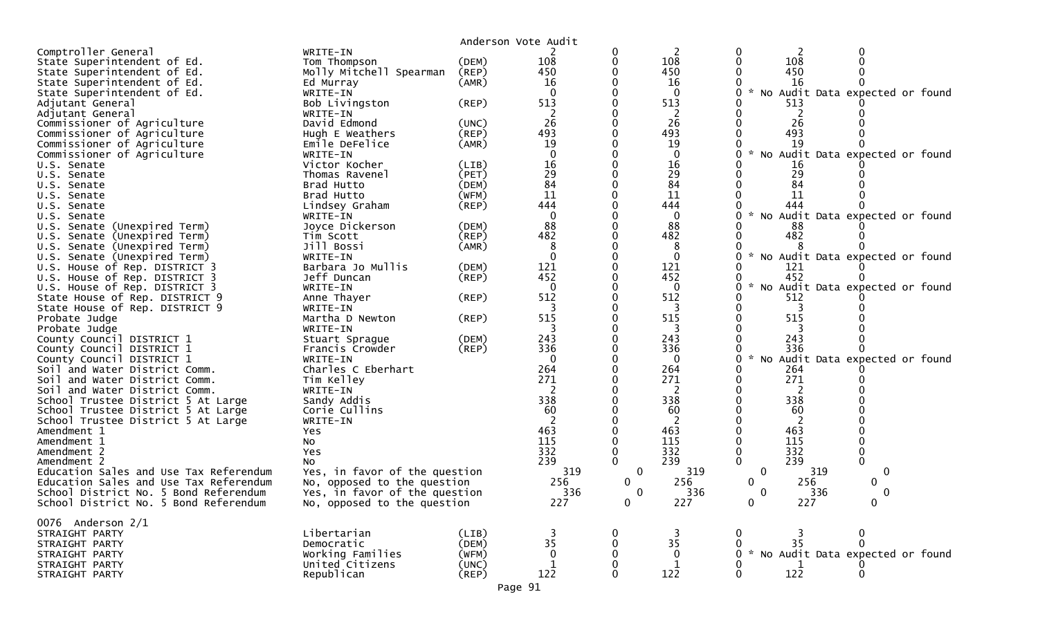Anderson Vote Audit

| Contest | Candidate | Party | | | | | | |
|---|---|---|---|---|---|---|---|---|
| Comptroller General | WRITE-IN | | 2 | 0 | 2 | 0 | 2 | 0 |
| State Superintendent of Ed. | Tom Thompson | (DEM) | 108 | 0 | 108 | 0 | 108 | 0 |
| State Superintendent of Ed. | Molly Mitchell Spearman | (REP) | 450 | 0 | 450 | 0 | 450 | 0 |
| State Superintendent of Ed. | Ed Murray | (AMR) | 16 | 0 | 16 | 0 | 16 | 0 |
| State Superintendent of Ed. | WRITE-IN | | 0 | 0 | 0 | 0 * No Audit Data expected or found | | |
| Adjutant General | Bob Livingston | (REP) | 513 | 0 | 513 | 0 | 513 | 0 |
| Adjutant General | WRITE-IN | | 2 | 0 | 2 | 0 | 2 | 0 |
| Commissioner of Agriculture | David Edmond | (UNC) | 26 | 0 | 26 | 0 | 26 | 0 |
| Commissioner of Agriculture | Hugh E Weathers | (REP) | 493 | 0 | 493 | 0 | 493 | 0 |
| Commissioner of Agriculture | Emile DeFelice | (AMR) | 19 | 0 | 19 | 0 | 19 | 0 |
| Commissioner of Agriculture | WRITE-IN | | 0 | 0 | 0 | 0 * No Audit Data expected or found | | |
| U.S. Senate | Victor Kocher | (LIB) | 16 | 0 | 16 | 0 | 16 | 0 |
| U.S. Senate | Thomas Ravenel | (PET) | 29 | 0 | 29 | 0 | 29 | 0 |
| U.S. Senate | Brad Hutto | (DEM) | 84 | 0 | 84 | 0 | 84 | 0 |
| U.S. Senate | Brad Hutto | (WFM) | 11 | 0 | 11 | 0 | 11 | 0 |
| U.S. Senate | Lindsey Graham | (REP) | 444 | 0 | 444 | 0 | 444 | 0 |
| U.S. Senate | WRITE-IN | | 0 | 0 | 0 | 0 * No Audit Data expected or found | | |
| U.S. Senate (Unexpired Term) | Joyce Dickerson | (DEM) | 88 | 0 | 88 | 0 | 88 | 0 |
| U.S. Senate (Unexpired Term) | Tim Scott | (REP) | 482 | 0 | 482 | 0 | 482 | 0 |
| U.S. Senate (Unexpired Term) | Jill Bossi | (AMR) | 8 | 0 | 8 | 0 | 8 | 0 |
| U.S. Senate (Unexpired Term) | WRITE-IN | | 0 | 0 | 0 | 0 * No Audit Data expected or found | | |
| U.S. House of Rep. DISTRICT 3 | Barbara Jo Mullis | (DEM) | 121 | 0 | 121 | 0 | 121 | 0 |
| U.S. House of Rep. DISTRICT 3 | Jeff Duncan | (REP) | 452 | 0 | 452 | 0 | 452 | 0 |
| U.S. House of Rep. DISTRICT 3 | WRITE-IN | | 0 | 0 | 0 | 0 * No Audit Data expected or found | | |
| State House of Rep. DISTRICT 9 | Anne Thayer | (REP) | 512 | 0 | 512 | 0 | 512 | 0 |
| State House of Rep. DISTRICT 9 | WRITE-IN | | 3 | 0 | 3 | 0 | 3 | 0 |
| Probate Judge | Martha D Newton | (REP) | 515 | 0 | 515 | 0 | 515 | 0 |
| Probate Judge | WRITE-IN | | 3 | 0 | 3 | 0 | 3 | 0 |
| County Council DISTRICT 1 | Stuart Sprague | (DEM) | 243 | 0 | 243 | 0 | 243 | 0 |
| County Council DISTRICT 1 | Francis Crowder | (REP) | 336 | 0 | 336 | 0 | 336 | 0 |
| County Council DISTRICT 1 | WRITE-IN | | 0 | 0 | 0 | 0 * No Audit Data expected or found | | |
| Soil and Water District Comm. | Charles C Eberhart | | 264 | 0 | 264 | 0 | 264 | 0 |
| Soil and Water District Comm. | Tim Kelley | | 271 | 0 | 271 | 0 | 271 | 0 |
| Soil and Water District Comm. | WRITE-IN | | 2 | 0 | 2 | 0 | 2 | 0 |
| School Trustee District 5 At Large | Sandy Addis | | 338 | 0 | 338 | 0 | 338 | 0 |
| School Trustee District 5 At Large | Corie Cullins | | 60 | 0 | 60 | 0 | 60 | 0 |
| School Trustee District 5 At Large | WRITE-IN | | 2 | 0 | 2 | 0 | 2 | 0 |
| Amendment 1 | Yes | | 463 | 0 | 463 | 0 | 463 | 0 |
| Amendment 1 | No | | 115 | 0 | 115 | 0 | 115 | 0 |
| Amendment 2 | Yes | | 332 | 0 | 332 | 0 | 332 | 0 |
| Amendment 2 | No | | 239 | 0 | 239 | 0 | 239 | 0 |
| Education Sales and Use Tax Referendum | Yes, in favor of the question | | 319 | 0 | 319 | 0 | 319 | 0 |
| Education Sales and Use Tax Referendum | No, opposed to the question | | 256 | 0 | 256 | 0 | 256 | 0 |
| School District No. 5 Bond Referendum | Yes, in favor of the question | | 336 | 0 | 336 | 0 | 336 | 0 |
| School District No. 5 Bond Referendum | No, opposed to the question | | 227 | 0 | 227 | 0 | 227 | 0 |

0076 Anderson 2/1

| Contest | Candidate | Party | | | | | | |
|---|---|---|---|---|---|---|---|---|
| STRAIGHT PARTY | Libertarian | (LIB) | 3 | 0 | 3 | 0 | 3 | 0 |
| STRAIGHT PARTY | Democratic | (DEM) | 35 | 0 | 35 | 0 | 35 | 0 |
| STRAIGHT PARTY | Working Families | (WFM) | 0 | 0 | 0 | 0 * No Audit Data expected or found | | |
| STRAIGHT PARTY | United Citizens | (UNC) | 1 | 0 | 1 | 0 | 1 | 0 |
| STRAIGHT PARTY | Republican | (REP) | 122 | 0 | 122 | 0 | 122 | 0 |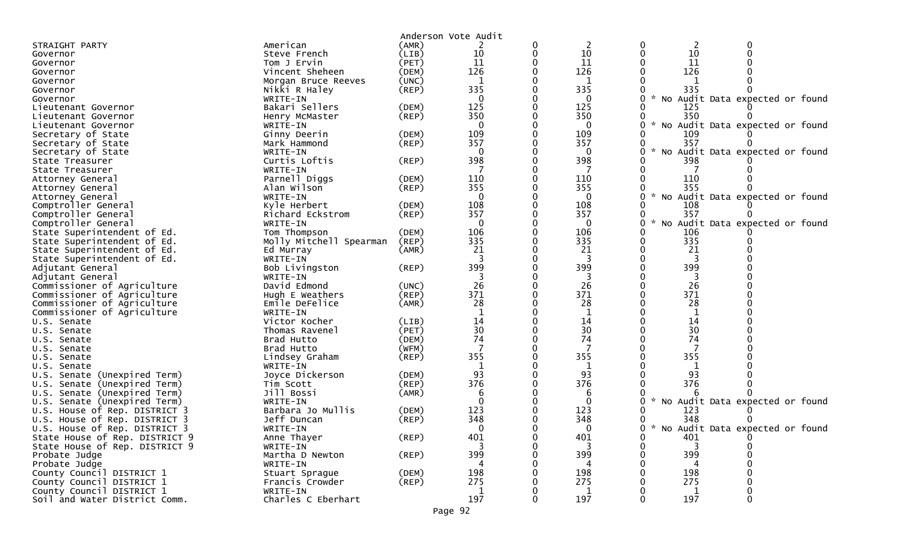Anderson Vote Audit

| | | | | | | | | |
|---|---|---|---|---|---|---|---|---|
| STRAIGHT PARTY | American | (AMR) | 2 | 0 | 2 | 0 | 2 | 0 |
| Governor | Steve French | (LIB) | 10 | 0 | 10 | 0 | 10 | 0 |
| Governor | Tom J Ervin | (PET) | 11 | 0 | 11 | 0 | 11 | 0 |
| Governor | Vincent Sheheen | (DEM) | 126 | 0 | 126 | 0 | 126 | 0 |
| Governor | Morgan Bruce Reeves | (UNC) | 1 | 0 | 1 | 0 | 1 | 0 |
| Governor | Nikki R Haley | (REP) | 335 | 0 | 335 | 0 | 335 | 0 |
| Governor | WRITE-IN | | 0 | 0 | 0 | 0 | * No Audit Data expected or found | |
| Lieutenant Governor | Bakari Sellers | (DEM) | 125 | 0 | 125 | 0 | 125 | 0 |
| Lieutenant Governor | Henry McMaster | (REP) | 350 | 0 | 350 | 0 | 350 | 0 |
| Lieutenant Governor | WRITE-IN | | 0 | 0 | 0 | 0 | * No Audit Data expected or found | |
| Secretary of State | Ginny Deerin | (DEM) | 109 | 0 | 109 | 0 | 109 | 0 |
| Secretary of State | Mark Hammond | (REP) | 357 | 0 | 357 | 0 | 357 | 0 |
| Secretary of State | WRITE-IN | | 0 | 0 | 0 | 0 | * No Audit Data expected or found | |
| State Treasurer | Curtis Loftis | (REP) | 398 | 0 | 398 | 0 | 398 | 0 |
| State Treasurer | WRITE-IN | | 7 | 0 | 7 | 0 | 7 | 0 |
| Attorney General | Parnell Diggs | (DEM) | 110 | 0 | 110 | 0 | 110 | 0 |
| Attorney General | Alan Wilson | (REP) | 355 | 0 | 355 | 0 | 355 | 0 |
| Attorney General | WRITE-IN | | 0 | 0 | 0 | 0 | * No Audit Data expected or found | |
| Comptroller General | Kyle Herbert | (DEM) | 108 | 0 | 108 | 0 | 108 | 0 |
| Comptroller General | Richard Eckstrom | (REP) | 357 | 0 | 357 | 0 | 357 | 0 |
| Comptroller General | WRITE-IN | | 0 | 0 | 0 | 0 | * No Audit Data expected or found | |
| State Superintendent of Ed. | Tom Thompson | (DEM) | 106 | 0 | 106 | 0 | 106 | 0 |
| State Superintendent of Ed. | Molly Mitchell Spearman | (REP) | 335 | 0 | 335 | 0 | 335 | 0 |
| State Superintendent of Ed. | Ed Murray | (AMR) | 21 | 0 | 21 | 0 | 21 | 0 |
| State Superintendent of Ed. | WRITE-IN | | 3 | 0 | 3 | 0 | 3 | 0 |
| Adjutant General | Bob Livingston | (REP) | 399 | 0 | 399 | 0 | 399 | 0 |
| Adjutant General | WRITE-IN | | 3 | 0 | 3 | 0 | 3 | 0 |
| Commissioner of Agriculture | David Edmond | (UNC) | 26 | 0 | 26 | 0 | 26 | 0 |
| Commissioner of Agriculture | Hugh E Weathers | (REP) | 371 | 0 | 371 | 0 | 371 | 0 |
| Commissioner of Agriculture | Emile DeFelice | (AMR) | 28 | 0 | 28 | 0 | 28 | 0 |
| Commissioner of Agriculture | WRITE-IN | | 1 | 0 | 1 | 0 | 1 | 0 |
| U.S. Senate | Victor Kocher | (LIB) | 14 | 0 | 14 | 0 | 14 | 0 |
| U.S. Senate | Thomas Ravenel | (PET) | 30 | 0 | 30 | 0 | 30 | 0 |
| U.S. Senate | Brad Hutto | (DEM) | 74 | 0 | 74 | 0 | 74 | 0 |
| U.S. Senate | Brad Hutto | (WFM) | 7 | 0 | 7 | 0 | 7 | 0 |
| U.S. Senate | Lindsey Graham | (REP) | 355 | 0 | 355 | 0 | 355 | 0 |
| U.S. Senate | WRITE-IN | | 1 | 0 | 1 | 0 | 1 | 0 |
| U.S. Senate (Unexpired Term) | Joyce Dickerson | (DEM) | 93 | 0 | 93 | 0 | 93 | 0 |
| U.S. Senate (Unexpired Term) | Tim Scott | (REP) | 376 | 0 | 376 | 0 | 376 | 0 |
| U.S. Senate (Unexpired Term) | Jill Bossi | (AMR) | 6 | 0 | 6 | 0 | 6 | 0 |
| U.S. Senate (Unexpired Term) | WRITE-IN | | 0 | 0 | 0 | 0 | * No Audit Data expected or found | |
| U.S. House of Rep. DISTRICT 3 | Barbara Jo Mullis | (DEM) | 123 | 0 | 123 | 0 | 123 | 0 |
| U.S. House of Rep. DISTRICT 3 | Jeff Duncan | (REP) | 348 | 0 | 348 | 0 | 348 | 0 |
| U.S. House of Rep. DISTRICT 3 | WRITE-IN | | 0 | 0 | 0 | 0 | * No Audit Data expected or found | |
| State House of Rep. DISTRICT 9 | Anne Thayer | (REP) | 401 | 0 | 401 | 0 | 401 | 0 |
| State House of Rep. DISTRICT 9 | WRITE-IN | | 3 | 0 | 3 | 0 | 3 | 0 |
| Probate Judge | Martha D Newton | (REP) | 399 | 0 | 399 | 0 | 399 | 0 |
| Probate Judge | WRITE-IN | | 4 | 0 | 4 | 0 | 4 | 0 |
| County Council DISTRICT 1 | Stuart Sprague | (DEM) | 198 | 0 | 198 | 0 | 198 | 0 |
| County Council DISTRICT 1 | Francis Crowder | (REP) | 275 | 0 | 275 | 0 | 275 | 0 |
| County Council DISTRICT 1 | WRITE-IN | | 1 | 0 | 1 | 0 | 1 | 0 |
| Soil and Water District Comm. | Charles C Eberhart | | 197 | 0 | 197 | 0 | 197 | 0 |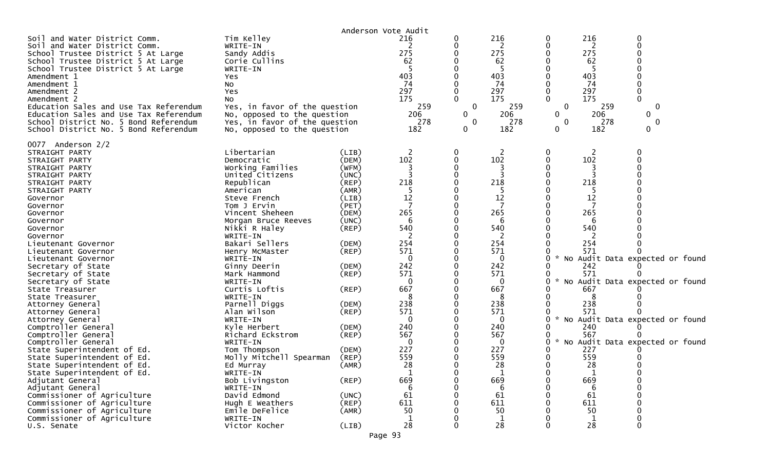Anderson Vote Audit

| Contest | Candidate | Party | | | | | | |
|---|---|---|---|---|---|---|---|---|
| Soil and Water District Comm. | Tim Kelley | | 216 | 0 | 216 | 0 | 216 | 0 |
| Soil and Water District Comm. | WRITE-IN | | 2 | 0 | 2 | 0 | 2 | 0 |
| School Trustee District 5 At Large | Sandy Addis | | 275 | 0 | 275 | 0 | 275 | 0 |
| School Trustee District 5 At Large | Corie Cullins | | 62 | 0 | 62 | 0 | 62 | 0 |
| School Trustee District 5 At Large | WRITE-IN | | 5 | 0 | 5 | 0 | 5 | 0 |
| Amendment 1 | Yes | | 403 | 0 | 403 | 0 | 403 | 0 |
| Amendment 1 | No | | 74 | 0 | 74 | 0 | 74 | 0 |
| Amendment 2 | Yes | | 297 | 0 | 297 | 0 | 297 | 0 |
| Amendment 2 | No | | 175 | 0 | 175 | 0 | 175 | 0 |
| Education Sales and Use Tax Referendum | Yes, in favor of the question | | 259 | 0 | 259 | 0 | 259 | 0 |
| Education Sales and Use Tax Referendum | No, opposed to the question | | 206 | 0 | 206 | 0 | 206 | 0 |
| School District No. 5 Bond Referendum | Yes, in favor of the question | | 278 | 0 | 278 | 0 | 278 | 0 |
| School District No. 5 Bond Referendum | No, opposed to the question | | 182 | 0 | 182 | 0 | 182 | 0 |

0077 Anderson 2/2

| Contest | Candidate | Party | | | | | | |
|---|---|---|---|---|---|---|---|---|
| STRAIGHT PARTY | Libertarian | (LIB) | 2 | 0 | 2 | 0 | 2 | 0 |
| STRAIGHT PARTY | Democratic | (DEM) | 102 | 0 | 102 | 0 | 102 | 0 |
| STRAIGHT PARTY | Working Families | (WFM) | 3 | 0 | 3 | 0 | 3 | 0 |
| STRAIGHT PARTY | United Citizens | (UNC) | 3 | 0 | 3 | 0 | 3 | 0 |
| STRAIGHT PARTY | Republican | (REP) | 218 | 0 | 218 | 0 | 218 | 0 |
| STRAIGHT PARTY | American | (AMR) | 5 | 0 | 5 | 0 | 5 | 0 |
| Governor | Steve French | (LIB) | 12 | 0 | 12 | 0 | 12 | 0 |
| Governor | Tom J Ervin | (PET) | 7 | 0 | 7 | 0 | 7 | 0 |
| Governor | Vincent Sheheen | (DEM) | 265 | 0 | 265 | 0 | 265 | 0 |
| Governor | Morgan Bruce Reeves | (UNC) | 6 | 0 | 6 | 0 | 6 | 0 |
| Governor | Nikki R Haley | (REP) | 540 | 0 | 540 | 0 | 540 | 0 |
| Governor | WRITE-IN | | 2 | 0 | 2 | 0 | 2 | 0 |
| Lieutenant Governor | Bakari Sellers | (DEM) | 254 | 0 | 254 | 0 | 254 | 0 |
| Lieutenant Governor | Henry McMaster | (REP) | 571 | 0 | 571 | 0 | 571 | 0 |
| Lieutenant Governor | WRITE-IN | | 0 | 0 | 0 | 0 | * No Audit Data expected or found | |
| Secretary of State | Ginny Deerin | (DEM) | 242 | 0 | 242 | 0 | 242 | 0 |
| Secretary of State | Mark Hammond | (REP) | 571 | 0 | 571 | 0 | 571 | 0 |
| Secretary of State | WRITE-IN | | 0 | 0 | 0 | 0 | * No Audit Data expected or found | |
| State Treasurer | Curtis Loftis | (REP) | 667 | 0 | 667 | 0 | 667 | 0 |
| State Treasurer | WRITE-IN | | 8 | 0 | 8 | 0 | 8 | 0 |
| Attorney General | Parnell Diggs | (DEM) | 238 | 0 | 238 | 0 | 238 | 0 |
| Attorney General | Alan Wilson | (REP) | 571 | 0 | 571 | 0 | 571 | 0 |
| Attorney General | WRITE-IN | | 0 | 0 | 0 | 0 | * No Audit Data expected or found | |
| Comptroller General | Kyle Herbert | (DEM) | 240 | 0 | 240 | 0 | 240 | 0 |
| Comptroller General | Richard Eckstrom | (REP) | 567 | 0 | 567 | 0 | 567 | 0 |
| Comptroller General | WRITE-IN | | 0 | 0 | 0 | 0 | * No Audit Data expected or found | |
| State Superintendent of Ed. | Tom Thompson | (DEM) | 227 | 0 | 227 | 0 | 227 | 0 |
| State Superintendent of Ed. | Molly Mitchell Spearman | (REP) | 559 | 0 | 559 | 0 | 559 | 0 |
| State Superintendent of Ed. | Ed Murray | (AMR) | 28 | 0 | 28 | 0 | 28 | 0 |
| State Superintendent of Ed. | WRITE-IN | | 1 | 0 | 1 | 0 | 1 | 0 |
| Adjutant General | Bob Livingston | (REP) | 669 | 0 | 669 | 0 | 669 | 0 |
| Adjutant General | WRITE-IN | | 6 | 0 | 6 | 0 | 6 | 0 |
| Commissioner of Agriculture | David Edmond | (UNC) | 61 | 0 | 61 | 0 | 61 | 0 |
| Commissioner of Agriculture | Hugh E Weathers | (REP) | 611 | 0 | 611 | 0 | 611 | 0 |
| Commissioner of Agriculture | Emile DeFelice | (AMR) | 50 | 0 | 50 | 0 | 50 | 0 |
| Commissioner of Agriculture | WRITE-IN | | 1 | 0 | 1 | 0 | 1 | 0 |
| U.S. Senate | Victor Kocher | (LIB) | 28 | 0 | 28 | 0 | 28 | 0 |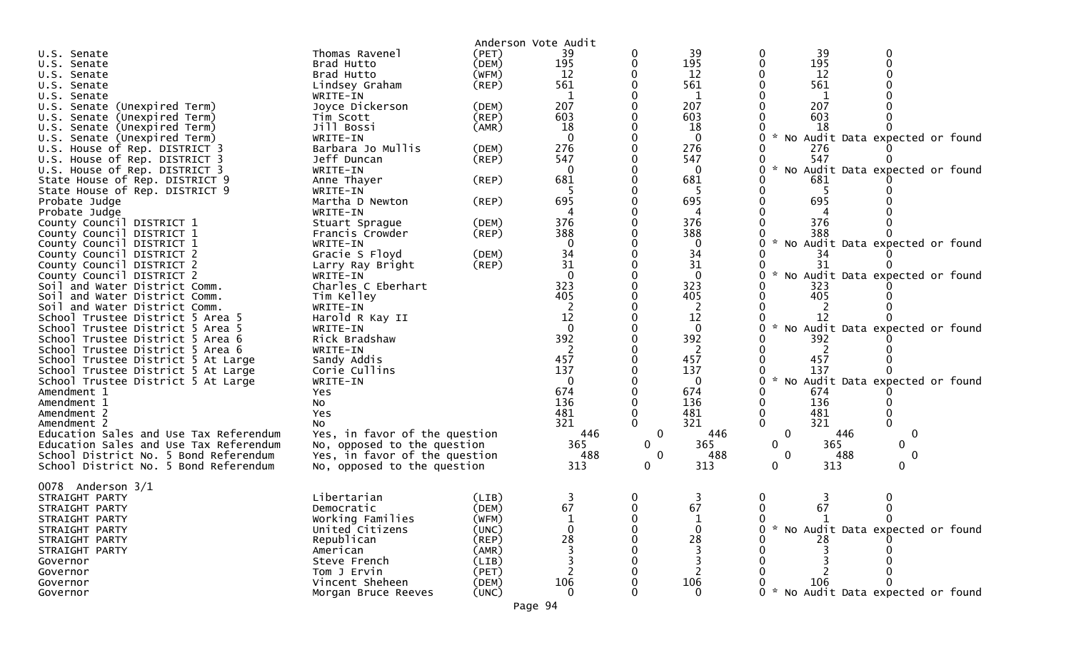Anderson Vote Audit

| Contest | Candidate | Party | Votes | | | | | |
|---|---|---|---|---|---|---|---|---|
| U.S. Senate | Thomas Ravenel | (PET) | 39 | 0 | 39 | 0 | 39 | 0 |
| U.S. Senate | Brad Hutto | (DEM) | 195 | 0 | 195 | 0 | 195 | 0 |
| U.S. Senate | Brad Hutto | (WFM) | 12 | 0 | 12 | 0 | 12 | 0 |
| U.S. Senate | Lindsey Graham | (REP) | 561 | 0 | 561 | 0 | 561 | 0 |
| U.S. Senate | WRITE-IN | | 1 | 0 | 1 | 0 | 1 | 0 |
| U.S. Senate (Unexpired Term) | Joyce Dickerson | (DEM) | 207 | 0 | 207 | 0 | 207 | 0 |
| U.S. Senate (Unexpired Term) | Tim Scott | (REP) | 603 | 0 | 603 | 0 | 603 | 0 |
| U.S. Senate (Unexpired Term) | Jill Bossi | (AMR) | 18 | 0 | 18 | 0 | 18 | 0 |
| U.S. Senate (Unexpired Term) | WRITE-IN | | 0 | 0 | 0 | 0 * No Audit Data expected or found | | |
| U.S. House of Rep. DISTRICT 3 | Barbara Jo Mullis | (DEM) | 276 | 0 | 276 | 0 | 276 | 0 |
| U.S. House of Rep. DISTRICT 3 | Jeff Duncan | (REP) | 547 | 0 | 547 | 0 | 547 | 0 |
| U.S. House of Rep. DISTRICT 3 | WRITE-IN | | 0 | 0 | 0 | 0 * No Audit Data expected or found | | |
| State House of Rep. DISTRICT 9 | Anne Thayer | (REP) | 681 | 0 | 681 | 0 | 681 | 0 |
| State House of Rep. DISTRICT 9 | WRITE-IN | | 5 | 0 | 5 | 0 | 5 | 0 |
| Probate Judge | Martha D Newton | (REP) | 695 | 0 | 695 | 0 | 695 | 0 |
| Probate Judge | WRITE-IN | | 4 | 0 | 4 | 0 | 4 | 0 |
| County Council DISTRICT 1 | Stuart Sprague | (DEM) | 376 | 0 | 376 | 0 | 376 | 0 |
| County Council DISTRICT 1 | Francis Crowder | (REP) | 388 | 0 | 388 | 0 | 388 | 0 |
| County Council DISTRICT 1 | WRITE-IN | | 0 | 0 | 0 | 0 * No Audit Data expected or found | | |
| County Council DISTRICT 2 | Gracie S Floyd | (DEM) | 34 | 0 | 34 | 0 | 34 | 0 |
| County Council DISTRICT 2 | Larry Ray Bright | (REP) | 31 | 0 | 31 | 0 | 31 | 0 |
| County Council DISTRICT 2 | WRITE-IN | | 0 | 0 | 0 | 0 * No Audit Data expected or found | | |
| Soil and Water District Comm. | Charles C Eberhart | | 323 | 0 | 323 | 0 | 323 | 0 |
| Soil and Water District Comm. | Tim Kelley | | 405 | 0 | 405 | 0 | 405 | 0 |
| Soil and Water District Comm. | WRITE-IN | | 2 | 0 | 2 | 0 | 2 | 0 |
| School Trustee District 5 Area 5 | Harold R Kay II | | 12 | 0 | 12 | 0 | 12 | 0 |
| School Trustee District 5 Area 5 | WRITE-IN | | 0 | 0 | 0 | 0 * No Audit Data expected or found | | |
| School Trustee District 5 Area 6 | Rick Bradshaw | | 392 | 0 | 392 | 0 | 392 | 0 |
| School Trustee District 5 Area 6 | WRITE-IN | | 2 | 0 | 2 | 0 | 2 | 0 |
| School Trustee District 5 At Large | Sandy Addis | | 457 | 0 | 457 | 0 | 457 | 0 |
| School Trustee District 5 At Large | Corie Cullins | | 137 | 0 | 137 | 0 | 137 | 0 |
| School Trustee District 5 At Large | WRITE-IN | | 0 | 0 | 0 | 0 * No Audit Data expected or found | | |
| Amendment 1 | Yes | | 674 | 0 | 674 | 0 | 674 | 0 |
| Amendment 1 | No | | 136 | 0 | 136 | 0 | 136 | 0 |
| Amendment 2 | Yes | | 481 | 0 | 481 | 0 | 481 | 0 |
| Amendment 2 | No | | 321 | 0 | 321 | 0 | 321 | 0 |
| Education Sales and Use Tax Referendum | Yes, in favor of the question | | 446 | 0 | 446 | 0 | 446 | 0 |
| Education Sales and Use Tax Referendum | No, opposed to the question | | 365 | 0 | 365 | 0 | 365 | 0 |
| School District No. 5 Bond Referendum | Yes, in favor of the question | | 488 | 0 | 488 | 0 | 488 | 0 |
| School District No. 5 Bond Referendum | No, opposed to the question | | 313 | 0 | 313 | 0 | 313 | 0 |

0078 Anderson 3/1

| Contest | Candidate | Party | Votes | | | | | |
|---|---|---|---|---|---|---|---|---|
| STRAIGHT PARTY | Libertarian | (LIB) | 3 | 0 | 3 | 0 | 3 | 0 |
| STRAIGHT PARTY | Democratic | (DEM) | 67 | 0 | 67 | 0 | 67 | 0 |
| STRAIGHT PARTY | Working Families | (WFM) | 1 | 0 | 1 | 0 | 1 | 0 |
| STRAIGHT PARTY | United Citizens | (UNC) | 0 | 0 | 0 | 0 * No Audit Data expected or found | | |
| STRAIGHT PARTY | Republican | (REP) | 28 | 0 | 28 | 0 | 28 | 0 |
| STRAIGHT PARTY | American | (AMR) | 3 | 0 | 3 | 0 | 3 | 0 |
| Governor | Steve French | (LIB) | 3 | 0 | 3 | 0 | 3 | 0 |
| Governor | Tom J Ervin | (PET) | 2 | 0 | 2 | 0 | 2 | 0 |
| Governor | Vincent Sheheen | (DEM) | 106 | 0 | 106 | 0 | 106 | 0 |
| Governor | Morgan Bruce Reeves | (UNC) | 0 | 0 | 0 | 0 * No Audit Data expected or found | | |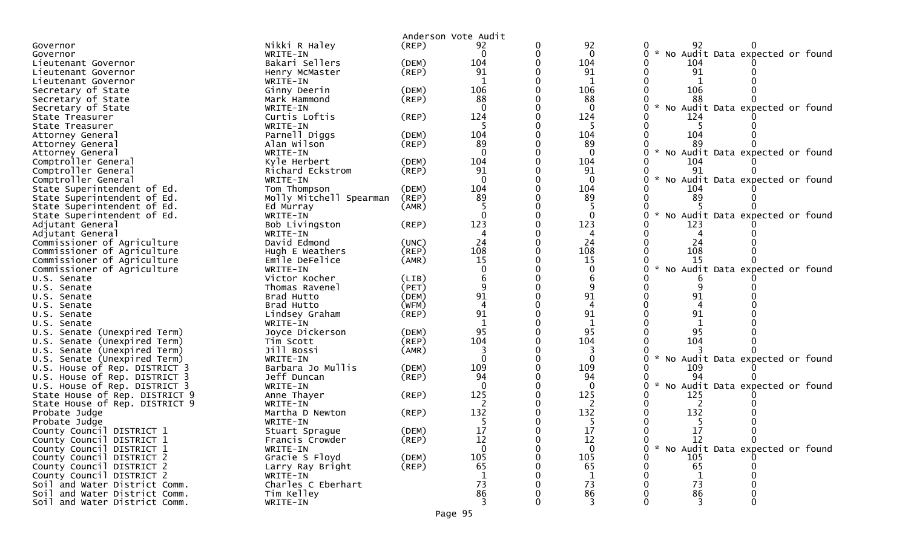Anderson Vote Audit

| Office | Candidate | Party | | | | | | |
|---|---|---|---|---|---|---|---|---|
| Governor | Nikki R Haley | (REP) | 92 | 0 | 92 | 0 | 92 | 0 |
| Governor | WRITE-IN | | 0 | 0 | 0 | 0 | * No Audit Data expected or found | |
| Lieutenant Governor | Bakari Sellers | (DEM) | 104 | 0 | 104 | 0 | 104 | 0 |
| Lieutenant Governor | Henry McMaster | (REP) | 91 | 0 | 91 | 0 | 91 | 0 |
| Lieutenant Governor | WRITE-IN | | 1 | 0 | 1 | 0 | 1 | 0 |
| Secretary of State | Ginny Deerin | (DEM) | 106 | 0 | 106 | 0 | 106 | 0 |
| Secretary of State | Mark Hammond | (REP) | 88 | 0 | 88 | 0 | 88 | 0 |
| Secretary of State | WRITE-IN | | 0 | 0 | 0 | 0 | * No Audit Data expected or found | |
| State Treasurer | Curtis Loftis | (REP) | 124 | 0 | 124 | 0 | 124 | 0 |
| State Treasurer | WRITE-IN | | 5 | 0 | 5 | 0 | 5 | 0 |
| Attorney General | Parnell Diggs | (DEM) | 104 | 0 | 104 | 0 | 104 | 0 |
| Attorney General | Alan Wilson | (REP) | 89 | 0 | 89 | 0 | 89 | 0 |
| Attorney General | WRITE-IN | | 0 | 0 | 0 | 0 | * No Audit Data expected or found | |
| Comptroller General | Kyle Herbert | (DEM) | 104 | 0 | 104 | 0 | 104 | 0 |
| Comptroller General | Richard Eckstrom | (REP) | 91 | 0 | 91 | 0 | 91 | 0 |
| Comptroller General | WRITE-IN | | 0 | 0 | 0 | 0 | * No Audit Data expected or found | |
| State Superintendent of Ed. | Tom Thompson | (DEM) | 104 | 0 | 104 | 0 | 104 | 0 |
| State Superintendent of Ed. | Molly Mitchell Spearman | (REP) | 89 | 0 | 89 | 0 | 89 | 0 |
| State Superintendent of Ed. | Ed Murray | (AMR) | 5 | 0 | 5 | 0 | 5 | 0 |
| State Superintendent of Ed. | WRITE-IN | | 0 | 0 | 0 | 0 | * No Audit Data expected or found | |
| Adjutant General | Bob Livingston | (REP) | 123 | 0 | 123 | 0 | 123 | 0 |
| Adjutant General | WRITE-IN | | 4 | 0 | 4 | 0 | 4 | 0 |
| Commissioner of Agriculture | David Edmond | (UNC) | 24 | 0 | 24 | 0 | 24 | 0 |
| Commissioner of Agriculture | Hugh E Weathers | (REP) | 108 | 0 | 108 | 0 | 108 | 0 |
| Commissioner of Agriculture | Emile DeFelice | (AMR) | 15 | 0 | 15 | 0 | 15 | 0 |
| Commissioner of Agriculture | WRITE-IN | | 0 | 0 | 0 | 0 | * No Audit Data expected or found | |
| U.S. Senate | Victor Kocher | (LIB) | 6 | 0 | 6 | 0 | 6 | 0 |
| U.S. Senate | Thomas Ravenel | (PET) | 9 | 0 | 9 | 0 | 9 | 0 |
| U.S. Senate | Brad Hutto | (DEM) | 91 | 0 | 91 | 0 | 91 | 0 |
| U.S. Senate | Brad Hutto | (WFM) | 4 | 0 | 4 | 0 | 4 | 0 |
| U.S. Senate | Lindsey Graham | (REP) | 91 | 0 | 91 | 0 | 91 | 0 |
| U.S. Senate | WRITE-IN | | 1 | 0 | 1 | 0 | 1 | 0 |
| U.S. Senate (Unexpired Term) | Joyce Dickerson | (DEM) | 95 | 0 | 95 | 0 | 95 | 0 |
| U.S. Senate (Unexpired Term) | Tim Scott | (REP) | 104 | 0 | 104 | 0 | 104 | 0 |
| U.S. Senate (Unexpired Term) | Jill Bossi | (AMR) | 3 | 0 | 3 | 0 | 3 | 0 |
| U.S. Senate (Unexpired Term) | WRITE-IN | | 0 | 0 | 0 | 0 | * No Audit Data expected or found | |
| U.S. House of Rep. DISTRICT 3 | Barbara Jo Mullis | (DEM) | 109 | 0 | 109 | 0 | 109 | 0 |
| U.S. House of Rep. DISTRICT 3 | Jeff Duncan | (REP) | 94 | 0 | 94 | 0 | 94 | 0 |
| U.S. House of Rep. DISTRICT 3 | WRITE-IN | | 0 | 0 | 0 | 0 | * No Audit Data expected or found | |
| State House of Rep. DISTRICT 9 | Anne Thayer | (REP) | 125 | 0 | 125 | 0 | 125 | 0 |
| State House of Rep. DISTRICT 9 | WRITE-IN | | 2 | 0 | 2 | 0 | 2 | 0 |
| Probate Judge | Martha D Newton | (REP) | 132 | 0 | 132 | 0 | 132 | 0 |
| Probate Judge | WRITE-IN | | 5 | 0 | 5 | 0 | 5 | 0 |
| County Council DISTRICT 1 | Stuart Sprague | (DEM) | 17 | 0 | 17 | 0 | 17 | 0 |
| County Council DISTRICT 1 | Francis Crowder | (REP) | 12 | 0 | 12 | 0 | 12 | 0 |
| County Council DISTRICT 1 | WRITE-IN | | 0 | 0 | 0 | 0 | * No Audit Data expected or found | |
| County Council DISTRICT 2 | Gracie S Floyd | (DEM) | 105 | 0 | 105 | 0 | 105 | 0 |
| County Council DISTRICT 2 | Larry Ray Bright | (REP) | 65 | 0 | 65 | 0 | 65 | 0 |
| County Council DISTRICT 2 | WRITE-IN | | 1 | 0 | 1 | 0 | 1 | 0 |
| Soil and Water District Comm. | Charles C Eberhart | | 73 | 0 | 73 | 0 | 73 | 0 |
| Soil and Water District Comm. | Tim Kelley | | 86 | 0 | 86 | 0 | 86 | 0 |
| Soil and Water District Comm. | WRITE-IN | | 3 | 0 | 3 | 0 | 3 | 0 |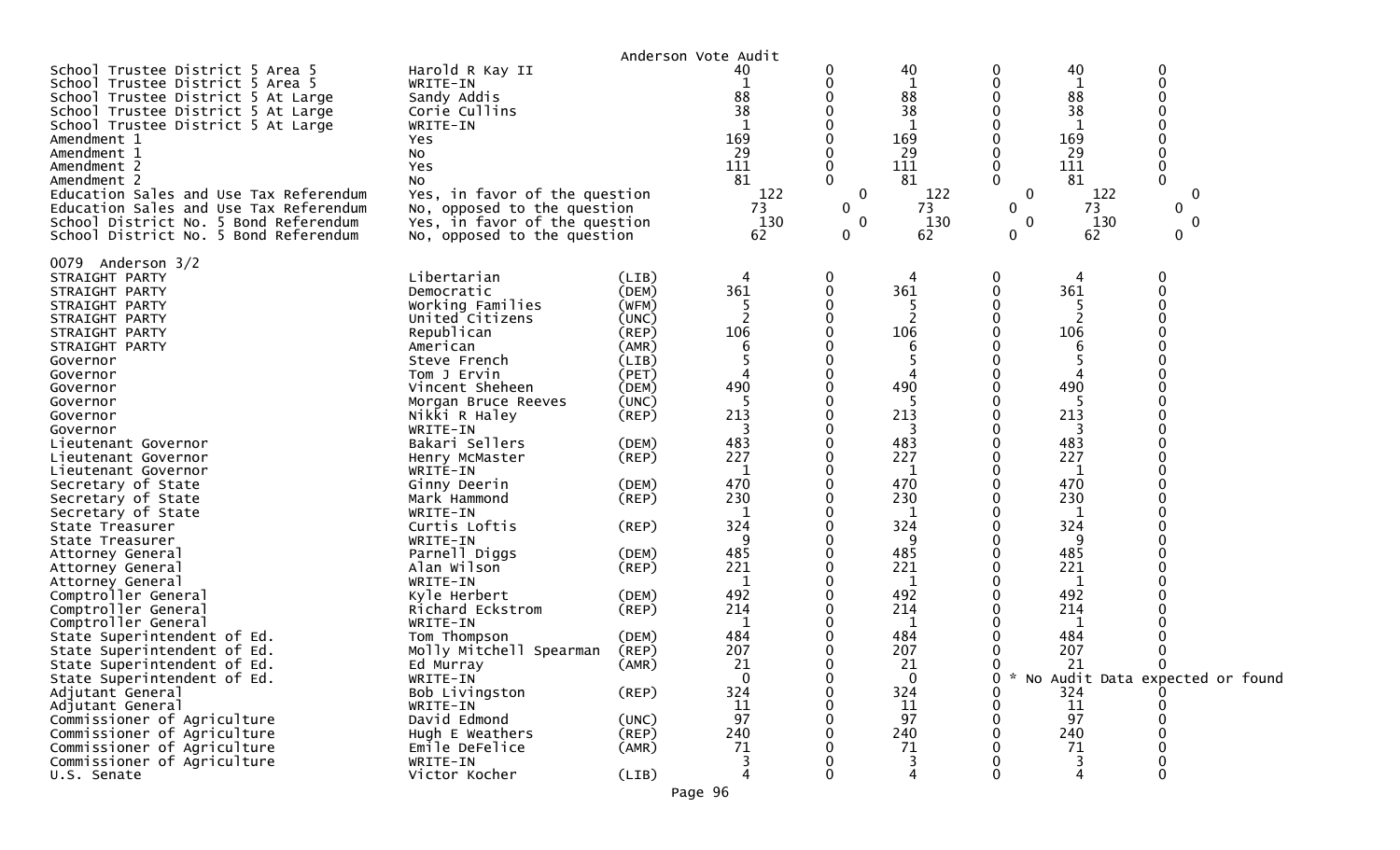Anderson Vote Audit

| | | | | | | | | |
|---|---|---|---|---|---|---|---|---|
| School Trustee District 5 Area 5 | Harold R Kay II | | 40 | 0 | 40 | 0 | 40 | 0 |
| School Trustee District 5 Area 5 | WRITE-IN | | 1 | 0 | 1 | 0 | 1 | 0 |
| School Trustee District 5 At Large | Sandy Addis | | 88 | 0 | 88 | 0 | 88 | 0 |
| School Trustee District 5 At Large | Corie Cullins | | 38 | 0 | 38 | 0 | 38 | 0 |
| School Trustee District 5 At Large | WRITE-IN | | 1 | 0 | 1 | 0 | 1 | 0 |
| Amendment 1 | Yes | | 169 | 0 | 169 | 0 | 169 | 0 |
| Amendment 1 | No | | 29 | 0 | 29 | 0 | 29 | 0 |
| Amendment 2 | Yes | | 111 | 0 | 111 | 0 | 111 | 0 |
| Amendment 2 | No | | 81 | 0 | 81 | 0 | 81 | 0 |
| Education Sales and Use Tax Referendum | Yes, in favor of the question | | 122 | 0 | 122 | 0 | 122 | 0 |
| Education Sales and Use Tax Referendum | No, opposed to the question | | 73 | 0 | 73 | 0 | 73 | 0 |
| School District No. 5 Bond Referendum | Yes, in favor of the question | | 130 | 0 | 130 | 0 | 130 | 0 |
| School District No. 5 Bond Referendum | No, opposed to the question | | 62 | 0 | 62 | 0 | 62 | 0 |

0079 Anderson 3/2

| | | | | | | | | |
|---|---|---|---|---|---|---|---|---|
| STRAIGHT PARTY | Libertarian | (LIB) | 4 | 0 | 4 | 0 | 4 | 0 |
| STRAIGHT PARTY | Democratic | (DEM) | 361 | 0 | 361 | 0 | 361 | 0 |
| STRAIGHT PARTY | Working Families | (WFM) | 5 | 0 | 5 | 0 | 5 | 0 |
| STRAIGHT PARTY | United Citizens | (UNC) | 2 | 0 | 2 | 0 | 2 | 0 |
| STRAIGHT PARTY | Republican | (REP) | 106 | 0 | 106 | 0 | 106 | 0 |
| STRAIGHT PARTY | American | (AMR) | 6 | 0 | 6 | 0 | 6 | 0 |
| Governor | Steve French | (LIB) | 5 | 0 | 5 | 0 | 5 | 0 |
| Governor | Tom J Ervin | (PET) | 4 | 0 | 4 | 0 | 4 | 0 |
| Governor | Vincent Sheheen | (DEM) | 490 | 0 | 490 | 0 | 490 | 0 |
| Governor | Morgan Bruce Reeves | (UNC) | 5 | 0 | 5 | 0 | 5 | 0 |
| Governor | Nikki R Haley | (REP) | 213 | 0 | 213 | 0 | 213 | 0 |
| Governor | WRITE-IN | | 3 | 0 | 3 | 0 | 3 | 0 |
| Lieutenant Governor | Bakari Sellers | (DEM) | 483 | 0 | 483 | 0 | 483 | 0 |
| Lieutenant Governor | Henry McMaster | (REP) | 227 | 0 | 227 | 0 | 227 | 0 |
| Lieutenant Governor | WRITE-IN | | 1 | 0 | 1 | 0 | 1 | 0 |
| Secretary of State | Ginny Deerin | (DEM) | 470 | 0 | 470 | 0 | 470 | 0 |
| Secretary of State | Mark Hammond | (REP) | 230 | 0 | 230 | 0 | 230 | 0 |
| Secretary of State | WRITE-IN | | 1 | 0 | 1 | 0 | 1 | 0 |
| State Treasurer | Curtis Loftis | (REP) | 324 | 0 | 324 | 0 | 324 | 0 |
| State Treasurer | WRITE-IN | | 9 | 0 | 9 | 0 | 9 | 0 |
| Attorney General | Parnell Diggs | (DEM) | 485 | 0 | 485 | 0 | 485 | 0 |
| Attorney General | Alan Wilson | (REP) | 221 | 0 | 221 | 0 | 221 | 0 |
| Attorney General | WRITE-IN | | 1 | 0 | 1 | 0 | 1 | 0 |
| Comptroller General | Kyle Herbert | (DEM) | 492 | 0 | 492 | 0 | 492 | 0 |
| Comptroller General | Richard Eckstrom | (REP) | 214 | 0 | 214 | 0 | 214 | 0 |
| Comptroller General | WRITE-IN | | 1 | 0 | 1 | 0 | 1 | 0 |
| State Superintendent of Ed. | Tom Thompson | (DEM) | 484 | 0 | 484 | 0 | 484 | 0 |
| State Superintendent of Ed. | Molly Mitchell Spearman | (REP) | 207 | 0 | 207 | 0 | 207 | 0 |
| State Superintendent of Ed. | Ed Murray | (AMR) | 21 | 0 | 21 | 0 | 21 | 0 |
| State Superintendent of Ed. | WRITE-IN | | 0 | 0 | 0 | 0 | * No Audit Data expected or found | |
| Adjutant General | Bob Livingston | (REP) | 324 | 0 | 324 | 0 | 324 | 0 |
| Adjutant General | WRITE-IN | | 11 | 0 | 11 | 0 | 11 | 0 |
| Commissioner of Agriculture | David Edmond | (UNC) | 97 | 0 | 97 | 0 | 97 | 0 |
| Commissioner of Agriculture | Hugh E Weathers | (REP) | 240 | 0 | 240 | 0 | 240 | 0 |
| Commissioner of Agriculture | Emile DeFelice | (AMR) | 71 | 0 | 71 | 0 | 71 | 0 |
| Commissioner of Agriculture | WRITE-IN | | 3 | 0 | 3 | 0 | 3 | 0 |
| U.S. Senate | Victor Kocher | (LIB) | 4 | 0 | 4 | 0 | 4 | 0 |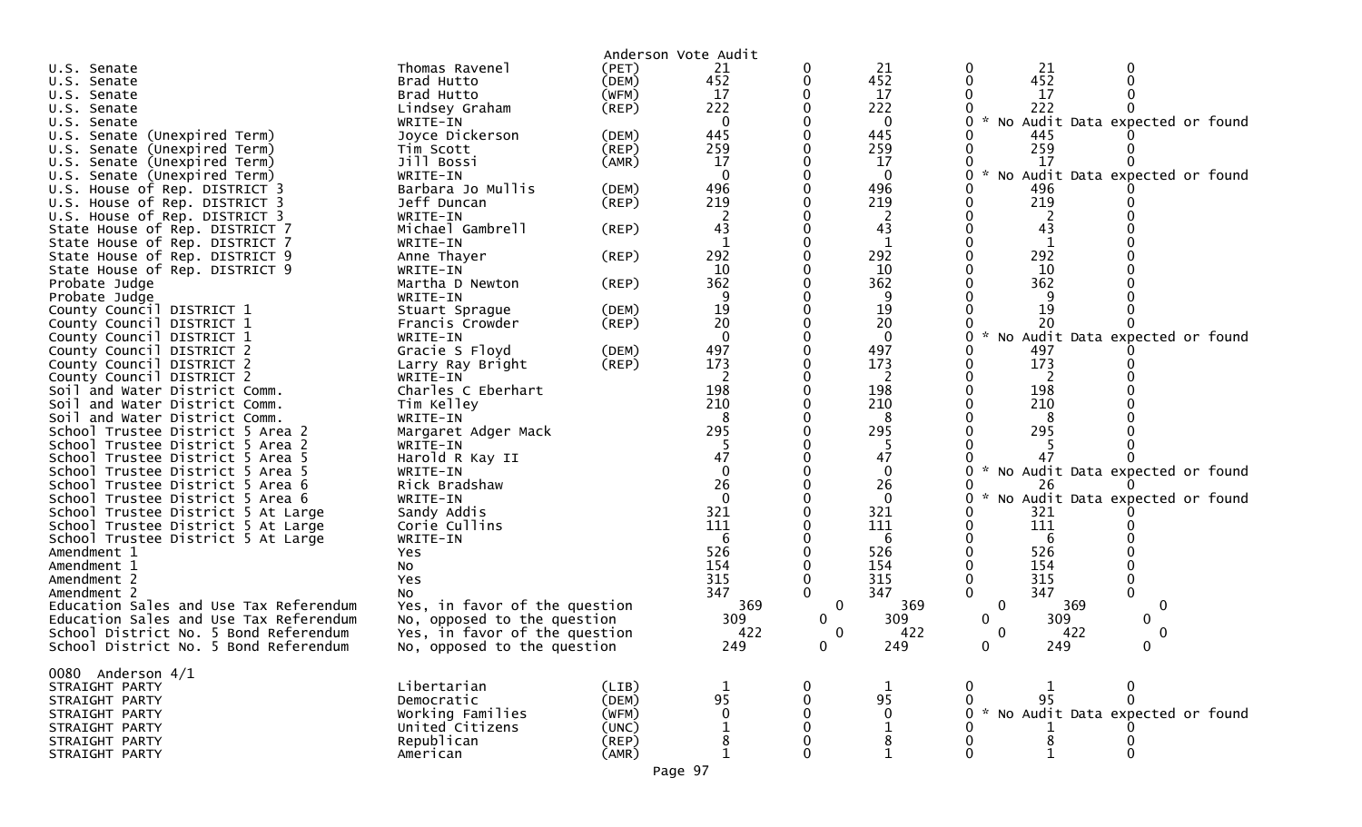Anderson Vote Audit

| | | | | | | | | |
|---|---|---|---|---|---|---|---|---|
| U.S. Senate | Thomas Ravenel | (PET) | 21 | 0 | 21 | 0 | 21 | 0 |
| U.S. Senate | Brad Hutto | (DEM) | 452 | 0 | 452 | 0 | 452 | 0 |
| U.S. Senate | Brad Hutto | (WFM) | 17 | 0 | 17 | 0 | 17 | 0 |
| U.S. Senate | Lindsey Graham | (REP) | 222 | 0 | 222 | 0 | 222 | 0 |
| U.S. Senate | WRITE-IN | | 0 | 0 | 0 | 0 | * No Audit Data expected or found | |
| U.S. Senate (Unexpired Term) | Joyce Dickerson | (DEM) | 445 | 0 | 445 | 0 | 445 | 0 |
| U.S. Senate (Unexpired Term) | Tim Scott | (REP) | 259 | 0 | 259 | 0 | 259 | 0 |
| U.S. Senate (Unexpired Term) | Jill Bossi | (AMR) | 17 | 0 | 17 | 0 | 17 | 0 |
| U.S. Senate (Unexpired Term) | WRITE-IN | | 0 | 0 | 0 | 0 | * No Audit Data expected or found | |
| U.S. House of Rep. DISTRICT 3 | Barbara Jo Mullis | (DEM) | 496 | 0 | 496 | 0 | 496 | 0 |
| U.S. House of Rep. DISTRICT 3 | Jeff Duncan | (REP) | 219 | 0 | 219 | 0 | 219 | 0 |
| U.S. House of Rep. DISTRICT 3 | WRITE-IN | | 2 | 0 | 2 | 0 | 2 | 0 |
| State House of Rep. DISTRICT 7 | Michael Gambrell | (REP) | 43 | 0 | 43 | 0 | 43 | 0 |
| State House of Rep. DISTRICT 7 | WRITE-IN | | 1 | 0 | 1 | 0 | 1 | 0 |
| State House of Rep. DISTRICT 9 | Anne Thayer | (REP) | 292 | 0 | 292 | 0 | 292 | 0 |
| State House of Rep. DISTRICT 9 | WRITE-IN | | 10 | 0 | 10 | 0 | 10 | 0 |
| Probate Judge | Martha D Newton | (REP) | 362 | 0 | 362 | 0 | 362 | 0 |
| Probate Judge | WRITE-IN | | 9 | 0 | 9 | 0 | 9 | 0 |
| County Council DISTRICT 1 | Stuart Sprague | (DEM) | 19 | 0 | 19 | 0 | 19 | 0 |
| County Council DISTRICT 1 | Francis Crowder | (REP) | 20 | 0 | 20 | 0 | 20 | 0 |
| County Council DISTRICT 1 | WRITE-IN | | 0 | 0 | 0 | 0 | * No Audit Data expected or found | |
| County Council DISTRICT 2 | Gracie S Floyd | (DEM) | 497 | 0 | 497 | 0 | 497 | 0 |
| County Council DISTRICT 2 | Larry Ray Bright | (REP) | 173 | 0 | 173 | 0 | 173 | 0 |
| County Council DISTRICT 2 | WRITE-IN | | 2 | 0 | 2 | 0 | 2 | 0 |
| Soil and Water District Comm. | Charles C Eberhart | | 198 | 0 | 198 | 0 | 198 | 0 |
| Soil and Water District Comm. | Tim Kelley | | 210 | 0 | 210 | 0 | 210 | 0 |
| Soil and Water District Comm. | WRITE-IN | | 8 | 0 | 8 | 0 | 8 | 0 |
| School Trustee District 5 Area 2 | Margaret Adger Mack | | 295 | 0 | 295 | 0 | 295 | 0 |
| School Trustee District 5 Area 2 | WRITE-IN | | 5 | 0 | 5 | 0 | 5 | 0 |
| School Trustee District 5 Area 5 | Harold R Kay II | | 47 | 0 | 47 | 0 | 47 | 0 |
| School Trustee District 5 Area 5 | WRITE-IN | | 0 | 0 | 0 | 0 | * No Audit Data expected or found | |
| School Trustee District 5 Area 6 | Rick Bradshaw | | 26 | 0 | 26 | 0 | 26 | 0 |
| School Trustee District 5 Area 6 | WRITE-IN | | 0 | 0 | 0 | 0 | * No Audit Data expected or found | |
| School Trustee District 5 At Large | Sandy Addis | | 321 | 0 | 321 | 0 | 321 | 0 |
| School Trustee District 5 At Large | Corie Cullins | | 111 | 0 | 111 | 0 | 111 | 0 |
| School Trustee District 5 At Large | WRITE-IN | | 6 | 0 | 6 | 0 | 6 | 0 |
| Amendment 1 | Yes | | 526 | 0 | 526 | 0 | 526 | 0 |
| Amendment 1 | No | | 154 | 0 | 154 | 0 | 154 | 0 |
| Amendment 2 | Yes | | 315 | 0 | 315 | 0 | 315 | 0 |
| Amendment 2 | No | | 347 | 0 | 347 | 0 | 347 | 0 |
| Education Sales and Use Tax Referendum | Yes, in favor of the question | | 369 | 0 | 369 | 0 | 369 | 0 |
| Education Sales and Use Tax Referendum | No, opposed to the question | | 309 | 0 | 309 | 0 | 309 | 0 |
| School District No. 5 Bond Referendum | Yes, in favor of the question | | 422 | 0 | 422 | 0 | 422 | 0 |
| School District No. 5 Bond Referendum | No, opposed to the question | | 249 | 0 | 249 | 0 | 249 | 0 |

0080 Anderson 4/1

| | | | | | | | | |
|---|---|---|---|---|---|---|---|---|
| STRAIGHT PARTY | Libertarian | (LIB) | 1 | 0 | 1 | 0 | 1 | 0 |
| STRAIGHT PARTY | Democratic | (DEM) | 95 | 0 | 95 | 0 | 95 | 0 |
| STRAIGHT PARTY | Working Families | (WFM) | 0 | 0 | 0 | 0 | * No Audit Data expected or found | |
| STRAIGHT PARTY | United Citizens | (UNC) | 1 | 0 | 1 | 0 | 1 | 0 |
| STRAIGHT PARTY | Republican | (REP) | 8 | 0 | 8 | 0 | 8 | 0 |
| STRAIGHT PARTY | American | (AMR) | 1 | 0 | 1 | 0 | 1 | 0 |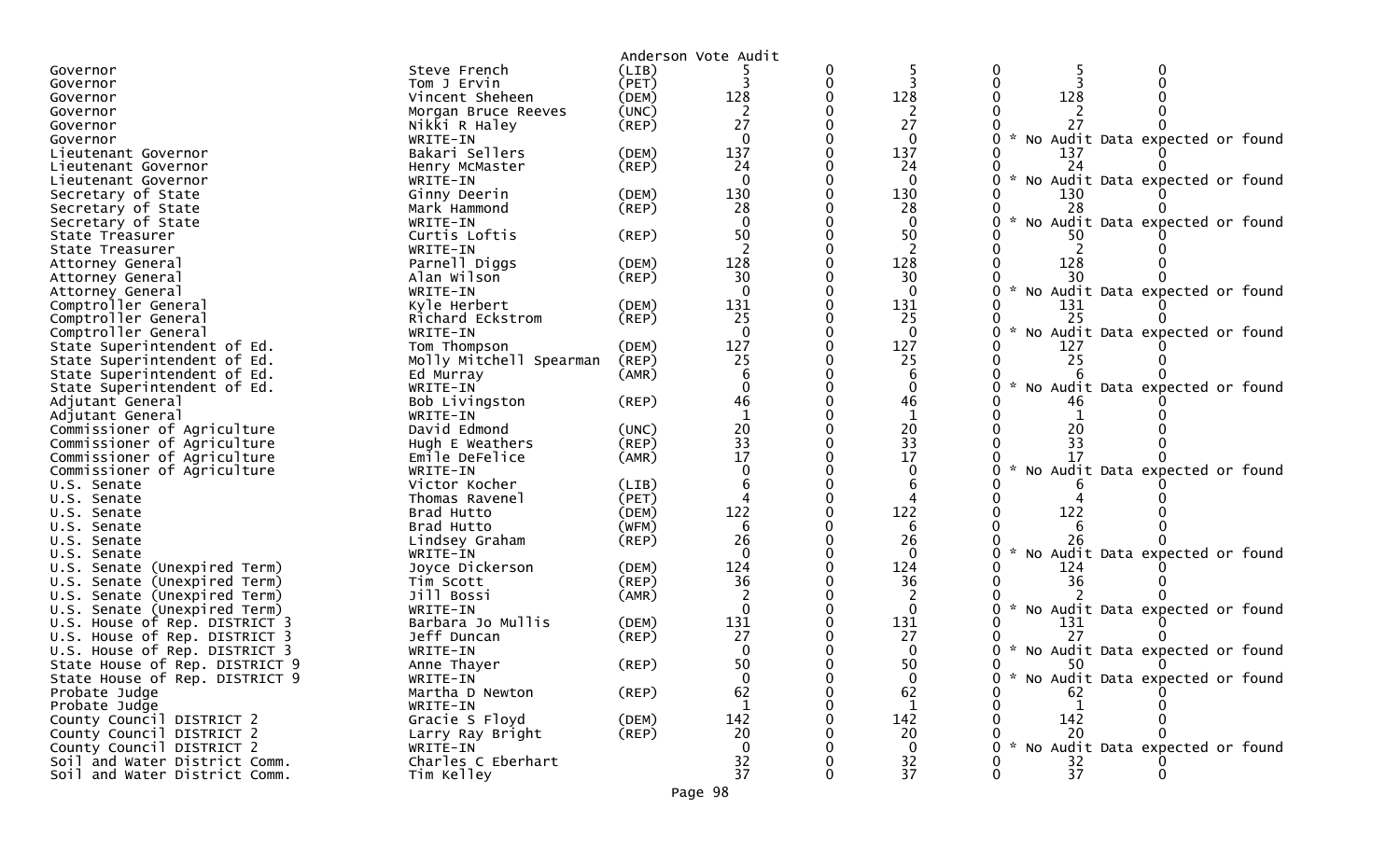Anderson Vote Audit

| Office | Candidate | Party | | | | | | |
|---|---|---|---|---|---|---|---|---|
| Governor | Steve French | (LIB) | 5 | 0 | 5 | 0 | 5 | 0 |
| Governor | Tom J Ervin | (PET) | 3 | 0 | 3 | 0 | 3 | 0 |
| Governor | Vincent Sheheen | (DEM) | 128 | 0 | 128 | 0 | 128 | 0 |
| Governor | Morgan Bruce Reeves | (UNC) | 2 | 0 | 2 | 0 | 2 | 0 |
| Governor | Nikki R Haley | (REP) | 27 | 0 | 27 | 0 | 27 | 0 |
| Governor | WRITE-IN | | 0 | 0 | 0 | 0 * No Audit Data expected or found | | |
| Lieutenant Governor | Bakari Sellers | (DEM) | 137 | 0 | 137 | 0 | 137 | 0 |
| Lieutenant Governor | Henry McMaster | (REP) | 24 | 0 | 24 | 0 | 24 | 0 |
| Lieutenant Governor | WRITE-IN | | 0 | 0 | 0 | 0 * No Audit Data expected or found | | |
| Secretary of State | Ginny Deerin | (DEM) | 130 | 0 | 130 | 0 | 130 | 0 |
| Secretary of State | Mark Hammond | (REP) | 28 | 0 | 28 | 0 | 28 | 0 |
| Secretary of State | WRITE-IN | | 0 | 0 | 0 | 0 * No Audit Data expected or found | | |
| State Treasurer | Curtis Loftis | (REP) | 50 | 0 | 50 | 0 | 50 | 0 |
| State Treasurer | WRITE-IN | | 2 | 0 | 2 | 0 | 2 | 0 |
| Attorney General | Parnell Diggs | (DEM) | 128 | 0 | 128 | 0 | 128 | 0 |
| Attorney General | Alan Wilson | (REP) | 30 | 0 | 30 | 0 | 30 | 0 |
| Attorney General | WRITE-IN | | 0 | 0 | 0 | 0 * No Audit Data expected or found | | |
| Comptroller General | Kyle Herbert | (DEM) | 131 | 0 | 131 | 0 | 131 | 0 |
| Comptroller General | Richard Eckstrom | (REP) | 25 | 0 | 25 | 0 | 25 | 0 |
| Comptroller General | WRITE-IN | | 0 | 0 | 0 | 0 * No Audit Data expected or found | | |
| State Superintendent of Ed. | Tom Thompson | (DEM) | 127 | 0 | 127 | 0 | 127 | 0 |
| State Superintendent of Ed. | Molly Mitchell Spearman | (REP) | 25 | 0 | 25 | 0 | 25 | 0 |
| State Superintendent of Ed. | Ed Murray | (AMR) | 6 | 0 | 6 | 0 | 6 | 0 |
| State Superintendent of Ed. | WRITE-IN | | 0 | 0 | 0 | 0 * No Audit Data expected or found | | |
| Adjutant General | Bob Livingston | (REP) | 46 | 0 | 46 | 0 | 46 | 0 |
| Adjutant General | WRITE-IN | | 1 | 0 | 1 | 0 | 1 | 0 |
| Commissioner of Agriculture | David Edmond | (UNC) | 20 | 0 | 20 | 0 | 20 | 0 |
| Commissioner of Agriculture | Hugh E Weathers | (REP) | 33 | 0 | 33 | 0 | 33 | 0 |
| Commissioner of Agriculture | Emile DeFelice | (AMR) | 17 | 0 | 17 | 0 | 17 | 0 |
| Commissioner of Agriculture | WRITE-IN | | 0 | 0 | 0 | 0 * No Audit Data expected or found | | |
| U.S. Senate | Victor Kocher | (LIB) | 6 | 0 | 6 | 0 | 6 | 0 |
| U.S. Senate | Thomas Ravenel | (PET) | 4 | 0 | 4 | 0 | 4 | 0 |
| U.S. Senate | Brad Hutto | (DEM) | 122 | 0 | 122 | 0 | 122 | 0 |
| U.S. Senate | Brad Hutto | (WFM) | 6 | 0 | 6 | 0 | 6 | 0 |
| U.S. Senate | Lindsey Graham | (REP) | 26 | 0 | 26 | 0 | 26 | 0 |
| U.S. Senate | WRITE-IN | | 0 | 0 | 0 | 0 * No Audit Data expected or found | | |
| U.S. Senate (Unexpired Term) | Joyce Dickerson | (DEM) | 124 | 0 | 124 | 0 | 124 | 0 |
| U.S. Senate (Unexpired Term) | Tim Scott | (REP) | 36 | 0 | 36 | 0 | 36 | 0 |
| U.S. Senate (Unexpired Term) | Jill Bossi | (AMR) | 2 | 0 | 2 | 0 | 2 | 0 |
| U.S. Senate (Unexpired Term) | WRITE-IN | | 0 | 0 | 0 | 0 * No Audit Data expected or found | | |
| U.S. House of Rep. DISTRICT 3 | Barbara Jo Mullis | (DEM) | 131 | 0 | 131 | 0 | 131 | 0 |
| U.S. House of Rep. DISTRICT 3 | Jeff Duncan | (REP) | 27 | 0 | 27 | 0 | 27 | 0 |
| U.S. House of Rep. DISTRICT 3 | WRITE-IN | | 0 | 0 | 0 | 0 * No Audit Data expected or found | | |
| State House of Rep. DISTRICT 9 | Anne Thayer | (REP) | 50 | 0 | 50 | 0 | 50 | 0 |
| State House of Rep. DISTRICT 9 | WRITE-IN | | 0 | 0 | 0 | 0 * No Audit Data expected or found | | |
| Probate Judge | Martha D Newton | (REP) | 62 | 0 | 62 | 0 | 62 | 0 |
| Probate Judge | WRITE-IN | | 1 | 0 | 1 | 0 | 1 | 0 |
| County Council DISTRICT 2 | Gracie S Floyd | (DEM) | 142 | 0 | 142 | 0 | 142 | 0 |
| County Council DISTRICT 2 | Larry Ray Bright | (REP) | 20 | 0 | 20 | 0 | 20 | 0 |
| County Council DISTRICT 2 | WRITE-IN | | 0 | 0 | 0 | 0 * No Audit Data expected or found | | |
| Soil and Water District Comm. | Charles C Eberhart | | 32 | 0 | 32 | 0 | 32 | 0 |
| Soil and Water District Comm. | Tim Kelley | | 37 | 0 | 37 | 0 | 37 | 0 |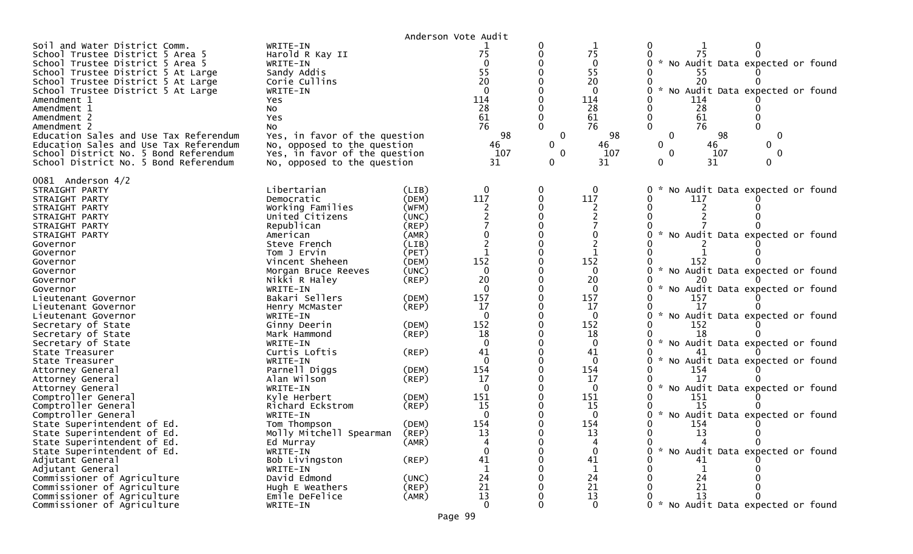Anderson Vote Audit

| Contest | Candidate | Party | | | | | | |
|---|---|---|---|---|---|---|---|---|
| Soil and Water District Comm. | WRITE-IN | | 1 | 0 | 1 | 0 | 1 | 0 |
| School Trustee District 5 Area 5 | Harold R Kay II | | 75 | 0 | 75 | 0 | 75 | 0 |
| School Trustee District 5 Area 5 | WRITE-IN | | 0 | 0 | 0 | 0 | * No Audit Data expected or found | |
| School Trustee District 5 At Large | Sandy Addis | | 55 | 0 | 55 | 0 | 55 | 0 |
| School Trustee District 5 At Large | Corie Cullins | | 20 | 0 | 20 | 0 | 20 | 0 |
| School Trustee District 5 At Large | WRITE-IN | | 0 | 0 | 0 | 0 | * No Audit Data expected or found | |
| Amendment 1 | Yes | | 114 | 0 | 114 | 0 | 114 | 0 |
| Amendment 1 | No | | 28 | 0 | 28 | 0 | 28 | 0 |
| Amendment 2 | Yes | | 61 | 0 | 61 | 0 | 61 | 0 |
| Amendment 2 | No | | 76 | 0 | 76 | 0 | 76 | 0 |
| Education Sales and Use Tax Referendum | Yes, in favor of the question | | 98 | 0 | 98 | 0 | 98 | 0 |
| Education Sales and Use Tax Referendum | No, opposed to the question | | 46 | 0 | 46 | 0 | 46 | 0 |
| School District No. 5 Bond Referendum | Yes, in favor of the question | | 107 | 0 | 107 | 0 | 107 | 0 |
| School District No. 5 Bond Referendum | No, opposed to the question | | 31 | 0 | 31 | 0 | 31 | 0 |

0081 Anderson 4/2

| Contest | Candidate | Party | | | | | | |
|---|---|---|---|---|---|---|---|---|
| STRAIGHT PARTY | Libertarian | (LIB) | 0 | 0 | 0 | 0 | * No Audit Data expected or found | |
| STRAIGHT PARTY | Democratic | (DEM) | 117 | 0 | 117 | 0 | 117 | 0 |
| STRAIGHT PARTY | Working Families | (WFM) | 2 | 0 | 2 | 0 | 2 | 0 |
| STRAIGHT PARTY | United Citizens | (UNC) | 2 | 0 | 2 | 0 | 2 | 0 |
| STRAIGHT PARTY | Republican | (REP) | 7 | 0 | 7 | 0 | 7 | 0 |
| STRAIGHT PARTY | American | (AMR) | 0 | 0 | 0 | 0 | * No Audit Data expected or found | |
| Governor | Steve French | (LIB) | 2 | 0 | 2 | 0 | 2 | 0 |
| Governor | Tom J Ervin | (PET) | 1 | 0 | 1 | 0 | 1 | 0 |
| Governor | Vincent Sheheen | (DEM) | 152 | 0 | 152 | 0 | 152 | 0 |
| Governor | Morgan Bruce Reeves | (UNC) | 0 | 0 | 0 | 0 | * No Audit Data expected or found | |
| Governor | Nikki R Haley | (REP) | 20 | 0 | 20 | 0 | 20 | 0 |
| Governor | WRITE-IN | | 0 | 0 | 0 | 0 | * No Audit Data expected or found | |
| Lieutenant Governor | Bakari Sellers | (DEM) | 157 | 0 | 157 | 0 | 157 | 0 |
| Lieutenant Governor | Henry McMaster | (REP) | 17 | 0 | 17 | 0 | 17 | 0 |
| Lieutenant Governor | WRITE-IN | | 0 | 0 | 0 | 0 | * No Audit Data expected or found | |
| Secretary of State | Ginny Deerin | (DEM) | 152 | 0 | 152 | 0 | 152 | 0 |
| Secretary of State | Mark Hammond | (REP) | 18 | 0 | 18 | 0 | 18 | 0 |
| Secretary of State | WRITE-IN | | 0 | 0 | 0 | 0 | * No Audit Data expected or found | |
| State Treasurer | Curtis Loftis | (REP) | 41 | 0 | 41 | 0 | 41 | 0 |
| State Treasurer | WRITE-IN | | 0 | 0 | 0 | 0 | * No Audit Data expected or found | |
| Attorney General | Parnell Diggs | (DEM) | 154 | 0 | 154 | 0 | 154 | 0 |
| Attorney General | Alan Wilson | (REP) | 17 | 0 | 17 | 0 | 17 | 0 |
| Attorney General | WRITE-IN | | 0 | 0 | 0 | 0 | * No Audit Data expected or found | |
| Comptroller General | Kyle Herbert | (DEM) | 151 | 0 | 151 | 0 | 151 | 0 |
| Comptroller General | Richard Eckstrom | (REP) | 15 | 0 | 15 | 0 | 15 | 0 |
| Comptroller General | WRITE-IN | | 0 | 0 | 0 | 0 | * No Audit Data expected or found | |
| State Superintendent of Ed. | Tom Thompson | (DEM) | 154 | 0 | 154 | 0 | 154 | 0 |
| State Superintendent of Ed. | Molly Mitchell Spearman | (REP) | 13 | 0 | 13 | 0 | 13 | 0 |
| State Superintendent of Ed. | Ed Murray | (AMR) | 4 | 0 | 4 | 0 | 4 | 0 |
| State Superintendent of Ed. | WRITE-IN | | 0 | 0 | 0 | 0 | * No Audit Data expected or found | |
| Adjutant General | Bob Livingston | (REP) | 41 | 0 | 41 | 0 | 41 | 0 |
| Adjutant General | WRITE-IN | | 1 | 0 | 1 | 0 | 1 | 0 |
| Commissioner of Agriculture | David Edmond | (UNC) | 24 | 0 | 24 | 0 | 24 | 0 |
| Commissioner of Agriculture | Hugh E Weathers | (REP) | 21 | 0 | 21 | 0 | 21 | 0 |
| Commissioner of Agriculture | Emile DeFelice | (AMR) | 13 | 0 | 13 | 0 | 13 | 0 |
| Commissioner of Agriculture | WRITE-IN | | 0 | 0 | 0 | 0 | * No Audit Data expected or found | |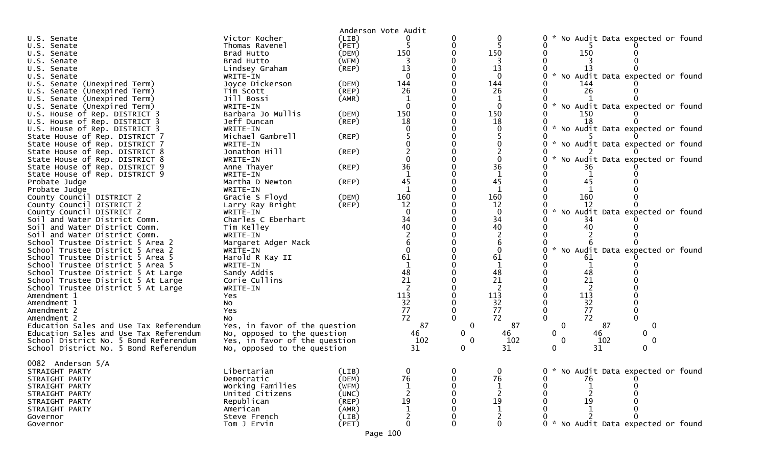Anderson Vote Audit

| Contest | Candidate | Party | | | | | | | |
|---|---|---|---|---|---|---|---|---|---|
| U.S. Senate | Victor Kocher | (LIB) | 0 | 0 | 0 | 0 | * No Audit Data expected or found | | |
| U.S. Senate | Thomas Ravenel | (PET) | 5 | 0 | 5 | 0 | 5 | 0 | |
| U.S. Senate | Brad Hutto | (DEM) | 150 | 0 | 150 | 0 | 150 | 0 | |
| U.S. Senate | Brad Hutto | (WFM) | 3 | 0 | 3 | 0 | 3 | 0 | |
| U.S. Senate | Lindsey Graham | (REP) | 13 | 0 | 13 | 0 | 13 | 0 | |
| U.S. Senate | WRITE-IN | | 0 | 0 | 0 | 0 | * No Audit Data expected or found | | |
| U.S. Senate (Unexpired Term) | Joyce Dickerson | (DEM) | 144 | 0 | 144 | 0 | 144 | 0 | |
| U.S. Senate (Unexpired Term) | Tim Scott | (REP) | 26 | 0 | 26 | 0 | 26 | 0 | |
| U.S. Senate (Unexpired Term) | Jill Bossi | (AMR) | 1 | 0 | 1 | 0 | 1 | 0 | |
| U.S. Senate (Unexpired Term) | WRITE-IN | | 0 | 0 | 0 | 0 | * No Audit Data expected or found | | |
| U.S. House of Rep. DISTRICT 3 | Barbara Jo Mullis | (DEM) | 150 | 0 | 150 | 0 | 150 | 0 | |
| U.S. House of Rep. DISTRICT 3 | Jeff Duncan | (REP) | 18 | 0 | 18 | 0 | 18 | 0 | |
| U.S. House of Rep. DISTRICT 3 | WRITE-IN | | 0 | 0 | 0 | 0 | * No Audit Data expected or found | | |
| State House of Rep. DISTRICT 7 | Michael Gambrell | (REP) | 5 | 0 | 5 | 0 | 5 | 0 | |
| State House of Rep. DISTRICT 7 | WRITE-IN | | 0 | 0 | 0 | 0 | * No Audit Data expected or found | | |
| State House of Rep. DISTRICT 8 | Jonathon Hill | (REP) | 2 | 0 | 2 | 0 | 2 | 0 | |
| State House of Rep. DISTRICT 8 | WRITE-IN | | 0 | 0 | 0 | 0 | * No Audit Data expected or found | | |
| State House of Rep. DISTRICT 9 | Anne Thayer | (REP) | 36 | 0 | 36 | 0 | 36 | 0 | |
| State House of Rep. DISTRICT 9 | WRITE-IN | | 1 | 0 | 1 | 0 | 1 | 0 | |
| Probate Judge | Martha D Newton | (REP) | 45 | 0 | 45 | 0 | 45 | 0 | |
| Probate Judge | WRITE-IN | | 1 | 0 | 1 | 0 | 1 | 0 | |
| County Council DISTRICT 2 | Gracie S Floyd | (DEM) | 160 | 0 | 160 | 0 | 160 | 0 | |
| County Council DISTRICT 2 | Larry Ray Bright | (REP) | 12 | 0 | 12 | 0 | 12 | 0 | |
| County Council DISTRICT 2 | WRITE-IN | | 0 | 0 | 0 | 0 | * No Audit Data expected or found | | |
| Soil and Water District Comm. | Charles C Eberhart | | 34 | 0 | 34 | 0 | 34 | 0 | |
| Soil and Water District Comm. | Tim Kelley | | 40 | 0 | 40 | 0 | 40 | 0 | |
| Soil and Water District Comm. | WRITE-IN | | 2 | 0 | 2 | 0 | 2 | 0 | |
| School Trustee District 5 Area 2 | Margaret Adger Mack | | 6 | 0 | 6 | 0 | 6 | 0 | |
| School Trustee District 5 Area 2 | WRITE-IN | | 0 | 0 | 0 | 0 | * No Audit Data expected or found | | |
| School Trustee District 5 Area 5 | Harold R Kay II | | 61 | 0 | 61 | 0 | 61 | 0 | |
| School Trustee District 5 Area 5 | WRITE-IN | | 1 | 0 | 1 | 0 | 1 | 0 | |
| School Trustee District 5 At Large | Sandy Addis | | 48 | 0 | 48 | 0 | 48 | 0 | |
| School Trustee District 5 At Large | Corie Cullins | | 21 | 0 | 21 | 0 | 21 | 0 | |
| School Trustee District 5 At Large | WRITE-IN | | 2 | 0 | 2 | 0 | 2 | 0 | |
| Amendment 1 | Yes | | 113 | 0 | 113 | 0 | 113 | 0 | |
| Amendment 1 | No | | 32 | 0 | 32 | 0 | 32 | 0 | |
| Amendment 2 | Yes | | 77 | 0 | 77 | 0 | 77 | 0 | |
| Amendment 2 | No | | 72 | 0 | 72 | 0 | 72 | 0 | |
| Education Sales and Use Tax Referendum | Yes, in favor of the question | | 87 | 0 | 87 | 0 | 87 | 0 | |
| Education Sales and Use Tax Referendum | No, opposed to the question | | 46 | 0 | 46 | 0 | 46 | 0 | |
| School District No. 5 Bond Referendum | Yes, in favor of the question | | 102 | 0 | 102 | 0 | 102 | 0 | |
| School District No. 5 Bond Referendum | No, opposed to the question | | 31 | 0 | 31 | 0 | 31 | 0 | |

0082 Anderson 5/A

| Contest | Candidate | Party | | | | | | | |
|---|---|---|---|---|---|---|---|---|---|
| STRAIGHT PARTY | Libertarian | (LIB) | 0 | 0 | 0 | 0 | * No Audit Data expected or found | | |
| STRAIGHT PARTY | Democratic | (DEM) | 76 | 0 | 76 | 0 | 76 | 0 | |
| STRAIGHT PARTY | Working Families | (WFM) | 1 | 0 | 1 | 0 | 1 | 0 | |
| STRAIGHT PARTY | United Citizens | (UNC) | 2 | 0 | 2 | 0 | 2 | 0 | |
| STRAIGHT PARTY | Republican | (REP) | 19 | 0 | 19 | 0 | 19 | 0 | |
| STRAIGHT PARTY | American | (AMR) | 1 | 0 | 1 | 0 | 1 | 0 | |
| Governor | Steve French | (LIB) | 2 | 0 | 2 | 0 | 2 | 0 | |
| Governor | Tom J Ervin | (PET) | 0 | 0 | 0 | 0 | * No Audit Data expected or found | | |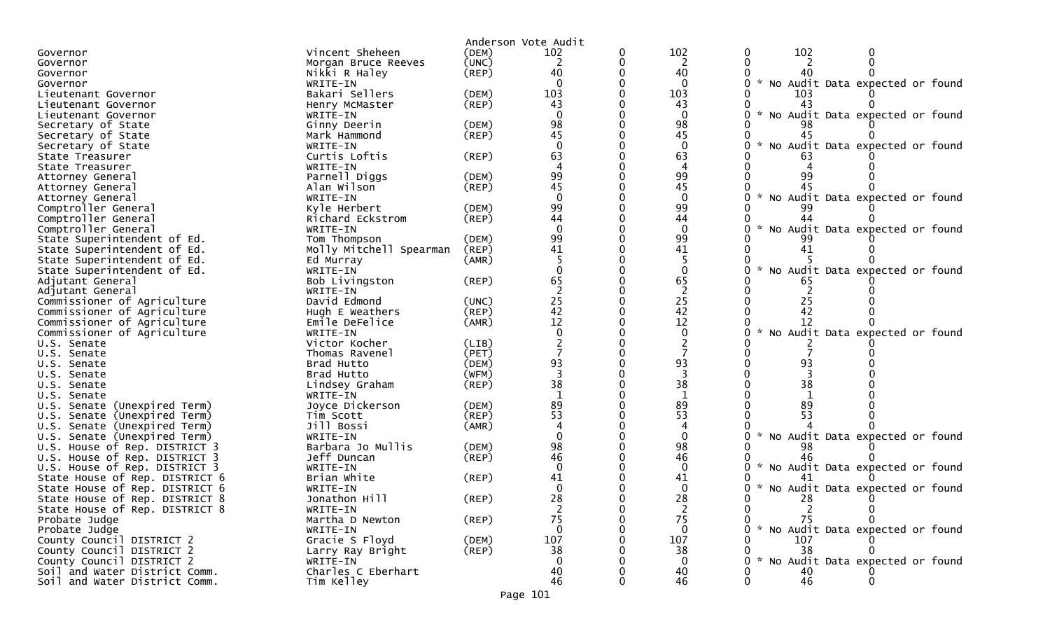Anderson Vote Audit

| Office | Candidate | Party | | | | | | | |
|---|---|---|---|---|---|---|---|---|---|
| Governor | Vincent Sheheen | (DEM) | 102 | 0 | 102 | 0 | 102 | 0 | |
| Governor | Morgan Bruce Reeves | (UNC) | 2 | 0 | 2 | 0 | 2 | 0 | |
| Governor | Nikki R Haley | (REP) | 40 | 0 | 40 | 0 | 40 | 0 | |
| Governor | WRITE-IN | | 0 | 0 | 0 | 0 | * No Audit Data expected or found | | |
| Lieutenant Governor | Bakari Sellers | (DEM) | 103 | 0 | 103 | 0 | 103 | 0 | |
| Lieutenant Governor | Henry McMaster | (REP) | 43 | 0 | 43 | 0 | 43 | 0 | |
| Lieutenant Governor | WRITE-IN | | 0 | 0 | 0 | 0 | * No Audit Data expected or found | | |
| Secretary of State | Ginny Deerin | (DEM) | 98 | 0 | 98 | 0 | 98 | 0 | |
| Secretary of State | Mark Hammond | (REP) | 45 | 0 | 45 | 0 | 45 | 0 | |
| Secretary of State | WRITE-IN | | 0 | 0 | 0 | 0 | * No Audit Data expected or found | | |
| State Treasurer | Curtis Loftis | (REP) | 63 | 0 | 63 | 0 | 63 | 0 | |
| State Treasurer | WRITE-IN | | 4 | 0 | 4 | 0 | 4 | 0 | |
| Attorney General | Parnell Diggs | (DEM) | 99 | 0 | 99 | 0 | 99 | 0 | |
| Attorney General | Alan Wilson | (REP) | 45 | 0 | 45 | 0 | 45 | 0 | |
| Attorney General | WRITE-IN | | 0 | 0 | 0 | 0 | * No Audit Data expected or found | | |
| Comptroller General | Kyle Herbert | (DEM) | 99 | 0 | 99 | 0 | 99 | 0 | |
| Comptroller General | Richard Eckstrom | (REP) | 44 | 0 | 44 | 0 | 44 | 0 | |
| Comptroller General | WRITE-IN | | 0 | 0 | 0 | 0 | * No Audit Data expected or found | | |
| State Superintendent of Ed. | Tom Thompson | (DEM) | 99 | 0 | 99 | 0 | 99 | 0 | |
| State Superintendent of Ed. | Molly Mitchell Spearman | (REP) | 41 | 0 | 41 | 0 | 41 | 0 | |
| State Superintendent of Ed. | Ed Murray | (AMR) | 5 | 0 | 5 | 0 | 5 | 0 | |
| State Superintendent of Ed. | WRITE-IN | | 0 | 0 | 0 | 0 | * No Audit Data expected or found | | |
| Adjutant General | Bob Livingston | (REP) | 65 | 0 | 65 | 0 | 65 | 0 | |
| Adjutant General | WRITE-IN | | 2 | 0 | 2 | 0 | 2 | 0 | |
| Commissioner of Agriculture | David Edmond | (UNC) | 25 | 0 | 25 | 0 | 25 | 0 | |
| Commissioner of Agriculture | Hugh E Weathers | (REP) | 42 | 0 | 42 | 0 | 42 | 0 | |
| Commissioner of Agriculture | Emile DeFelice | (AMR) | 12 | 0 | 12 | 0 | 12 | 0 | |
| Commissioner of Agriculture | WRITE-IN | | 0 | 0 | 0 | 0 | * No Audit Data expected or found | | |
| U.S. Senate | Victor Kocher | (LIB) | 2 | 0 | 2 | 0 | 2 | 0 | |
| U.S. Senate | Thomas Ravenel | (PET) | 7 | 0 | 7 | 0 | 7 | 0 | |
| U.S. Senate | Brad Hutto | (DEM) | 93 | 0 | 93 | 0 | 93 | 0 | |
| U.S. Senate | Brad Hutto | (WFM) | 3 | 0 | 3 | 0 | 3 | 0 | |
| U.S. Senate | Lindsey Graham | (REP) | 38 | 0 | 38 | 0 | 38 | 0 | |
| U.S. Senate | WRITE-IN | | 1 | 0 | 1 | 0 | 1 | 0 | |
| U.S. Senate (Unexpired Term) | Joyce Dickerson | (DEM) | 89 | 0 | 89 | 0 | 89 | 0 | |
| U.S. Senate (Unexpired Term) | Tim Scott | (REP) | 53 | 0 | 53 | 0 | 53 | 0 | |
| U.S. Senate (Unexpired Term) | Jill Bossi | (AMR) | 4 | 0 | 4 | 0 | 4 | 0 | |
| U.S. Senate (Unexpired Term) | WRITE-IN | | 0 | 0 | 0 | 0 | * No Audit Data expected or found | | |
| U.S. House of Rep. DISTRICT 3 | Barbara Jo Mullis | (DEM) | 98 | 0 | 98 | 0 | 98 | 0 | |
| U.S. House of Rep. DISTRICT 3 | Jeff Duncan | (REP) | 46 | 0 | 46 | 0 | 46 | 0 | |
| U.S. House of Rep. DISTRICT 3 | WRITE-IN | | 0 | 0 | 0 | 0 | * No Audit Data expected or found | | |
| State House of Rep. DISTRICT 6 | Brian White | (REP) | 41 | 0 | 41 | 0 | 41 | 0 | |
| State House of Rep. DISTRICT 6 | WRITE-IN | | 0 | 0 | 0 | 0 | * No Audit Data expected or found | | |
| State House of Rep. DISTRICT 8 | Jonathon Hill | (REP) | 28 | 0 | 28 | 0 | 28 | 0 | |
| State House of Rep. DISTRICT 8 | WRITE-IN | | 2 | 0 | 2 | 0 | 2 | 0 | |
| Probate Judge | Martha D Newton | (REP) | 75 | 0 | 75 | 0 | 75 | 0 | |
| Probate Judge | WRITE-IN | | 0 | 0 | 0 | 0 | * No Audit Data expected or found | | |
| County Council DISTRICT 2 | Gracie S Floyd | (DEM) | 107 | 0 | 107 | 0 | 107 | 0 | |
| County Council DISTRICT 2 | Larry Ray Bright | (REP) | 38 | 0 | 38 | 0 | 38 | 0 | |
| County Council DISTRICT 2 | WRITE-IN | | 0 | 0 | 0 | 0 | * No Audit Data expected or found | | |
| Soil and Water District Comm. | Charles C Eberhart | | 40 | 0 | 40 | 0 | 40 | 0 | |
| Soil and Water District Comm. | Tim Kelley | | 46 | 0 | 46 | 0 | 46 | 0 | |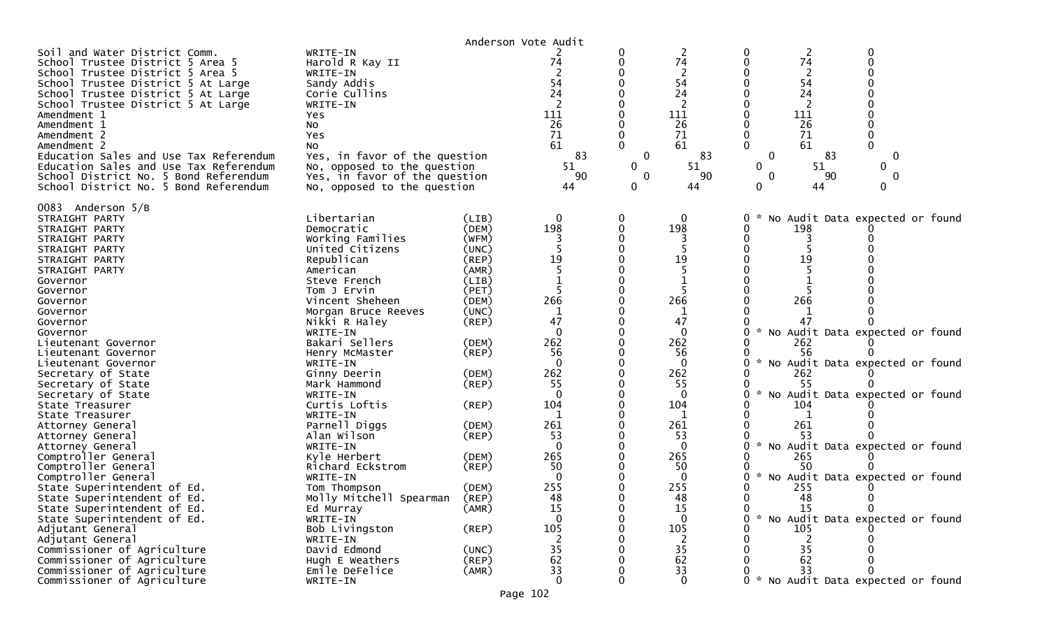Anderson Vote Audit

| | | | | | | | | |
|---|---|---|---|---|---|---|---|---|
| Soil and Water District Comm. | WRITE-IN | | 2 | 0 | 2 | 0 | 2 | 0 |
| School Trustee District 5 Area 5 | Harold R Kay II | | 74 | 0 | 74 | 0 | 74 | 0 |
| School Trustee District 5 Area 5 | WRITE-IN | | 2 | 0 | 2 | 0 | 2 | 0 |
| School Trustee District 5 At Large | Sandy Addis | | 54 | 0 | 54 | 0 | 54 | 0 |
| School Trustee District 5 At Large | Corie Cullins | | 24 | 0 | 24 | 0 | 24 | 0 |
| School Trustee District 5 At Large | WRITE-IN | | 2 | 0 | 2 | 0 | 2 | 0 |
| Amendment 1 | Yes | | 111 | 0 | 111 | 0 | 111 | 0 |
| Amendment 1 | No | | 26 | 0 | 26 | 0 | 26 | 0 |
| Amendment 2 | Yes | | 71 | 0 | 71 | 0 | 71 | 0 |
| Amendment 2 | No | | 61 | 0 | 61 | 0 | 61 | 0 |
| Education Sales and Use Tax Referendum | Yes, in favor of the question | | 83 | 0 | 83 | 0 | 83 | 0 |
| Education Sales and Use Tax Referendum | No, opposed to the question | | 51 | 0 | 51 | 0 | 51 | 0 |
| School District No. 5 Bond Referendum | Yes, in favor of the question | | 90 | 0 | 90 | 0 | 90 | 0 |
| School District No. 5 Bond Referendum | No, opposed to the question | | 44 | 0 | 44 | 0 | 44 | 0 |

0083 Anderson 5/B

| | | | | | | | | |
|---|---|---|---|---|---|---|---|---|
| STRAIGHT PARTY | Libertarian | (LIB) | 0 | 0 | 0 | 0 | * No Audit Data expected or found | |
| STRAIGHT PARTY | Democratic | (DEM) | 198 | 0 | 198 | 0 | 198 | 0 |
| STRAIGHT PARTY | Working Families | (WFM) | 3 | 0 | 3 | 0 | 3 | 0 |
| STRAIGHT PARTY | United Citizens | (UNC) | 5 | 0 | 5 | 0 | 5 | 0 |
| STRAIGHT PARTY | Republican | (REP) | 19 | 0 | 19 | 0 | 19 | 0 |
| STRAIGHT PARTY | American | (AMR) | 5 | 0 | 5 | 0 | 5 | 0 |
| Governor | Steve French | (LIB) | 1 | 0 | 1 | 0 | 1 | 0 |
| Governor | Tom J Ervin | (PET) | 5 | 0 | 5 | 0 | 5 | 0 |
| Governor | Vincent Sheheen | (DEM) | 266 | 0 | 266 | 0 | 266 | 0 |
| Governor | Morgan Bruce Reeves | (UNC) | 1 | 0 | 1 | 0 | 1 | 0 |
| Governor | Nikki R Haley | (REP) | 47 | 0 | 47 | 0 | 47 | 0 |
| Governor | WRITE-IN | | 0 | 0 | 0 | 0 | * No Audit Data expected or found | |
| Lieutenant Governor | Bakari Sellers | (DEM) | 262 | 0 | 262 | 0 | 262 | 0 |
| Lieutenant Governor | Henry McMaster | (REP) | 56 | 0 | 56 | 0 | 56 | 0 |
| Lieutenant Governor | WRITE-IN | | 0 | 0 | 0 | 0 | * No Audit Data expected or found | |
| Secretary of State | Ginny Deerin | (DEM) | 262 | 0 | 262 | 0 | 262 | 0 |
| Secretary of State | Mark Hammond | (REP) | 55 | 0 | 55 | 0 | 55 | 0 |
| Secretary of State | WRITE-IN | | 0 | 0 | 0 | 0 | * No Audit Data expected or found | |
| State Treasurer | Curtis Loftis | (REP) | 104 | 0 | 104 | 0 | 104 | 0 |
| State Treasurer | WRITE-IN | | 1 | 0 | 1 | 0 | 1 | 0 |
| Attorney General | Parnell Diggs | (DEM) | 261 | 0 | 261 | 0 | 261 | 0 |
| Attorney General | Alan Wilson | (REP) | 53 | 0 | 53 | 0 | 53 | 0 |
| Attorney General | WRITE-IN | | 0 | 0 | 0 | 0 | * No Audit Data expected or found | |
| Comptroller General | Kyle Herbert | (DEM) | 265 | 0 | 265 | 0 | 265 | 0 |
| Comptroller General | Richard Eckstrom | (REP) | 50 | 0 | 50 | 0 | 50 | 0 |
| Comptroller General | WRITE-IN | | 0 | 0 | 0 | 0 | * No Audit Data expected or found | |
| State Superintendent of Ed. | Tom Thompson | (DEM) | 255 | 0 | 255 | 0 | 255 | 0 |
| State Superintendent of Ed. | Molly Mitchell Spearman | (REP) | 48 | 0 | 48 | 0 | 48 | 0 |
| State Superintendent of Ed. | Ed Murray | (AMR) | 15 | 0 | 15 | 0 | 15 | 0 |
| State Superintendent of Ed. | WRITE-IN | | 0 | 0 | 0 | 0 | * No Audit Data expected or found | |
| Adjutant General | Bob Livingston | (REP) | 105 | 0 | 105 | 0 | 105 | 0 |
| Adjutant General | WRITE-IN | | 2 | 0 | 2 | 0 | 2 | 0 |
| Commissioner of Agriculture | David Edmond | (UNC) | 35 | 0 | 35 | 0 | 35 | 0 |
| Commissioner of Agriculture | Hugh E Weathers | (REP) | 62 | 0 | 62 | 0 | 62 | 0 |
| Commissioner of Agriculture | Emile DeFelice | (AMR) | 33 | 0 | 33 | 0 | 33 | 0 |
| Commissioner of Agriculture | WRITE-IN | | 0 | 0 | 0 | 0 | * No Audit Data expected or found | |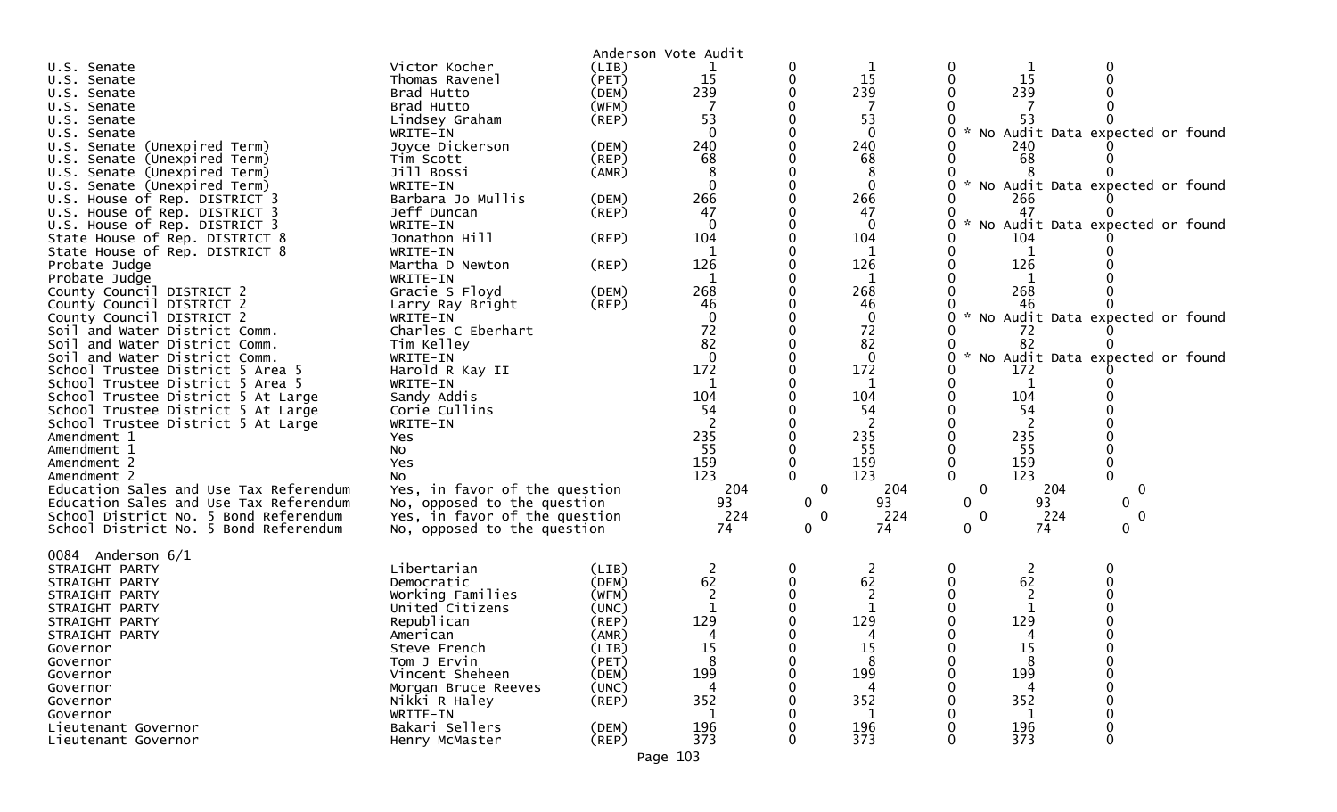Anderson Vote Audit

| Contest | Candidate | Party | | | | | | |
|---|---|---|---|---|---|---|---|---|
| U.S. Senate | Victor Kocher | (LIB) | 1 | 0 | 1 | 0 | 1 | 0 |
| U.S. Senate | Thomas Ravenel | (PET) | 15 | 0 | 15 | 0 | 15 | 0 |
| U.S. Senate | Brad Hutto | (DEM) | 239 | 0 | 239 | 0 | 239 | 0 |
| U.S. Senate | Brad Hutto | (WFM) | 7 | 0 | 7 | 0 | 7 | 0 |
| U.S. Senate | Lindsey Graham | (REP) | 53 | 0 | 53 | 0 | 53 | 0 |
| U.S. Senate | WRITE-IN | | 0 | 0 | 0 | 0 * No Audit Data expected or found | | |
| U.S. Senate (Unexpired Term) | Joyce Dickerson | (DEM) | 240 | 0 | 240 | 0 | 240 | 0 |
| U.S. Senate (Unexpired Term) | Tim Scott | (REP) | 68 | 0 | 68 | 0 | 68 | 0 |
| U.S. Senate (Unexpired Term) | Jill Bossi | (AMR) | 8 | 0 | 8 | 0 | 8 | 0 |
| U.S. Senate (Unexpired Term) | WRITE-IN | | 0 | 0 | 0 | 0 * No Audit Data expected or found | | |
| U.S. House of Rep. DISTRICT 3 | Barbara Jo Mullis | (DEM) | 266 | 0 | 266 | 0 | 266 | 0 |
| U.S. House of Rep. DISTRICT 3 | Jeff Duncan | (REP) | 47 | 0 | 47 | 0 | 47 | 0 |
| U.S. House of Rep. DISTRICT 3 | WRITE-IN | | 0 | 0 | 0 | 0 * No Audit Data expected or found | | |
| State House of Rep. DISTRICT 8 | Jonathon Hill | (REP) | 104 | 0 | 104 | 0 | 104 | 0 |
| State House of Rep. DISTRICT 8 | WRITE-IN | | 1 | 0 | 1 | 0 | 1 | 0 |
| Probate Judge | Martha D Newton | (REP) | 126 | 0 | 126 | 0 | 126 | 0 |
| Probate Judge | WRITE-IN | | 1 | 0 | 1 | 0 | 1 | 0 |
| County Council DISTRICT 2 | Gracie S Floyd | (DEM) | 268 | 0 | 268 | 0 | 268 | 0 |
| County Council DISTRICT 2 | Larry Ray Bright | (REP) | 46 | 0 | 46 | 0 | 46 | 0 |
| County Council DISTRICT 2 | WRITE-IN | | 0 | 0 | 0 | 0 * No Audit Data expected or found | | |
| Soil and Water District Comm. | Charles C Eberhart | | 72 | 0 | 72 | 0 | 72 | 0 |
| Soil and Water District Comm. | Tim Kelley | | 82 | 0 | 82 | 0 | 82 | 0 |
| Soil and Water District Comm. | WRITE-IN | | 0 | 0 | 0 | 0 * No Audit Data expected or found | | |
| School Trustee District 5 Area 5 | Harold R Kay II | | 172 | 0 | 172 | 0 | 172 | 0 |
| School Trustee District 5 Area 5 | WRITE-IN | | 1 | 0 | 1 | 0 | 1 | 0 |
| School Trustee District 5 At Large | Sandy Addis | | 104 | 0 | 104 | 0 | 104 | 0 |
| School Trustee District 5 At Large | Corie Cullins | | 54 | 0 | 54 | 0 | 54 | 0 |
| School Trustee District 5 At Large | WRITE-IN | | 2 | 0 | 2 | 0 | 2 | 0 |
| Amendment 1 | Yes | | 235 | 0 | 235 | 0 | 235 | 0 |
| Amendment 1 | No | | 55 | 0 | 55 | 0 | 55 | 0 |
| Amendment 2 | Yes | | 159 | 0 | 159 | 0 | 159 | 0 |
| Amendment 2 | No | | 123 | 0 | 123 | 0 | 123 | 0 |
| Education Sales and Use Tax Referendum | Yes, in favor of the question | | 204 | 0 | 204 | 0 | 204 | 0 |
| Education Sales and Use Tax Referendum | No, opposed to the question | | 93 | 0 | 93 | 0 | 93 | 0 |
| School District No. 5 Bond Referendum | Yes, in favor of the question | | 224 | 0 | 224 | 0 | 224 | 0 |
| School District No. 5 Bond Referendum | No, opposed to the question | | 74 | 0 | 74 | 0 | 74 | 0 |

0084 Anderson 6/1

| Contest | Candidate | Party | | | | | | |
|---|---|---|---|---|---|---|---|---|
| STRAIGHT PARTY | Libertarian | (LIB) | 2 | 0 | 2 | 0 | 2 | 0 |
| STRAIGHT PARTY | Democratic | (DEM) | 62 | 0 | 62 | 0 | 62 | 0 |
| STRAIGHT PARTY | Working Families | (WFM) | 2 | 0 | 2 | 0 | 2 | 0 |
| STRAIGHT PARTY | United Citizens | (UNC) | 1 | 0 | 1 | 0 | 1 | 0 |
| STRAIGHT PARTY | Republican | (REP) | 129 | 0 | 129 | 0 | 129 | 0 |
| STRAIGHT PARTY | American | (AMR) | 4 | 0 | 4 | 0 | 4 | 0 |
| Governor | Steve French | (LIB) | 15 | 0 | 15 | 0 | 15 | 0 |
| Governor | Tom J Ervin | (PET) | 8 | 0 | 8 | 0 | 8 | 0 |
| Governor | Vincent Sheheen | (DEM) | 199 | 0 | 199 | 0 | 199 | 0 |
| Governor | Morgan Bruce Reeves | (UNC) | 4 | 0 | 4 | 0 | 4 | 0 |
| Governor | Nikki R Haley | (REP) | 352 | 0 | 352 | 0 | 352 | 0 |
| Governor | WRITE-IN | | 1 | 0 | 1 | 0 | 1 | 0 |
| Lieutenant Governor | Bakari Sellers | (DEM) | 196 | 0 | 196 | 0 | 196 | 0 |
| Lieutenant Governor | Henry McMaster | (REP) | 373 | 0 | 373 | 0 | 373 | 0 |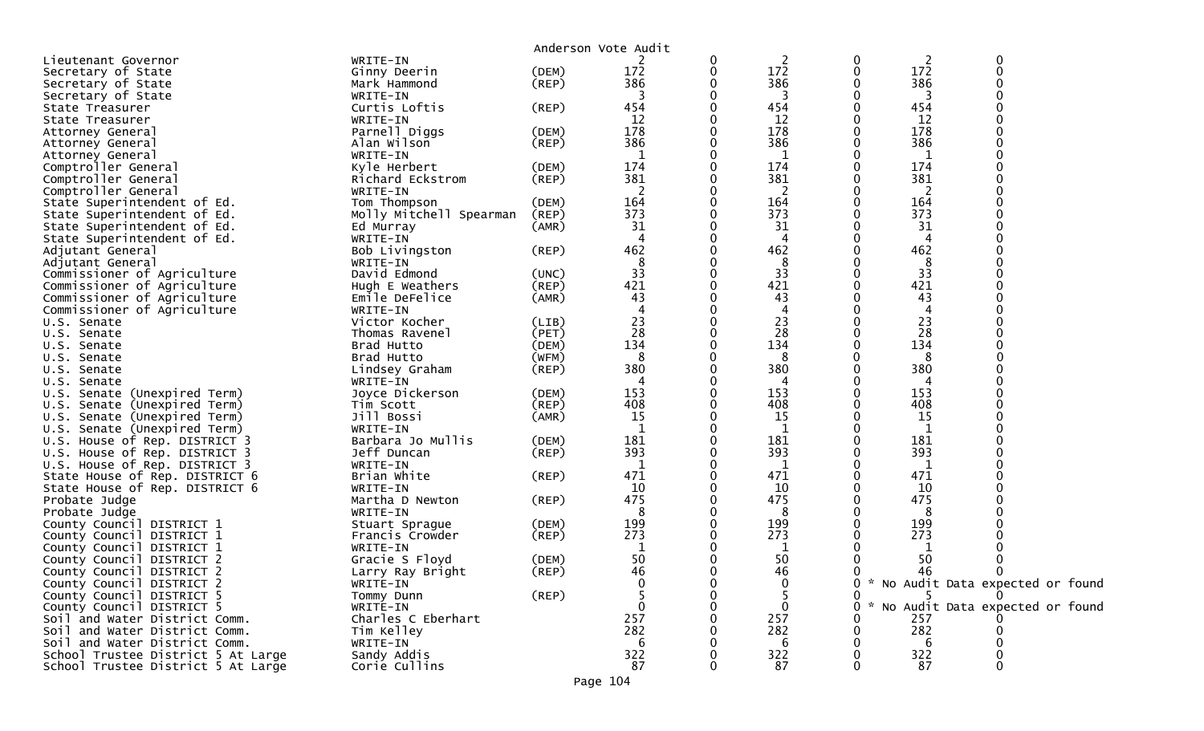Anderson Vote Audit

| | | | | | | | | | |
|---|---|---|---|---|---|---|---|---|---|
| Lieutenant Governor | WRITE-IN | | 2 | 0 | 2 | 0 | 2 | 0 | |
| Secretary of State | Ginny Deerin | (DEM) | 172 | 0 | 172 | 0 | 172 | 0 | |
| Secretary of State | Mark Hammond | (REP) | 386 | 0 | 386 | 0 | 386 | 0 | |
| Secretary of State | WRITE-IN | | 3 | 0 | 3 | 0 | 3 | 0 | |
| State Treasurer | Curtis Loftis | (REP) | 454 | 0 | 454 | 0 | 454 | 0 | |
| State Treasurer | WRITE-IN | | 12 | 0 | 12 | 0 | 12 | 0 | |
| Attorney General | Parnell Diggs | (DEM) | 178 | 0 | 178 | 0 | 178 | 0 | |
| Attorney General | Alan Wilson | (REP) | 386 | 0 | 386 | 0 | 386 | 0 | |
| Attorney General | WRITE-IN | | 1 | 0 | 1 | 0 | 1 | 0 | |
| Comptroller General | Kyle Herbert | (DEM) | 174 | 0 | 174 | 0 | 174 | 0 | |
| Comptroller General | Richard Eckstrom | (REP) | 381 | 0 | 381 | 0 | 381 | 0 | |
| Comptroller General | WRITE-IN | | 2 | 0 | 2 | 0 | 2 | 0 | |
| State Superintendent of Ed. | Tom Thompson | (DEM) | 164 | 0 | 164 | 0 | 164 | 0 | |
| State Superintendent of Ed. | Molly Mitchell Spearman | (REP) | 373 | 0 | 373 | 0 | 373 | 0 | |
| State Superintendent of Ed. | Ed Murray | (AMR) | 31 | 0 | 31 | 0 | 31 | 0 | |
| State Superintendent of Ed. | WRITE-IN | | 4 | 0 | 4 | 0 | 4 | 0 | |
| Adjutant General | Bob Livingston | (REP) | 462 | 0 | 462 | 0 | 462 | 0 | |
| Adjutant General | WRITE-IN | | 8 | 0 | 8 | 0 | 8 | 0 | |
| Commissioner of Agriculture | David Edmond | (UNC) | 33 | 0 | 33 | 0 | 33 | 0 | |
| Commissioner of Agriculture | Hugh E Weathers | (REP) | 421 | 0 | 421 | 0 | 421 | 0 | |
| Commissioner of Agriculture | Emile DeFelice | (AMR) | 43 | 0 | 43 | 0 | 43 | 0 | |
| Commissioner of Agriculture | WRITE-IN | | 4 | 0 | 4 | 0 | 4 | 0 | |
| U.S. Senate | Victor Kocher | (LIB) | 23 | 0 | 23 | 0 | 23 | 0 | |
| U.S. Senate | Thomas Ravenel | (PET) | 28 | 0 | 28 | 0 | 28 | 0 | |
| U.S. Senate | Brad Hutto | (DEM) | 134 | 0 | 134 | 0 | 134 | 0 | |
| U.S. Senate | Brad Hutto | (WFM) | 8 | 0 | 8 | 0 | 8 | 0 | |
| U.S. Senate | Lindsey Graham | (REP) | 380 | 0 | 380 | 0 | 380 | 0 | |
| U.S. Senate | WRITE-IN | | 4 | 0 | 4 | 0 | 4 | 0 | |
| U.S. Senate (Unexpired Term) | Joyce Dickerson | (DEM) | 153 | 0 | 153 | 0 | 153 | 0 | |
| U.S. Senate (Unexpired Term) | Tim Scott | (REP) | 408 | 0 | 408 | 0 | 408 | 0 | |
| U.S. Senate (Unexpired Term) | Jill Bossi | (AMR) | 15 | 0 | 15 | 0 | 15 | 0 | |
| U.S. Senate (Unexpired Term) | WRITE-IN | | 1 | 0 | 1 | 0 | 1 | 0 | |
| U.S. House of Rep. DISTRICT 3 | Barbara Jo Mullis | (DEM) | 181 | 0 | 181 | 0 | 181 | 0 | |
| U.S. House of Rep. DISTRICT 3 | Jeff Duncan | (REP) | 393 | 0 | 393 | 0 | 393 | 0 | |
| U.S. House of Rep. DISTRICT 3 | WRITE-IN | | 1 | 0 | 1 | 0 | 1 | 0 | |
| State House of Rep. DISTRICT 6 | Brian White | (REP) | 471 | 0 | 471 | 0 | 471 | 0 | |
| State House of Rep. DISTRICT 6 | WRITE-IN | | 10 | 0 | 10 | 0 | 10 | 0 | |
| Probate Judge | Martha D Newton | (REP) | 475 | 0 | 475 | 0 | 475 | 0 | |
| Probate Judge | WRITE-IN | | 8 | 0 | 8 | 0 | 8 | 0 | |
| County Council DISTRICT 1 | Stuart Sprague | (DEM) | 199 | 0 | 199 | 0 | 199 | 0 | |
| County Council DISTRICT 1 | Francis Crowder | (REP) | 273 | 0 | 273 | 0 | 273 | 0 | |
| County Council DISTRICT 1 | WRITE-IN | | 1 | 0 | 1 | 0 | 1 | 0 | |
| County Council DISTRICT 2 | Gracie S Floyd | (DEM) | 50 | 0 | 50 | 0 | 50 | 0 | |
| County Council DISTRICT 2 | Larry Ray Bright | (REP) | 46 | 0 | 46 | 0 | 46 | 0 | |
| County Council DISTRICT 2 | WRITE-IN | | 0 | 0 | 0 | 0 | * No Audit Data expected or found | | |
| County Council DISTRICT 5 | Tommy Dunn | (REP) | 5 | 0 | 5 | 0 | 5 | 0 | |
| County Council DISTRICT 5 | WRITE-IN | | 0 | 0 | 0 | 0 | * No Audit Data expected or found | | |
| Soil and Water District Comm. | Charles C Eberhart | | 257 | 0 | 257 | 0 | 257 | 0 | |
| Soil and Water District Comm. | Tim Kelley | | 282 | 0 | 282 | 0 | 282 | 0 | |
| Soil and Water District Comm. | WRITE-IN | | 6 | 0 | 6 | 0 | 6 | 0 | |
| School Trustee District 5 At Large | Sandy Addis | | 322 | 0 | 322 | 0 | 322 | 0 | |
| School Trustee District 5 At Large | Corie Cullins | | 87 | 0 | 87 | 0 | 87 | 0 | |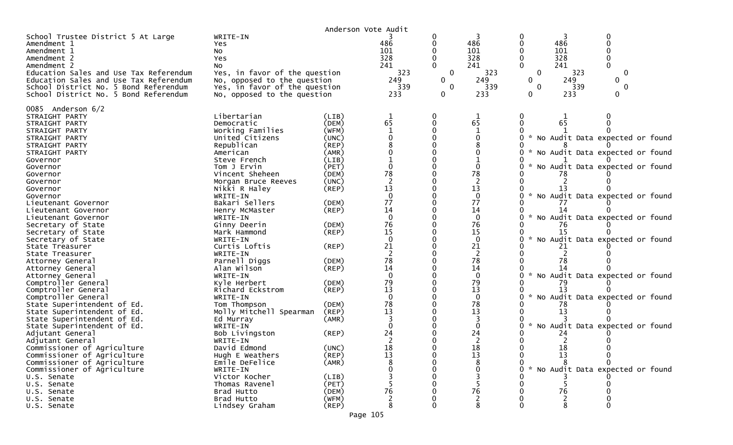Anderson Vote Audit

| | | | | | | | | |
|---|---|---|---|---|---|---|---|---|
| School Trustee District 5 At Large | WRITE-IN | | 3 | 0 | 3 | 0 | 3 | 0 |
| Amendment 1 | Yes | | 486 | 0 | 486 | 0 | 486 | 0 |
| Amendment 1 | No | | 101 | 0 | 101 | 0 | 101 | 0 |
| Amendment 2 | Yes | | 328 | 0 | 328 | 0 | 328 | 0 |
| Amendment 2 | No | | 241 | 0 | 241 | 0 | 241 | 0 |
| Education Sales and Use Tax Referendum | Yes, in favor of the question | | 323 | 0 | 323 | 0 | 323 | 0 |
| Education Sales and Use Tax Referendum | No, opposed to the question | | 249 | 0 | 249 | 0 | 249 | 0 |
| School District No. 5 Bond Referendum | Yes, in favor of the question | | 339 | 0 | 339 | 0 | 339 | 0 |
| School District No. 5 Bond Referendum | No, opposed to the question | | 233 | 0 | 233 | 0 | 233 | 0 |

0085 Anderson 6/2

| | | | | | | | | |
|---|---|---|---|---|---|---|---|---|
| STRAIGHT PARTY | Libertarian | (LIB) | 1 | 0 | 1 | 0 | 1 | 0 |
| STRAIGHT PARTY | Democratic | (DEM) | 65 | 0 | 65 | 0 | 65 | 0 |
| STRAIGHT PARTY | Working Families | (WFM) | 1 | 0 | 1 | 0 | 1 | 0 |
| STRAIGHT PARTY | United Citizens | (UNC) | 0 | 0 | 0 | 0 * No Audit Data expected or found | | |
| STRAIGHT PARTY | Republican | (REP) | 8 | 0 | 8 | 0 | 8 | 0 |
| STRAIGHT PARTY | American | (AMR) | 0 | 0 | 0 | 0 * No Audit Data expected or found | | |
| Governor | Steve French | (LIB) | 1 | 0 | 1 | 0 | 1 | 0 |
| Governor | Tom J Ervin | (PET) | 0 | 0 | 0 | 0 * No Audit Data expected or found | | |
| Governor | Vincent Sheheen | (DEM) | 78 | 0 | 78 | 0 | 78 | 0 |
| Governor | Morgan Bruce Reeves | (UNC) | 2 | 0 | 2 | 0 | 2 | 0 |
| Governor | Nikki R Haley | (REP) | 13 | 0 | 13 | 0 | 13 | 0 |
| Governor | WRITE-IN | | 0 | 0 | 0 | 0 * No Audit Data expected or found | | |
| Lieutenant Governor | Bakari Sellers | (DEM) | 77 | 0 | 77 | 0 | 77 | 0 |
| Lieutenant Governor | Henry McMaster | (REP) | 14 | 0 | 14 | 0 | 14 | 0 |
| Lieutenant Governor | WRITE-IN | | 0 | 0 | 0 | 0 * No Audit Data expected or found | | |
| Secretary of State | Ginny Deerin | (DEM) | 76 | 0 | 76 | 0 | 76 | 0 |
| Secretary of State | Mark Hammond | (REP) | 15 | 0 | 15 | 0 | 15 | 0 |
| Secretary of State | WRITE-IN | | 0 | 0 | 0 | 0 * No Audit Data expected or found | | |
| State Treasurer | Curtis Loftis | (REP) | 21 | 0 | 21 | 0 | 21 | 0 |
| State Treasurer | WRITE-IN | | 2 | 0 | 2 | 0 | 2 | 0 |
| Attorney General | Parnell Diggs | (DEM) | 78 | 0 | 78 | 0 | 78 | 0 |
| Attorney General | Alan Wilson | (REP) | 14 | 0 | 14 | 0 | 14 | 0 |
| Attorney General | WRITE-IN | | 0 | 0 | 0 | 0 * No Audit Data expected or found | | |
| Comptroller General | Kyle Herbert | (DEM) | 79 | 0 | 79 | 0 | 79 | 0 |
| Comptroller General | Richard Eckstrom | (REP) | 13 | 0 | 13 | 0 | 13 | 0 |
| Comptroller General | WRITE-IN | | 0 | 0 | 0 | 0 * No Audit Data expected or found | | |
| State Superintendent of Ed. | Tom Thompson | (DEM) | 78 | 0 | 78 | 0 | 78 | 0 |
| State Superintendent of Ed. | Molly Mitchell Spearman | (REP) | 13 | 0 | 13 | 0 | 13 | 0 |
| State Superintendent of Ed. | Ed Murray | (AMR) | 3 | 0 | 3 | 0 | 3 | 0 |
| State Superintendent of Ed. | WRITE-IN | | 0 | 0 | 0 | 0 * No Audit Data expected or found | | |
| Adjutant General | Bob Livingston | (REP) | 24 | 0 | 24 | 0 | 24 | 0 |
| Adjutant General | WRITE-IN | | 2 | 0 | 2 | 0 | 2 | 0 |
| Commissioner of Agriculture | David Edmond | (UNC) | 18 | 0 | 18 | 0 | 18 | 0 |
| Commissioner of Agriculture | Hugh E Weathers | (REP) | 13 | 0 | 13 | 0 | 13 | 0 |
| Commissioner of Agriculture | Emile DeFelice | (AMR) | 8 | 0 | 8 | 0 | 8 | 0 |
| Commissioner of Agriculture | WRITE-IN | | 0 | 0 | 0 | 0 * No Audit Data expected or found | | |
| U.S. Senate | Victor Kocher | (LIB) | 3 | 0 | 3 | 0 | 3 | 0 |
| U.S. Senate | Thomas Ravenel | (PET) | 5 | 0 | 5 | 0 | 5 | 0 |
| U.S. Senate | Brad Hutto | (DEM) | 76 | 0 | 76 | 0 | 76 | 0 |
| U.S. Senate | Brad Hutto | (WFM) | 2 | 0 | 2 | 0 | 2 | 0 |
| U.S. Senate | Lindsey Graham | (REP) | 8 | 0 | 8 | 0 | 8 | 0 |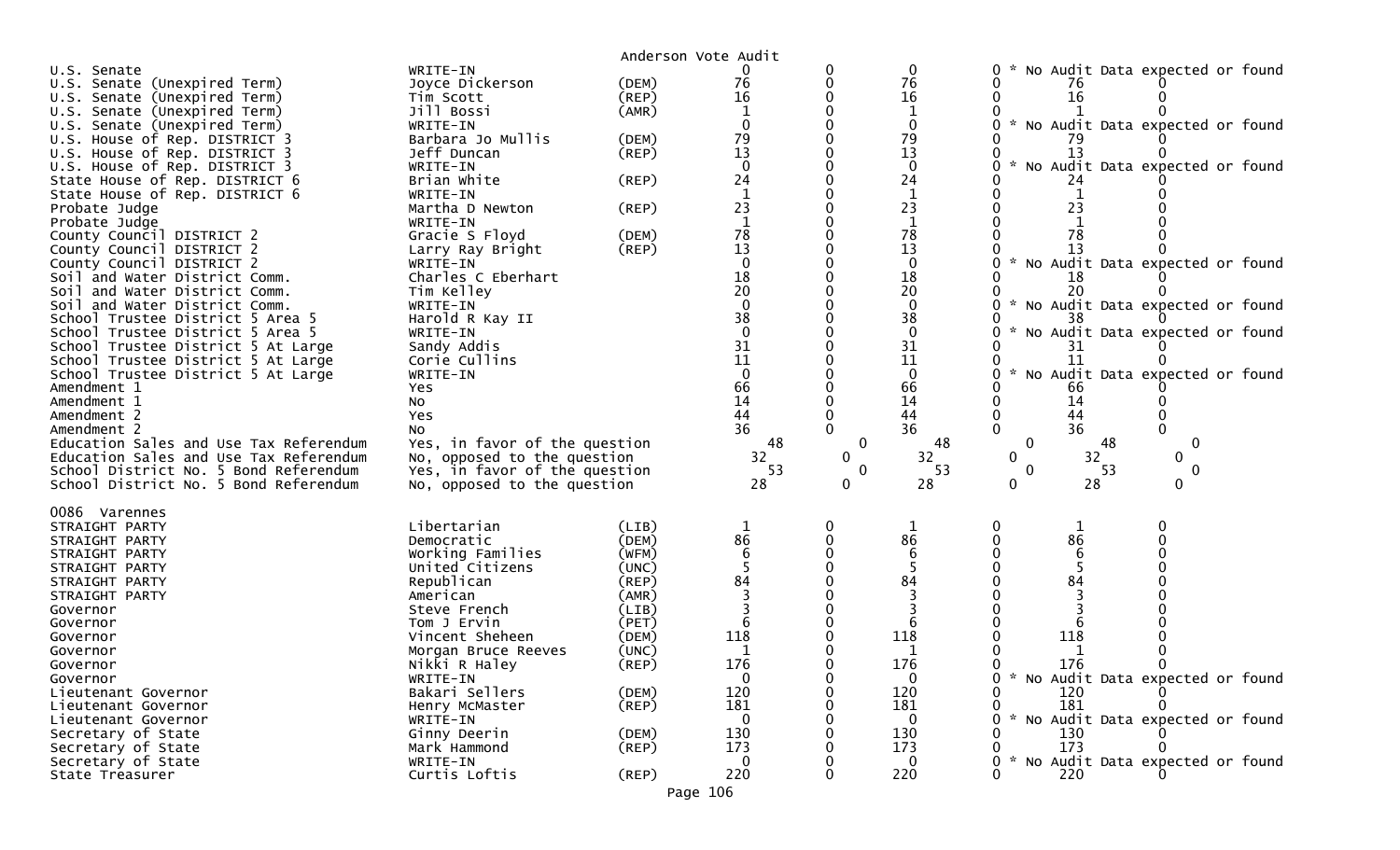Anderson Vote Audit

| Contest | Candidate | Party | Col1 | Col2 | Col3 | Col4 | Col5 | Col6 |
|---|---|---|---|---|---|---|---|---|
| U.S. Senate | WRITE-IN | | 0 | 0 | 0 | 0 | * No Audit Data expected or found | |
| U.S. Senate (Unexpired Term) | Joyce Dickerson | (DEM) | 76 | 0 | 76 | 0 | 76 | 0 |
| U.S. Senate (Unexpired Term) | Tim Scott | (REP) | 16 | 0 | 16 | 0 | 16 | 0 |
| U.S. Senate (Unexpired Term) | Jill Bossi | (AMR) | 1 | 0 | 1 | 0 | 1 | 0 |
| U.S. Senate (Unexpired Term) | WRITE-IN | | 0 | 0 | 0 | 0 | * No Audit Data expected or found | |
| U.S. House of Rep. DISTRICT 3 | Barbara Jo Mullis | (DEM) | 79 | 0 | 79 | 0 | 79 | 0 |
| U.S. House of Rep. DISTRICT 3 | Jeff Duncan | (REP) | 13 | 0 | 13 | 0 | 13 | 0 |
| U.S. House of Rep. DISTRICT 3 | WRITE-IN | | 0 | 0 | 0 | 0 | * No Audit Data expected or found | |
| State House of Rep. DISTRICT 6 | Brian White | (REP) | 24 | 0 | 24 | 0 | 24 | 0 |
| State House of Rep. DISTRICT 6 | WRITE-IN | | 1 | 0 | 1 | 0 | 1 | 0 |
| Probate Judge | Martha D Newton | (REP) | 23 | 0 | 23 | 0 | 23 | 0 |
| Probate Judge | WRITE-IN | | 1 | 0 | 1 | 0 | 1 | 0 |
| County Council DISTRICT 2 | Gracie S Floyd | (DEM) | 78 | 0 | 78 | 0 | 78 | 0 |
| County Council DISTRICT 2 | Larry Ray Bright | (REP) | 13 | 0 | 13 | 0 | 13 | 0 |
| County Council DISTRICT 2 | WRITE-IN | | 0 | 0 | 0 | 0 | * No Audit Data expected or found | |
| Soil and Water District Comm. | Charles C Eberhart | | 18 | 0 | 18 | 0 | 18 | 0 |
| Soil and Water District Comm. | Tim Kelley | | 20 | 0 | 20 | 0 | 20 | 0 |
| Soil and Water District Comm. | WRITE-IN | | 0 | 0 | 0 | 0 | * No Audit Data expected or found | |
| School Trustee District 5 Area 5 | Harold R Kay II | | 38 | 0 | 38 | 0 | 38 | 0 |
| School Trustee District 5 Area 5 | WRITE-IN | | 0 | 0 | 0 | 0 | * No Audit Data expected or found | |
| School Trustee District 5 At Large | Sandy Addis | | 31 | 0 | 31 | 0 | 31 | 0 |
| School Trustee District 5 At Large | Corie Cullins | | 11 | 0 | 11 | 0 | 11 | 0 |
| School Trustee District 5 At Large | WRITE-IN | | 0 | 0 | 0 | 0 | * No Audit Data expected or found | |
| Amendment 1 | Yes | | 66 | 0 | 66 | 0 | 66 | 0 |
| Amendment 1 | No | | 14 | 0 | 14 | 0 | 14 | 0 |
| Amendment 2 | Yes | | 44 | 0 | 44 | 0 | 44 | 0 |
| Amendment 2 | No | | 36 | 0 | 36 | 0 | 36 | 0 |
| Education Sales and Use Tax Referendum | Yes, in favor of the question | | 48 | 0 | 48 | 0 | 48 | 0 |
| Education Sales and Use Tax Referendum | No, opposed to the question | | 32 | 0 | 32 | 0 | 32 | 0 |
| School District No. 5 Bond Referendum | Yes, in favor of the question | | 53 | 0 | 53 | 0 | 53 | 0 |
| School District No. 5 Bond Referendum | No, opposed to the question | | 28 | 0 | 28 | 0 | 28 | 0 |

0086 Varennes

| Contest | Candidate | Party | Col1 | Col2 | Col3 | Col4 | Col5 | Col6 |
|---|---|---|---|---|---|---|---|---|
| STRAIGHT PARTY | Libertarian | (LIB) | 1 | 0 | 1 | 0 | 1 | 0 |
| STRAIGHT PARTY | Democratic | (DEM) | 86 | 0 | 86 | 0 | 86 | 0 |
| STRAIGHT PARTY | Working Families | (WFM) | 6 | 0 | 6 | 0 | 6 | 0 |
| STRAIGHT PARTY | United Citizens | (UNC) | 5 | 0 | 5 | 0 | 5 | 0 |
| STRAIGHT PARTY | Republican | (REP) | 84 | 0 | 84 | 0 | 84 | 0 |
| STRAIGHT PARTY | American | (AMR) | 3 | 0 | 3 | 0 | 3 | 0 |
| Governor | Steve French | (LIB) | 3 | 0 | 3 | 0 | 3 | 0 |
| Governor | Tom J Ervin | (PET) | 6 | 0 | 6 | 0 | 6 | 0 |
| Governor | Vincent Sheheen | (DEM) | 118 | 0 | 118 | 0 | 118 | 0 |
| Governor | Morgan Bruce Reeves | (UNC) | 1 | 0 | 1 | 0 | 1 | 0 |
| Governor | Nikki R Haley | (REP) | 176 | 0 | 176 | 0 | 176 | 0 |
| Governor | WRITE-IN | | 0 | 0 | 0 | 0 | * No Audit Data expected or found | |
| Lieutenant Governor | Bakari Sellers | (DEM) | 120 | 0 | 120 | 0 | 120 | 0 |
| Lieutenant Governor | Henry McMaster | (REP) | 181 | 0 | 181 | 0 | 181 | 0 |
| Lieutenant Governor | WRITE-IN | | 0 | 0 | 0 | 0 | * No Audit Data expected or found | |
| Secretary of State | Ginny Deerin | (DEM) | 130 | 0 | 130 | 0 | 130 | 0 |
| Secretary of State | Mark Hammond | (REP) | 173 | 0 | 173 | 0 | 173 | 0 |
| Secretary of State | WRITE-IN | | 0 | 0 | 0 | 0 | * No Audit Data expected or found | |
| State Treasurer | Curtis Loftis | (REP) | 220 | 0 | 220 | 0 | 220 | 0 |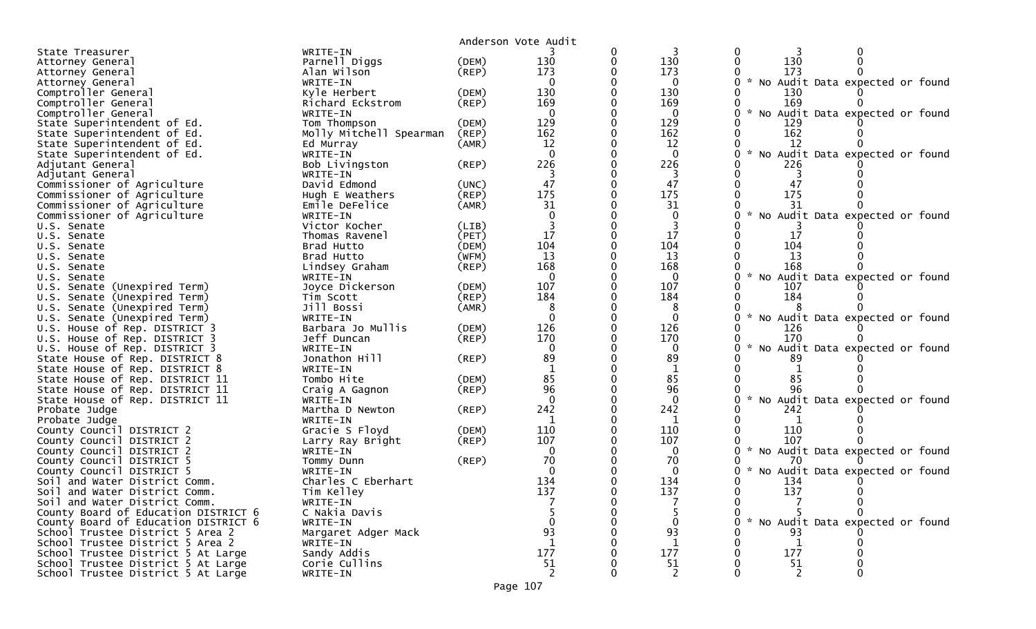Anderson Vote Audit

| Contest | Candidate | Party | | | | | | |
|---|---|---|---|---|---|---|---|---|
| State Treasurer | WRITE-IN | | 3 | 0 | 3 | 0 | 3 | 0 |
| Attorney General | Parnell Diggs | (DEM) | 130 | 0 | 130 | 0 | 130 | 0 |
| Attorney General | Alan Wilson | (REP) | 173 | 0 | 173 | 0 | 173 | 0 |
| Attorney General | WRITE-IN | | 0 | 0 | 0 | 0 | * No Audit Data expected or found | |
| Comptroller General | Kyle Herbert | (DEM) | 130 | 0 | 130 | 0 | 130 | 0 |
| Comptroller General | Richard Eckstrom | (REP) | 169 | 0 | 169 | 0 | 169 | 0 |
| Comptroller General | WRITE-IN | | 0 | 0 | 0 | 0 | * No Audit Data expected or found | |
| State Superintendent of Ed. | Tom Thompson | (DEM) | 129 | 0 | 129 | 0 | 129 | 0 |
| State Superintendent of Ed. | Molly Mitchell Spearman | (REP) | 162 | 0 | 162 | 0 | 162 | 0 |
| State Superintendent of Ed. | Ed Murray | (AMR) | 12 | 0 | 12 | 0 | 12 | 0 |
| State Superintendent of Ed. | WRITE-IN | | 0 | 0 | 0 | 0 | * No Audit Data expected or found | |
| Adjutant General | Bob Livingston | (REP) | 226 | 0 | 226 | 0 | 226 | 0 |
| Adjutant General | WRITE-IN | | 3 | 0 | 3 | 0 | 3 | 0 |
| Commissioner of Agriculture | David Edmond | (UNC) | 47 | 0 | 47 | 0 | 47 | 0 |
| Commissioner of Agriculture | Hugh E Weathers | (REP) | 175 | 0 | 175 | 0 | 175 | 0 |
| Commissioner of Agriculture | Emile DeFelice | (AMR) | 31 | 0 | 31 | 0 | 31 | 0 |
| Commissioner of Agriculture | WRITE-IN | | 0 | 0 | 0 | 0 | * No Audit Data expected or found | |
| U.S. Senate | Victor Kocher | (LIB) | 3 | 0 | 3 | 0 | 3 | 0 |
| U.S. Senate | Thomas Ravenel | (PET) | 17 | 0 | 17 | 0 | 17 | 0 |
| U.S. Senate | Brad Hutto | (DEM) | 104 | 0 | 104 | 0 | 104 | 0 |
| U.S. Senate | Brad Hutto | (WFM) | 13 | 0 | 13 | 0 | 13 | 0 |
| U.S. Senate | Lindsey Graham | (REP) | 168 | 0 | 168 | 0 | 168 | 0 |
| U.S. Senate | WRITE-IN | | 0 | 0 | 0 | 0 | * No Audit Data expected or found | |
| U.S. Senate (Unexpired Term) | Joyce Dickerson | (DEM) | 107 | 0 | 107 | 0 | 107 | 0 |
| U.S. Senate (Unexpired Term) | Tim Scott | (REP) | 184 | 0 | 184 | 0 | 184 | 0 |
| U.S. Senate (Unexpired Term) | Jill Bossi | (AMR) | 8 | 0 | 8 | 0 | 8 | 0 |
| U.S. Senate (Unexpired Term) | WRITE-IN | | 0 | 0 | 0 | 0 | * No Audit Data expected or found | |
| U.S. House of Rep. DISTRICT 3 | Barbara Jo Mullis | (DEM) | 126 | 0 | 126 | 0 | 126 | 0 |
| U.S. House of Rep. DISTRICT 3 | Jeff Duncan | (REP) | 170 | 0 | 170 | 0 | 170 | 0 |
| U.S. House of Rep. DISTRICT 3 | WRITE-IN | | 0 | 0 | 0 | 0 | * No Audit Data expected or found | |
| State House of Rep. DISTRICT 8 | Jonathon Hill | (REP) | 89 | 0 | 89 | 0 | 89 | 0 |
| State House of Rep. DISTRICT 8 | WRITE-IN | | 1 | 0 | 1 | 0 | 1 | 0 |
| State House of Rep. DISTRICT 11 | Tombo Hite | (DEM) | 85 | 0 | 85 | 0 | 85 | 0 |
| State House of Rep. DISTRICT 11 | Craig A Gagnon | (REP) | 96 | 0 | 96 | 0 | 96 | 0 |
| State House of Rep. DISTRICT 11 | WRITE-IN | | 0 | 0 | 0 | 0 | * No Audit Data expected or found | |
| Probate Judge | Martha D Newton | (REP) | 242 | 0 | 242 | 0 | 242 | 0 |
| Probate Judge | WRITE-IN | | 1 | 0 | 1 | 0 | 1 | 0 |
| County Council DISTRICT 2 | Gracie S Floyd | (DEM) | 110 | 0 | 110 | 0 | 110 | 0 |
| County Council DISTRICT 2 | Larry Ray Bright | (REP) | 107 | 0 | 107 | 0 | 107 | 0 |
| County Council DISTRICT 2 | WRITE-IN | | 0 | 0 | 0 | 0 | * No Audit Data expected or found | |
| County Council DISTRICT 5 | Tommy Dunn | (REP) | 70 | 0 | 70 | 0 | 70 | 0 |
| County Council DISTRICT 5 | WRITE-IN | | 0 | 0 | 0 | 0 | * No Audit Data expected or found | |
| Soil and Water District Comm. | Charles C Eberhart | | 134 | 0 | 134 | 0 | 134 | 0 |
| Soil and Water District Comm. | Tim Kelley | | 137 | 0 | 137 | 0 | 137 | 0 |
| Soil and Water District Comm. | WRITE-IN | | 7 | 0 | 7 | 0 | 7 | 0 |
| County Board of Education DISTRICT 6 | C Nakia Davis | | 5 | 0 | 5 | 0 | 5 | 0 |
| County Board of Education DISTRICT 6 | WRITE-IN | | 0 | 0 | 0 | 0 | * No Audit Data expected or found | |
| School Trustee District 5 Area 2 | Margaret Adger Mack | | 93 | 0 | 93 | 0 | 93 | 0 |
| School Trustee District 5 Area 2 | WRITE-IN | | 1 | 0 | 1 | 0 | 1 | 0 |
| School Trustee District 5 At Large | Sandy Addis | | 177 | 0 | 177 | 0 | 177 | 0 |
| School Trustee District 5 At Large | Corie Cullins | | 51 | 0 | 51 | 0 | 51 | 0 |
| School Trustee District 5 At Large | WRITE-IN | | 2 | 0 | 2 | 0 | 2 | 0 |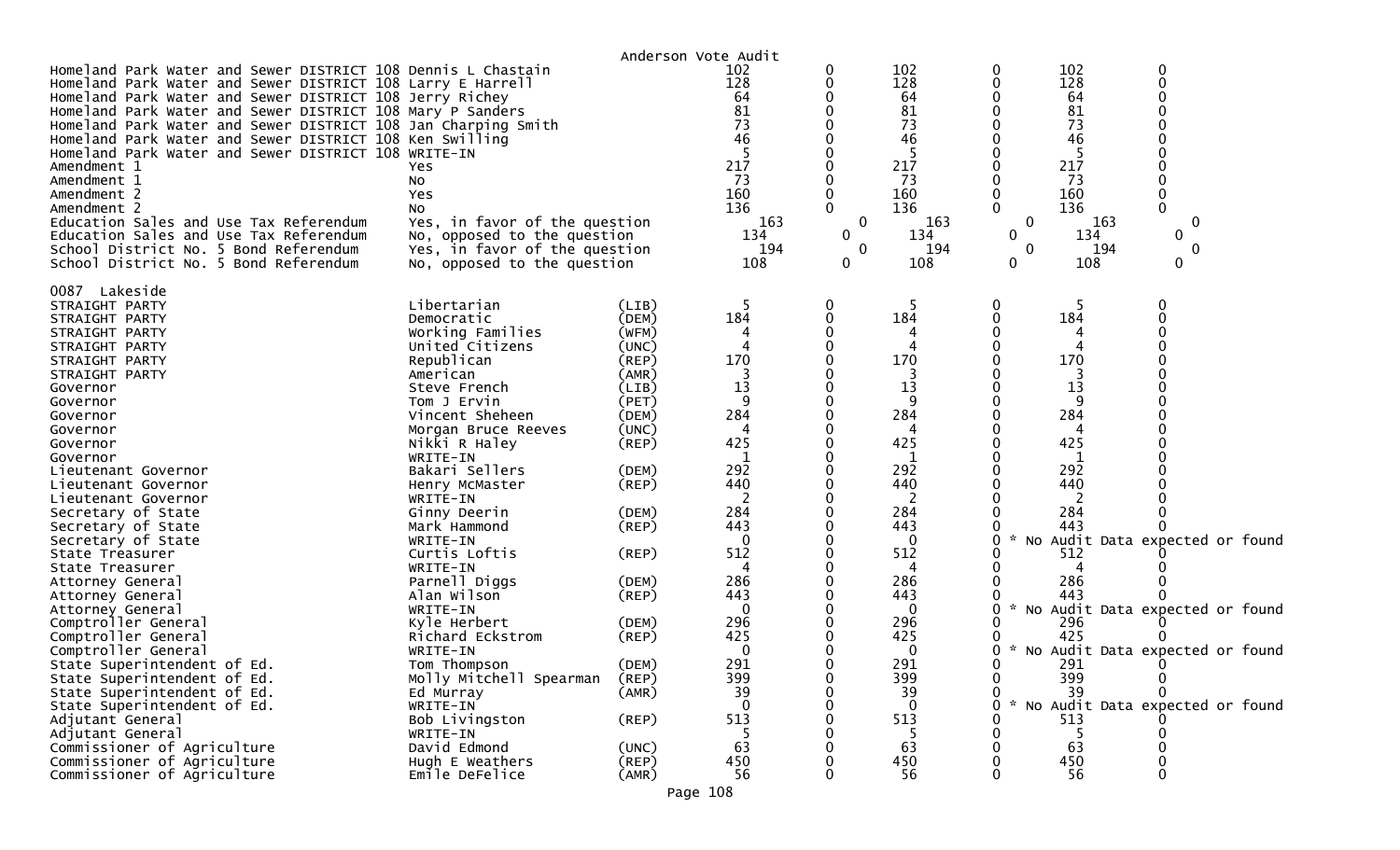Anderson Vote Audit

| Contest | Candidate | Party | | | | | | |
|---|---|---|---|---|---|---|---|---|
| Homeland Park Water and Sewer DISTRICT 108 | Dennis L Chastain | | 102 | 0 | 102 | 0 | 102 | 0 |
| Homeland Park Water and Sewer DISTRICT 108 | Larry E Harrell | | 128 | 0 | 128 | 0 | 128 | 0 |
| Homeland Park Water and Sewer DISTRICT 108 | Jerry Richey | | 64 | 0 | 64 | 0 | 64 | 0 |
| Homeland Park Water and Sewer DISTRICT 108 | Mary P Sanders | | 81 | 0 | 81 | 0 | 81 | 0 |
| Homeland Park Water and Sewer DISTRICT 108 | Jan Charping Smith | | 73 | 0 | 73 | 0 | 73 | 0 |
| Homeland Park Water and Sewer DISTRICT 108 | Ken Swilling | | 46 | 0 | 46 | 0 | 46 | 0 |
| Homeland Park Water and Sewer DISTRICT 108 | WRITE-IN | | 5 | 0 | 5 | 0 | 5 | 0 |
| Amendment 1 | Yes | | 217 | 0 | 217 | 0 | 217 | 0 |
| Amendment 1 | No | | 73 | 0 | 73 | 0 | 73 | 0 |
| Amendment 2 | Yes | | 160 | 0 | 160 | 0 | 160 | 0 |
| Amendment 2 | No | | 136 | 0 | 136 | 0 | 136 | 0 |
| Education Sales and Use Tax Referendum | Yes, in favor of the question | | 163 | 0 | 163 | 0 | 163 | 0 |
| Education Sales and Use Tax Referendum | No, opposed to the question | | 134 | 0 | 134 | 0 | 134 | 0 |
| School District No. 5 Bond Referendum | Yes, in favor of the question | | 194 | 0 | 194 | 0 | 194 | 0 |
| School District No. 5 Bond Referendum | No, opposed to the question | | 108 | 0 | 108 | 0 | 108 | 0 |

0087 Lakeside

| Contest | Candidate | Party | | | | | | |
|---|---|---|---|---|---|---|---|---|
| STRAIGHT PARTY | Libertarian | (LIB) | 5 | 0 | 5 | 0 | 5 | 0 |
| STRAIGHT PARTY | Democratic | (DEM) | 184 | 0 | 184 | 0 | 184 | 0 |
| STRAIGHT PARTY | Working Families | (WFM) | 4 | 0 | 4 | 0 | 4 | 0 |
| STRAIGHT PARTY | United Citizens | (UNC) | 4 | 0 | 4 | 0 | 4 | 0 |
| STRAIGHT PARTY | Republican | (REP) | 170 | 0 | 170 | 0 | 170 | 0 |
| STRAIGHT PARTY | American | (AMR) | 3 | 0 | 3 | 0 | 3 | 0 |
| Governor | Steve French | (LIB) | 13 | 0 | 13 | 0 | 13 | 0 |
| Governor | Tom J Ervin | (PET) | 9 | 0 | 9 | 0 | 9 | 0 |
| Governor | Vincent Sheheen | (DEM) | 284 | 0 | 284 | 0 | 284 | 0 |
| Governor | Morgan Bruce Reeves | (UNC) | 4 | 0 | 4 | 0 | 4 | 0 |
| Governor | Nikki R Haley | (REP) | 425 | 0 | 425 | 0 | 425 | 0 |
| Governor | WRITE-IN | | 1 | 0 | 1 | 0 | 1 | 0 |
| Lieutenant Governor | Bakari Sellers | (DEM) | 292 | 0 | 292 | 0 | 292 | 0 |
| Lieutenant Governor | Henry McMaster | (REP) | 440 | 0 | 440 | 0 | 440 | 0 |
| Lieutenant Governor | WRITE-IN | | 2 | 0 | 2 | 0 | 2 | 0 |
| Secretary of State | Ginny Deerin | (DEM) | 284 | 0 | 284 | 0 | 284 | 0 |
| Secretary of State | Mark Hammond | (REP) | 443 | 0 | 443 | 0 | 443 | 0 |
| Secretary of State | WRITE-IN | | 0 | 0 | 0 | 0 * No Audit Data expected or found | | |
| State Treasurer | Curtis Loftis | (REP) | 512 | 0 | 512 | 0 | 512 | 0 |
| State Treasurer | WRITE-IN | | 4 | 0 | 4 | 0 | 4 | 0 |
| Attorney General | Parnell Diggs | (DEM) | 286 | 0 | 286 | 0 | 286 | 0 |
| Attorney General | Alan Wilson | (REP) | 443 | 0 | 443 | 0 | 443 | 0 |
| Attorney General | WRITE-IN | | 0 | 0 | 0 | 0 * No Audit Data expected or found | | |
| Comptroller General | Kyle Herbert | (DEM) | 296 | 0 | 296 | 0 | 296 | 0 |
| Comptroller General | Richard Eckstrom | (REP) | 425 | 0 | 425 | 0 | 425 | 0 |
| Comptroller General | WRITE-IN | | 0 | 0 | 0 | 0 * No Audit Data expected or found | | |
| State Superintendent of Ed. | Tom Thompson | (DEM) | 291 | 0 | 291 | 0 | 291 | 0 |
| State Superintendent of Ed. | Molly Mitchell Spearman | (REP) | 399 | 0 | 399 | 0 | 399 | 0 |
| State Superintendent of Ed. | Ed Murray | (AMR) | 39 | 0 | 39 | 0 | 39 | 0 |
| State Superintendent of Ed. | WRITE-IN | | 0 | 0 | 0 | 0 * No Audit Data expected or found | | |
| Adjutant General | Bob Livingston | (REP) | 513 | 0 | 513 | 0 | 513 | 0 |
| Adjutant General | WRITE-IN | | 5 | 0 | 5 | 0 | 5 | 0 |
| Commissioner of Agriculture | David Edmond | (UNC) | 63 | 0 | 63 | 0 | 63 | 0 |
| Commissioner of Agriculture | Hugh E Weathers | (REP) | 450 | 0 | 450 | 0 | 450 | 0 |
| Commissioner of Agriculture | Emile DeFelice | (AMR) | 56 | 0 | 56 | 0 | 56 | 0 |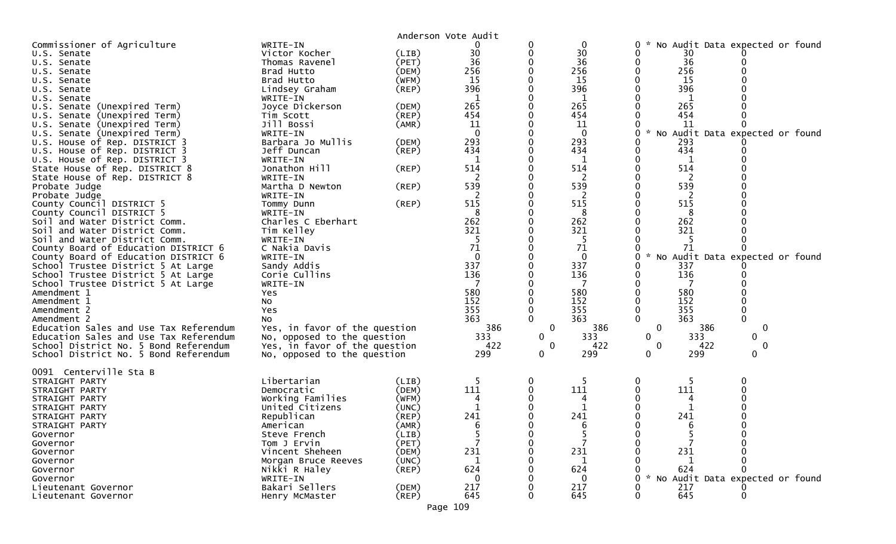Anderson Vote Audit

| Contest | Candidate | Party | | | | | | |
|---|---|---|---|---|---|---|---|---|
| Commissioner of Agriculture | WRITE-IN | | 0 | 0 | 0 | 0 * No Audit Data expected or found | | |
| U.S. Senate | Victor Kocher | (LIB) | 30 | 0 | 30 | 0 | 30 | 0 |
| U.S. Senate | Thomas Ravenel | (PET) | 36 | 0 | 36 | 0 | 36 | 0 |
| U.S. Senate | Brad Hutto | (DEM) | 256 | 0 | 256 | 0 | 256 | 0 |
| U.S. Senate | Brad Hutto | (WFM) | 15 | 0 | 15 | 0 | 15 | 0 |
| U.S. Senate | Lindsey Graham | (REP) | 396 | 0 | 396 | 0 | 396 | 0 |
| U.S. Senate | WRITE-IN | | 1 | 0 | 1 | 0 | 1 | 0 |
| U.S. Senate (Unexpired Term) | Joyce Dickerson | (DEM) | 265 | 0 | 265 | 0 | 265 | 0 |
| U.S. Senate (Unexpired Term) | Tim Scott | (REP) | 454 | 0 | 454 | 0 | 454 | 0 |
| U.S. Senate (Unexpired Term) | Jill Bossi | (AMR) | 11 | 0 | 11 | 0 | 11 | 0 |
| U.S. Senate (Unexpired Term) | WRITE-IN | | 0 | 0 | 0 | 0 * No Audit Data expected or found | | |
| U.S. House of Rep. DISTRICT 3 | Barbara Jo Mullis | (DEM) | 293 | 0 | 293 | 0 | 293 | 0 |
| U.S. House of Rep. DISTRICT 3 | Jeff Duncan | (REP) | 434 | 0 | 434 | 0 | 434 | 0 |
| U.S. House of Rep. DISTRICT 3 | WRITE-IN | | 1 | 0 | 1 | 0 | 1 | 0 |
| State House of Rep. DISTRICT 8 | Jonathon Hill | (REP) | 514 | 0 | 514 | 0 | 514 | 0 |
| State House of Rep. DISTRICT 8 | WRITE-IN | | 2 | 0 | 2 | 0 | 2 | 0 |
| Probate Judge | Martha D Newton | (REP) | 539 | 0 | 539 | 0 | 539 | 0 |
| Probate Judge | WRITE-IN | | 2 | 0 | 2 | 0 | 2 | 0 |
| County Council DISTRICT 5 | Tommy Dunn | (REP) | 515 | 0 | 515 | 0 | 515 | 0 |
| County Council DISTRICT 5 | WRITE-IN | | 8 | 0 | 8 | 0 | 8 | 0 |
| Soil and Water District Comm. | Charles C Eberhart | | 262 | 0 | 262 | 0 | 262 | 0 |
| Soil and Water District Comm. | Tim Kelley | | 321 | 0 | 321 | 0 | 321 | 0 |
| Soil and Water District Comm. | WRITE-IN | | 5 | 0 | 5 | 0 | 5 | 0 |
| County Board of Education DISTRICT 6 | C Nakia Davis | | 71 | 0 | 71 | 0 | 71 | 0 |
| County Board of Education DISTRICT 6 | WRITE-IN | | 0 | 0 | 0 | 0 * No Audit Data expected or found | | |
| School Trustee District 5 At Large | Sandy Addis | | 337 | 0 | 337 | 0 | 337 | 0 |
| School Trustee District 5 At Large | Corie Cullins | | 136 | 0 | 136 | 0 | 136 | 0 |
| School Trustee District 5 At Large | WRITE-IN | | 7 | 0 | 7 | 0 | 7 | 0 |
| Amendment 1 | Yes | | 580 | 0 | 580 | 0 | 580 | 0 |
| Amendment 1 | No | | 152 | 0 | 152 | 0 | 152 | 0 |
| Amendment 2 | Yes | | 355 | 0 | 355 | 0 | 355 | 0 |
| Amendment 2 | No | | 363 | 0 | 363 | 0 | 363 | 0 |
| Education Sales and Use Tax Referendum | Yes, in favor of the question | | 386 | 0 | 386 | 0 | 386 | 0 |
| Education Sales and Use Tax Referendum | No, opposed to the question | | 333 | 0 | 333 | 0 | 333 | 0 |
| School District No. 5 Bond Referendum | Yes, in favor of the question | | 422 | 0 | 422 | 0 | 422 | 0 |
| School District No. 5 Bond Referendum | No, opposed to the question | | 299 | 0 | 299 | 0 | 299 | 0 |

0091 Centerville Sta B

| Contest | Candidate | Party | | | | | | |
|---|---|---|---|---|---|---|---|---|
| STRAIGHT PARTY | Libertarian | (LIB) | 5 | 0 | 5 | 0 | 5 | 0 |
| STRAIGHT PARTY | Democratic | (DEM) | 111 | 0 | 111 | 0 | 111 | 0 |
| STRAIGHT PARTY | Working Families | (WFM) | 4 | 0 | 4 | 0 | 4 | 0 |
| STRAIGHT PARTY | United Citizens | (UNC) | 1 | 0 | 1 | 0 | 1 | 0 |
| STRAIGHT PARTY | Republican | (REP) | 241 | 0 | 241 | 0 | 241 | 0 |
| STRAIGHT PARTY | American | (AMR) | 6 | 0 | 6 | 0 | 6 | 0 |
| Governor | Steve French | (LIB) | 5 | 0 | 5 | 0 | 5 | 0 |
| Governor | Tom J Ervin | (PET) | 7 | 0 | 7 | 0 | 7 | 0 |
| Governor | Vincent Sheheen | (DEM) | 231 | 0 | 231 | 0 | 231 | 0 |
| Governor | Morgan Bruce Reeves | (UNC) | 1 | 0 | 1 | 0 | 1 | 0 |
| Governor | Nikki R Haley | (REP) | 624 | 0 | 624 | 0 | 624 | 0 |
| Governor | WRITE-IN | | 0 | 0 | 0 | 0 * No Audit Data expected or found | | |
| Lieutenant Governor | Bakari Sellers | (DEM) | 217 | 0 | 217 | 0 | 217 | 0 |
| Lieutenant Governor | Henry McMaster | (REP) | 645 | 0 | 645 | 0 | 645 | 0 |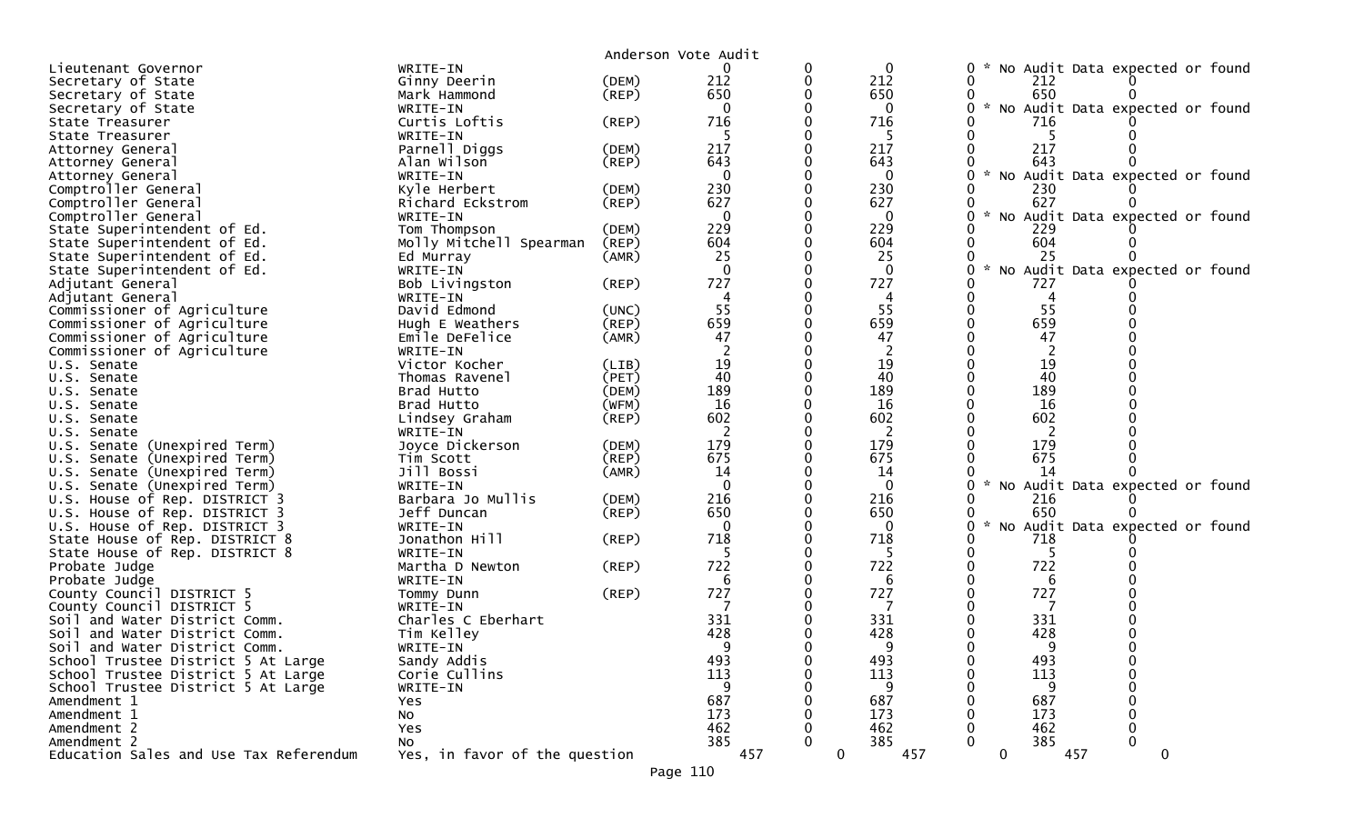Anderson Vote Audit

| Contest | Candidate | Party | Votes | | | | | Note |
|---|---|---|---|---|---|---|---|---|
| Lieutenant Governor | WRITE-IN | | 0 | 0 | 0 | 0 | | * No Audit Data expected or found |
| Secretary of State | Ginny Deerin | (DEM) | 212 | 0 | 212 | 0 | 212 | 0 |
| Secretary of State | Mark Hammond | (REP) | 650 | 0 | 650 | 0 | 650 | 0 |
| Secretary of State | WRITE-IN | | 0 | 0 | 0 | 0 | | * No Audit Data expected or found |
| State Treasurer | Curtis Loftis | (REP) | 716 | 0 | 716 | 0 | 716 | 0 |
| State Treasurer | WRITE-IN | | 5 | 0 | 5 | 0 | 5 | 0 |
| Attorney General | Parnell Diggs | (DEM) | 217 | 0 | 217 | 0 | 217 | 0 |
| Attorney General | Alan Wilson | (REP) | 643 | 0 | 643 | 0 | 643 | 0 |
| Attorney General | WRITE-IN | | 0 | 0 | 0 | 0 | | * No Audit Data expected or found |
| Comptroller General | Kyle Herbert | (DEM) | 230 | 0 | 230 | 0 | 230 | 0 |
| Comptroller General | Richard Eckstrom | (REP) | 627 | 0 | 627 | 0 | 627 | 0 |
| Comptroller General | WRITE-IN | | 0 | 0 | 0 | 0 | | * No Audit Data expected or found |
| State Superintendent of Ed. | Tom Thompson | (DEM) | 229 | 0 | 229 | 0 | 229 | 0 |
| State Superintendent of Ed. | Molly Mitchell Spearman | (REP) | 604 | 0 | 604 | 0 | 604 | 0 |
| State Superintendent of Ed. | Ed Murray | (AMR) | 25 | 0 | 25 | 0 | 25 | 0 |
| State Superintendent of Ed. | WRITE-IN | | 0 | 0 | 0 | 0 | | * No Audit Data expected or found |
| Adjutant General | Bob Livingston | (REP) | 727 | 0 | 727 | 0 | 727 | 0 |
| Adjutant General | WRITE-IN | | 4 | 0 | 4 | 0 | 4 | 0 |
| Commissioner of Agriculture | David Edmond | (UNC) | 55 | 0 | 55 | 0 | 55 | 0 |
| Commissioner of Agriculture | Hugh E Weathers | (REP) | 659 | 0 | 659 | 0 | 659 | 0 |
| Commissioner of Agriculture | Emile DeFelice | (AMR) | 47 | 0 | 47 | 0 | 47 | 0 |
| Commissioner of Agriculture | WRITE-IN | | 2 | 0 | 2 | 0 | 2 | 0 |
| U.S. Senate | Victor Kocher | (LIB) | 19 | 0 | 19 | 0 | 19 | 0 |
| U.S. Senate | Thomas Ravenel | (PET) | 40 | 0 | 40 | 0 | 40 | 0 |
| U.S. Senate | Brad Hutto | (DEM) | 189 | 0 | 189 | 0 | 189 | 0 |
| U.S. Senate | Brad Hutto | (WFM) | 16 | 0 | 16 | 0 | 16 | 0 |
| U.S. Senate | Lindsey Graham | (REP) | 602 | 0 | 602 | 0 | 602 | 0 |
| U.S. Senate | WRITE-IN | | 2 | 0 | 2 | 0 | 2 | 0 |
| U.S. Senate (Unexpired Term) | Joyce Dickerson | (DEM) | 179 | 0 | 179 | 0 | 179 | 0 |
| U.S. Senate (Unexpired Term) | Tim Scott | (REP) | 675 | 0 | 675 | 0 | 675 | 0 |
| U.S. Senate (Unexpired Term) | Jill Bossi | (AMR) | 14 | 0 | 14 | 0 | 14 | 0 |
| U.S. Senate (Unexpired Term) | WRITE-IN | | 0 | 0 | 0 | 0 | | * No Audit Data expected or found |
| U.S. House of Rep. DISTRICT 3 | Barbara Jo Mullis | (DEM) | 216 | 0 | 216 | 0 | 216 | 0 |
| U.S. House of Rep. DISTRICT 3 | Jeff Duncan | (REP) | 650 | 0 | 650 | 0 | 650 | 0 |
| U.S. House of Rep. DISTRICT 3 | WRITE-IN | | 0 | 0 | 0 | 0 | | * No Audit Data expected or found |
| State House of Rep. DISTRICT 8 | Jonathon Hill | (REP) | 718 | 0 | 718 | 0 | 718 | 0 |
| State House of Rep. DISTRICT 8 | WRITE-IN | | 5 | 0 | 5 | 0 | 5 | 0 |
| Probate Judge | Martha D Newton | (REP) | 722 | 0 | 722 | 0 | 722 | 0 |
| Probate Judge | WRITE-IN | | 6 | 0 | 6 | 0 | 6 | 0 |
| County Council DISTRICT 5 | Tommy Dunn | (REP) | 727 | 0 | 727 | 0 | 727 | 0 |
| County Council DISTRICT 5 | WRITE-IN | | 7 | 0 | 7 | 0 | 7 | 0 |
| Soil and Water District Comm. | Charles C Eberhart | | 331 | 0 | 331 | 0 | 331 | 0 |
| Soil and Water District Comm. | Tim Kelley | | 428 | 0 | 428 | 0 | 428 | 0 |
| Soil and Water District Comm. | WRITE-IN | | 9 | 0 | 9 | 0 | 9 | 0 |
| School Trustee District 5 At Large | Sandy Addis | | 493 | 0 | 493 | 0 | 493 | 0 |
| School Trustee District 5 At Large | Corie Cullins | | 113 | 0 | 113 | 0 | 113 | 0 |
| School Trustee District 5 At Large | WRITE-IN | | 9 | 0 | 9 | 0 | 9 | 0 |
| Amendment 1 | Yes | | 687 | 0 | 687 | 0 | 687 | 0 |
| Amendment 1 | No | | 173 | 0 | 173 | 0 | 173 | 0 |
| Amendment 2 | Yes | | 462 | 0 | 462 | 0 | 462 | 0 |
| Amendment 2 | No | | 385 | 0 | 385 | 0 | 385 | 0 |
| Education Sales and Use Tax Referendum | Yes, in favor of the question | | 457 | 0 | 457 | 0 | 457 | 0 |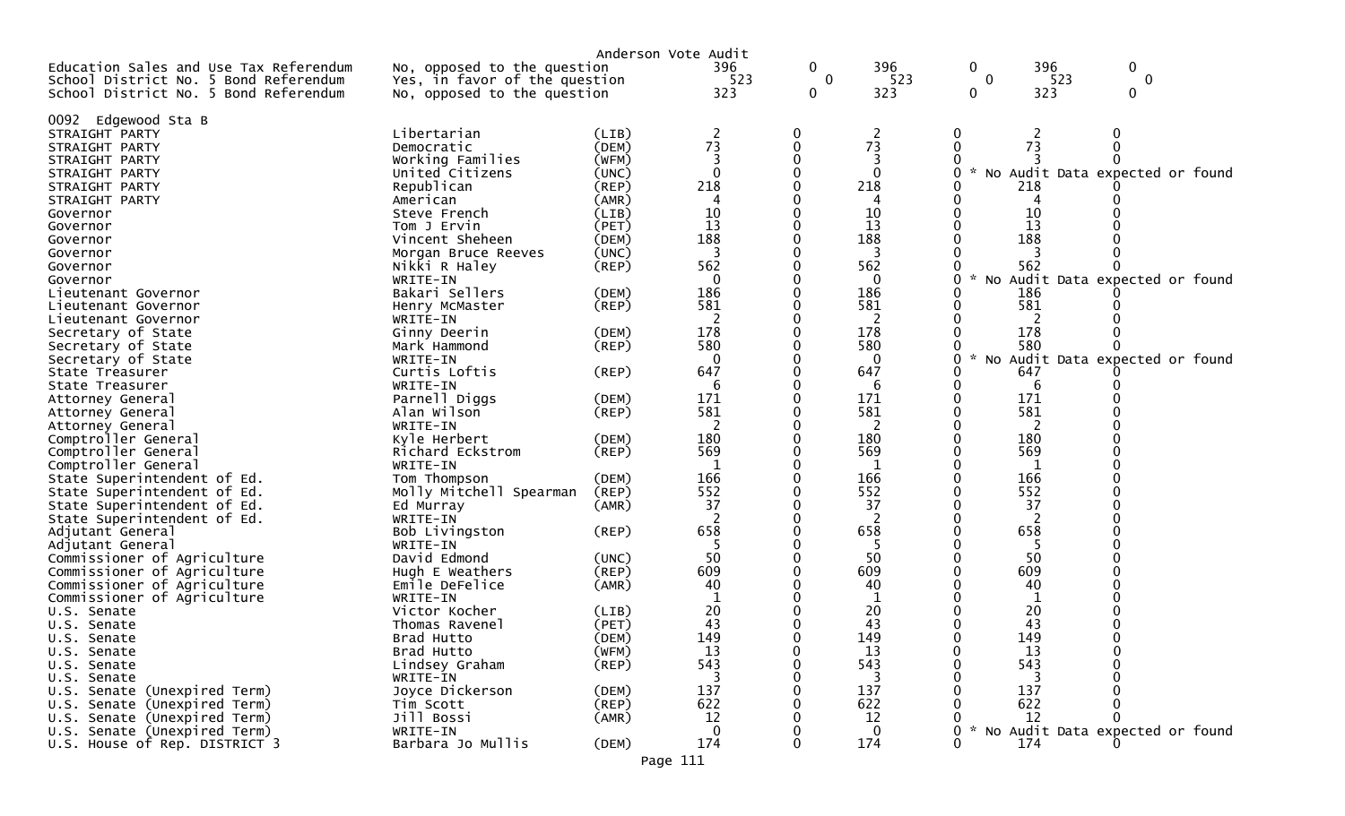Anderson Vote Audit

| | | | | | | | | |
|---|---|---|---|---|---|---|---|---|
| Education Sales and Use Tax Referendum | No, opposed to the question | | 396 | 0 | 396 | 0 | 396 | 0 |
| School District No. 5 Bond Referendum | Yes, in favor of the question | | 523 | 0 | 523 | 0 | 523 | 0 |
| School District No. 5 Bond Referendum | No, opposed to the question | | 323 | 0 | 323 | 0 | 323 | 0 |

0092 Edgewood Sta B

| | | | | | | | | |
|---|---|---|---|---|---|---|---|---|
| STRAIGHT PARTY | Libertarian | (LIB) | 2 | 0 | 2 | 0 | 2 | 0 |
| STRAIGHT PARTY | Democratic | (DEM) | 73 | 0 | 73 | 0 | 73 | 0 |
| STRAIGHT PARTY | Working Families | (WFM) | 3 | 0 | 3 | 0 | 3 | 0 |
| STRAIGHT PARTY | United Citizens | (UNC) | 0 | 0 | 0 | 0 | * No Audit Data expected or found | |
| STRAIGHT PARTY | Republican | (REP) | 218 | 0 | 218 | 0 | 218 | 0 |
| STRAIGHT PARTY | American | (AMR) | 4 | 0 | 4 | 0 | 4 | 0 |
| Governor | Steve French | (LIB) | 10 | 0 | 10 | 0 | 10 | 0 |
| Governor | Tom J Ervin | (PET) | 13 | 0 | 13 | 0 | 13 | 0 |
| Governor | Vincent Sheheen | (DEM) | 188 | 0 | 188 | 0 | 188 | 0 |
| Governor | Morgan Bruce Reeves | (UNC) | 3 | 0 | 3 | 0 | 3 | 0 |
| Governor | Nikki R Haley | (REP) | 562 | 0 | 562 | 0 | 562 | 0 |
| Governor | WRITE-IN | | 0 | 0 | 0 | 0 | * No Audit Data expected or found | |
| Lieutenant Governor | Bakari Sellers | (DEM) | 186 | 0 | 186 | 0 | 186 | 0 |
| Lieutenant Governor | Henry McMaster | (REP) | 581 | 0 | 581 | 0 | 581 | 0 |
| Lieutenant Governor | WRITE-IN | | 2 | 0 | 2 | 0 | 2 | 0 |
| Secretary of State | Ginny Deerin | (DEM) | 178 | 0 | 178 | 0 | 178 | 0 |
| Secretary of State | Mark Hammond | (REP) | 580 | 0 | 580 | 0 | 580 | 0 |
| Secretary of State | WRITE-IN | | 0 | 0 | 0 | 0 | * No Audit Data expected or found | |
| State Treasurer | Curtis Loftis | (REP) | 647 | 0 | 647 | 0 | 647 | 0 |
| State Treasurer | WRITE-IN | | 6 | 0 | 6 | 0 | 6 | 0 |
| Attorney General | Parnell Diggs | (DEM) | 171 | 0 | 171 | 0 | 171 | 0 |
| Attorney General | Alan Wilson | (REP) | 581 | 0 | 581 | 0 | 581 | 0 |
| Attorney General | WRITE-IN | | 2 | 0 | 2 | 0 | 2 | 0 |
| Comptroller General | Kyle Herbert | (DEM) | 180 | 0 | 180 | 0 | 180 | 0 |
| Comptroller General | Richard Eckstrom | (REP) | 569 | 0 | 569 | 0 | 569 | 0 |
| Comptroller General | WRITE-IN | | 1 | 0 | 1 | 0 | 1 | 0 |
| State Superintendent of Ed. | Tom Thompson | (DEM) | 166 | 0 | 166 | 0 | 166 | 0 |
| State Superintendent of Ed. | Molly Mitchell Spearman | (REP) | 552 | 0 | 552 | 0 | 552 | 0 |
| State Superintendent of Ed. | Ed Murray | (AMR) | 37 | 0 | 37 | 0 | 37 | 0 |
| State Superintendent of Ed. | WRITE-IN | | 2 | 0 | 2 | 0 | 2 | 0 |
| Adjutant General | Bob Livingston | (REP) | 658 | 0 | 658 | 0 | 658 | 0 |
| Adjutant General | WRITE-IN | | 5 | 0 | 5 | 0 | 5 | 0 |
| Commissioner of Agriculture | David Edmond | (UNC) | 50 | 0 | 50 | 0 | 50 | 0 |
| Commissioner of Agriculture | Hugh E Weathers | (REP) | 609 | 0 | 609 | 0 | 609 | 0 |
| Commissioner of Agriculture | Emile DeFelice | (AMR) | 40 | 0 | 40 | 0 | 40 | 0 |
| Commissioner of Agriculture | WRITE-IN | | 1 | 0 | 1 | 0 | 1 | 0 |
| U.S. Senate | Victor Kocher | (LIB) | 20 | 0 | 20 | 0 | 20 | 0 |
| U.S. Senate | Thomas Ravenel | (PET) | 43 | 0 | 43 | 0 | 43 | 0 |
| U.S. Senate | Brad Hutto | (DEM) | 149 | 0 | 149 | 0 | 149 | 0 |
| U.S. Senate | Brad Hutto | (WFM) | 13 | 0 | 13 | 0 | 13 | 0 |
| U.S. Senate | Lindsey Graham | (REP) | 543 | 0 | 543 | 0 | 543 | 0 |
| U.S. Senate | WRITE-IN | | 3 | 0 | 3 | 0 | 3 | 0 |
| U.S. Senate (Unexpired Term) | Joyce Dickerson | (DEM) | 137 | 0 | 137 | 0 | 137 | 0 |
| U.S. Senate (Unexpired Term) | Tim Scott | (REP) | 622 | 0 | 622 | 0 | 622 | 0 |
| U.S. Senate (Unexpired Term) | Jill Bossi | (AMR) | 12 | 0 | 12 | 0 | 12 | 0 |
| U.S. Senate (Unexpired Term) | WRITE-IN | | 0 | 0 | 0 | 0 | * No Audit Data expected or found | |
| U.S. House of Rep. DISTRICT 3 | Barbara Jo Mullis | (DEM) | 174 | 0 | 174 | 0 | 174 | 0 |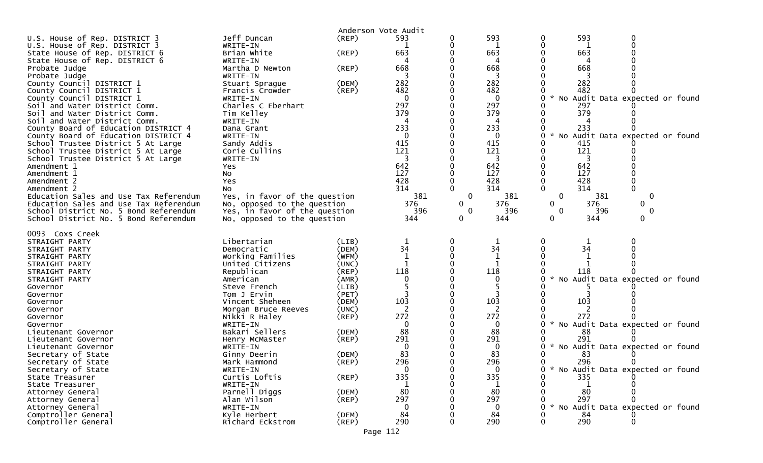Anderson Vote Audit

| Contest | Candidate | Party | | | | | | |
|---|---|---|---|---|---|---|---|---|
| U.S. House of Rep. DISTRICT 3 | Jeff Duncan | (REP) | 593 | 0 | 593 | 0 | 593 | 0 |
| U.S. House of Rep. DISTRICT 3 | WRITE-IN | | 1 | 0 | 1 | 0 | 1 | 0 |
| State House of Rep. DISTRICT 6 | Brian White | (REP) | 663 | 0 | 663 | 0 | 663 | 0 |
| State House of Rep. DISTRICT 6 | WRITE-IN | | 4 | 0 | 4 | 0 | 4 | 0 |
| Probate Judge | Martha D Newton | (REP) | 668 | 0 | 668 | 0 | 668 | 0 |
| Probate Judge | WRITE-IN | | 3 | 0 | 3 | 0 | 3 | 0 |
| County Council DISTRICT 1 | Stuart Sprague | (DEM) | 282 | 0 | 282 | 0 | 282 | 0 |
| County Council DISTRICT 1 | Francis Crowder | (REP) | 482 | 0 | 482 | 0 | 482 | 0 |
| County Council DISTRICT 1 | WRITE-IN | | 0 | 0 | 0 | 0 * No Audit Data expected or found | | |
| Soil and Water District Comm. | Charles C Eberhart | | 297 | 0 | 297 | 0 | 297 | 0 |
| Soil and Water District Comm. | Tim Kelley | | 379 | 0 | 379 | 0 | 379 | 0 |
| Soil and Water District Comm. | WRITE-IN | | 4 | 0 | 4 | 0 | 4 | 0 |
| County Board of Education DISTRICT 4 | Dana Grant | | 233 | 0 | 233 | 0 | 233 | 0 |
| County Board of Education DISTRICT 4 | WRITE-IN | | 0 | 0 | 0 | 0 * No Audit Data expected or found | | |
| School Trustee District 5 At Large | Sandy Addis | | 415 | 0 | 415 | 0 | 415 | 0 |
| School Trustee District 5 At Large | Corie Cullins | | 121 | 0 | 121 | 0 | 121 | 0 |
| School Trustee District 5 At Large | WRITE-IN | | 3 | 0 | 3 | 0 | 3 | 0 |
| Amendment 1 | Yes | | 642 | 0 | 642 | 0 | 642 | 0 |
| Amendment 1 | No | | 127 | 0 | 127 | 0 | 127 | 0 |
| Amendment 2 | Yes | | 428 | 0 | 428 | 0 | 428 | 0 |
| Amendment 2 | No | | 314 | 0 | 314 | 0 | 314 | 0 |
| Education Sales and Use Tax Referendum | Yes, in favor of the question | | 381 | 0 | 381 | 0 | 381 | 0 |
| Education Sales and Use Tax Referendum | No, opposed to the question | | 376 | 0 | 376 | 0 | 376 | 0 |
| School District No. 5 Bond Referendum | Yes, in favor of the question | | 396 | 0 | 396 | 0 | 396 | 0 |
| School District No. 5 Bond Referendum | No, opposed to the question | | 344 | 0 | 344 | 0 | 344 | 0 |

0093 Coxs Creek

| Contest | Candidate | Party | | | | | | |
|---|---|---|---|---|---|---|---|---|
| STRAIGHT PARTY | Libertarian | (LIB) | 1 | 0 | 1 | 0 | 1 | 0 |
| STRAIGHT PARTY | Democratic | (DEM) | 34 | 0 | 34 | 0 | 34 | 0 |
| STRAIGHT PARTY | Working Families | (WFM) | 1 | 0 | 1 | 0 | 1 | 0 |
| STRAIGHT PARTY | United Citizens | (UNC) | 1 | 0 | 1 | 0 | 1 | 0 |
| STRAIGHT PARTY | Republican | (REP) | 118 | 0 | 118 | 0 | 118 | 0 |
| STRAIGHT PARTY | American | (AMR) | 0 | 0 | 0 | 0 * No Audit Data expected or found | | |
| Governor | Steve French | (LIB) | 5 | 0 | 5 | 0 | 5 | 0 |
| Governor | Tom J Ervin | (PET) | 3 | 0 | 3 | 0 | 3 | 0 |
| Governor | Vincent Sheheen | (DEM) | 103 | 0 | 103 | 0 | 103 | 0 |
| Governor | Morgan Bruce Reeves | (UNC) | 2 | 0 | 2 | 0 | 2 | 0 |
| Governor | Nikki R Haley | (REP) | 272 | 0 | 272 | 0 | 272 | 0 |
| Governor | WRITE-IN | | 0 | 0 | 0 | 0 * No Audit Data expected or found | | |
| Lieutenant Governor | Bakari Sellers | (DEM) | 88 | 0 | 88 | 0 | 88 | 0 |
| Lieutenant Governor | Henry McMaster | (REP) | 291 | 0 | 291 | 0 | 291 | 0 |
| Lieutenant Governor | WRITE-IN | | 0 | 0 | 0 | 0 * No Audit Data expected or found | | |
| Secretary of State | Ginny Deerin | (DEM) | 83 | 0 | 83 | 0 | 83 | 0 |
| Secretary of State | Mark Hammond | (REP) | 296 | 0 | 296 | 0 | 296 | 0 |
| Secretary of State | WRITE-IN | | 0 | 0 | 0 | 0 * No Audit Data expected or found | | |
| State Treasurer | Curtis Loftis | (REP) | 335 | 0 | 335 | 0 | 335 | 0 |
| State Treasurer | WRITE-IN | | 1 | 0 | 1 | 0 | 1 | 0 |
| Attorney General | Parnell Diggs | (DEM) | 80 | 0 | 80 | 0 | 80 | 0 |
| Attorney General | Alan Wilson | (REP) | 297 | 0 | 297 | 0 | 297 | 0 |
| Attorney General | WRITE-IN | | 0 | 0 | 0 | 0 * No Audit Data expected or found | | |
| Comptroller General | Kyle Herbert | (DEM) | 84 | 0 | 84 | 0 | 84 | 0 |
| Comptroller General | Richard Eckstrom | (REP) | 290 | 0 | 290 | 0 | 290 | 0 |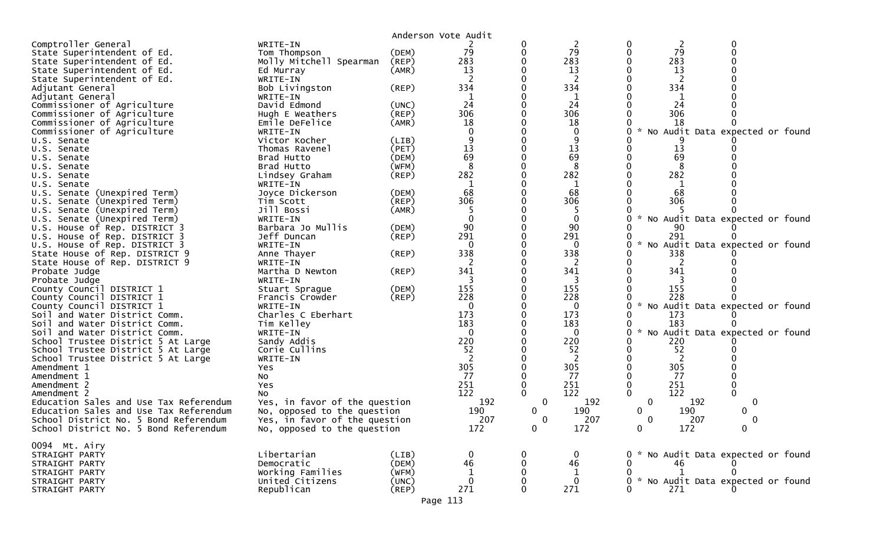Anderson Vote Audit

| Contest | Candidate | Party | | | | | | |
|---|---|---|---|---|---|---|---|---|
| Comptroller General | WRITE-IN | | 2 | 0 | 2 | 0 | 2 | 0 |
| State Superintendent of Ed. | Tom Thompson | (DEM) | 79 | 0 | 79 | 0 | 79 | 0 |
| State Superintendent of Ed. | Molly Mitchell Spearman | (REP) | 283 | 0 | 283 | 0 | 283 | 0 |
| State Superintendent of Ed. | Ed Murray | (AMR) | 13 | 0 | 13 | 0 | 13 | 0 |
| State Superintendent of Ed. | WRITE-IN | | 2 | 0 | 2 | 0 | 2 | 0 |
| Adjutant General | Bob Livingston | (REP) | 334 | 0 | 334 | 0 | 334 | 0 |
| Adjutant General | WRITE-IN | | 1 | 0 | 1 | 0 | 1 | 0 |
| Commissioner of Agriculture | David Edmond | (UNC) | 24 | 0 | 24 | 0 | 24 | 0 |
| Commissioner of Agriculture | Hugh E Weathers | (REP) | 306 | 0 | 306 | 0 | 306 | 0 |
| Commissioner of Agriculture | Emile DeFelice | (AMR) | 18 | 0 | 18 | 0 | 18 | 0 |
| Commissioner of Agriculture | WRITE-IN | | 0 | 0 | 0 | 0 * No Audit Data expected or found | | |
| U.S. Senate | Victor Kocher | (LIB) | 9 | 0 | 9 | 0 | 9 | 0 |
| U.S. Senate | Thomas Ravenel | (PET) | 13 | 0 | 13 | 0 | 13 | 0 |
| U.S. Senate | Brad Hutto | (DEM) | 69 | 0 | 69 | 0 | 69 | 0 |
| U.S. Senate | Brad Hutto | (WFM) | 8 | 0 | 8 | 0 | 8 | 0 |
| U.S. Senate | Lindsey Graham | (REP) | 282 | 0 | 282 | 0 | 282 | 0 |
| U.S. Senate | WRITE-IN | | 1 | 0 | 1 | 0 | 1 | 0 |
| U.S. Senate (Unexpired Term) | Joyce Dickerson | (DEM) | 68 | 0 | 68 | 0 | 68 | 0 |
| U.S. Senate (Unexpired Term) | Tim Scott | (REP) | 306 | 0 | 306 | 0 | 306 | 0 |
| U.S. Senate (Unexpired Term) | Jill Bossi | (AMR) | 5 | 0 | 5 | 0 | 5 | 0 |
| U.S. Senate (Unexpired Term) | WRITE-IN | | 0 | 0 | 0 | 0 * No Audit Data expected or found | | |
| U.S. House of Rep. DISTRICT 3 | Barbara Jo Mullis | (DEM) | 90 | 0 | 90 | 0 | 90 | 0 |
| U.S. House of Rep. DISTRICT 3 | Jeff Duncan | (REP) | 291 | 0 | 291 | 0 | 291 | 0 |
| U.S. House of Rep. DISTRICT 3 | WRITE-IN | | 0 | 0 | 0 | 0 * No Audit Data expected or found | | |
| State House of Rep. DISTRICT 9 | Anne Thayer | (REP) | 338 | 0 | 338 | 0 | 338 | 0 |
| State House of Rep. DISTRICT 9 | WRITE-IN | | 2 | 0 | 2 | 0 | 2 | 0 |
| Probate Judge | Martha D Newton | (REP) | 341 | 0 | 341 | 0 | 341 | 0 |
| Probate Judge | WRITE-IN | | 3 | 0 | 3 | 0 | 3 | 0 |
| County Council DISTRICT 1 | Stuart Sprague | (DEM) | 155 | 0 | 155 | 0 | 155 | 0 |
| County Council DISTRICT 1 | Francis Crowder | (REP) | 228 | 0 | 228 | 0 | 228 | 0 |
| County Council DISTRICT 1 | WRITE-IN | | 0 | 0 | 0 | 0 * No Audit Data expected or found | | |
| Soil and Water District Comm. | Charles C Eberhart | | 173 | 0 | 173 | 0 | 173 | 0 |
| Soil and Water District Comm. | Tim Kelley | | 183 | 0 | 183 | 0 | 183 | 0 |
| Soil and Water District Comm. | WRITE-IN | | 0 | 0 | 0 | 0 * No Audit Data expected or found | | |
| School Trustee District 5 At Large | Sandy Addis | | 220 | 0 | 220 | 0 | 220 | 0 |
| School Trustee District 5 At Large | Corie Cullins | | 52 | 0 | 52 | 0 | 52 | 0 |
| School Trustee District 5 At Large | WRITE-IN | | 2 | 0 | 2 | 0 | 2 | 0 |
| Amendment 1 | Yes | | 305 | 0 | 305 | 0 | 305 | 0 |
| Amendment 1 | No | | 77 | 0 | 77 | 0 | 77 | 0 |
| Amendment 2 | Yes | | 251 | 0 | 251 | 0 | 251 | 0 |
| Amendment 2 | No | | 122 | 0 | 122 | 0 | 122 | 0 |
| Education Sales and Use Tax Referendum | Yes, in favor of the question | | 192 | 0 | 192 | 0 | 192 | 0 |
| Education Sales and Use Tax Referendum | No, opposed to the question | | 190 | 0 | 190 | 0 | 190 | 0 |
| School District No. 5 Bond Referendum | Yes, in favor of the question | | 207 | 0 | 207 | 0 | 207 | 0 |
| School District No. 5 Bond Referendum | No, opposed to the question | | 172 | 0 | 172 | 0 | 172 | 0 |

0094 Mt. Airy

| Contest | Candidate | Party | | | | | | |
|---|---|---|---|---|---|---|---|---|
| STRAIGHT PARTY | Libertarian | (LIB) | 0 | 0 | 0 | 0 * No Audit Data expected or found | | |
| STRAIGHT PARTY | Democratic | (DEM) | 46 | 0 | 46 | 0 | 46 | 0 |
| STRAIGHT PARTY | Working Families | (WFM) | 1 | 0 | 1 | 0 | 1 | 0 |
| STRAIGHT PARTY | United Citizens | (UNC) | 0 | 0 | 0 | 0 * No Audit Data expected or found | | |
| STRAIGHT PARTY | Republican | (REP) | 271 | 0 | 271 | 0 | 271 | 0 |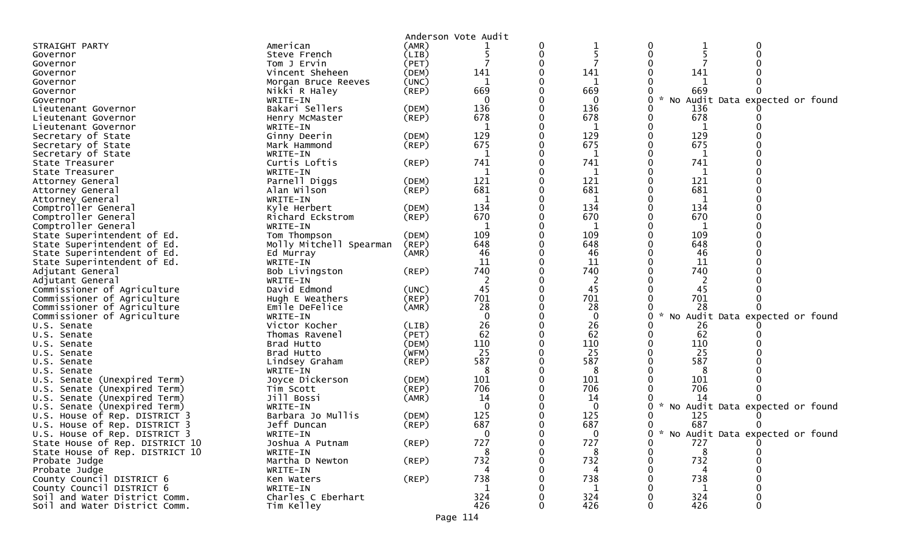Anderson Vote Audit

| | | | | | | | | |
|---|---|---|---|---|---|---|---|---|
| STRAIGHT PARTY | American | (AMR) | 1 | 0 | 1 | 0 | 1 | 0 |
| Governor | Steve French | (LIB) | 5 | 0 | 5 | 0 | 5 | 0 |
| Governor | Tom J Ervin | (PET) | 7 | 0 | 7 | 0 | 7 | 0 |
| Governor | Vincent Sheheen | (DEM) | 141 | 0 | 141 | 0 | 141 | 0 |
| Governor | Morgan Bruce Reeves | (UNC) | 1 | 0 | 1 | 0 | 1 | 0 |
| Governor | Nikki R Haley | (REP) | 669 | 0 | 669 | 0 | 669 | 0 |
| Governor | WRITE-IN | | 0 | 0 | 0 | 0 | * No Audit Data expected or found | |
| Lieutenant Governor | Bakari Sellers | (DEM) | 136 | 0 | 136 | 0 | 136 | 0 |
| Lieutenant Governor | Henry McMaster | (REP) | 678 | 0 | 678 | 0 | 678 | 0 |
| Lieutenant Governor | WRITE-IN | | 1 | 0 | 1 | 0 | 1 | 0 |
| Secretary of State | Ginny Deerin | (DEM) | 129 | 0 | 129 | 0 | 129 | 0 |
| Secretary of State | Mark Hammond | (REP) | 675 | 0 | 675 | 0 | 675 | 0 |
| Secretary of State | WRITE-IN | | 1 | 0 | 1 | 0 | 1 | 0 |
| State Treasurer | Curtis Loftis | (REP) | 741 | 0 | 741 | 0 | 741 | 0 |
| State Treasurer | WRITE-IN | | 1 | 0 | 1 | 0 | 1 | 0 |
| Attorney General | Parnell Diggs | (DEM) | 121 | 0 | 121 | 0 | 121 | 0 |
| Attorney General | Alan Wilson | (REP) | 681 | 0 | 681 | 0 | 681 | 0 |
| Attorney General | WRITE-IN | | 1 | 0 | 1 | 0 | 1 | 0 |
| Comptroller General | Kyle Herbert | (DEM) | 134 | 0 | 134 | 0 | 134 | 0 |
| Comptroller General | Richard Eckstrom | (REP) | 670 | 0 | 670 | 0 | 670 | 0 |
| Comptroller General | WRITE-IN | | 1 | 0 | 1 | 0 | 1 | 0 |
| State Superintendent of Ed. | Tom Thompson | (DEM) | 109 | 0 | 109 | 0 | 109 | 0 |
| State Superintendent of Ed. | Molly Mitchell Spearman | (REP) | 648 | 0 | 648 | 0 | 648 | 0 |
| State Superintendent of Ed. | Ed Murray | (AMR) | 46 | 0 | 46 | 0 | 46 | 0 |
| State Superintendent of Ed. | WRITE-IN | | 11 | 0 | 11 | 0 | 11 | 0 |
| Adjutant General | Bob Livingston | (REP) | 740 | 0 | 740 | 0 | 740 | 0 |
| Adjutant General | WRITE-IN | | 2 | 0 | 2 | 0 | 2 | 0 |
| Commissioner of Agriculture | David Edmond | (UNC) | 45 | 0 | 45 | 0 | 45 | 0 |
| Commissioner of Agriculture | Hugh E Weathers | (REP) | 701 | 0 | 701 | 0 | 701 | 0 |
| Commissioner of Agriculture | Emile DeFelice | (AMR) | 28 | 0 | 28 | 0 | 28 | 0 |
| Commissioner of Agriculture | WRITE-IN | | 0 | 0 | 0 | 0 | * No Audit Data expected or found | |
| U.S. Senate | Victor Kocher | (LIB) | 26 | 0 | 26 | 0 | 26 | 0 |
| U.S. Senate | Thomas Ravenel | (PET) | 62 | 0 | 62 | 0 | 62 | 0 |
| U.S. Senate | Brad Hutto | (DEM) | 110 | 0 | 110 | 0 | 110 | 0 |
| U.S. Senate | Brad Hutto | (WFM) | 25 | 0 | 25 | 0 | 25 | 0 |
| U.S. Senate | Lindsey Graham | (REP) | 587 | 0 | 587 | 0 | 587 | 0 |
| U.S. Senate | WRITE-IN | | 8 | 0 | 8 | 0 | 8 | 0 |
| U.S. Senate (Unexpired Term) | Joyce Dickerson | (DEM) | 101 | 0 | 101 | 0 | 101 | 0 |
| U.S. Senate (Unexpired Term) | Tim Scott | (REP) | 706 | 0 | 706 | 0 | 706 | 0 |
| U.S. Senate (Unexpired Term) | Jill Bossi | (AMR) | 14 | 0 | 14 | 0 | 14 | 0 |
| U.S. Senate (Unexpired Term) | WRITE-IN | | 0 | 0 | 0 | 0 | * No Audit Data expected or found | |
| U.S. House of Rep. DISTRICT 3 | Barbara Jo Mullis | (DEM) | 125 | 0 | 125 | 0 | 125 | 0 |
| U.S. House of Rep. DISTRICT 3 | Jeff Duncan | (REP) | 687 | 0 | 687 | 0 | 687 | 0 |
| U.S. House of Rep. DISTRICT 3 | WRITE-IN | | 0 | 0 | 0 | 0 | * No Audit Data expected or found | |
| State House of Rep. DISTRICT 10 | Joshua A Putnam | (REP) | 727 | 0 | 727 | 0 | 727 | 0 |
| State House of Rep. DISTRICT 10 | WRITE-IN | | 8 | 0 | 8 | 0 | 8 | 0 |
| Probate Judge | Martha D Newton | (REP) | 732 | 0 | 732 | 0 | 732 | 0 |
| Probate Judge | WRITE-IN | | 4 | 0 | 4 | 0 | 4 | 0 |
| County Council DISTRICT 6 | Ken Waters | (REP) | 738 | 0 | 738 | 0 | 738 | 0 |
| County Council DISTRICT 6 | WRITE-IN | | 1 | 0 | 1 | 0 | 1 | 0 |
| Soil and Water District Comm. | Charles C Eberhart | | 324 | 0 | 324 | 0 | 324 | 0 |
| Soil and Water District Comm. | Tim Kelley | | 426 | 0 | 426 | 0 | 426 | 0 |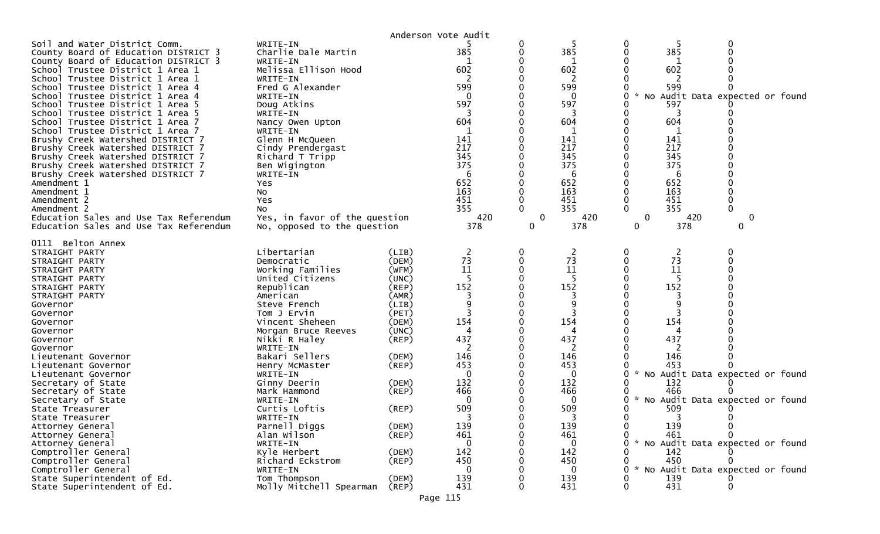Anderson Vote Audit

| | | | | | | | | |
|---|---|---|---|---|---|---|---|---|
| Soil and Water District Comm. | WRITE-IN | | 5 | 0 | 5 | 0 | 5 | 0 |
| County Board of Education DISTRICT 3 | Charlie Dale Martin | | 385 | 0 | 385 | 0 | 385 | 0 |
| County Board of Education DISTRICT 3 | WRITE-IN | | 1 | 0 | 1 | 0 | 1 | 0 |
| School Trustee District 1 Area 1 | Melissa Ellison Hood | | 602 | 0 | 602 | 0 | 602 | 0 |
| School Trustee District 1 Area 1 | WRITE-IN | | 2 | 0 | 2 | 0 | 2 | 0 |
| School Trustee District 1 Area 4 | Fred G Alexander | | 599 | 0 | 599 | 0 | 599 | 0 |
| School Trustee District 1 Area 4 | WRITE-IN | | 0 | 0 | 0 | 0 | * No Audit Data expected or found | |
| School Trustee District 1 Area 5 | Doug Atkins | | 597 | 0 | 597 | 0 | 597 | 0 |
| School Trustee District 1 Area 5 | WRITE-IN | | 3 | 0 | 3 | 0 | 3 | 0 |
| School Trustee District 1 Area 7 | Nancy Owen Upton | | 604 | 0 | 604 | 0 | 604 | 0 |
| School Trustee District 1 Area 7 | WRITE-IN | | 1 | 0 | 1 | 0 | 1 | 0 |
| Brushy Creek Watershed DISTRICT 7 | Glenn H McQueen | | 141 | 0 | 141 | 0 | 141 | 0 |
| Brushy Creek Watershed DISTRICT 7 | Cindy Prendergast | | 217 | 0 | 217 | 0 | 217 | 0 |
| Brushy Creek Watershed DISTRICT 7 | Richard T Tripp | | 345 | 0 | 345 | 0 | 345 | 0 |
| Brushy Creek Watershed DISTRICT 7 | Ben Wigington | | 375 | 0 | 375 | 0 | 375 | 0 |
| Brushy Creek Watershed DISTRICT 7 | WRITE-IN | | 6 | 0 | 6 | 0 | 6 | 0 |
| Amendment 1 | Yes | | 652 | 0 | 652 | 0 | 652 | 0 |
| Amendment 1 | No | | 163 | 0 | 163 | 0 | 163 | 0 |
| Amendment 2 | Yes | | 451 | 0 | 451 | 0 | 451 | 0 |
| Amendment 2 | No | | 355 | 0 | 355 | 0 | 355 | 0 |
| Education Sales and Use Tax Referendum | Yes, in favor of the question | | 420 | 0 | 420 | 0 | 420 | 0 |
| Education Sales and Use Tax Referendum | No, opposed to the question | | 378 | 0 | 378 | 0 | 378 | 0 |

0111 Belton Annex

| | | | | | | | | |
|---|---|---|---|---|---|---|---|---|
| STRAIGHT PARTY | Libertarian | (LIB) | 2 | 0 | 2 | 0 | 2 | 0 |
| STRAIGHT PARTY | Democratic | (DEM) | 73 | 0 | 73 | 0 | 73 | 0 |
| STRAIGHT PARTY | Working Families | (WFM) | 11 | 0 | 11 | 0 | 11 | 0 |
| STRAIGHT PARTY | United Citizens | (UNC) | 5 | 0 | 5 | 0 | 5 | 0 |
| STRAIGHT PARTY | Republican | (REP) | 152 | 0 | 152 | 0 | 152 | 0 |
| STRAIGHT PARTY | American | (AMR) | 3 | 0 | 3 | 0 | 3 | 0 |
| Governor | Steve French | (LIB) | 9 | 0 | 9 | 0 | 9 | 0 |
| Governor | Tom J Ervin | (PET) | 3 | 0 | 3 | 0 | 3 | 0 |
| Governor | Vincent Sheheen | (DEM) | 154 | 0 | 154 | 0 | 154 | 0 |
| Governor | Morgan Bruce Reeves | (UNC) | 4 | 0 | 4 | 0 | 4 | 0 |
| Governor | Nikki R Haley | (REP) | 437 | 0 | 437 | 0 | 437 | 0 |
| Governor | WRITE-IN | | 2 | 0 | 2 | 0 | 2 | 0 |
| Lieutenant Governor | Bakari Sellers | (DEM) | 146 | 0 | 146 | 0 | 146 | 0 |
| Lieutenant Governor | Henry McMaster | (REP) | 453 | 0 | 453 | 0 | 453 | 0 |
| Lieutenant Governor | WRITE-IN | | 0 | 0 | 0 | 0 | * No Audit Data expected or found | |
| Secretary of State | Ginny Deerin | (DEM) | 132 | 0 | 132 | 0 | 132 | 0 |
| Secretary of State | Mark Hammond | (REP) | 466 | 0 | 466 | 0 | 466 | 0 |
| Secretary of State | WRITE-IN | | 0 | 0 | 0 | 0 | * No Audit Data expected or found | |
| State Treasurer | Curtis Loftis | (REP) | 509 | 0 | 509 | 0 | 509 | 0 |
| State Treasurer | WRITE-IN | | 3 | 0 | 3 | 0 | 3 | 0 |
| Attorney General | Parnell Diggs | (DEM) | 139 | 0 | 139 | 0 | 139 | 0 |
| Attorney General | Alan Wilson | (REP) | 461 | 0 | 461 | 0 | 461 | 0 |
| Attorney General | WRITE-IN | | 0 | 0 | 0 | 0 | * No Audit Data expected or found | |
| Comptroller General | Kyle Herbert | (DEM) | 142 | 0 | 142 | 0 | 142 | 0 |
| Comptroller General | Richard Eckstrom | (REP) | 450 | 0 | 450 | 0 | 450 | 0 |
| Comptroller General | WRITE-IN | | 0 | 0 | 0 | 0 | * No Audit Data expected or found | |
| State Superintendent of Ed. | Tom Thompson | (DEM) | 139 | 0 | 139 | 0 | 139 | 0 |
| State Superintendent of Ed. | Molly Mitchell Spearman | (REP) | 431 | 0 | 431 | 0 | 431 | 0 |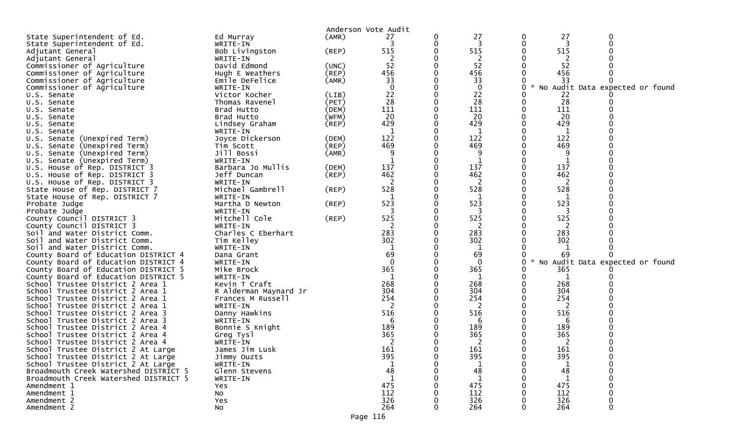Anderson Vote Audit

| Office | Candidate | Party | Votes | | | | | |
|---|---|---|---|---|---|---|---|---|
| State Superintendent of Ed. | Ed Murray | (AMR) | 27 | 0 | 27 | 0 | 27 | 0 |
| State Superintendent of Ed. | WRITE-IN | | 3 | 0 | 3 | 0 | 3 | 0 |
| Adjutant General | Bob Livingston | (REP) | 515 | 0 | 515 | 0 | 515 | 0 |
| Adjutant General | WRITE-IN | | 2 | 0 | 2 | 0 | 2 | 0 |
| Commissioner of Agriculture | David Edmond | (UNC) | 52 | 0 | 52 | 0 | 52 | 0 |
| Commissioner of Agriculture | Hugh E Weathers | (REP) | 456 | 0 | 456 | 0 | 456 | 0 |
| Commissioner of Agriculture | Emile DeFelice | (AMR) | 33 | 0 | 33 | 0 | 33 | 0 |
| Commissioner of Agriculture | WRITE-IN | | 0 | 0 | 0 | 0 | * No Audit Data expected or found | |
| U.S. Senate | Victor Kocher | (LIB) | 22 | 0 | 22 | 0 | 22 | 0 |
| U.S. Senate | Thomas Ravenel | (PET) | 28 | 0 | 28 | 0 | 28 | 0 |
| U.S. Senate | Brad Hutto | (DEM) | 111 | 0 | 111 | 0 | 111 | 0 |
| U.S. Senate | Brad Hutto | (WFM) | 20 | 0 | 20 | 0 | 20 | 0 |
| U.S. Senate | Lindsey Graham | (REP) | 429 | 0 | 429 | 0 | 429 | 0 |
| U.S. Senate | WRITE-IN | | 1 | 0 | 1 | 0 | 1 | 0 |
| U.S. Senate (Unexpired Term) | Joyce Dickerson | (DEM) | 122 | 0 | 122 | 0 | 122 | 0 |
| U.S. Senate (Unexpired Term) | Tim Scott | (REP) | 469 | 0 | 469 | 0 | 469 | 0 |
| U.S. Senate (Unexpired Term) | Jill Bossi | (AMR) | 9 | 0 | 9 | 0 | 9 | 0 |
| U.S. Senate (Unexpired Term) | WRITE-IN | | 1 | 0 | 1 | 0 | 1 | 0 |
| U.S. House of Rep. DISTRICT 3 | Barbara Jo Mullis | (DEM) | 137 | 0 | 137 | 0 | 137 | 0 |
| U.S. House of Rep. DISTRICT 3 | Jeff Duncan | (REP) | 462 | 0 | 462 | 0 | 462 | 0 |
| U.S. House of Rep. DISTRICT 3 | WRITE-IN | | 2 | 0 | 2 | 0 | 2 | 0 |
| State House of Rep. DISTRICT 7 | Michael Gambrell | (REP) | 528 | 0 | 528 | 0 | 528 | 0 |
| State House of Rep. DISTRICT 7 | WRITE-IN | | 1 | 0 | 1 | 0 | 1 | 0 |
| Probate Judge | Martha D Newton | (REP) | 523 | 0 | 523 | 0 | 523 | 0 |
| Probate Judge | WRITE-IN | | 3 | 0 | 3 | 0 | 3 | 0 |
| County Council DISTRICT 3 | Mitchell Cole | (REP) | 525 | 0 | 525 | 0 | 525 | 0 |
| County Council DISTRICT 3 | WRITE-IN | | 2 | 0 | 2 | 0 | 2 | 0 |
| Soil and Water District Comm. | Charles C Eberhart | | 283 | 0 | 283 | 0 | 283 | 0 |
| Soil and Water District Comm. | Tim Kelley | | 302 | 0 | 302 | 0 | 302 | 0 |
| Soil and Water District Comm. | WRITE-IN | | 1 | 0 | 1 | 0 | 1 | 0 |
| County Board of Education DISTRICT 4 | Dana Grant | | 69 | 0 | 69 | 0 | 69 | 0 |
| County Board of Education DISTRICT 4 | WRITE-IN | | 0 | 0 | 0 | 0 | * No Audit Data expected or found | |
| County Board of Education DISTRICT 5 | Mike Brock | | 365 | 0 | 365 | 0 | 365 | 0 |
| County Board of Education DISTRICT 5 | WRITE-IN | | 1 | 0 | 1 | 0 | 1 | 0 |
| School Trustee District 2 Area 1 | Kevin T Craft | | 268 | 0 | 268 | 0 | 268 | 0 |
| School Trustee District 2 Area 1 | R Alderman Maynard Jr | | 304 | 0 | 304 | 0 | 304 | 0 |
| School Trustee District 2 Area 1 | Frances M Russell | | 254 | 0 | 254 | 0 | 254 | 0 |
| School Trustee District 2 Area 1 | WRITE-IN | | 2 | 0 | 2 | 0 | 2 | 0 |
| School Trustee District 2 Area 3 | Danny Hawkins | | 516 | 0 | 516 | 0 | 516 | 0 |
| School Trustee District 2 Area 3 | WRITE-IN | | 6 | 0 | 6 | 0 | 6 | 0 |
| School Trustee District 2 Area 4 | Bonnie S Knight | | 189 | 0 | 189 | 0 | 189 | 0 |
| School Trustee District 2 Area 4 | Greg Tysl | | 365 | 0 | 365 | 0 | 365 | 0 |
| School Trustee District 2 Area 4 | WRITE-IN | | 2 | 0 | 2 | 0 | 2 | 0 |
| School Trustee District 2 At Large | James Jim Lusk | | 161 | 0 | 161 | 0 | 161 | 0 |
| School Trustee District 2 At Large | Jimmy Ouzts | | 395 | 0 | 395 | 0 | 395 | 0 |
| School Trustee District 2 At Large | WRITE-IN | | 1 | 0 | 1 | 0 | 1 | 0 |
| Broadmouth Creek Watershed DISTRICT 5 | Glenn Stevens | | 48 | 0 | 48 | 0 | 48 | 0 |
| Broadmouth Creek Watershed DISTRICT 5 | WRITE-IN | | 1 | 0 | 1 | 0 | 1 | 0 |
| Amendment 1 | Yes | | 475 | 0 | 475 | 0 | 475 | 0 |
| Amendment 1 | No | | 112 | 0 | 112 | 0 | 112 | 0 |
| Amendment 2 | Yes | | 326 | 0 | 326 | 0 | 326 | 0 |
| Amendment 2 | No | | 264 | 0 | 264 | 0 | 264 | 0 |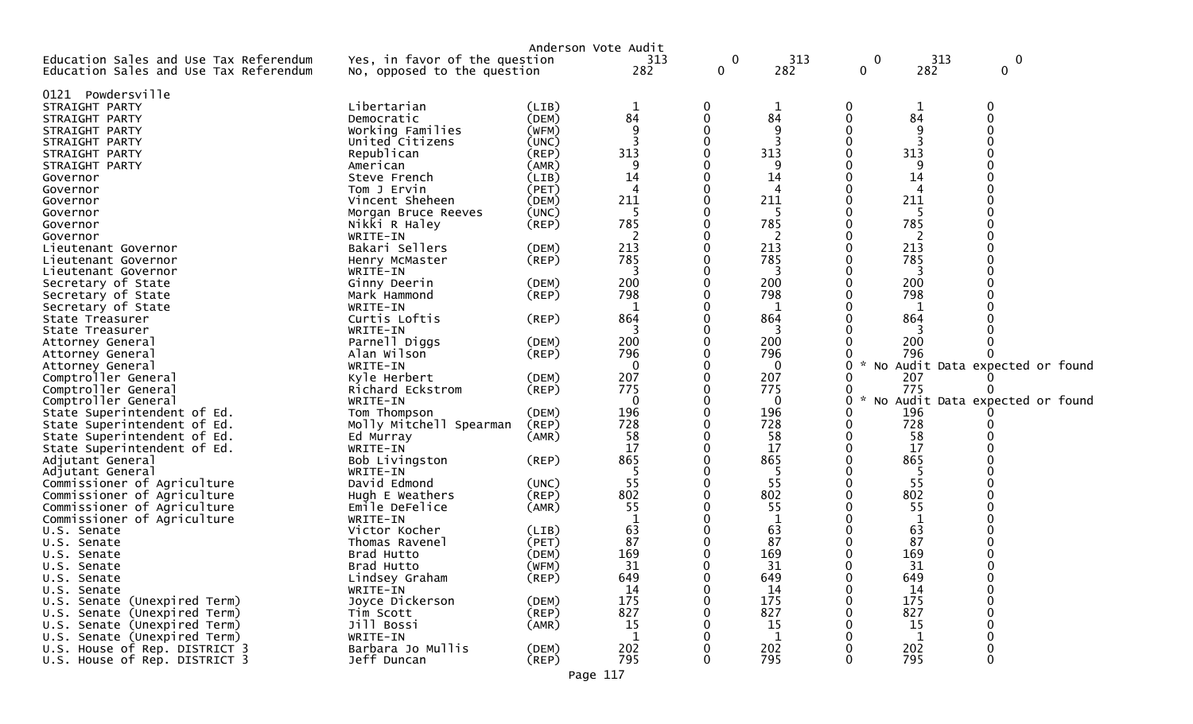Anderson Vote Audit

| | | | | | | | | |
|---|---|---|---|---|---|---|---|---|
| Education Sales and Use Tax Referendum | Yes, in favor of the question | | 313 | 0 | 313 | 0 | 313 | 0 |
| Education Sales and Use Tax Referendum | No, opposed to the question | | 282 | 0 | 282 | 0 | 282 | 0 |

0121 Powdersville

| | | | | | | | | |
|---|---|---|---|---|---|---|---|---|
| STRAIGHT PARTY | Libertarian | (LIB) | 1 | 0 | 1 | 0 | 1 | 0 |
| STRAIGHT PARTY | Democratic | (DEM) | 84 | 0 | 84 | 0 | 84 | 0 |
| STRAIGHT PARTY | Working Families | (WFM) | 9 | 0 | 9 | 0 | 9 | 0 |
| STRAIGHT PARTY | United Citizens | (UNC) | 3 | 0 | 3 | 0 | 3 | 0 |
| STRAIGHT PARTY | Republican | (REP) | 313 | 0 | 313 | 0 | 313 | 0 |
| STRAIGHT PARTY | American | (AMR) | 9 | 0 | 9 | 0 | 9 | 0 |
| Governor | Steve French | (LIB) | 14 | 0 | 14 | 0 | 14 | 0 |
| Governor | Tom J Ervin | (PET) | 4 | 0 | 4 | 0 | 4 | 0 |
| Governor | Vincent Sheheen | (DEM) | 211 | 0 | 211 | 0 | 211 | 0 |
| Governor | Morgan Bruce Reeves | (UNC) | 5 | 0 | 5 | 0 | 5 | 0 |
| Governor | Nikki R Haley | (REP) | 785 | 0 | 785 | 0 | 785 | 0 |
| Governor | WRITE-IN | | 2 | 0 | 2 | 0 | 2 | 0 |
| Lieutenant Governor | Bakari Sellers | (DEM) | 213 | 0 | 213 | 0 | 213 | 0 |
| Lieutenant Governor | Henry McMaster | (REP) | 785 | 0 | 785 | 0 | 785 | 0 |
| Lieutenant Governor | WRITE-IN | | 3 | 0 | 3 | 0 | 3 | 0 |
| Secretary of State | Ginny Deerin | (DEM) | 200 | 0 | 200 | 0 | 200 | 0 |
| Secretary of State | Mark Hammond | (REP) | 798 | 0 | 798 | 0 | 798 | 0 |
| Secretary of State | WRITE-IN | | 1 | 0 | 1 | 0 | 1 | 0 |
| State Treasurer | Curtis Loftis | (REP) | 864 | 0 | 864 | 0 | 864 | 0 |
| State Treasurer | WRITE-IN | | 3 | 0 | 3 | 0 | 3 | 0 |
| Attorney General | Parnell Diggs | (DEM) | 200 | 0 | 200 | 0 | 200 | 0 |
| Attorney General | Alan Wilson | (REP) | 796 | 0 | 796 | 0 | 796 | 0 |
| Attorney General | WRITE-IN | | 0 | 0 | 0 | 0 | * No Audit Data expected or found | |
| Comptroller General | Kyle Herbert | (DEM) | 207 | 0 | 207 | 0 | 207 | 0 |
| Comptroller General | Richard Eckstrom | (REP) | 775 | 0 | 775 | 0 | 775 | 0 |
| Comptroller General | WRITE-IN | | 0 | 0 | 0 | 0 | * No Audit Data expected or found | |
| State Superintendent of Ed. | Tom Thompson | (DEM) | 196 | 0 | 196 | 0 | 196 | 0 |
| State Superintendent of Ed. | Molly Mitchell Spearman | (REP) | 728 | 0 | 728 | 0 | 728 | 0 |
| State Superintendent of Ed. | Ed Murray | (AMR) | 58 | 0 | 58 | 0 | 58 | 0 |
| State Superintendent of Ed. | WRITE-IN | | 17 | 0 | 17 | 0 | 17 | 0 |
| Adjutant General | Bob Livingston | (REP) | 865 | 0 | 865 | 0 | 865 | 0 |
| Adjutant General | WRITE-IN | | 5 | 0 | 5 | 0 | 5 | 0 |
| Commissioner of Agriculture | David Edmond | (UNC) | 55 | 0 | 55 | 0 | 55 | 0 |
| Commissioner of Agriculture | Hugh E Weathers | (REP) | 802 | 0 | 802 | 0 | 802 | 0 |
| Commissioner of Agriculture | Emile DeFelice | (AMR) | 55 | 0 | 55 | 0 | 55 | 0 |
| Commissioner of Agriculture | WRITE-IN | | 1 | 0 | 1 | 0 | 1 | 0 |
| U.S. Senate | Victor Kocher | (LIB) | 63 | 0 | 63 | 0 | 63 | 0 |
| U.S. Senate | Thomas Ravenel | (PET) | 87 | 0 | 87 | 0 | 87 | 0 |
| U.S. Senate | Brad Hutto | (DEM) | 169 | 0 | 169 | 0 | 169 | 0 |
| U.S. Senate | Brad Hutto | (WFM) | 31 | 0 | 31 | 0 | 31 | 0 |
| U.S. Senate | Lindsey Graham | (REP) | 649 | 0 | 649 | 0 | 649 | 0 |
| U.S. Senate | WRITE-IN | | 14 | 0 | 14 | 0 | 14 | 0 |
| U.S. Senate (Unexpired Term) | Joyce Dickerson | (DEM) | 175 | 0 | 175 | 0 | 175 | 0 |
| U.S. Senate (Unexpired Term) | Tim Scott | (REP) | 827 | 0 | 827 | 0 | 827 | 0 |
| U.S. Senate (Unexpired Term) | Jill Bossi | (AMR) | 15 | 0 | 15 | 0 | 15 | 0 |
| U.S. Senate (Unexpired Term) | WRITE-IN | | 1 | 0 | 1 | 0 | 1 | 0 |
| U.S. House of Rep. DISTRICT 3 | Barbara Jo Mullis | (DEM) | 202 | 0 | 202 | 0 | 202 | 0 |
| U.S. House of Rep. DISTRICT 3 | Jeff Duncan | (REP) | 795 | 0 | 795 | 0 | 795 | 0 |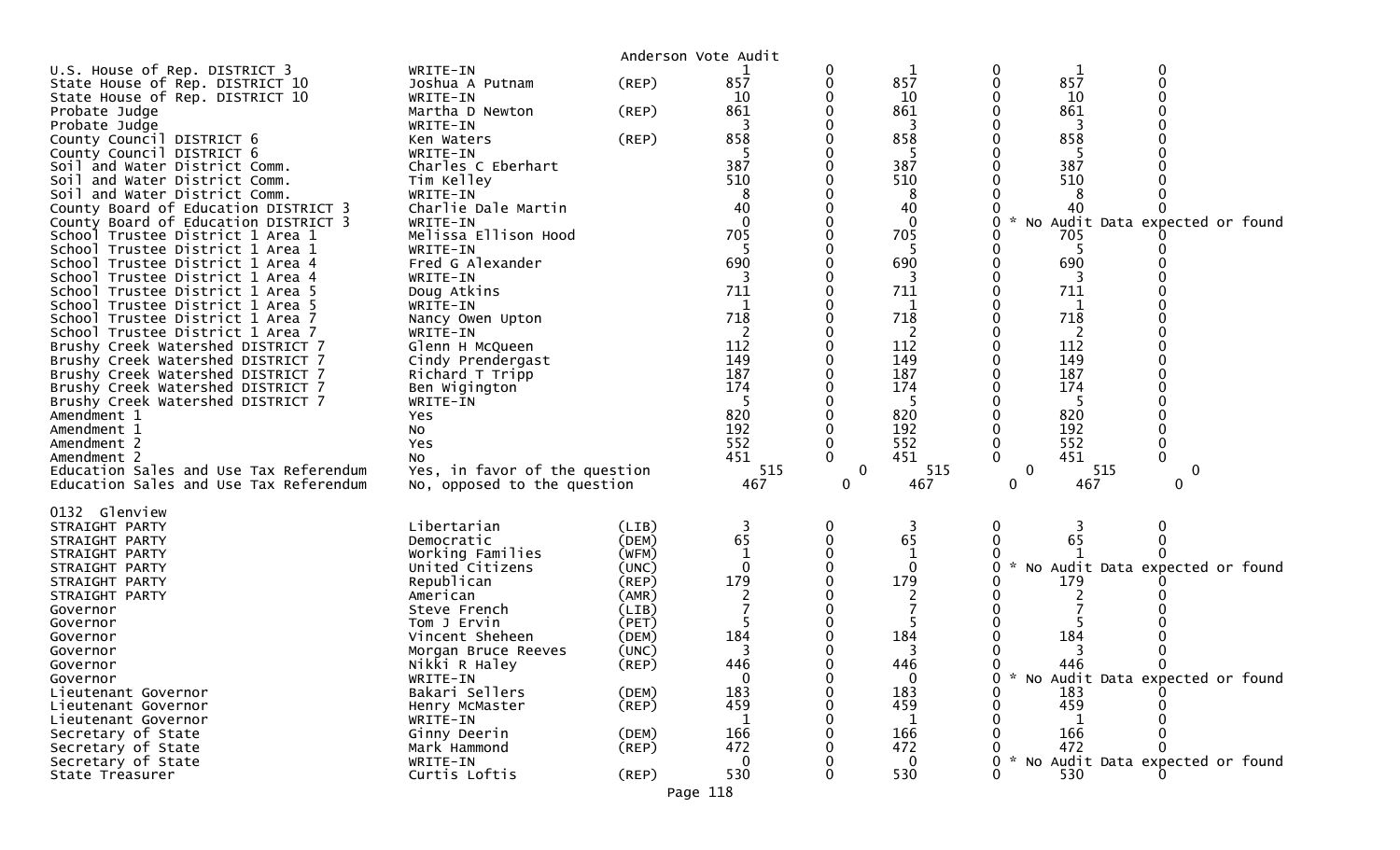Anderson Vote Audit

| | | | | | | | | |
|---|---|---|---|---|---|---|---|---|
| U.S. House of Rep. DISTRICT 3 | WRITE-IN | | 1 | 0 | 1 | 0 | 1 | 0 |
| State House of Rep. DISTRICT 10 | Joshua A Putnam | (REP) | 857 | 0 | 857 | 0 | 857 | 0 |
| State House of Rep. DISTRICT 10 | WRITE-IN | | 10 | 0 | 10 | 0 | 10 | 0 |
| Probate Judge | Martha D Newton | (REP) | 861 | 0 | 861 | 0 | 861 | 0 |
| Probate Judge | WRITE-IN | | 3 | 0 | 3 | 0 | 3 | 0 |
| County Council DISTRICT 6 | Ken Waters | (REP) | 858 | 0 | 858 | 0 | 858 | 0 |
| County Council DISTRICT 6 | WRITE-IN | | 5 | 0 | 5 | 0 | 5 | 0 |
| Soil and Water District Comm. | Charles C Eberhart | | 387 | 0 | 387 | 0 | 387 | 0 |
| Soil and Water District Comm. | Tim Kelley | | 510 | 0 | 510 | 0 | 510 | 0 |
| Soil and Water District Comm. | WRITE-IN | | 8 | 0 | 8 | 0 | 8 | 0 |
| County Board of Education DISTRICT 3 | Charlie Dale Martin | | 40 | 0 | 40 | 0 | 40 | 0 |
| County Board of Education DISTRICT 3 | WRITE-IN | | 0 | 0 | 0 | 0 * | No Audit Data expected or found | |
| School Trustee District 1 Area 1 | Melissa Ellison Hood | | 705 | 0 | 705 | 0 | 705 | 0 |
| School Trustee District 1 Area 1 | WRITE-IN | | 5 | 0 | 5 | 0 | 5 | 0 |
| School Trustee District 1 Area 4 | Fred G Alexander | | 690 | 0 | 690 | 0 | 690 | 0 |
| School Trustee District 1 Area 4 | WRITE-IN | | 3 | 0 | 3 | 0 | 3 | 0 |
| School Trustee District 1 Area 5 | Doug Atkins | | 711 | 0 | 711 | 0 | 711 | 0 |
| School Trustee District 1 Area 5 | WRITE-IN | | 1 | 0 | 1 | 0 | 1 | 0 |
| School Trustee District 1 Area 7 | Nancy Owen Upton | | 718 | 0 | 718 | 0 | 718 | 0 |
| School Trustee District 1 Area 7 | WRITE-IN | | 2 | 0 | 2 | 0 | 2 | 0 |
| Brushy Creek Watershed DISTRICT 7 | Glenn H McQueen | | 112 | 0 | 112 | 0 | 112 | 0 |
| Brushy Creek Watershed DISTRICT 7 | Cindy Prendergast | | 149 | 0 | 149 | 0 | 149 | 0 |
| Brushy Creek Watershed DISTRICT 7 | Richard T Tripp | | 187 | 0 | 187 | 0 | 187 | 0 |
| Brushy Creek Watershed DISTRICT 7 | Ben Wigington | | 174 | 0 | 174 | 0 | 174 | 0 |
| Brushy Creek Watershed DISTRICT 7 | WRITE-IN | | 5 | 0 | 5 | 0 | 5 | 0 |
| Amendment 1 | Yes | | 820 | 0 | 820 | 0 | 820 | 0 |
| Amendment 1 | No | | 192 | 0 | 192 | 0 | 192 | 0 |
| Amendment 2 | Yes | | 552 | 0 | 552 | 0 | 552 | 0 |
| Amendment 2 | No | | 451 | 0 | 451 | 0 | 451 | 0 |
| Education Sales and Use Tax Referendum | Yes, in favor of the question | | 515 | 0 | 515 | 0 | 515 | 0 |
| Education Sales and Use Tax Referendum | No, opposed to the question | | 467 | 0 | 467 | 0 | 467 | 0 |

0132 Glenview

| | | | | | | | | |
|---|---|---|---|---|---|---|---|---|
| STRAIGHT PARTY | Libertarian | (LIB) | 3 | 0 | 3 | 0 | 3 | 0 |
| STRAIGHT PARTY | Democratic | (DEM) | 65 | 0 | 65 | 0 | 65 | 0 |
| STRAIGHT PARTY | Working Families | (WFM) | 1 | 0 | 1 | 0 | 1 | 0 |
| STRAIGHT PARTY | United Citizens | (UNC) | 0 | 0 | 0 | 0 * | No Audit Data expected or found | |
| STRAIGHT PARTY | Republican | (REP) | 179 | 0 | 179 | 0 | 179 | 0 |
| STRAIGHT PARTY | American | (AMR) | 2 | 0 | 2 | 0 | 2 | 0 |
| Governor | Steve French | (LIB) | 7 | 0 | 7 | 0 | 7 | 0 |
| Governor | Tom J Ervin | (PET) | 5 | 0 | 5 | 0 | 5 | 0 |
| Governor | Vincent Sheheen | (DEM) | 184 | 0 | 184 | 0 | 184 | 0 |
| Governor | Morgan Bruce Reeves | (UNC) | 3 | 0 | 3 | 0 | 3 | 0 |
| Governor | Nikki R Haley | (REP) | 446 | 0 | 446 | 0 | 446 | 0 |
| Governor | WRITE-IN | | 0 | 0 | 0 | 0 * | No Audit Data expected or found | |
| Lieutenant Governor | Bakari Sellers | (DEM) | 183 | 0 | 183 | 0 | 183 | 0 |
| Lieutenant Governor | Henry McMaster | (REP) | 459 | 0 | 459 | 0 | 459 | 0 |
| Lieutenant Governor | WRITE-IN | | 1 | 0 | 1 | 0 | 1 | 0 |
| Secretary of State | Ginny Deerin | (DEM) | 166 | 0 | 166 | 0 | 166 | 0 |
| Secretary of State | Mark Hammond | (REP) | 472 | 0 | 472 | 0 | 472 | 0 |
| Secretary of State | WRITE-IN | | 0 | 0 | 0 | 0 * | No Audit Data expected or found | |
| State Treasurer | Curtis Loftis | (REP) | 530 | 0 | 530 | 0 | 530 | 0 |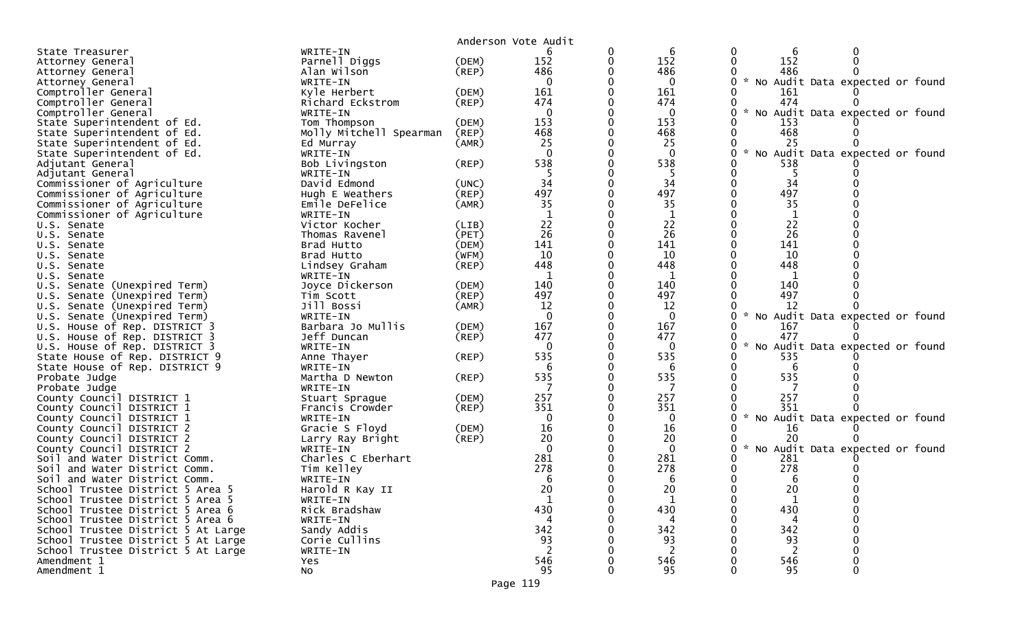Anderson Vote Audit

| | | | | | | | | |
|---|---|---|---|---|---|---|---|---|
| State Treasurer | WRITE-IN | | 6 | 0 | 6 | 0 | 6 | 0 |
| Attorney General | Parnell Diggs | (DEM) | 152 | 0 | 152 | 0 | 152 | 0 |
| Attorney General | Alan Wilson | (REP) | 486 | 0 | 486 | 0 | 486 | 0 |
| Attorney General | WRITE-IN | | 0 | 0 | 0 | 0 | * No Audit Data expected or found | |
| Comptroller General | Kyle Herbert | (DEM) | 161 | 0 | 161 | 0 | 161 | 0 |
| Comptroller General | Richard Eckstrom | (REP) | 474 | 0 | 474 | 0 | 474 | 0 |
| Comptroller General | WRITE-IN | | 0 | 0 | 0 | 0 | * No Audit Data expected or found | |
| State Superintendent of Ed. | Tom Thompson | (DEM) | 153 | 0 | 153 | 0 | 153 | 0 |
| State Superintendent of Ed. | Molly Mitchell Spearman | (REP) | 468 | 0 | 468 | 0 | 468 | 0 |
| State Superintendent of Ed. | Ed Murray | (AMR) | 25 | 0 | 25 | 0 | 25 | 0 |
| State Superintendent of Ed. | WRITE-IN | | 0 | 0 | 0 | 0 | * No Audit Data expected or found | |
| Adjutant General | Bob Livingston | (REP) | 538 | 0 | 538 | 0 | 538 | 0 |
| Adjutant General | WRITE-IN | | 5 | 0 | 5 | 0 | 5 | 0 |
| Commissioner of Agriculture | David Edmond | (UNC) | 34 | 0 | 34 | 0 | 34 | 0 |
| Commissioner of Agriculture | Hugh E Weathers | (REP) | 497 | 0 | 497 | 0 | 497 | 0 |
| Commissioner of Agriculture | Emile DeFelice | (AMR) | 35 | 0 | 35 | 0 | 35 | 0 |
| Commissioner of Agriculture | WRITE-IN | | 1 | 0 | 1 | 0 | 1 | 0 |
| U.S. Senate | Victor Kocher | (LIB) | 22 | 0 | 22 | 0 | 22 | 0 |
| U.S. Senate | Thomas Ravenel | (PET) | 26 | 0 | 26 | 0 | 26 | 0 |
| U.S. Senate | Brad Hutto | (DEM) | 141 | 0 | 141 | 0 | 141 | 0 |
| U.S. Senate | Brad Hutto | (WFM) | 10 | 0 | 10 | 0 | 10 | 0 |
| U.S. Senate | Lindsey Graham | (REP) | 448 | 0 | 448 | 0 | 448 | 0 |
| U.S. Senate | WRITE-IN | | 1 | 0 | 1 | 0 | 1 | 0 |
| U.S. Senate (Unexpired Term) | Joyce Dickerson | (DEM) | 140 | 0 | 140 | 0 | 140 | 0 |
| U.S. Senate (Unexpired Term) | Tim Scott | (REP) | 497 | 0 | 497 | 0 | 497 | 0 |
| U.S. Senate (Unexpired Term) | Jill Bossi | (AMR) | 12 | 0 | 12 | 0 | 12 | 0 |
| U.S. Senate (Unexpired Term) | WRITE-IN | | 0 | 0 | 0 | 0 | * No Audit Data expected or found | |
| U.S. House of Rep. DISTRICT 3 | Barbara Jo Mullis | (DEM) | 167 | 0 | 167 | 0 | 167 | 0 |
| U.S. House of Rep. DISTRICT 3 | Jeff Duncan | (REP) | 477 | 0 | 477 | 0 | 477 | 0 |
| U.S. House of Rep. DISTRICT 3 | WRITE-IN | | 0 | 0 | 0 | 0 | * No Audit Data expected or found | |
| State House of Rep. DISTRICT 9 | Anne Thayer | (REP) | 535 | 0 | 535 | 0 | 535 | 0 |
| State House of Rep. DISTRICT 9 | WRITE-IN | | 6 | 0 | 6 | 0 | 6 | 0 |
| Probate Judge | Martha D Newton | (REP) | 535 | 0 | 535 | 0 | 535 | 0 |
| Probate Judge | WRITE-IN | | 7 | 0 | 7 | 0 | 7 | 0 |
| County Council DISTRICT 1 | Stuart Sprague | (DEM) | 257 | 0 | 257 | 0 | 257 | 0 |
| County Council DISTRICT 1 | Francis Crowder | (REP) | 351 | 0 | 351 | 0 | 351 | 0 |
| County Council DISTRICT 1 | WRITE-IN | | 0 | 0 | 0 | 0 | * No Audit Data expected or found | |
| County Council DISTRICT 2 | Gracie S Floyd | (DEM) | 16 | 0 | 16 | 0 | 16 | 0 |
| County Council DISTRICT 2 | Larry Ray Bright | (REP) | 20 | 0 | 20 | 0 | 20 | 0 |
| County Council DISTRICT 2 | WRITE-IN | | 0 | 0 | 0 | 0 | * No Audit Data expected or found | |
| Soil and Water District Comm. | Charles C Eberhart | | 281 | 0 | 281 | 0 | 281 | 0 |
| Soil and Water District Comm. | Tim Kelley | | 278 | 0 | 278 | 0 | 278 | 0 |
| Soil and Water District Comm. | WRITE-IN | | 6 | 0 | 6 | 0 | 6 | 0 |
| School Trustee District 5 Area 5 | Harold R Kay II | | 20 | 0 | 20 | 0 | 20 | 0 |
| School Trustee District 5 Area 5 | WRITE-IN | | 1 | 0 | 1 | 0 | 1 | 0 |
| School Trustee District 5 Area 6 | Rick Bradshaw | | 430 | 0 | 430 | 0 | 430 | 0 |
| School Trustee District 5 Area 6 | WRITE-IN | | 4 | 0 | 4 | 0 | 4 | 0 |
| School Trustee District 5 At Large | Sandy Addis | | 342 | 0 | 342 | 0 | 342 | 0 |
| School Trustee District 5 At Large | Corie Cullins | | 93 | 0 | 93 | 0 | 93 | 0 |
| School Trustee District 5 At Large | WRITE-IN | | 2 | 0 | 2 | 0 | 2 | 0 |
| Amendment 1 | Yes | | 546 | 0 | 546 | 0 | 546 | 0 |
| Amendment 1 | No | | 95 | 0 | 95 | 0 | 95 | 0 |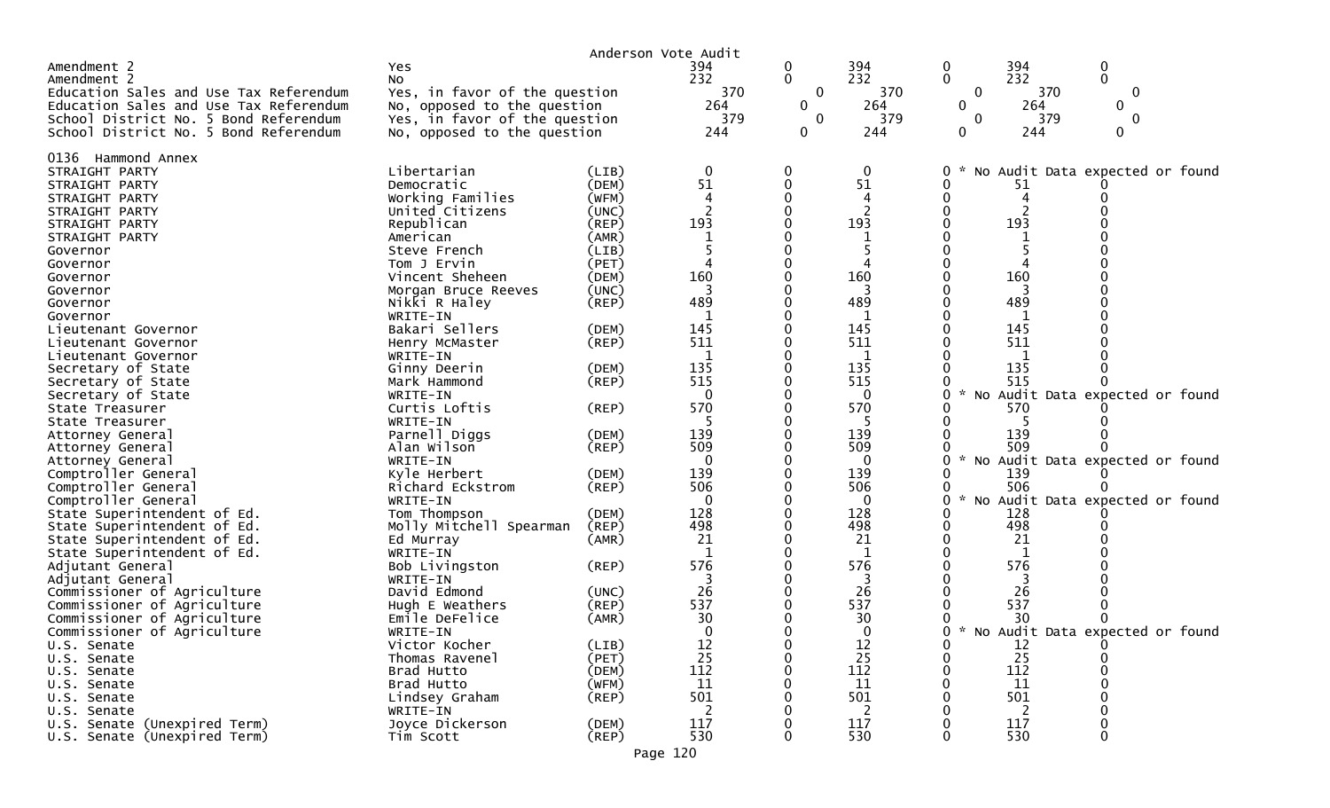Anderson Vote Audit

| | | | | | | | | |
|---|---|---|---|---|---|---|---|---|
| Amendment 2 | Yes | | 394 | 0 | 394 | 0 | 394 | 0 |
| Amendment 2 | No | | 232 | 0 | 232 | 0 | 232 | 0 |
| Education Sales and Use Tax Referendum | Yes, in favor of the question | | 370 | 0 | 370 | 0 | 370 | 0 |
| Education Sales and Use Tax Referendum | No, opposed to the question | | 264 | 0 | 264 | 0 | 264 | 0 |
| School District No. 5 Bond Referendum | Yes, in favor of the question | | 379 | 0 | 379 | 0 | 379 | 0 |
| School District No. 5 Bond Referendum | No, opposed to the question | | 244 | 0 | 244 | 0 | 244 | 0 |

0136 Hammond Annex

| | | | | | | | | |
|---|---|---|---|---|---|---|---|---|
| STRAIGHT PARTY | Libertarian | (LIB) | 0 | 0 | 0 | 0 | * No Audit Data expected or found | |
| STRAIGHT PARTY | Democratic | (DEM) | 51 | 0 | 51 | 0 | 51 | 0 |
| STRAIGHT PARTY | Working Families | (WFM) | 4 | 0 | 4 | 0 | 4 | 0 |
| STRAIGHT PARTY | United Citizens | (UNC) | 2 | 0 | 2 | 0 | 2 | 0 |
| STRAIGHT PARTY | Republican | (REP) | 193 | 0 | 193 | 0 | 193 | 0 |
| STRAIGHT PARTY | American | (AMR) | 1 | 0 | 1 | 0 | 1 | 0 |
| Governor | Steve French | (LIB) | 5 | 0 | 5 | 0 | 5 | 0 |
| Governor | Tom J Ervin | (PET) | 4 | 0 | 4 | 0 | 4 | 0 |
| Governor | Vincent Sheheen | (DEM) | 160 | 0 | 160 | 0 | 160 | 0 |
| Governor | Morgan Bruce Reeves | (UNC) | 3 | 0 | 3 | 0 | 3 | 0 |
| Governor | Nikki R Haley | (REP) | 489 | 0 | 489 | 0 | 489 | 0 |
| Governor | WRITE-IN | | 1 | 0 | 1 | 0 | 1 | 0 |
| Lieutenant Governor | Bakari Sellers | (DEM) | 145 | 0 | 145 | 0 | 145 | 0 |
| Lieutenant Governor | Henry McMaster | (REP) | 511 | 0 | 511 | 0 | 511 | 0 |
| Lieutenant Governor | WRITE-IN | | 1 | 0 | 1 | 0 | 1 | 0 |
| Secretary of State | Ginny Deerin | (DEM) | 135 | 0 | 135 | 0 | 135 | 0 |
| Secretary of State | Mark Hammond | (REP) | 515 | 0 | 515 | 0 | 515 | 0 |
| Secretary of State | WRITE-IN | | 0 | 0 | 0 | 0 | * No Audit Data expected or found | |
| State Treasurer | Curtis Loftis | (REP) | 570 | 0 | 570 | 0 | 570 | 0 |
| State Treasurer | WRITE-IN | | 5 | 0 | 5 | 0 | 5 | 0 |
| Attorney General | Parnell Diggs | (DEM) | 139 | 0 | 139 | 0 | 139 | 0 |
| Attorney General | Alan Wilson | (REP) | 509 | 0 | 509 | 0 | 509 | 0 |
| Attorney General | WRITE-IN | | 0 | 0 | 0 | 0 | * No Audit Data expected or found | |
| Comptroller General | Kyle Herbert | (DEM) | 139 | 0 | 139 | 0 | 139 | 0 |
| Comptroller General | Richard Eckstrom | (REP) | 506 | 0 | 506 | 0 | 506 | 0 |
| Comptroller General | WRITE-IN | | 0 | 0 | 0 | 0 | * No Audit Data expected or found | |
| State Superintendent of Ed. | Tom Thompson | (DEM) | 128 | 0 | 128 | 0 | 128 | 0 |
| State Superintendent of Ed. | Molly Mitchell Spearman | (REP) | 498 | 0 | 498 | 0 | 498 | 0 |
| State Superintendent of Ed. | Ed Murray | (AMR) | 21 | 0 | 21 | 0 | 21 | 0 |
| State Superintendent of Ed. | WRITE-IN | | 1 | 0 | 1 | 0 | 1 | 0 |
| Adjutant General | Bob Livingston | (REP) | 576 | 0 | 576 | 0 | 576 | 0 |
| Adjutant General | WRITE-IN | | 3 | 0 | 3 | 0 | 3 | 0 |
| Commissioner of Agriculture | David Edmond | (UNC) | 26 | 0 | 26 | 0 | 26 | 0 |
| Commissioner of Agriculture | Hugh E Weathers | (REP) | 537 | 0 | 537 | 0 | 537 | 0 |
| Commissioner of Agriculture | Emile DeFelice | (AMR) | 30 | 0 | 30 | 0 | 30 | 0 |
| Commissioner of Agriculture | WRITE-IN | | 0 | 0 | 0 | 0 | * No Audit Data expected or found | |
| U.S. Senate | Victor Kocher | (LIB) | 12 | 0 | 12 | 0 | 12 | 0 |
| U.S. Senate | Thomas Ravenel | (PET) | 25 | 0 | 25 | 0 | 25 | 0 |
| U.S. Senate | Brad Hutto | (DEM) | 112 | 0 | 112 | 0 | 112 | 0 |
| U.S. Senate | Brad Hutto | (WFM) | 11 | 0 | 11 | 0 | 11 | 0 |
| U.S. Senate | Lindsey Graham | (REP) | 501 | 0 | 501 | 0 | 501 | 0 |
| U.S. Senate | WRITE-IN | | 2 | 0 | 2 | 0 | 2 | 0 |
| U.S. Senate (Unexpired Term) | Joyce Dickerson | (DEM) | 117 | 0 | 117 | 0 | 117 | 0 |
| U.S. Senate (Unexpired Term) | Tim Scott | (REP) | 530 | 0 | 530 | 0 | 530 | 0 |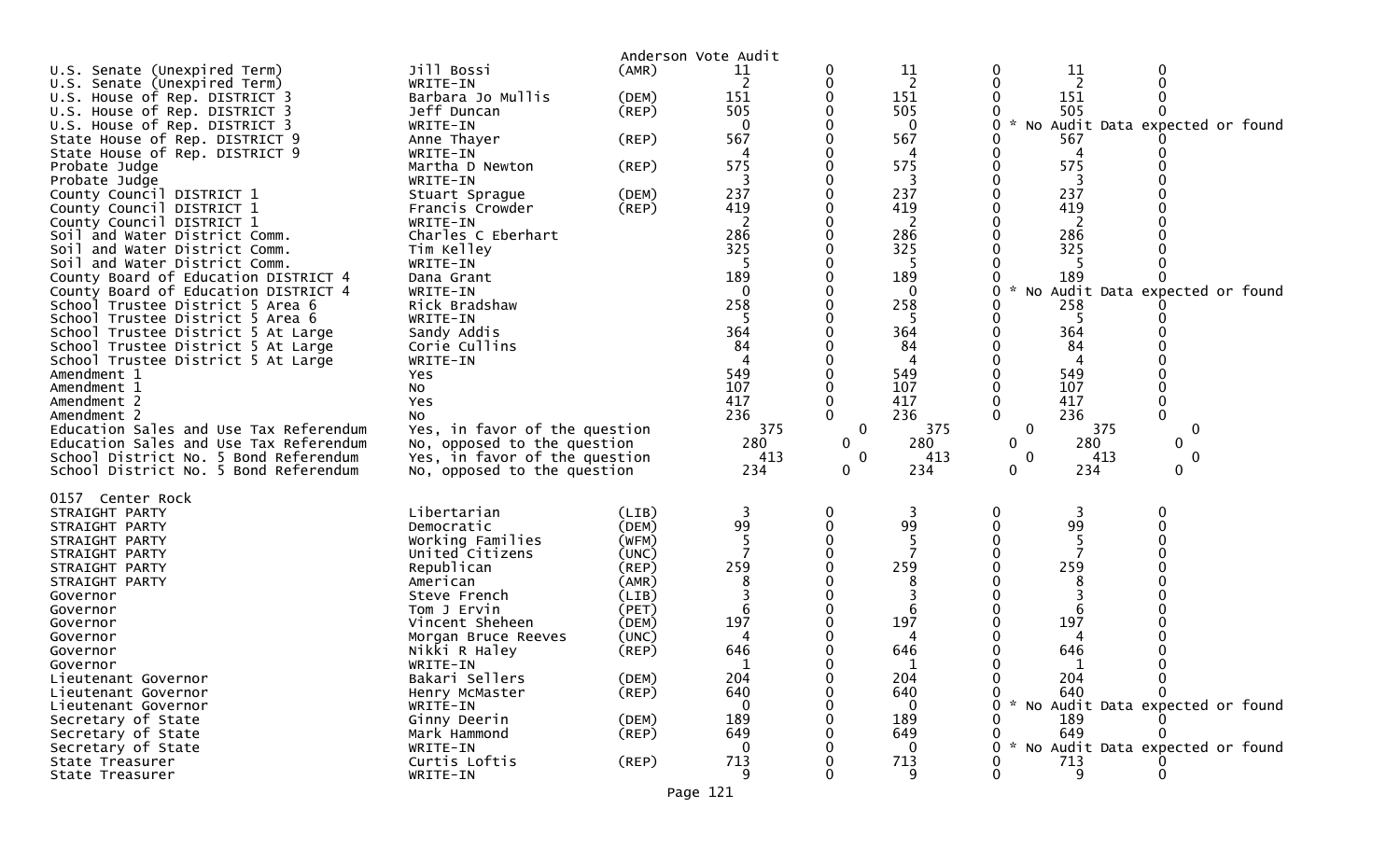Anderson Vote Audit

| Contest | Candidate | Party | | | | | | |
|---|---|---|---|---|---|---|---|---|
| U.S. Senate (Unexpired Term) | Jill Bossi | (AMR) | 11 | 0 | 11 | 0 | 11 | 0 |
| U.S. Senate (Unexpired Term) | WRITE-IN | | 2 | 0 | 2 | 0 | 2 | 0 |
| U.S. House of Rep. DISTRICT 3 | Barbara Jo Mullis | (DEM) | 151 | 0 | 151 | 0 | 151 | 0 |
| U.S. House of Rep. DISTRICT 3 | Jeff Duncan | (REP) | 505 | 0 | 505 | 0 | 505 | 0 |
| U.S. House of Rep. DISTRICT 3 | WRITE-IN | | 0 | 0 | 0 | 0 * No Audit Data expected or found | | |
| State House of Rep. DISTRICT 9 | Anne Thayer | (REP) | 567 | 0 | 567 | 0 | 567 | 0 |
| State House of Rep. DISTRICT 9 | WRITE-IN | | 4 | 0 | 4 | 0 | 4 | 0 |
| Probate Judge | Martha D Newton | (REP) | 575 | 0 | 575 | 0 | 575 | 0 |
| Probate Judge | WRITE-IN | | 3 | 0 | 3 | 0 | 3 | 0 |
| County Council DISTRICT 1 | Stuart Sprague | (DEM) | 237 | 0 | 237 | 0 | 237 | 0 |
| County Council DISTRICT 1 | Francis Crowder | (REP) | 419 | 0 | 419 | 0 | 419 | 0 |
| County Council DISTRICT 1 | WRITE-IN | | 2 | 0 | 2 | 0 | 2 | 0 |
| Soil and Water District Comm. | Charles C Eberhart | | 286 | 0 | 286 | 0 | 286 | 0 |
| Soil and Water District Comm. | Tim Kelley | | 325 | 0 | 325 | 0 | 325 | 0 |
| Soil and Water District Comm. | WRITE-IN | | 5 | 0 | 5 | 0 | 5 | 0 |
| County Board of Education DISTRICT 4 | Dana Grant | | 189 | 0 | 189 | 0 | 189 | 0 |
| County Board of Education DISTRICT 4 | WRITE-IN | | 0 | 0 | 0 | 0 * No Audit Data expected or found | | |
| School Trustee District 5 Area 6 | Rick Bradshaw | | 258 | 0 | 258 | 0 | 258 | 0 |
| School Trustee District 5 Area 6 | WRITE-IN | | 5 | 0 | 5 | 0 | 5 | 0 |
| School Trustee District 5 At Large | Sandy Addis | | 364 | 0 | 364 | 0 | 364 | 0 |
| School Trustee District 5 At Large | Corie Cullins | | 84 | 0 | 84 | 0 | 84 | 0 |
| School Trustee District 5 At Large | WRITE-IN | | 4 | 0 | 4 | 0 | 4 | 0 |
| Amendment 1 | Yes | | 549 | 0 | 549 | 0 | 549 | 0 |
| Amendment 1 | No | | 107 | 0 | 107 | 0 | 107 | 0 |
| Amendment 2 | Yes | | 417 | 0 | 417 | 0 | 417 | 0 |
| Amendment 2 | No | | 236 | 0 | 236 | 0 | 236 | 0 |
| Education Sales and Use Tax Referendum | Yes, in favor of the question | | 375 | 0 | 375 | 0 | 375 | 0 |
| Education Sales and Use Tax Referendum | No, opposed to the question | | 280 | 0 | 280 | 0 | 280 | 0 |
| School District No. 5 Bond Referendum | Yes, in favor of the question | | 413 | 0 | 413 | 0 | 413 | 0 |
| School District No. 5 Bond Referendum | No, opposed to the question | | 234 | 0 | 234 | 0 | 234 | 0 |

0157 Center Rock

| Contest | Candidate | Party | | | | | | |
|---|---|---|---|---|---|---|---|---|
| STRAIGHT PARTY | Libertarian | (LIB) | 3 | 0 | 3 | 0 | 3 | 0 |
| STRAIGHT PARTY | Democratic | (DEM) | 99 | 0 | 99 | 0 | 99 | 0 |
| STRAIGHT PARTY | Working Families | (WFM) | 5 | 0 | 5 | 0 | 5 | 0 |
| STRAIGHT PARTY | United Citizens | (UNC) | 7 | 0 | 7 | 0 | 7 | 0 |
| STRAIGHT PARTY | Republican | (REP) | 259 | 0 | 259 | 0 | 259 | 0 |
| STRAIGHT PARTY | American | (AMR) | 8 | 0 | 8 | 0 | 8 | 0 |
| Governor | Steve French | (LIB) | 3 | 0 | 3 | 0 | 3 | 0 |
| Governor | Tom J Ervin | (PET) | 6 | 0 | 6 | 0 | 6 | 0 |
| Governor | Vincent Sheheen | (DEM) | 197 | 0 | 197 | 0 | 197 | 0 |
| Governor | Morgan Bruce Reeves | (UNC) | 4 | 0 | 4 | 0 | 4 | 0 |
| Governor | Nikki R Haley | (REP) | 646 | 0 | 646 | 0 | 646 | 0 |
| Governor | WRITE-IN | | 1 | 0 | 1 | 0 | 1 | 0 |
| Lieutenant Governor | Bakari Sellers | (DEM) | 204 | 0 | 204 | 0 | 204 | 0 |
| Lieutenant Governor | Henry McMaster | (REP) | 640 | 0 | 640 | 0 | 640 | 0 |
| Lieutenant Governor | WRITE-IN | | 0 | 0 | 0 | 0 * No Audit Data expected or found | | |
| Secretary of State | Ginny Deerin | (DEM) | 189 | 0 | 189 | 0 | 189 | 0 |
| Secretary of State | Mark Hammond | (REP) | 649 | 0 | 649 | 0 | 649 | 0 |
| Secretary of State | WRITE-IN | | 0 | 0 | 0 | 0 * No Audit Data expected or found | | |
| State Treasurer | Curtis Loftis | (REP) | 713 | 0 | 713 | 0 | 713 | 0 |
| State Treasurer | WRITE-IN | | 9 | 0 | 9 | 0 | 9 | 0 |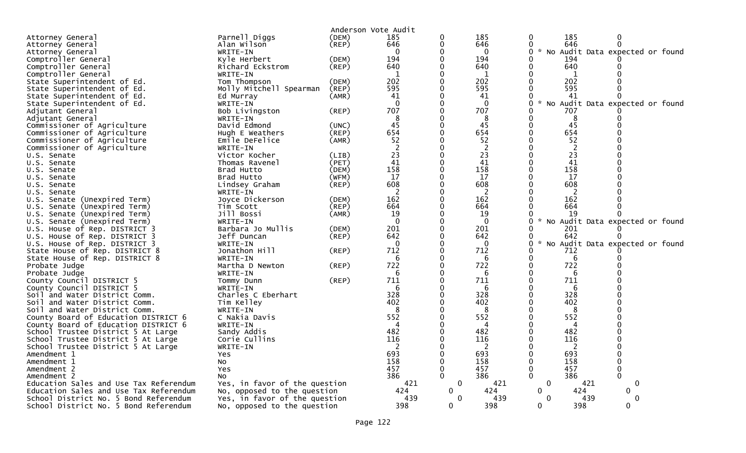Anderson Vote Audit

| Office | Candidate | Party | | | | | | |
|---|---|---|---|---|---|---|---|---|
| Attorney General | Parnell Diggs | (DEM) | 185 | 0 | 185 | 0 | 185 | 0 |
| Attorney General | Alan Wilson | (REP) | 646 | 0 | 646 | 0 | 646 | 0 |
| Attorney General | WRITE-IN | | 0 | 0 | 0 | 0 | * No Audit Data expected or found | |
| Comptroller General | Kyle Herbert | (DEM) | 194 | 0 | 194 | 0 | 194 | 0 |
| Comptroller General | Richard Eckstrom | (REP) | 640 | 0 | 640 | 0 | 640 | 0 |
| Comptroller General | WRITE-IN | | 1 | 0 | 1 | 0 | 1 | 0 |
| State Superintendent of Ed. | Tom Thompson | (DEM) | 202 | 0 | 202 | 0 | 202 | 0 |
| State Superintendent of Ed. | Molly Mitchell Spearman | (REP) | 595 | 0 | 595 | 0 | 595 | 0 |
| State Superintendent of Ed. | Ed Murray | (AMR) | 41 | 0 | 41 | 0 | 41 | 0 |
| State Superintendent of Ed. | WRITE-IN | | 0 | 0 | 0 | 0 | * No Audit Data expected or found | |
| Adjutant General | Bob Livingston | (REP) | 707 | 0 | 707 | 0 | 707 | 0 |
| Adjutant General | WRITE-IN | | 8 | 0 | 8 | 0 | 8 | 0 |
| Commissioner of Agriculture | David Edmond | (UNC) | 45 | 0 | 45 | 0 | 45 | 0 |
| Commissioner of Agriculture | Hugh E Weathers | (REP) | 654 | 0 | 654 | 0 | 654 | 0 |
| Commissioner of Agriculture | Emile DeFelice | (AMR) | 52 | 0 | 52 | 0 | 52 | 0 |
| Commissioner of Agriculture | WRITE-IN | | 2 | 0 | 2 | 0 | 2 | 0 |
| U.S. Senate | Victor Kocher | (LIB) | 23 | 0 | 23 | 0 | 23 | 0 |
| U.S. Senate | Thomas Ravenel | (PET) | 41 | 0 | 41 | 0 | 41 | 0 |
| U.S. Senate | Brad Hutto | (DEM) | 158 | 0 | 158 | 0 | 158 | 0 |
| U.S. Senate | Brad Hutto | (WFM) | 17 | 0 | 17 | 0 | 17 | 0 |
| U.S. Senate | Lindsey Graham | (REP) | 608 | 0 | 608 | 0 | 608 | 0 |
| U.S. Senate | WRITE-IN | | 2 | 0 | 2 | 0 | 2 | 0 |
| U.S. Senate (Unexpired Term) | Joyce Dickerson | (DEM) | 162 | 0 | 162 | 0 | 162 | 0 |
| U.S. Senate (Unexpired Term) | Tim Scott | (REP) | 664 | 0 | 664 | 0 | 664 | 0 |
| U.S. Senate (Unexpired Term) | Jill Bossi | (AMR) | 19 | 0 | 19 | 0 | 19 | 0 |
| U.S. Senate (Unexpired Term) | WRITE-IN | | 0 | 0 | 0 | 0 | * No Audit Data expected or found | |
| U.S. House of Rep. DISTRICT 3 | Barbara Jo Mullis | (DEM) | 201 | 0 | 201 | 0 | 201 | 0 |
| U.S. House of Rep. DISTRICT 3 | Jeff Duncan | (REP) | 642 | 0 | 642 | 0 | 642 | 0 |
| U.S. House of Rep. DISTRICT 3 | WRITE-IN | | 0 | 0 | 0 | 0 | * No Audit Data expected or found | |
| State House of Rep. DISTRICT 8 | Jonathon Hill | (REP) | 712 | 0 | 712 | 0 | 712 | 0 |
| State House of Rep. DISTRICT 8 | WRITE-IN | | 6 | 0 | 6 | 0 | 6 | 0 |
| Probate Judge | Martha D Newton | (REP) | 722 | 0 | 722 | 0 | 722 | 0 |
| Probate Judge | WRITE-IN | | 6 | 0 | 6 | 0 | 6 | 0 |
| County Council DISTRICT 5 | Tommy Dunn | (REP) | 711 | 0 | 711 | 0 | 711 | 0 |
| County Council DISTRICT 5 | WRITE-IN | | 6 | 0 | 6 | 0 | 6 | 0 |
| Soil and Water District Comm. | Charles C Eberhart | | 328 | 0 | 328 | 0 | 328 | 0 |
| Soil and Water District Comm. | Tim Kelley | | 402 | 0 | 402 | 0 | 402 | 0 |
| Soil and Water District Comm. | WRITE-IN | | 8 | 0 | 8 | 0 | 8 | 0 |
| County Board of Education DISTRICT 6 | C Nakia Davis | | 552 | 0 | 552 | 0 | 552 | 0 |
| County Board of Education DISTRICT 6 | WRITE-IN | | 4 | 0 | 4 | 0 | 4 | 0 |
| School Trustee District 5 At Large | Sandy Addis | | 482 | 0 | 482 | 0 | 482 | 0 |
| School Trustee District 5 At Large | Corie Cullins | | 116 | 0 | 116 | 0 | 116 | 0 |
| School Trustee District 5 At Large | WRITE-IN | | 2 | 0 | 2 | 0 | 2 | 0 |
| Amendment 1 | Yes | | 693 | 0 | 693 | 0 | 693 | 0 |
| Amendment 1 | No | | 158 | 0 | 158 | 0 | 158 | 0 |
| Amendment 2 | Yes | | 457 | 0 | 457 | 0 | 457 | 0 |
| Amendment 2 | No | | 386 | 0 | 386 | 0 | 386 | 0 |
| Education Sales and Use Tax Referendum | Yes, in favor of the question | | 421 | 0 | 421 | 0 | 421 | 0 |
| Education Sales and Use Tax Referendum | No, opposed to the question | | 424 | 0 | 424 | 0 | 424 | 0 |
| School District No. 5 Bond Referendum | Yes, in favor of the question | | 439 | 0 | 439 | 0 | 439 | 0 |
| School District No. 5 Bond Referendum | No, opposed to the question | | 398 | 0 | 398 | 0 | 398 | 0 |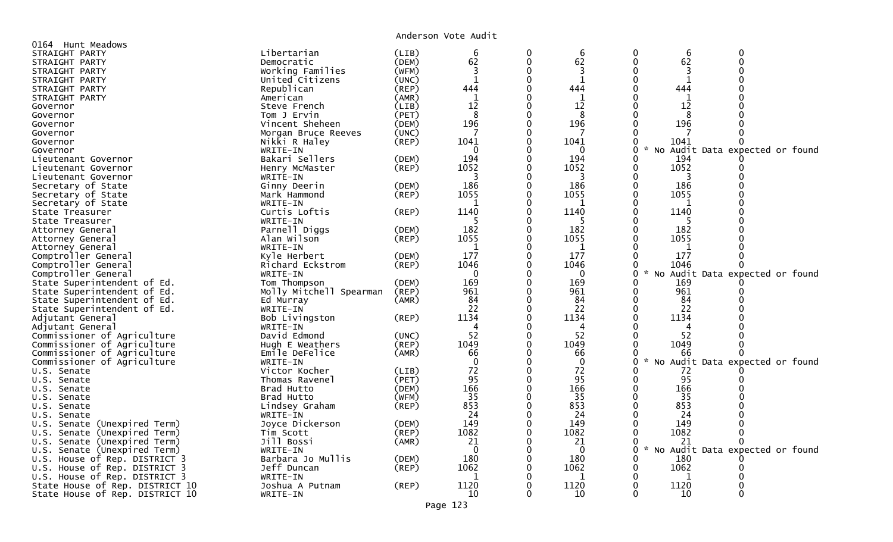# Anderson Vote Audit

0164 Hunt Meadows

| Office | Candidate | Party | | | | | | |
|---|---|---|---|---|---|---|---|---|
| STRAIGHT PARTY | Libertarian | (LIB) | 6 | 0 | 6 | 0 | 6 | 0 |
| STRAIGHT PARTY | Democratic | (DEM) | 62 | 0 | 62 | 0 | 62 | 0 |
| STRAIGHT PARTY | Working Families | (WFM) | 3 | 0 | 3 | 0 | 3 | 0 |
| STRAIGHT PARTY | United Citizens | (UNC) | 1 | 0 | 1 | 0 | 1 | 0 |
| STRAIGHT PARTY | Republican | (REP) | 444 | 0 | 444 | 0 | 444 | 0 |
| STRAIGHT PARTY | American | (AMR) | 1 | 0 | 1 | 0 | 1 | 0 |
| Governor | Steve French | (LIB) | 12 | 0 | 12 | 0 | 12 | 0 |
| Governor | Tom J Ervin | (PET) | 8 | 0 | 8 | 0 | 8 | 0 |
| Governor | Vincent Sheheen | (DEM) | 196 | 0 | 196 | 0 | 196 | 0 |
| Governor | Morgan Bruce Reeves | (UNC) | 7 | 0 | 7 | 0 | 7 | 0 |
| Governor | Nikki R Haley | (REP) | 1041 | 0 | 1041 | 0 | 1041 | 0 |
| Governor | WRITE-IN | | 0 | 0 | 0 | 0 | * No Audit Data expected or found | |
| Lieutenant Governor | Bakari Sellers | (DEM) | 194 | 0 | 194 | 0 | 194 | 0 |
| Lieutenant Governor | Henry McMaster | (REP) | 1052 | 0 | 1052 | 0 | 1052 | 0 |
| Lieutenant Governor | WRITE-IN | | 3 | 0 | 3 | 0 | 3 | 0 |
| Secretary of State | Ginny Deerin | (DEM) | 186 | 0 | 186 | 0 | 186 | 0 |
| Secretary of State | Mark Hammond | (REP) | 1055 | 0 | 1055 | 0 | 1055 | 0 |
| Secretary of State | WRITE-IN | | 1 | 0 | 1 | 0 | 1 | 0 |
| State Treasurer | Curtis Loftis | (REP) | 1140 | 0 | 1140 | 0 | 1140 | 0 |
| State Treasurer | WRITE-IN | | 5 | 0 | 5 | 0 | 5 | 0 |
| Attorney General | Parnell Diggs | (DEM) | 182 | 0 | 182 | 0 | 182 | 0 |
| Attorney General | Alan Wilson | (REP) | 1055 | 0 | 1055 | 0 | 1055 | 0 |
| Attorney General | WRITE-IN | | 1 | 0 | 1 | 0 | 1 | 0 |
| Comptroller General | Kyle Herbert | (DEM) | 177 | 0 | 177 | 0 | 177 | 0 |
| Comptroller General | Richard Eckstrom | (REP) | 1046 | 0 | 1046 | 0 | 1046 | 0 |
| Comptroller General | WRITE-IN | | 0 | 0 | 0 | 0 | * No Audit Data expected or found | |
| State Superintendent of Ed. | Tom Thompson | (DEM) | 169 | 0 | 169 | 0 | 169 | 0 |
| State Superintendent of Ed. | Molly Mitchell Spearman | (REP) | 961 | 0 | 961 | 0 | 961 | 0 |
| State Superintendent of Ed. | Ed Murray | (AMR) | 84 | 0 | 84 | 0 | 84 | 0 |
| State Superintendent of Ed. | WRITE-IN | | 22 | 0 | 22 | 0 | 22 | 0 |
| Adjutant General | Bob Livingston | (REP) | 1134 | 0 | 1134 | 0 | 1134 | 0 |
| Adjutant General | WRITE-IN | | 4 | 0 | 4 | 0 | 4 | 0 |
| Commissioner of Agriculture | David Edmond | (UNC) | 52 | 0 | 52 | 0 | 52 | 0 |
| Commissioner of Agriculture | Hugh E Weathers | (REP) | 1049 | 0 | 1049 | 0 | 1049 | 0 |
| Commissioner of Agriculture | Emile DeFelice | (AMR) | 66 | 0 | 66 | 0 | 66 | 0 |
| Commissioner of Agriculture | WRITE-IN | | 0 | 0 | 0 | 0 | * No Audit Data expected or found | |
| U.S. Senate | Victor Kocher | (LIB) | 72 | 0 | 72 | 0 | 72 | 0 |
| U.S. Senate | Thomas Ravenel | (PET) | 95 | 0 | 95 | 0 | 95 | 0 |
| U.S. Senate | Brad Hutto | (DEM) | 166 | 0 | 166 | 0 | 166 | 0 |
| U.S. Senate | Brad Hutto | (WFM) | 35 | 0 | 35 | 0 | 35 | 0 |
| U.S. Senate | Lindsey Graham | (REP) | 853 | 0 | 853 | 0 | 853 | 0 |
| U.S. Senate | WRITE-IN | | 24 | 0 | 24 | 0 | 24 | 0 |
| U.S. Senate (Unexpired Term) | Joyce Dickerson | (DEM) | 149 | 0 | 149 | 0 | 149 | 0 |
| U.S. Senate (Unexpired Term) | Tim Scott | (REP) | 1082 | 0 | 1082 | 0 | 1082 | 0 |
| U.S. Senate (Unexpired Term) | Jill Bossi | (AMR) | 21 | 0 | 21 | 0 | 21 | 0 |
| U.S. Senate (Unexpired Term) | WRITE-IN | | 0 | 0 | 0 | 0 | * No Audit Data expected or found | |
| U.S. House of Rep. DISTRICT 3 | Barbara Jo Mullis | (DEM) | 180 | 0 | 180 | 0 | 180 | 0 |
| U.S. House of Rep. DISTRICT 3 | Jeff Duncan | (REP) | 1062 | 0 | 1062 | 0 | 1062 | 0 |
| U.S. House of Rep. DISTRICT 3 | WRITE-IN | | 1 | 0 | 1 | 0 | 1 | 0 |
| State House of Rep. DISTRICT 10 | Joshua A Putnam | (REP) | 1120 | 0 | 1120 | 0 | 1120 | 0 |
| State House of Rep. DISTRICT 10 | WRITE-IN | | 10 | 0 | 10 | 0 | 10 | 0 |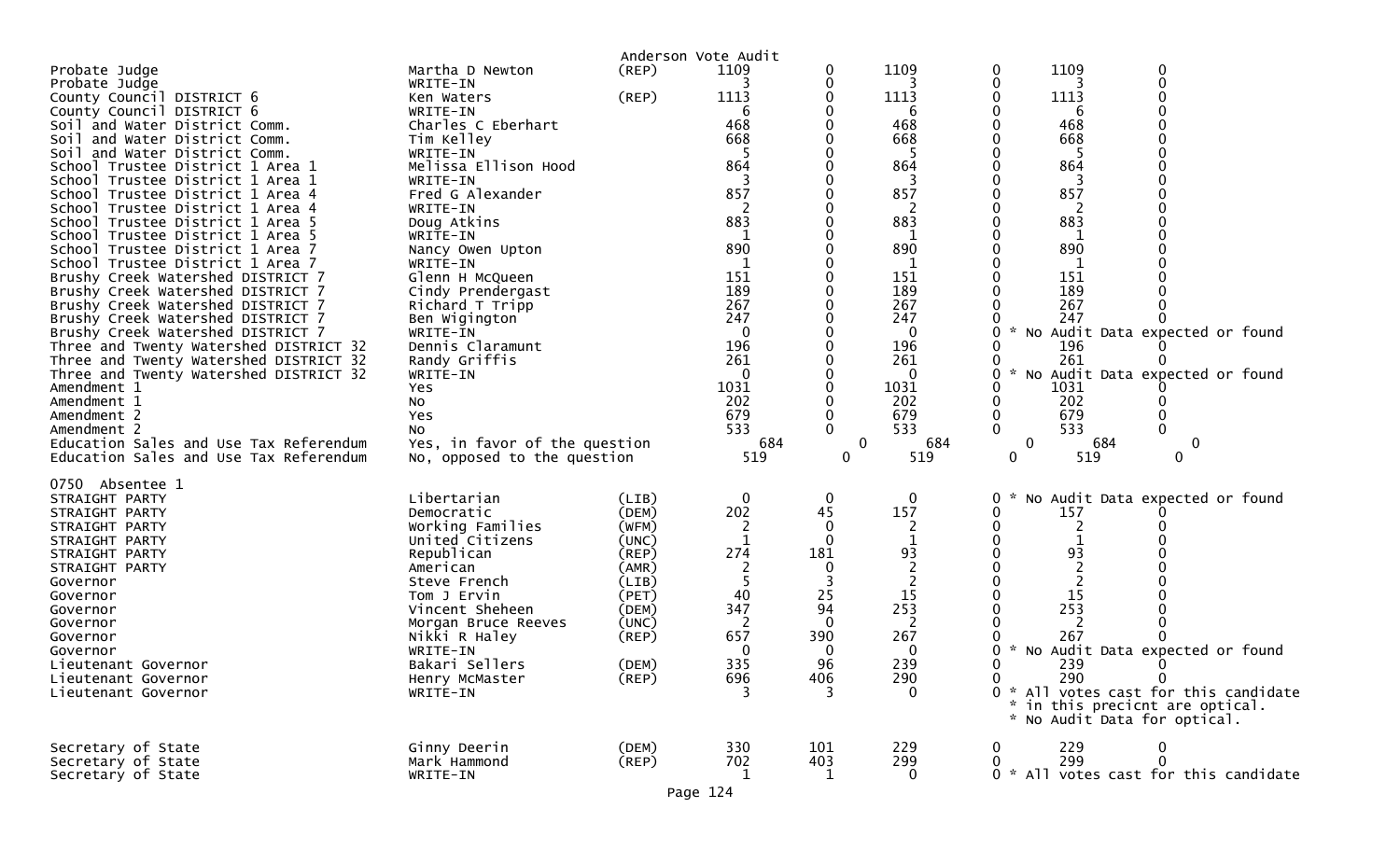Anderson Vote Audit

| Contest | Candidate | Party | Total | Col2 | Col3 | Col4 | Col5 | Col6 |
|---|---|---|---|---|---|---|---|---|
| Probate Judge | Martha D Newton | (REP) | 1109 | 0 | 1109 | 0 | 1109 | 0 |
| Probate Judge | WRITE-IN | | 3 | 0 | 3 | 0 | 3 | 0 |
| County Council DISTRICT 6 | Ken Waters | (REP) | 1113 | 0 | 1113 | 0 | 1113 | 0 |
| County Council DISTRICT 6 | WRITE-IN | | 6 | 0 | 6 | 0 | 6 | 0 |
| Soil and Water District Comm. | Charles C Eberhart | | 468 | 0 | 468 | 0 | 468 | 0 |
| Soil and Water District Comm. | Tim Kelley | | 668 | 0 | 668 | 0 | 668 | 0 |
| Soil and Water District Comm. | WRITE-IN | | 5 | 0 | 5 | 0 | 5 | 0 |
| School Trustee District 1 Area 1 | Melissa Ellison Hood | | 864 | 0 | 864 | 0 | 864 | 0 |
| School Trustee District 1 Area 1 | WRITE-IN | | 3 | 0 | 3 | 0 | 3 | 0 |
| School Trustee District 1 Area 4 | Fred G Alexander | | 857 | 0 | 857 | 0 | 857 | 0 |
| School Trustee District 1 Area 4 | WRITE-IN | | 2 | 0 | 2 | 0 | 2 | 0 |
| School Trustee District 1 Area 5 | Doug Atkins | | 883 | 0 | 883 | 0 | 883 | 0 |
| School Trustee District 1 Area 5 | WRITE-IN | | 1 | 0 | 1 | 0 | 1 | 0 |
| School Trustee District 1 Area 7 | Nancy Owen Upton | | 890 | 0 | 890 | 0 | 890 | 0 |
| School Trustee District 1 Area 7 | WRITE-IN | | 1 | 0 | 1 | 0 | 1 | 0 |
| Brushy Creek Watershed DISTRICT 7 | Glenn H McQueen | | 151 | 0 | 151 | 0 | 151 | 0 |
| Brushy Creek Watershed DISTRICT 7 | Cindy Prendergast | | 189 | 0 | 189 | 0 | 189 | 0 |
| Brushy Creek Watershed DISTRICT 7 | Richard T Tripp | | 267 | 0 | 267 | 0 | 267 | 0 |
| Brushy Creek Watershed DISTRICT 7 | Ben Wigington | | 247 | 0 | 247 | 0 | 247 | 0 |
| Brushy Creek Watershed DISTRICT 7 | WRITE-IN | | 0 | 0 | 0 | 0 * No Audit Data expected or found | | |
| Three and Twenty Watershed DISTRICT 32 | Dennis Claramunt | | 196 | 0 | 196 | 0 | 196 | 0 |
| Three and Twenty Watershed DISTRICT 32 | Randy Griffis | | 261 | 0 | 261 | 0 | 261 | 0 |
| Three and Twenty Watershed DISTRICT 32 | WRITE-IN | | 0 | 0 | 0 | 0 * No Audit Data expected or found | | |
| Amendment 1 | Yes | | 1031 | 0 | 1031 | 0 | 1031 | 0 |
| Amendment 1 | No | | 202 | 0 | 202 | 0 | 202 | 0 |
| Amendment 2 | Yes | | 679 | 0 | 679 | 0 | 679 | 0 |
| Amendment 2 | No | | 533 | 0 | 533 | 0 | 533 | 0 |
| Education Sales and Use Tax Referendum | Yes, in favor of the question | | 684 | 0 | 684 | 0 | 684 | 0 |
| Education Sales and Use Tax Referendum | No, opposed to the question | | 519 | 0 | 519 | 0 | 519 | 0 |

0750 Absentee 1

| Contest | Candidate | Party | Total | Col2 | Col3 | Col4 | Col5 | Col6 |
|---|---|---|---|---|---|---|---|---|
| STRAIGHT PARTY | Libertarian | (LIB) | 0 | 0 | 0 | 0 * No Audit Data expected or found | | |
| STRAIGHT PARTY | Democratic | (DEM) | 202 | 45 | 157 | 0 | 157 | 0 |
| STRAIGHT PARTY | Working Families | (WFM) | 2 | 0 | 2 | 0 | 2 | 0 |
| STRAIGHT PARTY | United Citizens | (UNC) | 1 | 0 | 1 | 0 | 1 | 0 |
| STRAIGHT PARTY | Republican | (REP) | 274 | 181 | 93 | 0 | 93 | 0 |
| STRAIGHT PARTY | American | (AMR) | 2 | 0 | 2 | 0 | 2 | 0 |
| Governor | Steve French | (LIB) | 5 | 3 | 2 | 0 | 2 | 0 |
| Governor | Tom J Ervin | (PET) | 40 | 25 | 15 | 0 | 15 | 0 |
| Governor | Vincent Sheheen | (DEM) | 347 | 94 | 253 | 0 | 253 | 0 |
| Governor | Morgan Bruce Reeves | (UNC) | 2 | 0 | 2 | 0 | 2 | 0 |
| Governor | Nikki R Haley | (REP) | 657 | 390 | 267 | 0 | 267 | 0 |
| Governor | WRITE-IN | | 0 | 0 | 0 | 0 * No Audit Data expected or found | | |
| Lieutenant Governor | Bakari Sellers | (DEM) | 335 | 96 | 239 | 0 | 239 | 0 |
| Lieutenant Governor | Henry McMaster | (REP) | 696 | 406 | 290 | 0 | 290 | 0 |
| Lieutenant Governor | WRITE-IN | | 3 | 3 | 0 | 0 * All votes cast for this candidate in this precicnt are optical. * No Audit Data for optical. | | |
| Secretary of State | Ginny Deerin | (DEM) | 330 | 101 | 229 | 0 | 229 | 0 |
| Secretary of State | Mark Hammond | (REP) | 702 | 403 | 299 | 0 | 299 | 0 |
| Secretary of State | WRITE-IN | | 1 | 1 | 0 | 0 * All votes cast for this candidate | | |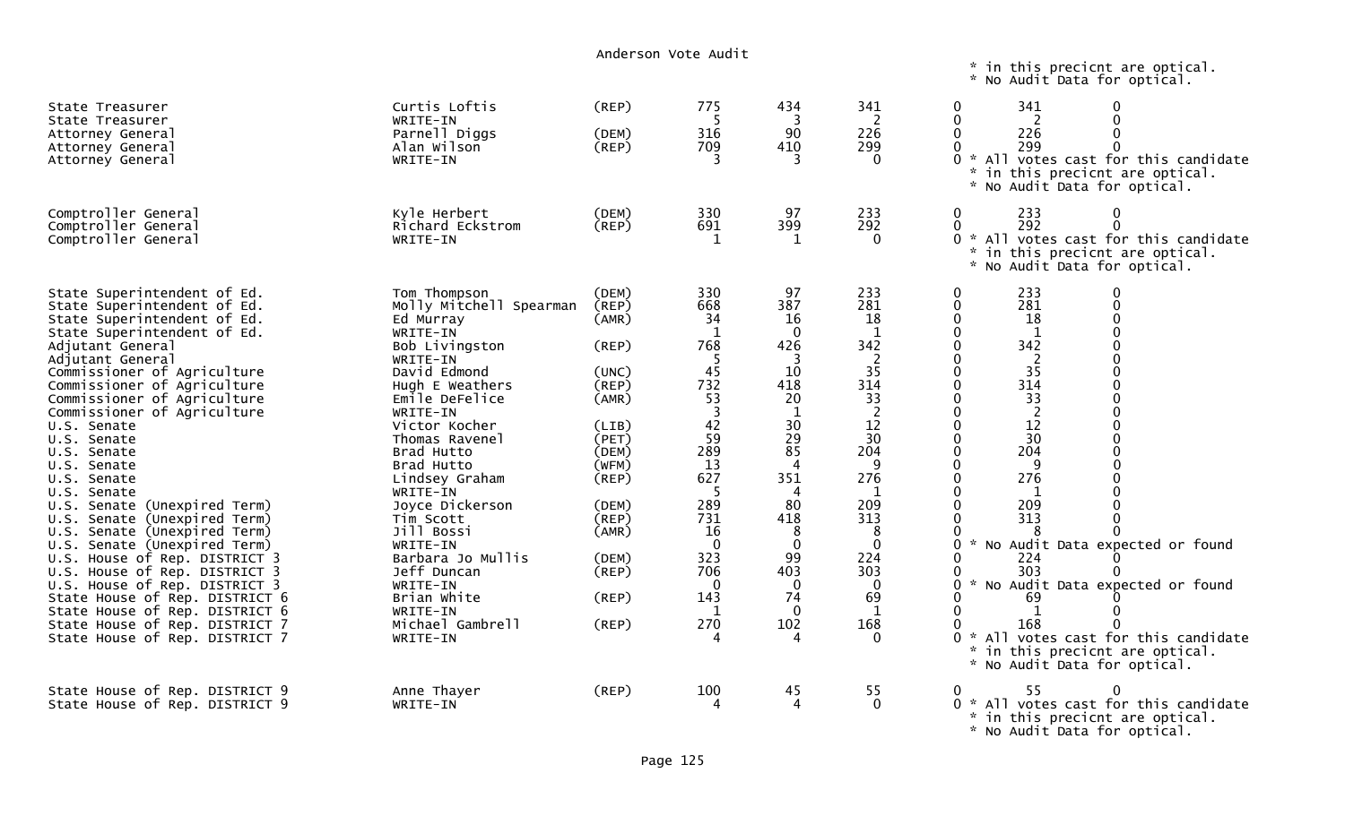Anderson Vote Audit

\* in this precicnt are optical.
\* No Audit Data for optical.

| Office | Candidate | Party | | | | | | |
|---|---|---|---|---|---|---|---|---|
| State Treasurer | Curtis Loftis | (REP) | 775 | 434 | 341 | 0 | 341 | 0 |
| State Treasurer | WRITE-IN | | 5 | 3 | 2 | 0 | 2 | 0 |
| Attorney General | Parnell Diggs | (DEM) | 316 | 90 | 226 | 0 | 226 | 0 |
| Attorney General | Alan Wilson | (REP) | 709 | 410 | 299 | 0 | 299 | 0 |
| Attorney General | WRITE-IN | | 3 | 3 | 0 | 0 * All votes cast for this candidate * in this precicnt are optical. * No Audit Data for optical. | | |
| Comptroller General | Kyle Herbert | (DEM) | 330 | 97 | 233 | 0 | 233 | 0 |
| Comptroller General | Richard Eckstrom | (REP) | 691 | 399 | 292 | 0 | 292 | 0 |
| Comptroller General | WRITE-IN | | 1 | 1 | 0 | 0 * All votes cast for this candidate * in this precicnt are optical. * No Audit Data for optical. | | |
| State Superintendent of Ed. | Tom Thompson | (DEM) | 330 | 97 | 233 | 0 | 233 | 0 |
| State Superintendent of Ed. | Molly Mitchell Spearman | (REP) | 668 | 387 | 281 | 0 | 281 | 0 |
| State Superintendent of Ed. | Ed Murray | (AMR) | 34 | 16 | 18 | 0 | 18 | 0 |
| State Superintendent of Ed. | WRITE-IN | | 1 | 0 | 1 | 0 | 1 | 0 |
| Adjutant General | Bob Livingston | (REP) | 768 | 426 | 342 | 0 | 342 | 0 |
| Adjutant General | WRITE-IN | | 5 | 3 | 2 | 0 | 2 | 0 |
| Commissioner of Agriculture | David Edmond | (UNC) | 45 | 10 | 35 | 0 | 35 | 0 |
| Commissioner of Agriculture | Hugh E Weathers | (REP) | 732 | 418 | 314 | 0 | 314 | 0 |
| Commissioner of Agriculture | Emile DeFelice | (AMR) | 53 | 20 | 33 | 0 | 33 | 0 |
| Commissioner of Agriculture | WRITE-IN | | 3 | 1 | 2 | 0 | 2 | 0 |
| U.S. Senate | Victor Kocher | (LIB) | 42 | 30 | 12 | 0 | 12 | 0 |
| U.S. Senate | Thomas Ravenel | (PET) | 59 | 29 | 30 | 0 | 30 | 0 |
| U.S. Senate | Brad Hutto | (DEM) | 289 | 85 | 204 | 0 | 204 | 0 |
| U.S. Senate | Brad Hutto | (WFM) | 13 | 4 | 9 | 0 | 9 | 0 |
| U.S. Senate | Lindsey Graham | (REP) | 627 | 351 | 276 | 0 | 276 | 0 |
| U.S. Senate | WRITE-IN | | 5 | 4 | 1 | 0 | 1 | 0 |
| U.S. Senate (Unexpired Term) | Joyce Dickerson | (DEM) | 289 | 80 | 209 | 0 | 209 | 0 |
| U.S. Senate (Unexpired Term) | Tim Scott | (REP) | 731 | 418 | 313 | 0 | 313 | 0 |
| U.S. Senate (Unexpired Term) | Jill Bossi | (AMR) | 16 | 8 | 8 | 0 | 8 | 0 |
| U.S. Senate (Unexpired Term) | WRITE-IN | | 0 | 0 | 0 | 0 * No Audit Data expected or found | | |
| U.S. House of Rep. DISTRICT 3 | Barbara Jo Mullis | (DEM) | 323 | 99 | 224 | 0 | 224 | 0 |
| U.S. House of Rep. DISTRICT 3 | Jeff Duncan | (REP) | 706 | 403 | 303 | 0 | 303 | 0 |
| U.S. House of Rep. DISTRICT 3 | WRITE-IN | | 0 | 0 | 0 | 0 * No Audit Data expected or found | | |
| State House of Rep. DISTRICT 6 | Brian White | (REP) | 143 | 74 | 69 | 0 | 69 | 0 |
| State House of Rep. DISTRICT 6 | WRITE-IN | | 1 | 0 | 1 | 0 | 1 | 0 |
| State House of Rep. DISTRICT 7 | Michael Gambrell | (REP) | 270 | 102 | 168 | 0 | 168 | 0 |
| State House of Rep. DISTRICT 7 | WRITE-IN | | 4 | 4 | 0 | 0 * All votes cast for this candidate * in this precicnt are optical. * No Audit Data for optical. | | |
| State House of Rep. DISTRICT 9 | Anne Thayer | (REP) | 100 | 45 | 55 | 0 | 55 | 0 |
| State House of Rep. DISTRICT 9 | WRITE-IN | | 4 | 4 | 0 | 0 * All votes cast for this candidate * in this precicnt are optical. * No Audit Data for optical. | | |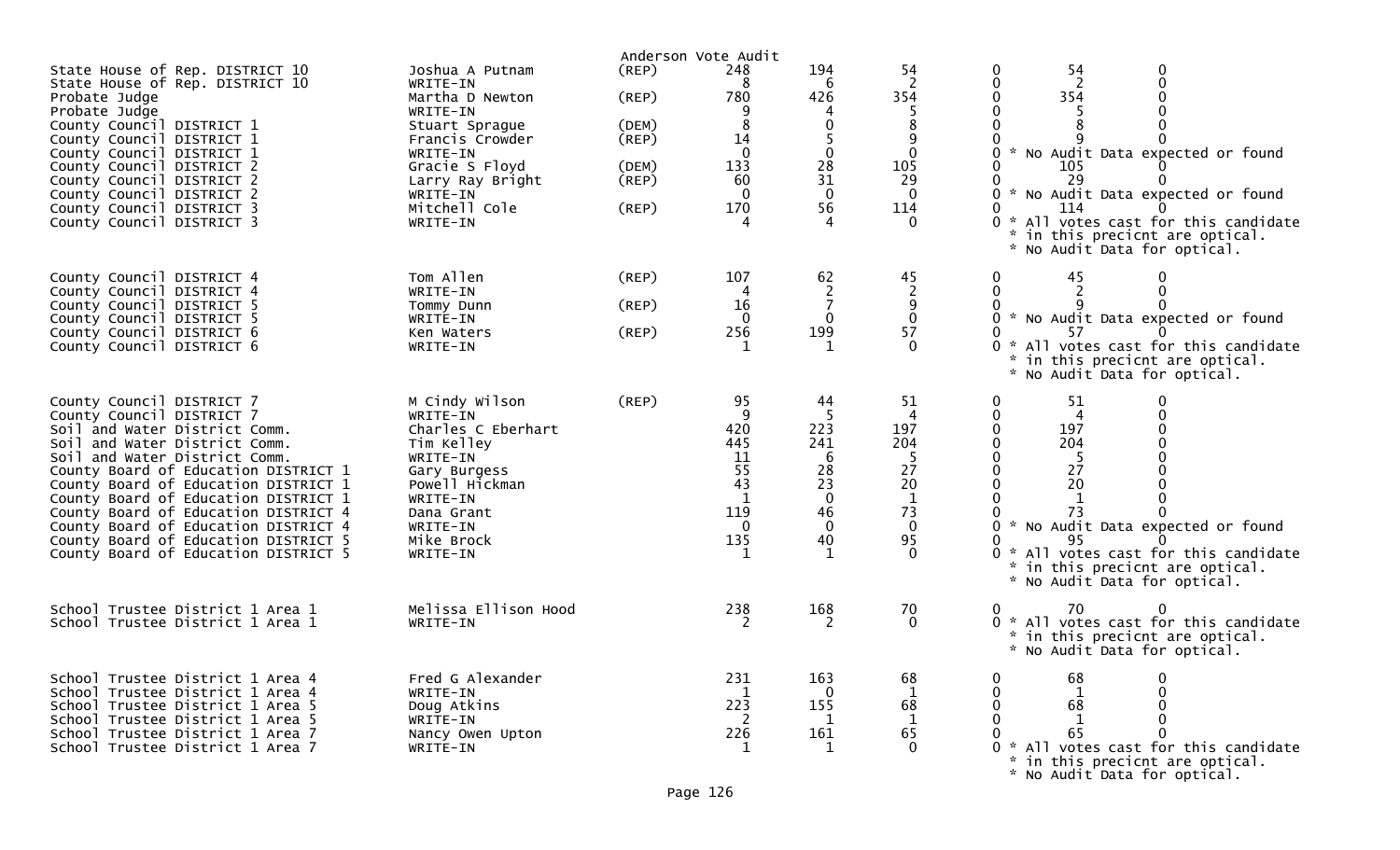Anderson Vote Audit

| Office | Candidate | Party | | | | | | | Notes |
|---|---|---|---|---|---|---|---|---|---|
| State House of Rep. DISTRICT 10 | Joshua A Putnam | (REP) | 248 | 194 | 54 | 0 | 54 | 0 | |
| State House of Rep. DISTRICT 10 | WRITE-IN | | 8 | 6 | 2 | 0 | 2 | 0 | |
| Probate Judge | Martha D Newton | (REP) | 780 | 426 | 354 | 0 | 354 | 0 | |
| Probate Judge | WRITE-IN | | 9 | 4 | 5 | 0 | 5 | 0 | |
| County Council DISTRICT 1 | Stuart Sprague | (DEM) | 8 | 0 | 8 | 0 | 8 | 0 | |
| County Council DISTRICT 1 | Francis Crowder | (REP) | 14 | 5 | 9 | 0 | 9 | 0 | |
| County Council DISTRICT 1 | WRITE-IN | | 0 | 0 | 0 | 0 | | | * No Audit Data expected or found |
| County Council DISTRICT 2 | Gracie S Floyd | (DEM) | 133 | 28 | 105 | 0 | 105 | 0 | |
| County Council DISTRICT 2 | Larry Ray Bright | (REP) | 60 | 31 | 29 | 0 | 29 | 0 | |
| County Council DISTRICT 2 | WRITE-IN | | 0 | 0 | 0 | 0 | | | * No Audit Data expected or found |
| County Council DISTRICT 3 | Mitchell Cole | (REP) | 170 | 56 | 114 | 0 | 114 | 0 | |
| County Council DISTRICT 3 | WRITE-IN | | 4 | 4 | 0 | 0 | | | * All votes cast for this candidate * in this precicnt are optical. * No Audit Data for optical. |
| County Council DISTRICT 4 | Tom Allen | (REP) | 107 | 62 | 45 | 0 | 45 | 0 | |
| County Council DISTRICT 4 | WRITE-IN | | 4 | 2 | 2 | 0 | 2 | 0 | |
| County Council DISTRICT 5 | Tommy Dunn | (REP) | 16 | 7 | 9 | 0 | 9 | 0 | |
| County Council DISTRICT 5 | WRITE-IN | | 0 | 0 | 0 | 0 | | | * No Audit Data expected or found |
| County Council DISTRICT 6 | Ken Waters | (REP) | 256 | 199 | 57 | 0 | 57 | 0 | |
| County Council DISTRICT 6 | WRITE-IN | | 1 | 1 | 0 | 0 | | | * All votes cast for this candidate * in this precicnt are optical. * No Audit Data for optical. |
| County Council DISTRICT 7 | M Cindy Wilson | (REP) | 95 | 44 | 51 | 0 | 51 | 0 | |
| County Council DISTRICT 7 | WRITE-IN | | 9 | 5 | 4 | 0 | 4 | 0 | |
| Soil and Water District Comm. | Charles C Eberhart | | 420 | 223 | 197 | 0 | 197 | 0 | |
| Soil and Water District Comm. | Tim Kelley | | 445 | 241 | 204 | 0 | 204 | 0 | |
| Soil and Water District Comm. | WRITE-IN | | 11 | 6 | 5 | 0 | 5 | 0 | |
| County Board of Education DISTRICT 1 | Gary Burgess | | 55 | 28 | 27 | 0 | 27 | 0 | |
| County Board of Education DISTRICT 1 | Powell Hickman | | 43 | 23 | 20 | 0 | 20 | 0 | |
| County Board of Education DISTRICT 1 | WRITE-IN | | 1 | 0 | 1 | 0 | 1 | 0 | |
| County Board of Education DISTRICT 4 | Dana Grant | | 119 | 46 | 73 | 0 | 73 | 0 | |
| County Board of Education DISTRICT 4 | WRITE-IN | | 0 | 0 | 0 | 0 | | | * No Audit Data expected or found |
| County Board of Education DISTRICT 5 | Mike Brock | | 135 | 40 | 95 | 0 | 95 | 0 | |
| County Board of Education DISTRICT 5 | WRITE-IN | | 1 | 1 | 0 | 0 | | | * All votes cast for this candidate * in this precicnt are optical. * No Audit Data for optical. |
| School Trustee District 1 Area 1 | Melissa Ellison Hood | | 238 | 168 | 70 | 0 | 70 | 0 | |
| School Trustee District 1 Area 1 | WRITE-IN | | 2 | 2 | 0 | 0 | | | * All votes cast for this candidate * in this precicnt are optical. * No Audit Data for optical. |
| School Trustee District 1 Area 4 | Fred G Alexander | | 231 | 163 | 68 | 0 | 68 | 0 | |
| School Trustee District 1 Area 4 | WRITE-IN | | 1 | 0 | 1 | 0 | 1 | 0 | |
| School Trustee District 1 Area 5 | Doug Atkins | | 223 | 155 | 68 | 0 | 68 | 0 | |
| School Trustee District 1 Area 5 | WRITE-IN | | 2 | 1 | 1 | 0 | 1 | 0 | |
| School Trustee District 1 Area 7 | Nancy Owen Upton | | 226 | 161 | 65 | 0 | 65 | 0 | |
| School Trustee District 1 Area 7 | WRITE-IN | | 1 | 1 | 0 | 0 | | | * All votes cast for this candidate * in this precicnt are optical. * No Audit Data for optical. |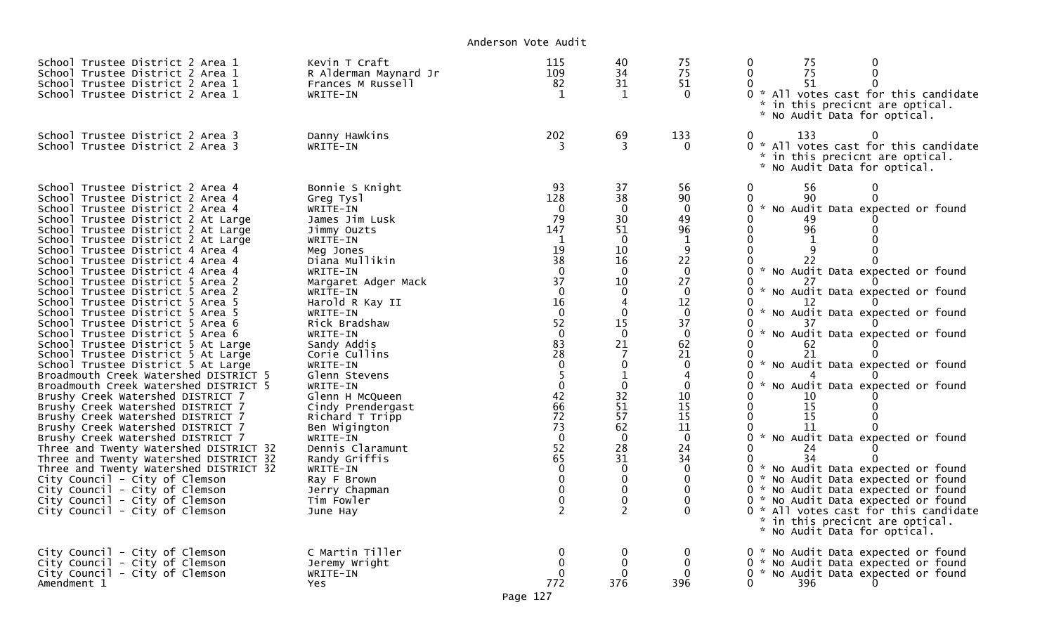Anderson Vote Audit

| Contest | Candidate | | | | | | | Note |
|---|---|---|---|---|---|---|---|---|
| School Trustee District 2 Area 1 | Kevin T Craft | 115 | 40 | 75 | 0 | 75 | 0 | |
| School Trustee District 2 Area 1 | R Alderman Maynard Jr | 109 | 34 | 75 | 0 | 75 | 0 | |
| School Trustee District 2 Area 1 | Frances M Russell | 82 | 31 | 51 | 0 | 51 | 0 | |
| School Trustee District 2 Area 1 | WRITE-IN | 1 | 1 | 0 | 0 | | | * All votes cast for this candidate * in this precicnt are optical. * No Audit Data for optical. |
| School Trustee District 2 Area 3 | Danny Hawkins | 202 | 69 | 133 | 0 | 133 | 0 | |
| School Trustee District 2 Area 3 | WRITE-IN | 3 | 3 | 0 | 0 | | | * All votes cast for this candidate * in this precicnt are optical. * No Audit Data for optical. |
| School Trustee District 2 Area 4 | Bonnie S Knight | 93 | 37 | 56 | 0 | 56 | 0 | |
| School Trustee District 2 Area 4 | Greg Tysl | 128 | 38 | 90 | 0 | 90 | 0 | |
| School Trustee District 2 Area 4 | WRITE-IN | 0 | 0 | 0 | 0 | | | * No Audit Data expected or found |
| School Trustee District 2 At Large | James Jim Lusk | 79 | 30 | 49 | 0 | 49 | 0 | |
| School Trustee District 2 At Large | Jimmy Ouzts | 147 | 51 | 96 | 0 | 96 | 0 | |
| School Trustee District 2 At Large | WRITE-IN | 1 | 0 | 1 | 0 | 1 | 0 | |
| School Trustee District 4 Area 4 | Meg Jones | 19 | 10 | 9 | 0 | 9 | 0 | |
| School Trustee District 4 Area 4 | Diana Mullikin | 38 | 16 | 22 | 0 | 22 | 0 | |
| School Trustee District 4 Area 4 | WRITE-IN | 0 | 0 | 0 | 0 | | | * No Audit Data expected or found |
| School Trustee District 5 Area 2 | Margaret Adger Mack | 37 | 10 | 27 | 0 | 27 | 0 | |
| School Trustee District 5 Area 2 | WRITE-IN | 0 | 0 | 0 | 0 | | | * No Audit Data expected or found |
| School Trustee District 5 Area 5 | Harold R Kay II | 16 | 4 | 12 | 0 | 12 | 0 | |
| School Trustee District 5 Area 5 | WRITE-IN | 0 | 0 | 0 | 0 | | | * No Audit Data expected or found |
| School Trustee District 5 Area 6 | Rick Bradshaw | 52 | 15 | 37 | 0 | 37 | 0 | |
| School Trustee District 5 Area 6 | WRITE-IN | 0 | 0 | 0 | 0 | | | * No Audit Data expected or found |
| School Trustee District 5 At Large | Sandy Addis | 83 | 21 | 62 | 0 | 62 | 0 | |
| School Trustee District 5 At Large | Corie Cullins | 28 | 7 | 21 | 0 | 21 | 0 | |
| School Trustee District 5 At Large | WRITE-IN | 0 | 0 | 0 | 0 | | | * No Audit Data expected or found |
| Broadmouth Creek Watershed DISTRICT 5 | Glenn Stevens | 5 | 1 | 4 | 0 | 4 | 0 | |
| Broadmouth Creek Watershed DISTRICT 5 | WRITE-IN | 0 | 0 | 0 | 0 | | | * No Audit Data expected or found |
| Brushy Creek Watershed DISTRICT 7 | Glenn H McQueen | 42 | 32 | 10 | 0 | 10 | 0 | |
| Brushy Creek Watershed DISTRICT 7 | Cindy Prendergast | 66 | 51 | 15 | 0 | 15 | 0 | |
| Brushy Creek Watershed DISTRICT 7 | Richard T Tripp | 72 | 57 | 15 | 0 | 15 | 0 | |
| Brushy Creek Watershed DISTRICT 7 | Ben Wigington | 73 | 62 | 11 | 0 | 11 | 0 | |
| Brushy Creek Watershed DISTRICT 7 | WRITE-IN | 0 | 0 | 0 | 0 | | | * No Audit Data expected or found |
| Three and Twenty Watershed DISTRICT 32 | Dennis Claramunt | 52 | 28 | 24 | 0 | 24 | 0 | |
| Three and Twenty Watershed DISTRICT 32 | Randy Griffis | 65 | 31 | 34 | 0 | 34 | 0 | |
| Three and Twenty Watershed DISTRICT 32 | WRITE-IN | 0 | 0 | 0 | 0 | | | * No Audit Data expected or found |
| City Council - City of Clemson | Ray F Brown | 0 | 0 | 0 | 0 | | | * No Audit Data expected or found |
| City Council - City of Clemson | Jerry Chapman | 0 | 0 | 0 | 0 | | | * No Audit Data expected or found |
| City Council - City of Clemson | Tim Fowler | 0 | 0 | 0 | 0 | | | * No Audit Data expected or found |
| City Council - City of Clemson | June Hay | 2 | 2 | 0 | 0 | | | * All votes cast for this candidate * in this precicnt are optical. * No Audit Data for optical. |
| City Council - City of Clemson | C Martin Tiller | 0 | 0 | 0 | 0 | | | * No Audit Data expected or found |
| City Council - City of Clemson | Jeremy Wright | 0 | 0 | 0 | 0 | | | * No Audit Data expected or found |
| City Council - City of Clemson | WRITE-IN | 0 | 0 | 0 | 0 | | | * No Audit Data expected or found |
| Amendment 1 | Yes | 772 | 376 | 396 | 0 | 396 | 0 | |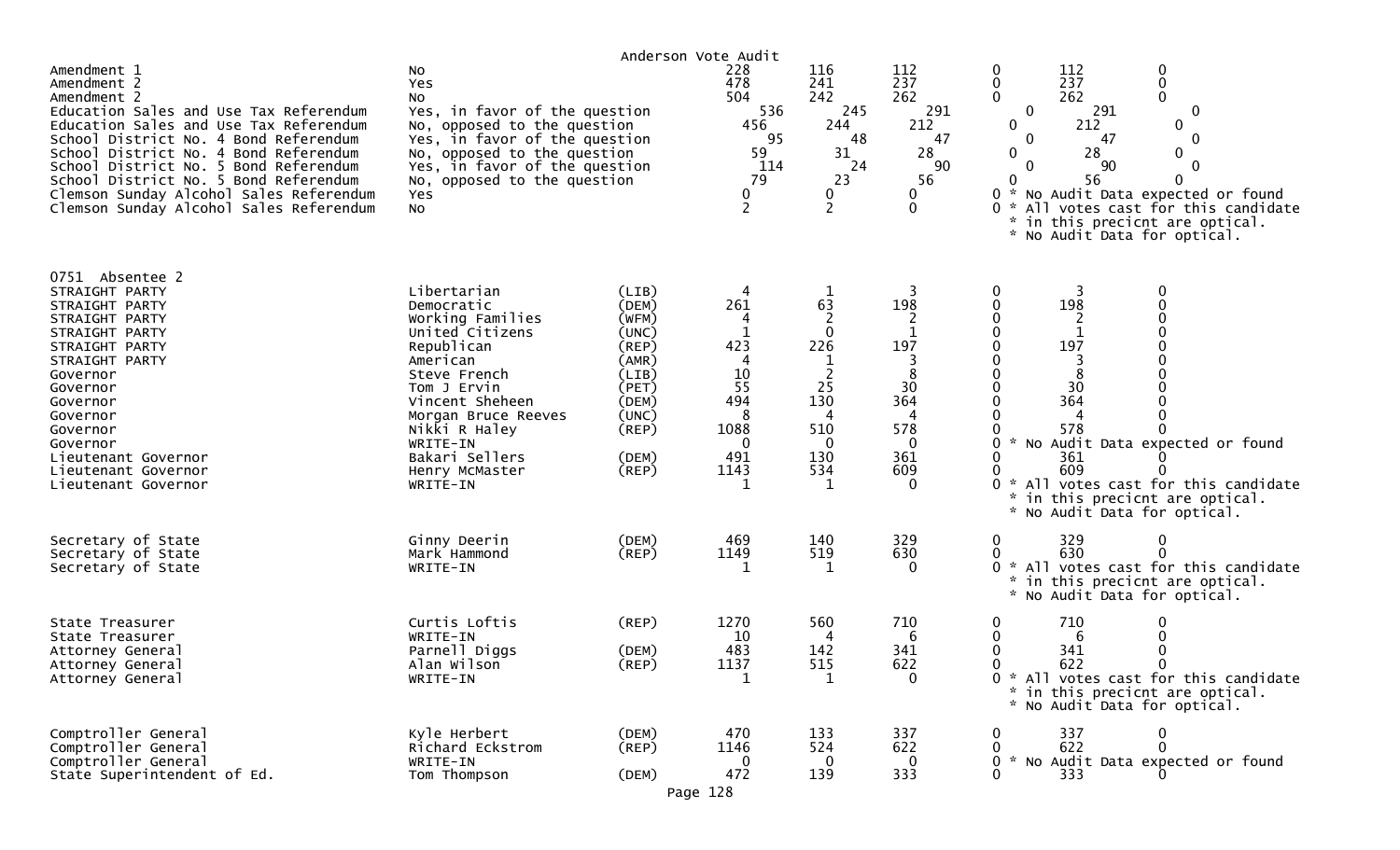Anderson Vote Audit

| Contest | Choice | Party | Total | Col1 | Col2 | Col3 | Col4 | Col5 |
|---|---|---|---|---|---|---|---|---|
| Amendment 1 | No | | 228 | 116 | 112 | 0 | 112 | 0 |
| Amendment 2 | Yes | | 478 | 241 | 237 | 0 | 237 | 0 |
| Amendment 2 | No | | 504 | 242 | 262 | 0 | 262 | 0 |
| Education Sales and Use Tax Referendum | Yes, in favor of the question | | 536 | 245 | 291 | 0 | 291 | 0 |
| Education Sales and Use Tax Referendum | No, opposed to the question | | 456 | 244 | 212 | 0 | 212 | 0 |
| School District No. 4 Bond Referendum | Yes, in favor of the question | | 95 | 48 | 47 | 0 | 47 | 0 |
| School District No. 4 Bond Referendum | No, opposed to the question | | 59 | 31 | 28 | 0 | 28 | 0 |
| School District No. 5 Bond Referendum | Yes, in favor of the question | | 114 | 24 | 90 | 0 | 90 | 0 |
| School District No. 5 Bond Referendum | No, opposed to the question | | 79 | 23 | 56 | 0 | 56 | 0 |
| Clemson Sunday Alcohol Sales Referendum | Yes | | 0 | 0 | 0 | 0 * No Audit Data expected or found | | |
| Clemson Sunday Alcohol Sales Referendum | No | | 2 | 2 | 0 | 0 * All votes cast for this candidate * in this precicnt are optical. * No Audit Data for optical. | | |

0751 Absentee 2

| Contest | Choice | Party | Total | Col1 | Col2 | Col3 | Col4 | Col5 |
|---|---|---|---|---|---|---|---|---|
| STRAIGHT PARTY | Libertarian | (LIB) | 4 | 1 | 3 | 0 | 3 | 0 |
| STRAIGHT PARTY | Democratic | (DEM) | 261 | 63 | 198 | 0 | 198 | 0 |
| STRAIGHT PARTY | Working Families | (WFM) | 4 | 2 | 2 | 0 | 2 | 0 |
| STRAIGHT PARTY | United Citizens | (UNC) | 1 | 0 | 1 | 0 | 1 | 0 |
| STRAIGHT PARTY | Republican | (REP) | 423 | 226 | 197 | 0 | 197 | 0 |
| STRAIGHT PARTY | American | (AMR) | 4 | 1 | 3 | 0 | 3 | 0 |
| Governor | Steve French | (LIB) | 10 | 2 | 8 | 0 | 8 | 0 |
| Governor | Tom J Ervin | (PET) | 55 | 25 | 30 | 0 | 30 | 0 |
| Governor | Vincent Sheheen | (DEM) | 494 | 130 | 364 | 0 | 364 | 0 |
| Governor | Morgan Bruce Reeves | (UNC) | 8 | 4 | 4 | 0 | 4 | 0 |
| Governor | Nikki R Haley | (REP) | 1088 | 510 | 578 | 0 | 578 | 0 |
| Governor | WRITE-IN | | 0 | 0 | 0 | 0 * No Audit Data expected or found | | |
| Lieutenant Governor | Bakari Sellers | (DEM) | 491 | 130 | 361 | 0 | 361 | 0 |
| Lieutenant Governor | Henry McMaster | (REP) | 1143 | 534 | 609 | 0 | 609 | 0 |
| Lieutenant Governor | WRITE-IN | | 1 | 1 | 0 | 0 * All votes cast for this candidate * in this precicnt are optical. * No Audit Data for optical. | | |
| Secretary of State | Ginny Deerin | (DEM) | 469 | 140 | 329 | 0 | 329 | 0 |
| Secretary of State | Mark Hammond | (REP) | 1149 | 519 | 630 | 0 | 630 | 0 |
| Secretary of State | WRITE-IN | | 1 | 1 | 0 | 0 * All votes cast for this candidate * in this precicnt are optical. * No Audit Data for optical. | | |
| State Treasurer | Curtis Loftis | (REP) | 1270 | 560 | 710 | 0 | 710 | 0 |
| State Treasurer | WRITE-IN | | 10 | 4 | 6 | 0 | 6 | 0 |
| Attorney General | Parnell Diggs | (DEM) | 483 | 142 | 341 | 0 | 341 | 0 |
| Attorney General | Alan Wilson | (REP) | 1137 | 515 | 622 | 0 | 622 | 0 |
| Attorney General | WRITE-IN | | 1 | 1 | 0 | 0 * All votes cast for this candidate * in this precicnt are optical. * No Audit Data for optical. | | |
| Comptroller General | Kyle Herbert | (DEM) | 470 | 133 | 337 | 0 | 337 | 0 |
| Comptroller General | Richard Eckstrom | (REP) | 1146 | 524 | 622 | 0 | 622 | 0 |
| Comptroller General | WRITE-IN | | 0 | 0 | 0 | 0 * No Audit Data expected or found | | |
| State Superintendent of Ed. | Tom Thompson | (DEM) | 472 | 139 | 333 | 0 | 333 | 0 |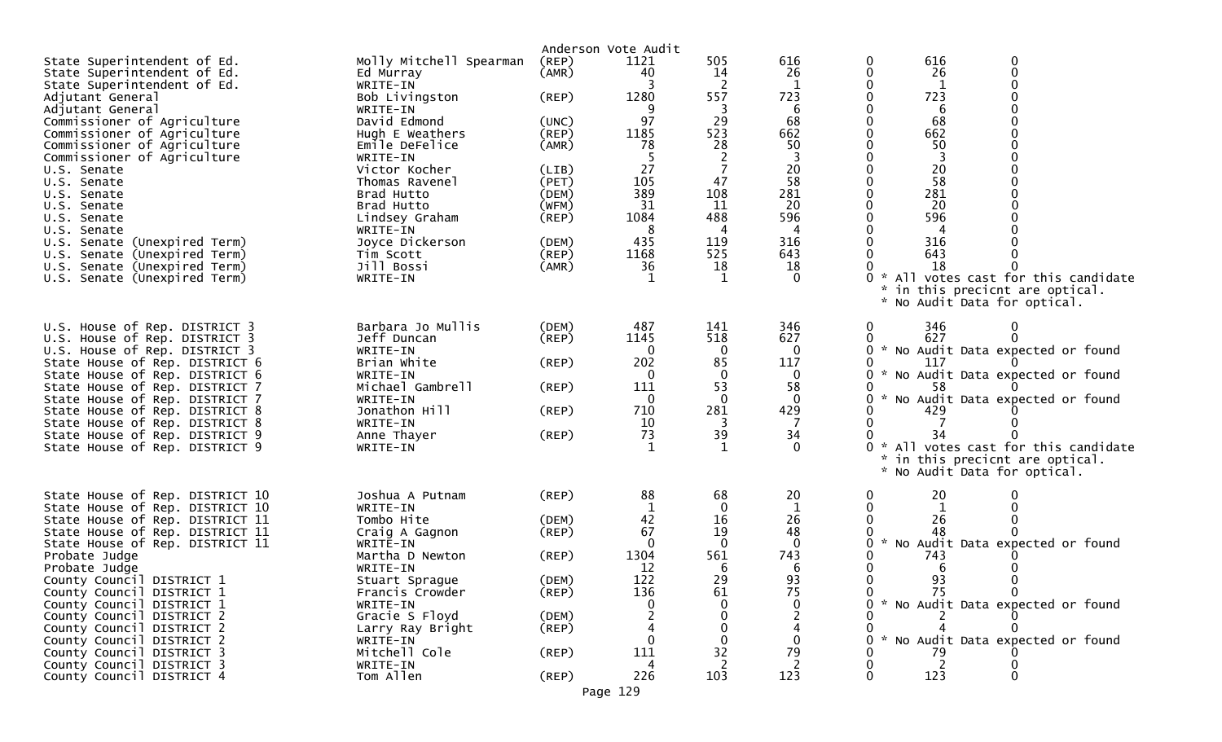Anderson Vote Audit

| Office | Candidate | Party | Total | | | | | |
|---|---|---|---|---|---|---|---|---|
| State Superintendent of Ed. | Molly Mitchell Spearman | (REP) | 1121 | 505 | 616 | 0 | 616 | 0 |
| State Superintendent of Ed. | Ed Murray | (AMR) | 40 | 14 | 26 | 0 | 26 | 0 |
| State Superintendent of Ed. | WRITE-IN | | 3 | 2 | 1 | 0 | 1 | 0 |
| Adjutant General | Bob Livingston | (REP) | 1280 | 557 | 723 | 0 | 723 | 0 |
| Adjutant General | WRITE-IN | | 9 | 3 | 6 | 0 | 6 | 0 |
| Commissioner of Agriculture | David Edmond | (UNC) | 97 | 29 | 68 | 0 | 68 | 0 |
| Commissioner of Agriculture | Hugh E Weathers | (REP) | 1185 | 523 | 662 | 0 | 662 | 0 |
| Commissioner of Agriculture | Emile DeFelice | (AMR) | 78 | 28 | 50 | 0 | 50 | 0 |
| Commissioner of Agriculture | WRITE-IN | | 5 | 2 | 3 | 0 | 3 | 0 |
| U.S. Senate | Victor Kocher | (LIB) | 27 | 7 | 20 | 0 | 20 | 0 |
| U.S. Senate | Thomas Ravenel | (PET) | 105 | 47 | 58 | 0 | 58 | 0 |
| U.S. Senate | Brad Hutto | (DEM) | 389 | 108 | 281 | 0 | 281 | 0 |
| U.S. Senate | Brad Hutto | (WFM) | 31 | 11 | 20 | 0 | 20 | 0 |
| U.S. Senate | Lindsey Graham | (REP) | 1084 | 488 | 596 | 0 | 596 | 0 |
| U.S. Senate | WRITE-IN | | 8 | 4 | 4 | 0 | 4 | 0 |
| U.S. Senate (Unexpired Term) | Joyce Dickerson | (DEM) | 435 | 119 | 316 | 0 | 316 | 0 |
| U.S. Senate (Unexpired Term) | Tim Scott | (REP) | 1168 | 525 | 643 | 0 | 643 | 0 |
| U.S. Senate (Unexpired Term) | Jill Bossi | (AMR) | 36 | 18 | 18 | 0 | 18 | 0 |
| U.S. Senate (Unexpired Term) | WRITE-IN | | 1 | 1 | 0 | 0 * All votes cast for this candidate * in this precicnt are optical. * No Audit Data for optical. | | |
| U.S. House of Rep. DISTRICT 3 | Barbara Jo Mullis | (DEM) | 487 | 141 | 346 | 0 | 346 | 0 |
| U.S. House of Rep. DISTRICT 3 | Jeff Duncan | (REP) | 1145 | 518 | 627 | 0 | 627 | 0 |
| U.S. House of Rep. DISTRICT 3 | WRITE-IN | | 0 | 0 | 0 | 0 * No Audit Data expected or found | | |
| State House of Rep. DISTRICT 6 | Brian White | (REP) | 202 | 85 | 117 | 0 | 117 | 0 |
| State House of Rep. DISTRICT 6 | WRITE-IN | | 0 | 0 | 0 | 0 * No Audit Data expected or found | | |
| State House of Rep. DISTRICT 7 | Michael Gambrell | (REP) | 111 | 53 | 58 | 0 | 58 | 0 |
| State House of Rep. DISTRICT 7 | WRITE-IN | | 0 | 0 | 0 | 0 * No Audit Data expected or found | | |
| State House of Rep. DISTRICT 8 | Jonathon Hill | (REP) | 710 | 281 | 429 | 0 | 429 | 0 |
| State House of Rep. DISTRICT 8 | WRITE-IN | | 10 | 3 | 7 | 0 | 7 | 0 |
| State House of Rep. DISTRICT 9 | Anne Thayer | (REP) | 73 | 39 | 34 | 0 | 34 | 0 |
| State House of Rep. DISTRICT 9 | WRITE-IN | | 1 | 1 | 0 | 0 * All votes cast for this candidate * in this precicnt are optical. * No Audit Data for optical. | | |
| State House of Rep. DISTRICT 10 | Joshua A Putnam | (REP) | 88 | 68 | 20 | 0 | 20 | 0 |
| State House of Rep. DISTRICT 10 | WRITE-IN | | 1 | 0 | 1 | 0 | 1 | 0 |
| State House of Rep. DISTRICT 11 | Tombo Hite | (DEM) | 42 | 16 | 26 | 0 | 26 | 0 |
| State House of Rep. DISTRICT 11 | Craig A Gagnon | (REP) | 67 | 19 | 48 | 0 | 48 | 0 |
| State House of Rep. DISTRICT 11 | WRITE-IN | | 0 | 0 | 0 | 0 * No Audit Data expected or found | | |
| Probate Judge | Martha D Newton | (REP) | 1304 | 561 | 743 | 0 | 743 | 0 |
| Probate Judge | WRITE-IN | | 12 | 6 | 6 | 0 | 6 | 0 |
| County Council DISTRICT 1 | Stuart Sprague | (DEM) | 122 | 29 | 93 | 0 | 93 | 0 |
| County Council DISTRICT 1 | Francis Crowder | (REP) | 136 | 61 | 75 | 0 | 75 | 0 |
| County Council DISTRICT 1 | WRITE-IN | | 0 | 0 | 0 | 0 * No Audit Data expected or found | | |
| County Council DISTRICT 2 | Gracie S Floyd | (DEM) | 2 | 0 | 2 | 0 | 2 | 0 |
| County Council DISTRICT 2 | Larry Ray Bright | (REP) | 4 | 0 | 4 | 0 | 4 | 0 |
| County Council DISTRICT 2 | WRITE-IN | | 0 | 0 | 0 | 0 * No Audit Data expected or found | | |
| County Council DISTRICT 3 | Mitchell Cole | (REP) | 111 | 32 | 79 | 0 | 79 | 0 |
| County Council DISTRICT 3 | WRITE-IN | | 4 | 2 | 2 | 0 | 2 | 0 |
| County Council DISTRICT 4 | Tom Allen | (REP) | 226 | 103 | 123 | 0 | 123 | 0 |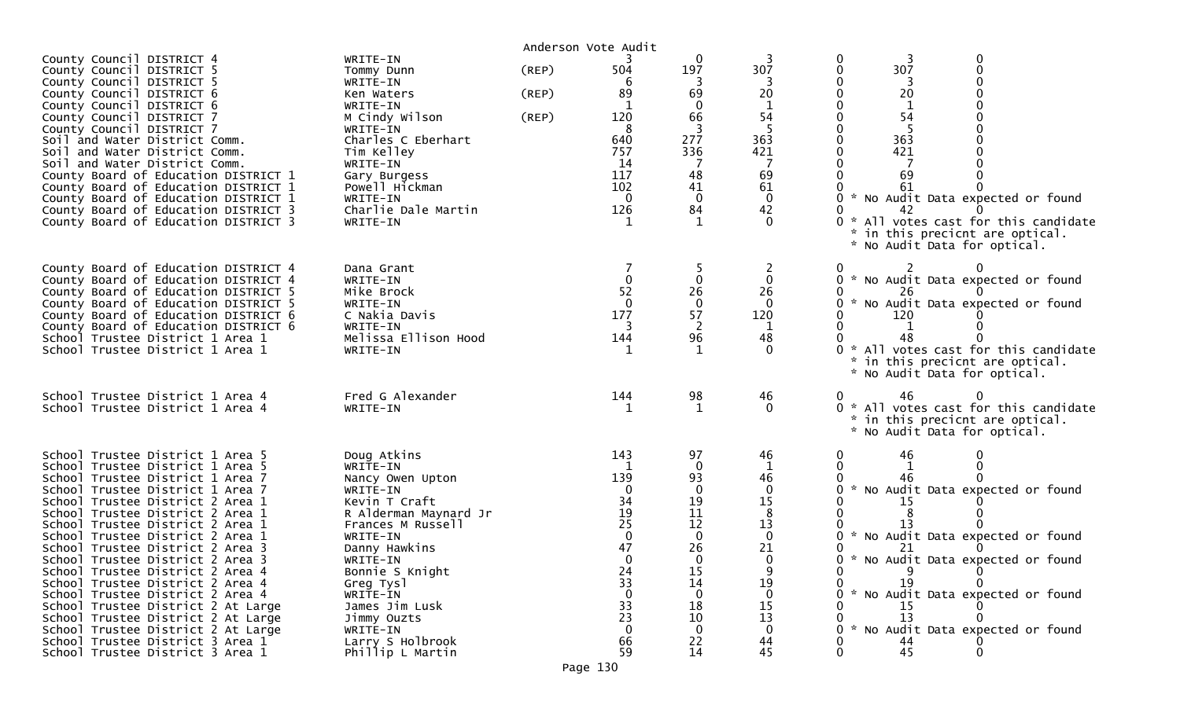Anderson Vote Audit

| | | | | | | | | | |
|---|---|---|---|---|---|---|---|---|---|
| County Council DISTRICT 4 | WRITE-IN | | 3 | 0 | 3 | 0 | 3 | 0 | |
| County Council DISTRICT 5 | Tommy Dunn | (REP) | 504 | 197 | 307 | 0 | 307 | 0 | |
| County Council DISTRICT 5 | WRITE-IN | | 6 | 3 | 3 | 0 | 3 | 0 | |
| County Council DISTRICT 6 | Ken Waters | (REP) | 89 | 69 | 20 | 0 | 20 | 0 | |
| County Council DISTRICT 6 | WRITE-IN | | 1 | 0 | 1 | 0 | 1 | 0 | |
| County Council DISTRICT 7 | M Cindy Wilson | (REP) | 120 | 66 | 54 | 0 | 54 | 0 | |
| County Council DISTRICT 7 | WRITE-IN | | 8 | 3 | 5 | 0 | 5 | 0 | |
| Soil and Water District Comm. | Charles C Eberhart | | 640 | 277 | 363 | 0 | 363 | 0 | |
| Soil and Water District Comm. | Tim Kelley | | 757 | 336 | 421 | 0 | 421 | 0 | |
| Soil and Water District Comm. | WRITE-IN | | 14 | 7 | 7 | 0 | 7 | 0 | |
| County Board of Education DISTRICT 1 | Gary Burgess | | 117 | 48 | 69 | 0 | 69 | 0 | |
| County Board of Education DISTRICT 1 | Powell Hickman | | 102 | 41 | 61 | 0 | 61 | 0 | |
| County Board of Education DISTRICT 1 | WRITE-IN | | 0 | 0 | 0 | 0 | | | * No Audit Data expected or found |
| County Board of Education DISTRICT 3 | Charlie Dale Martin | | 126 | 84 | 42 | 0 | 42 | 0 | |
| County Board of Education DISTRICT 3 | WRITE-IN | | 1 | 1 | 0 | 0 | | | * All votes cast for this candidate * in this precicnt are optical. * No Audit Data for optical. |
| County Board of Education DISTRICT 4 | Dana Grant | | 7 | 5 | 2 | 0 | 2 | 0 | |
| County Board of Education DISTRICT 4 | WRITE-IN | | 0 | 0 | 0 | 0 | | | * No Audit Data expected or found |
| County Board of Education DISTRICT 5 | Mike Brock | | 52 | 26 | 26 | 0 | 26 | 0 | |
| County Board of Education DISTRICT 5 | WRITE-IN | | 0 | 0 | 0 | 0 | | | * No Audit Data expected or found |
| County Board of Education DISTRICT 6 | C Nakia Davis | | 177 | 57 | 120 | 0 | 120 | 0 | |
| County Board of Education DISTRICT 6 | WRITE-IN | | 3 | 2 | 1 | 0 | 1 | 0 | |
| School Trustee District 1 Area 1 | Melissa Ellison Hood | | 144 | 96 | 48 | 0 | 48 | 0 | |
| School Trustee District 1 Area 1 | WRITE-IN | | 1 | 1 | 0 | 0 | | | * All votes cast for this candidate * in this precicnt are optical. * No Audit Data for optical. |
| School Trustee District 1 Area 4 | Fred G Alexander | | 144 | 98 | 46 | 0 | 46 | 0 | |
| School Trustee District 1 Area 4 | WRITE-IN | | 1 | 1 | 0 | 0 | | | * All votes cast for this candidate * in this precicnt are optical. * No Audit Data for optical. |
| School Trustee District 1 Area 5 | Doug Atkins | | 143 | 97 | 46 | 0 | 46 | 0 | |
| School Trustee District 1 Area 5 | WRITE-IN | | 1 | 0 | 1 | 0 | 1 | 0 | |
| School Trustee District 1 Area 7 | Nancy Owen Upton | | 139 | 93 | 46 | 0 | 46 | 0 | |
| School Trustee District 1 Area 7 | WRITE-IN | | 0 | 0 | 0 | 0 | | | * No Audit Data expected or found |
| School Trustee District 2 Area 1 | Kevin T Craft | | 34 | 19 | 15 | 0 | 15 | 0 | |
| School Trustee District 2 Area 1 | R Alderman Maynard Jr | | 19 | 11 | 8 | 0 | 8 | 0 | |
| School Trustee District 2 Area 1 | Frances M Russell | | 25 | 12 | 13 | 0 | 13 | 0 | |
| School Trustee District 2 Area 1 | WRITE-IN | | 0 | 0 | 0 | 0 | | | * No Audit Data expected or found |
| School Trustee District 2 Area 3 | Danny Hawkins | | 47 | 26 | 21 | 0 | 21 | 0 | |
| School Trustee District 2 Area 3 | WRITE-IN | | 0 | 0 | 0 | 0 | | | * No Audit Data expected or found |
| School Trustee District 2 Area 4 | Bonnie S Knight | | 24 | 15 | 9 | 0 | 9 | 0 | |
| School Trustee District 2 Area 4 | Greg Tysl | | 33 | 14 | 19 | 0 | 19 | 0 | |
| School Trustee District 2 Area 4 | WRITE-IN | | 0 | 0 | 0 | 0 | | | * No Audit Data expected or found |
| School Trustee District 2 At Large | James Jim Lusk | | 33 | 18 | 15 | 0 | 15 | 0 | |
| School Trustee District 2 At Large | Jimmy Ouzts | | 23 | 10 | 13 | 0 | 13 | 0 | |
| School Trustee District 2 At Large | WRITE-IN | | 0 | 0 | 0 | 0 | | | * No Audit Data expected or found |
| School Trustee District 3 Area 1 | Larry S Holbrook | | 66 | 22 | 44 | 0 | 44 | 0 | |
| School Trustee District 3 Area 1 | Phillip L Martin | | 59 | 14 | 45 | 0 | 45 | 0 | |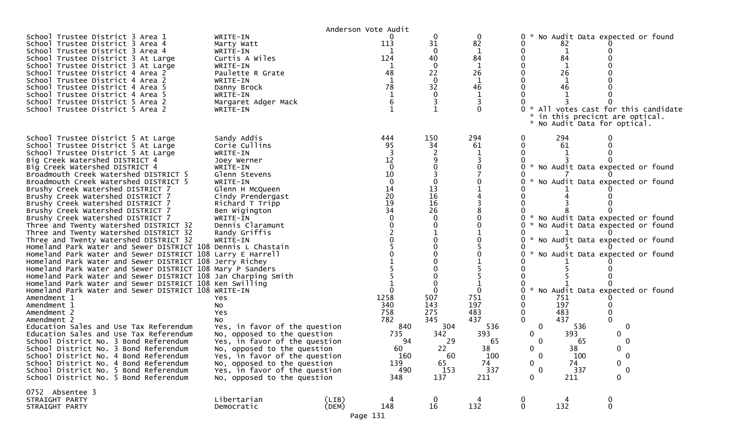Anderson Vote Audit

| Contest | Candidate | Party | Total | Col2 | Col3 | Col4 | Col5 | Col6 | Notes |
|---|---|---|---|---|---|---|---|---|---|
| School Trustee District 3 Area 1 | WRITE-IN | | 0 | 0 | 0 | 0 | | | * No Audit Data expected or found |
| School Trustee District 3 Area 4 | Marty Watt | | 113 | 31 | 82 | 0 | 82 | 0 | |
| School Trustee District 3 Area 4 | WRITE-IN | | 1 | 0 | 1 | 0 | 1 | 0 | |
| School Trustee District 3 At Large | Curtis A Wiles | | 124 | 40 | 84 | 0 | 84 | 0 | |
| School Trustee District 3 At Large | WRITE-IN | | 1 | 0 | 1 | 0 | 1 | 0 | |
| School Trustee District 4 Area 2 | Paulette R Grate | | 48 | 22 | 26 | 0 | 26 | 0 | |
| School Trustee District 4 Area 2 | WRITE-IN | | 1 | 0 | 1 | 0 | 1 | 0 | |
| School Trustee District 4 Area 5 | Danny Brock | | 78 | 32 | 46 | 0 | 46 | 0 | |
| School Trustee District 4 Area 5 | WRITE-IN | | 1 | 0 | 1 | 0 | 1 | 0 | |
| School Trustee District 5 Area 2 | Margaret Adger Mack | | 6 | 3 | 3 | 0 | 3 | 0 | |
| School Trustee District 5 Area 2 | WRITE-IN | | 1 | 1 | 0 | 0 | | | * All votes cast for this candidate * in this precicnt are optical. * No Audit Data for optical. |
| School Trustee District 5 At Large | Sandy Addis | | 444 | 150 | 294 | 0 | 294 | 0 | |
| School Trustee District 5 At Large | Corie Cullins | | 95 | 34 | 61 | 0 | 61 | 0 | |
| School Trustee District 5 At Large | WRITE-IN | | 3 | 2 | 1 | 0 | 1 | 0 | |
| Big Creek Watershed DISTRICT 4 | Joey Werner | | 12 | 9 | 3 | 0 | 3 | 0 | |
| Big Creek Watershed DISTRICT 4 | WRITE-IN | | 0 | 0 | 0 | 0 | | | * No Audit Data expected or found |
| Broadmouth Creek Watershed DISTRICT 5 | Glenn Stevens | | 10 | 3 | 7 | 0 | 7 | 0 | |
| Broadmouth Creek Watershed DISTRICT 5 | WRITE-IN | | 0 | 0 | 0 | 0 | | | * No Audit Data expected or found |
| Brushy Creek Watershed DISTRICT 7 | Glenn H McQueen | | 14 | 13 | 1 | 0 | 1 | 0 | |
| Brushy Creek Watershed DISTRICT 7 | Cindy Prendergast | | 20 | 16 | 4 | 0 | 4 | 0 | |
| Brushy Creek Watershed DISTRICT 7 | Richard T Tripp | | 19 | 16 | 3 | 0 | 3 | 0 | |
| Brushy Creek Watershed DISTRICT 7 | Ben Wigington | | 34 | 26 | 8 | 0 | 8 | 0 | |
| Brushy Creek Watershed DISTRICT 7 | WRITE-IN | | 0 | 0 | 0 | 0 | | | * No Audit Data expected or found |
| Three and Twenty Watershed DISTRICT 32 | Dennis Claramunt | | 0 | 0 | 0 | 0 | | | * No Audit Data expected or found |
| Three and Twenty Watershed DISTRICT 32 | Randy Griffis | | 2 | 1 | 1 | 0 | 1 | 0 | |
| Three and Twenty Watershed DISTRICT 32 | WRITE-IN | | 0 | 0 | 0 | 0 | | | * No Audit Data expected or found |
| Homeland Park Water and Sewer DISTRICT 108 | Dennis L Chastain | | 5 | 0 | 5 | 0 | 5 | 0 | |
| Homeland Park Water and Sewer DISTRICT 108 | Larry E Harrell | | 0 | 0 | 0 | 0 | | | * No Audit Data expected or found |
| Homeland Park Water and Sewer DISTRICT 108 | Jerry Richey | | 1 | 0 | 1 | 0 | 1 | 0 | |
| Homeland Park Water and Sewer DISTRICT 108 | Mary P Sanders | | 5 | 0 | 5 | 0 | 5 | 0 | |
| Homeland Park Water and Sewer DISTRICT 108 | Jan Charping Smith | | 5 | 0 | 5 | 0 | 5 | 0 | |
| Homeland Park Water and Sewer DISTRICT 108 | Ken Swilling | | 1 | 0 | 1 | 0 | 1 | 0 | |
| Homeland Park Water and Sewer DISTRICT 108 | WRITE-IN | | 0 | 0 | 0 | 0 | | | * No Audit Data expected or found |
| Amendment 1 | Yes | | 1258 | 507 | 751 | 0 | 751 | 0 | |
| Amendment 1 | No | | 340 | 143 | 197 | 0 | 197 | 0 | |
| Amendment 2 | Yes | | 758 | 275 | 483 | 0 | 483 | 0 | |
| Amendment 2 | No | | 782 | 345 | 437 | 0 | 437 | 0 | |
| Education Sales and Use Tax Referendum | Yes, in favor of the question | | 840 | 304 | 536 | 0 | 536 | 0 | |
| Education Sales and Use Tax Referendum | No, opposed to the question | | 735 | 342 | 393 | 0 | 393 | 0 | |
| School District No. 3 Bond Referendum | Yes, in favor of the question | | 94 | 29 | 65 | 0 | 65 | 0 | |
| School District No. 3 Bond Referendum | No, opposed to the question | | 60 | 22 | 38 | 0 | 38 | 0 | |
| School District No. 4 Bond Referendum | Yes, in favor of the question | | 160 | 60 | 100 | 0 | 100 | 0 | |
| School District No. 4 Bond Referendum | No, opposed to the question | | 139 | 65 | 74 | 0 | 74 | 0 | |
| School District No. 5 Bond Referendum | Yes, in favor of the question | | 490 | 153 | 337 | 0 | 337 | 0 | |
| School District No. 5 Bond Referendum | No, opposed to the question | | 348 | 137 | 211 | 0 | 211 | 0 | |

0752 Absentee 3

| Contest | Candidate | Party | Total | Col2 | Col3 | Col4 | Col5 | Col6 |
|---|---|---|---|---|---|---|---|---|
| STRAIGHT PARTY | Libertarian | (LIB) | 4 | 0 | 4 | 0 | 4 | 0 |
| STRAIGHT PARTY | Democratic | (DEM) | 148 | 16 | 132 | 0 | 132 | 0 |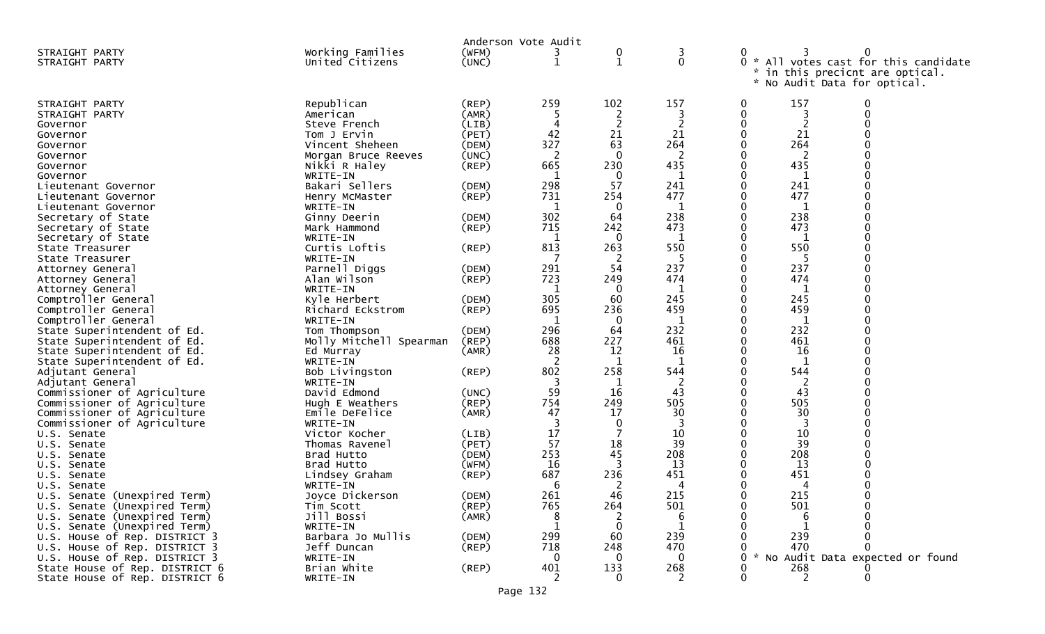Anderson Vote Audit

| Office | Candidate | Party | | | | | | |
|---|---|---|---|---|---|---|---|---|
| STRAIGHT PARTY | Working Families | (WFM) | 3 | 0 | 3 | 0 | 3 | 0 |
| STRAIGHT PARTY | United Citizens | (UNC) | 1 | 1 | 0 | 0 | * All votes cast for this candidate * in this precicnt are optical. * No Audit Data for optical. | |
| STRAIGHT PARTY | Republican | (REP) | 259 | 102 | 157 | 0 | 157 | 0 |
| STRAIGHT PARTY | American | (AMR) | 5 | 2 | 3 | 0 | 3 | 0 |
| Governor | Steve French | (LIB) | 4 | 2 | 2 | 0 | 2 | 0 |
| Governor | Tom J Ervin | (PET) | 42 | 21 | 21 | 0 | 21 | 0 |
| Governor | Vincent Sheheen | (DEM) | 327 | 63 | 264 | 0 | 264 | 0 |
| Governor | Morgan Bruce Reeves | (UNC) | 2 | 0 | 2 | 0 | 2 | 0 |
| Governor | Nikki R Haley | (REP) | 665 | 230 | 435 | 0 | 435 | 0 |
| Governor | WRITE-IN | | 1 | 0 | 1 | 0 | 1 | 0 |
| Lieutenant Governor | Bakari Sellers | (DEM) | 298 | 57 | 241 | 0 | 241 | 0 |
| Lieutenant Governor | Henry McMaster | (REP) | 731 | 254 | 477 | 0 | 477 | 0 |
| Lieutenant Governor | WRITE-IN | | 1 | 0 | 1 | 0 | 1 | 0 |
| Secretary of State | Ginny Deerin | (DEM) | 302 | 64 | 238 | 0 | 238 | 0 |
| Secretary of State | Mark Hammond | (REP) | 715 | 242 | 473 | 0 | 473 | 0 |
| Secretary of State | WRITE-IN | | 1 | 0 | 1 | 0 | 1 | 0 |
| State Treasurer | Curtis Loftis | (REP) | 813 | 263 | 550 | 0 | 550 | 0 |
| State Treasurer | WRITE-IN | | 7 | 2 | 5 | 0 | 5 | 0 |
| Attorney General | Parnell Diggs | (DEM) | 291 | 54 | 237 | 0 | 237 | 0 |
| Attorney General | Alan Wilson | (REP) | 723 | 249 | 474 | 0 | 474 | 0 |
| Attorney General | WRITE-IN | | 1 | 0 | 1 | 0 | 1 | 0 |
| Comptroller General | Kyle Herbert | (DEM) | 305 | 60 | 245 | 0 | 245 | 0 |
| Comptroller General | Richard Eckstrom | (REP) | 695 | 236 | 459 | 0 | 459 | 0 |
| Comptroller General | WRITE-IN | | 1 | 0 | 1 | 0 | 1 | 0 |
| State Superintendent of Ed. | Tom Thompson | (DEM) | 296 | 64 | 232 | 0 | 232 | 0 |
| State Superintendent of Ed. | Molly Mitchell Spearman | (REP) | 688 | 227 | 461 | 0 | 461 | 0 |
| State Superintendent of Ed. | Ed Murray | (AMR) | 28 | 12 | 16 | 0 | 16 | 0 |
| State Superintendent of Ed. | WRITE-IN | | 2 | 1 | 1 | 0 | 1 | 0 |
| Adjutant General | Bob Livingston | (REP) | 802 | 258 | 544 | 0 | 544 | 0 |
| Adjutant General | WRITE-IN | | 3 | 1 | 2 | 0 | 2 | 0 |
| Commissioner of Agriculture | David Edmond | (UNC) | 59 | 16 | 43 | 0 | 43 | 0 |
| Commissioner of Agriculture | Hugh E Weathers | (REP) | 754 | 249 | 505 | 0 | 505 | 0 |
| Commissioner of Agriculture | Emile DeFelice | (AMR) | 47 | 17 | 30 | 0 | 30 | 0 |
| Commissioner of Agriculture | WRITE-IN | | 3 | 0 | 3 | 0 | 3 | 0 |
| U.S. Senate | Victor Kocher | (LIB) | 17 | 7 | 10 | 0 | 10 | 0 |
| U.S. Senate | Thomas Ravenel | (PET) | 57 | 18 | 39 | 0 | 39 | 0 |
| U.S. Senate | Brad Hutto | (DEM) | 253 | 45 | 208 | 0 | 208 | 0 |
| U.S. Senate | Brad Hutto | (WFM) | 16 | 3 | 13 | 0 | 13 | 0 |
| U.S. Senate | Lindsey Graham | (REP) | 687 | 236 | 451 | 0 | 451 | 0 |
| U.S. Senate | WRITE-IN | | 6 | 2 | 4 | 0 | 4 | 0 |
| U.S. Senate (Unexpired Term) | Joyce Dickerson | (DEM) | 261 | 46 | 215 | 0 | 215 | 0 |
| U.S. Senate (Unexpired Term) | Tim Scott | (REP) | 765 | 264 | 501 | 0 | 501 | 0 |
| U.S. Senate (Unexpired Term) | Jill Bossi | (AMR) | 8 | 2 | 6 | 0 | 6 | 0 |
| U.S. Senate (Unexpired Term) | WRITE-IN | | 1 | 0 | 1 | 0 | 1 | 0 |
| U.S. House of Rep. DISTRICT 3 | Barbara Jo Mullis | (DEM) | 299 | 60 | 239 | 0 | 239 | 0 |
| U.S. House of Rep. DISTRICT 3 | Jeff Duncan | (REP) | 718 | 248 | 470 | 0 | 470 | 0 |
| U.S. House of Rep. DISTRICT 3 | WRITE-IN | | 0 | 0 | 0 | 0 | * No Audit Data expected or found | |
| State House of Rep. DISTRICT 6 | Brian White | (REP) | 401 | 133 | 268 | 0 | 268 | 0 |
| State House of Rep. DISTRICT 6 | WRITE-IN | | 2 | 0 | 2 | 0 | 2 | 0 |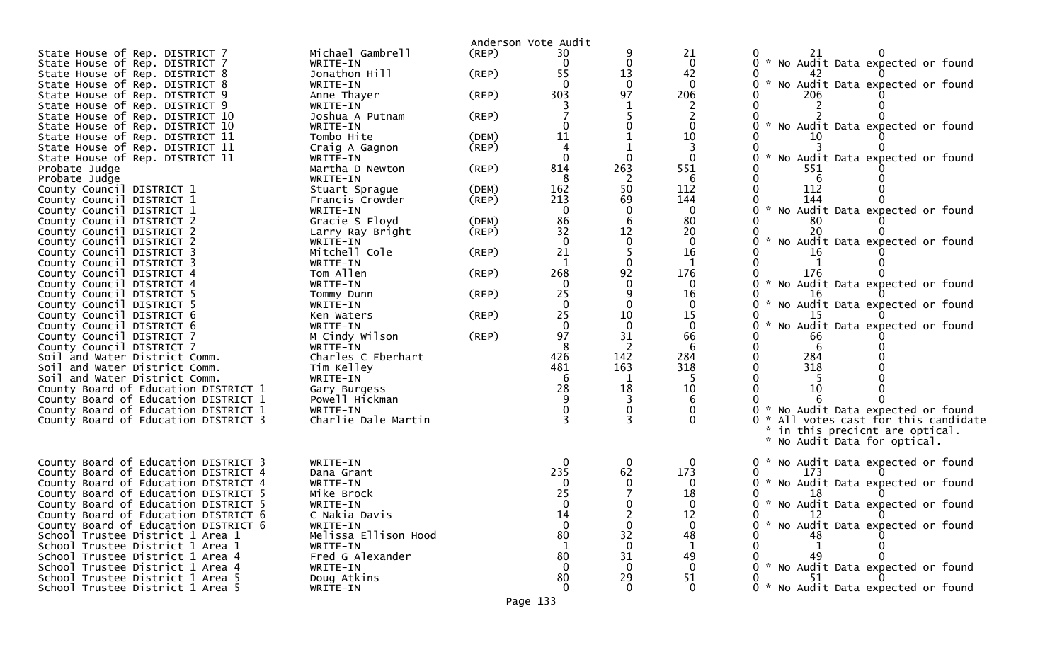Anderson Vote Audit

| Contest | Candidate | Party | Total | Col1 | Col2 | Col3 | Col4 | Col5 | Note |
|---|---|---|---|---|---|---|---|---|---|
| State House of Rep. DISTRICT 7 | Michael Gambrell | (REP) | 30 | 9 | 21 | 0 | 21 | 0 | |
| State House of Rep. DISTRICT 7 | WRITE-IN | | 0 | 0 | 0 | 0 | | | * No Audit Data expected or found |
| State House of Rep. DISTRICT 8 | Jonathon Hill | (REP) | 55 | 13 | 42 | 0 | 42 | 0 | |
| State House of Rep. DISTRICT 8 | WRITE-IN | | 0 | 0 | 0 | 0 | | | * No Audit Data expected or found |
| State House of Rep. DISTRICT 9 | Anne Thayer | (REP) | 303 | 97 | 206 | 0 | 206 | 0 | |
| State House of Rep. DISTRICT 9 | WRITE-IN | | 3 | 1 | 2 | 0 | 2 | 0 | |
| State House of Rep. DISTRICT 10 | Joshua A Putnam | (REP) | 7 | 5 | 2 | 0 | 2 | 0 | |
| State House of Rep. DISTRICT 10 | WRITE-IN | | 0 | 0 | 0 | 0 | | | * No Audit Data expected or found |
| State House of Rep. DISTRICT 11 | Tombo Hite | (DEM) | 11 | 1 | 10 | 0 | 10 | 0 | |
| State House of Rep. DISTRICT 11 | Craig A Gagnon | (REP) | 4 | 1 | 3 | 0 | 3 | 0 | |
| State House of Rep. DISTRICT 11 | WRITE-IN | | 0 | 0 | 0 | 0 | | | * No Audit Data expected or found |
| Probate Judge | Martha D Newton | (REP) | 814 | 263 | 551 | 0 | 551 | 0 | |
| Probate Judge | WRITE-IN | | 8 | 2 | 6 | 0 | 6 | 0 | |
| County Council DISTRICT 1 | Stuart Sprague | (DEM) | 162 | 50 | 112 | 0 | 112 | 0 | |
| County Council DISTRICT 1 | Francis Crowder | (REP) | 213 | 69 | 144 | 0 | 144 | 0 | |
| County Council DISTRICT 1 | WRITE-IN | | 0 | 0 | 0 | 0 | | | * No Audit Data expected or found |
| County Council DISTRICT 2 | Gracie S Floyd | (DEM) | 86 | 6 | 80 | 0 | 80 | 0 | |
| County Council DISTRICT 2 | Larry Ray Bright | (REP) | 32 | 12 | 20 | 0 | 20 | 0 | |
| County Council DISTRICT 2 | WRITE-IN | | 0 | 0 | 0 | 0 | | | * No Audit Data expected or found |
| County Council DISTRICT 3 | Mitchell Cole | (REP) | 21 | 5 | 16 | 0 | 16 | 0 | |
| County Council DISTRICT 3 | WRITE-IN | | 1 | 0 | 1 | 0 | 1 | 0 | |
| County Council DISTRICT 4 | Tom Allen | (REP) | 268 | 92 | 176 | 0 | 176 | 0 | |
| County Council DISTRICT 4 | WRITE-IN | | 0 | 0 | 0 | 0 | | | * No Audit Data expected or found |
| County Council DISTRICT 5 | Tommy Dunn | (REP) | 25 | 9 | 16 | 0 | 16 | 0 | |
| County Council DISTRICT 5 | WRITE-IN | | 0 | 0 | 0 | 0 | | | * No Audit Data expected or found |
| County Council DISTRICT 6 | Ken Waters | (REP) | 25 | 10 | 15 | 0 | 15 | 0 | |
| County Council DISTRICT 6 | WRITE-IN | | 0 | 0 | 0 | 0 | | | * No Audit Data expected or found |
| County Council DISTRICT 7 | M Cindy Wilson | (REP) | 97 | 31 | 66 | 0 | 66 | 0 | |
| County Council DISTRICT 7 | WRITE-IN | | 8 | 2 | 6 | 0 | 6 | 0 | |
| Soil and Water District Comm. | Charles C Eberhart | | 426 | 142 | 284 | 0 | 284 | 0 | |
| Soil and Water District Comm. | Tim Kelley | | 481 | 163 | 318 | 0 | 318 | 0 | |
| Soil and Water District Comm. | WRITE-IN | | 6 | 1 | 5 | 0 | 5 | 0 | |
| County Board of Education DISTRICT 1 | Gary Burgess | | 28 | 18 | 10 | 0 | 10 | 0 | |
| County Board of Education DISTRICT 1 | Powell Hickman | | 9 | 3 | 6 | 0 | 6 | 0 | |
| County Board of Education DISTRICT 1 | WRITE-IN | | 0 | 0 | 0 | 0 | | | * No Audit Data expected or found |
| County Board of Education DISTRICT 3 | Charlie Dale Martin | | 3 | 3 | 0 | 0 | | | * All votes cast for this candidate * in this precicnt are optical. * No Audit Data for optical. |
| County Board of Education DISTRICT 3 | WRITE-IN | | 0 | 0 | 0 | 0 | | | * No Audit Data expected or found |
| County Board of Education DISTRICT 4 | Dana Grant | | 235 | 62 | 173 | 0 | 173 | 0 | |
| County Board of Education DISTRICT 4 | WRITE-IN | | 0 | 0 | 0 | 0 | | | * No Audit Data expected or found |
| County Board of Education DISTRICT 5 | Mike Brock | | 25 | 7 | 18 | 0 | 18 | 0 | |
| County Board of Education DISTRICT 5 | WRITE-IN | | 0 | 0 | 0 | 0 | | | * No Audit Data expected or found |
| County Board of Education DISTRICT 6 | C Nakia Davis | | 14 | 2 | 12 | 0 | 12 | 0 | |
| County Board of Education DISTRICT 6 | WRITE-IN | | 0 | 0 | 0 | 0 | | | * No Audit Data expected or found |
| School Trustee District 1 Area 1 | Melissa Ellison Hood | | 80 | 32 | 48 | 0 | 48 | 0 | |
| School Trustee District 1 Area 1 | WRITE-IN | | 1 | 0 | 1 | 0 | 1 | 0 | |
| School Trustee District 1 Area 4 | Fred G Alexander | | 80 | 31 | 49 | 0 | 49 | 0 | |
| School Trustee District 1 Area 4 | WRITE-IN | | 0 | 0 | 0 | 0 | | | * No Audit Data expected or found |
| School Trustee District 1 Area 5 | Doug Atkins | | 80 | 29 | 51 | 0 | 51 | 0 | |
| School Trustee District 1 Area 5 | WRITE-IN | | 0 | 0 | 0 | 0 | | | * No Audit Data expected or found |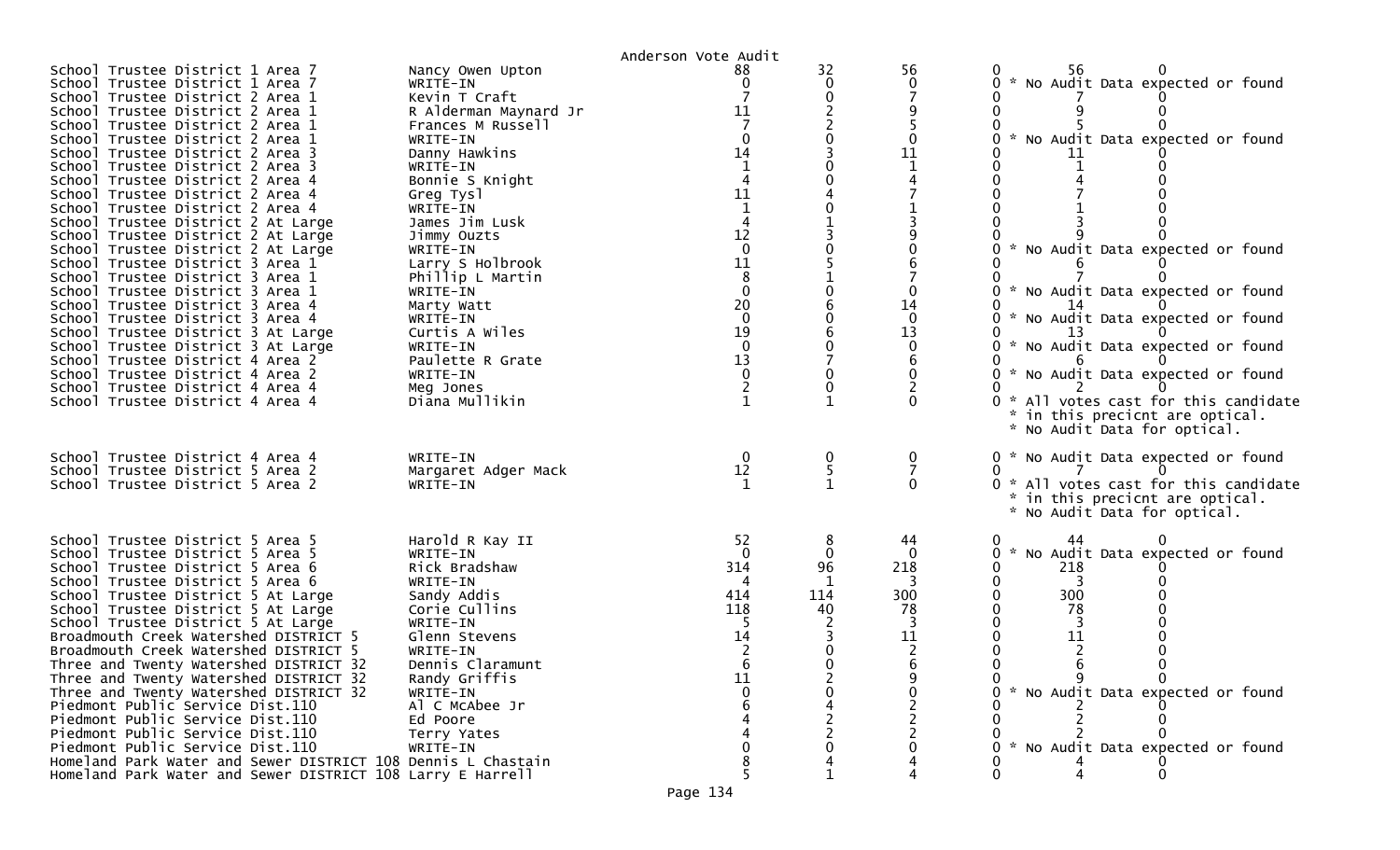Anderson Vote Audit

| Contest | Candidate | | | | | | | |
|---|---|---|---|---|---|---|---|---|
| School Trustee District 1 Area 7 | Nancy Owen Upton | 88 | 32 | 56 | 0 | 56 | 0 | |
| School Trustee District 1 Area 7 | WRITE-IN | 0 | 0 | 0 | 0 | | | * No Audit Data expected or found |
| School Trustee District 2 Area 1 | Kevin T Craft | 7 | 0 | 7 | 0 | 7 | 0 | |
| School Trustee District 2 Area 1 | R Alderman Maynard Jr | 11 | 2 | 9 | 0 | 9 | 0 | |
| School Trustee District 2 Area 1 | Frances M Russell | 7 | 2 | 5 | 0 | 5 | 0 | |
| School Trustee District 2 Area 1 | WRITE-IN | 0 | 0 | 0 | 0 | | | * No Audit Data expected or found |
| School Trustee District 2 Area 3 | Danny Hawkins | 14 | 3 | 11 | 0 | 11 | 0 | |
| School Trustee District 2 Area 3 | WRITE-IN | 1 | 0 | 1 | 0 | 1 | 0 | |
| School Trustee District 2 Area 4 | Bonnie S Knight | 4 | 0 | 4 | 0 | 4 | 0 | |
| School Trustee District 2 Area 4 | Greg Tysl | 11 | 4 | 7 | 0 | 7 | 0 | |
| School Trustee District 2 Area 4 | WRITE-IN | 1 | 0 | 1 | 0 | 1 | 0 | |
| School Trustee District 2 At Large | James Jim Lusk | 4 | 1 | 3 | 0 | 3 | 0 | |
| School Trustee District 2 At Large | Jimmy Ouzts | 12 | 3 | 9 | 0 | 9 | 0 | |
| School Trustee District 2 At Large | WRITE-IN | 0 | 0 | 0 | 0 | | | * No Audit Data expected or found |
| School Trustee District 3 Area 1 | Larry S Holbrook | 11 | 5 | 6 | 0 | 6 | 0 | |
| School Trustee District 3 Area 1 | Phillip L Martin | 8 | 1 | 7 | 0 | 7 | 0 | |
| School Trustee District 3 Area 1 | WRITE-IN | 0 | 0 | 0 | 0 | | | * No Audit Data expected or found |
| School Trustee District 3 Area 4 | Marty Watt | 20 | 6 | 14 | 0 | 14 | 0 | |
| School Trustee District 3 Area 4 | WRITE-IN | 0 | 0 | 0 | 0 | | | * No Audit Data expected or found |
| School Trustee District 3 At Large | Curtis A Wiles | 19 | 6 | 13 | 0 | 13 | 0 | |
| School Trustee District 3 At Large | WRITE-IN | 0 | 0 | 0 | 0 | | | * No Audit Data expected or found |
| School Trustee District 4 Area 2 | Paulette R Grate | 13 | 7 | 6 | 0 | 6 | 0 | |
| School Trustee District 4 Area 2 | WRITE-IN | 0 | 0 | 0 | 0 | | | * No Audit Data expected or found |
| School Trustee District 4 Area 4 | Meg Jones | 2 | 0 | 2 | 0 | 2 | 0 | |
| School Trustee District 4 Area 4 | Diana Mullikin | 1 | 1 | 0 | 0 | | | * All votes cast for this candidate * in this precicnt are optical. * No Audit Data for optical. |
| School Trustee District 4 Area 4 | WRITE-IN | 0 | 0 | 0 | 0 | | | * No Audit Data expected or found |
| School Trustee District 5 Area 2 | Margaret Adger Mack | 12 | 5 | 7 | 0 | 7 | 0 | |
| School Trustee District 5 Area 2 | WRITE-IN | 1 | 1 | 0 | 0 | | | * All votes cast for this candidate * in this precicnt are optical. * No Audit Data for optical. |
| School Trustee District 5 Area 5 | Harold R Kay II | 52 | 8 | 44 | 0 | 44 | 0 | |
| School Trustee District 5 Area 5 | WRITE-IN | 0 | 0 | 0 | 0 | | | * No Audit Data expected or found |
| School Trustee District 5 Area 6 | Rick Bradshaw | 314 | 96 | 218 | 0 | 218 | 0 | |
| School Trustee District 5 Area 6 | WRITE-IN | 4 | 1 | 3 | 0 | 3 | 0 | |
| School Trustee District 5 At Large | Sandy Addis | 414 | 114 | 300 | 0 | 300 | 0 | |
| School Trustee District 5 At Large | Corie Cullins | 118 | 40 | 78 | 0 | 78 | 0 | |
| School Trustee District 5 At Large | WRITE-IN | 5 | 2 | 3 | 0 | 3 | 0 | |
| Broadmouth Creek Watershed DISTRICT 5 | Glenn Stevens | 14 | 3 | 11 | 0 | 11 | 0 | |
| Broadmouth Creek Watershed DISTRICT 5 | WRITE-IN | 2 | 0 | 2 | 0 | 2 | 0 | |
| Three and Twenty Watershed DISTRICT 32 | Dennis Claramunt | 6 | 0 | 6 | 0 | 6 | 0 | |
| Three and Twenty Watershed DISTRICT 32 | Randy Griffis | 11 | 2 | 9 | 0 | 9 | 0 | |
| Three and Twenty Watershed DISTRICT 32 | WRITE-IN | 0 | 0 | 0 | 0 | | | * No Audit Data expected or found |
| Piedmont Public Service Dist.110 | Al C McAbee Jr | 6 | 4 | 2 | 0 | 2 | 0 | |
| Piedmont Public Service Dist.110 | Ed Poore | 4 | 2 | 2 | 0 | 2 | 0 | |
| Piedmont Public Service Dist.110 | Terry Yates | 4 | 2 | 2 | 0 | 2 | 0 | |
| Piedmont Public Service Dist.110 | WRITE-IN | 0 | 0 | 0 | 0 | | | * No Audit Data expected or found |
| Homeland Park Water and Sewer DISTRICT 108 | Dennis L Chastain | 8 | 4 | 4 | 0 | 4 | 0 | |
| Homeland Park Water and Sewer DISTRICT 108 | Larry E Harrell | 5 | 1 | 4 | 0 | 4 | 0 | |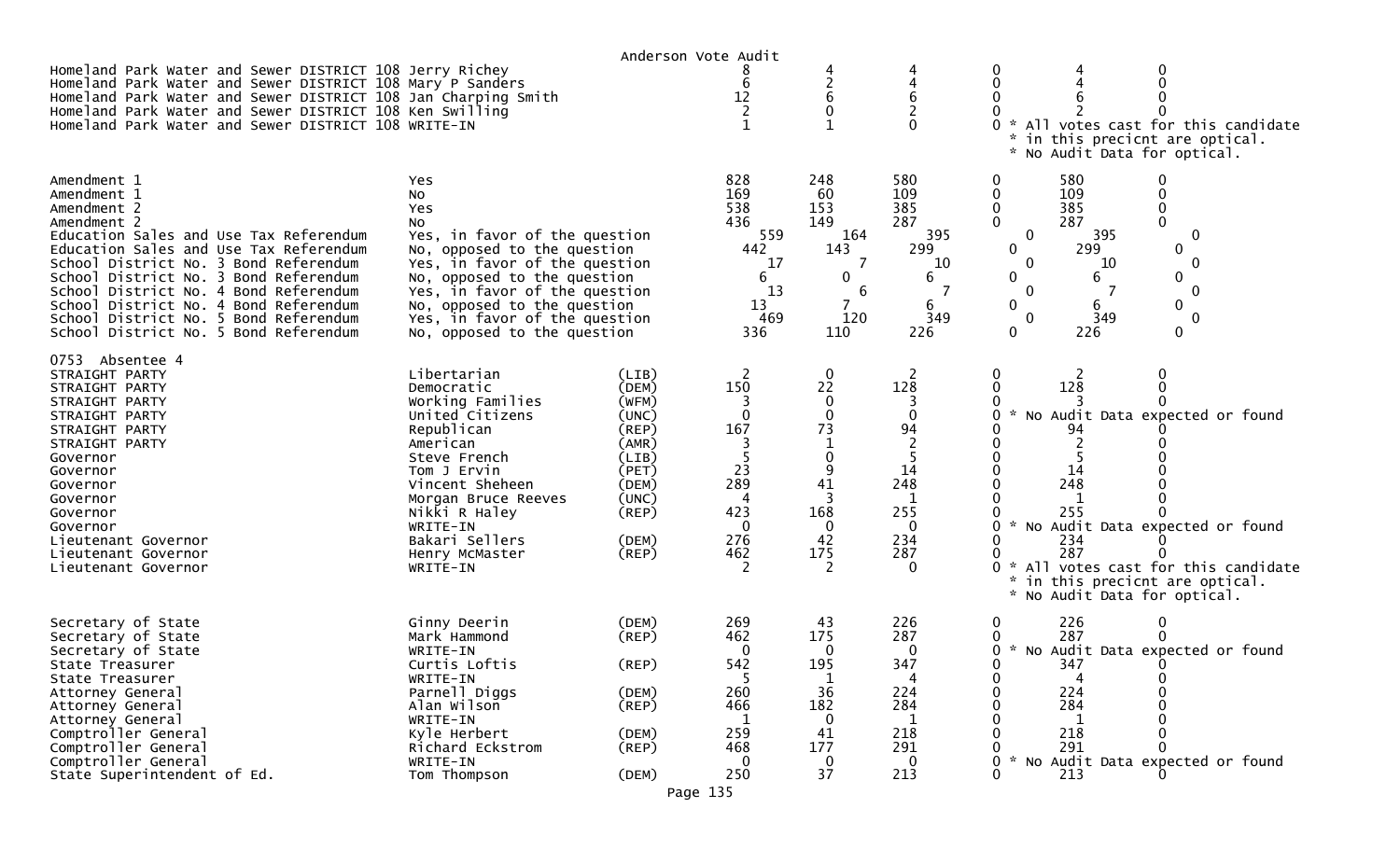Anderson Vote Audit

| Contest | Choice | Party | Total | Col1 | Col2 | Col3 | Col4 | Col5 | Notes |
|---|---|---|---|---|---|---|---|---|---|
| Homeland Park Water and Sewer DISTRICT 108 | Jerry Richey | | 8 | 4 | 4 | 0 | 4 | 0 | |
| Homeland Park Water and Sewer DISTRICT 108 | Mary P Sanders | | 6 | 2 | 4 | 0 | 4 | 0 | |
| Homeland Park Water and Sewer DISTRICT 108 | Jan Charping Smith | | 12 | 6 | 6 | 0 | 6 | 0 | |
| Homeland Park Water and Sewer DISTRICT 108 | Ken Swilling | | 2 | 0 | 2 | 0 | 2 | 0 | |
| Homeland Park Water and Sewer DISTRICT 108 | WRITE-IN | | 1 | 1 | 0 | 0 | | | * All votes cast for this candidate * in this precicnt are optical. * No Audit Data for optical. |
| Amendment 1 | Yes | | 828 | 248 | 580 | 0 | 580 | 0 | |
| Amendment 1 | No | | 169 | 60 | 109 | 0 | 109 | 0 | |
| Amendment 2 | Yes | | 538 | 153 | 385 | 0 | 385 | 0 | |
| Amendment 2 | No | | 436 | 149 | 287 | 0 | 287 | 0 | |
| Education Sales and Use Tax Referendum | Yes, in favor of the question | | 559 | 164 | 395 | 0 | 395 | 0 | |
| Education Sales and Use Tax Referendum | No, opposed to the question | | 442 | 143 | 299 | 0 | 299 | 0 | |
| School District No. 3 Bond Referendum | Yes, in favor of the question | | 17 | 7 | 10 | 0 | 10 | 0 | |
| School District No. 3 Bond Referendum | No, opposed to the question | | 6 | 0 | 6 | 0 | 6 | 0 | |
| School District No. 4 Bond Referendum | Yes, in favor of the question | | 13 | 6 | 7 | 0 | 7 | 0 | |
| School District No. 4 Bond Referendum | No, opposed to the question | | 13 | 7 | 6 | 0 | 6 | 0 | |
| School District No. 5 Bond Referendum | Yes, in favor of the question | | 469 | 120 | 349 | 0 | 349 | 0 | |
| School District No. 5 Bond Referendum | No, opposed to the question | | 336 | 110 | 226 | 0 | 226 | 0 | |

0753 Absentee 4

| Contest | Choice | Party | Total | Col1 | Col2 | Col3 | Col4 | Col5 | Notes |
|---|---|---|---|---|---|---|---|---|---|
| STRAIGHT PARTY | Libertarian | (LIB) | 2 | 0 | 2 | 0 | 2 | 0 | |
| STRAIGHT PARTY | Democratic | (DEM) | 150 | 22 | 128 | 0 | 128 | 0 | |
| STRAIGHT PARTY | Working Families | (WFM) | 3 | 0 | 3 | 0 | 3 | 0 | |
| STRAIGHT PARTY | United Citizens | (UNC) | 0 | 0 | 0 | 0 | | | * No Audit Data expected or found |
| STRAIGHT PARTY | Republican | (REP) | 167 | 73 | 94 | 0 | 94 | 0 | |
| STRAIGHT PARTY | American | (AMR) | 3 | 1 | 2 | 0 | 2 | 0 | |
| Governor | Steve French | (LIB) | 5 | 0 | 5 | 0 | 5 | 0 | |
| Governor | Tom J Ervin | (PET) | 23 | 9 | 14 | 0 | 14 | 0 | |
| Governor | Vincent Sheheen | (DEM) | 289 | 41 | 248 | 0 | 248 | 0 | |
| Governor | Morgan Bruce Reeves | (UNC) | 4 | 3 | 1 | 0 | 1 | 0 | |
| Governor | Nikki R Haley | (REP) | 423 | 168 | 255 | 0 | 255 | 0 | |
| Governor | WRITE-IN | | 0 | 0 | 0 | 0 | | | * No Audit Data expected or found |
| Lieutenant Governor | Bakari Sellers | (DEM) | 276 | 42 | 234 | 0 | 234 | 0 | |
| Lieutenant Governor | Henry McMaster | (REP) | 462 | 175 | 287 | 0 | 287 | 0 | |
| Lieutenant Governor | WRITE-IN | | 2 | 2 | 0 | 0 | | | * All votes cast for this candidate * in this precicnt are optical. * No Audit Data for optical. |
| Secretary of State | Ginny Deerin | (DEM) | 269 | 43 | 226 | 0 | 226 | 0 | |
| Secretary of State | Mark Hammond | (REP) | 462 | 175 | 287 | 0 | 287 | 0 | |
| Secretary of State | WRITE-IN | | 0 | 0 | 0 | 0 | | | * No Audit Data expected or found |
| State Treasurer | Curtis Loftis | (REP) | 542 | 195 | 347 | 0 | 347 | 0 | |
| State Treasurer | WRITE-IN | | 5 | 1 | 4 | 0 | 4 | 0 | |
| Attorney General | Parnell Diggs | (DEM) | 260 | 36 | 224 | 0 | 224 | 0 | |
| Attorney General | Alan Wilson | (REP) | 466 | 182 | 284 | 0 | 284 | 0 | |
| Attorney General | WRITE-IN | | 1 | 0 | 1 | 0 | 1 | 0 | |
| Comptroller General | Kyle Herbert | (DEM) | 259 | 41 | 218 | 0 | 218 | 0 | |
| Comptroller General | Richard Eckstrom | (REP) | 468 | 177 | 291 | 0 | 291 | 0 | |
| Comptroller General | WRITE-IN | | 0 | 0 | 0 | 0 | | | * No Audit Data expected or found |
| State Superintendent of Ed. | Tom Thompson | (DEM) | 250 | 37 | 213 | 0 | 213 | 0 | |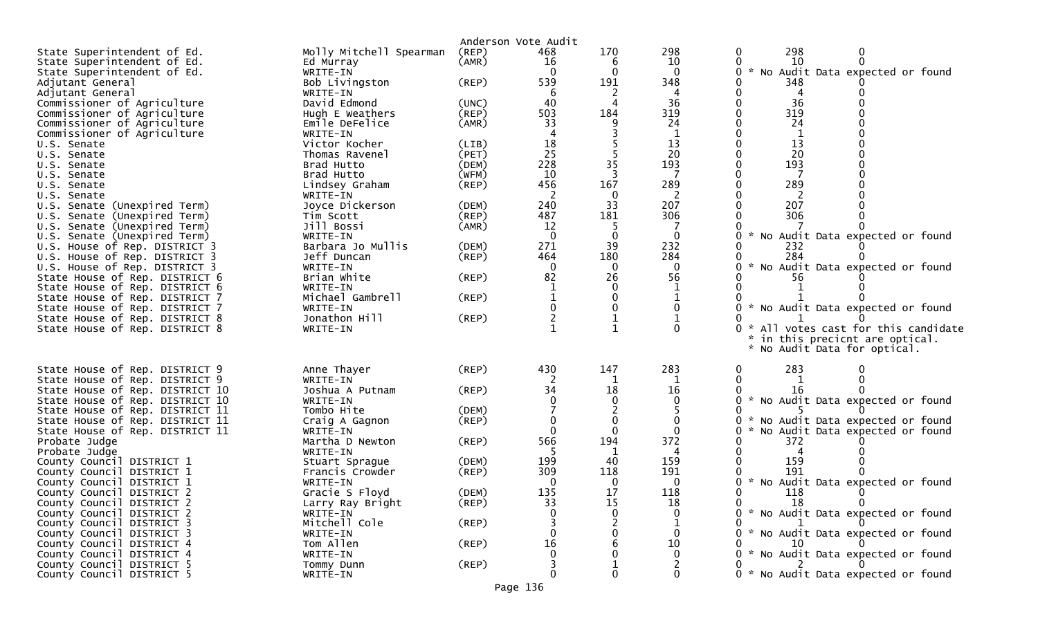Anderson Vote Audit

| Office | Candidate | Party | Total | Col1 | Col2 | | Col3 | Col4 |
|---|---|---|---|---|---|---|---|---|
| State Superintendent of Ed. | Molly Mitchell Spearman | (REP) | 468 | 170 | 298 | 0 | 298 | 0 |
| State Superintendent of Ed. | Ed Murray | (AMR) | 16 | 6 | 10 | 0 | 10 | 0 |
| State Superintendent of Ed. | WRITE-IN | | 0 | 0 | 0 | 0 | * No Audit Data expected or found | |
| Adjutant General | Bob Livingston | (REP) | 539 | 191 | 348 | 0 | 348 | 0 |
| Adjutant General | WRITE-IN | | 6 | 2 | 4 | 0 | 4 | 0 |
| Commissioner of Agriculture | David Edmond | (UNC) | 40 | 4 | 36 | 0 | 36 | 0 |
| Commissioner of Agriculture | Hugh E Weathers | (REP) | 503 | 184 | 319 | 0 | 319 | 0 |
| Commissioner of Agriculture | Emile DeFelice | (AMR) | 33 | 9 | 24 | 0 | 24 | 0 |
| Commissioner of Agriculture | WRITE-IN | | 4 | 3 | 1 | 0 | 1 | 0 |
| U.S. Senate | Victor Kocher | (LIB) | 18 | 5 | 13 | 0 | 13 | 0 |
| U.S. Senate | Thomas Ravenel | (PET) | 25 | 5 | 20 | 0 | 20 | 0 |
| U.S. Senate | Brad Hutto | (DEM) | 228 | 35 | 193 | 0 | 193 | 0 |
| U.S. Senate | Brad Hutto | (WFM) | 10 | 3 | 7 | 0 | 7 | 0 |
| U.S. Senate | Lindsey Graham | (REP) | 456 | 167 | 289 | 0 | 289 | 0 |
| U.S. Senate | WRITE-IN | | 2 | 0 | 2 | 0 | 2 | 0 |
| U.S. Senate (Unexpired Term) | Joyce Dickerson | (DEM) | 240 | 33 | 207 | 0 | 207 | 0 |
| U.S. Senate (Unexpired Term) | Tim Scott | (REP) | 487 | 181 | 306 | 0 | 306 | 0 |
| U.S. Senate (Unexpired Term) | Jill Bossi | (AMR) | 12 | 5 | 7 | 0 | 7 | 0 |
| U.S. Senate (Unexpired Term) | WRITE-IN | | 0 | 0 | 0 | 0 | * No Audit Data expected or found | |
| U.S. House of Rep. DISTRICT 3 | Barbara Jo Mullis | (DEM) | 271 | 39 | 232 | 0 | 232 | 0 |
| U.S. House of Rep. DISTRICT 3 | Jeff Duncan | (REP) | 464 | 180 | 284 | 0 | 284 | 0 |
| U.S. House of Rep. DISTRICT 3 | WRITE-IN | | 0 | 0 | 0 | 0 | * No Audit Data expected or found | |
| State House of Rep. DISTRICT 6 | Brian White | (REP) | 82 | 26 | 56 | 0 | 56 | 0 |
| State House of Rep. DISTRICT 6 | WRITE-IN | | 1 | 0 | 1 | 0 | 1 | 0 |
| State House of Rep. DISTRICT 7 | Michael Gambrell | (REP) | 1 | 0 | 1 | 0 | 1 | 0 |
| State House of Rep. DISTRICT 7 | WRITE-IN | | 0 | 0 | 0 | 0 | * No Audit Data expected or found | |
| State House of Rep. DISTRICT 8 | Jonathon Hill | (REP) | 2 | 1 | 1 | 0 | 1 | 0 |
| State House of Rep. DISTRICT 8 | WRITE-IN | | 1 | 1 | 0 | 0 | * All votes cast for this candidate * in this precicnt are optical. * No Audit Data for optical. | |
| State House of Rep. DISTRICT 9 | Anne Thayer | (REP) | 430 | 147 | 283 | 0 | 283 | 0 |
| State House of Rep. DISTRICT 9 | WRITE-IN | | 2 | 1 | 1 | 0 | 1 | 0 |
| State House of Rep. DISTRICT 10 | Joshua A Putnam | (REP) | 34 | 18 | 16 | 0 | 16 | 0 |
| State House of Rep. DISTRICT 10 | WRITE-IN | | 0 | 0 | 0 | 0 | * No Audit Data expected or found | |
| State House of Rep. DISTRICT 11 | Tombo Hite | (DEM) | 7 | 2 | 5 | 0 | 5 | 0 |
| State House of Rep. DISTRICT 11 | Craig A Gagnon | (REP) | 0 | 0 | 0 | 0 | * No Audit Data expected or found | |
| State House of Rep. DISTRICT 11 | WRITE-IN | | 0 | 0 | 0 | 0 | * No Audit Data expected or found | |
| Probate Judge | Martha D Newton | (REP) | 566 | 194 | 372 | 0 | 372 | 0 |
| Probate Judge | WRITE-IN | | 5 | 1 | 4 | 0 | 4 | 0 |
| County Council DISTRICT 1 | Stuart Sprague | (DEM) | 199 | 40 | 159 | 0 | 159 | 0 |
| County Council DISTRICT 1 | Francis Crowder | (REP) | 309 | 118 | 191 | 0 | 191 | 0 |
| County Council DISTRICT 1 | WRITE-IN | | 0 | 0 | 0 | 0 | * No Audit Data expected or found | |
| County Council DISTRICT 2 | Gracie S Floyd | (DEM) | 135 | 17 | 118 | 0 | 118 | 0 |
| County Council DISTRICT 2 | Larry Ray Bright | (REP) | 33 | 15 | 18 | 0 | 18 | 0 |
| County Council DISTRICT 2 | WRITE-IN | | 0 | 0 | 0 | 0 | * No Audit Data expected or found | |
| County Council DISTRICT 3 | Mitchell Cole | (REP) | 3 | 2 | 1 | 0 | 1 | 0 |
| County Council DISTRICT 3 | WRITE-IN | | 0 | 0 | 0 | 0 | * No Audit Data expected or found | |
| County Council DISTRICT 4 | Tom Allen | (REP) | 16 | 6 | 10 | 0 | 10 | 0 |
| County Council DISTRICT 4 | WRITE-IN | | 0 | 0 | 0 | 0 | * No Audit Data expected or found | |
| County Council DISTRICT 5 | Tommy Dunn | (REP) | 3 | 1 | 2 | 0 | 2 | 0 |
| County Council DISTRICT 5 | WRITE-IN | | 0 | 0 | 0 | 0 | * No Audit Data expected or found | |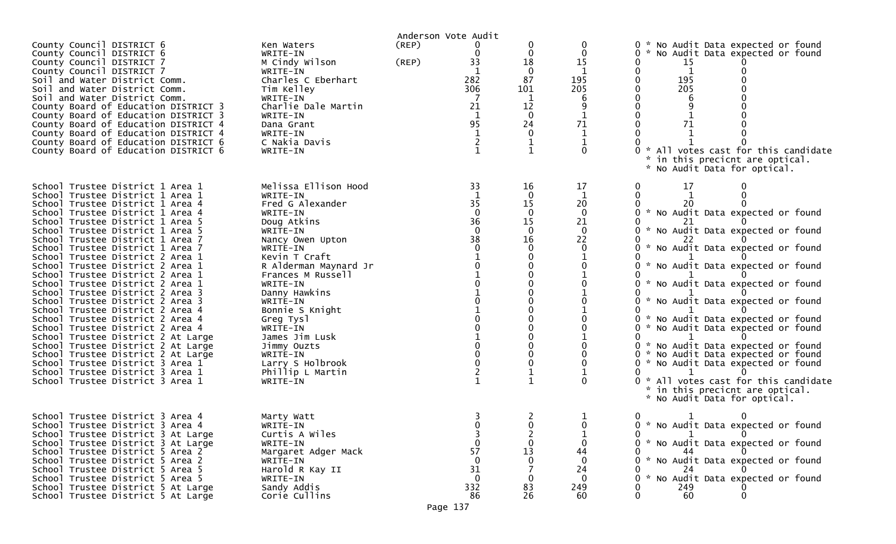Anderson Vote Audit

| Contest | Candidate | Party | | | | | | |
|---|---|---|---|---|---|---|---|---|
| County Council DISTRICT 6 | Ken Waters | (REP) | 0 | 0 | 0 | 0 * No Audit Data expected or found | | |
| County Council DISTRICT 6 | WRITE-IN | | 0 | 0 | 0 | 0 * No Audit Data expected or found | | |
| County Council DISTRICT 7 | M Cindy Wilson | (REP) | 33 | 18 | 15 | 0 | 15 | 0 |
| County Council DISTRICT 7 | WRITE-IN | | 1 | 0 | 1 | 0 | 1 | 0 |
| Soil and Water District Comm. | Charles C Eberhart | | 282 | 87 | 195 | 0 | 195 | 0 |
| Soil and Water District Comm. | Tim Kelley | | 306 | 101 | 205 | 0 | 205 | 0 |
| Soil and Water District Comm. | WRITE-IN | | 7 | 1 | 6 | 0 | 6 | 0 |
| County Board of Education DISTRICT 3 | Charlie Dale Martin | | 21 | 12 | 9 | 0 | 9 | 0 |
| County Board of Education DISTRICT 3 | WRITE-IN | | 1 | 0 | 1 | 0 | 1 | 0 |
| County Board of Education DISTRICT 4 | Dana Grant | | 95 | 24 | 71 | 0 | 71 | 0 |
| County Board of Education DISTRICT 4 | WRITE-IN | | 1 | 0 | 1 | 0 | 1 | 0 |
| County Board of Education DISTRICT 6 | C Nakia Davis | | 2 | 1 | 1 | 0 | 1 | 0 |
| County Board of Education DISTRICT 6 | WRITE-IN | | 1 | 1 | 0 | 0 * All votes cast for this candidate * in this precicnt are optical. * No Audit Data for optical. | | |
| School Trustee District 1 Area 1 | Melissa Ellison Hood | | 33 | 16 | 17 | 0 | 17 | 0 |
| School Trustee District 1 Area 1 | WRITE-IN | | 1 | 0 | 1 | 0 | 1 | 0 |
| School Trustee District 1 Area 4 | Fred G Alexander | | 35 | 15 | 20 | 0 | 20 | 0 |
| School Trustee District 1 Area 4 | WRITE-IN | | 0 | 0 | 0 | 0 * No Audit Data expected or found | | |
| School Trustee District 1 Area 5 | Doug Atkins | | 36 | 15 | 21 | 0 | 21 | 0 |
| School Trustee District 1 Area 5 | WRITE-IN | | 0 | 0 | 0 | 0 * No Audit Data expected or found | | |
| School Trustee District 1 Area 7 | Nancy Owen Upton | | 38 | 16 | 22 | 0 | 22 | 0 |
| School Trustee District 1 Area 7 | WRITE-IN | | 0 | 0 | 0 | 0 * No Audit Data expected or found | | |
| School Trustee District 2 Area 1 | Kevin T Craft | | 1 | 0 | 1 | 0 | 1 | 0 |
| School Trustee District 2 Area 1 | R Alderman Maynard Jr | | 0 | 0 | 0 | 0 * No Audit Data expected or found | | |
| School Trustee District 2 Area 1 | Frances M Russell | | 1 | 0 | 1 | 0 | 1 | 0 |
| School Trustee District 2 Area 1 | WRITE-IN | | 0 | 0 | 0 | 0 * No Audit Data expected or found | | |
| School Trustee District 2 Area 3 | Danny Hawkins | | 1 | 0 | 1 | 0 | 1 | 0 |
| School Trustee District 2 Area 3 | WRITE-IN | | 0 | 0 | 0 | 0 * No Audit Data expected or found | | |
| School Trustee District 2 Area 4 | Bonnie S Knight | | 1 | 0 | 1 | 0 | 1 | 0 |
| School Trustee District 2 Area 4 | Greg Tysl | | 0 | 0 | 0 | 0 * No Audit Data expected or found | | |
| School Trustee District 2 Area 4 | WRITE-IN | | 0 | 0 | 0 | 0 * No Audit Data expected or found | | |
| School Trustee District 2 At Large | James Jim Lusk | | 1 | 0 | 1 | 0 | 1 | 0 |
| School Trustee District 2 At Large | Jimmy Ouzts | | 0 | 0 | 0 | 0 * No Audit Data expected or found | | |
| School Trustee District 2 At Large | WRITE-IN | | 0 | 0 | 0 | 0 * No Audit Data expected or found | | |
| School Trustee District 3 Area 1 | Larry S Holbrook | | 0 | 0 | 0 | 0 * No Audit Data expected or found | | |
| School Trustee District 3 Area 1 | Phillip L Martin | | 2 | 1 | 1 | 0 | 1 | 0 |
| School Trustee District 3 Area 1 | WRITE-IN | | 1 | 1 | 0 | 0 * All votes cast for this candidate * in this precicnt are optical. * No Audit Data for optical. | | |
| School Trustee District 3 Area 4 | Marty Watt | | 3 | 2 | 1 | 0 | 1 | 0 |
| School Trustee District 3 Area 4 | WRITE-IN | | 0 | 0 | 0 | 0 * No Audit Data expected or found | | |
| School Trustee District 3 At Large | Curtis A Wiles | | 3 | 2 | 1 | 0 | 1 | 0 |
| School Trustee District 3 At Large | WRITE-IN | | 0 | 0 | 0 | 0 * No Audit Data expected or found | | |
| School Trustee District 5 Area 2 | Margaret Adger Mack | | 57 | 13 | 44 | 0 | 44 | 0 |
| School Trustee District 5 Area 2 | WRITE-IN | | 0 | 0 | 0 | 0 * No Audit Data expected or found | | |
| School Trustee District 5 Area 5 | Harold R Kay II | | 31 | 7 | 24 | 0 | 24 | 0 |
| School Trustee District 5 Area 5 | WRITE-IN | | 0 | 0 | 0 | 0 * No Audit Data expected or found | | |
| School Trustee District 5 At Large | Sandy Addis | | 332 | 83 | 249 | 0 | 249 | 0 |
| School Trustee District 5 At Large | Corie Cullins | | 86 | 26 | 60 | 0 | 60 | 0 |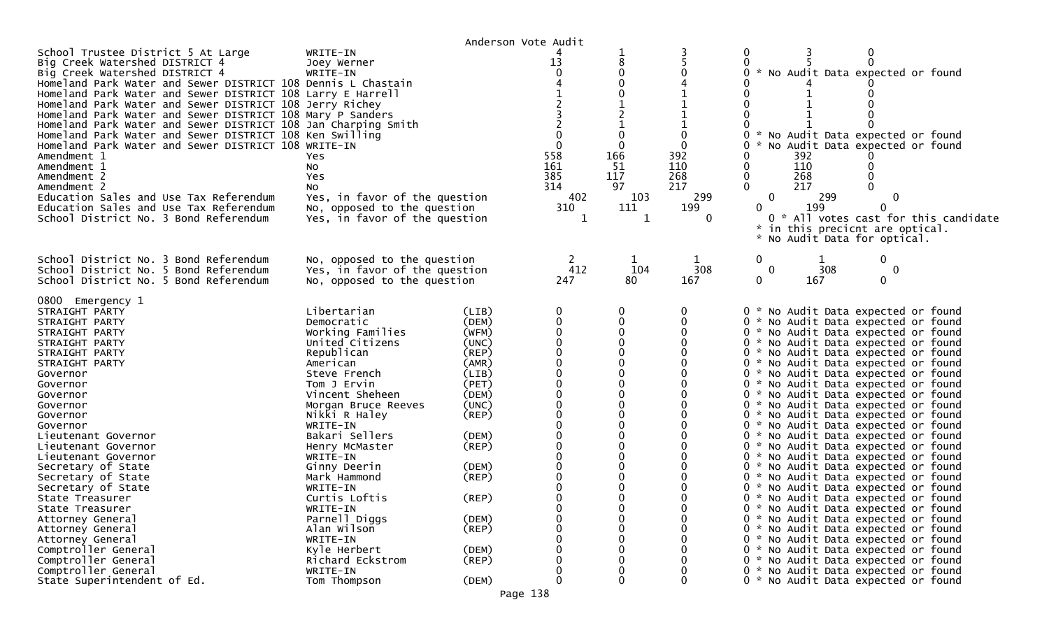Anderson Vote Audit

| Contest | Candidate | Party | Col1 | Col2 | Col3 | Col4 | Col5 | Col6 | Note |
|---|---|---|---|---|---|---|---|---|---|
| School Trustee District 5 At Large | WRITE-IN | | 4 | 1 | 3 | 0 | 3 | 0 | |
| Big Creek Watershed DISTRICT 4 | Joey Werner | | 13 | 8 | 5 | 0 | 5 | 0 | |
| Big Creek Watershed DISTRICT 4 | WRITE-IN | | 0 | 0 | 0 | 0 | | | * No Audit Data expected or found |
| Homeland Park Water and Sewer DISTRICT 108 | Dennis L Chastain | | 4 | 0 | 4 | 0 | 4 | 0 | |
| Homeland Park Water and Sewer DISTRICT 108 | Larry E Harrell | | 1 | 0 | 1 | 0 | 1 | 0 | |
| Homeland Park Water and Sewer DISTRICT 108 | Jerry Richey | | 2 | 1 | 1 | 0 | 1 | 0 | |
| Homeland Park Water and Sewer DISTRICT 108 | Mary P Sanders | | 3 | 2 | 1 | 0 | 1 | 0 | |
| Homeland Park Water and Sewer DISTRICT 108 | Jan Charping Smith | | 2 | 1 | 1 | 0 | 1 | 0 | |
| Homeland Park Water and Sewer DISTRICT 108 | Ken Swilling | | 0 | 0 | 0 | 0 | | | * No Audit Data expected or found |
| Homeland Park Water and Sewer DISTRICT 108 | WRITE-IN | | 0 | 0 | 0 | 0 | | | * No Audit Data expected or found |
| Amendment 1 | Yes | | 558 | 166 | 392 | 0 | 392 | 0 | |
| Amendment 1 | No | | 161 | 51 | 110 | 0 | 110 | 0 | |
| Amendment 2 | Yes | | 385 | 117 | 268 | 0 | 268 | 0 | |
| Amendment 2 | No | | 314 | 97 | 217 | 0 | 217 | 0 | |
| Education Sales and Use Tax Referendum | Yes, in favor of the question | | 402 | 103 | 299 | 0 | 299 | 0 | |
| Education Sales and Use Tax Referendum | No, opposed to the question | | 310 | 111 | 199 | 0 | 199 | 0 | |
| School District No. 3 Bond Referendum | Yes, in favor of the question | | 1 | 1 | 0 | 0 | | | * All votes cast for this candidate * in this precicnt are optical. * No Audit Data for optical. |
| School District No. 3 Bond Referendum | No, opposed to the question | | 2 | 1 | 1 | 0 | 1 | 0 | |
| School District No. 5 Bond Referendum | Yes, in favor of the question | | 412 | 104 | 308 | 0 | 308 | 0 | |
| School District No. 5 Bond Referendum | No, opposed to the question | | 247 | 80 | 167 | 0 | 167 | 0 | |

0800 Emergency 1

| Contest | Candidate | Party | Col1 | Col2 | Col3 | Col4 | Note |
|---|---|---|---|---|---|---|---|
| STRAIGHT PARTY | Libertarian | (LIB) | 0 | 0 | 0 | 0 | * No Audit Data expected or found |
| STRAIGHT PARTY | Democratic | (DEM) | 0 | 0 | 0 | 0 | * No Audit Data expected or found |
| STRAIGHT PARTY | Working Families | (WFM) | 0 | 0 | 0 | 0 | * No Audit Data expected or found |
| STRAIGHT PARTY | United Citizens | (UNC) | 0 | 0 | 0 | 0 | * No Audit Data expected or found |
| STRAIGHT PARTY | Republican | (REP) | 0 | 0 | 0 | 0 | * No Audit Data expected or found |
| STRAIGHT PARTY | American | (AMR) | 0 | 0 | 0 | 0 | * No Audit Data expected or found |
| Governor | Steve French | (LIB) | 0 | 0 | 0 | 0 | * No Audit Data expected or found |
| Governor | Tom J Ervin | (PET) | 0 | 0 | 0 | 0 | * No Audit Data expected or found |
| Governor | Vincent Sheheen | (DEM) | 0 | 0 | 0 | 0 | * No Audit Data expected or found |
| Governor | Morgan Bruce Reeves | (UNC) | 0 | 0 | 0 | 0 | * No Audit Data expected or found |
| Governor | Nikki R Haley | (REP) | 0 | 0 | 0 | 0 | * No Audit Data expected or found |
| Governor | WRITE-IN | | 0 | 0 | 0 | 0 | * No Audit Data expected or found |
| Lieutenant Governor | Bakari Sellers | (DEM) | 0 | 0 | 0 | 0 | * No Audit Data expected or found |
| Lieutenant Governor | Henry McMaster | (REP) | 0 | 0 | 0 | 0 | * No Audit Data expected or found |
| Lieutenant Governor | WRITE-IN | | 0 | 0 | 0 | 0 | * No Audit Data expected or found |
| Secretary of State | Ginny Deerin | (DEM) | 0 | 0 | 0 | 0 | * No Audit Data expected or found |
| Secretary of State | Mark Hammond | (REP) | 0 | 0 | 0 | 0 | * No Audit Data expected or found |
| Secretary of State | WRITE-IN | | 0 | 0 | 0 | 0 | * No Audit Data expected or found |
| State Treasurer | Curtis Loftis | (REP) | 0 | 0 | 0 | 0 | * No Audit Data expected or found |
| State Treasurer | WRITE-IN | | 0 | 0 | 0 | 0 | * No Audit Data expected or found |
| Attorney General | Parnell Diggs | (DEM) | 0 | 0 | 0 | 0 | * No Audit Data expected or found |
| Attorney General | Alan Wilson | (REP) | 0 | 0 | 0 | 0 | * No Audit Data expected or found |
| Attorney General | WRITE-IN | | 0 | 0 | 0 | 0 | * No Audit Data expected or found |
| Comptroller General | Kyle Herbert | (DEM) | 0 | 0 | 0 | 0 | * No Audit Data expected or found |
| Comptroller General | Richard Eckstrom | (REP) | 0 | 0 | 0 | 0 | * No Audit Data expected or found |
| Comptroller General | WRITE-IN | | 0 | 0 | 0 | 0 | * No Audit Data expected or found |
| State Superintendent of Ed. | Tom Thompson | (DEM) | 0 | 0 | 0 | 0 | * No Audit Data expected or found |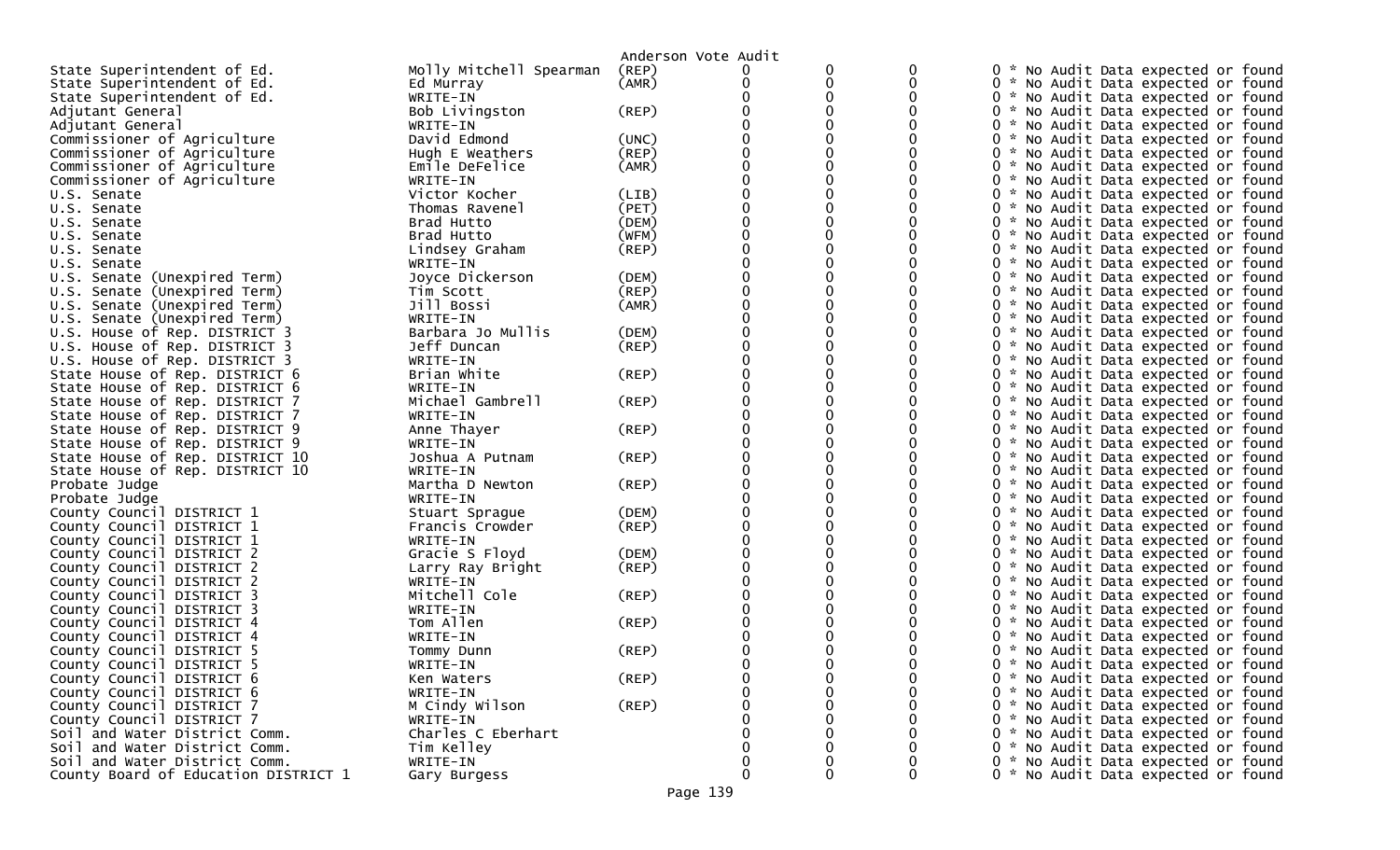Anderson Vote Audit

| Office | Candidate | Party | | | | | |
|---|---|---|---|---|---|---|---|
| State Superintendent of Ed. | Molly Mitchell Spearman | (REP) | 0 | 0 | 0 | 0 | * No Audit Data expected or found |
| State Superintendent of Ed. | Ed Murray | (AMR) | 0 | 0 | 0 | 0 | * No Audit Data expected or found |
| State Superintendent of Ed. | WRITE-IN | | 0 | 0 | 0 | 0 | * No Audit Data expected or found |
| Adjutant General | Bob Livingston | (REP) | 0 | 0 | 0 | 0 | * No Audit Data expected or found |
| Adjutant General | WRITE-IN | | 0 | 0 | 0 | 0 | * No Audit Data expected or found |
| Commissioner of Agriculture | David Edmond | (UNC) | 0 | 0 | 0 | 0 | * No Audit Data expected or found |
| Commissioner of Agriculture | Hugh E Weathers | (REP) | 0 | 0 | 0 | 0 | * No Audit Data expected or found |
| Commissioner of Agriculture | Emile DeFelice | (AMR) | 0 | 0 | 0 | 0 | * No Audit Data expected or found |
| Commissioner of Agriculture | WRITE-IN | | 0 | 0 | 0 | 0 | * No Audit Data expected or found |
| U.S. Senate | Victor Kocher | (LIB) | 0 | 0 | 0 | 0 | * No Audit Data expected or found |
| U.S. Senate | Thomas Ravenel | (PET) | 0 | 0 | 0 | 0 | * No Audit Data expected or found |
| U.S. Senate | Brad Hutto | (DEM) | 0 | 0 | 0 | 0 | * No Audit Data expected or found |
| U.S. Senate | Brad Hutto | (WFM) | 0 | 0 | 0 | 0 | * No Audit Data expected or found |
| U.S. Senate | Lindsey Graham | (REP) | 0 | 0 | 0 | 0 | * No Audit Data expected or found |
| U.S. Senate | WRITE-IN | | 0 | 0 | 0 | 0 | * No Audit Data expected or found |
| U.S. Senate (Unexpired Term) | Joyce Dickerson | (DEM) | 0 | 0 | 0 | 0 | * No Audit Data expected or found |
| U.S. Senate (Unexpired Term) | Tim Scott | (REP) | 0 | 0 | 0 | 0 | * No Audit Data expected or found |
| U.S. Senate (Unexpired Term) | Jill Bossi | (AMR) | 0 | 0 | 0 | 0 | * No Audit Data expected or found |
| U.S. Senate (Unexpired Term) | WRITE-IN | | 0 | 0 | 0 | 0 | * No Audit Data expected or found |
| U.S. House of Rep. DISTRICT 3 | Barbara Jo Mullis | (DEM) | 0 | 0 | 0 | 0 | * No Audit Data expected or found |
| U.S. House of Rep. DISTRICT 3 | Jeff Duncan | (REP) | 0 | 0 | 0 | 0 | * No Audit Data expected or found |
| U.S. House of Rep. DISTRICT 3 | WRITE-IN | | 0 | 0 | 0 | 0 | * No Audit Data expected or found |
| State House of Rep. DISTRICT 6 | Brian White | (REP) | 0 | 0 | 0 | 0 | * No Audit Data expected or found |
| State House of Rep. DISTRICT 6 | WRITE-IN | | 0 | 0 | 0 | 0 | * No Audit Data expected or found |
| State House of Rep. DISTRICT 7 | Michael Gambrell | (REP) | 0 | 0 | 0 | 0 | * No Audit Data expected or found |
| State House of Rep. DISTRICT 7 | WRITE-IN | | 0 | 0 | 0 | 0 | * No Audit Data expected or found |
| State House of Rep. DISTRICT 9 | Anne Thayer | (REP) | 0 | 0 | 0 | 0 | * No Audit Data expected or found |
| State House of Rep. DISTRICT 9 | WRITE-IN | | 0 | 0 | 0 | 0 | * No Audit Data expected or found |
| State House of Rep. DISTRICT 10 | Joshua A Putnam | (REP) | 0 | 0 | 0 | 0 | * No Audit Data expected or found |
| State House of Rep. DISTRICT 10 | WRITE-IN | | 0 | 0 | 0 | 0 | * No Audit Data expected or found |
| Probate Judge | Martha D Newton | (REP) | 0 | 0 | 0 | 0 | * No Audit Data expected or found |
| Probate Judge | WRITE-IN | | 0 | 0 | 0 | 0 | * No Audit Data expected or found |
| County Council DISTRICT 1 | Stuart Sprague | (DEM) | 0 | 0 | 0 | 0 | * No Audit Data expected or found |
| County Council DISTRICT 1 | Francis Crowder | (REP) | 0 | 0 | 0 | 0 | * No Audit Data expected or found |
| County Council DISTRICT 1 | WRITE-IN | | 0 | 0 | 0 | 0 | * No Audit Data expected or found |
| County Council DISTRICT 2 | Gracie S Floyd | (DEM) | 0 | 0 | 0 | 0 | * No Audit Data expected or found |
| County Council DISTRICT 2 | Larry Ray Bright | (REP) | 0 | 0 | 0 | 0 | * No Audit Data expected or found |
| County Council DISTRICT 2 | WRITE-IN | | 0 | 0 | 0 | 0 | * No Audit Data expected or found |
| County Council DISTRICT 3 | Mitchell Cole | (REP) | 0 | 0 | 0 | 0 | * No Audit Data expected or found |
| County Council DISTRICT 3 | WRITE-IN | | 0 | 0 | 0 | 0 | * No Audit Data expected or found |
| County Council DISTRICT 4 | Tom Allen | (REP) | 0 | 0 | 0 | 0 | * No Audit Data expected or found |
| County Council DISTRICT 4 | WRITE-IN | | 0 | 0 | 0 | 0 | * No Audit Data expected or found |
| County Council DISTRICT 5 | Tommy Dunn | (REP) | 0 | 0 | 0 | 0 | * No Audit Data expected or found |
| County Council DISTRICT 5 | WRITE-IN | | 0 | 0 | 0 | 0 | * No Audit Data expected or found |
| County Council DISTRICT 6 | Ken Waters | (REP) | 0 | 0 | 0 | 0 | * No Audit Data expected or found |
| County Council DISTRICT 6 | WRITE-IN | | 0 | 0 | 0 | 0 | * No Audit Data expected or found |
| County Council DISTRICT 7 | M Cindy Wilson | (REP) | 0 | 0 | 0 | 0 | * No Audit Data expected or found |
| County Council DISTRICT 7 | WRITE-IN | | 0 | 0 | 0 | 0 | * No Audit Data expected or found |
| Soil and Water District Comm. | Charles C Eberhart | | 0 | 0 | 0 | 0 | * No Audit Data expected or found |
| Soil and Water District Comm. | Tim Kelley | | 0 | 0 | 0 | 0 | * No Audit Data expected or found |
| Soil and Water District Comm. | WRITE-IN | | 0 | 0 | 0 | 0 | * No Audit Data expected or found |
| County Board of Education DISTRICT 1 | Gary Burgess | | 0 | 0 | 0 | 0 | * No Audit Data expected or found |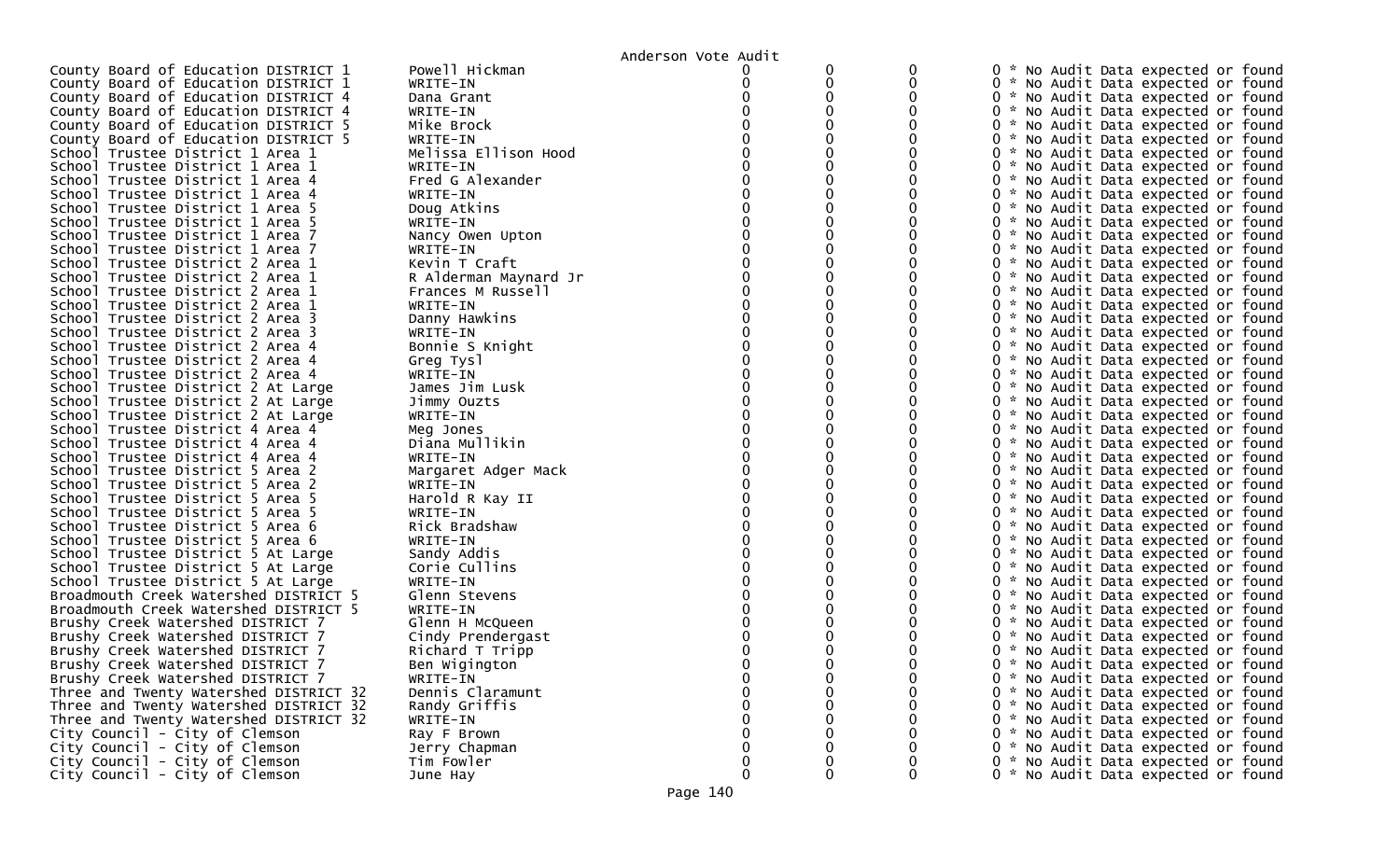Anderson Vote Audit

| | | | | | |
|---|---|---|---|---|---|
| County Board of Education DISTRICT 1 | Powell Hickman | 0 | 0 | 0 | 0 * No Audit Data expected or found |
| County Board of Education DISTRICT 1 | WRITE-IN | 0 | 0 | 0 | 0 * No Audit Data expected or found |
| County Board of Education DISTRICT 4 | Dana Grant | 0 | 0 | 0 | 0 * No Audit Data expected or found |
| County Board of Education DISTRICT 4 | WRITE-IN | 0 | 0 | 0 | 0 * No Audit Data expected or found |
| County Board of Education DISTRICT 5 | Mike Brock | 0 | 0 | 0 | 0 * No Audit Data expected or found |
| County Board of Education DISTRICT 5 | WRITE-IN | 0 | 0 | 0 | 0 * No Audit Data expected or found |
| School Trustee District 1 Area 1 | Melissa Ellison Hood | 0 | 0 | 0 | 0 * No Audit Data expected or found |
| School Trustee District 1 Area 1 | WRITE-IN | 0 | 0 | 0 | 0 * No Audit Data expected or found |
| School Trustee District 1 Area 4 | Fred G Alexander | 0 | 0 | 0 | 0 * No Audit Data expected or found |
| School Trustee District 1 Area 4 | WRITE-IN | 0 | 0 | 0 | 0 * No Audit Data expected or found |
| School Trustee District 1 Area 5 | Doug Atkins | 0 | 0 | 0 | 0 * No Audit Data expected or found |
| School Trustee District 1 Area 5 | WRITE-IN | 0 | 0 | 0 | 0 * No Audit Data expected or found |
| School Trustee District 1 Area 7 | Nancy Owen Upton | 0 | 0 | 0 | 0 * No Audit Data expected or found |
| School Trustee District 1 Area 7 | WRITE-IN | 0 | 0 | 0 | 0 * No Audit Data expected or found |
| School Trustee District 2 Area 1 | Kevin T Craft | 0 | 0 | 0 | 0 * No Audit Data expected or found |
| School Trustee District 2 Area 1 | R Alderman Maynard Jr | 0 | 0 | 0 | 0 * No Audit Data expected or found |
| School Trustee District 2 Area 1 | Frances M Russell | 0 | 0 | 0 | 0 * No Audit Data expected or found |
| School Trustee District 2 Area 1 | WRITE-IN | 0 | 0 | 0 | 0 * No Audit Data expected or found |
| School Trustee District 2 Area 3 | Danny Hawkins | 0 | 0 | 0 | 0 * No Audit Data expected or found |
| School Trustee District 2 Area 3 | WRITE-IN | 0 | 0 | 0 | 0 * No Audit Data expected or found |
| School Trustee District 2 Area 4 | Bonnie S Knight | 0 | 0 | 0 | 0 * No Audit Data expected or found |
| School Trustee District 2 Area 4 | Greg Tysl | 0 | 0 | 0 | 0 * No Audit Data expected or found |
| School Trustee District 2 Area 4 | WRITE-IN | 0 | 0 | 0 | 0 * No Audit Data expected or found |
| School Trustee District 2 At Large | James Jim Lusk | 0 | 0 | 0 | 0 * No Audit Data expected or found |
| School Trustee District 2 At Large | Jimmy Ouzts | 0 | 0 | 0 | 0 * No Audit Data expected or found |
| School Trustee District 2 At Large | WRITE-IN | 0 | 0 | 0 | 0 * No Audit Data expected or found |
| School Trustee District 4 Area 4 | Meg Jones | 0 | 0 | 0 | 0 * No Audit Data expected or found |
| School Trustee District 4 Area 4 | Diana Mullikin | 0 | 0 | 0 | 0 * No Audit Data expected or found |
| School Trustee District 4 Area 4 | WRITE-IN | 0 | 0 | 0 | 0 * No Audit Data expected or found |
| School Trustee District 5 Area 2 | Margaret Adger Mack | 0 | 0 | 0 | 0 * No Audit Data expected or found |
| School Trustee District 5 Area 2 | WRITE-IN | 0 | 0 | 0 | 0 * No Audit Data expected or found |
| School Trustee District 5 Area 5 | Harold R Kay II | 0 | 0 | 0 | 0 * No Audit Data expected or found |
| School Trustee District 5 Area 5 | WRITE-IN | 0 | 0 | 0 | 0 * No Audit Data expected or found |
| School Trustee District 5 Area 6 | Rick Bradshaw | 0 | 0 | 0 | 0 * No Audit Data expected or found |
| School Trustee District 5 Area 6 | WRITE-IN | 0 | 0 | 0 | 0 * No Audit Data expected or found |
| School Trustee District 5 At Large | Sandy Addis | 0 | 0 | 0 | 0 * No Audit Data expected or found |
| School Trustee District 5 At Large | Corie Cullins | 0 | 0 | 0 | 0 * No Audit Data expected or found |
| School Trustee District 5 At Large | WRITE-IN | 0 | 0 | 0 | 0 * No Audit Data expected or found |
| Broadmouth Creek Watershed DISTRICT 5 | Glenn Stevens | 0 | 0 | 0 | 0 * No Audit Data expected or found |
| Broadmouth Creek Watershed DISTRICT 5 | WRITE-IN | 0 | 0 | 0 | 0 * No Audit Data expected or found |
| Brushy Creek Watershed DISTRICT 7 | Glenn H McQueen | 0 | 0 | 0 | 0 * No Audit Data expected or found |
| Brushy Creek Watershed DISTRICT 7 | Cindy Prendergast | 0 | 0 | 0 | 0 * No Audit Data expected or found |
| Brushy Creek Watershed DISTRICT 7 | Richard T Tripp | 0 | 0 | 0 | 0 * No Audit Data expected or found |
| Brushy Creek Watershed DISTRICT 7 | Ben Wigington | 0 | 0 | 0 | 0 * No Audit Data expected or found |
| Brushy Creek Watershed DISTRICT 7 | WRITE-IN | 0 | 0 | 0 | 0 * No Audit Data expected or found |
| Three and Twenty Watershed DISTRICT 32 | Dennis Claramunt | 0 | 0 | 0 | 0 * No Audit Data expected or found |
| Three and Twenty Watershed DISTRICT 32 | Randy Griffis | 0 | 0 | 0 | 0 * No Audit Data expected or found |
| Three and Twenty Watershed DISTRICT 32 | WRITE-IN | 0 | 0 | 0 | 0 * No Audit Data expected or found |
| City Council - City of Clemson | Ray F Brown | 0 | 0 | 0 | 0 * No Audit Data expected or found |
| City Council - City of Clemson | Jerry Chapman | 0 | 0 | 0 | 0 * No Audit Data expected or found |
| City Council - City of Clemson | Tim Fowler | 0 | 0 | 0 | 0 * No Audit Data expected or found |
| City Council - City of Clemson | June Hay | 0 | 0 | 0 | 0 * No Audit Data expected or found |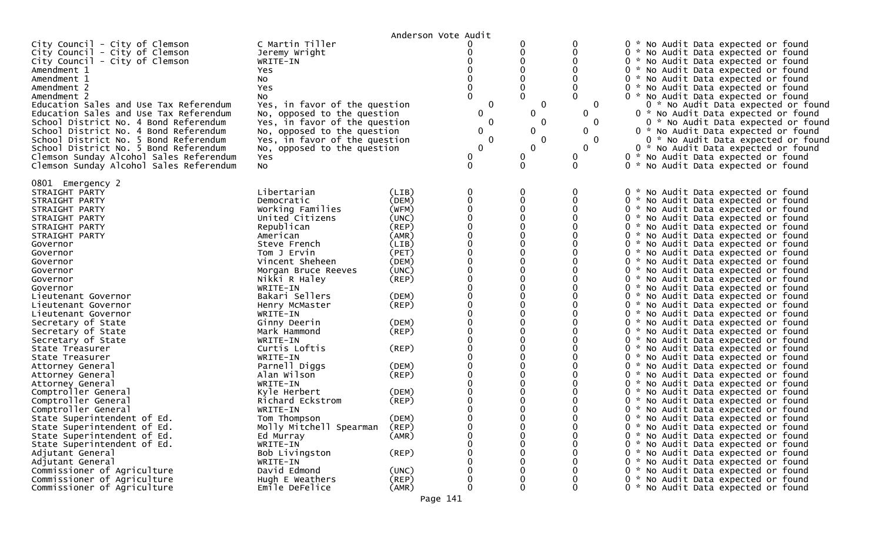Anderson Vote Audit

| Contest | Candidate | Party | | | | |
|---|---|---|---|---|---|---|
| City Council - City of Clemson | C Martin Tiller | | 0 | 0 | 0 | 0 * No Audit Data expected or found |
| City Council - City of Clemson | Jeremy Wright | | 0 | 0 | 0 | 0 * No Audit Data expected or found |
| City Council - City of Clemson | WRITE-IN | | 0 | 0 | 0 | 0 * No Audit Data expected or found |
| Amendment 1 | Yes | | 0 | 0 | 0 | 0 * No Audit Data expected or found |
| Amendment 1 | No | | 0 | 0 | 0 | 0 * No Audit Data expected or found |
| Amendment 2 | Yes | | 0 | 0 | 0 | 0 * No Audit Data expected or found |
| Amendment 2 | No | | 0 | 0 | 0 | 0 * No Audit Data expected or found |
| Education Sales and Use Tax Referendum | Yes, in favor of the question | | 0 | 0 | 0 | 0 * No Audit Data expected or found |
| Education Sales and Use Tax Referendum | No, opposed to the question | | 0 | 0 | 0 | 0 * No Audit Data expected or found |
| School District No. 4 Bond Referendum | Yes, in favor of the question | | 0 | 0 | 0 | 0 * No Audit Data expected or found |
| School District No. 4 Bond Referendum | No, opposed to the question | | 0 | 0 | 0 | 0 * No Audit Data expected or found |
| School District No. 5 Bond Referendum | Yes, in favor of the question | | 0 | 0 | 0 | 0 * No Audit Data expected or found |
| School District No. 5 Bond Referendum | No, opposed to the question | | 0 | 0 | 0 | 0 * No Audit Data expected or found |
| Clemson Sunday Alcohol Sales Referendum | Yes | | 0 | 0 | 0 | 0 * No Audit Data expected or found |
| Clemson Sunday Alcohol Sales Referendum | No | | 0 | 0 | 0 | 0 * No Audit Data expected or found |

0801 Emergency 2

| Contest | Candidate | Party | | | | |
|---|---|---|---|---|---|---|
| STRAIGHT PARTY | Libertarian | (LIB) | 0 | 0 | 0 | 0 * No Audit Data expected or found |
| STRAIGHT PARTY | Democratic | (DEM) | 0 | 0 | 0 | 0 * No Audit Data expected or found |
| STRAIGHT PARTY | Working Families | (WFM) | 0 | 0 | 0 | 0 * No Audit Data expected or found |
| STRAIGHT PARTY | United Citizens | (UNC) | 0 | 0 | 0 | 0 * No Audit Data expected or found |
| STRAIGHT PARTY | Republican | (REP) | 0 | 0 | 0 | 0 * No Audit Data expected or found |
| STRAIGHT PARTY | American | (AMR) | 0 | 0 | 0 | 0 * No Audit Data expected or found |
| Governor | Steve French | (LIB) | 0 | 0 | 0 | 0 * No Audit Data expected or found |
| Governor | Tom J Ervin | (PET) | 0 | 0 | 0 | 0 * No Audit Data expected or found |
| Governor | Vincent Sheheen | (DEM) | 0 | 0 | 0 | 0 * No Audit Data expected or found |
| Governor | Morgan Bruce Reeves | (UNC) | 0 | 0 | 0 | 0 * No Audit Data expected or found |
| Governor | Nikki R Haley | (REP) | 0 | 0 | 0 | 0 * No Audit Data expected or found |
| Governor | WRITE-IN | | 0 | 0 | 0 | 0 * No Audit Data expected or found |
| Lieutenant Governor | Bakari Sellers | (DEM) | 0 | 0 | 0 | 0 * No Audit Data expected or found |
| Lieutenant Governor | Henry McMaster | (REP) | 0 | 0 | 0 | 0 * No Audit Data expected or found |
| Lieutenant Governor | WRITE-IN | | 0 | 0 | 0 | 0 * No Audit Data expected or found |
| Secretary of State | Ginny Deerin | (DEM) | 0 | 0 | 0 | 0 * No Audit Data expected or found |
| Secretary of State | Mark Hammond | (REP) | 0 | 0 | 0 | 0 * No Audit Data expected or found |
| Secretary of State | WRITE-IN | | 0 | 0 | 0 | 0 * No Audit Data expected or found |
| State Treasurer | Curtis Loftis | (REP) | 0 | 0 | 0 | 0 * No Audit Data expected or found |
| State Treasurer | WRITE-IN | | 0 | 0 | 0 | 0 * No Audit Data expected or found |
| Attorney General | Parnell Diggs | (DEM) | 0 | 0 | 0 | 0 * No Audit Data expected or found |
| Attorney General | Alan Wilson | (REP) | 0 | 0 | 0 | 0 * No Audit Data expected or found |
| Attorney General | WRITE-IN | | 0 | 0 | 0 | 0 * No Audit Data expected or found |
| Comptroller General | Kyle Herbert | (DEM) | 0 | 0 | 0 | 0 * No Audit Data expected or found |
| Comptroller General | Richard Eckstrom | (REP) | 0 | 0 | 0 | 0 * No Audit Data expected or found |
| Comptroller General | WRITE-IN | | 0 | 0 | 0 | 0 * No Audit Data expected or found |
| State Superintendent of Ed. | Tom Thompson | (DEM) | 0 | 0 | 0 | 0 * No Audit Data expected or found |
| State Superintendent of Ed. | Molly Mitchell Spearman | (REP) | 0 | 0 | 0 | 0 * No Audit Data expected or found |
| State Superintendent of Ed. | Ed Murray | (AMR) | 0 | 0 | 0 | 0 * No Audit Data expected or found |
| State Superintendent of Ed. | WRITE-IN | | 0 | 0 | 0 | 0 * No Audit Data expected or found |
| Adjutant General | Bob Livingston | (REP) | 0 | 0 | 0 | 0 * No Audit Data expected or found |
| Adjutant General | WRITE-IN | | 0 | 0 | 0 | 0 * No Audit Data expected or found |
| Commissioner of Agriculture | David Edmond | (UNC) | 0 | 0 | 0 | 0 * No Audit Data expected or found |
| Commissioner of Agriculture | Hugh E Weathers | (REP) | 0 | 0 | 0 | 0 * No Audit Data expected or found |
| Commissioner of Agriculture | Emile DeFelice | (AMR) | 0 | 0 | 0 | 0 * No Audit Data expected or found |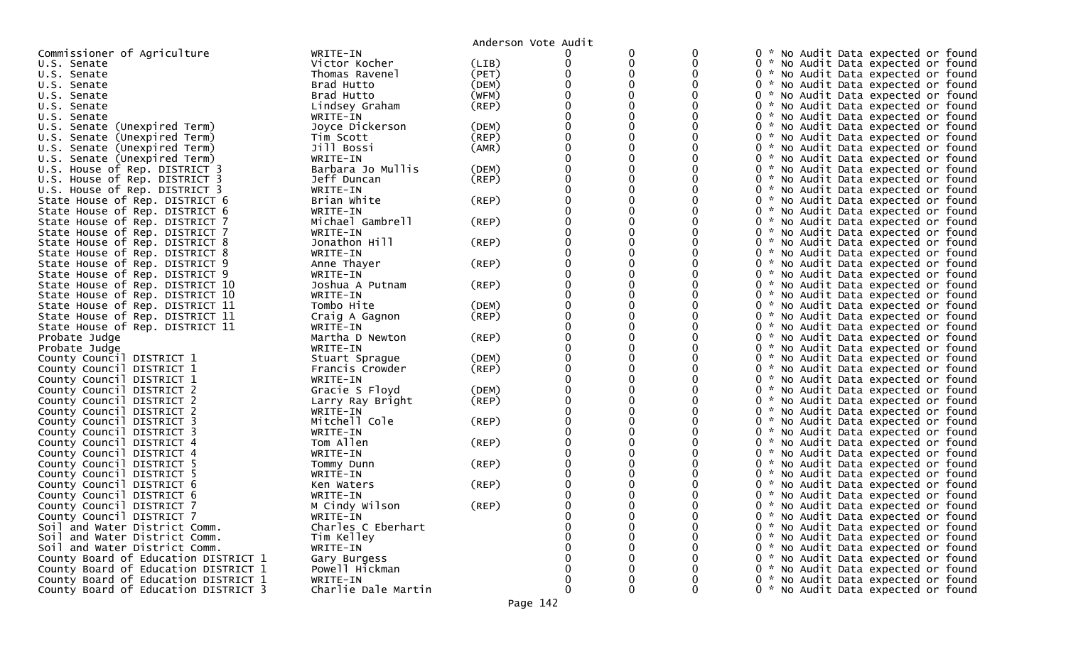Anderson Vote Audit

| Contest | Candidate | Party | | | | | |
|---|---|---|---|---|---|---|---|
| Commissioner of Agriculture | WRITE-IN | | 0 | 0 | 0 | 0 | * No Audit Data expected or found |
| U.S. Senate | Victor Kocher | (LIB) | 0 | 0 | 0 | 0 | * No Audit Data expected or found |
| U.S. Senate | Thomas Ravenel | (PET) | 0 | 0 | 0 | 0 | * No Audit Data expected or found |
| U.S. Senate | Brad Hutto | (DEM) | 0 | 0 | 0 | 0 | * No Audit Data expected or found |
| U.S. Senate | Brad Hutto | (WFM) | 0 | 0 | 0 | 0 | * No Audit Data expected or found |
| U.S. Senate | Lindsey Graham | (REP) | 0 | 0 | 0 | 0 | * No Audit Data expected or found |
| U.S. Senate | WRITE-IN | | 0 | 0 | 0 | 0 | * No Audit Data expected or found |
| U.S. Senate (Unexpired Term) | Joyce Dickerson | (DEM) | 0 | 0 | 0 | 0 | * No Audit Data expected or found |
| U.S. Senate (Unexpired Term) | Tim Scott | (REP) | 0 | 0 | 0 | 0 | * No Audit Data expected or found |
| U.S. Senate (Unexpired Term) | Jill Bossi | (AMR) | 0 | 0 | 0 | 0 | * No Audit Data expected or found |
| U.S. Senate (Unexpired Term) | WRITE-IN | | 0 | 0 | 0 | 0 | * No Audit Data expected or found |
| U.S. House of Rep. DISTRICT 3 | Barbara Jo Mullis | (DEM) | 0 | 0 | 0 | 0 | * No Audit Data expected or found |
| U.S. House of Rep. DISTRICT 3 | Jeff Duncan | (REP) | 0 | 0 | 0 | 0 | * No Audit Data expected or found |
| U.S. House of Rep. DISTRICT 3 | WRITE-IN | | 0 | 0 | 0 | 0 | * No Audit Data expected or found |
| State House of Rep. DISTRICT 6 | Brian White | (REP) | 0 | 0 | 0 | 0 | * No Audit Data expected or found |
| State House of Rep. DISTRICT 6 | WRITE-IN | | 0 | 0 | 0 | 0 | * No Audit Data expected or found |
| State House of Rep. DISTRICT 7 | Michael Gambrell | (REP) | 0 | 0 | 0 | 0 | * No Audit Data expected or found |
| State House of Rep. DISTRICT 7 | WRITE-IN | | 0 | 0 | 0 | 0 | * No Audit Data expected or found |
| State House of Rep. DISTRICT 8 | Jonathon Hill | (REP) | 0 | 0 | 0 | 0 | * No Audit Data expected or found |
| State House of Rep. DISTRICT 8 | WRITE-IN | | 0 | 0 | 0 | 0 | * No Audit Data expected or found |
| State House of Rep. DISTRICT 9 | Anne Thayer | (REP) | 0 | 0 | 0 | 0 | * No Audit Data expected or found |
| State House of Rep. DISTRICT 9 | WRITE-IN | | 0 | 0 | 0 | 0 | * No Audit Data expected or found |
| State House of Rep. DISTRICT 10 | Joshua A Putnam | (REP) | 0 | 0 | 0 | 0 | * No Audit Data expected or found |
| State House of Rep. DISTRICT 10 | WRITE-IN | | 0 | 0 | 0 | 0 | * No Audit Data expected or found |
| State House of Rep. DISTRICT 11 | Tombo Hite | (DEM) | 0 | 0 | 0 | 0 | * No Audit Data expected or found |
| State House of Rep. DISTRICT 11 | Craig A Gagnon | (REP) | 0 | 0 | 0 | 0 | * No Audit Data expected or found |
| State House of Rep. DISTRICT 11 | WRITE-IN | | 0 | 0 | 0 | 0 | * No Audit Data expected or found |
| Probate Judge | Martha D Newton | (REP) | 0 | 0 | 0 | 0 | * No Audit Data expected or found |
| Probate Judge | WRITE-IN | | 0 | 0 | 0 | 0 | * No Audit Data expected or found |
| County Council DISTRICT 1 | Stuart Sprague | (DEM) | 0 | 0 | 0 | 0 | * No Audit Data expected or found |
| County Council DISTRICT 1 | Francis Crowder | (REP) | 0 | 0 | 0 | 0 | * No Audit Data expected or found |
| County Council DISTRICT 1 | WRITE-IN | | 0 | 0 | 0 | 0 | * No Audit Data expected or found |
| County Council DISTRICT 2 | Gracie S Floyd | (DEM) | 0 | 0 | 0 | 0 | * No Audit Data expected or found |
| County Council DISTRICT 2 | Larry Ray Bright | (REP) | 0 | 0 | 0 | 0 | * No Audit Data expected or found |
| County Council DISTRICT 2 | WRITE-IN | | 0 | 0 | 0 | 0 | * No Audit Data expected or found |
| County Council DISTRICT 3 | Mitchell Cole | (REP) | 0 | 0 | 0 | 0 | * No Audit Data expected or found |
| County Council DISTRICT 3 | WRITE-IN | | 0 | 0 | 0 | 0 | * No Audit Data expected or found |
| County Council DISTRICT 4 | Tom Allen | (REP) | 0 | 0 | 0 | 0 | * No Audit Data expected or found |
| County Council DISTRICT 4 | WRITE-IN | | 0 | 0 | 0 | 0 | * No Audit Data expected or found |
| County Council DISTRICT 5 | Tommy Dunn | (REP) | 0 | 0 | 0 | 0 | * No Audit Data expected or found |
| County Council DISTRICT 5 | WRITE-IN | | 0 | 0 | 0 | 0 | * No Audit Data expected or found |
| County Council DISTRICT 6 | Ken Waters | (REP) | 0 | 0 | 0 | 0 | * No Audit Data expected or found |
| County Council DISTRICT 6 | WRITE-IN | | 0 | 0 | 0 | 0 | * No Audit Data expected or found |
| County Council DISTRICT 7 | M Cindy Wilson | (REP) | 0 | 0 | 0 | 0 | * No Audit Data expected or found |
| County Council DISTRICT 7 | WRITE-IN | | 0 | 0 | 0 | 0 | * No Audit Data expected or found |
| Soil and Water District Comm. | Charles C Eberhart | | 0 | 0 | 0 | 0 | * No Audit Data expected or found |
| Soil and Water District Comm. | Tim Kelley | | 0 | 0 | 0 | 0 | * No Audit Data expected or found |
| Soil and Water District Comm. | WRITE-IN | | 0 | 0 | 0 | 0 | * No Audit Data expected or found |
| County Board of Education DISTRICT 1 | Gary Burgess | | 0 | 0 | 0 | 0 | * No Audit Data expected or found |
| County Board of Education DISTRICT 1 | Powell Hickman | | 0 | 0 | 0 | 0 | * No Audit Data expected or found |
| County Board of Education DISTRICT 1 | WRITE-IN | | 0 | 0 | 0 | 0 | * No Audit Data expected or found |
| County Board of Education DISTRICT 3 | Charlie Dale Martin | | 0 | 0 | 0 | 0 | * No Audit Data expected or found |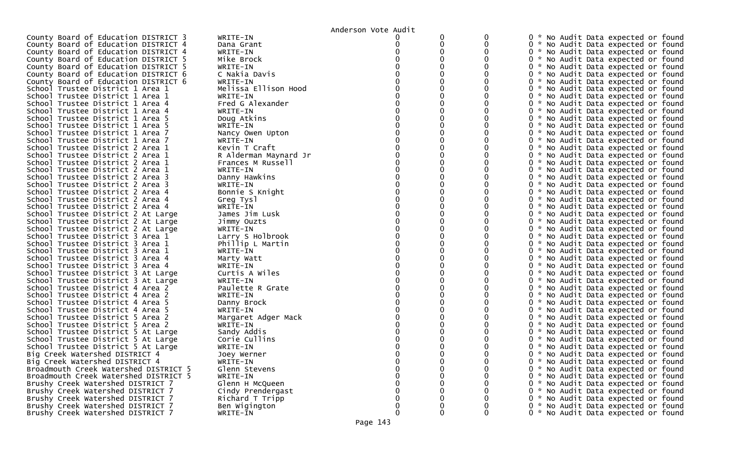Anderson Vote Audit

| | | | | | |
|---|---|---|---|---|---|
| County Board of Education DISTRICT 3 | WRITE-IN | 0 | 0 | 0 | 0 * No Audit Data expected or found |
| County Board of Education DISTRICT 4 | Dana Grant | 0 | 0 | 0 | 0 * No Audit Data expected or found |
| County Board of Education DISTRICT 4 | WRITE-IN | 0 | 0 | 0 | 0 * No Audit Data expected or found |
| County Board of Education DISTRICT 5 | Mike Brock | 0 | 0 | 0 | 0 * No Audit Data expected or found |
| County Board of Education DISTRICT 5 | WRITE-IN | 0 | 0 | 0 | 0 * No Audit Data expected or found |
| County Board of Education DISTRICT 6 | C Nakia Davis | 0 | 0 | 0 | 0 * No Audit Data expected or found |
| County Board of Education DISTRICT 6 | WRITE-IN | 0 | 0 | 0 | 0 * No Audit Data expected or found |
| School Trustee District 1 Area 1 | Melissa Ellison Hood | 0 | 0 | 0 | 0 * No Audit Data expected or found |
| School Trustee District 1 Area 1 | WRITE-IN | 0 | 0 | 0 | 0 * No Audit Data expected or found |
| School Trustee District 1 Area 4 | Fred G Alexander | 0 | 0 | 0 | 0 * No Audit Data expected or found |
| School Trustee District 1 Area 4 | WRITE-IN | 0 | 0 | 0 | 0 * No Audit Data expected or found |
| School Trustee District 1 Area 5 | Doug Atkins | 0 | 0 | 0 | 0 * No Audit Data expected or found |
| School Trustee District 1 Area 5 | WRITE-IN | 0 | 0 | 0 | 0 * No Audit Data expected or found |
| School Trustee District 1 Area 7 | Nancy Owen Upton | 0 | 0 | 0 | 0 * No Audit Data expected or found |
| School Trustee District 1 Area 7 | WRITE-IN | 0 | 0 | 0 | 0 * No Audit Data expected or found |
| School Trustee District 2 Area 1 | Kevin T Craft | 0 | 0 | 0 | 0 * No Audit Data expected or found |
| School Trustee District 2 Area 1 | R Alderman Maynard Jr | 0 | 0 | 0 | 0 * No Audit Data expected or found |
| School Trustee District 2 Area 1 | Frances M Russell | 0 | 0 | 0 | 0 * No Audit Data expected or found |
| School Trustee District 2 Area 1 | WRITE-IN | 0 | 0 | 0 | 0 * No Audit Data expected or found |
| School Trustee District 2 Area 3 | Danny Hawkins | 0 | 0 | 0 | 0 * No Audit Data expected or found |
| School Trustee District 2 Area 3 | WRITE-IN | 0 | 0 | 0 | 0 * No Audit Data expected or found |
| School Trustee District 2 Area 4 | Bonnie S Knight | 0 | 0 | 0 | 0 * No Audit Data expected or found |
| School Trustee District 2 Area 4 | Greg Tysl | 0 | 0 | 0 | 0 * No Audit Data expected or found |
| School Trustee District 2 Area 4 | WRITE-IN | 0 | 0 | 0 | 0 * No Audit Data expected or found |
| School Trustee District 2 At Large | James Jim Lusk | 0 | 0 | 0 | 0 * No Audit Data expected or found |
| School Trustee District 2 At Large | Jimmy Ouzts | 0 | 0 | 0 | 0 * No Audit Data expected or found |
| School Trustee District 2 At Large | WRITE-IN | 0 | 0 | 0 | 0 * No Audit Data expected or found |
| School Trustee District 3 Area 1 | Larry S Holbrook | 0 | 0 | 0 | 0 * No Audit Data expected or found |
| School Trustee District 3 Area 1 | Phillip L Martin | 0 | 0 | 0 | 0 * No Audit Data expected or found |
| School Trustee District 3 Area 1 | WRITE-IN | 0 | 0 | 0 | 0 * No Audit Data expected or found |
| School Trustee District 3 Area 4 | Marty Watt | 0 | 0 | 0 | 0 * No Audit Data expected or found |
| School Trustee District 3 Area 4 | WRITE-IN | 0 | 0 | 0 | 0 * No Audit Data expected or found |
| School Trustee District 3 At Large | Curtis A Wiles | 0 | 0 | 0 | 0 * No Audit Data expected or found |
| School Trustee District 3 At Large | WRITE-IN | 0 | 0 | 0 | 0 * No Audit Data expected or found |
| School Trustee District 4 Area 2 | Paulette R Grate | 0 | 0 | 0 | 0 * No Audit Data expected or found |
| School Trustee District 4 Area 2 | WRITE-IN | 0 | 0 | 0 | 0 * No Audit Data expected or found |
| School Trustee District 4 Area 5 | Danny Brock | 0 | 0 | 0 | 0 * No Audit Data expected or found |
| School Trustee District 4 Area 5 | WRITE-IN | 0 | 0 | 0 | 0 * No Audit Data expected or found |
| School Trustee District 5 Area 2 | Margaret Adger Mack | 0 | 0 | 0 | 0 * No Audit Data expected or found |
| School Trustee District 5 Area 2 | WRITE-IN | 0 | 0 | 0 | 0 * No Audit Data expected or found |
| School Trustee District 5 At Large | Sandy Addis | 0 | 0 | 0 | 0 * No Audit Data expected or found |
| School Trustee District 5 At Large | Corie Cullins | 0 | 0 | 0 | 0 * No Audit Data expected or found |
| School Trustee District 5 At Large | WRITE-IN | 0 | 0 | 0 | 0 * No Audit Data expected or found |
| Big Creek Watershed DISTRICT 4 | Joey Werner | 0 | 0 | 0 | 0 * No Audit Data expected or found |
| Big Creek Watershed DISTRICT 4 | WRITE-IN | 0 | 0 | 0 | 0 * No Audit Data expected or found |
| Broadmouth Creek Watershed DISTRICT 5 | Glenn Stevens | 0 | 0 | 0 | 0 * No Audit Data expected or found |
| Broadmouth Creek Watershed DISTRICT 5 | WRITE-IN | 0 | 0 | 0 | 0 * No Audit Data expected or found |
| Brushy Creek Watershed DISTRICT 7 | Glenn H McQueen | 0 | 0 | 0 | 0 * No Audit Data expected or found |
| Brushy Creek Watershed DISTRICT 7 | Cindy Prendergast | 0 | 0 | 0 | 0 * No Audit Data expected or found |
| Brushy Creek Watershed DISTRICT 7 | Richard T Tripp | 0 | 0 | 0 | 0 * No Audit Data expected or found |
| Brushy Creek Watershed DISTRICT 7 | Ben Wigington | 0 | 0 | 0 | 0 * No Audit Data expected or found |
| Brushy Creek Watershed DISTRICT 7 | WRITE-IN | 0 | 0 | 0 | 0 * No Audit Data expected or found |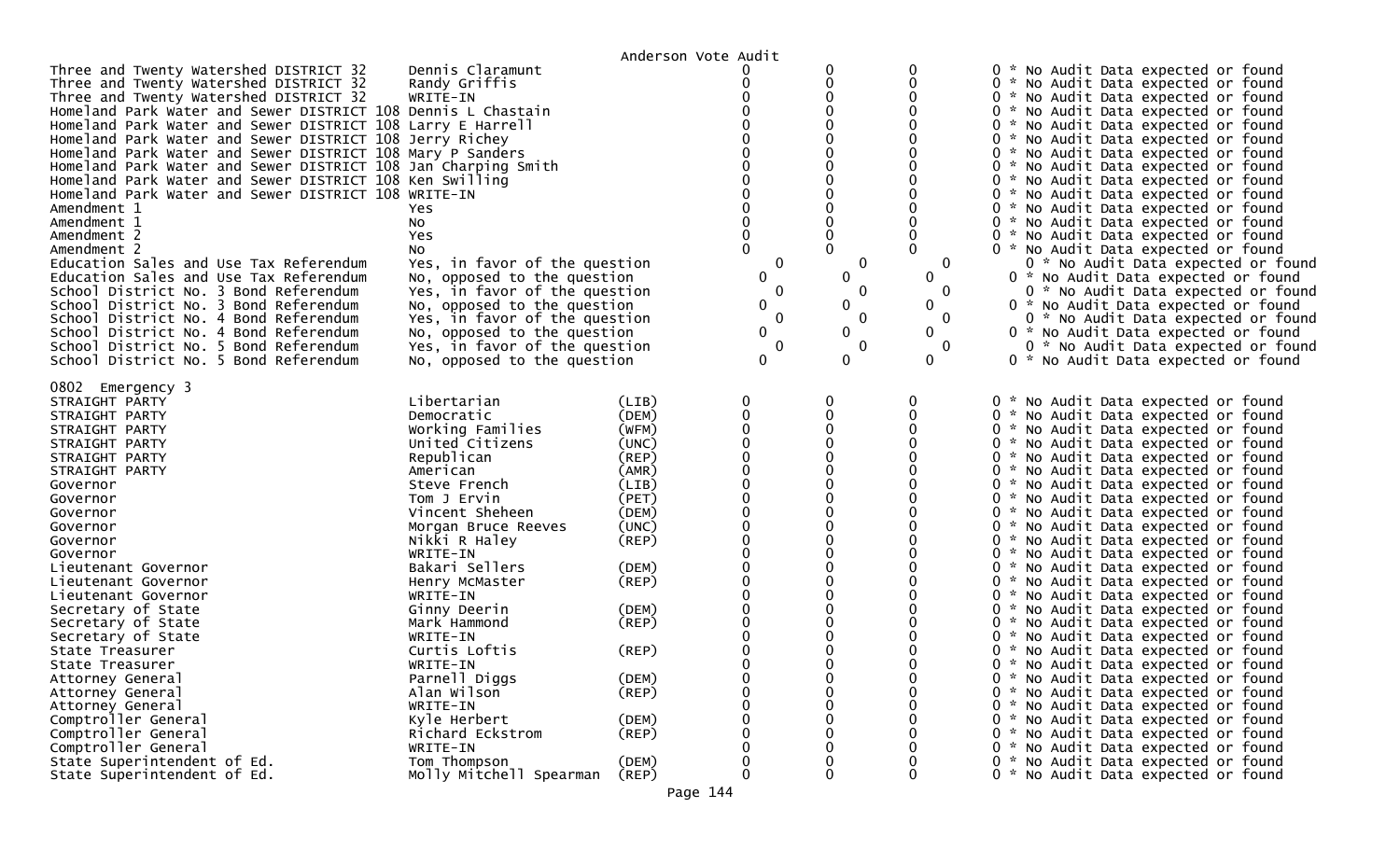Anderson Vote Audit

| Contest | Candidate | Party | | | | |
|---|---|---|---|---|---|---|
| Three and Twenty Watershed DISTRICT 32 | Dennis Claramunt | | 0 | 0 | 0 | 0 * No Audit Data expected or found |
| Three and Twenty Watershed DISTRICT 32 | Randy Griffis | | 0 | 0 | 0 | 0 * No Audit Data expected or found |
| Three and Twenty Watershed DISTRICT 32 | WRITE-IN | | 0 | 0 | 0 | 0 * No Audit Data expected or found |
| Homeland Park Water and Sewer DISTRICT 108 | Dennis L Chastain | | 0 | 0 | 0 | 0 * No Audit Data expected or found |
| Homeland Park Water and Sewer DISTRICT 108 | Larry E Harrell | | 0 | 0 | 0 | 0 * No Audit Data expected or found |
| Homeland Park Water and Sewer DISTRICT 108 | Jerry Richey | | 0 | 0 | 0 | 0 * No Audit Data expected or found |
| Homeland Park Water and Sewer DISTRICT 108 | Mary P Sanders | | 0 | 0 | 0 | 0 * No Audit Data expected or found |
| Homeland Park Water and Sewer DISTRICT 108 | Jan Charping Smith | | 0 | 0 | 0 | 0 * No Audit Data expected or found |
| Homeland Park Water and Sewer DISTRICT 108 | Ken Swilling | | 0 | 0 | 0 | 0 * No Audit Data expected or found |
| Homeland Park Water and Sewer DISTRICT 108 | WRITE-IN | | 0 | 0 | 0 | 0 * No Audit Data expected or found |
| Amendment 1 | Yes | | 0 | 0 | 0 | 0 * No Audit Data expected or found |
| Amendment 1 | No | | 0 | 0 | 0 | 0 * No Audit Data expected or found |
| Amendment 2 | Yes | | 0 | 0 | 0 | 0 * No Audit Data expected or found |
| Amendment 2 | No | | 0 | 0 | 0 | 0 * No Audit Data expected or found |
| Education Sales and Use Tax Referendum | Yes, in favor of the question | | 0 | 0 | 0 | 0 * No Audit Data expected or found |
| Education Sales and Use Tax Referendum | No, opposed to the question | | 0 | 0 | 0 | 0 * No Audit Data expected or found |
| School District No. 3 Bond Referendum | Yes, in favor of the question | | 0 | 0 | 0 | 0 * No Audit Data expected or found |
| School District No. 3 Bond Referendum | No, opposed to the question | | 0 | 0 | 0 | 0 * No Audit Data expected or found |
| School District No. 4 Bond Referendum | Yes, in favor of the question | | 0 | 0 | 0 | 0 * No Audit Data expected or found |
| School District No. 4 Bond Referendum | No, opposed to the question | | 0 | 0 | 0 | 0 * No Audit Data expected or found |
| School District No. 5 Bond Referendum | Yes, in favor of the question | | 0 | 0 | 0 | 0 * No Audit Data expected or found |
| School District No. 5 Bond Referendum | No, opposed to the question | | 0 | 0 | 0 | 0 * No Audit Data expected or found |

0802 Emergency 3

| Contest | Candidate | Party | | | | |
|---|---|---|---|---|---|---|
| STRAIGHT PARTY | Libertarian | (LIB) | 0 | 0 | 0 | 0 * No Audit Data expected or found |
| STRAIGHT PARTY | Democratic | (DEM) | 0 | 0 | 0 | 0 * No Audit Data expected or found |
| STRAIGHT PARTY | Working Families | (WFM) | 0 | 0 | 0 | 0 * No Audit Data expected or found |
| STRAIGHT PARTY | United Citizens | (UNC) | 0 | 0 | 0 | 0 * No Audit Data expected or found |
| STRAIGHT PARTY | Republican | (REP) | 0 | 0 | 0 | 0 * No Audit Data expected or found |
| STRAIGHT PARTY | American | (AMR) | 0 | 0 | 0 | 0 * No Audit Data expected or found |
| Governor | Steve French | (LIB) | 0 | 0 | 0 | 0 * No Audit Data expected or found |
| Governor | Tom J Ervin | (PET) | 0 | 0 | 0 | 0 * No Audit Data expected or found |
| Governor | Vincent Sheheen | (DEM) | 0 | 0 | 0 | 0 * No Audit Data expected or found |
| Governor | Morgan Bruce Reeves | (UNC) | 0 | 0 | 0 | 0 * No Audit Data expected or found |
| Governor | Nikki R Haley | (REP) | 0 | 0 | 0 | 0 * No Audit Data expected or found |
| Governor | WRITE-IN | | 0 | 0 | 0 | 0 * No Audit Data expected or found |
| Lieutenant Governor | Bakari Sellers | (DEM) | 0 | 0 | 0 | 0 * No Audit Data expected or found |
| Lieutenant Governor | Henry McMaster | (REP) | 0 | 0 | 0 | 0 * No Audit Data expected or found |
| Lieutenant Governor | WRITE-IN | | 0 | 0 | 0 | 0 * No Audit Data expected or found |
| Secretary of State | Ginny Deerin | (DEM) | 0 | 0 | 0 | 0 * No Audit Data expected or found |
| Secretary of State | Mark Hammond | (REP) | 0 | 0 | 0 | 0 * No Audit Data expected or found |
| Secretary of State | WRITE-IN | | 0 | 0 | 0 | 0 * No Audit Data expected or found |
| State Treasurer | Curtis Loftis | (REP) | 0 | 0 | 0 | 0 * No Audit Data expected or found |
| State Treasurer | WRITE-IN | | 0 | 0 | 0 | 0 * No Audit Data expected or found |
| Attorney General | Parnell Diggs | (DEM) | 0 | 0 | 0 | 0 * No Audit Data expected or found |
| Attorney General | Alan Wilson | (REP) | 0 | 0 | 0 | 0 * No Audit Data expected or found |
| Attorney General | WRITE-IN | | 0 | 0 | 0 | 0 * No Audit Data expected or found |
| Comptroller General | Kyle Herbert | (DEM) | 0 | 0 | 0 | 0 * No Audit Data expected or found |
| Comptroller General | Richard Eckstrom | (REP) | 0 | 0 | 0 | 0 * No Audit Data expected or found |
| Comptroller General | WRITE-IN | | 0 | 0 | 0 | 0 * No Audit Data expected or found |
| State Superintendent of Ed. | Tom Thompson | (DEM) | 0 | 0 | 0 | 0 * No Audit Data expected or found |
| State Superintendent of Ed. | Molly Mitchell Spearman | (REP) | 0 | 0 | 0 | 0 * No Audit Data expected or found |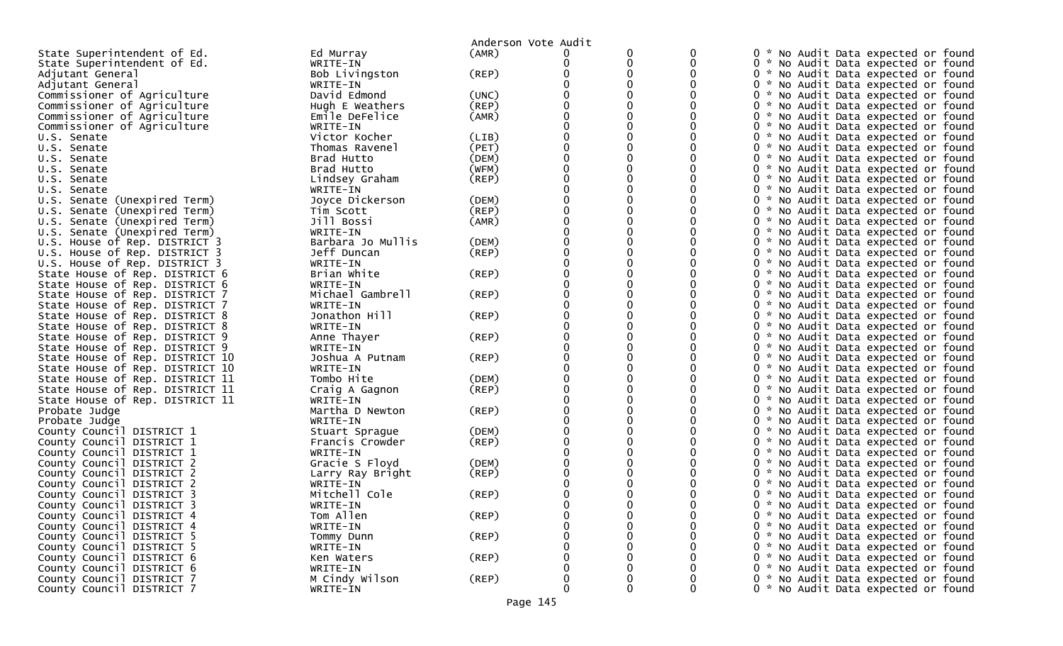Anderson Vote Audit

| Office | Candidate | Party | | | | | |
|---|---|---|---|---|---|---|---|
| State Superintendent of Ed. | Ed Murray | (AMR) | 0 | 0 | 0 | 0 | * No Audit Data expected or found |
| State Superintendent of Ed. | WRITE-IN | | 0 | 0 | 0 | 0 | * No Audit Data expected or found |
| Adjutant General | Bob Livingston | (REP) | 0 | 0 | 0 | 0 | * No Audit Data expected or found |
| Adjutant General | WRITE-IN | | 0 | 0 | 0 | 0 | * No Audit Data expected or found |
| Commissioner of Agriculture | David Edmond | (UNC) | 0 | 0 | 0 | 0 | * No Audit Data expected or found |
| Commissioner of Agriculture | Hugh E Weathers | (REP) | 0 | 0 | 0 | 0 | * No Audit Data expected or found |
| Commissioner of Agriculture | Emile DeFelice | (AMR) | 0 | 0 | 0 | 0 | * No Audit Data expected or found |
| Commissioner of Agriculture | WRITE-IN | | 0 | 0 | 0 | 0 | * No Audit Data expected or found |
| U.S. Senate | Victor Kocher | (LIB) | 0 | 0 | 0 | 0 | * No Audit Data expected or found |
| U.S. Senate | Thomas Ravenel | (PET) | 0 | 0 | 0 | 0 | * No Audit Data expected or found |
| U.S. Senate | Brad Hutto | (DEM) | 0 | 0 | 0 | 0 | * No Audit Data expected or found |
| U.S. Senate | Brad Hutto | (WFM) | 0 | 0 | 0 | 0 | * No Audit Data expected or found |
| U.S. Senate | Lindsey Graham | (REP) | 0 | 0 | 0 | 0 | * No Audit Data expected or found |
| U.S. Senate | WRITE-IN | | 0 | 0 | 0 | 0 | * No Audit Data expected or found |
| U.S. Senate (Unexpired Term) | Joyce Dickerson | (DEM) | 0 | 0 | 0 | 0 | * No Audit Data expected or found |
| U.S. Senate (Unexpired Term) | Tim Scott | (REP) | 0 | 0 | 0 | 0 | * No Audit Data expected or found |
| U.S. Senate (Unexpired Term) | Jill Bossi | (AMR) | 0 | 0 | 0 | 0 | * No Audit Data expected or found |
| U.S. Senate (Unexpired Term) | WRITE-IN | | 0 | 0 | 0 | 0 | * No Audit Data expected or found |
| U.S. House of Rep. DISTRICT 3 | Barbara Jo Mullis | (DEM) | 0 | 0 | 0 | 0 | * No Audit Data expected or found |
| U.S. House of Rep. DISTRICT 3 | Jeff Duncan | (REP) | 0 | 0 | 0 | 0 | * No Audit Data expected or found |
| U.S. House of Rep. DISTRICT 3 | WRITE-IN | | 0 | 0 | 0 | 0 | * No Audit Data expected or found |
| State House of Rep. DISTRICT 6 | Brian White | (REP) | 0 | 0 | 0 | 0 | * No Audit Data expected or found |
| State House of Rep. DISTRICT 6 | WRITE-IN | | 0 | 0 | 0 | 0 | * No Audit Data expected or found |
| State House of Rep. DISTRICT 7 | Michael Gambrell | (REP) | 0 | 0 | 0 | 0 | * No Audit Data expected or found |
| State House of Rep. DISTRICT 7 | WRITE-IN | | 0 | 0 | 0 | 0 | * No Audit Data expected or found |
| State House of Rep. DISTRICT 8 | Jonathon Hill | (REP) | 0 | 0 | 0 | 0 | * No Audit Data expected or found |
| State House of Rep. DISTRICT 8 | WRITE-IN | | 0 | 0 | 0 | 0 | * No Audit Data expected or found |
| State House of Rep. DISTRICT 9 | Anne Thayer | (REP) | 0 | 0 | 0 | 0 | * No Audit Data expected or found |
| State House of Rep. DISTRICT 9 | WRITE-IN | | 0 | 0 | 0 | 0 | * No Audit Data expected or found |
| State House of Rep. DISTRICT 10 | Joshua A Putnam | (REP) | 0 | 0 | 0 | 0 | * No Audit Data expected or found |
| State House of Rep. DISTRICT 10 | WRITE-IN | | 0 | 0 | 0 | 0 | * No Audit Data expected or found |
| State House of Rep. DISTRICT 11 | Tombo Hite | (DEM) | 0 | 0 | 0 | 0 | * No Audit Data expected or found |
| State House of Rep. DISTRICT 11 | Craig A Gagnon | (REP) | 0 | 0 | 0 | 0 | * No Audit Data expected or found |
| State House of Rep. DISTRICT 11 | WRITE-IN | | 0 | 0 | 0 | 0 | * No Audit Data expected or found |
| Probate Judge | Martha D Newton | (REP) | 0 | 0 | 0 | 0 | * No Audit Data expected or found |
| Probate Judge | WRITE-IN | | 0 | 0 | 0 | 0 | * No Audit Data expected or found |
| County Council DISTRICT 1 | Stuart Sprague | (DEM) | 0 | 0 | 0 | 0 | * No Audit Data expected or found |
| County Council DISTRICT 1 | Francis Crowder | (REP) | 0 | 0 | 0 | 0 | * No Audit Data expected or found |
| County Council DISTRICT 1 | WRITE-IN | | 0 | 0 | 0 | 0 | * No Audit Data expected or found |
| County Council DISTRICT 2 | Gracie S Floyd | (DEM) | 0 | 0 | 0 | 0 | * No Audit Data expected or found |
| County Council DISTRICT 2 | Larry Ray Bright | (REP) | 0 | 0 | 0 | 0 | * No Audit Data expected or found |
| County Council DISTRICT 2 | WRITE-IN | | 0 | 0 | 0 | 0 | * No Audit Data expected or found |
| County Council DISTRICT 3 | Mitchell Cole | (REP) | 0 | 0 | 0 | 0 | * No Audit Data expected or found |
| County Council DISTRICT 3 | WRITE-IN | | 0 | 0 | 0 | 0 | * No Audit Data expected or found |
| County Council DISTRICT 4 | Tom Allen | (REP) | 0 | 0 | 0 | 0 | * No Audit Data expected or found |
| County Council DISTRICT 4 | WRITE-IN | | 0 | 0 | 0 | 0 | * No Audit Data expected or found |
| County Council DISTRICT 5 | Tommy Dunn | (REP) | 0 | 0 | 0 | 0 | * No Audit Data expected or found |
| County Council DISTRICT 5 | WRITE-IN | | 0 | 0 | 0 | 0 | * No Audit Data expected or found |
| County Council DISTRICT 6 | Ken Waters | (REP) | 0 | 0 | 0 | 0 | * No Audit Data expected or found |
| County Council DISTRICT 6 | WRITE-IN | | 0 | 0 | 0 | 0 | * No Audit Data expected or found |
| County Council DISTRICT 7 | M Cindy Wilson | (REP) | 0 | 0 | 0 | 0 | * No Audit Data expected or found |
| County Council DISTRICT 7 | WRITE-IN | | 0 | 0 | 0 | 0 | * No Audit Data expected or found |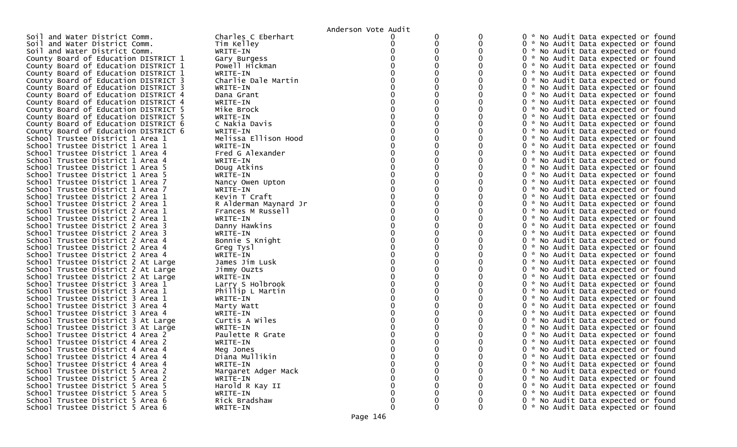Anderson Vote Audit

| | | | | | |
|---|---|---|---|---|---|
| Soil and Water District Comm. | Charles C Eberhart | 0 | 0 | 0 | 0 * No Audit Data expected or found |
| Soil and Water District Comm. | Tim Kelley | 0 | 0 | 0 | 0 * No Audit Data expected or found |
| Soil and Water District Comm. | WRITE-IN | 0 | 0 | 0 | 0 * No Audit Data expected or found |
| County Board of Education DISTRICT 1 | Gary Burgess | 0 | 0 | 0 | 0 * No Audit Data expected or found |
| County Board of Education DISTRICT 1 | Powell Hickman | 0 | 0 | 0 | 0 * No Audit Data expected or found |
| County Board of Education DISTRICT 1 | WRITE-IN | 0 | 0 | 0 | 0 * No Audit Data expected or found |
| County Board of Education DISTRICT 3 | Charlie Dale Martin | 0 | 0 | 0 | 0 * No Audit Data expected or found |
| County Board of Education DISTRICT 3 | WRITE-IN | 0 | 0 | 0 | 0 * No Audit Data expected or found |
| County Board of Education DISTRICT 4 | Dana Grant | 0 | 0 | 0 | 0 * No Audit Data expected or found |
| County Board of Education DISTRICT 4 | WRITE-IN | 0 | 0 | 0 | 0 * No Audit Data expected or found |
| County Board of Education DISTRICT 5 | Mike Brock | 0 | 0 | 0 | 0 * No Audit Data expected or found |
| County Board of Education DISTRICT 5 | WRITE-IN | 0 | 0 | 0 | 0 * No Audit Data expected or found |
| County Board of Education DISTRICT 6 | C Nakia Davis | 0 | 0 | 0 | 0 * No Audit Data expected or found |
| County Board of Education DISTRICT 6 | WRITE-IN | 0 | 0 | 0 | 0 * No Audit Data expected or found |
| School Trustee District 1 Area 1 | Melissa Ellison Hood | 0 | 0 | 0 | 0 * No Audit Data expected or found |
| School Trustee District 1 Area 1 | WRITE-IN | 0 | 0 | 0 | 0 * No Audit Data expected or found |
| School Trustee District 1 Area 4 | Fred G Alexander | 0 | 0 | 0 | 0 * No Audit Data expected or found |
| School Trustee District 1 Area 4 | WRITE-IN | 0 | 0 | 0 | 0 * No Audit Data expected or found |
| School Trustee District 1 Area 5 | Doug Atkins | 0 | 0 | 0 | 0 * No Audit Data expected or found |
| School Trustee District 1 Area 5 | WRITE-IN | 0 | 0 | 0 | 0 * No Audit Data expected or found |
| School Trustee District 1 Area 7 | Nancy Owen Upton | 0 | 0 | 0 | 0 * No Audit Data expected or found |
| School Trustee District 1 Area 7 | WRITE-IN | 0 | 0 | 0 | 0 * No Audit Data expected or found |
| School Trustee District 2 Area 1 | Kevin T Craft | 0 | 0 | 0 | 0 * No Audit Data expected or found |
| School Trustee District 2 Area 1 | R Alderman Maynard Jr | 0 | 0 | 0 | 0 * No Audit Data expected or found |
| School Trustee District 2 Area 1 | Frances M Russell | 0 | 0 | 0 | 0 * No Audit Data expected or found |
| School Trustee District 2 Area 1 | WRITE-IN | 0 | 0 | 0 | 0 * No Audit Data expected or found |
| School Trustee District 2 Area 3 | Danny Hawkins | 0 | 0 | 0 | 0 * No Audit Data expected or found |
| School Trustee District 2 Area 3 | WRITE-IN | 0 | 0 | 0 | 0 * No Audit Data expected or found |
| School Trustee District 2 Area 4 | Bonnie S Knight | 0 | 0 | 0 | 0 * No Audit Data expected or found |
| School Trustee District 2 Area 4 | Greg Tysl | 0 | 0 | 0 | 0 * No Audit Data expected or found |
| School Trustee District 2 Area 4 | WRITE-IN | 0 | 0 | 0 | 0 * No Audit Data expected or found |
| School Trustee District 2 At Large | James Jim Lusk | 0 | 0 | 0 | 0 * No Audit Data expected or found |
| School Trustee District 2 At Large | Jimmy Ouzts | 0 | 0 | 0 | 0 * No Audit Data expected or found |
| School Trustee District 2 At Large | WRITE-IN | 0 | 0 | 0 | 0 * No Audit Data expected or found |
| School Trustee District 3 Area 1 | Larry S Holbrook | 0 | 0 | 0 | 0 * No Audit Data expected or found |
| School Trustee District 3 Area 1 | Phillip L Martin | 0 | 0 | 0 | 0 * No Audit Data expected or found |
| School Trustee District 3 Area 1 | WRITE-IN | 0 | 0 | 0 | 0 * No Audit Data expected or found |
| School Trustee District 3 Area 4 | Marty Watt | 0 | 0 | 0 | 0 * No Audit Data expected or found |
| School Trustee District 3 Area 4 | WRITE-IN | 0 | 0 | 0 | 0 * No Audit Data expected or found |
| School Trustee District 3 At Large | Curtis A Wiles | 0 | 0 | 0 | 0 * No Audit Data expected or found |
| School Trustee District 3 At Large | WRITE-IN | 0 | 0 | 0 | 0 * No Audit Data expected or found |
| School Trustee District 4 Area 2 | Paulette R Grate | 0 | 0 | 0 | 0 * No Audit Data expected or found |
| School Trustee District 4 Area 2 | WRITE-IN | 0 | 0 | 0 | 0 * No Audit Data expected or found |
| School Trustee District 4 Area 4 | Meg Jones | 0 | 0 | 0 | 0 * No Audit Data expected or found |
| School Trustee District 4 Area 4 | Diana Mullikin | 0 | 0 | 0 | 0 * No Audit Data expected or found |
| School Trustee District 4 Area 4 | WRITE-IN | 0 | 0 | 0 | 0 * No Audit Data expected or found |
| School Trustee District 5 Area 2 | Margaret Adger Mack | 0 | 0 | 0 | 0 * No Audit Data expected or found |
| School Trustee District 5 Area 2 | WRITE-IN | 0 | 0 | 0 | 0 * No Audit Data expected or found |
| School Trustee District 5 Area 5 | Harold R Kay II | 0 | 0 | 0 | 0 * No Audit Data expected or found |
| School Trustee District 5 Area 5 | WRITE-IN | 0 | 0 | 0 | 0 * No Audit Data expected or found |
| School Trustee District 5 Area 6 | Rick Bradshaw | 0 | 0 | 0 | 0 * No Audit Data expected or found |
| School Trustee District 5 Area 6 | WRITE-IN | 0 | 0 | 0 | 0 * No Audit Data expected or found |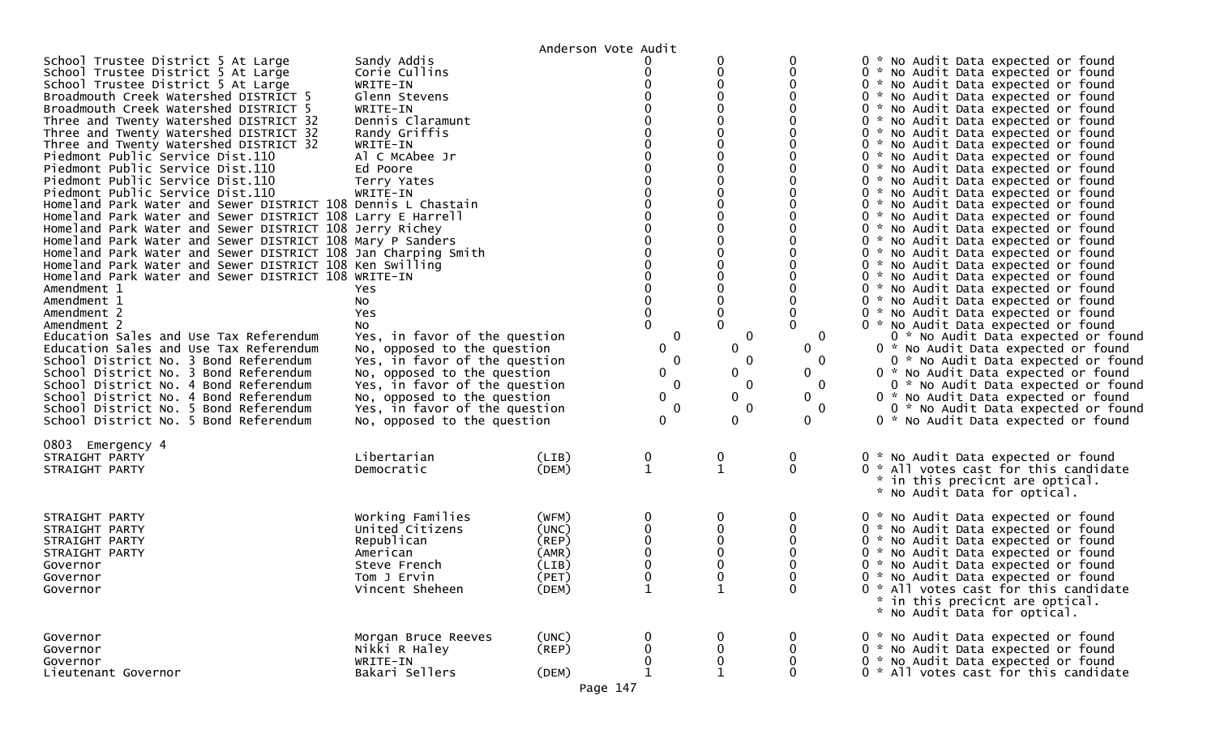Anderson Vote Audit

| Contest | Candidate | Party | | | | |
|---|---|---|---|---|---|---|
| School Trustee District 5 At Large | Sandy Addis | | 0 | 0 | 0 | 0 * No Audit Data expected or found |
| School Trustee District 5 At Large | Corie Cullins | | 0 | 0 | 0 | 0 * No Audit Data expected or found |
| School Trustee District 5 At Large | WRITE-IN | | 0 | 0 | 0 | 0 * No Audit Data expected or found |
| Broadmouth Creek Watershed DISTRICT 5 | Glenn Stevens | | 0 | 0 | 0 | 0 * No Audit Data expected or found |
| Broadmouth Creek Watershed DISTRICT 5 | WRITE-IN | | 0 | 0 | 0 | 0 * No Audit Data expected or found |
| Three and Twenty Watershed DISTRICT 32 | Dennis Claramunt | | 0 | 0 | 0 | 0 * No Audit Data expected or found |
| Three and Twenty Watershed DISTRICT 32 | Randy Griffis | | 0 | 0 | 0 | 0 * No Audit Data expected or found |
| Three and Twenty Watershed DISTRICT 32 | WRITE-IN | | 0 | 0 | 0 | 0 * No Audit Data expected or found |
| Piedmont Public Service Dist.110 | Al C McAbee Jr | | 0 | 0 | 0 | 0 * No Audit Data expected or found |
| Piedmont Public Service Dist.110 | Ed Poore | | 0 | 0 | 0 | 0 * No Audit Data expected or found |
| Piedmont Public Service Dist.110 | Terry Yates | | 0 | 0 | 0 | 0 * No Audit Data expected or found |
| Piedmont Public Service Dist.110 | WRITE-IN | | 0 | 0 | 0 | 0 * No Audit Data expected or found |
| Homeland Park Water and Sewer DISTRICT 108 | Dennis L Chastain | | 0 | 0 | 0 | 0 * No Audit Data expected or found |
| Homeland Park Water and Sewer DISTRICT 108 | Larry E Harrell | | 0 | 0 | 0 | 0 * No Audit Data expected or found |
| Homeland Park Water and Sewer DISTRICT 108 | Jerry Richey | | 0 | 0 | 0 | 0 * No Audit Data expected or found |
| Homeland Park Water and Sewer DISTRICT 108 | Mary P Sanders | | 0 | 0 | 0 | 0 * No Audit Data expected or found |
| Homeland Park Water and Sewer DISTRICT 108 | Jan Charping Smith | | 0 | 0 | 0 | 0 * No Audit Data expected or found |
| Homeland Park Water and Sewer DISTRICT 108 | Ken Swilling | | 0 | 0 | 0 | 0 * No Audit Data expected or found |
| Homeland Park Water and Sewer DISTRICT 108 | WRITE-IN | | 0 | 0 | 0 | 0 * No Audit Data expected or found |
| Amendment 1 | Yes | | 0 | 0 | 0 | 0 * No Audit Data expected or found |
| Amendment 1 | No | | 0 | 0 | 0 | 0 * No Audit Data expected or found |
| Amendment 2 | Yes | | 0 | 0 | 0 | 0 * No Audit Data expected or found |
| Amendment 2 | No | | 0 | 0 | 0 | 0 * No Audit Data expected or found |
| Education Sales and Use Tax Referendum | Yes, in favor of the question | | 0 | 0 | 0 | 0 * No Audit Data expected or found |
| Education Sales and Use Tax Referendum | No, opposed to the question | | 0 | 0 | 0 | 0 * No Audit Data expected or found |
| School District No. 3 Bond Referendum | Yes, in favor of the question | | 0 | 0 | 0 | 0 * No Audit Data expected or found |
| School District No. 3 Bond Referendum | No, opposed to the question | | 0 | 0 | 0 | 0 * No Audit Data expected or found |
| School District No. 4 Bond Referendum | Yes, in favor of the question | | 0 | 0 | 0 | 0 * No Audit Data expected or found |
| School District No. 4 Bond Referendum | No, opposed to the question | | 0 | 0 | 0 | 0 * No Audit Data expected or found |
| School District No. 5 Bond Referendum | Yes, in favor of the question | | 0 | 0 | 0 | 0 * No Audit Data expected or found |
| School District No. 5 Bond Referendum | No, opposed to the question | | 0 | 0 | 0 | 0 * No Audit Data expected or found |

0803 Emergency 4

| Contest | Candidate | Party | | | | |
|---|---|---|---|---|---|---|
| STRAIGHT PARTY | Libertarian | (LIB) | 0 | 0 | 0 | 0 * No Audit Data expected or found |
| STRAIGHT PARTY | Democratic | (DEM) | 1 | 1 | 0 | 0 * All votes cast for this candidate * in this precicnt are optical. * No Audit Data for optical. |
| STRAIGHT PARTY | Working Families | (WFM) | 0 | 0 | 0 | 0 * No Audit Data expected or found |
| STRAIGHT PARTY | United Citizens | (UNC) | 0 | 0 | 0 | 0 * No Audit Data expected or found |
| STRAIGHT PARTY | Republican | (REP) | 0 | 0 | 0 | 0 * No Audit Data expected or found |
| STRAIGHT PARTY | American | (AMR) | 0 | 0 | 0 | 0 * No Audit Data expected or found |
| Governor | Steve French | (LIB) | 0 | 0 | 0 | 0 * No Audit Data expected or found |
| Governor | Tom J Ervin | (PET) | 0 | 0 | 0 | 0 * No Audit Data expected or found |
| Governor | Vincent Sheheen | (DEM) | 1 | 1 | 0 | 0 * All votes cast for this candidate * in this precicnt are optical. * No Audit Data for optical. |
| Governor | Morgan Bruce Reeves | (UNC) | 0 | 0 | 0 | 0 * No Audit Data expected or found |
| Governor | Nikki R Haley | (REP) | 0 | 0 | 0 | 0 * No Audit Data expected or found |
| Governor | WRITE-IN | | 0 | 0 | 0 | 0 * No Audit Data expected or found |
| Lieutenant Governor | Bakari Sellers | (DEM) | 1 | 1 | 0 | 0 * All votes cast for this candidate |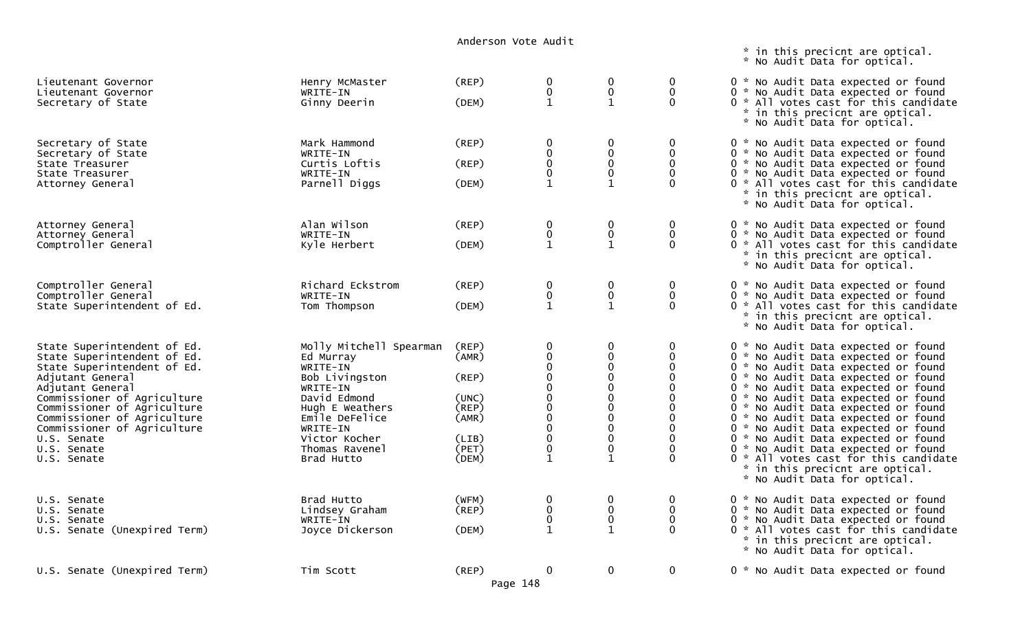Anderson Vote Audit

\* in this precicnt are optical.
\* No Audit Data for optical.

| Office | Candidate | Party | | | | |
|---|---|---|---|---|---|---|
| Lieutenant Governor | Henry McMaster | (REP) | 0 | 0 | 0 | 0 * No Audit Data expected or found |
| Lieutenant Governor | WRITE-IN | | 0 | 0 | 0 | 0 * No Audit Data expected or found |
| Secretary of State | Ginny Deerin | (DEM) | 1 | 1 | 0 | 0 * All votes cast for this candidate * in this precicnt are optical. * No Audit Data for optical. |
| Secretary of State | Mark Hammond | (REP) | 0 | 0 | 0 | 0 * No Audit Data expected or found |
| Secretary of State | WRITE-IN | | 0 | 0 | 0 | 0 * No Audit Data expected or found |
| State Treasurer | Curtis Loftis | (REP) | 0 | 0 | 0 | 0 * No Audit Data expected or found |
| State Treasurer | WRITE-IN | | 0 | 0 | 0 | 0 * No Audit Data expected or found |
| Attorney General | Parnell Diggs | (DEM) | 1 | 1 | 0 | 0 * All votes cast for this candidate * in this precicnt are optical. * No Audit Data for optical. |
| Attorney General | Alan Wilson | (REP) | 0 | 0 | 0 | 0 * No Audit Data expected or found |
| Attorney General | WRITE-IN | | 0 | 0 | 0 | 0 * No Audit Data expected or found |
| Comptroller General | Kyle Herbert | (DEM) | 1 | 1 | 0 | 0 * All votes cast for this candidate * in this precicnt are optical. * No Audit Data for optical. |
| Comptroller General | Richard Eckstrom | (REP) | 0 | 0 | 0 | 0 * No Audit Data expected or found |
| Comptroller General | WRITE-IN | | 0 | 0 | 0 | 0 * No Audit Data expected or found |
| State Superintendent of Ed. | Tom Thompson | (DEM) | 1 | 1 | 0 | 0 * All votes cast for this candidate * in this precicnt are optical. * No Audit Data for optical. |
| State Superintendent of Ed. | Molly Mitchell Spearman | (REP) | 0 | 0 | 0 | 0 * No Audit Data expected or found |
| State Superintendent of Ed. | Ed Murray | (AMR) | 0 | 0 | 0 | 0 * No Audit Data expected or found |
| State Superintendent of Ed. | WRITE-IN | | 0 | 0 | 0 | 0 * No Audit Data expected or found |
| Adjutant General | Bob Livingston | (REP) | 0 | 0 | 0 | 0 * No Audit Data expected or found |
| Adjutant General | WRITE-IN | | 0 | 0 | 0 | 0 * No Audit Data expected or found |
| Commissioner of Agriculture | David Edmond | (UNC) | 0 | 0 | 0 | 0 * No Audit Data expected or found |
| Commissioner of Agriculture | Hugh E Weathers | (REP) | 0 | 0 | 0 | 0 * No Audit Data expected or found |
| Commissioner of Agriculture | Emile DeFelice | (AMR) | 0 | 0 | 0 | 0 * No Audit Data expected or found |
| Commissioner of Agriculture | WRITE-IN | | 0 | 0 | 0 | 0 * No Audit Data expected or found |
| U.S. Senate | Victor Kocher | (LIB) | 0 | 0 | 0 | 0 * No Audit Data expected or found |
| U.S. Senate | Thomas Ravenel | (PET) | 0 | 0 | 0 | 0 * No Audit Data expected or found |
| U.S. Senate | Brad Hutto | (DEM) | 1 | 1 | 0 | 0 * All votes cast for this candidate * in this precicnt are optical. * No Audit Data for optical. |
| U.S. Senate | Brad Hutto | (WFM) | 0 | 0 | 0 | 0 * No Audit Data expected or found |
| U.S. Senate | Lindsey Graham | (REP) | 0 | 0 | 0 | 0 * No Audit Data expected or found |
| U.S. Senate | WRITE-IN | | 0 | 0 | 0 | 0 * No Audit Data expected or found |
| U.S. Senate (Unexpired Term) | Joyce Dickerson | (DEM) | 1 | 1 | 0 | 0 * All votes cast for this candidate * in this precicnt are optical. * No Audit Data for optical. |
| U.S. Senate (Unexpired Term) | Tim Scott | (REP) | 0 | 0 | 0 | 0 * No Audit Data expected or found |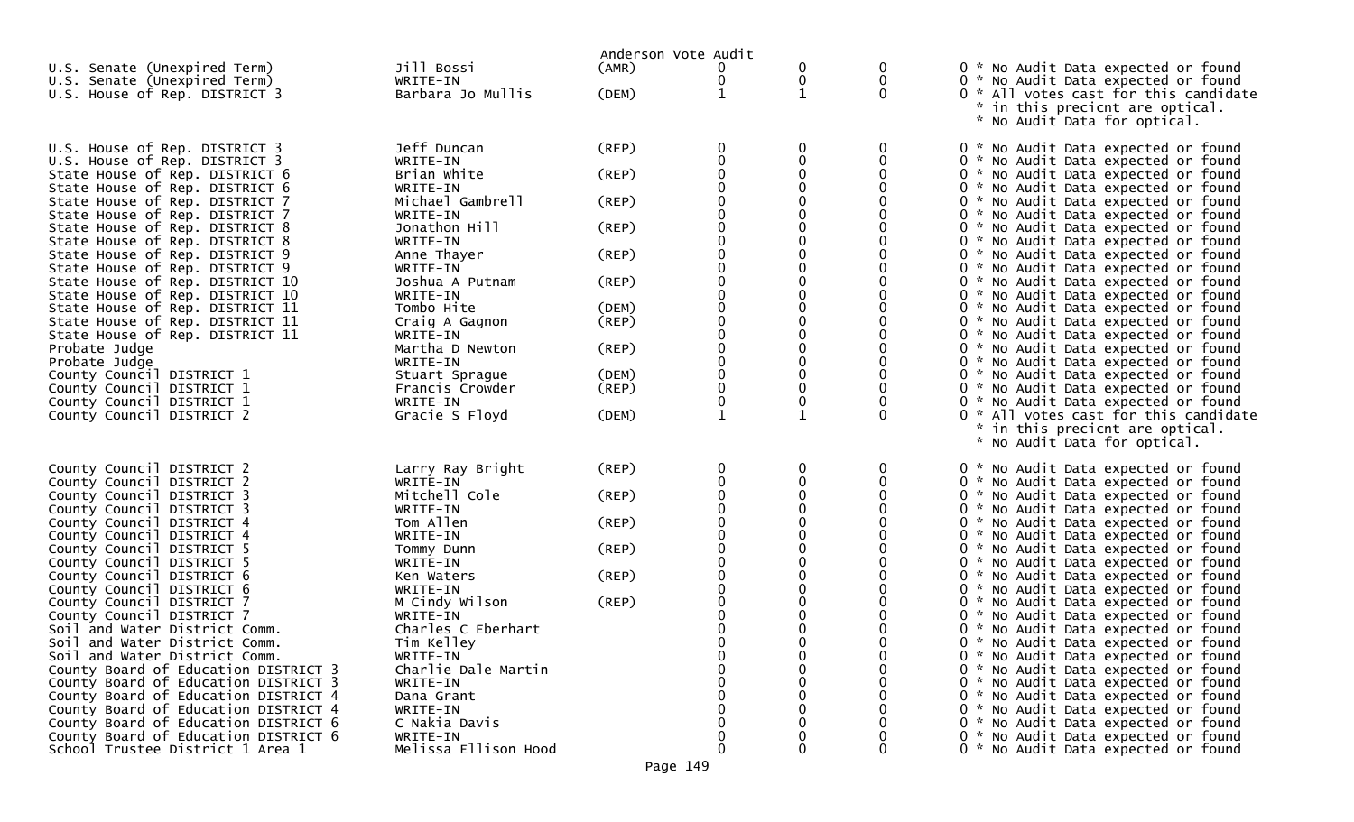Anderson Vote Audit

| Contest | Candidate | Party | | | | | Note |
|---|---|---|---|---|---|---|---|
| U.S. Senate (Unexpired Term) | Jill Bossi | (AMR) | 0 | 0 | 0 | 0 | * No Audit Data expected or found |
| U.S. Senate (Unexpired Term) | WRITE-IN | | 0 | 0 | 0 | 0 | * No Audit Data expected or found |
| U.S. House of Rep. DISTRICT 3 | Barbara Jo Mullis | (DEM) | 1 | 1 | 0 | 0 | * All votes cast for this candidate * in this precicnt are optical. * No Audit Data for optical. |
| U.S. House of Rep. DISTRICT 3 | Jeff Duncan | (REP) | 0 | 0 | 0 | 0 | * No Audit Data expected or found |
| U.S. House of Rep. DISTRICT 3 | WRITE-IN | | 0 | 0 | 0 | 0 | * No Audit Data expected or found |
| State House of Rep. DISTRICT 6 | Brian White | (REP) | 0 | 0 | 0 | 0 | * No Audit Data expected or found |
| State House of Rep. DISTRICT 6 | WRITE-IN | | 0 | 0 | 0 | 0 | * No Audit Data expected or found |
| State House of Rep. DISTRICT 7 | Michael Gambrell | (REP) | 0 | 0 | 0 | 0 | * No Audit Data expected or found |
| State House of Rep. DISTRICT 7 | WRITE-IN | | 0 | 0 | 0 | 0 | * No Audit Data expected or found |
| State House of Rep. DISTRICT 8 | Jonathon Hill | (REP) | 0 | 0 | 0 | 0 | * No Audit Data expected or found |
| State House of Rep. DISTRICT 8 | WRITE-IN | | 0 | 0 | 0 | 0 | * No Audit Data expected or found |
| State House of Rep. DISTRICT 9 | Anne Thayer | (REP) | 0 | 0 | 0 | 0 | * No Audit Data expected or found |
| State House of Rep. DISTRICT 9 | WRITE-IN | | 0 | 0 | 0 | 0 | * No Audit Data expected or found |
| State House of Rep. DISTRICT 10 | Joshua A Putnam | (REP) | 0 | 0 | 0 | 0 | * No Audit Data expected or found |
| State House of Rep. DISTRICT 10 | WRITE-IN | | 0 | 0 | 0 | 0 | * No Audit Data expected or found |
| State House of Rep. DISTRICT 11 | Tombo Hite | (DEM) | 0 | 0 | 0 | 0 | * No Audit Data expected or found |
| State House of Rep. DISTRICT 11 | Craig A Gagnon | (REP) | 0 | 0 | 0 | 0 | * No Audit Data expected or found |
| State House of Rep. DISTRICT 11 | WRITE-IN | | 0 | 0 | 0 | 0 | * No Audit Data expected or found |
| Probate Judge | Martha D Newton | (REP) | 0 | 0 | 0 | 0 | * No Audit Data expected or found |
| Probate Judge | WRITE-IN | | 0 | 0 | 0 | 0 | * No Audit Data expected or found |
| County Council DISTRICT 1 | Stuart Sprague | (DEM) | 0 | 0 | 0 | 0 | * No Audit Data expected or found |
| County Council DISTRICT 1 | Francis Crowder | (REP) | 0 | 0 | 0 | 0 | * No Audit Data expected or found |
| County Council DISTRICT 1 | WRITE-IN | | 0 | 0 | 0 | 0 | * No Audit Data expected or found |
| County Council DISTRICT 2 | Gracie S Floyd | (DEM) | 1 | 1 | 0 | 0 | * All votes cast for this candidate * in this precicnt are optical. * No Audit Data for optical. |
| County Council DISTRICT 2 | Larry Ray Bright | (REP) | 0 | 0 | 0 | 0 | * No Audit Data expected or found |
| County Council DISTRICT 2 | WRITE-IN | | 0 | 0 | 0 | 0 | * No Audit Data expected or found |
| County Council DISTRICT 3 | Mitchell Cole | (REP) | 0 | 0 | 0 | 0 | * No Audit Data expected or found |
| County Council DISTRICT 3 | WRITE-IN | | 0 | 0 | 0 | 0 | * No Audit Data expected or found |
| County Council DISTRICT 4 | Tom Allen | (REP) | 0 | 0 | 0 | 0 | * No Audit Data expected or found |
| County Council DISTRICT 4 | WRITE-IN | | 0 | 0 | 0 | 0 | * No Audit Data expected or found |
| County Council DISTRICT 5 | Tommy Dunn | (REP) | 0 | 0 | 0 | 0 | * No Audit Data expected or found |
| County Council DISTRICT 5 | WRITE-IN | | 0 | 0 | 0 | 0 | * No Audit Data expected or found |
| County Council DISTRICT 6 | Ken Waters | (REP) | 0 | 0 | 0 | 0 | * No Audit Data expected or found |
| County Council DISTRICT 6 | WRITE-IN | | 0 | 0 | 0 | 0 | * No Audit Data expected or found |
| County Council DISTRICT 7 | M Cindy Wilson | (REP) | 0 | 0 | 0 | 0 | * No Audit Data expected or found |
| County Council DISTRICT 7 | WRITE-IN | | 0 | 0 | 0 | 0 | * No Audit Data expected or found |
| Soil and Water District Comm. | Charles C Eberhart | | 0 | 0 | 0 | 0 | * No Audit Data expected or found |
| Soil and Water District Comm. | Tim Kelley | | 0 | 0 | 0 | 0 | * No Audit Data expected or found |
| Soil and Water District Comm. | WRITE-IN | | 0 | 0 | 0 | 0 | * No Audit Data expected or found |
| County Board of Education DISTRICT 3 | Charlie Dale Martin | | 0 | 0 | 0 | 0 | * No Audit Data expected or found |
| County Board of Education DISTRICT 3 | WRITE-IN | | 0 | 0 | 0 | 0 | * No Audit Data expected or found |
| County Board of Education DISTRICT 4 | Dana Grant | | 0 | 0 | 0 | 0 | * No Audit Data expected or found |
| County Board of Education DISTRICT 4 | WRITE-IN | | 0 | 0 | 0 | 0 | * No Audit Data expected or found |
| County Board of Education DISTRICT 6 | C Nakia Davis | | 0 | 0 | 0 | 0 | * No Audit Data expected or found |
| County Board of Education DISTRICT 6 | WRITE-IN | | 0 | 0 | 0 | 0 | * No Audit Data expected or found |
| School Trustee District 1 Area 1 | Melissa Ellison Hood | | 0 | 0 | 0 | 0 | * No Audit Data expected or found |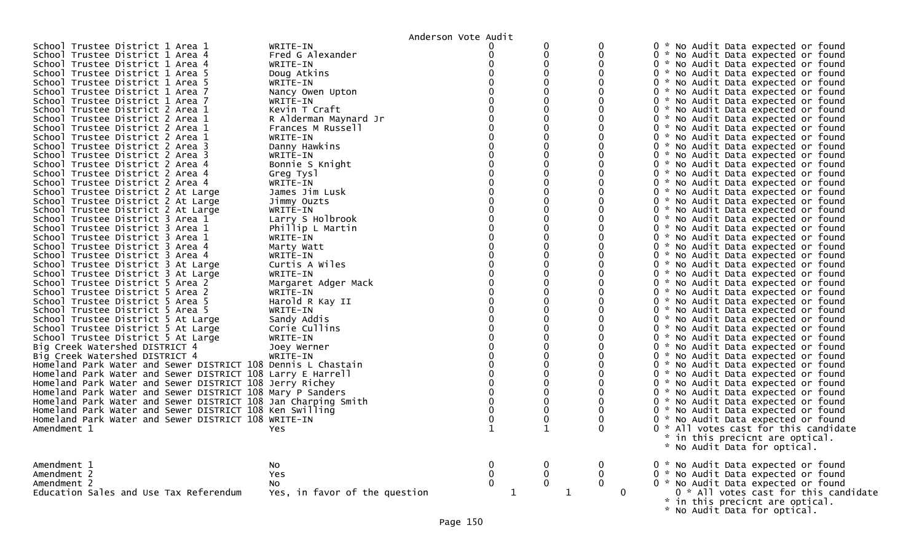Anderson Vote Audit

| Contest | Candidate | | | | |
|---|---|---|---|---|---|
| School Trustee District 1 Area 1 | WRITE-IN | 0 | 0 | 0 | 0 * No Audit Data expected or found |
| School Trustee District 1 Area 4 | Fred G Alexander | 0 | 0 | 0 | 0 * No Audit Data expected or found |
| School Trustee District 1 Area 4 | WRITE-IN | 0 | 0 | 0 | 0 * No Audit Data expected or found |
| School Trustee District 1 Area 5 | Doug Atkins | 0 | 0 | 0 | 0 * No Audit Data expected or found |
| School Trustee District 1 Area 5 | WRITE-IN | 0 | 0 | 0 | 0 * No Audit Data expected or found |
| School Trustee District 1 Area 7 | Nancy Owen Upton | 0 | 0 | 0 | 0 * No Audit Data expected or found |
| School Trustee District 1 Area 7 | WRITE-IN | 0 | 0 | 0 | 0 * No Audit Data expected or found |
| School Trustee District 2 Area 1 | Kevin T Craft | 0 | 0 | 0 | 0 * No Audit Data expected or found |
| School Trustee District 2 Area 1 | R Alderman Maynard Jr | 0 | 0 | 0 | 0 * No Audit Data expected or found |
| School Trustee District 2 Area 1 | Frances M Russell | 0 | 0 | 0 | 0 * No Audit Data expected or found |
| School Trustee District 2 Area 1 | WRITE-IN | 0 | 0 | 0 | 0 * No Audit Data expected or found |
| School Trustee District 2 Area 3 | Danny Hawkins | 0 | 0 | 0 | 0 * No Audit Data expected or found |
| School Trustee District 2 Area 3 | WRITE-IN | 0 | 0 | 0 | 0 * No Audit Data expected or found |
| School Trustee District 2 Area 4 | Bonnie S Knight | 0 | 0 | 0 | 0 * No Audit Data expected or found |
| School Trustee District 2 Area 4 | Greg Tysl | 0 | 0 | 0 | 0 * No Audit Data expected or found |
| School Trustee District 2 Area 4 | WRITE-IN | 0 | 0 | 0 | 0 * No Audit Data expected or found |
| School Trustee District 2 At Large | James Jim Lusk | 0 | 0 | 0 | 0 * No Audit Data expected or found |
| School Trustee District 2 At Large | Jimmy Ouzts | 0 | 0 | 0 | 0 * No Audit Data expected or found |
| School Trustee District 2 At Large | WRITE-IN | 0 | 0 | 0 | 0 * No Audit Data expected or found |
| School Trustee District 3 Area 1 | Larry S Holbrook | 0 | 0 | 0 | 0 * No Audit Data expected or found |
| School Trustee District 3 Area 1 | Phillip L Martin | 0 | 0 | 0 | 0 * No Audit Data expected or found |
| School Trustee District 3 Area 1 | WRITE-IN | 0 | 0 | 0 | 0 * No Audit Data expected or found |
| School Trustee District 3 Area 4 | Marty Watt | 0 | 0 | 0 | 0 * No Audit Data expected or found |
| School Trustee District 3 Area 4 | WRITE-IN | 0 | 0 | 0 | 0 * No Audit Data expected or found |
| School Trustee District 3 At Large | Curtis A Wiles | 0 | 0 | 0 | 0 * No Audit Data expected or found |
| School Trustee District 3 At Large | WRITE-IN | 0 | 0 | 0 | 0 * No Audit Data expected or found |
| School Trustee District 5 Area 2 | Margaret Adger Mack | 0 | 0 | 0 | 0 * No Audit Data expected or found |
| School Trustee District 5 Area 2 | WRITE-IN | 0 | 0 | 0 | 0 * No Audit Data expected or found |
| School Trustee District 5 Area 5 | Harold R Kay II | 0 | 0 | 0 | 0 * No Audit Data expected or found |
| School Trustee District 5 Area 5 | WRITE-IN | 0 | 0 | 0 | 0 * No Audit Data expected or found |
| School Trustee District 5 At Large | Sandy Addis | 0 | 0 | 0 | 0 * No Audit Data expected or found |
| School Trustee District 5 At Large | Corie Cullins | 0 | 0 | 0 | 0 * No Audit Data expected or found |
| School Trustee District 5 At Large | WRITE-IN | 0 | 0 | 0 | 0 * No Audit Data expected or found |
| Big Creek Watershed DISTRICT 4 | Joey Werner | 0 | 0 | 0 | 0 * No Audit Data expected or found |
| Big Creek Watershed DISTRICT 4 | WRITE-IN | 0 | 0 | 0 | 0 * No Audit Data expected or found |
| Homeland Park Water and Sewer DISTRICT 108 | Dennis L Chastain | 0 | 0 | 0 | 0 * No Audit Data expected or found |
| Homeland Park Water and Sewer DISTRICT 108 | Larry E Harrell | 0 | 0 | 0 | 0 * No Audit Data expected or found |
| Homeland Park Water and Sewer DISTRICT 108 | Jerry Richey | 0 | 0 | 0 | 0 * No Audit Data expected or found |
| Homeland Park Water and Sewer DISTRICT 108 | Mary P Sanders | 0 | 0 | 0 | 0 * No Audit Data expected or found |
| Homeland Park Water and Sewer DISTRICT 108 | Jan Charping Smith | 0 | 0 | 0 | 0 * No Audit Data expected or found |
| Homeland Park Water and Sewer DISTRICT 108 | Ken Swilling | 0 | 0 | 0 | 0 * No Audit Data expected or found |
| Homeland Park Water and Sewer DISTRICT 108 | WRITE-IN | 0 | 0 | 0 | 0 * No Audit Data expected or found |
| Amendment 1 | Yes | 1 | 1 | 0 | 0 * All votes cast for this candidate * in this precicnt are optical. * No Audit Data for optical. |
| Amendment 1 | No | 0 | 0 | 0 | 0 * No Audit Data expected or found |
| Amendment 2 | Yes | 0 | 0 | 0 | 0 * No Audit Data expected or found |
| Amendment 2 | No | 0 | 0 | 0 | 0 * No Audit Data expected or found |
| Education Sales and Use Tax Referendum | Yes, in favor of the question | 1 | 1 | 0 | 0 * All votes cast for this candidate * in this precicnt are optical. * No Audit Data for optical. |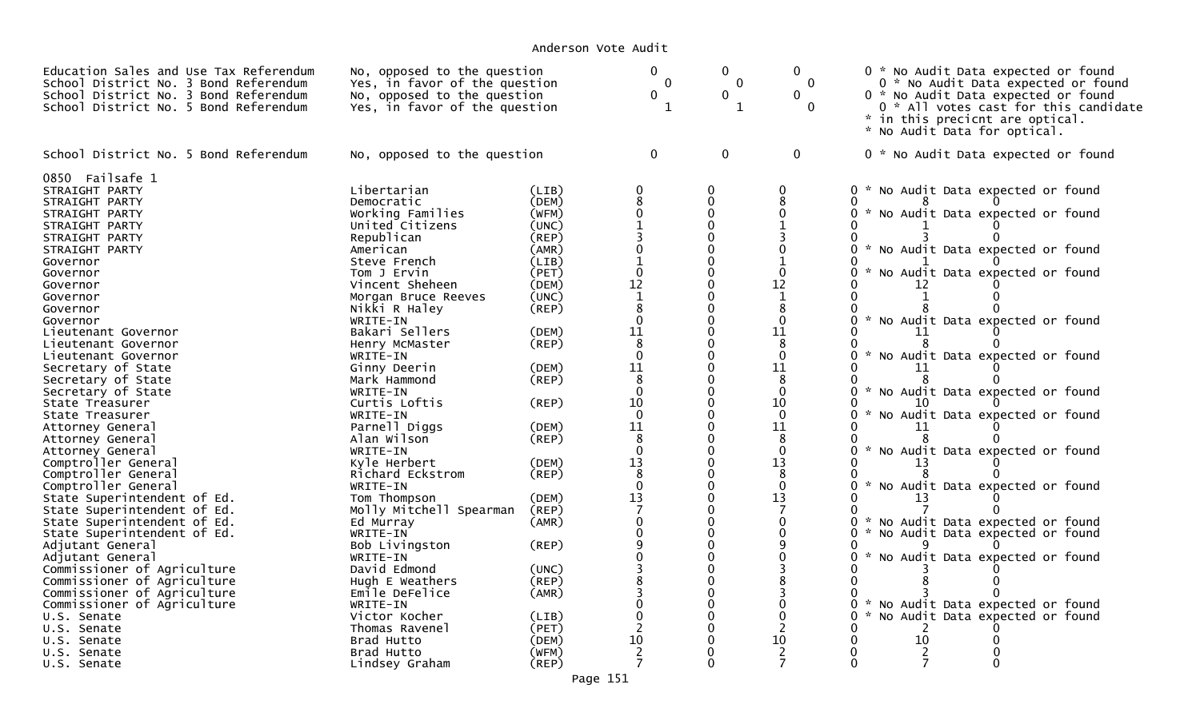# Anderson Vote Audit

| | | | | | | |
|---|---|---|---|---|---|---|
| Education Sales and Use Tax Referendum | No, opposed to the question | | 0 | 0 | 0 | 0 * No Audit Data expected or found |
| School District No. 3 Bond Referendum | Yes, in favor of the question | | 0 | 0 | 0 | 0 * No Audit Data expected or found |
| School District No. 3 Bond Referendum | No, opposed to the question | | 0 | 0 | 0 | 0 * No Audit Data expected or found |
| School District No. 5 Bond Referendum | Yes, in favor of the question | | 1 | 1 | 0 | 0 * All votes cast for this candidate * in this precicnt are optical. * No Audit Data for optical. |
| School District No. 5 Bond Referendum | No, opposed to the question | | 0 | 0 | 0 | 0 * No Audit Data expected or found |

0850 Failsafe 1

| | | | | | | | | |
|---|---|---|---|---|---|---|---|---|
| STRAIGHT PARTY | Libertarian | (LIB) | 0 | 0 | 0 | 0 * No Audit Data expected or found | | |
| STRAIGHT PARTY | Democratic | (DEM) | 8 | 0 | 8 | 0 | 8 | 0 |
| STRAIGHT PARTY | Working Families | (WFM) | 0 | 0 | 0 | 0 * No Audit Data expected or found | | |
| STRAIGHT PARTY | United Citizens | (UNC) | 1 | 0 | 1 | 0 | 1 | 0 |
| STRAIGHT PARTY | Republican | (REP) | 3 | 0 | 3 | 0 | 3 | 0 |
| STRAIGHT PARTY | American | (AMR) | 0 | 0 | 0 | 0 * No Audit Data expected or found | | |
| Governor | Steve French | (LIB) | 1 | 0 | 1 | 0 | 1 | 0 |
| Governor | Tom J Ervin | (PET) | 0 | 0 | 0 | 0 * No Audit Data expected or found | | |
| Governor | Vincent Sheheen | (DEM) | 12 | 0 | 12 | 0 | 12 | 0 |
| Governor | Morgan Bruce Reeves | (UNC) | 1 | 0 | 1 | 0 | 1 | 0 |
| Governor | Nikki R Haley | (REP) | 8 | 0 | 8 | 0 | 8 | 0 |
| Governor | WRITE-IN | | 0 | 0 | 0 | 0 * No Audit Data expected or found | | |
| Lieutenant Governor | Bakari Sellers | (DEM) | 11 | 0 | 11 | 0 | 11 | 0 |
| Lieutenant Governor | Henry McMaster | (REP) | 8 | 0 | 8 | 0 | 8 | 0 |
| Lieutenant Governor | WRITE-IN | | 0 | 0 | 0 | 0 * No Audit Data expected or found | | |
| Secretary of State | Ginny Deerin | (DEM) | 11 | 0 | 11 | 0 | 11 | 0 |
| Secretary of State | Mark Hammond | (REP) | 8 | 0 | 8 | 0 | 8 | 0 |
| Secretary of State | WRITE-IN | | 0 | 0 | 0 | 0 * No Audit Data expected or found | | |
| State Treasurer | Curtis Loftis | (REP) | 10 | 0 | 10 | 0 | 10 | 0 |
| State Treasurer | WRITE-IN | | 0 | 0 | 0 | 0 * No Audit Data expected or found | | |
| Attorney General | Parnell Diggs | (DEM) | 11 | 0 | 11 | 0 | 11 | 0 |
| Attorney General | Alan Wilson | (REP) | 8 | 0 | 8 | 0 | 8 | 0 |
| Attorney General | WRITE-IN | | 0 | 0 | 0 | 0 * No Audit Data expected or found | | |
| Comptroller General | Kyle Herbert | (DEM) | 13 | 0 | 13 | 0 | 13 | 0 |
| Comptroller General | Richard Eckstrom | (REP) | 8 | 0 | 8 | 0 | 8 | 0 |
| Comptroller General | WRITE-IN | | 0 | 0 | 0 | 0 * No Audit Data expected or found | | |
| State Superintendent of Ed. | Tom Thompson | (DEM) | 13 | 0 | 13 | 0 | 13 | 0 |
| State Superintendent of Ed. | Molly Mitchell Spearman | (REP) | 7 | 0 | 7 | 0 | 7 | 0 |
| State Superintendent of Ed. | Ed Murray | (AMR) | 0 | 0 | 0 | 0 * No Audit Data expected or found | | |
| State Superintendent of Ed. | WRITE-IN | | 0 | 0 | 0 | 0 * No Audit Data expected or found | | |
| Adjutant General | Bob Livingston | (REP) | 9 | 0 | 9 | 0 | 9 | 0 |
| Adjutant General | WRITE-IN | | 0 | 0 | 0 | 0 * No Audit Data expected or found | | |
| Commissioner of Agriculture | David Edmond | (UNC) | 3 | 0 | 3 | 0 | 3 | 0 |
| Commissioner of Agriculture | Hugh E Weathers | (REP) | 8 | 0 | 8 | 0 | 8 | 0 |
| Commissioner of Agriculture | Emile DeFelice | (AMR) | 3 | 0 | 3 | 0 | 3 | 0 |
| Commissioner of Agriculture | WRITE-IN | | 0 | 0 | 0 | 0 * No Audit Data expected or found | | |
| U.S. Senate | Victor Kocher | (LIB) | 0 | 0 | 0 | 0 * No Audit Data expected or found | | |
| U.S. Senate | Thomas Ravenel | (PET) | 2 | 0 | 2 | 0 | 2 | 0 |
| U.S. Senate | Brad Hutto | (DEM) | 10 | 0 | 10 | 0 | 10 | 0 |
| U.S. Senate | Brad Hutto | (WFM) | 2 | 0 | 2 | 0 | 2 | 0 |
| U.S. Senate | Lindsey Graham | (REP) | 7 | 0 | 7 | 0 | 7 | 0 |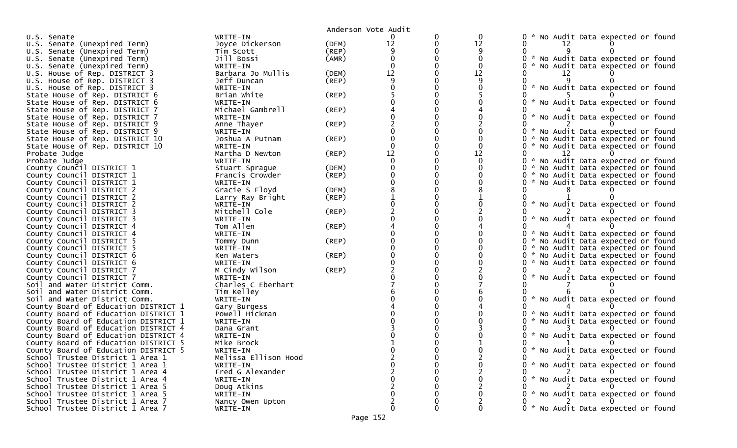Anderson Vote Audit

| Contest | Candidate | Party | | | | | | | |
|---|---|---|---|---|---|---|---|---|---|
| U.S. Senate | WRITE-IN | | 0 | 0 | 0 | 0 | * No Audit Data expected or found | | |
| U.S. Senate (Unexpired Term) | Joyce Dickerson | (DEM) | 12 | 0 | 12 | 0 | 12 | 0 | |
| U.S. Senate (Unexpired Term) | Tim Scott | (REP) | 9 | 0 | 9 | 0 | 9 | 0 | |
| U.S. Senate (Unexpired Term) | Jill Bossi | (AMR) | 0 | 0 | 0 | 0 | * No Audit Data expected or found | | |
| U.S. Senate (Unexpired Term) | WRITE-IN | | 0 | 0 | 0 | 0 | * No Audit Data expected or found | | |
| U.S. House of Rep. DISTRICT 3 | Barbara Jo Mullis | (DEM) | 12 | 0 | 12 | 0 | 12 | 0 | |
| U.S. House of Rep. DISTRICT 3 | Jeff Duncan | (REP) | 9 | 0 | 9 | 0 | 9 | 0 | |
| U.S. House of Rep. DISTRICT 3 | WRITE-IN | | 0 | 0 | 0 | 0 | * No Audit Data expected or found | | |
| State House of Rep. DISTRICT 6 | Brian White | (REP) | 5 | 0 | 5 | 0 | 5 | 0 | |
| State House of Rep. DISTRICT 6 | WRITE-IN | | 0 | 0 | 0 | 0 | * No Audit Data expected or found | | |
| State House of Rep. DISTRICT 7 | Michael Gambrell | (REP) | 4 | 0 | 4 | 0 | 4 | 0 | |
| State House of Rep. DISTRICT 7 | WRITE-IN | | 0 | 0 | 0 | 0 | * No Audit Data expected or found | | |
| State House of Rep. DISTRICT 9 | Anne Thayer | (REP) | 2 | 0 | 2 | 0 | 2 | 0 | |
| State House of Rep. DISTRICT 9 | WRITE-IN | | 0 | 0 | 0 | 0 | * No Audit Data expected or found | | |
| State House of Rep. DISTRICT 10 | Joshua A Putnam | (REP) | 0 | 0 | 0 | 0 | * No Audit Data expected or found | | |
| State House of Rep. DISTRICT 10 | WRITE-IN | | 0 | 0 | 0 | 0 | * No Audit Data expected or found | | |
| Probate Judge | Martha D Newton | (REP) | 12 | 0 | 12 | 0 | 12 | 0 | |
| Probate Judge | WRITE-IN | | 0 | 0 | 0 | 0 | * No Audit Data expected or found | | |
| County Council DISTRICT 1 | Stuart Sprague | (DEM) | 0 | 0 | 0 | 0 | * No Audit Data expected or found | | |
| County Council DISTRICT 1 | Francis Crowder | (REP) | 0 | 0 | 0 | 0 | * No Audit Data expected or found | | |
| County Council DISTRICT 1 | WRITE-IN | | 0 | 0 | 0 | 0 | * No Audit Data expected or found | | |
| County Council DISTRICT 2 | Gracie S Floyd | (DEM) | 8 | 0 | 8 | 0 | 8 | 0 | |
| County Council DISTRICT 2 | Larry Ray Bright | (REP) | 1 | 0 | 1 | 0 | 1 | 0 | |
| County Council DISTRICT 2 | WRITE-IN | | 0 | 0 | 0 | 0 | * No Audit Data expected or found | | |
| County Council DISTRICT 3 | Mitchell Cole | (REP) | 2 | 0 | 2 | 0 | 2 | 0 | |
| County Council DISTRICT 3 | WRITE-IN | | 0 | 0 | 0 | 0 | * No Audit Data expected or found | | |
| County Council DISTRICT 4 | Tom Allen | (REP) | 4 | 0 | 4 | 0 | 4 | 0 | |
| County Council DISTRICT 4 | WRITE-IN | | 0 | 0 | 0 | 0 | * No Audit Data expected or found | | |
| County Council DISTRICT 5 | Tommy Dunn | (REP) | 0 | 0 | 0 | 0 | * No Audit Data expected or found | | |
| County Council DISTRICT 5 | WRITE-IN | | 0 | 0 | 0 | 0 | * No Audit Data expected or found | | |
| County Council DISTRICT 6 | Ken Waters | (REP) | 0 | 0 | 0 | 0 | * No Audit Data expected or found | | |
| County Council DISTRICT 6 | WRITE-IN | | 0 | 0 | 0 | 0 | * No Audit Data expected or found | | |
| County Council DISTRICT 7 | M Cindy Wilson | (REP) | 2 | 0 | 2 | 0 | 2 | 0 | |
| County Council DISTRICT 7 | WRITE-IN | | 0 | 0 | 0 | 0 | * No Audit Data expected or found | | |
| Soil and Water District Comm. | Charles C Eberhart | | 7 | 0 | 7 | 0 | 7 | 0 | |
| Soil and Water District Comm. | Tim Kelley | | 6 | 0 | 6 | 0 | 6 | 0 | |
| Soil and Water District Comm. | WRITE-IN | | 0 | 0 | 0 | 0 | * No Audit Data expected or found | | |
| County Board of Education DISTRICT 1 | Gary Burgess | | 4 | 0 | 4 | 0 | 4 | 0 | |
| County Board of Education DISTRICT 1 | Powell Hickman | | 0 | 0 | 0 | 0 | * No Audit Data expected or found | | |
| County Board of Education DISTRICT 1 | WRITE-IN | | 0 | 0 | 0 | 0 | * No Audit Data expected or found | | |
| County Board of Education DISTRICT 4 | Dana Grant | | 3 | 0 | 3 | 0 | 3 | 0 | |
| County Board of Education DISTRICT 4 | WRITE-IN | | 0 | 0 | 0 | 0 | * No Audit Data expected or found | | |
| County Board of Education DISTRICT 5 | Mike Brock | | 1 | 0 | 1 | 0 | 1 | 0 | |
| County Board of Education DISTRICT 5 | WRITE-IN | | 0 | 0 | 0 | 0 | * No Audit Data expected or found | | |
| School Trustee District 1 Area 1 | Melissa Ellison Hood | | 2 | 0 | 2 | 0 | 2 | 0 | |
| School Trustee District 1 Area 1 | WRITE-IN | | 0 | 0 | 0 | 0 | * No Audit Data expected or found | | |
| School Trustee District 1 Area 4 | Fred G Alexander | | 2 | 0 | 2 | 0 | 2 | 0 | |
| School Trustee District 1 Area 4 | WRITE-IN | | 0 | 0 | 0 | 0 | * No Audit Data expected or found | | |
| School Trustee District 1 Area 5 | Doug Atkins | | 2 | 0 | 2 | 0 | 2 | 0 | |
| School Trustee District 1 Area 5 | WRITE-IN | | 0 | 0 | 0 | 0 | * No Audit Data expected or found | | |
| School Trustee District 1 Area 7 | Nancy Owen Upton | | 2 | 0 | 2 | 0 | 2 | 0 | |
| School Trustee District 1 Area 7 | WRITE-IN | | 0 | 0 | 0 | 0 | * No Audit Data expected or found | | |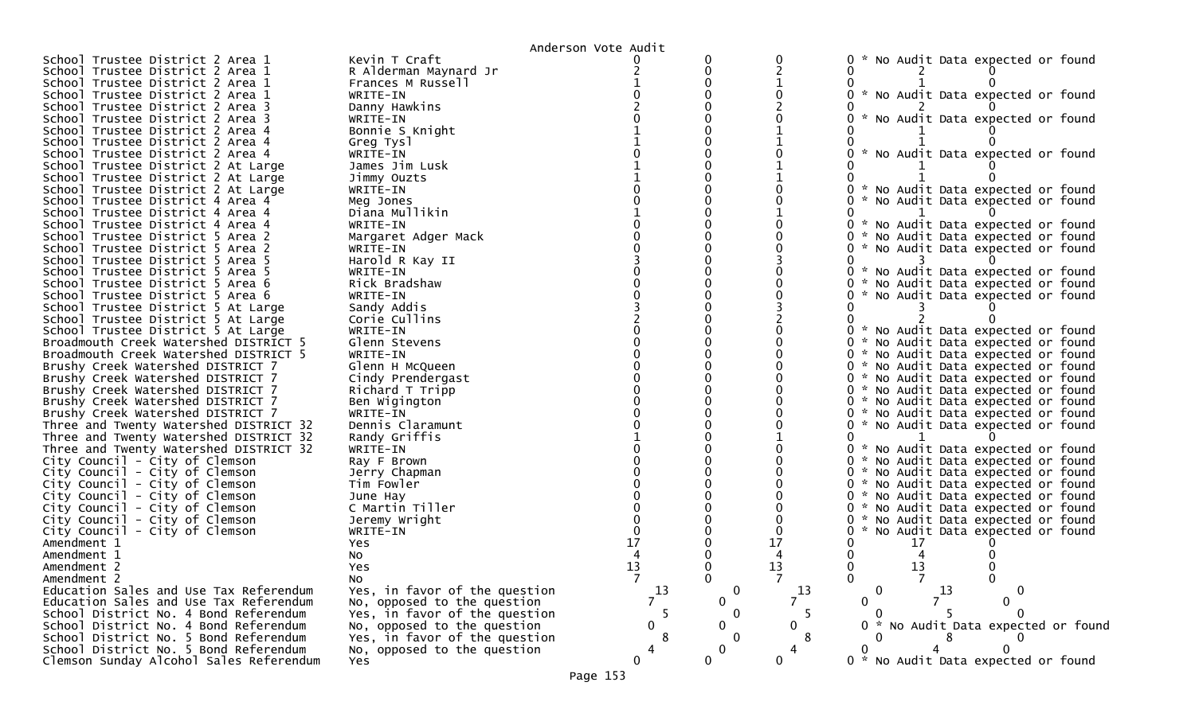Anderson Vote Audit

| Contest | Choice | | | | | | |
|---|---|---|---|---|---|---|---|
| School Trustee District 2 Area 1 | Kevin T Craft | 0 | 0 | 0 | 0 * No Audit Data expected or found | | |
| School Trustee District 2 Area 1 | R Alderman Maynard Jr | 2 | 0 | 2 | 0 | 2 | 0 |
| School Trustee District 2 Area 1 | Frances M Russell | 1 | 0 | 1 | 0 | 1 | 0 |
| School Trustee District 2 Area 1 | WRITE-IN | 0 | 0 | 0 | 0 * No Audit Data expected or found | | |
| School Trustee District 2 Area 3 | Danny Hawkins | 2 | 0 | 2 | 0 | 2 | 0 |
| School Trustee District 2 Area 3 | WRITE-IN | 0 | 0 | 0 | 0 * No Audit Data expected or found | | |
| School Trustee District 2 Area 4 | Bonnie S Knight | 1 | 0 | 1 | 0 | 1 | 0 |
| School Trustee District 2 Area 4 | Greg Tysl | 1 | 0 | 1 | 0 | 1 | 0 |
| School Trustee District 2 Area 4 | WRITE-IN | 0 | 0 | 0 | 0 * No Audit Data expected or found | | |
| School Trustee District 2 At Large | James Jim Lusk | 1 | 0 | 1 | 0 | 1 | 0 |
| School Trustee District 2 At Large | Jimmy Ouzts | 1 | 0 | 1 | 0 | 1 | 0 |
| School Trustee District 2 At Large | WRITE-IN | 0 | 0 | 0 | 0 * No Audit Data expected or found | | |
| School Trustee District 4 Area 4 | Meg Jones | 0 | 0 | 0 | 0 * No Audit Data expected or found | | |
| School Trustee District 4 Area 4 | Diana Mullikin | 1 | 0 | 1 | 0 | 1 | 0 |
| School Trustee District 4 Area 4 | WRITE-IN | 0 | 0 | 0 | 0 * No Audit Data expected or found | | |
| School Trustee District 5 Area 2 | Margaret Adger Mack | 0 | 0 | 0 | 0 * No Audit Data expected or found | | |
| School Trustee District 5 Area 2 | WRITE-IN | 0 | 0 | 0 | 0 * No Audit Data expected or found | | |
| School Trustee District 5 Area 5 | Harold R Kay II | 3 | 0 | 3 | 0 | 3 | 0 |
| School Trustee District 5 Area 5 | WRITE-IN | 0 | 0 | 0 | 0 * No Audit Data expected or found | | |
| School Trustee District 5 Area 6 | Rick Bradshaw | 0 | 0 | 0 | 0 * No Audit Data expected or found | | |
| School Trustee District 5 Area 6 | WRITE-IN | 0 | 0 | 0 | 0 * No Audit Data expected or found | | |
| School Trustee District 5 At Large | Sandy Addis | 3 | 0 | 3 | 0 | 3 | 0 |
| School Trustee District 5 At Large | Corie Cullins | 2 | 0 | 2 | 0 | 2 | 0 |
| School Trustee District 5 At Large | WRITE-IN | 0 | 0 | 0 | 0 * No Audit Data expected or found | | |
| Broadmouth Creek Watershed DISTRICT 5 | Glenn Stevens | 0 | 0 | 0 | 0 * No Audit Data expected or found | | |
| Broadmouth Creek Watershed DISTRICT 5 | WRITE-IN | 0 | 0 | 0 | 0 * No Audit Data expected or found | | |
| Brushy Creek Watershed DISTRICT 7 | Glenn H McQueen | 0 | 0 | 0 | 0 * No Audit Data expected or found | | |
| Brushy Creek Watershed DISTRICT 7 | Cindy Prendergast | 0 | 0 | 0 | 0 * No Audit Data expected or found | | |
| Brushy Creek Watershed DISTRICT 7 | Richard T Tripp | 0 | 0 | 0 | 0 * No Audit Data expected or found | | |
| Brushy Creek Watershed DISTRICT 7 | Ben Wigington | 0 | 0 | 0 | 0 * No Audit Data expected or found | | |
| Brushy Creek Watershed DISTRICT 7 | WRITE-IN | 0 | 0 | 0 | 0 * No Audit Data expected or found | | |
| Three and Twenty Watershed DISTRICT 32 | Dennis Claramunt | 0 | 0 | 0 | 0 * No Audit Data expected or found | | |
| Three and Twenty Watershed DISTRICT 32 | Randy Griffis | 1 | 0 | 1 | 0 | 1 | 0 |
| Three and Twenty Watershed DISTRICT 32 | WRITE-IN | 0 | 0 | 0 | 0 * No Audit Data expected or found | | |
| City Council - City of Clemson | Ray F Brown | 0 | 0 | 0 | 0 * No Audit Data expected or found | | |
| City Council - City of Clemson | Jerry Chapman | 0 | 0 | 0 | 0 * No Audit Data expected or found | | |
| City Council - City of Clemson | Tim Fowler | 0 | 0 | 0 | 0 * No Audit Data expected or found | | |
| City Council - City of Clemson | June Hay | 0 | 0 | 0 | 0 * No Audit Data expected or found | | |
| City Council - City of Clemson | C Martin Tiller | 0 | 0 | 0 | 0 * No Audit Data expected or found | | |
| City Council - City of Clemson | Jeremy Wright | 0 | 0 | 0 | 0 * No Audit Data expected or found | | |
| City Council - City of Clemson | WRITE-IN | 0 | 0 | 0 | 0 * No Audit Data expected or found | | |
| Amendment 1 | Yes | 17 | 0 | 17 | 0 | 17 | 0 |
| Amendment 1 | No | 4 | 0 | 4 | 0 | 4 | 0 |
| Amendment 2 | Yes | 13 | 0 | 13 | 0 | 13 | 0 |
| Amendment 2 | No | 7 | 0 | 7 | 0 | 7 | 0 |
| Education Sales and Use Tax Referendum | Yes, in favor of the question | 13 | 0 | 13 | 0 | 13 | 0 |
| Education Sales and Use Tax Referendum | No, opposed to the question | 7 | 0 | 7 | 0 | 7 | 0 |
| School District No. 4 Bond Referendum | Yes, in favor of the question | 5 | 0 | 5 | 0 | 5 | 0 |
| School District No. 4 Bond Referendum | No, opposed to the question | 0 | 0 | 0 | 0 * No Audit Data expected or found | | |
| School District No. 5 Bond Referendum | Yes, in favor of the question | 8 | 0 | 8 | 0 | 8 | 0 |
| School District No. 5 Bond Referendum | No, opposed to the question | 4 | 0 | 4 | 0 | 4 | 0 |
| Clemson Sunday Alcohol Sales Referendum | Yes | 0 | 0 | 0 | 0 * No Audit Data expected or found | | |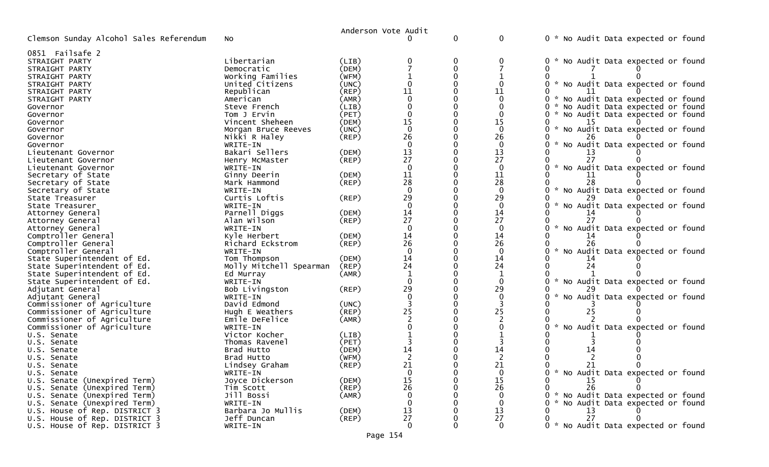Anderson Vote Audit

| Contest | Candidate | Party | | | | |
|---|---|---|---|---|---|---|
| Clemson Sunday Alcohol Sales Referendum | No | | 0 | 0 | 0 | 0 * No Audit Data expected or found |

0851 Failsafe 2

| Contest | Candidate | Party | | | | | | |
|---|---|---|---|---|---|---|---|---|
| STRAIGHT PARTY | Libertarian | (LIB) | 0 | 0 | 0 | 0 * No Audit Data expected or found | | |
| STRAIGHT PARTY | Democratic | (DEM) | 7 | 0 | 7 | 0 | 7 | 0 |
| STRAIGHT PARTY | Working Families | (WFM) | 1 | 0 | 1 | 0 | 1 | 0 |
| STRAIGHT PARTY | United Citizens | (UNC) | 0 | 0 | 0 | 0 * No Audit Data expected or found | | |
| STRAIGHT PARTY | Republican | (REP) | 11 | 0 | 11 | 0 | 11 | 0 |
| STRAIGHT PARTY | American | (AMR) | 0 | 0 | 0 | 0 * No Audit Data expected or found | | |
| Governor | Steve French | (LIB) | 0 | 0 | 0 | 0 * No Audit Data expected or found | | |
| Governor | Tom J Ervin | (PET) | 0 | 0 | 0 | 0 * No Audit Data expected or found | | |
| Governor | Vincent Sheheen | (DEM) | 15 | 0 | 15 | 0 | 15 | 0 |
| Governor | Morgan Bruce Reeves | (UNC) | 0 | 0 | 0 | 0 * No Audit Data expected or found | | |
| Governor | Nikki R Haley | (REP) | 26 | 0 | 26 | 0 | 26 | 0 |
| Governor | WRITE-IN | | 0 | 0 | 0 | 0 * No Audit Data expected or found | | |
| Lieutenant Governor | Bakari Sellers | (DEM) | 13 | 0 | 13 | 0 | 13 | 0 |
| Lieutenant Governor | Henry McMaster | (REP) | 27 | 0 | 27 | 0 | 27 | 0 |
| Lieutenant Governor | WRITE-IN | | 0 | 0 | 0 | 0 * No Audit Data expected or found | | |
| Secretary of State | Ginny Deerin | (DEM) | 11 | 0 | 11 | 0 | 11 | 0 |
| Secretary of State | Mark Hammond | (REP) | 28 | 0 | 28 | 0 | 28 | 0 |
| Secretary of State | WRITE-IN | | 0 | 0 | 0 | 0 * No Audit Data expected or found | | |
| State Treasurer | Curtis Loftis | (REP) | 29 | 0 | 29 | 0 | 29 | 0 |
| State Treasurer | WRITE-IN | | 0 | 0 | 0 | 0 * No Audit Data expected or found | | |
| Attorney General | Parnell Diggs | (DEM) | 14 | 0 | 14 | 0 | 14 | 0 |
| Attorney General | Alan Wilson | (REP) | 27 | 0 | 27 | 0 | 27 | 0 |
| Attorney General | WRITE-IN | | 0 | 0 | 0 | 0 * No Audit Data expected or found | | |
| Comptroller General | Kyle Herbert | (DEM) | 14 | 0 | 14 | 0 | 14 | 0 |
| Comptroller General | Richard Eckstrom | (REP) | 26 | 0 | 26 | 0 | 26 | 0 |
| Comptroller General | WRITE-IN | | 0 | 0 | 0 | 0 * No Audit Data expected or found | | |
| State Superintendent of Ed. | Tom Thompson | (DEM) | 14 | 0 | 14 | 0 | 14 | 0 |
| State Superintendent of Ed. | Molly Mitchell Spearman | (REP) | 24 | 0 | 24 | 0 | 24 | 0 |
| State Superintendent of Ed. | Ed Murray | (AMR) | 1 | 0 | 1 | 0 | 1 | 0 |
| State Superintendent of Ed. | WRITE-IN | | 0 | 0 | 0 | 0 * No Audit Data expected or found | | |
| Adjutant General | Bob Livingston | (REP) | 29 | 0 | 29 | 0 | 29 | 0 |
| Adjutant General | WRITE-IN | | 0 | 0 | 0 | 0 * No Audit Data expected or found | | |
| Commissioner of Agriculture | David Edmond | (UNC) | 3 | 0 | 3 | 0 | 3 | 0 |
| Commissioner of Agriculture | Hugh E Weathers | (REP) | 25 | 0 | 25 | 0 | 25 | 0 |
| Commissioner of Agriculture | Emile DeFelice | (AMR) | 2 | 0 | 2 | 0 | 2 | 0 |
| Commissioner of Agriculture | WRITE-IN | | 0 | 0 | 0 | 0 * No Audit Data expected or found | | |
| U.S. Senate | Victor Kocher | (LIB) | 1 | 0 | 1 | 0 | 1 | 0 |
| U.S. Senate | Thomas Ravenel | (PET) | 3 | 0 | 3 | 0 | 3 | 0 |
| U.S. Senate | Brad Hutto | (DEM) | 14 | 0 | 14 | 0 | 14 | 0 |
| U.S. Senate | Brad Hutto | (WFM) | 2 | 0 | 2 | 0 | 2 | 0 |
| U.S. Senate | Lindsey Graham | (REP) | 21 | 0 | 21 | 0 | 21 | 0 |
| U.S. Senate | WRITE-IN | | 0 | 0 | 0 | 0 * No Audit Data expected or found | | |
| U.S. Senate (Unexpired Term) | Joyce Dickerson | (DEM) | 15 | 0 | 15 | 0 | 15 | 0 |
| U.S. Senate (Unexpired Term) | Tim Scott | (REP) | 26 | 0 | 26 | 0 | 26 | 0 |
| U.S. Senate (Unexpired Term) | Jill Bossi | (AMR) | 0 | 0 | 0 | 0 * No Audit Data expected or found | | |
| U.S. Senate (Unexpired Term) | WRITE-IN | | 0 | 0 | 0 | 0 * No Audit Data expected or found | | |
| U.S. House of Rep. DISTRICT 3 | Barbara Jo Mullis | (DEM) | 13 | 0 | 13 | 0 | 13 | 0 |
| U.S. House of Rep. DISTRICT 3 | Jeff Duncan | (REP) | 27 | 0 | 27 | 0 | 27 | 0 |
| U.S. House of Rep. DISTRICT 3 | WRITE-IN | | 0 | 0 | 0 | 0 * No Audit Data expected or found | | |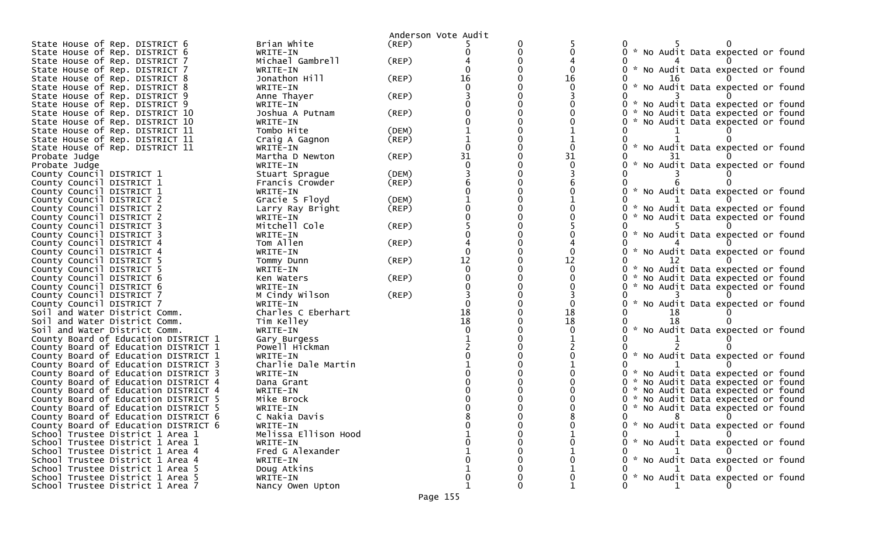Anderson Vote Audit

| Contest | Candidate | Party | | | | | | |
|---|---|---|---|---|---|---|---|---|
| State House of Rep. DISTRICT 6 | Brian White | (REP) | 5 | 0 | 5 | 0 | 5 | 0 |
| State House of Rep. DISTRICT 6 | WRITE-IN | | 0 | 0 | 0 | 0 * No Audit Data expected or found | | |
| State House of Rep. DISTRICT 7 | Michael Gambrell | (REP) | 4 | 0 | 4 | 0 | 4 | 0 |
| State House of Rep. DISTRICT 7 | WRITE-IN | | 0 | 0 | 0 | 0 * No Audit Data expected or found | | |
| State House of Rep. DISTRICT 8 | Jonathon Hill | (REP) | 16 | 0 | 16 | 0 | 16 | 0 |
| State House of Rep. DISTRICT 8 | WRITE-IN | | 0 | 0 | 0 | 0 * No Audit Data expected or found | | |
| State House of Rep. DISTRICT 9 | Anne Thayer | (REP) | 3 | 0 | 3 | 0 | 3 | 0 |
| State House of Rep. DISTRICT 9 | WRITE-IN | | 0 | 0 | 0 | 0 * No Audit Data expected or found | | |
| State House of Rep. DISTRICT 10 | Joshua A Putnam | (REP) | 0 | 0 | 0 | 0 * No Audit Data expected or found | | |
| State House of Rep. DISTRICT 10 | WRITE-IN | | 0 | 0 | 0 | 0 * No Audit Data expected or found | | |
| State House of Rep. DISTRICT 11 | Tombo Hite | (DEM) | 1 | 0 | 1 | 0 | 1 | 0 |
| State House of Rep. DISTRICT 11 | Craig A Gagnon | (REP) | 1 | 0 | 1 | 0 | 1 | 0 |
| State House of Rep. DISTRICT 11 | WRITE-IN | | 0 | 0 | 0 | 0 * No Audit Data expected or found | | |
| Probate Judge | Martha D Newton | (REP) | 31 | 0 | 31 | 0 | 31 | 0 |
| Probate Judge | WRITE-IN | | 0 | 0 | 0 | 0 * No Audit Data expected or found | | |
| County Council DISTRICT 1 | Stuart Sprague | (DEM) | 3 | 0 | 3 | 0 | 3 | 0 |
| County Council DISTRICT 1 | Francis Crowder | (REP) | 6 | 0 | 6 | 0 | 6 | 0 |
| County Council DISTRICT 1 | WRITE-IN | | 0 | 0 | 0 | 0 * No Audit Data expected or found | | |
| County Council DISTRICT 2 | Gracie S Floyd | (DEM) | 1 | 0 | 1 | 0 | 1 | 0 |
| County Council DISTRICT 2 | Larry Ray Bright | (REP) | 0 | 0 | 0 | 0 * No Audit Data expected or found | | |
| County Council DISTRICT 2 | WRITE-IN | | 0 | 0 | 0 | 0 * No Audit Data expected or found | | |
| County Council DISTRICT 3 | Mitchell Cole | (REP) | 5 | 0 | 5 | 0 | 5 | 0 |
| County Council DISTRICT 3 | WRITE-IN | | 0 | 0 | 0 | 0 * No Audit Data expected or found | | |
| County Council DISTRICT 4 | Tom Allen | (REP) | 4 | 0 | 4 | 0 | 4 | 0 |
| County Council DISTRICT 4 | WRITE-IN | | 0 | 0 | 0 | 0 * No Audit Data expected or found | | |
| County Council DISTRICT 5 | Tommy Dunn | (REP) | 12 | 0 | 12 | 0 | 12 | 0 |
| County Council DISTRICT 5 | WRITE-IN | | 0 | 0 | 0 | 0 * No Audit Data expected or found | | |
| County Council DISTRICT 6 | Ken Waters | (REP) | 0 | 0 | 0 | 0 * No Audit Data expected or found | | |
| County Council DISTRICT 6 | WRITE-IN | | 0 | 0 | 0 | 0 * No Audit Data expected or found | | |
| County Council DISTRICT 7 | M Cindy Wilson | (REP) | 3 | 0 | 3 | 0 | 3 | 0 |
| County Council DISTRICT 7 | WRITE-IN | | 0 | 0 | 0 | 0 * No Audit Data expected or found | | |
| Soil and Water District Comm. | Charles C Eberhart | | 18 | 0 | 18 | 0 | 18 | 0 |
| Soil and Water District Comm. | Tim Kelley | | 18 | 0 | 18 | 0 | 18 | 0 |
| Soil and Water District Comm. | WRITE-IN | | 0 | 0 | 0 | 0 * No Audit Data expected or found | | |
| County Board of Education DISTRICT 1 | Gary Burgess | | 1 | 0 | 1 | 0 | 1 | 0 |
| County Board of Education DISTRICT 1 | Powell Hickman | | 2 | 0 | 2 | 0 | 2 | 0 |
| County Board of Education DISTRICT 1 | WRITE-IN | | 0 | 0 | 0 | 0 * No Audit Data expected or found | | |
| County Board of Education DISTRICT 3 | Charlie Dale Martin | | 1 | 0 | 1 | 0 | 1 | 0 |
| County Board of Education DISTRICT 3 | WRITE-IN | | 0 | 0 | 0 | 0 * No Audit Data expected or found | | |
| County Board of Education DISTRICT 4 | Dana Grant | | 0 | 0 | 0 | 0 * No Audit Data expected or found | | |
| County Board of Education DISTRICT 4 | WRITE-IN | | 0 | 0 | 0 | 0 * No Audit Data expected or found | | |
| County Board of Education DISTRICT 5 | Mike Brock | | 0 | 0 | 0 | 0 * No Audit Data expected or found | | |
| County Board of Education DISTRICT 5 | WRITE-IN | | 0 | 0 | 0 | 0 * No Audit Data expected or found | | |
| County Board of Education DISTRICT 6 | C Nakia Davis | | 8 | 0 | 8 | 0 | 8 | 0 |
| County Board of Education DISTRICT 6 | WRITE-IN | | 0 | 0 | 0 | 0 * No Audit Data expected or found | | |
| School Trustee District 1 Area 1 | Melissa Ellison Hood | | 1 | 0 | 1 | 0 | 1 | 0 |
| School Trustee District 1 Area 1 | WRITE-IN | | 0 | 0 | 0 | 0 * No Audit Data expected or found | | |
| School Trustee District 1 Area 4 | Fred G Alexander | | 1 | 0 | 1 | 0 | 1 | 0 |
| School Trustee District 1 Area 4 | WRITE-IN | | 0 | 0 | 0 | 0 * No Audit Data expected or found | | |
| School Trustee District 1 Area 5 | Doug Atkins | | 1 | 0 | 1 | 0 | 1 | 0 |
| School Trustee District 1 Area 5 | WRITE-IN | | 0 | 0 | 0 | 0 * No Audit Data expected or found | | |
| School Trustee District 1 Area 7 | Nancy Owen Upton | | 1 | 0 | 1 | 0 | 1 | 0 |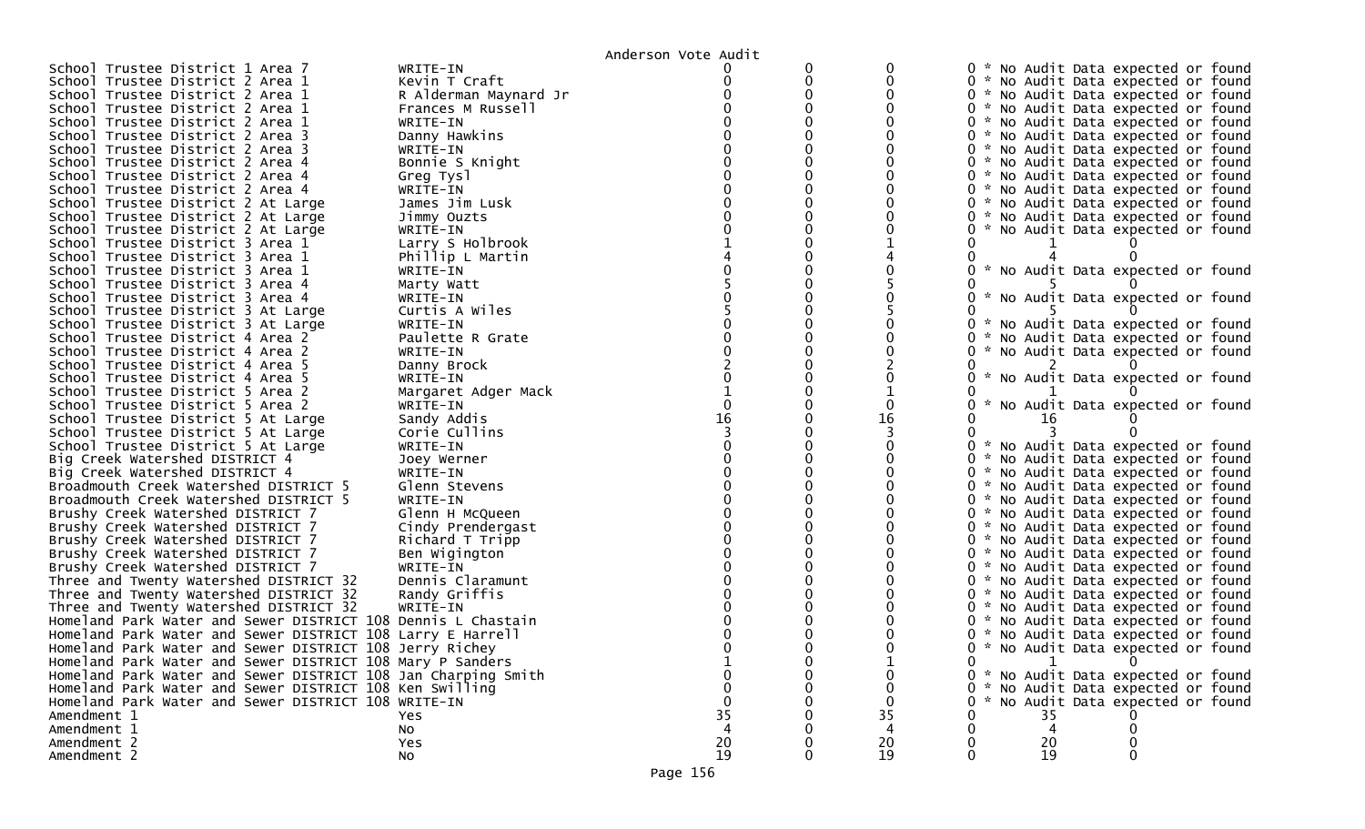Anderson Vote Audit

| Contest | Candidate | | | | | | |
|---|---|---|---|---|---|---|---|
| School Trustee District 1 Area 7 | WRITE-IN | 0 | 0 | 0 | 0 * No Audit Data expected or found | | |
| School Trustee District 2 Area 1 | Kevin T Craft | 0 | 0 | 0 | 0 * No Audit Data expected or found | | |
| School Trustee District 2 Area 1 | R Alderman Maynard Jr | 0 | 0 | 0 | 0 * No Audit Data expected or found | | |
| School Trustee District 2 Area 1 | Frances M Russell | 0 | 0 | 0 | 0 * No Audit Data expected or found | | |
| School Trustee District 2 Area 1 | WRITE-IN | 0 | 0 | 0 | 0 * No Audit Data expected or found | | |
| School Trustee District 2 Area 3 | Danny Hawkins | 0 | 0 | 0 | 0 * No Audit Data expected or found | | |
| School Trustee District 2 Area 3 | WRITE-IN | 0 | 0 | 0 | 0 * No Audit Data expected or found | | |
| School Trustee District 2 Area 4 | Bonnie S Knight | 0 | 0 | 0 | 0 * No Audit Data expected or found | | |
| School Trustee District 2 Area 4 | Greg Tysl | 0 | 0 | 0 | 0 * No Audit Data expected or found | | |
| School Trustee District 2 Area 4 | WRITE-IN | 0 | 0 | 0 | 0 * No Audit Data expected or found | | |
| School Trustee District 2 At Large | James Jim Lusk | 0 | 0 | 0 | 0 * No Audit Data expected or found | | |
| School Trustee District 2 At Large | Jimmy Ouzts | 0 | 0 | 0 | 0 * No Audit Data expected or found | | |
| School Trustee District 2 At Large | WRITE-IN | 0 | 0 | 0 | 0 * No Audit Data expected or found | | |
| School Trustee District 3 Area 1 | Larry S Holbrook | 1 | 0 | 1 | 0 | 1 | 0 |
| School Trustee District 3 Area 1 | Phillip L Martin | 4 | 0 | 4 | 0 | 4 | 0 |
| School Trustee District 3 Area 1 | WRITE-IN | 0 | 0 | 0 | 0 * No Audit Data expected or found | | |
| School Trustee District 3 Area 4 | Marty Watt | 5 | 0 | 5 | 0 | 5 | 0 |
| School Trustee District 3 Area 4 | WRITE-IN | 0 | 0 | 0 | 0 * No Audit Data expected or found | | |
| School Trustee District 3 At Large | Curtis A Wiles | 5 | 0 | 5 | 0 | 5 | 0 |
| School Trustee District 3 At Large | WRITE-IN | 0 | 0 | 0 | 0 * No Audit Data expected or found | | |
| School Trustee District 4 Area 2 | Paulette R Grate | 0 | 0 | 0 | 0 * No Audit Data expected or found | | |
| School Trustee District 4 Area 2 | WRITE-IN | 0 | 0 | 0 | 0 * No Audit Data expected or found | | |
| School Trustee District 4 Area 5 | Danny Brock | 2 | 0 | 2 | 0 | 2 | 0 |
| School Trustee District 4 Area 5 | WRITE-IN | 0 | 0 | 0 | 0 * No Audit Data expected or found | | |
| School Trustee District 5 Area 2 | Margaret Adger Mack | 1 | 0 | 1 | 0 | 1 | 0 |
| School Trustee District 5 Area 2 | WRITE-IN | 0 | 0 | 0 | 0 * No Audit Data expected or found | | |
| School Trustee District 5 At Large | Sandy Addis | 16 | 0 | 16 | 0 | 16 | 0 |
| School Trustee District 5 At Large | Corie Cullins | 3 | 0 | 3 | 0 | 3 | 0 |
| School Trustee District 5 At Large | WRITE-IN | 0 | 0 | 0 | 0 * No Audit Data expected or found | | |
| Big Creek Watershed DISTRICT 4 | Joey Werner | 0 | 0 | 0 | 0 * No Audit Data expected or found | | |
| Big Creek Watershed DISTRICT 4 | WRITE-IN | 0 | 0 | 0 | 0 * No Audit Data expected or found | | |
| Broadmouth Creek Watershed DISTRICT 5 | Glenn Stevens | 0 | 0 | 0 | 0 * No Audit Data expected or found | | |
| Broadmouth Creek Watershed DISTRICT 5 | WRITE-IN | 0 | 0 | 0 | 0 * No Audit Data expected or found | | |
| Brushy Creek Watershed DISTRICT 7 | Glenn H McQueen | 0 | 0 | 0 | 0 * No Audit Data expected or found | | |
| Brushy Creek Watershed DISTRICT 7 | Cindy Prendergast | 0 | 0 | 0 | 0 * No Audit Data expected or found | | |
| Brushy Creek Watershed DISTRICT 7 | Richard T Tripp | 0 | 0 | 0 | 0 * No Audit Data expected or found | | |
| Brushy Creek Watershed DISTRICT 7 | Ben Wigington | 0 | 0 | 0 | 0 * No Audit Data expected or found | | |
| Brushy Creek Watershed DISTRICT 7 | WRITE-IN | 0 | 0 | 0 | 0 * No Audit Data expected or found | | |
| Three and Twenty Watershed DISTRICT 32 | Dennis Claramunt | 0 | 0 | 0 | 0 * No Audit Data expected or found | | |
| Three and Twenty Watershed DISTRICT 32 | Randy Griffis | 0 | 0 | 0 | 0 * No Audit Data expected or found | | |
| Three and Twenty Watershed DISTRICT 32 | WRITE-IN | 0 | 0 | 0 | 0 * No Audit Data expected or found | | |
| Homeland Park Water and Sewer DISTRICT 108 | Dennis L Chastain | 0 | 0 | 0 | 0 * No Audit Data expected or found | | |
| Homeland Park Water and Sewer DISTRICT 108 | Larry E Harrell | 0 | 0 | 0 | 0 * No Audit Data expected or found | | |
| Homeland Park Water and Sewer DISTRICT 108 | Jerry Richey | 0 | 0 | 0 | 0 * No Audit Data expected or found | | |
| Homeland Park Water and Sewer DISTRICT 108 | Mary P Sanders | 1 | 0 | 1 | 0 | 1 | 0 |
| Homeland Park Water and Sewer DISTRICT 108 | Jan Charping Smith | 0 | 0 | 0 | 0 * No Audit Data expected or found | | |
| Homeland Park Water and Sewer DISTRICT 108 | Ken Swilling | 0 | 0 | 0 | 0 * No Audit Data expected or found | | |
| Homeland Park Water and Sewer DISTRICT 108 | WRITE-IN | 0 | 0 | 0 | 0 * No Audit Data expected or found | | |
| Amendment 1 | Yes | 35 | 0 | 35 | 0 | 35 | 0 |
| Amendment 1 | No | 4 | 0 | 4 | 0 | 4 | 0 |
| Amendment 2 | Yes | 20 | 0 | 20 | 0 | 20 | 0 |
| Amendment 2 | No | 19 | 0 | 19 | 0 | 19 | 0 |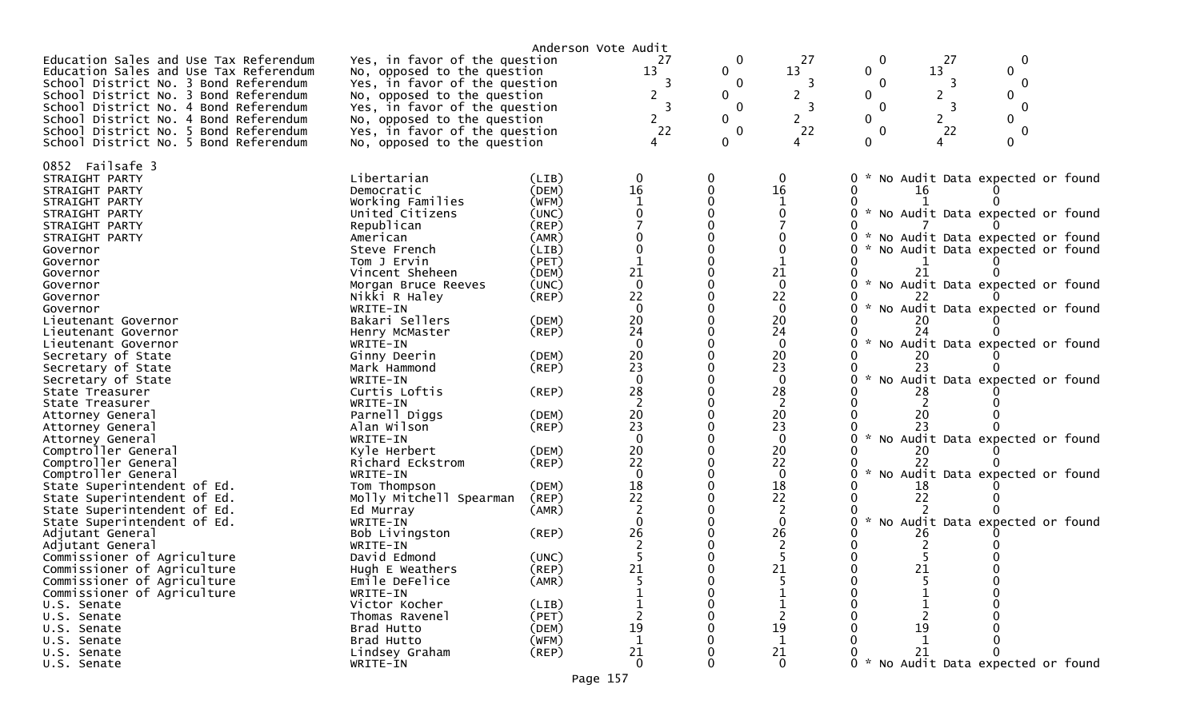Anderson Vote Audit

| Contest | Choice | Party | | | | | | |
|---|---|---|---|---|---|---|---|---|
| Education Sales and Use Tax Referendum | Yes, in favor of the question | | 27 | 0 | 27 | 0 | 27 | 0 |
| Education Sales and Use Tax Referendum | No, opposed to the question | | 13 | 0 | 13 | 0 | 13 | 0 |
| School District No. 3 Bond Referendum | Yes, in favor of the question | | 3 | 0 | 3 | 0 | 3 | 0 |
| School District No. 3 Bond Referendum | No, opposed to the question | | 2 | 0 | 2 | 0 | 2 | 0 |
| School District No. 4 Bond Referendum | Yes, in favor of the question | | 3 | 0 | 3 | 0 | 3 | 0 |
| School District No. 4 Bond Referendum | No, opposed to the question | | 2 | 0 | 2 | 0 | 2 | 0 |
| School District No. 5 Bond Referendum | Yes, in favor of the question | | 22 | 0 | 22 | 0 | 22 | 0 |
| School District No. 5 Bond Referendum | No, opposed to the question | | 4 | 0 | 4 | 0 | 4 | 0 |

0852 Failsafe 3

| Contest | Choice | Party | | | | | | |
|---|---|---|---|---|---|---|---|---|
| STRAIGHT PARTY | Libertarian | (LIB) | 0 | 0 | 0 | 0 | * No Audit Data expected or found | |
| STRAIGHT PARTY | Democratic | (DEM) | 16 | 0 | 16 | 0 | 16 | 0 |
| STRAIGHT PARTY | Working Families | (WFM) | 1 | 0 | 1 | 0 | 1 | 0 |
| STRAIGHT PARTY | United Citizens | (UNC) | 0 | 0 | 0 | 0 | * No Audit Data expected or found | |
| STRAIGHT PARTY | Republican | (REP) | 7 | 0 | 7 | 0 | 7 | 0 |
| STRAIGHT PARTY | American | (AMR) | 0 | 0 | 0 | 0 | * No Audit Data expected or found | |
| Governor | Steve French | (LIB) | 0 | 0 | 0 | 0 | * No Audit Data expected or found | |
| Governor | Tom J Ervin | (PET) | 1 | 0 | 1 | 0 | 1 | 0 |
| Governor | Vincent Sheheen | (DEM) | 21 | 0 | 21 | 0 | 21 | 0 |
| Governor | Morgan Bruce Reeves | (UNC) | 0 | 0 | 0 | 0 | * No Audit Data expected or found | |
| Governor | Nikki R Haley | (REP) | 22 | 0 | 22 | 0 | 22 | 0 |
| Governor | WRITE-IN | | 0 | 0 | 0 | 0 | * No Audit Data expected or found | |
| Lieutenant Governor | Bakari Sellers | (DEM) | 20 | 0 | 20 | 0 | 20 | 0 |
| Lieutenant Governor | Henry McMaster | (REP) | 24 | 0 | 24 | 0 | 24 | 0 |
| Lieutenant Governor | WRITE-IN | | 0 | 0 | 0 | 0 | * No Audit Data expected or found | |
| Secretary of State | Ginny Deerin | (DEM) | 20 | 0 | 20 | 0 | 20 | 0 |
| Secretary of State | Mark Hammond | (REP) | 23 | 0 | 23 | 0 | 23 | 0 |
| Secretary of State | WRITE-IN | | 0 | 0 | 0 | 0 | * No Audit Data expected or found | |
| State Treasurer | Curtis Loftis | (REP) | 28 | 0 | 28 | 0 | 28 | 0 |
| State Treasurer | WRITE-IN | | 2 | 0 | 2 | 0 | 2 | 0 |
| Attorney General | Parnell Diggs | (DEM) | 20 | 0 | 20 | 0 | 20 | 0 |
| Attorney General | Alan Wilson | (REP) | 23 | 0 | 23 | 0 | 23 | 0 |
| Attorney General | WRITE-IN | | 0 | 0 | 0 | 0 | * No Audit Data expected or found | |
| Comptroller General | Kyle Herbert | (DEM) | 20 | 0 | 20 | 0 | 20 | 0 |
| Comptroller General | Richard Eckstrom | (REP) | 22 | 0 | 22 | 0 | 22 | 0 |
| Comptroller General | WRITE-IN | | 0 | 0 | 0 | 0 | * No Audit Data expected or found | |
| State Superintendent of Ed. | Tom Thompson | (DEM) | 18 | 0 | 18 | 0 | 18 | 0 |
| State Superintendent of Ed. | Molly Mitchell Spearman | (REP) | 22 | 0 | 22 | 0 | 22 | 0 |
| State Superintendent of Ed. | Ed Murray | (AMR) | 2 | 0 | 2 | 0 | 2 | 0 |
| State Superintendent of Ed. | WRITE-IN | | 0 | 0 | 0 | 0 | * No Audit Data expected or found | |
| Adjutant General | Bob Livingston | (REP) | 26 | 0 | 26 | 0 | 26 | 0 |
| Adjutant General | WRITE-IN | | 2 | 0 | 2 | 0 | 2 | 0 |
| Commissioner of Agriculture | David Edmond | (UNC) | 5 | 0 | 5 | 0 | 5 | 0 |
| Commissioner of Agriculture | Hugh E Weathers | (REP) | 21 | 0 | 21 | 0 | 21 | 0 |
| Commissioner of Agriculture | Emile DeFelice | (AMR) | 5 | 0 | 5 | 0 | 5 | 0 |
| Commissioner of Agriculture | WRITE-IN | | 1 | 0 | 1 | 0 | 1 | 0 |
| U.S. Senate | Victor Kocher | (LIB) | 1 | 0 | 1 | 0 | 1 | 0 |
| U.S. Senate | Thomas Ravenel | (PET) | 2 | 0 | 2 | 0 | 2 | 0 |
| U.S. Senate | Brad Hutto | (DEM) | 19 | 0 | 19 | 0 | 19 | 0 |
| U.S. Senate | Brad Hutto | (WFM) | 1 | 0 | 1 | 0 | 1 | 0 |
| U.S. Senate | Lindsey Graham | (REP) | 21 | 0 | 21 | 0 | 21 | 0 |
| U.S. Senate | WRITE-IN | | 0 | 0 | 0 | 0 | * No Audit Data expected or found | |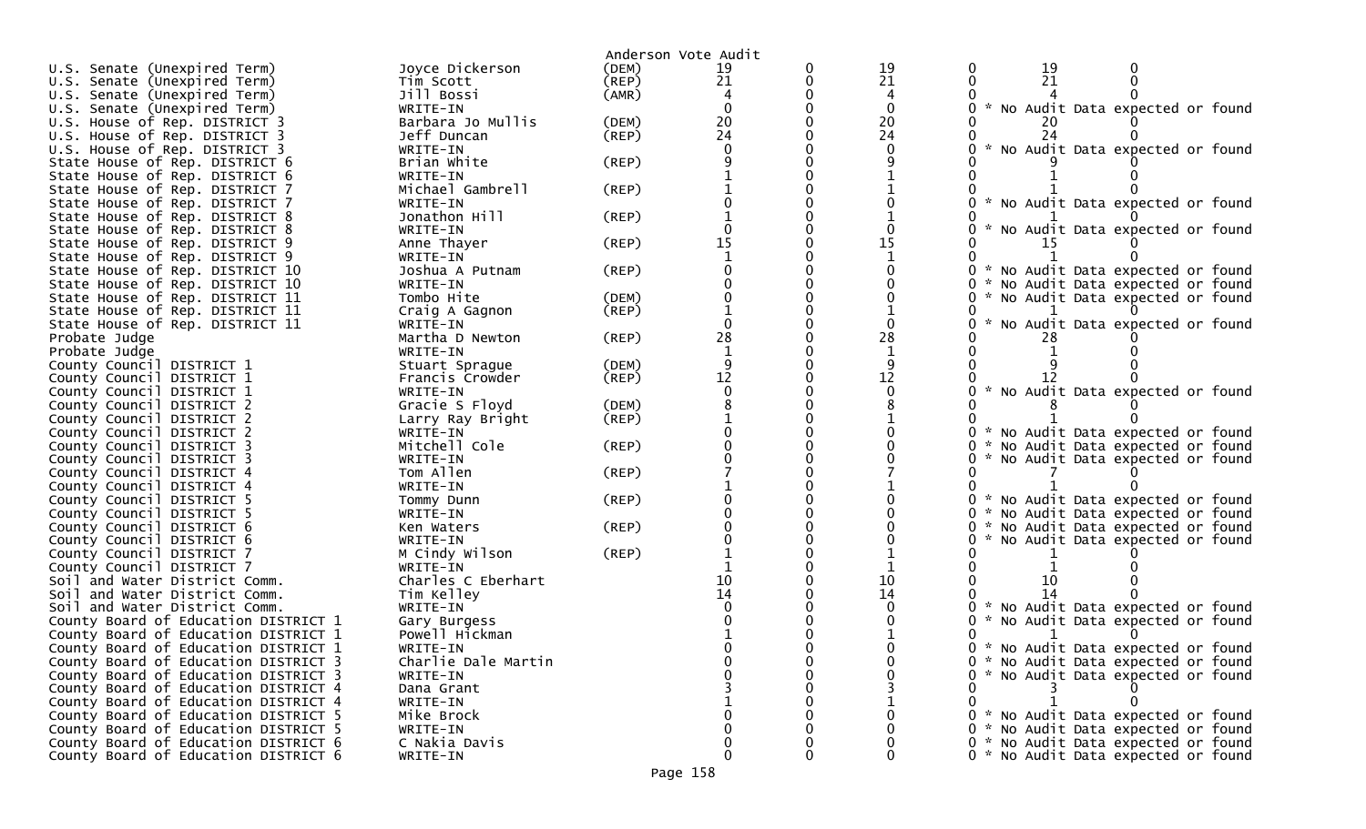Anderson Vote Audit

| Contest | Candidate | Party | | | | | | |
|---|---|---|---|---|---|---|---|---|
| U.S. Senate (Unexpired Term) | Joyce Dickerson | (DEM) | 19 | 0 | 19 | 0 | 19 | 0 |
| U.S. Senate (Unexpired Term) | Tim Scott | (REP) | 21 | 0 | 21 | 0 | 21 | 0 |
| U.S. Senate (Unexpired Term) | Jill Bossi | (AMR) | 4 | 0 | 4 | 0 | 4 | 0 |
| U.S. Senate (Unexpired Term) | WRITE-IN | | 0 | 0 | 0 | 0 | * No Audit Data expected or found | |
| U.S. House of Rep. DISTRICT 3 | Barbara Jo Mullis | (DEM) | 20 | 0 | 20 | 0 | 20 | 0 |
| U.S. House of Rep. DISTRICT 3 | Jeff Duncan | (REP) | 24 | 0 | 24 | 0 | 24 | 0 |
| U.S. House of Rep. DISTRICT 3 | WRITE-IN | | 0 | 0 | 0 | 0 | * No Audit Data expected or found | |
| State House of Rep. DISTRICT 6 | Brian White | (REP) | 9 | 0 | 9 | 0 | 9 | 0 |
| State House of Rep. DISTRICT 6 | WRITE-IN | | 1 | 0 | 1 | 0 | 1 | 0 |
| State House of Rep. DISTRICT 7 | Michael Gambrell | (REP) | 1 | 0 | 1 | 0 | 1 | 0 |
| State House of Rep. DISTRICT 7 | WRITE-IN | | 0 | 0 | 0 | 0 | * No Audit Data expected or found | |
| State House of Rep. DISTRICT 8 | Jonathon Hill | (REP) | 1 | 0 | 1 | 0 | 1 | 0 |
| State House of Rep. DISTRICT 8 | WRITE-IN | | 0 | 0 | 0 | 0 | * No Audit Data expected or found | |
| State House of Rep. DISTRICT 9 | Anne Thayer | (REP) | 15 | 0 | 15 | 0 | 15 | 0 |
| State House of Rep. DISTRICT 9 | WRITE-IN | | 1 | 0 | 1 | 0 | 1 | 0 |
| State House of Rep. DISTRICT 10 | Joshua A Putnam | (REP) | 0 | 0 | 0 | 0 | * No Audit Data expected or found | |
| State House of Rep. DISTRICT 10 | WRITE-IN | | 0 | 0 | 0 | 0 | * No Audit Data expected or found | |
| State House of Rep. DISTRICT 11 | Tombo Hite | (DEM) | 0 | 0 | 0 | 0 | * No Audit Data expected or found | |
| State House of Rep. DISTRICT 11 | Craig A Gagnon | (REP) | 1 | 0 | 1 | 0 | 1 | 0 |
| State House of Rep. DISTRICT 11 | WRITE-IN | | 0 | 0 | 0 | 0 | * No Audit Data expected or found | |
| Probate Judge | Martha D Newton | (REP) | 28 | 0 | 28 | 0 | 28 | 0 |
| Probate Judge | WRITE-IN | | 1 | 0 | 1 | 0 | 1 | 0 |
| County Council DISTRICT 1 | Stuart Sprague | (DEM) | 9 | 0 | 9 | 0 | 9 | 0 |
| County Council DISTRICT 1 | Francis Crowder | (REP) | 12 | 0 | 12 | 0 | 12 | 0 |
| County Council DISTRICT 1 | WRITE-IN | | 0 | 0 | 0 | 0 | * No Audit Data expected or found | |
| County Council DISTRICT 2 | Gracie S Floyd | (DEM) | 8 | 0 | 8 | 0 | 8 | 0 |
| County Council DISTRICT 2 | Larry Ray Bright | (REP) | 1 | 0 | 1 | 0 | 1 | 0 |
| County Council DISTRICT 2 | WRITE-IN | | 0 | 0 | 0 | 0 | * No Audit Data expected or found | |
| County Council DISTRICT 3 | Mitchell Cole | (REP) | 0 | 0 | 0 | 0 | * No Audit Data expected or found | |
| County Council DISTRICT 3 | WRITE-IN | | 0 | 0 | 0 | 0 | * No Audit Data expected or found | |
| County Council DISTRICT 4 | Tom Allen | (REP) | 7 | 0 | 7 | 0 | 7 | 0 |
| County Council DISTRICT 4 | WRITE-IN | | 1 | 0 | 1 | 0 | 1 | 0 |
| County Council DISTRICT 5 | Tommy Dunn | (REP) | 0 | 0 | 0 | 0 | * No Audit Data expected or found | |
| County Council DISTRICT 5 | WRITE-IN | | 0 | 0 | 0 | 0 | * No Audit Data expected or found | |
| County Council DISTRICT 6 | Ken Waters | (REP) | 0 | 0 | 0 | 0 | * No Audit Data expected or found | |
| County Council DISTRICT 6 | WRITE-IN | | 0 | 0 | 0 | 0 | * No Audit Data expected or found | |
| County Council DISTRICT 7 | M Cindy Wilson | (REP) | 1 | 0 | 1 | 0 | 1 | 0 |
| County Council DISTRICT 7 | WRITE-IN | | 1 | 0 | 1 | 0 | 1 | 0 |
| Soil and Water District Comm. | Charles C Eberhart | | 10 | 0 | 10 | 0 | 10 | 0 |
| Soil and Water District Comm. | Tim Kelley | | 14 | 0 | 14 | 0 | 14 | 0 |
| Soil and Water District Comm. | WRITE-IN | | 0 | 0 | 0 | 0 | * No Audit Data expected or found | |
| County Board of Education DISTRICT 1 | Gary Burgess | | 0 | 0 | 0 | 0 | * No Audit Data expected or found | |
| County Board of Education DISTRICT 1 | Powell Hickman | | 1 | 0 | 1 | 0 | 1 | 0 |
| County Board of Education DISTRICT 1 | WRITE-IN | | 0 | 0 | 0 | 0 | * No Audit Data expected or found | |
| County Board of Education DISTRICT 3 | Charlie Dale Martin | | 0 | 0 | 0 | 0 | * No Audit Data expected or found | |
| County Board of Education DISTRICT 3 | WRITE-IN | | 0 | 0 | 0 | 0 | * No Audit Data expected or found | |
| County Board of Education DISTRICT 4 | Dana Grant | | 3 | 0 | 3 | 0 | 3 | 0 |
| County Board of Education DISTRICT 4 | WRITE-IN | | 1 | 0 | 1 | 0 | 1 | 0 |
| County Board of Education DISTRICT 5 | Mike Brock | | 0 | 0 | 0 | 0 | * No Audit Data expected or found | |
| County Board of Education DISTRICT 5 | WRITE-IN | | 0 | 0 | 0 | 0 | * No Audit Data expected or found | |
| County Board of Education DISTRICT 6 | C Nakia Davis | | 0 | 0 | 0 | 0 | * No Audit Data expected or found | |
| County Board of Education DISTRICT 6 | WRITE-IN | | 0 | 0 | 0 | 0 | * No Audit Data expected or found | |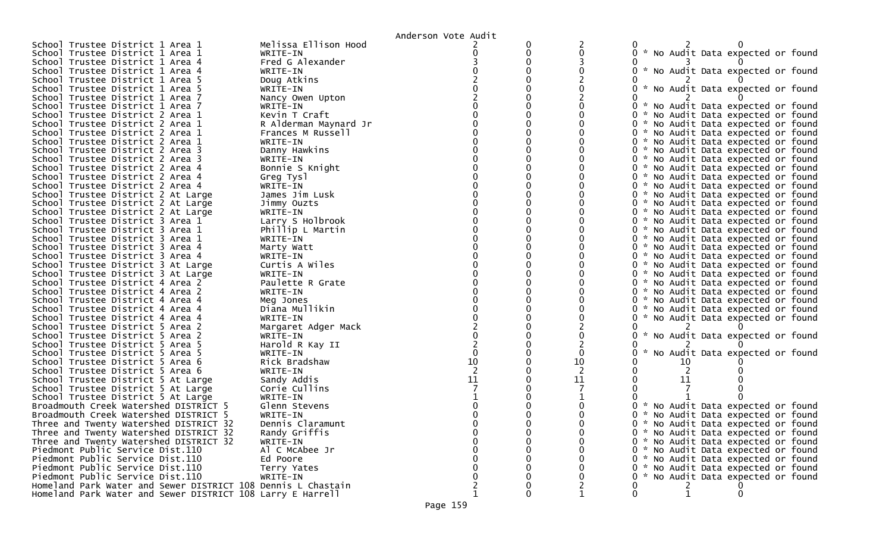Anderson Vote Audit

| Contest | Candidate | | | | | | |
|---|---|---|---|---|---|---|---|
| School Trustee District 1 Area 1 | Melissa Ellison Hood | 2 | 0 | 2 | 0 | 2 | 0 |
| School Trustee District 1 Area 1 | WRITE-IN | 0 | 0 | 0 | 0 * No Audit Data expected or found | | |
| School Trustee District 1 Area 4 | Fred G Alexander | 3 | 0 | 3 | 0 | 3 | 0 |
| School Trustee District 1 Area 4 | WRITE-IN | 0 | 0 | 0 | 0 * No Audit Data expected or found | | |
| School Trustee District 1 Area 5 | Doug Atkins | 2 | 0 | 2 | 0 | 2 | 0 |
| School Trustee District 1 Area 5 | WRITE-IN | 0 | 0 | 0 | 0 * No Audit Data expected or found | | |
| School Trustee District 1 Area 7 | Nancy Owen Upton | 2 | 0 | 2 | 0 | 2 | 0 |
| School Trustee District 1 Area 7 | WRITE-IN | 0 | 0 | 0 | 0 * No Audit Data expected or found | | |
| School Trustee District 2 Area 1 | Kevin T Craft | 0 | 0 | 0 | 0 * No Audit Data expected or found | | |
| School Trustee District 2 Area 1 | R Alderman Maynard Jr | 0 | 0 | 0 | 0 * No Audit Data expected or found | | |
| School Trustee District 2 Area 1 | Frances M Russell | 0 | 0 | 0 | 0 * No Audit Data expected or found | | |
| School Trustee District 2 Area 1 | WRITE-IN | 0 | 0 | 0 | 0 * No Audit Data expected or found | | |
| School Trustee District 2 Area 3 | Danny Hawkins | 0 | 0 | 0 | 0 * No Audit Data expected or found | | |
| School Trustee District 2 Area 3 | WRITE-IN | 0 | 0 | 0 | 0 * No Audit Data expected or found | | |
| School Trustee District 2 Area 4 | Bonnie S Knight | 0 | 0 | 0 | 0 * No Audit Data expected or found | | |
| School Trustee District 2 Area 4 | Greg Tysl | 0 | 0 | 0 | 0 * No Audit Data expected or found | | |
| School Trustee District 2 Area 4 | WRITE-IN | 0 | 0 | 0 | 0 * No Audit Data expected or found | | |
| School Trustee District 2 At Large | James Jim Lusk | 0 | 0 | 0 | 0 * No Audit Data expected or found | | |
| School Trustee District 2 At Large | Jimmy Ouzts | 0 | 0 | 0 | 0 * No Audit Data expected or found | | |
| School Trustee District 2 At Large | WRITE-IN | 0 | 0 | 0 | 0 * No Audit Data expected or found | | |
| School Trustee District 3 Area 1 | Larry S Holbrook | 0 | 0 | 0 | 0 * No Audit Data expected or found | | |
| School Trustee District 3 Area 1 | Phillip L Martin | 0 | 0 | 0 | 0 * No Audit Data expected or found | | |
| School Trustee District 3 Area 1 | WRITE-IN | 0 | 0 | 0 | 0 * No Audit Data expected or found | | |
| School Trustee District 3 Area 4 | Marty Watt | 0 | 0 | 0 | 0 * No Audit Data expected or found | | |
| School Trustee District 3 Area 4 | WRITE-IN | 0 | 0 | 0 | 0 * No Audit Data expected or found | | |
| School Trustee District 3 At Large | Curtis A Wiles | 0 | 0 | 0 | 0 * No Audit Data expected or found | | |
| School Trustee District 3 At Large | WRITE-IN | 0 | 0 | 0 | 0 * No Audit Data expected or found | | |
| School Trustee District 4 Area 2 | Paulette R Grate | 0 | 0 | 0 | 0 * No Audit Data expected or found | | |
| School Trustee District 4 Area 2 | WRITE-IN | 0 | 0 | 0 | 0 * No Audit Data expected or found | | |
| School Trustee District 4 Area 4 | Meg Jones | 0 | 0 | 0 | 0 * No Audit Data expected or found | | |
| School Trustee District 4 Area 4 | Diana Mullikin | 0 | 0 | 0 | 0 * No Audit Data expected or found | | |
| School Trustee District 4 Area 4 | WRITE-IN | 0 | 0 | 0 | 0 * No Audit Data expected or found | | |
| School Trustee District 5 Area 2 | Margaret Adger Mack | 2 | 0 | 2 | 0 | 2 | 0 |
| School Trustee District 5 Area 2 | WRITE-IN | 0 | 0 | 0 | 0 * No Audit Data expected or found | | |
| School Trustee District 5 Area 5 | Harold R Kay II | 2 | 0 | 2 | 0 | 2 | 0 |
| School Trustee District 5 Area 5 | WRITE-IN | 0 | 0 | 0 | 0 * No Audit Data expected or found | | |
| School Trustee District 5 Area 6 | Rick Bradshaw | 10 | 0 | 10 | 0 | 10 | 0 |
| School Trustee District 5 Area 6 | WRITE-IN | 2 | 0 | 2 | 0 | 2 | 0 |
| School Trustee District 5 At Large | Sandy Addis | 11 | 0 | 11 | 0 | 11 | 0 |
| School Trustee District 5 At Large | Corie Cullins | 7 | 0 | 7 | 0 | 7 | 0 |
| School Trustee District 5 At Large | WRITE-IN | 1 | 0 | 1 | 0 | 1 | 0 |
| Broadmouth Creek Watershed DISTRICT 5 | Glenn Stevens | 0 | 0 | 0 | 0 * No Audit Data expected or found | | |
| Broadmouth Creek Watershed DISTRICT 5 | WRITE-IN | 0 | 0 | 0 | 0 * No Audit Data expected or found | | |
| Three and Twenty Watershed DISTRICT 32 | Dennis Claramunt | 0 | 0 | 0 | 0 * No Audit Data expected or found | | |
| Three and Twenty Watershed DISTRICT 32 | Randy Griffis | 0 | 0 | 0 | 0 * No Audit Data expected or found | | |
| Three and Twenty Watershed DISTRICT 32 | WRITE-IN | 0 | 0 | 0 | 0 * No Audit Data expected or found | | |
| Piedmont Public Service Dist.110 | Al C McAbee Jr | 0 | 0 | 0 | 0 * No Audit Data expected or found | | |
| Piedmont Public Service Dist.110 | Ed Poore | 0 | 0 | 0 | 0 * No Audit Data expected or found | | |
| Piedmont Public Service Dist.110 | Terry Yates | 0 | 0 | 0 | 0 * No Audit Data expected or found | | |
| Piedmont Public Service Dist.110 | WRITE-IN | 0 | 0 | 0 | 0 * No Audit Data expected or found | | |
| Homeland Park Water and Sewer DISTRICT 108 | Dennis L Chastain | 2 | 0 | 2 | 0 | 2 | 0 |
| Homeland Park Water and Sewer DISTRICT 108 | Larry E Harrell | 1 | 0 | 1 | 0 | 1 | 0 |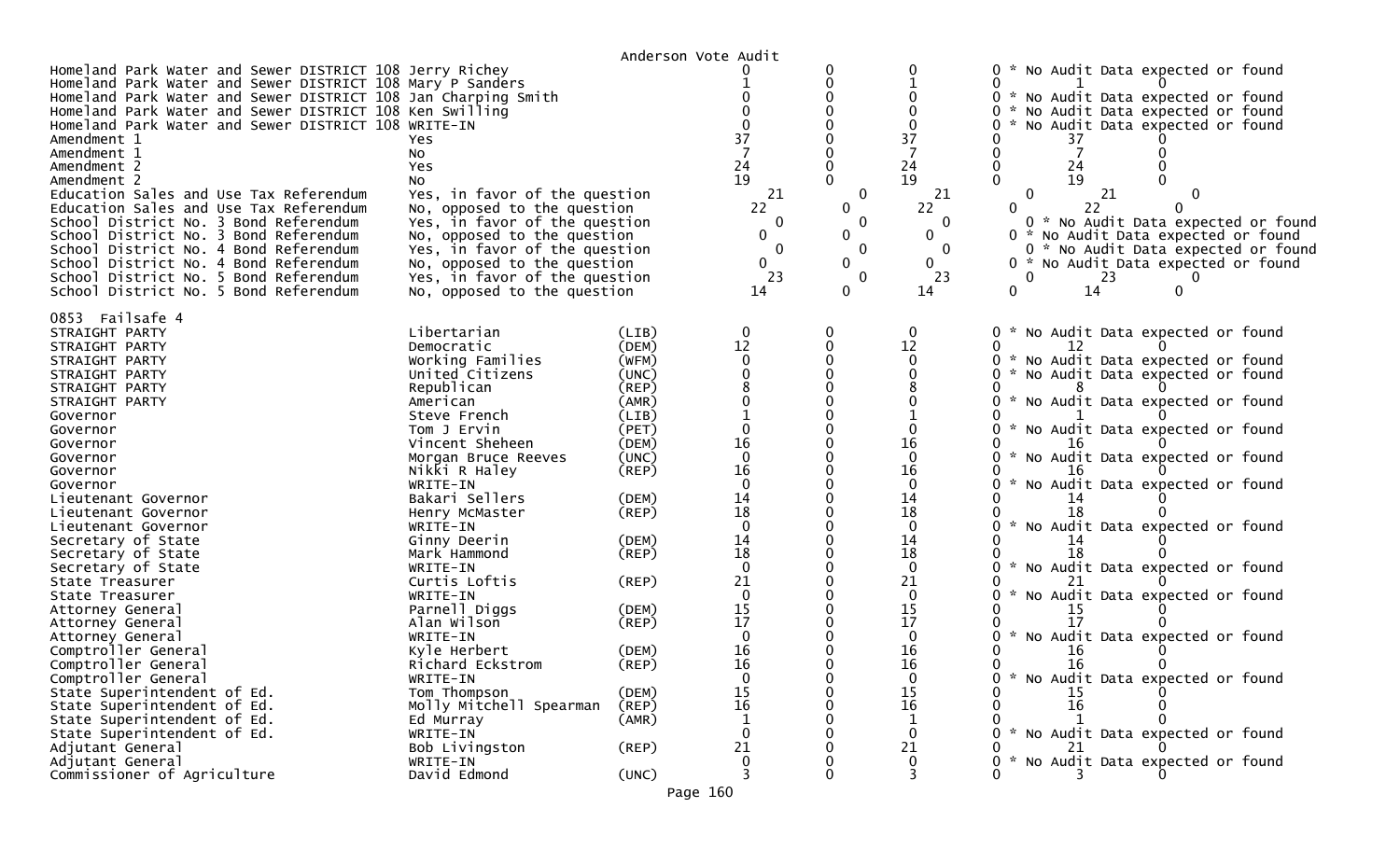Anderson Vote Audit

| Contest | Candidate | Party | Col1 | Col2 | Col3 | Col4 | Col5 | Col6 |
|---|---|---|---|---|---|---|---|---|
| Homeland Park Water and Sewer DISTRICT 108 | Jerry Richey | | 0 | 0 | 0 | 0 * No Audit Data expected or found | | |
| Homeland Park Water and Sewer DISTRICT 108 | Mary P Sanders | | 1 | 0 | 1 | 0 | 1 | 0 |
| Homeland Park Water and Sewer DISTRICT 108 | Jan Charping Smith | | 0 | 0 | 0 | 0 * No Audit Data expected or found | | |
| Homeland Park Water and Sewer DISTRICT 108 | Ken Swilling | | 0 | 0 | 0 | 0 * No Audit Data expected or found | | |
| Homeland Park Water and Sewer DISTRICT 108 | WRITE-IN | | 0 | 0 | 0 | 0 * No Audit Data expected or found | | |
| Amendment 1 | Yes | | 37 | 0 | 37 | 0 | 37 | 0 |
| Amendment 1 | No | | 7 | 0 | 7 | 0 | 7 | 0 |
| Amendment 2 | Yes | | 24 | 0 | 24 | 0 | 24 | 0 |
| Amendment 2 | No | | 19 | 0 | 19 | 0 | 19 | 0 |
| Education Sales and Use Tax Referendum | Yes, in favor of the question | | 21 | 0 | 21 | 0 | 21 | 0 |
| Education Sales and Use Tax Referendum | No, opposed to the question | | 22 | 0 | 22 | 0 | 22 | 0 |
| School District No. 3 Bond Referendum | Yes, in favor of the question | | 0 | 0 | 0 | 0 * No Audit Data expected or found | | |
| School District No. 3 Bond Referendum | No, opposed to the question | | 0 | 0 | 0 | 0 * No Audit Data expected or found | | |
| School District No. 4 Bond Referendum | Yes, in favor of the question | | 0 | 0 | 0 | 0 * No Audit Data expected or found | | |
| School District No. 4 Bond Referendum | No, opposed to the question | | 0 | 0 | 0 | 0 * No Audit Data expected or found | | |
| School District No. 5 Bond Referendum | Yes, in favor of the question | | 23 | 0 | 23 | 0 | 23 | 0 |
| School District No. 5 Bond Referendum | No, opposed to the question | | 14 | 0 | 14 | 0 | 14 | 0 |

0853 Failsafe 4

| Contest | Candidate | Party | Col1 | Col2 | Col3 | Col4 | Col5 | Col6 |
|---|---|---|---|---|---|---|---|---|
| STRAIGHT PARTY | Libertarian | (LIB) | 0 | 0 | 0 | 0 * No Audit Data expected or found | | |
| STRAIGHT PARTY | Democratic | (DEM) | 12 | 0 | 12 | 0 | 12 | 0 |
| STRAIGHT PARTY | Working Families | (WFM) | 0 | 0 | 0 | 0 * No Audit Data expected or found | | |
| STRAIGHT PARTY | United Citizens | (UNC) | 0 | 0 | 0 | 0 * No Audit Data expected or found | | |
| STRAIGHT PARTY | Republican | (REP) | 8 | 0 | 8 | 0 | 8 | 0 |
| STRAIGHT PARTY | American | (AMR) | 0 | 0 | 0 | 0 * No Audit Data expected or found | | |
| Governor | Steve French | (LIB) | 1 | 0 | 1 | 0 | 1 | 0 |
| Governor | Tom J Ervin | (PET) | 0 | 0 | 0 | 0 * No Audit Data expected or found | | |
| Governor | Vincent Sheheen | (DEM) | 16 | 0 | 16 | 0 | 16 | 0 |
| Governor | Morgan Bruce Reeves | (UNC) | 0 | 0 | 0 | 0 * No Audit Data expected or found | | |
| Governor | Nikki R Haley | (REP) | 16 | 0 | 16 | 0 | 16 | 0 |
| Governor | WRITE-IN | | 0 | 0 | 0 | 0 * No Audit Data expected or found | | |
| Lieutenant Governor | Bakari Sellers | (DEM) | 14 | 0 | 14 | 0 | 14 | 0 |
| Lieutenant Governor | Henry McMaster | (REP) | 18 | 0 | 18 | 0 | 18 | 0 |
| Lieutenant Governor | WRITE-IN | | 0 | 0 | 0 | 0 * No Audit Data expected or found | | |
| Secretary of State | Ginny Deerin | (DEM) | 14 | 0 | 14 | 0 | 14 | 0 |
| Secretary of State | Mark Hammond | (REP) | 18 | 0 | 18 | 0 | 18 | 0 |
| Secretary of State | WRITE-IN | | 0 | 0 | 0 | 0 * No Audit Data expected or found | | |
| State Treasurer | Curtis Loftis | (REP) | 21 | 0 | 21 | 0 | 21 | 0 |
| State Treasurer | WRITE-IN | | 0 | 0 | 0 | 0 * No Audit Data expected or found | | |
| Attorney General | Parnell Diggs | (DEM) | 15 | 0 | 15 | 0 | 15 | 0 |
| Attorney General | Alan Wilson | (REP) | 17 | 0 | 17 | 0 | 17 | 0 |
| Attorney General | WRITE-IN | | 0 | 0 | 0 | 0 * No Audit Data expected or found | | |
| Comptroller General | Kyle Herbert | (DEM) | 16 | 0 | 16 | 0 | 16 | 0 |
| Comptroller General | Richard Eckstrom | (REP) | 16 | 0 | 16 | 0 | 16 | 0 |
| Comptroller General | WRITE-IN | | 0 | 0 | 0 | 0 * No Audit Data expected or found | | |
| State Superintendent of Ed. | Tom Thompson | (DEM) | 15 | 0 | 15 | 0 | 15 | 0 |
| State Superintendent of Ed. | Molly Mitchell Spearman | (REP) | 16 | 0 | 16 | 0 | 16 | 0 |
| State Superintendent of Ed. | Ed Murray | (AMR) | 1 | 0 | 1 | 0 | 1 | 0 |
| State Superintendent of Ed. | WRITE-IN | | 0 | 0 | 0 | 0 * No Audit Data expected or found | | |
| Adjutant General | Bob Livingston | (REP) | 21 | 0 | 21 | 0 | 21 | 0 |
| Adjutant General | WRITE-IN | | 0 | 0 | 0 | 0 * No Audit Data expected or found | | |
| Commissioner of Agriculture | David Edmond | (UNC) | 3 | 0 | 3 | 0 | 3 | 0 |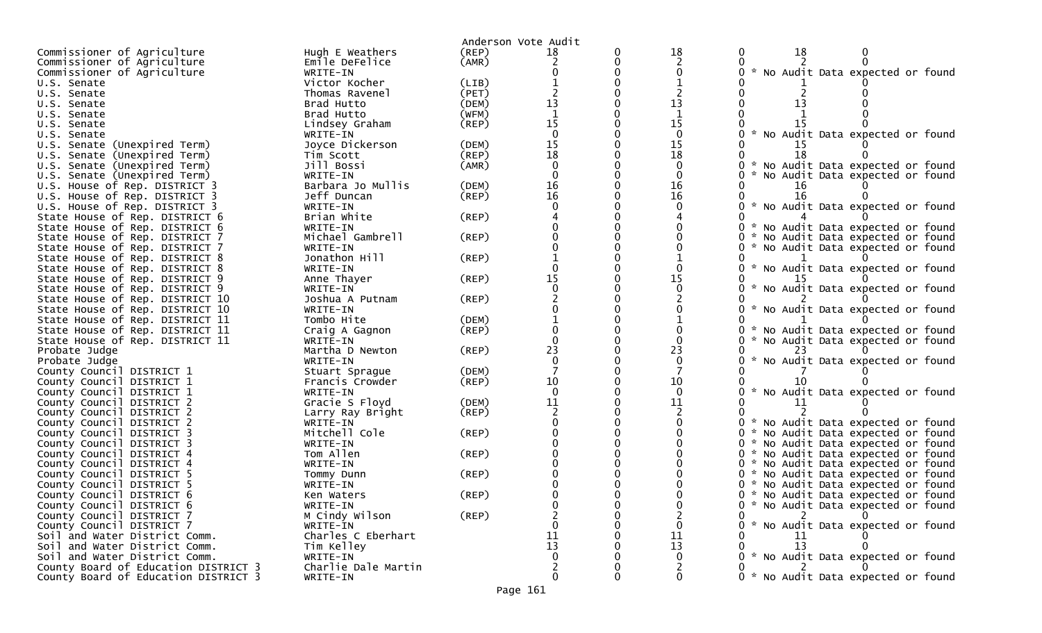Anderson Vote Audit

| Office | Candidate | Party | | | | | | |
|---|---|---|---|---|---|---|---|---|
| Commissioner of Agriculture | Hugh E Weathers | (REP) | 18 | 0 | 18 | 0 | 18 | 0 |
| Commissioner of Agriculture | Emile DeFelice | (AMR) | 2 | 0 | 2 | 0 | 2 | 0 |
| Commissioner of Agriculture | WRITE-IN | | 0 | 0 | 0 | 0 * No Audit Data expected or found | | |
| U.S. Senate | Victor Kocher | (LIB) | 1 | 0 | 1 | 0 | 1 | 0 |
| U.S. Senate | Thomas Ravenel | (PET) | 2 | 0 | 2 | 0 | 2 | 0 |
| U.S. Senate | Brad Hutto | (DEM) | 13 | 0 | 13 | 0 | 13 | 0 |
| U.S. Senate | Brad Hutto | (WFM) | 1 | 0 | 1 | 0 | 1 | 0 |
| U.S. Senate | Lindsey Graham | (REP) | 15 | 0 | 15 | 0 | 15 | 0 |
| U.S. Senate | WRITE-IN | | 0 | 0 | 0 | 0 * No Audit Data expected or found | | |
| U.S. Senate (Unexpired Term) | Joyce Dickerson | (DEM) | 15 | 0 | 15 | 0 | 15 | 0 |
| U.S. Senate (Unexpired Term) | Tim Scott | (REP) | 18 | 0 | 18 | 0 | 18 | 0 |
| U.S. Senate (Unexpired Term) | Jill Bossi | (AMR) | 0 | 0 | 0 | 0 * No Audit Data expected or found | | |
| U.S. Senate (Unexpired Term) | WRITE-IN | | 0 | 0 | 0 | 0 * No Audit Data expected or found | | |
| U.S. House of Rep. DISTRICT 3 | Barbara Jo Mullis | (DEM) | 16 | 0 | 16 | 0 | 16 | 0 |
| U.S. House of Rep. DISTRICT 3 | Jeff Duncan | (REP) | 16 | 0 | 16 | 0 | 16 | 0 |
| U.S. House of Rep. DISTRICT 3 | WRITE-IN | | 0 | 0 | 0 | 0 * No Audit Data expected or found | | |
| State House of Rep. DISTRICT 6 | Brian White | (REP) | 4 | 0 | 4 | 0 | 4 | 0 |
| State House of Rep. DISTRICT 6 | WRITE-IN | | 0 | 0 | 0 | 0 * No Audit Data expected or found | | |
| State House of Rep. DISTRICT 7 | Michael Gambrell | (REP) | 0 | 0 | 0 | 0 * No Audit Data expected or found | | |
| State House of Rep. DISTRICT 7 | WRITE-IN | | 0 | 0 | 0 | 0 * No Audit Data expected or found | | |
| State House of Rep. DISTRICT 8 | Jonathon Hill | (REP) | 1 | 0 | 1 | 0 | 1 | 0 |
| State House of Rep. DISTRICT 8 | WRITE-IN | | 0 | 0 | 0 | 0 * No Audit Data expected or found | | |
| State House of Rep. DISTRICT 9 | Anne Thayer | (REP) | 15 | 0 | 15 | 0 | 15 | 0 |
| State House of Rep. DISTRICT 9 | WRITE-IN | | 0 | 0 | 0 | 0 * No Audit Data expected or found | | |
| State House of Rep. DISTRICT 10 | Joshua A Putnam | (REP) | 2 | 0 | 2 | 0 | 2 | 0 |
| State House of Rep. DISTRICT 10 | WRITE-IN | | 0 | 0 | 0 | 0 * No Audit Data expected or found | | |
| State House of Rep. DISTRICT 11 | Tombo Hite | (DEM) | 1 | 0 | 1 | 0 | 1 | 0 |
| State House of Rep. DISTRICT 11 | Craig A Gagnon | (REP) | 0 | 0 | 0 | 0 * No Audit Data expected or found | | |
| State House of Rep. DISTRICT 11 | WRITE-IN | | 0 | 0 | 0 | 0 * No Audit Data expected or found | | |
| Probate Judge | Martha D Newton | (REP) | 23 | 0 | 23 | 0 | 23 | 0 |
| Probate Judge | WRITE-IN | | 0 | 0 | 0 | 0 * No Audit Data expected or found | | |
| County Council DISTRICT 1 | Stuart Sprague | (DEM) | 7 | 0 | 7 | 0 | 7 | 0 |
| County Council DISTRICT 1 | Francis Crowder | (REP) | 10 | 0 | 10 | 0 | 10 | 0 |
| County Council DISTRICT 1 | WRITE-IN | | 0 | 0 | 0 | 0 * No Audit Data expected or found | | |
| County Council DISTRICT 2 | Gracie S Floyd | (DEM) | 11 | 0 | 11 | 0 | 11 | 0 |
| County Council DISTRICT 2 | Larry Ray Bright | (REP) | 2 | 0 | 2 | 0 | 2 | 0 |
| County Council DISTRICT 2 | WRITE-IN | | 0 | 0 | 0 | 0 * No Audit Data expected or found | | |
| County Council DISTRICT 3 | Mitchell Cole | (REP) | 0 | 0 | 0 | 0 * No Audit Data expected or found | | |
| County Council DISTRICT 3 | WRITE-IN | | 0 | 0 | 0 | 0 * No Audit Data expected or found | | |
| County Council DISTRICT 4 | Tom Allen | (REP) | 0 | 0 | 0 | 0 * No Audit Data expected or found | | |
| County Council DISTRICT 4 | WRITE-IN | | 0 | 0 | 0 | 0 * No Audit Data expected or found | | |
| County Council DISTRICT 5 | Tommy Dunn | (REP) | 0 | 0 | 0 | 0 * No Audit Data expected or found | | |
| County Council DISTRICT 5 | WRITE-IN | | 0 | 0 | 0 | 0 * No Audit Data expected or found | | |
| County Council DISTRICT 6 | Ken Waters | (REP) | 0 | 0 | 0 | 0 * No Audit Data expected or found | | |
| County Council DISTRICT 6 | WRITE-IN | | 0 | 0 | 0 | 0 * No Audit Data expected or found | | |
| County Council DISTRICT 7 | M Cindy Wilson | (REP) | 2 | 0 | 2 | 0 | 2 | 0 |
| County Council DISTRICT 7 | WRITE-IN | | 0 | 0 | 0 | 0 * No Audit Data expected or found | | |
| Soil and Water District Comm. | Charles C Eberhart | | 11 | 0 | 11 | 0 | 11 | 0 |
| Soil and Water District Comm. | Tim Kelley | | 13 | 0 | 13 | 0 | 13 | 0 |
| Soil and Water District Comm. | WRITE-IN | | 0 | 0 | 0 | 0 * No Audit Data expected or found | | |
| County Board of Education DISTRICT 3 | Charlie Dale Martin | | 2 | 0 | 2 | 0 | 2 | 0 |
| County Board of Education DISTRICT 3 | WRITE-IN | | 0 | 0 | 0 | 0 * No Audit Data expected or found | | |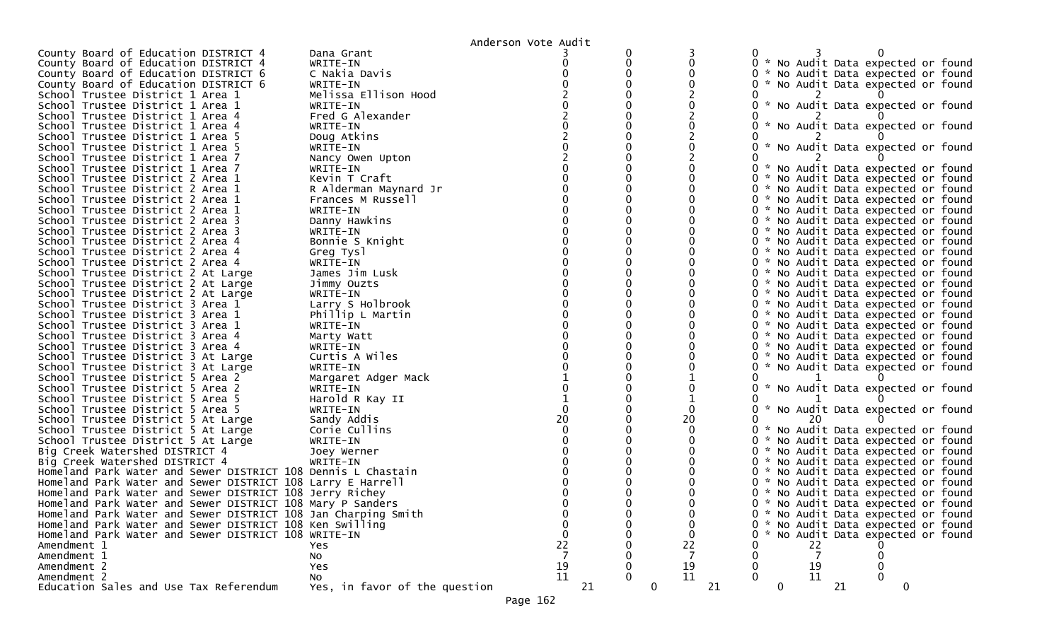Anderson Vote Audit

| Contest | Candidate | | | | | | |
|---|---|---|---|---|---|---|---|
| County Board of Education DISTRICT 4 | Dana Grant | 3 | 0 | 3 | 0 | 3 | 0 |
| County Board of Education DISTRICT 4 | WRITE-IN | 0 | 0 | 0 | 0 * No Audit Data expected or found | | |
| County Board of Education DISTRICT 6 | C Nakia Davis | 0 | 0 | 0 | 0 * No Audit Data expected or found | | |
| County Board of Education DISTRICT 6 | WRITE-IN | 0 | 0 | 0 | 0 * No Audit Data expected or found | | |
| School Trustee District 1 Area 1 | Melissa Ellison Hood | 2 | 0 | 2 | 0 | 2 | 0 |
| School Trustee District 1 Area 1 | WRITE-IN | 0 | 0 | 0 | 0 * No Audit Data expected or found | | |
| School Trustee District 1 Area 4 | Fred G Alexander | 2 | 0 | 2 | 0 | 2 | 0 |
| School Trustee District 1 Area 4 | WRITE-IN | 0 | 0 | 0 | 0 * No Audit Data expected or found | | |
| School Trustee District 1 Area 5 | Doug Atkins | 2 | 0 | 2 | 0 | 2 | 0 |
| School Trustee District 1 Area 5 | WRITE-IN | 0 | 0 | 0 | 0 * No Audit Data expected or found | | |
| School Trustee District 1 Area 7 | Nancy Owen Upton | 2 | 0 | 2 | 0 | 2 | 0 |
| School Trustee District 1 Area 7 | WRITE-IN | 0 | 0 | 0 | 0 * No Audit Data expected or found | | |
| School Trustee District 2 Area 1 | Kevin T Craft | 0 | 0 | 0 | 0 * No Audit Data expected or found | | |
| School Trustee District 2 Area 1 | R Alderman Maynard Jr | 0 | 0 | 0 | 0 * No Audit Data expected or found | | |
| School Trustee District 2 Area 1 | Frances M Russell | 0 | 0 | 0 | 0 * No Audit Data expected or found | | |
| School Trustee District 2 Area 1 | WRITE-IN | 0 | 0 | 0 | 0 * No Audit Data expected or found | | |
| School Trustee District 2 Area 3 | Danny Hawkins | 0 | 0 | 0 | 0 * No Audit Data expected or found | | |
| School Trustee District 2 Area 3 | WRITE-IN | 0 | 0 | 0 | 0 * No Audit Data expected or found | | |
| School Trustee District 2 Area 4 | Bonnie S Knight | 0 | 0 | 0 | 0 * No Audit Data expected or found | | |
| School Trustee District 2 Area 4 | Greg Tysl | 0 | 0 | 0 | 0 * No Audit Data expected or found | | |
| School Trustee District 2 Area 4 | WRITE-IN | 0 | 0 | 0 | 0 * No Audit Data expected or found | | |
| School Trustee District 2 At Large | James Jim Lusk | 0 | 0 | 0 | 0 * No Audit Data expected or found | | |
| School Trustee District 2 At Large | Jimmy Ouzts | 0 | 0 | 0 | 0 * No Audit Data expected or found | | |
| School Trustee District 2 At Large | WRITE-IN | 0 | 0 | 0 | 0 * No Audit Data expected or found | | |
| School Trustee District 3 Area 1 | Larry S Holbrook | 0 | 0 | 0 | 0 * No Audit Data expected or found | | |
| School Trustee District 3 Area 1 | Phillip L Martin | 0 | 0 | 0 | 0 * No Audit Data expected or found | | |
| School Trustee District 3 Area 1 | WRITE-IN | 0 | 0 | 0 | 0 * No Audit Data expected or found | | |
| School Trustee District 3 Area 4 | Marty Watt | 0 | 0 | 0 | 0 * No Audit Data expected or found | | |
| School Trustee District 3 Area 4 | WRITE-IN | 0 | 0 | 0 | 0 * No Audit Data expected or found | | |
| School Trustee District 3 At Large | Curtis A Wiles | 0 | 0 | 0 | 0 * No Audit Data expected or found | | |
| School Trustee District 3 At Large | WRITE-IN | 0 | 0 | 0 | 0 * No Audit Data expected or found | | |
| School Trustee District 5 Area 2 | Margaret Adger Mack | 1 | 0 | 1 | 0 | 1 | 0 |
| School Trustee District 5 Area 2 | WRITE-IN | 0 | 0 | 0 | 0 * No Audit Data expected or found | | |
| School Trustee District 5 Area 5 | Harold R Kay II | 1 | 0 | 1 | 0 | 1 | 0 |
| School Trustee District 5 Area 5 | WRITE-IN | 0 | 0 | 0 | 0 * No Audit Data expected or found | | |
| School Trustee District 5 At Large | Sandy Addis | 20 | 0 | 20 | 0 | 20 | 0 |
| School Trustee District 5 At Large | Corie Cullins | 0 | 0 | 0 | 0 * No Audit Data expected or found | | |
| School Trustee District 5 At Large | WRITE-IN | 0 | 0 | 0 | 0 * No Audit Data expected or found | | |
| Big Creek Watershed DISTRICT 4 | Joey Werner | 0 | 0 | 0 | 0 * No Audit Data expected or found | | |
| Big Creek Watershed DISTRICT 4 | WRITE-IN | 0 | 0 | 0 | 0 * No Audit Data expected or found | | |
| Homeland Park Water and Sewer DISTRICT 108 | Dennis L Chastain | 0 | 0 | 0 | 0 * No Audit Data expected or found | | |
| Homeland Park Water and Sewer DISTRICT 108 | Larry E Harrell | 0 | 0 | 0 | 0 * No Audit Data expected or found | | |
| Homeland Park Water and Sewer DISTRICT 108 | Jerry Richey | 0 | 0 | 0 | 0 * No Audit Data expected or found | | |
| Homeland Park Water and Sewer DISTRICT 108 | Mary P Sanders | 0 | 0 | 0 | 0 * No Audit Data expected or found | | |
| Homeland Park Water and Sewer DISTRICT 108 | Jan Charping Smith | 0 | 0 | 0 | 0 * No Audit Data expected or found | | |
| Homeland Park Water and Sewer DISTRICT 108 | Ken Swilling | 0 | 0 | 0 | 0 * No Audit Data expected or found | | |
| Homeland Park Water and Sewer DISTRICT 108 | WRITE-IN | 0 | 0 | 0 | 0 * No Audit Data expected or found | | |
| Amendment 1 | Yes | 22 | 0 | 22 | 0 | 22 | 0 |
| Amendment 1 | No | 7 | 0 | 7 | 0 | 7 | 0 |
| Amendment 2 | Yes | 19 | 0 | 19 | 0 | 19 | 0 |
| Amendment 2 | No | 11 | 0 | 11 | 0 | 11 | 0 |
| Education Sales and Use Tax Referendum | Yes, in favor of the question | 21 | 0 | 21 | 0 | 21 | 0 |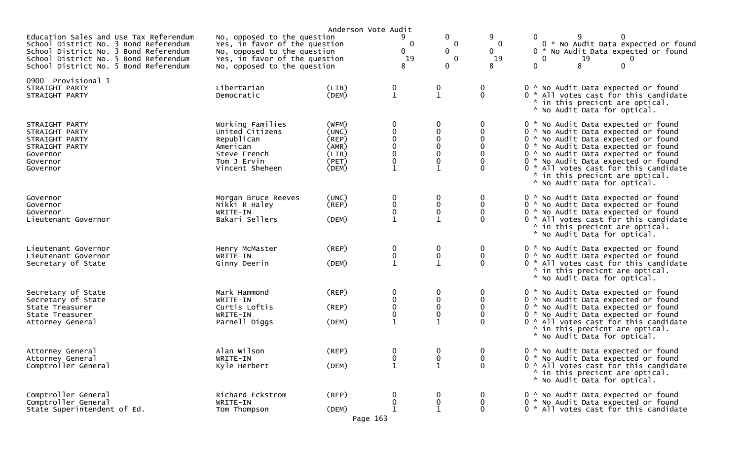Anderson Vote Audit

| | | | | | | | | | |
|---|---|---|---|---|---|---|---|---|---|
| Education Sales and Use Tax Referendum | No, opposed to the question | | 9 | 0 | 9 | 0 | 9 | 0 | |
| School District No. 3 Bond Referendum | Yes, in favor of the question | | 0 | 0 | 0 | 0 | | | * No Audit Data expected or found |
| School District No. 3 Bond Referendum | No, opposed to the question | | 0 | 0 | 0 | 0 | | | * No Audit Data expected or found |
| School District No. 5 Bond Referendum | Yes, in favor of the question | | 19 | 0 | 19 | 0 | 19 | 0 | |
| School District No. 5 Bond Referendum | No, opposed to the question | | 8 | 0 | 8 | 0 | 8 | 0 | |

0900 Provisional 1

| | | | | | | | |
|---|---|---|---|---|---|---|---|
| STRAIGHT PARTY | Libertarian | (LIB) | 0 | 0 | 0 | 0 | * No Audit Data expected or found |
| STRAIGHT PARTY | Democratic | (DEM) | 1 | 1 | 0 | 0 | * All votes cast for this candidate * in this precicnt are optical. * No Audit Data for optical. |
| STRAIGHT PARTY | Working Families | (WFM) | 0 | 0 | 0 | 0 | * No Audit Data expected or found |
| STRAIGHT PARTY | United Citizens | (UNC) | 0 | 0 | 0 | 0 | * No Audit Data expected or found |
| STRAIGHT PARTY | Republican | (REP) | 0 | 0 | 0 | 0 | * No Audit Data expected or found |
| STRAIGHT PARTY | American | (AMR) | 0 | 0 | 0 | 0 | * No Audit Data expected or found |
| Governor | Steve French | (LIB) | 0 | 0 | 0 | 0 | * No Audit Data expected or found |
| Governor | Tom J Ervin | (PET) | 0 | 0 | 0 | 0 | * No Audit Data expected or found |
| Governor | Vincent Sheheen | (DEM) | 1 | 1 | 0 | 0 | * All votes cast for this candidate * in this precicnt are optical. * No Audit Data for optical. |
| Governor | Morgan Bruce Reeves | (UNC) | 0 | 0 | 0 | 0 | * No Audit Data expected or found |
| Governor | Nikki R Haley | (REP) | 0 | 0 | 0 | 0 | * No Audit Data expected or found |
| Governor | WRITE-IN | | 0 | 0 | 0 | 0 | * No Audit Data expected or found |
| Lieutenant Governor | Bakari Sellers | (DEM) | 1 | 1 | 0 | 0 | * All votes cast for this candidate * in this precicnt are optical. * No Audit Data for optical. |
| Lieutenant Governor | Henry McMaster | (REP) | 0 | 0 | 0 | 0 | * No Audit Data expected or found |
| Lieutenant Governor | WRITE-IN | | 0 | 0 | 0 | 0 | * No Audit Data expected or found |
| Secretary of State | Ginny Deerin | (DEM) | 1 | 1 | 0 | 0 | * All votes cast for this candidate * in this precicnt are optical. * No Audit Data for optical. |
| Secretary of State | Mark Hammond | (REP) | 0 | 0 | 0 | 0 | * No Audit Data expected or found |
| Secretary of State | WRITE-IN | | 0 | 0 | 0 | 0 | * No Audit Data expected or found |
| State Treasurer | Curtis Loftis | (REP) | 0 | 0 | 0 | 0 | * No Audit Data expected or found |
| State Treasurer | WRITE-IN | | 0 | 0 | 0 | 0 | * No Audit Data expected or found |
| Attorney General | Parnell Diggs | (DEM) | 1 | 1 | 0 | 0 | * All votes cast for this candidate * in this precicnt are optical. * No Audit Data for optical. |
| Attorney General | Alan Wilson | (REP) | 0 | 0 | 0 | 0 | * No Audit Data expected or found |
| Attorney General | WRITE-IN | | 0 | 0 | 0 | 0 | * No Audit Data expected or found |
| Comptroller General | Kyle Herbert | (DEM) | 1 | 1 | 0 | 0 | * All votes cast for this candidate * in this precicnt are optical. * No Audit Data for optical. |
| Comptroller General | Richard Eckstrom | (REP) | 0 | 0 | 0 | 0 | * No Audit Data expected or found |
| Comptroller General | WRITE-IN | | 0 | 0 | 0 | 0 | * No Audit Data expected or found |
| State Superintendent of Ed. | Tom Thompson | (DEM) | 1 | 1 | 0 | 0 | * All votes cast for this candidate |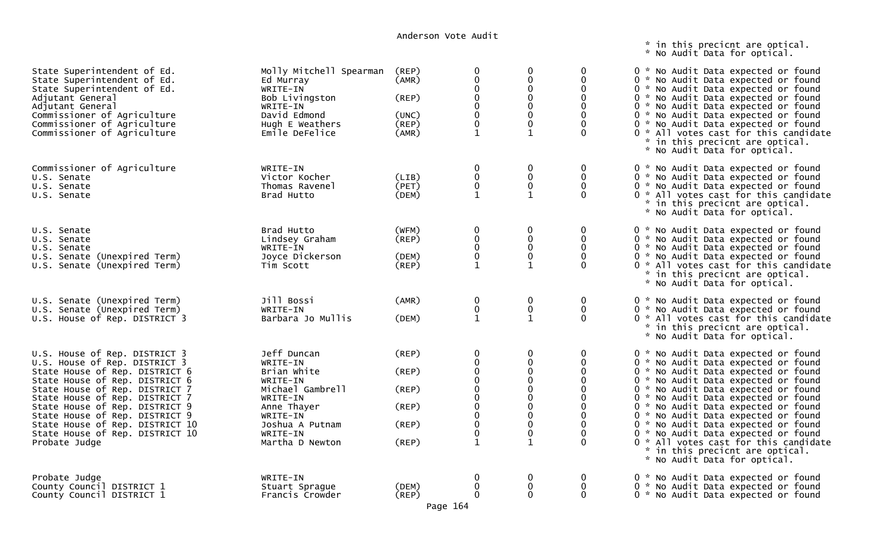Anderson Vote Audit

```
                                                                                         * in this precicnt are optical.
                                                                                         * No Audit Data for optical.

State Superintendent of Ed.        Molly Mitchell Spearman  (REP)     0      0      0      0 * No Audit Data expected or found
State Superintendent of Ed.        Ed Murray                (AMR)     0      0      0      0 * No Audit Data expected or found
State Superintendent of Ed.        WRITE-IN                           0      0      0      0 * No Audit Data expected or found
Adjutant General                   Bob Livingston           (REP)     0      0      0      0 * No Audit Data expected or found
Adjutant General                   WRITE-IN                           0      0      0      0 * No Audit Data expected or found
Commissioner of Agriculture        David Edmond             (UNC)     0      0      0      0 * No Audit Data expected or found
Commissioner of Agriculture        Hugh E Weathers          (REP)     0      0      0      0 * No Audit Data expected or found
Commissioner of Agriculture        Emile DeFelice           (AMR)     1      1      0      0 * All votes cast for this candidate
                                                                                         * in this precicnt are optical.
                                                                                         * No Audit Data for optical.

Commissioner of Agriculture        WRITE-IN                           0      0      0      0 * No Audit Data expected or found
U.S. Senate                        Victor Kocher            (LIB)     0      0      0      0 * No Audit Data expected or found
U.S. Senate                        Thomas Ravenel           (PET)     0      0      0      0 * No Audit Data expected or found
U.S. Senate                        Brad Hutto               (DEM)     1      1      0      0 * All votes cast for this candidate
                                                                                         * in this precicnt are optical.
                                                                                         * No Audit Data for optical.

U.S. Senate                        Brad Hutto               (WFM)     0      0      0      0 * No Audit Data expected or found
U.S. Senate                        Lindsey Graham           (REP)     0      0      0      0 * No Audit Data expected or found
U.S. Senate                        WRITE-IN                           0      0      0      0 * No Audit Data expected or found
U.S. Senate (Unexpired Term)       Joyce Dickerson          (DEM)     0      0      0      0 * No Audit Data expected or found
U.S. Senate (Unexpired Term)       Tim Scott                (REP)     1      1      0      0 * All votes cast for this candidate
                                                                                         * in this precicnt are optical.
                                                                                         * No Audit Data for optical.

U.S. Senate (Unexpired Term)       Jill Bossi               (AMR)     0      0      0      0 * No Audit Data expected or found
U.S. Senate (Unexpired Term)       WRITE-IN                           0      0      0      0 * No Audit Data expected or found
U.S. House of Rep. DISTRICT 3      Barbara Jo Mullis        (DEM)     1      1      0      0 * All votes cast for this candidate
                                                                                         * in this precicnt are optical.
                                                                                         * No Audit Data for optical.

U.S. House of Rep. DISTRICT 3      Jeff Duncan              (REP)     0      0      0      0 * No Audit Data expected or found
U.S. House of Rep. DISTRICT 3      WRITE-IN                           0      0      0      0 * No Audit Data expected or found
State House of Rep. DISTRICT 6     Brian White              (REP)     0      0      0      0 * No Audit Data expected or found
State House of Rep. DISTRICT 6     WRITE-IN                           0      0      0      0 * No Audit Data expected or found
State House of Rep. DISTRICT 7     Michael Gambrell         (REP)     0      0      0      0 * No Audit Data expected or found
State House of Rep. DISTRICT 7     WRITE-IN                           0      0      0      0 * No Audit Data expected or found
State House of Rep. DISTRICT 9     Anne Thayer              (REP)     0      0      0      0 * No Audit Data expected or found
State House of Rep. DISTRICT 9     WRITE-IN                           0      0      0      0 * No Audit Data expected or found
State House of Rep. DISTRICT 10    Joshua A Putnam          (REP)     0      0      0      0 * No Audit Data expected or found
State House of Rep. DISTRICT 10    WRITE-IN                           0      0      0      0 * No Audit Data expected or found
Probate Judge                      Martha D Newton          (REP)     1      1      0      0 * All votes cast for this candidate
                                                                                         * in this precicnt are optical.
                                                                                         * No Audit Data for optical.

Probate Judge                      WRITE-IN                           0      0      0      0 * No Audit Data expected or found
County Council DISTRICT 1          Stuart Sprague           (DEM)     0      0      0      0 * No Audit Data expected or found
County Council DISTRICT 1          Francis Crowder          (REP)     0      0      0      0 * No Audit Data expected or found
```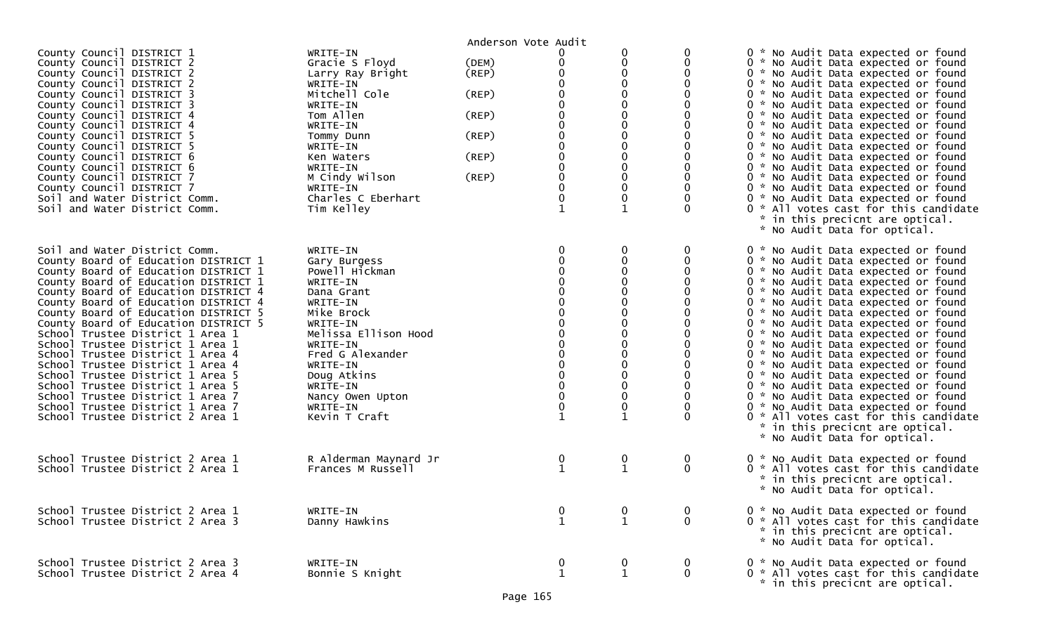Anderson Vote Audit

| Contest | Candidate | Party | | | | |
|---|---|---|---|---|---|---|
| County Council DISTRICT 1 | WRITE-IN | | 0 | 0 | 0 | 0 * No Audit Data expected or found |
| County Council DISTRICT 2 | Gracie S Floyd | (DEM) | 0 | 0 | 0 | 0 * No Audit Data expected or found |
| County Council DISTRICT 2 | Larry Ray Bright | (REP) | 0 | 0 | 0 | 0 * No Audit Data expected or found |
| County Council DISTRICT 2 | WRITE-IN | | 0 | 0 | 0 | 0 * No Audit Data expected or found |
| County Council DISTRICT 3 | Mitchell Cole | (REP) | 0 | 0 | 0 | 0 * No Audit Data expected or found |
| County Council DISTRICT 3 | WRITE-IN | | 0 | 0 | 0 | 0 * No Audit Data expected or found |
| County Council DISTRICT 4 | Tom Allen | (REP) | 0 | 0 | 0 | 0 * No Audit Data expected or found |
| County Council DISTRICT 4 | WRITE-IN | | 0 | 0 | 0 | 0 * No Audit Data expected or found |
| County Council DISTRICT 5 | Tommy Dunn | (REP) | 0 | 0 | 0 | 0 * No Audit Data expected or found |
| County Council DISTRICT 5 | WRITE-IN | | 0 | 0 | 0 | 0 * No Audit Data expected or found |
| County Council DISTRICT 6 | Ken Waters | (REP) | 0 | 0 | 0 | 0 * No Audit Data expected or found |
| County Council DISTRICT 6 | WRITE-IN | | 0 | 0 | 0 | 0 * No Audit Data expected or found |
| County Council DISTRICT 7 | M Cindy Wilson | (REP) | 0 | 0 | 0 | 0 * No Audit Data expected or found |
| County Council DISTRICT 7 | WRITE-IN | | 0 | 0 | 0 | 0 * No Audit Data expected or found |
| Soil and Water District Comm. | Charles C Eberhart | | 0 | 0 | 0 | 0 * No Audit Data expected or found |
| Soil and Water District Comm. | Tim Kelley | | 1 | 1 | 0 | 0 * All votes cast for this candidate * in this precicnt are optical. * No Audit Data for optical. |
| Soil and Water District Comm. | WRITE-IN | | 0 | 0 | 0 | 0 * No Audit Data expected or found |
| County Board of Education DISTRICT 1 | Gary Burgess | | 0 | 0 | 0 | 0 * No Audit Data expected or found |
| County Board of Education DISTRICT 1 | Powell Hickman | | 0 | 0 | 0 | 0 * No Audit Data expected or found |
| County Board of Education DISTRICT 1 | WRITE-IN | | 0 | 0 | 0 | 0 * No Audit Data expected or found |
| County Board of Education DISTRICT 4 | Dana Grant | | 0 | 0 | 0 | 0 * No Audit Data expected or found |
| County Board of Education DISTRICT 4 | WRITE-IN | | 0 | 0 | 0 | 0 * No Audit Data expected or found |
| County Board of Education DISTRICT 5 | Mike Brock | | 0 | 0 | 0 | 0 * No Audit Data expected or found |
| County Board of Education DISTRICT 5 | WRITE-IN | | 0 | 0 | 0 | 0 * No Audit Data expected or found |
| School Trustee District 1 Area 1 | Melissa Ellison Hood | | 0 | 0 | 0 | 0 * No Audit Data expected or found |
| School Trustee District 1 Area 1 | WRITE-IN | | 0 | 0 | 0 | 0 * No Audit Data expected or found |
| School Trustee District 1 Area 4 | Fred G Alexander | | 0 | 0 | 0 | 0 * No Audit Data expected or found |
| School Trustee District 1 Area 4 | WRITE-IN | | 0 | 0 | 0 | 0 * No Audit Data expected or found |
| School Trustee District 1 Area 5 | Doug Atkins | | 0 | 0 | 0 | 0 * No Audit Data expected or found |
| School Trustee District 1 Area 5 | WRITE-IN | | 0 | 0 | 0 | 0 * No Audit Data expected or found |
| School Trustee District 1 Area 7 | Nancy Owen Upton | | 0 | 0 | 0 | 0 * No Audit Data expected or found |
| School Trustee District 1 Area 7 | WRITE-IN | | 0 | 0 | 0 | 0 * No Audit Data expected or found |
| School Trustee District 2 Area 1 | Kevin T Craft | | 1 | 1 | 0 | 0 * All votes cast for this candidate * in this precicnt are optical. * No Audit Data for optical. |
| School Trustee District 2 Area 1 | R Alderman Maynard Jr | | 0 | 0 | 0 | 0 * No Audit Data expected or found |
| School Trustee District 2 Area 1 | Frances M Russell | | 1 | 1 | 0 | 0 * All votes cast for this candidate * in this precicnt are optical. * No Audit Data for optical. |
| School Trustee District 2 Area 1 | WRITE-IN | | 0 | 0 | 0 | 0 * No Audit Data expected or found |
| School Trustee District 2 Area 3 | Danny Hawkins | | 1 | 1 | 0 | 0 * All votes cast for this candidate * in this precicnt are optical. * No Audit Data for optical. |
| School Trustee District 2 Area 3 | WRITE-IN | | 0 | 0 | 0 | 0 * No Audit Data expected or found |
| School Trustee District 2 Area 4 | Bonnie S Knight | | 1 | 1 | 0 | 0 * All votes cast for this candidate * in this precicnt are optical. |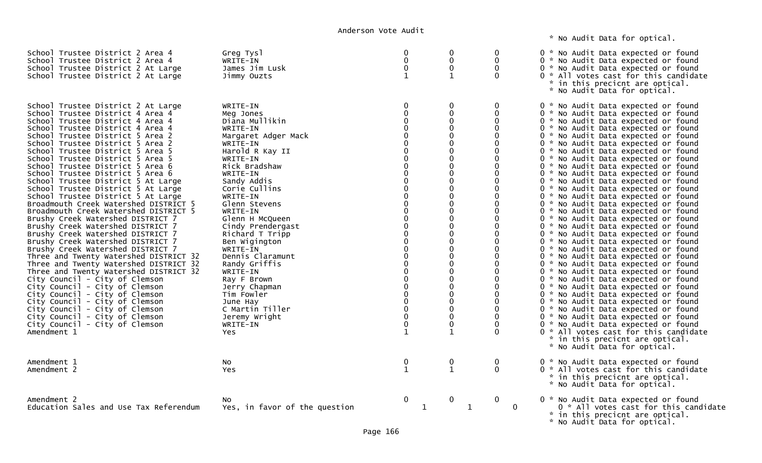Anderson Vote Audit

\* No Audit Data for optical.

| Contest | Candidate | | | | | Notes |
|---|---|---|---|---|---|---|
| School Trustee District 2 Area 4 | Greg Tysl | 0 | 0 | 0 | 0 | * No Audit Data expected or found |
| School Trustee District 2 Area 4 | WRITE-IN | 0 | 0 | 0 | 0 | * No Audit Data expected or found |
| School Trustee District 2 At Large | James Jim Lusk | 0 | 0 | 0 | 0 | * No Audit Data expected or found |
| School Trustee District 2 At Large | Jimmy Ouzts | 1 | 1 | 0 | 0 | * All votes cast for this candidate * in this precicnt are optical. * No Audit Data for optical. |
| School Trustee District 2 At Large | WRITE-IN | 0 | 0 | 0 | 0 | * No Audit Data expected or found |
| School Trustee District 4 Area 4 | Meg Jones | 0 | 0 | 0 | 0 | * No Audit Data expected or found |
| School Trustee District 4 Area 4 | Diana Mullikin | 0 | 0 | 0 | 0 | * No Audit Data expected or found |
| School Trustee District 4 Area 4 | WRITE-IN | 0 | 0 | 0 | 0 | * No Audit Data expected or found |
| School Trustee District 5 Area 2 | Margaret Adger Mack | 0 | 0 | 0 | 0 | * No Audit Data expected or found |
| School Trustee District 5 Area 2 | WRITE-IN | 0 | 0 | 0 | 0 | * No Audit Data expected or found |
| School Trustee District 5 Area 5 | Harold R Kay II | 0 | 0 | 0 | 0 | * No Audit Data expected or found |
| School Trustee District 5 Area 5 | WRITE-IN | 0 | 0 | 0 | 0 | * No Audit Data expected or found |
| School Trustee District 5 Area 6 | Rick Bradshaw | 0 | 0 | 0 | 0 | * No Audit Data expected or found |
| School Trustee District 5 Area 6 | WRITE-IN | 0 | 0 | 0 | 0 | * No Audit Data expected or found |
| School Trustee District 5 At Large | Sandy Addis | 0 | 0 | 0 | 0 | * No Audit Data expected or found |
| School Trustee District 5 At Large | Corie Cullins | 0 | 0 | 0 | 0 | * No Audit Data expected or found |
| School Trustee District 5 At Large | WRITE-IN | 0 | 0 | 0 | 0 | * No Audit Data expected or found |
| Broadmouth Creek Watershed DISTRICT 5 | Glenn Stevens | 0 | 0 | 0 | 0 | * No Audit Data expected or found |
| Broadmouth Creek Watershed DISTRICT 5 | WRITE-IN | 0 | 0 | 0 | 0 | * No Audit Data expected or found |
| Brushy Creek Watershed DISTRICT 7 | Glenn H McQueen | 0 | 0 | 0 | 0 | * No Audit Data expected or found |
| Brushy Creek Watershed DISTRICT 7 | Cindy Prendergast | 0 | 0 | 0 | 0 | * No Audit Data expected or found |
| Brushy Creek Watershed DISTRICT 7 | Richard T Tripp | 0 | 0 | 0 | 0 | * No Audit Data expected or found |
| Brushy Creek Watershed DISTRICT 7 | Ben Wigington | 0 | 0 | 0 | 0 | * No Audit Data expected or found |
| Brushy Creek Watershed DISTRICT 7 | WRITE-IN | 0 | 0 | 0 | 0 | * No Audit Data expected or found |
| Three and Twenty Watershed DISTRICT 32 | Dennis Claramunt | 0 | 0 | 0 | 0 | * No Audit Data expected or found |
| Three and Twenty Watershed DISTRICT 32 | Randy Griffis | 0 | 0 | 0 | 0 | * No Audit Data expected or found |
| Three and Twenty Watershed DISTRICT 32 | WRITE-IN | 0 | 0 | 0 | 0 | * No Audit Data expected or found |
| City Council - City of Clemson | Ray F Brown | 0 | 0 | 0 | 0 | * No Audit Data expected or found |
| City Council - City of Clemson | Jerry Chapman | 0 | 0 | 0 | 0 | * No Audit Data expected or found |
| City Council - City of Clemson | Tim Fowler | 0 | 0 | 0 | 0 | * No Audit Data expected or found |
| City Council - City of Clemson | June Hay | 0 | 0 | 0 | 0 | * No Audit Data expected or found |
| City Council - City of Clemson | C Martin Tiller | 0 | 0 | 0 | 0 | * No Audit Data expected or found |
| City Council - City of Clemson | Jeremy Wright | 0 | 0 | 0 | 0 | * No Audit Data expected or found |
| City Council - City of Clemson | WRITE-IN | 0 | 0 | 0 | 0 | * No Audit Data expected or found |
| Amendment 1 | Yes | 1 | 1 | 0 | 0 | * All votes cast for this candidate * in this precicnt are optical. * No Audit Data for optical. |
| Amendment 1 | No | 0 | 0 | 0 | 0 | * No Audit Data expected or found |
| Amendment 2 | Yes | 1 | 1 | 0 | 0 | * All votes cast for this candidate * in this precicnt are optical. * No Audit Data for optical. |
| Amendment 2 | No | 0 | 0 | 0 | 0 | * No Audit Data expected or found |
| Education Sales and Use Tax Referendum | Yes, in favor of the question | 1 | 1 | 0 | 0 | * All votes cast for this candidate * in this precicnt are optical. * No Audit Data for optical. |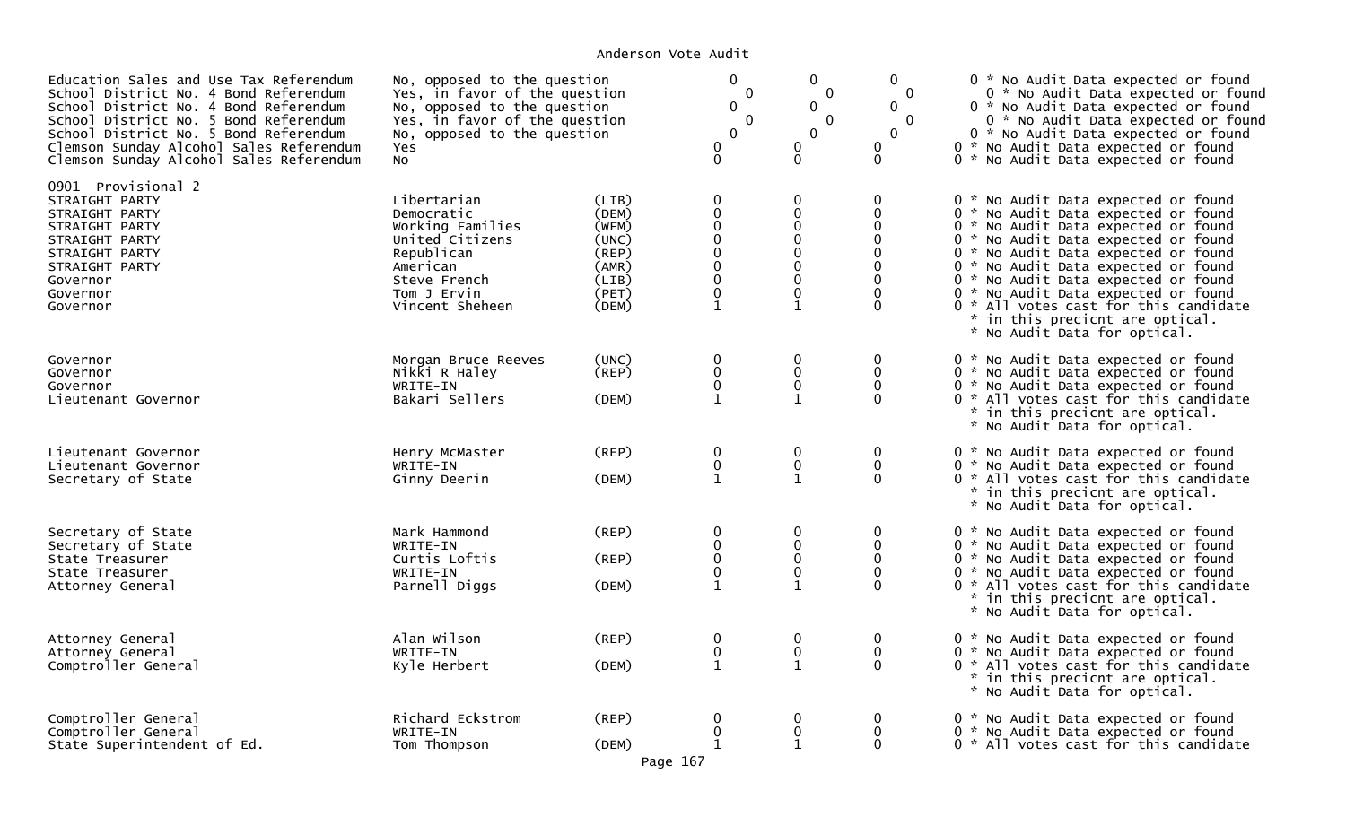Anderson Vote Audit

| Contest | Choice | Party | | | | | Notes |
|---|---|---|---|---|---|---|---|
| Education Sales and Use Tax Referendum | No, opposed to the question | | 0 | 0 | 0 | 0 | * No Audit Data expected or found |
| School District No. 4 Bond Referendum | Yes, in favor of the question | | 0 | 0 | 0 | 0 | * No Audit Data expected or found |
| School District No. 4 Bond Referendum | No, opposed to the question | | 0 | 0 | 0 | 0 | * No Audit Data expected or found |
| School District No. 5 Bond Referendum | Yes, in favor of the question | | 0 | 0 | 0 | 0 | * No Audit Data expected or found |
| School District No. 5 Bond Referendum | No, opposed to the question | | 0 | 0 | 0 | 0 | * No Audit Data expected or found |
| Clemson Sunday Alcohol Sales Referendum | Yes | | 0 | 0 | 0 | 0 | * No Audit Data expected or found |
| Clemson Sunday Alcohol Sales Referendum | No | | 0 | 0 | 0 | 0 | * No Audit Data expected or found |
| **0901 Provisional 2** | | | | | | | |
| STRAIGHT PARTY | Libertarian | (LIB) | 0 | 0 | 0 | 0 | * No Audit Data expected or found |
| STRAIGHT PARTY | Democratic | (DEM) | 0 | 0 | 0 | 0 | * No Audit Data expected or found |
| STRAIGHT PARTY | Working Families | (WFM) | 0 | 0 | 0 | 0 | * No Audit Data expected or found |
| STRAIGHT PARTY | United Citizens | (UNC) | 0 | 0 | 0 | 0 | * No Audit Data expected or found |
| STRAIGHT PARTY | Republican | (REP) | 0 | 0 | 0 | 0 | * No Audit Data expected or found |
| STRAIGHT PARTY | American | (AMR) | 0 | 0 | 0 | 0 | * No Audit Data expected or found |
| Governor | Steve French | (LIB) | 0 | 0 | 0 | 0 | * No Audit Data expected or found |
| Governor | Tom J Ervin | (PET) | 0 | 0 | 0 | 0 | * No Audit Data expected or found |
| Governor | Vincent Sheheen | (DEM) | 1 | 1 | 0 | 0 | * All votes cast for this candidate * in this precicnt are optical. * No Audit Data for optical. |
| Governor | Morgan Bruce Reeves | (UNC) | 0 | 0 | 0 | 0 | * No Audit Data expected or found |
| Governor | Nikki R Haley | (REP) | 0 | 0 | 0 | 0 | * No Audit Data expected or found |
| Governor | WRITE-IN | | 0 | 0 | 0 | 0 | * No Audit Data expected or found |
| Lieutenant Governor | Bakari Sellers | (DEM) | 1 | 1 | 0 | 0 | * All votes cast for this candidate * in this precicnt are optical. * No Audit Data for optical. |
| Lieutenant Governor | Henry McMaster | (REP) | 0 | 0 | 0 | 0 | * No Audit Data expected or found |
| Lieutenant Governor | WRITE-IN | | 0 | 0 | 0 | 0 | * No Audit Data expected or found |
| Secretary of State | Ginny Deerin | (DEM) | 1 | 1 | 0 | 0 | * All votes cast for this candidate * in this precicnt are optical. * No Audit Data for optical. |
| Secretary of State | Mark Hammond | (REP) | 0 | 0 | 0 | 0 | * No Audit Data expected or found |
| Secretary of State | WRITE-IN | | 0 | 0 | 0 | 0 | * No Audit Data expected or found |
| State Treasurer | Curtis Loftis | (REP) | 0 | 0 | 0 | 0 | * No Audit Data expected or found |
| State Treasurer | WRITE-IN | | 0 | 0 | 0 | 0 | * No Audit Data expected or found |
| Attorney General | Parnell Diggs | (DEM) | 1 | 1 | 0 | 0 | * All votes cast for this candidate * in this precicnt are optical. * No Audit Data for optical. |
| Attorney General | Alan Wilson | (REP) | 0 | 0 | 0 | 0 | * No Audit Data expected or found |
| Attorney General | WRITE-IN | | 0 | 0 | 0 | 0 | * No Audit Data expected or found |
| Comptroller General | Kyle Herbert | (DEM) | 1 | 1 | 0 | 0 | * All votes cast for this candidate * in this precicnt are optical. * No Audit Data for optical. |
| Comptroller General | Richard Eckstrom | (REP) | 0 | 0 | 0 | 0 | * No Audit Data expected or found |
| Comptroller General | WRITE-IN | | 0 | 0 | 0 | 0 | * No Audit Data expected or found |
| State Superintendent of Ed. | Tom Thompson | (DEM) | 1 | 1 | 0 | 0 | * All votes cast for this candidate |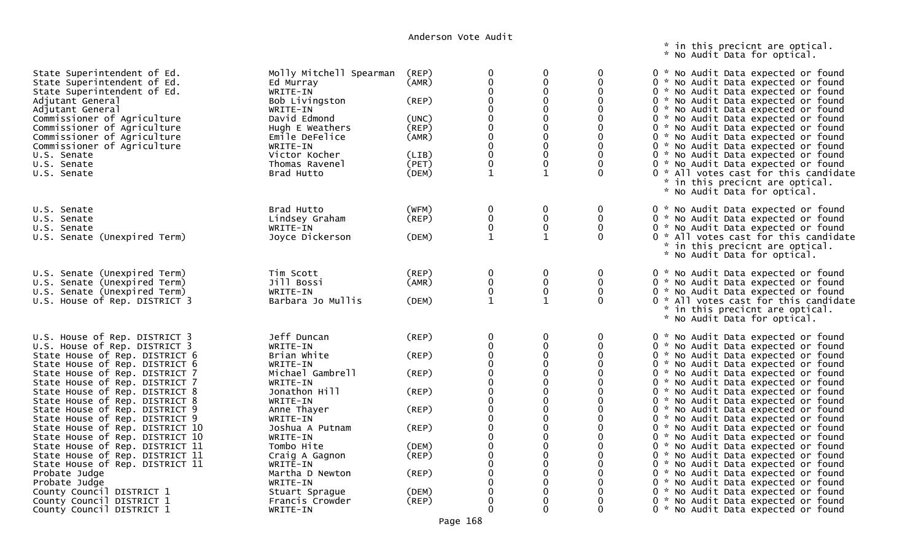# Anderson Vote Audit

\* in this precicnt are optical.
\* No Audit Data for optical.

| Office | Candidate | Party | | | | |
|---|---|---|---|---|---|---|
| State Superintendent of Ed. | Molly Mitchell Spearman | (REP) | 0 | 0 | 0 | 0 * No Audit Data expected or found |
| State Superintendent of Ed. | Ed Murray | (AMR) | 0 | 0 | 0 | 0 * No Audit Data expected or found |
| State Superintendent of Ed. | WRITE-IN | | 0 | 0 | 0 | 0 * No Audit Data expected or found |
| Adjutant General | Bob Livingston | (REP) | 0 | 0 | 0 | 0 * No Audit Data expected or found |
| Adjutant General | WRITE-IN | | 0 | 0 | 0 | 0 * No Audit Data expected or found |
| Commissioner of Agriculture | David Edmond | (UNC) | 0 | 0 | 0 | 0 * No Audit Data expected or found |
| Commissioner of Agriculture | Hugh E Weathers | (REP) | 0 | 0 | 0 | 0 * No Audit Data expected or found |
| Commissioner of Agriculture | Emile DeFelice | (AMR) | 0 | 0 | 0 | 0 * No Audit Data expected or found |
| Commissioner of Agriculture | WRITE-IN | | 0 | 0 | 0 | 0 * No Audit Data expected or found |
| U.S. Senate | Victor Kocher | (LIB) | 0 | 0 | 0 | 0 * No Audit Data expected or found |
| U.S. Senate | Thomas Ravenel | (PET) | 0 | 0 | 0 | 0 * No Audit Data expected or found |
| U.S. Senate | Brad Hutto | (DEM) | 1 | 1 | 0 | 0 * All votes cast for this candidate * in this precicnt are optical. * No Audit Data for optical. |
| U.S. Senate | Brad Hutto | (WFM) | 0 | 0 | 0 | 0 * No Audit Data expected or found |
| U.S. Senate | Lindsey Graham | (REP) | 0 | 0 | 0 | 0 * No Audit Data expected or found |
| U.S. Senate | WRITE-IN | | 0 | 0 | 0 | 0 * No Audit Data expected or found |
| U.S. Senate (Unexpired Term) | Joyce Dickerson | (DEM) | 1 | 1 | 0 | 0 * All votes cast for this candidate * in this precicnt are optical. * No Audit Data for optical. |
| U.S. Senate (Unexpired Term) | Tim Scott | (REP) | 0 | 0 | 0 | 0 * No Audit Data expected or found |
| U.S. Senate (Unexpired Term) | Jill Bossi | (AMR) | 0 | 0 | 0 | 0 * No Audit Data expected or found |
| U.S. Senate (Unexpired Term) | WRITE-IN | | 0 | 0 | 0 | 0 * No Audit Data expected or found |
| U.S. House of Rep. DISTRICT 3 | Barbara Jo Mullis | (DEM) | 1 | 1 | 0 | 0 * All votes cast for this candidate * in this precicnt are optical. * No Audit Data for optical. |
| U.S. House of Rep. DISTRICT 3 | Jeff Duncan | (REP) | 0 | 0 | 0 | 0 * No Audit Data expected or found |
| U.S. House of Rep. DISTRICT 3 | WRITE-IN | | 0 | 0 | 0 | 0 * No Audit Data expected or found |
| State House of Rep. DISTRICT 6 | Brian White | (REP) | 0 | 0 | 0 | 0 * No Audit Data expected or found |
| State House of Rep. DISTRICT 6 | WRITE-IN | | 0 | 0 | 0 | 0 * No Audit Data expected or found |
| State House of Rep. DISTRICT 7 | Michael Gambrell | (REP) | 0 | 0 | 0 | 0 * No Audit Data expected or found |
| State House of Rep. DISTRICT 7 | WRITE-IN | | 0 | 0 | 0 | 0 * No Audit Data expected or found |
| State House of Rep. DISTRICT 8 | Jonathon Hill | (REP) | 0 | 0 | 0 | 0 * No Audit Data expected or found |
| State House of Rep. DISTRICT 8 | WRITE-IN | | 0 | 0 | 0 | 0 * No Audit Data expected or found |
| State House of Rep. DISTRICT 9 | Anne Thayer | (REP) | 0 | 0 | 0 | 0 * No Audit Data expected or found |
| State House of Rep. DISTRICT 9 | WRITE-IN | | 0 | 0 | 0 | 0 * No Audit Data expected or found |
| State House of Rep. DISTRICT 10 | Joshua A Putnam | (REP) | 0 | 0 | 0 | 0 * No Audit Data expected or found |
| State House of Rep. DISTRICT 10 | WRITE-IN | | 0 | 0 | 0 | 0 * No Audit Data expected or found |
| State House of Rep. DISTRICT 11 | Tombo Hite | (DEM) | 0 | 0 | 0 | 0 * No Audit Data expected or found |
| State House of Rep. DISTRICT 11 | Craig A Gagnon | (REP) | 0 | 0 | 0 | 0 * No Audit Data expected or found |
| State House of Rep. DISTRICT 11 | WRITE-IN | | 0 | 0 | 0 | 0 * No Audit Data expected or found |
| Probate Judge | Martha D Newton | (REP) | 0 | 0 | 0 | 0 * No Audit Data expected or found |
| Probate Judge | WRITE-IN | | 0 | 0 | 0 | 0 * No Audit Data expected or found |
| County Council DISTRICT 1 | Stuart Sprague | (DEM) | 0 | 0 | 0 | 0 * No Audit Data expected or found |
| County Council DISTRICT 1 | Francis Crowder | (REP) | 0 | 0 | 0 | 0 * No Audit Data expected or found |
| County Council DISTRICT 1 | WRITE-IN | | 0 | 0 | 0 | 0 * No Audit Data expected or found |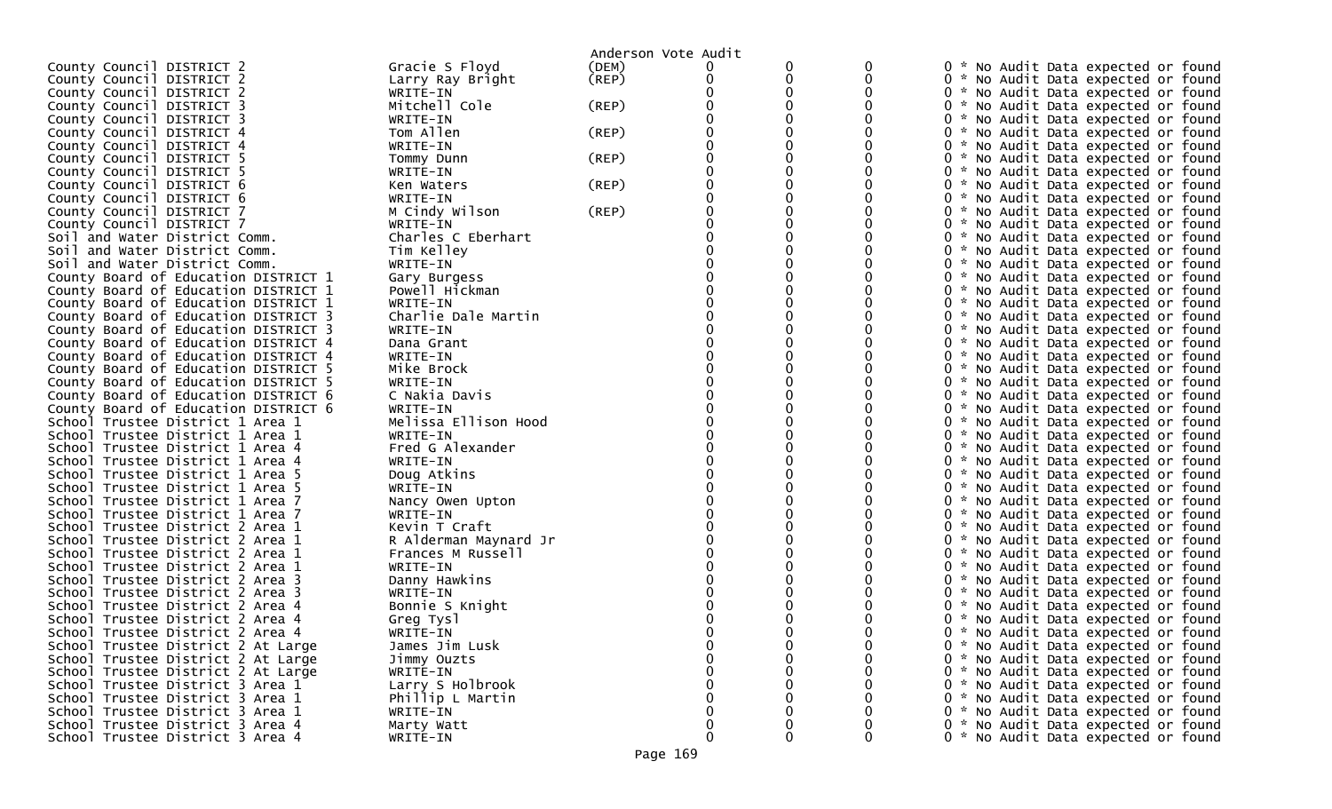Anderson Vote Audit

| Contest | Candidate | Party | | | | | |
|---|---|---|---|---|---|---|---|
| County Council DISTRICT 2 | Gracie S Floyd | (DEM) | 0 | 0 | 0 | 0 | * No Audit Data expected or found |
| County Council DISTRICT 2 | Larry Ray Bright | (REP) | 0 | 0 | 0 | 0 | * No Audit Data expected or found |
| County Council DISTRICT 2 | WRITE-IN | | 0 | 0 | 0 | 0 | * No Audit Data expected or found |
| County Council DISTRICT 3 | Mitchell Cole | (REP) | 0 | 0 | 0 | 0 | * No Audit Data expected or found |
| County Council DISTRICT 3 | WRITE-IN | | 0 | 0 | 0 | 0 | * No Audit Data expected or found |
| County Council DISTRICT 4 | Tom Allen | (REP) | 0 | 0 | 0 | 0 | * No Audit Data expected or found |
| County Council DISTRICT 4 | WRITE-IN | | 0 | 0 | 0 | 0 | * No Audit Data expected or found |
| County Council DISTRICT 5 | Tommy Dunn | (REP) | 0 | 0 | 0 | 0 | * No Audit Data expected or found |
| County Council DISTRICT 5 | WRITE-IN | | 0 | 0 | 0 | 0 | * No Audit Data expected or found |
| County Council DISTRICT 6 | Ken Waters | (REP) | 0 | 0 | 0 | 0 | * No Audit Data expected or found |
| County Council DISTRICT 6 | WRITE-IN | | 0 | 0 | 0 | 0 | * No Audit Data expected or found |
| County Council DISTRICT 7 | M Cindy Wilson | (REP) | 0 | 0 | 0 | 0 | * No Audit Data expected or found |
| County Council DISTRICT 7 | WRITE-IN | | 0 | 0 | 0 | 0 | * No Audit Data expected or found |
| Soil and Water District Comm. | Charles C Eberhart | | 0 | 0 | 0 | 0 | * No Audit Data expected or found |
| Soil and Water District Comm. | Tim Kelley | | 0 | 0 | 0 | 0 | * No Audit Data expected or found |
| Soil and Water District Comm. | WRITE-IN | | 0 | 0 | 0 | 0 | * No Audit Data expected or found |
| County Board of Education DISTRICT 1 | Gary Burgess | | 0 | 0 | 0 | 0 | * No Audit Data expected or found |
| County Board of Education DISTRICT 1 | Powell Hickman | | 0 | 0 | 0 | 0 | * No Audit Data expected or found |
| County Board of Education DISTRICT 1 | WRITE-IN | | 0 | 0 | 0 | 0 | * No Audit Data expected or found |
| County Board of Education DISTRICT 3 | Charlie Dale Martin | | 0 | 0 | 0 | 0 | * No Audit Data expected or found |
| County Board of Education DISTRICT 3 | WRITE-IN | | 0 | 0 | 0 | 0 | * No Audit Data expected or found |
| County Board of Education DISTRICT 4 | Dana Grant | | 0 | 0 | 0 | 0 | * No Audit Data expected or found |
| County Board of Education DISTRICT 4 | WRITE-IN | | 0 | 0 | 0 | 0 | * No Audit Data expected or found |
| County Board of Education DISTRICT 5 | Mike Brock | | 0 | 0 | 0 | 0 | * No Audit Data expected or found |
| County Board of Education DISTRICT 5 | WRITE-IN | | 0 | 0 | 0 | 0 | * No Audit Data expected or found |
| County Board of Education DISTRICT 6 | C Nakia Davis | | 0 | 0 | 0 | 0 | * No Audit Data expected or found |
| County Board of Education DISTRICT 6 | WRITE-IN | | 0 | 0 | 0 | 0 | * No Audit Data expected or found |
| School Trustee District 1 Area 1 | Melissa Ellison Hood | | 0 | 0 | 0 | 0 | * No Audit Data expected or found |
| School Trustee District 1 Area 1 | WRITE-IN | | 0 | 0 | 0 | 0 | * No Audit Data expected or found |
| School Trustee District 1 Area 4 | Fred G Alexander | | 0 | 0 | 0 | 0 | * No Audit Data expected or found |
| School Trustee District 1 Area 4 | WRITE-IN | | 0 | 0 | 0 | 0 | * No Audit Data expected or found |
| School Trustee District 1 Area 5 | Doug Atkins | | 0 | 0 | 0 | 0 | * No Audit Data expected or found |
| School Trustee District 1 Area 5 | WRITE-IN | | 0 | 0 | 0 | 0 | * No Audit Data expected or found |
| School Trustee District 1 Area 7 | Nancy Owen Upton | | 0 | 0 | 0 | 0 | * No Audit Data expected or found |
| School Trustee District 1 Area 7 | WRITE-IN | | 0 | 0 | 0 | 0 | * No Audit Data expected or found |
| School Trustee District 2 Area 1 | Kevin T Craft | | 0 | 0 | 0 | 0 | * No Audit Data expected or found |
| School Trustee District 2 Area 1 | R Alderman Maynard Jr | | 0 | 0 | 0 | 0 | * No Audit Data expected or found |
| School Trustee District 2 Area 1 | Frances M Russell | | 0 | 0 | 0 | 0 | * No Audit Data expected or found |
| School Trustee District 2 Area 1 | WRITE-IN | | 0 | 0 | 0 | 0 | * No Audit Data expected or found |
| School Trustee District 2 Area 3 | Danny Hawkins | | 0 | 0 | 0 | 0 | * No Audit Data expected or found |
| School Trustee District 2 Area 3 | WRITE-IN | | 0 | 0 | 0 | 0 | * No Audit Data expected or found |
| School Trustee District 2 Area 4 | Bonnie S Knight | | 0 | 0 | 0 | 0 | * No Audit Data expected or found |
| School Trustee District 2 Area 4 | Greg Tysl | | 0 | 0 | 0 | 0 | * No Audit Data expected or found |
| School Trustee District 2 Area 4 | WRITE-IN | | 0 | 0 | 0 | 0 | * No Audit Data expected or found |
| School Trustee District 2 At Large | James Jim Lusk | | 0 | 0 | 0 | 0 | * No Audit Data expected or found |
| School Trustee District 2 At Large | Jimmy Ouzts | | 0 | 0 | 0 | 0 | * No Audit Data expected or found |
| School Trustee District 2 At Large | WRITE-IN | | 0 | 0 | 0 | 0 | * No Audit Data expected or found |
| School Trustee District 3 Area 1 | Larry S Holbrook | | 0 | 0 | 0 | 0 | * No Audit Data expected or found |
| School Trustee District 3 Area 1 | Phillip L Martin | | 0 | 0 | 0 | 0 | * No Audit Data expected or found |
| School Trustee District 3 Area 1 | WRITE-IN | | 0 | 0 | 0 | 0 | * No Audit Data expected or found |
| School Trustee District 3 Area 4 | Marty Watt | | 0 | 0 | 0 | 0 | * No Audit Data expected or found |
| School Trustee District 3 Area 4 | WRITE-IN | | 0 | 0 | 0 | 0 | * No Audit Data expected or found |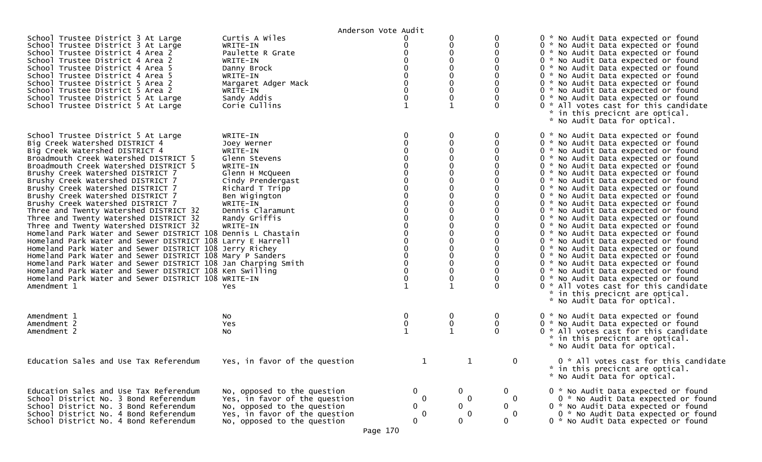Anderson Vote Audit

| Contest | Candidate | | | | |
|---|---|---|---|---|---|
| School Trustee District 3 At Large | Curtis A Wiles | 0 | 0 | 0 | 0 * No Audit Data expected or found |
| School Trustee District 3 At Large | WRITE-IN | 0 | 0 | 0 | 0 * No Audit Data expected or found |
| School Trustee District 4 Area 2 | Paulette R Grate | 0 | 0 | 0 | 0 * No Audit Data expected or found |
| School Trustee District 4 Area 2 | WRITE-IN | 0 | 0 | 0 | 0 * No Audit Data expected or found |
| School Trustee District 4 Area 5 | Danny Brock | 0 | 0 | 0 | 0 * No Audit Data expected or found |
| School Trustee District 4 Area 5 | WRITE-IN | 0 | 0 | 0 | 0 * No Audit Data expected or found |
| School Trustee District 5 Area 2 | Margaret Adger Mack | 0 | 0 | 0 | 0 * No Audit Data expected or found |
| School Trustee District 5 Area 2 | WRITE-IN | 0 | 0 | 0 | 0 * No Audit Data expected or found |
| School Trustee District 5 At Large | Sandy Addis | 0 | 0 | 0 | 0 * No Audit Data expected or found |
| School Trustee District 5 At Large | Corie Cullins | 1 | 1 | 0 | 0 * All votes cast for this candidate * in this precicnt are optical. * No Audit Data for optical. |
| School Trustee District 5 At Large | WRITE-IN | 0 | 0 | 0 | 0 * No Audit Data expected or found |
| Big Creek Watershed DISTRICT 4 | Joey Werner | 0 | 0 | 0 | 0 * No Audit Data expected or found |
| Big Creek Watershed DISTRICT 4 | WRITE-IN | 0 | 0 | 0 | 0 * No Audit Data expected or found |
| Broadmouth Creek Watershed DISTRICT 5 | Glenn Stevens | 0 | 0 | 0 | 0 * No Audit Data expected or found |
| Broadmouth Creek Watershed DISTRICT 5 | WRITE-IN | 0 | 0 | 0 | 0 * No Audit Data expected or found |
| Brushy Creek Watershed DISTRICT 7 | Glenn H McQueen | 0 | 0 | 0 | 0 * No Audit Data expected or found |
| Brushy Creek Watershed DISTRICT 7 | Cindy Prendergast | 0 | 0 | 0 | 0 * No Audit Data expected or found |
| Brushy Creek Watershed DISTRICT 7 | Richard T Tripp | 0 | 0 | 0 | 0 * No Audit Data expected or found |
| Brushy Creek Watershed DISTRICT 7 | Ben Wigington | 0 | 0 | 0 | 0 * No Audit Data expected or found |
| Brushy Creek Watershed DISTRICT 7 | WRITE-IN | 0 | 0 | 0 | 0 * No Audit Data expected or found |
| Three and Twenty Watershed DISTRICT 32 | Dennis Claramunt | 0 | 0 | 0 | 0 * No Audit Data expected or found |
| Three and Twenty Watershed DISTRICT 32 | Randy Griffis | 0 | 0 | 0 | 0 * No Audit Data expected or found |
| Three and Twenty Watershed DISTRICT 32 | WRITE-IN | 0 | 0 | 0 | 0 * No Audit Data expected or found |
| Homeland Park Water and Sewer DISTRICT 108 | Dennis L Chastain | 0 | 0 | 0 | 0 * No Audit Data expected or found |
| Homeland Park Water and Sewer DISTRICT 108 | Larry E Harrell | 0 | 0 | 0 | 0 * No Audit Data expected or found |
| Homeland Park Water and Sewer DISTRICT 108 | Jerry Richey | 0 | 0 | 0 | 0 * No Audit Data expected or found |
| Homeland Park Water and Sewer DISTRICT 108 | Mary P Sanders | 0 | 0 | 0 | 0 * No Audit Data expected or found |
| Homeland Park Water and Sewer DISTRICT 108 | Jan Charping Smith | 0 | 0 | 0 | 0 * No Audit Data expected or found |
| Homeland Park Water and Sewer DISTRICT 108 | Ken Swilling | 0 | 0 | 0 | 0 * No Audit Data expected or found |
| Homeland Park Water and Sewer DISTRICT 108 | WRITE-IN | 0 | 0 | 0 | 0 * No Audit Data expected or found |
| Amendment 1 | Yes | 1 | 1 | 0 | 0 * All votes cast for this candidate * in this precicnt are optical. * No Audit Data for optical. |
| Amendment 1 | No | 0 | 0 | 0 | 0 * No Audit Data expected or found |
| Amendment 2 | Yes | 0 | 0 | 0 | 0 * No Audit Data expected or found |
| Amendment 2 | No | 1 | 1 | 0 | 0 * All votes cast for this candidate * in this precicnt are optical. * No Audit Data for optical. |
| Education Sales and Use Tax Referendum | Yes, in favor of the question | 1 | 1 | 0 | 0 * All votes cast for this candidate * in this precicnt are optical. * No Audit Data for optical. |
| Education Sales and Use Tax Referendum | No, opposed to the question | 0 | 0 | 0 | 0 * No Audit Data expected or found |
| School District No. 3 Bond Referendum | Yes, in favor of the question | 0 | 0 | 0 | 0 * No Audit Data expected or found |
| School District No. 3 Bond Referendum | No, opposed to the question | 0 | 0 | 0 | 0 * No Audit Data expected or found |
| School District No. 4 Bond Referendum | Yes, in favor of the question | 0 | 0 | 0 | 0 * No Audit Data expected or found |
| School District No. 4 Bond Referendum | No, opposed to the question | 0 | 0 | 0 | 0 * No Audit Data expected or found |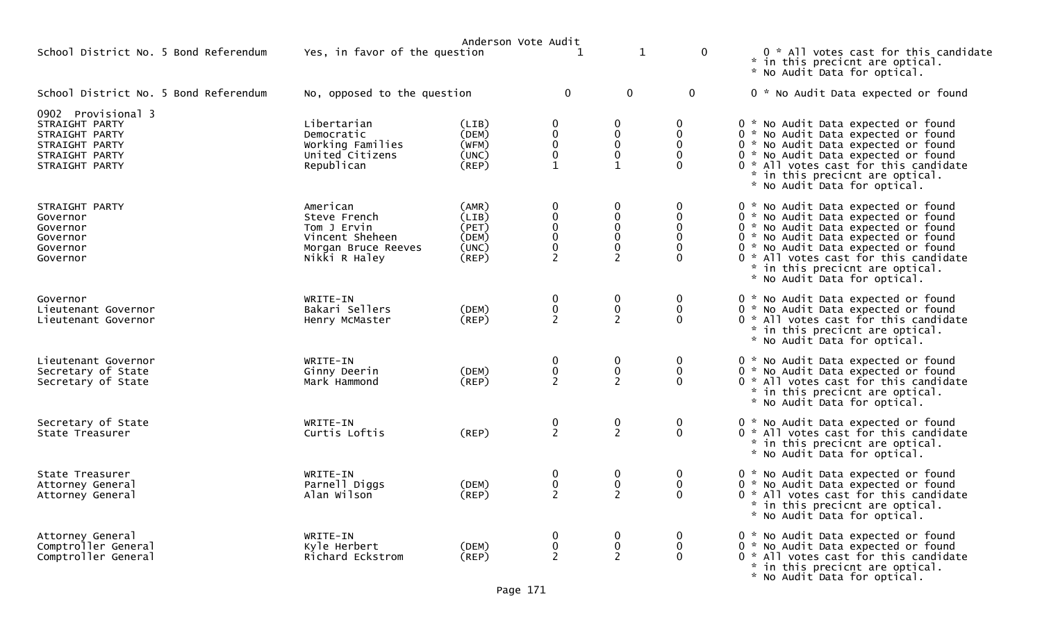Anderson Vote Audit

| Contest | Candidate | Party | | | | |
|---|---|---|---|---|---|---|
| School District No. 5 Bond Referendum | Yes, in favor of the question | | 1 | 1 | 0 | 0 * All votes cast for this candidate * in this precicnt are optical. * No Audit Data for optical. |
| School District No. 5 Bond Referendum | No, opposed to the question | | 0 | 0 | 0 | 0 * No Audit Data expected or found |
| 0902 Provisional 3 | | | | | | |
| STRAIGHT PARTY | Libertarian | (LIB) | 0 | 0 | 0 | 0 * No Audit Data expected or found |
| STRAIGHT PARTY | Democratic | (DEM) | 0 | 0 | 0 | 0 * No Audit Data expected or found |
| STRAIGHT PARTY | Working Families | (WFM) | 0 | 0 | 0 | 0 * No Audit Data expected or found |
| STRAIGHT PARTY | United Citizens | (UNC) | 0 | 0 | 0 | 0 * No Audit Data expected or found |
| STRAIGHT PARTY | Republican | (REP) | 1 | 1 | 0 | 0 * All votes cast for this candidate * in this precicnt are optical. * No Audit Data for optical. |
| STRAIGHT PARTY | American | (AMR) | 0 | 0 | 0 | 0 * No Audit Data expected or found |
| Governor | Steve French | (LIB) | 0 | 0 | 0 | 0 * No Audit Data expected or found |
| Governor | Tom J Ervin | (PET) | 0 | 0 | 0 | 0 * No Audit Data expected or found |
| Governor | Vincent Sheheen | (DEM) | 0 | 0 | 0 | 0 * No Audit Data expected or found |
| Governor | Morgan Bruce Reeves | (UNC) | 0 | 0 | 0 | 0 * No Audit Data expected or found |
| Governor | Nikki R Haley | (REP) | 2 | 2 | 0 | 0 * All votes cast for this candidate * in this precicnt are optical. * No Audit Data for optical. |
| Governor | WRITE-IN | | 0 | 0 | 0 | 0 * No Audit Data expected or found |
| Lieutenant Governor | Bakari Sellers | (DEM) | 0 | 0 | 0 | 0 * No Audit Data expected or found |
| Lieutenant Governor | Henry McMaster | (REP) | 2 | 2 | 0 | 0 * All votes cast for this candidate * in this precicnt are optical. * No Audit Data for optical. |
| Lieutenant Governor | WRITE-IN | | 0 | 0 | 0 | 0 * No Audit Data expected or found |
| Secretary of State | Ginny Deerin | (DEM) | 0 | 0 | 0 | 0 * No Audit Data expected or found |
| Secretary of State | Mark Hammond | (REP) | 2 | 2 | 0 | 0 * All votes cast for this candidate * in this precicnt are optical. * No Audit Data for optical. |
| Secretary of State | WRITE-IN | | 0 | 0 | 0 | 0 * No Audit Data expected or found |
| State Treasurer | Curtis Loftis | (REP) | 2 | 2 | 0 | 0 * All votes cast for this candidate * in this precicnt are optical. * No Audit Data for optical. |
| State Treasurer | WRITE-IN | | 0 | 0 | 0 | 0 * No Audit Data expected or found |
| Attorney General | Parnell Diggs | (DEM) | 0 | 0 | 0 | 0 * No Audit Data expected or found |
| Attorney General | Alan Wilson | (REP) | 2 | 2 | 0 | 0 * All votes cast for this candidate * in this precicnt are optical. * No Audit Data for optical. |
| Attorney General | WRITE-IN | | 0 | 0 | 0 | 0 * No Audit Data expected or found |
| Comptroller General | Kyle Herbert | (DEM) | 0 | 0 | 0 | 0 * No Audit Data expected or found |
| Comptroller General | Richard Eckstrom | (REP) | 2 | 2 | 0 | 0 * All votes cast for this candidate * in this precicnt are optical. * No Audit Data for optical. |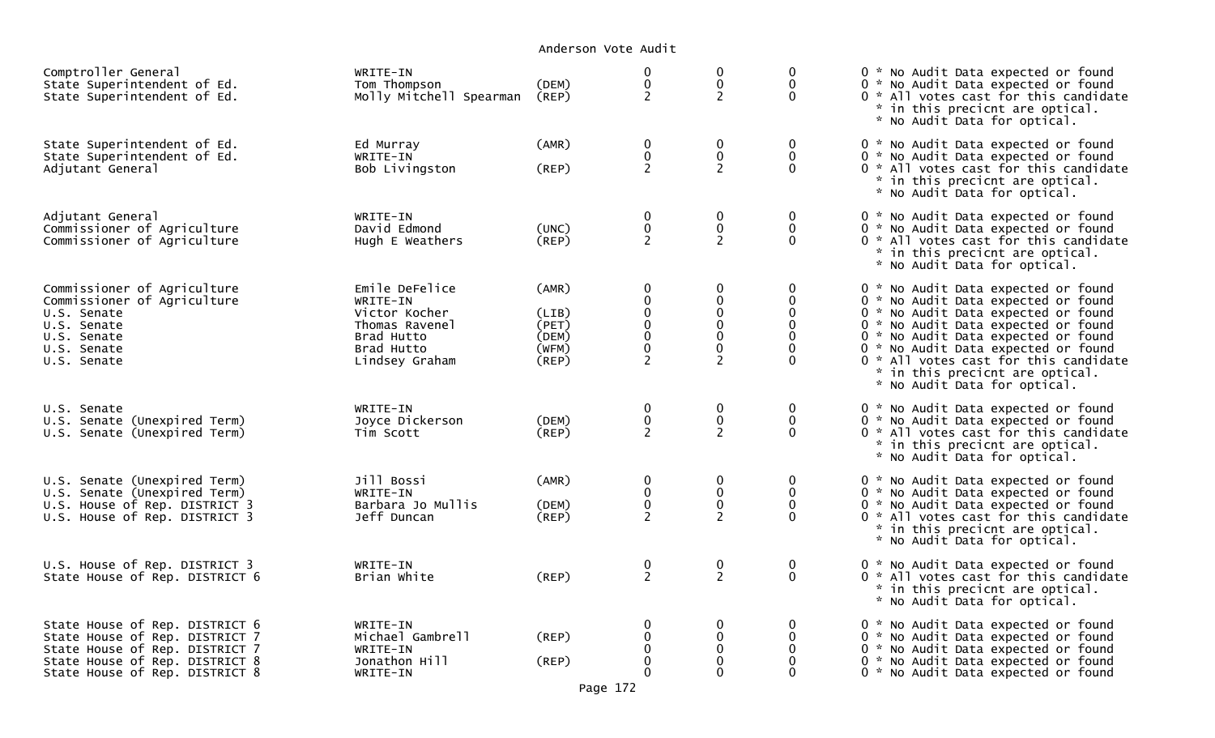Anderson Vote Audit

| Office | Candidate | Party | | | | | Note |
|---|---|---|---|---|---|---|---|
| Comptroller General | WRITE-IN | | 0 | 0 | 0 | 0 | * No Audit Data expected or found |
| State Superintendent of Ed. | Tom Thompson | (DEM) | 0 | 0 | 0 | 0 | * No Audit Data expected or found |
| State Superintendent of Ed. | Molly Mitchell Spearman | (REP) | 2 | 2 | 0 | 0 | * All votes cast for this candidate * in this precicnt are optical. * No Audit Data for optical. |
| State Superintendent of Ed. | Ed Murray | (AMR) | 0 | 0 | 0 | 0 | * No Audit Data expected or found |
| State Superintendent of Ed. | WRITE-IN | | 0 | 0 | 0 | 0 | * No Audit Data expected or found |
| Adjutant General | Bob Livingston | (REP) | 2 | 2 | 0 | 0 | * All votes cast for this candidate * in this precicnt are optical. * No Audit Data for optical. |
| Adjutant General | WRITE-IN | | 0 | 0 | 0 | 0 | * No Audit Data expected or found |
| Commissioner of Agriculture | David Edmond | (UNC) | 0 | 0 | 0 | 0 | * No Audit Data expected or found |
| Commissioner of Agriculture | Hugh E Weathers | (REP) | 2 | 2 | 0 | 0 | * All votes cast for this candidate * in this precicnt are optical. * No Audit Data for optical. |
| Commissioner of Agriculture | Emile DeFelice | (AMR) | 0 | 0 | 0 | 0 | * No Audit Data expected or found |
| Commissioner of Agriculture | WRITE-IN | | 0 | 0 | 0 | 0 | * No Audit Data expected or found |
| U.S. Senate | Victor Kocher | (LIB) | 0 | 0 | 0 | 0 | * No Audit Data expected or found |
| U.S. Senate | Thomas Ravenel | (PET) | 0 | 0 | 0 | 0 | * No Audit Data expected or found |
| U.S. Senate | Brad Hutto | (DEM) | 0 | 0 | 0 | 0 | * No Audit Data expected or found |
| U.S. Senate | Brad Hutto | (WFM) | 0 | 0 | 0 | 0 | * No Audit Data expected or found |
| U.S. Senate | Lindsey Graham | (REP) | 2 | 2 | 0 | 0 | * All votes cast for this candidate * in this precicnt are optical. * No Audit Data for optical. |
| U.S. Senate | WRITE-IN | | 0 | 0 | 0 | 0 | * No Audit Data expected or found |
| U.S. Senate (Unexpired Term) | Joyce Dickerson | (DEM) | 0 | 0 | 0 | 0 | * No Audit Data expected or found |
| U.S. Senate (Unexpired Term) | Tim Scott | (REP) | 2 | 2 | 0 | 0 | * All votes cast for this candidate * in this precicnt are optical. * No Audit Data for optical. |
| U.S. Senate (Unexpired Term) | Jill Bossi | (AMR) | 0 | 0 | 0 | 0 | * No Audit Data expected or found |
| U.S. Senate (Unexpired Term) | WRITE-IN | | 0 | 0 | 0 | 0 | * No Audit Data expected or found |
| U.S. House of Rep. DISTRICT 3 | Barbara Jo Mullis | (DEM) | 0 | 0 | 0 | 0 | * No Audit Data expected or found |
| U.S. House of Rep. DISTRICT 3 | Jeff Duncan | (REP) | 2 | 2 | 0 | 0 | * All votes cast for this candidate * in this precicnt are optical. * No Audit Data for optical. |
| U.S. House of Rep. DISTRICT 3 | WRITE-IN | | 0 | 0 | 0 | 0 | * No Audit Data expected or found |
| State House of Rep. DISTRICT 6 | Brian White | (REP) | 2 | 2 | 0 | 0 | * All votes cast for this candidate * in this precicnt are optical. * No Audit Data for optical. |
| State House of Rep. DISTRICT 6 | WRITE-IN | | 0 | 0 | 0 | 0 | * No Audit Data expected or found |
| State House of Rep. DISTRICT 7 | Michael Gambrell | (REP) | 0 | 0 | 0 | 0 | * No Audit Data expected or found |
| State House of Rep. DISTRICT 7 | WRITE-IN | | 0 | 0 | 0 | 0 | * No Audit Data expected or found |
| State House of Rep. DISTRICT 8 | Jonathon Hill | (REP) | 0 | 0 | 0 | 0 | * No Audit Data expected or found |
| State House of Rep. DISTRICT 8 | WRITE-IN | | 0 | 0 | 0 | 0 | * No Audit Data expected or found |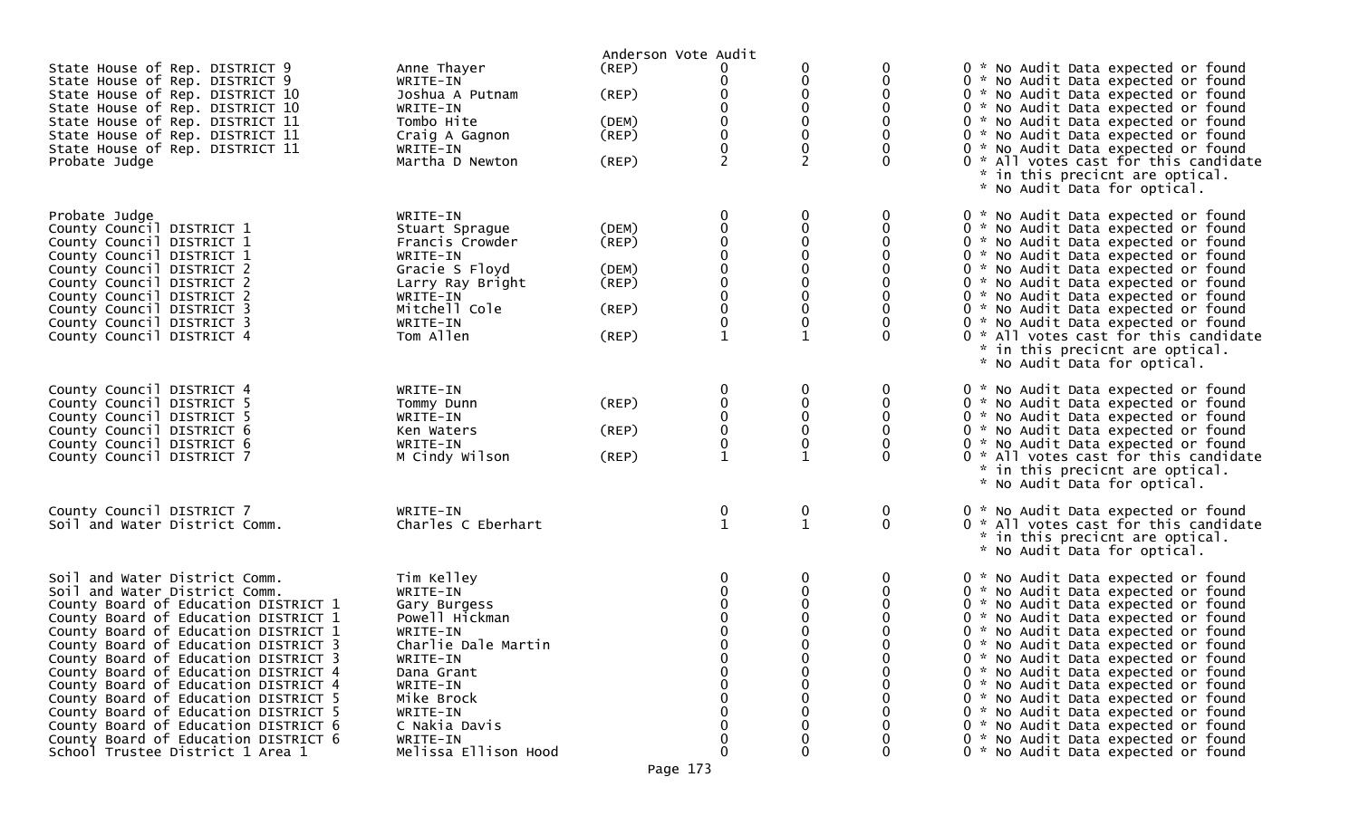Anderson Vote Audit

| Office | Candidate | Party | | | | |
|---|---|---|---|---|---|---|
| State House of Rep. DISTRICT 9 | Anne Thayer | (REP) | 0 | 0 | 0 | 0 * No Audit Data expected or found |
| State House of Rep. DISTRICT 9 | WRITE-IN | | 0 | 0 | 0 | 0 * No Audit Data expected or found |
| State House of Rep. DISTRICT 10 | Joshua A Putnam | (REP) | 0 | 0 | 0 | 0 * No Audit Data expected or found |
| State House of Rep. DISTRICT 10 | WRITE-IN | | 0 | 0 | 0 | 0 * No Audit Data expected or found |
| State House of Rep. DISTRICT 11 | Tombo Hite | (DEM) | 0 | 0 | 0 | 0 * No Audit Data expected or found |
| State House of Rep. DISTRICT 11 | Craig A Gagnon | (REP) | 0 | 0 | 0 | 0 * No Audit Data expected or found |
| State House of Rep. DISTRICT 11 | WRITE-IN | | 0 | 0 | 0 | 0 * No Audit Data expected or found |
| Probate Judge | Martha D Newton | (REP) | 2 | 2 | 0 | 0 * All votes cast for this candidate * in this precicnt are optical. * No Audit Data for optical. |
| Probate Judge | WRITE-IN | | 0 | 0 | 0 | 0 * No Audit Data expected or found |
| County Council DISTRICT 1 | Stuart Sprague | (DEM) | 0 | 0 | 0 | 0 * No Audit Data expected or found |
| County Council DISTRICT 1 | Francis Crowder | (REP) | 0 | 0 | 0 | 0 * No Audit Data expected or found |
| County Council DISTRICT 1 | WRITE-IN | | 0 | 0 | 0 | 0 * No Audit Data expected or found |
| County Council DISTRICT 2 | Gracie S Floyd | (DEM) | 0 | 0 | 0 | 0 * No Audit Data expected or found |
| County Council DISTRICT 2 | Larry Ray Bright | (REP) | 0 | 0 | 0 | 0 * No Audit Data expected or found |
| County Council DISTRICT 2 | WRITE-IN | | 0 | 0 | 0 | 0 * No Audit Data expected or found |
| County Council DISTRICT 3 | Mitchell Cole | (REP) | 0 | 0 | 0 | 0 * No Audit Data expected or found |
| County Council DISTRICT 3 | WRITE-IN | | 0 | 0 | 0 | 0 * No Audit Data expected or found |
| County Council DISTRICT 4 | Tom Allen | (REP) | 1 | 1 | 0 | 0 * All votes cast for this candidate * in this precicnt are optical. * No Audit Data for optical. |
| County Council DISTRICT 4 | WRITE-IN | | 0 | 0 | 0 | 0 * No Audit Data expected or found |
| County Council DISTRICT 5 | Tommy Dunn | (REP) | 0 | 0 | 0 | 0 * No Audit Data expected or found |
| County Council DISTRICT 5 | WRITE-IN | | 0 | 0 | 0 | 0 * No Audit Data expected or found |
| County Council DISTRICT 6 | Ken Waters | (REP) | 0 | 0 | 0 | 0 * No Audit Data expected or found |
| County Council DISTRICT 6 | WRITE-IN | | 0 | 0 | 0 | 0 * No Audit Data expected or found |
| County Council DISTRICT 7 | M Cindy Wilson | (REP) | 1 | 1 | 0 | 0 * All votes cast for this candidate * in this precicnt are optical. * No Audit Data for optical. |
| County Council DISTRICT 7 | WRITE-IN | | 0 | 0 | 0 | 0 * No Audit Data expected or found |
| Soil and Water District Comm. | Charles C Eberhart | | 1 | 1 | 0 | 0 * All votes cast for this candidate * in this precicnt are optical. * No Audit Data for optical. |
| Soil and Water District Comm. | Tim Kelley | | 0 | 0 | 0 | 0 * No Audit Data expected or found |
| Soil and Water District Comm. | WRITE-IN | | 0 | 0 | 0 | 0 * No Audit Data expected or found |
| County Board of Education DISTRICT 1 | Gary Burgess | | 0 | 0 | 0 | 0 * No Audit Data expected or found |
| County Board of Education DISTRICT 1 | Powell Hickman | | 0 | 0 | 0 | 0 * No Audit Data expected or found |
| County Board of Education DISTRICT 1 | WRITE-IN | | 0 | 0 | 0 | 0 * No Audit Data expected or found |
| County Board of Education DISTRICT 3 | Charlie Dale Martin | | 0 | 0 | 0 | 0 * No Audit Data expected or found |
| County Board of Education DISTRICT 3 | WRITE-IN | | 0 | 0 | 0 | 0 * No Audit Data expected or found |
| County Board of Education DISTRICT 4 | Dana Grant | | 0 | 0 | 0 | 0 * No Audit Data expected or found |
| County Board of Education DISTRICT 4 | WRITE-IN | | 0 | 0 | 0 | 0 * No Audit Data expected or found |
| County Board of Education DISTRICT 5 | Mike Brock | | 0 | 0 | 0 | 0 * No Audit Data expected or found |
| County Board of Education DISTRICT 5 | WRITE-IN | | 0 | 0 | 0 | 0 * No Audit Data expected or found |
| County Board of Education DISTRICT 6 | C Nakia Davis | | 0 | 0 | 0 | 0 * No Audit Data expected or found |
| County Board of Education DISTRICT 6 | WRITE-IN | | 0 | 0 | 0 | 0 * No Audit Data expected or found |
| School Trustee District 1 Area 1 | Melissa Ellison Hood | | 0 | 0 | 0 | 0 * No Audit Data expected or found |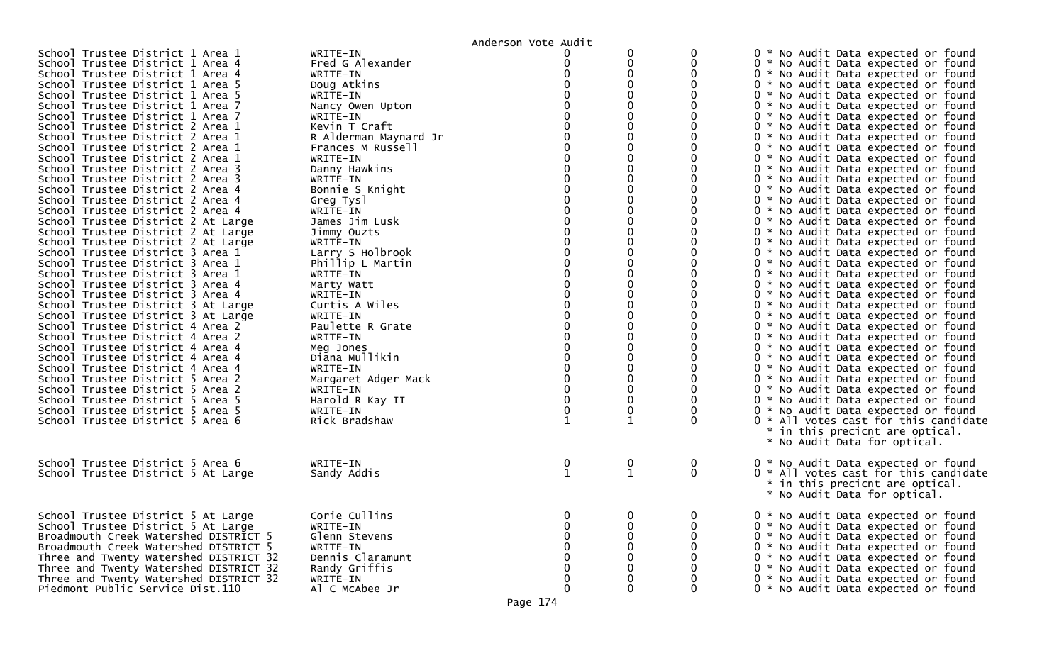Anderson Vote Audit

| Contest | Candidate | | | | | Notes |
|---|---|---|---|---|---|---|
| School Trustee District 1 Area 1 | WRITE-IN | 0 | 0 | 0 | 0 | * No Audit Data expected or found |
| School Trustee District 1 Area 4 | Fred G Alexander | 0 | 0 | 0 | 0 | * No Audit Data expected or found |
| School Trustee District 1 Area 4 | WRITE-IN | 0 | 0 | 0 | 0 | * No Audit Data expected or found |
| School Trustee District 1 Area 5 | Doug Atkins | 0 | 0 | 0 | 0 | * No Audit Data expected or found |
| School Trustee District 1 Area 5 | WRITE-IN | 0 | 0 | 0 | 0 | * No Audit Data expected or found |
| School Trustee District 1 Area 7 | Nancy Owen Upton | 0 | 0 | 0 | 0 | * No Audit Data expected or found |
| School Trustee District 1 Area 7 | WRITE-IN | 0 | 0 | 0 | 0 | * No Audit Data expected or found |
| School Trustee District 2 Area 1 | Kevin T Craft | 0 | 0 | 0 | 0 | * No Audit Data expected or found |
| School Trustee District 2 Area 1 | R Alderman Maynard Jr | 0 | 0 | 0 | 0 | * No Audit Data expected or found |
| School Trustee District 2 Area 1 | Frances M Russell | 0 | 0 | 0 | 0 | * No Audit Data expected or found |
| School Trustee District 2 Area 1 | WRITE-IN | 0 | 0 | 0 | 0 | * No Audit Data expected or found |
| School Trustee District 2 Area 3 | Danny Hawkins | 0 | 0 | 0 | 0 | * No Audit Data expected or found |
| School Trustee District 2 Area 3 | WRITE-IN | 0 | 0 | 0 | 0 | * No Audit Data expected or found |
| School Trustee District 2 Area 4 | Bonnie S Knight | 0 | 0 | 0 | 0 | * No Audit Data expected or found |
| School Trustee District 2 Area 4 | Greg Tysl | 0 | 0 | 0 | 0 | * No Audit Data expected or found |
| School Trustee District 2 Area 4 | WRITE-IN | 0 | 0 | 0 | 0 | * No Audit Data expected or found |
| School Trustee District 2 At Large | James Jim Lusk | 0 | 0 | 0 | 0 | * No Audit Data expected or found |
| School Trustee District 2 At Large | Jimmy Ouzts | 0 | 0 | 0 | 0 | * No Audit Data expected or found |
| School Trustee District 2 At Large | WRITE-IN | 0 | 0 | 0 | 0 | * No Audit Data expected or found |
| School Trustee District 3 Area 1 | Larry S Holbrook | 0 | 0 | 0 | 0 | * No Audit Data expected or found |
| School Trustee District 3 Area 1 | Phillip L Martin | 0 | 0 | 0 | 0 | * No Audit Data expected or found |
| School Trustee District 3 Area 1 | WRITE-IN | 0 | 0 | 0 | 0 | * No Audit Data expected or found |
| School Trustee District 3 Area 4 | Marty Watt | 0 | 0 | 0 | 0 | * No Audit Data expected or found |
| School Trustee District 3 Area 4 | WRITE-IN | 0 | 0 | 0 | 0 | * No Audit Data expected or found |
| School Trustee District 3 At Large | Curtis A Wiles | 0 | 0 | 0 | 0 | * No Audit Data expected or found |
| School Trustee District 3 At Large | WRITE-IN | 0 | 0 | 0 | 0 | * No Audit Data expected or found |
| School Trustee District 4 Area 2 | Paulette R Grate | 0 | 0 | 0 | 0 | * No Audit Data expected or found |
| School Trustee District 4 Area 2 | WRITE-IN | 0 | 0 | 0 | 0 | * No Audit Data expected or found |
| School Trustee District 4 Area 4 | Meg Jones | 0 | 0 | 0 | 0 | * No Audit Data expected or found |
| School Trustee District 4 Area 4 | Diana Mullikin | 0 | 0 | 0 | 0 | * No Audit Data expected or found |
| School Trustee District 4 Area 4 | WRITE-IN | 0 | 0 | 0 | 0 | * No Audit Data expected or found |
| School Trustee District 5 Area 2 | Margaret Adger Mack | 0 | 0 | 0 | 0 | * No Audit Data expected or found |
| School Trustee District 5 Area 2 | WRITE-IN | 0 | 0 | 0 | 0 | * No Audit Data expected or found |
| School Trustee District 5 Area 5 | Harold R Kay II | 0 | 0 | 0 | 0 | * No Audit Data expected or found |
| School Trustee District 5 Area 5 | WRITE-IN | 0 | 0 | 0 | 0 | * No Audit Data expected or found |
| School Trustee District 5 Area 6 | Rick Bradshaw | 1 | 1 | 0 | 0 | * All votes cast for this candidate * in this precicnt are optical. * No Audit Data for optical. |
| School Trustee District 5 Area 6 | WRITE-IN | 0 | 0 | 0 | 0 | * No Audit Data expected or found |
| School Trustee District 5 At Large | Sandy Addis | 1 | 1 | 0 | 0 | * All votes cast for this candidate * in this precicnt are optical. * No Audit Data for optical. |
| School Trustee District 5 At Large | Corie Cullins | 0 | 0 | 0 | 0 | * No Audit Data expected or found |
| School Trustee District 5 At Large | WRITE-IN | 0 | 0 | 0 | 0 | * No Audit Data expected or found |
| Broadmouth Creek Watershed DISTRICT 5 | Glenn Stevens | 0 | 0 | 0 | 0 | * No Audit Data expected or found |
| Broadmouth Creek Watershed DISTRICT 5 | WRITE-IN | 0 | 0 | 0 | 0 | * No Audit Data expected or found |
| Three and Twenty Watershed DISTRICT 32 | Dennis Claramunt | 0 | 0 | 0 | 0 | * No Audit Data expected or found |
| Three and Twenty Watershed DISTRICT 32 | Randy Griffis | 0 | 0 | 0 | 0 | * No Audit Data expected or found |
| Three and Twenty Watershed DISTRICT 32 | WRITE-IN | 0 | 0 | 0 | 0 | * No Audit Data expected or found |
| Piedmont Public Service Dist.110 | Al C McAbee Jr | 0 | 0 | 0 | 0 | * No Audit Data expected or found |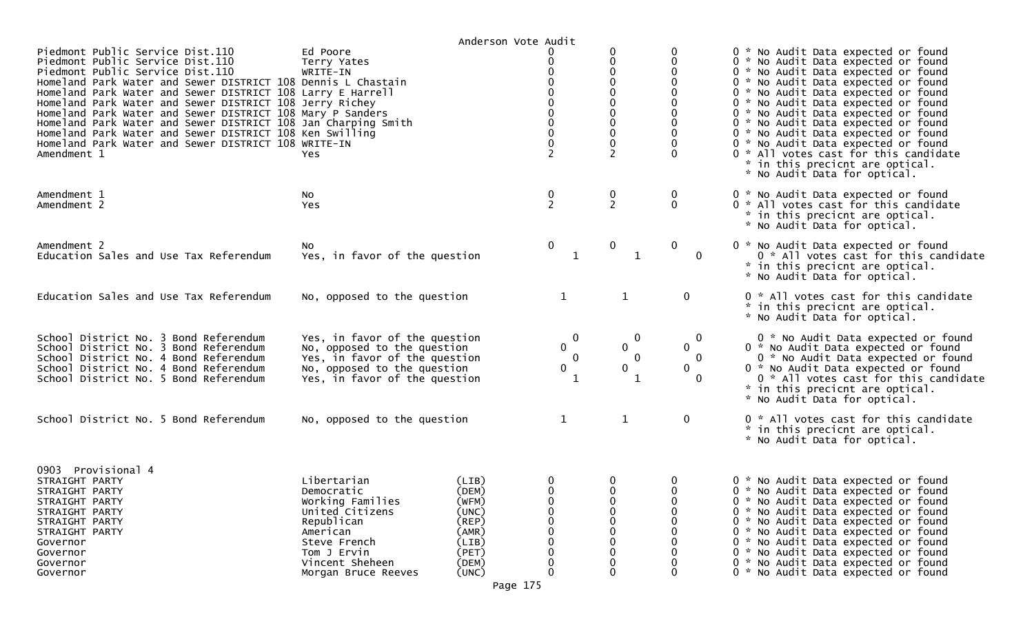Anderson Vote Audit

| Contest | Candidate | Party | | | | |
|---|---|---|---|---|---|---|
| Piedmont Public Service Dist.110 | Ed Poore | | 0 | 0 | 0 | 0 * No Audit Data expected or found |
| Piedmont Public Service Dist.110 | Terry Yates | | 0 | 0 | 0 | 0 * No Audit Data expected or found |
| Piedmont Public Service Dist.110 | WRITE-IN | | 0 | 0 | 0 | 0 * No Audit Data expected or found |
| Homeland Park Water and Sewer DISTRICT 108 | Dennis L Chastain | | 0 | 0 | 0 | 0 * No Audit Data expected or found |
| Homeland Park Water and Sewer DISTRICT 108 | Larry E Harrell | | 0 | 0 | 0 | 0 * No Audit Data expected or found |
| Homeland Park Water and Sewer DISTRICT 108 | Jerry Richey | | 0 | 0 | 0 | 0 * No Audit Data expected or found |
| Homeland Park Water and Sewer DISTRICT 108 | Mary P Sanders | | 0 | 0 | 0 | 0 * No Audit Data expected or found |
| Homeland Park Water and Sewer DISTRICT 108 | Jan Charping Smith | | 0 | 0 | 0 | 0 * No Audit Data expected or found |
| Homeland Park Water and Sewer DISTRICT 108 | Ken Swilling | | 0 | 0 | 0 | 0 * No Audit Data expected or found |
| Homeland Park Water and Sewer DISTRICT 108 | WRITE-IN | | 0 | 0 | 0 | 0 * No Audit Data expected or found |
| Amendment 1 | Yes | | 2 | 2 | 0 | 0 * All votes cast for this candidate * in this precicnt are optical. * No Audit Data for optical. |
| Amendment 1 | No | | 0 | 0 | 0 | 0 * No Audit Data expected or found |
| Amendment 2 | Yes | | 2 | 2 | 0 | 0 * All votes cast for this candidate * in this precicnt are optical. * No Audit Data for optical. |
| Amendment 2 | No | | 0 | 0 | 0 | 0 * No Audit Data expected or found |
| Education Sales and Use Tax Referendum | Yes, in favor of the question | | 1 | 1 | 0 | 0 * All votes cast for this candidate * in this precicnt are optical. * No Audit Data for optical. |
| Education Sales and Use Tax Referendum | No, opposed to the question | | 1 | 1 | 0 | 0 * All votes cast for this candidate * in this precicnt are optical. * No Audit Data for optical. |
| School District No. 3 Bond Referendum | Yes, in favor of the question | | 0 | 0 | 0 | 0 * No Audit Data expected or found |
| School District No. 3 Bond Referendum | No, opposed to the question | | 0 | 0 | 0 | 0 * No Audit Data expected or found |
| School District No. 4 Bond Referendum | Yes, in favor of the question | | 0 | 0 | 0 | 0 * No Audit Data expected or found |
| School District No. 4 Bond Referendum | No, opposed to the question | | 0 | 0 | 0 | 0 * No Audit Data expected or found |
| School District No. 5 Bond Referendum | Yes, in favor of the question | | 1 | 1 | 0 | 0 * All votes cast for this candidate * in this precicnt are optical. * No Audit Data for optical. |
| School District No. 5 Bond Referendum | No, opposed to the question | | 1 | 1 | 0 | 0 * All votes cast for this candidate * in this precicnt are optical. * No Audit Data for optical. |

0903 Provisional 4

| Contest | Candidate | Party | | | | |
|---|---|---|---|---|---|---|
| STRAIGHT PARTY | Libertarian | (LIB) | 0 | 0 | 0 | 0 * No Audit Data expected or found |
| STRAIGHT PARTY | Democratic | (DEM) | 0 | 0 | 0 | 0 * No Audit Data expected or found |
| STRAIGHT PARTY | Working Families | (WFM) | 0 | 0 | 0 | 0 * No Audit Data expected or found |
| STRAIGHT PARTY | United Citizens | (UNC) | 0 | 0 | 0 | 0 * No Audit Data expected or found |
| STRAIGHT PARTY | Republican | (REP) | 0 | 0 | 0 | 0 * No Audit Data expected or found |
| STRAIGHT PARTY | American | (AMR) | 0 | 0 | 0 | 0 * No Audit Data expected or found |
| Governor | Steve French | (LIB) | 0 | 0 | 0 | 0 * No Audit Data expected or found |
| Governor | Tom J Ervin | (PET) | 0 | 0 | 0 | 0 * No Audit Data expected or found |
| Governor | Vincent Sheheen | (DEM) | 0 | 0 | 0 | 0 * No Audit Data expected or found |
| Governor | Morgan Bruce Reeves | (UNC) | 0 | 0 | 0 | 0 * No Audit Data expected or found |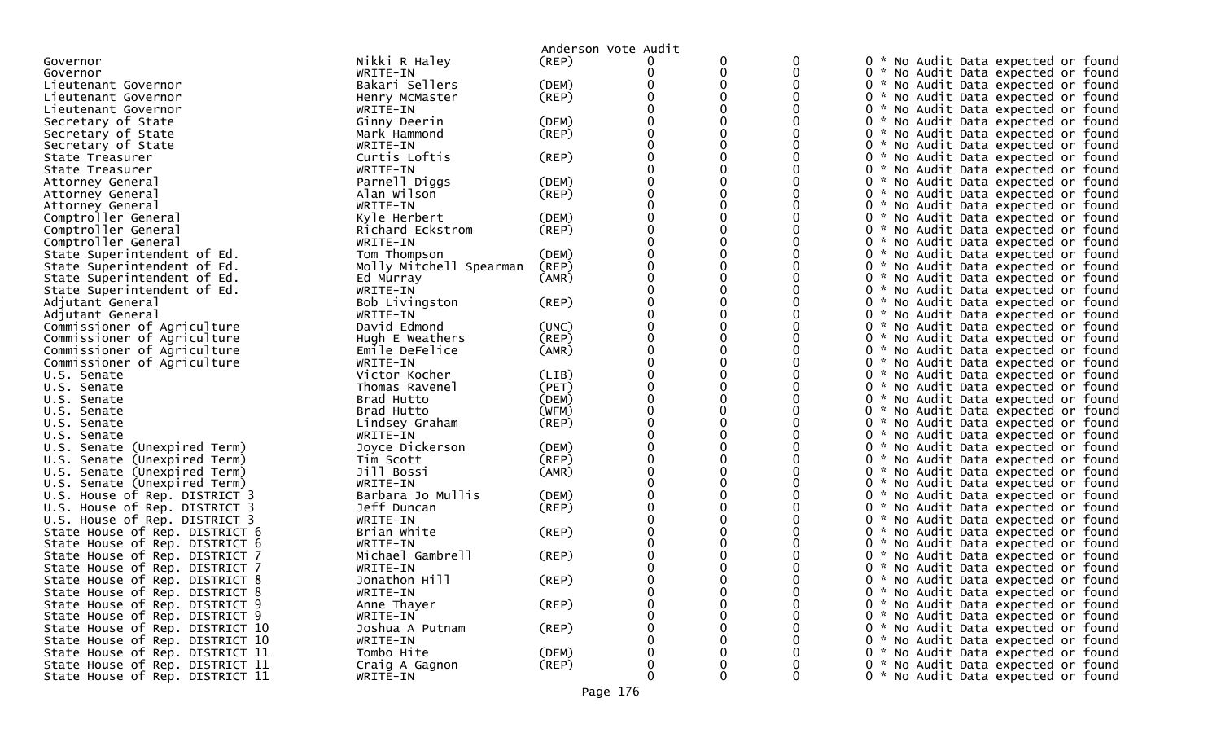Anderson Vote Audit

| Office | Candidate | Party | | | | | |
|---|---|---|---|---|---|---|---|
| Governor | Nikki R Haley | (REP) | 0 | 0 | 0 | 0 | * No Audit Data expected or found |
| Governor | WRITE-IN | | 0 | 0 | 0 | 0 | * No Audit Data expected or found |
| Lieutenant Governor | Bakari Sellers | (DEM) | 0 | 0 | 0 | 0 | * No Audit Data expected or found |
| Lieutenant Governor | Henry McMaster | (REP) | 0 | 0 | 0 | 0 | * No Audit Data expected or found |
| Lieutenant Governor | WRITE-IN | | 0 | 0 | 0 | 0 | * No Audit Data expected or found |
| Secretary of State | Ginny Deerin | (DEM) | 0 | 0 | 0 | 0 | * No Audit Data expected or found |
| Secretary of State | Mark Hammond | (REP) | 0 | 0 | 0 | 0 | * No Audit Data expected or found |
| Secretary of State | WRITE-IN | | 0 | 0 | 0 | 0 | * No Audit Data expected or found |
| State Treasurer | Curtis Loftis | (REP) | 0 | 0 | 0 | 0 | * No Audit Data expected or found |
| State Treasurer | WRITE-IN | | 0 | 0 | 0 | 0 | * No Audit Data expected or found |
| Attorney General | Parnell Diggs | (DEM) | 0 | 0 | 0 | 0 | * No Audit Data expected or found |
| Attorney General | Alan Wilson | (REP) | 0 | 0 | 0 | 0 | * No Audit Data expected or found |
| Attorney General | WRITE-IN | | 0 | 0 | 0 | 0 | * No Audit Data expected or found |
| Comptroller General | Kyle Herbert | (DEM) | 0 | 0 | 0 | 0 | * No Audit Data expected or found |
| Comptroller General | Richard Eckstrom | (REP) | 0 | 0 | 0 | 0 | * No Audit Data expected or found |
| Comptroller General | WRITE-IN | | 0 | 0 | 0 | 0 | * No Audit Data expected or found |
| State Superintendent of Ed. | Tom Thompson | (DEM) | 0 | 0 | 0 | 0 | * No Audit Data expected or found |
| State Superintendent of Ed. | Molly Mitchell Spearman | (REP) | 0 | 0 | 0 | 0 | * No Audit Data expected or found |
| State Superintendent of Ed. | Ed Murray | (AMR) | 0 | 0 | 0 | 0 | * No Audit Data expected or found |
| State Superintendent of Ed. | WRITE-IN | | 0 | 0 | 0 | 0 | * No Audit Data expected or found |
| Adjutant General | Bob Livingston | (REP) | 0 | 0 | 0 | 0 | * No Audit Data expected or found |
| Adjutant General | WRITE-IN | | 0 | 0 | 0 | 0 | * No Audit Data expected or found |
| Commissioner of Agriculture | David Edmond | (UNC) | 0 | 0 | 0 | 0 | * No Audit Data expected or found |
| Commissioner of Agriculture | Hugh E Weathers | (REP) | 0 | 0 | 0 | 0 | * No Audit Data expected or found |
| Commissioner of Agriculture | Emile DeFelice | (AMR) | 0 | 0 | 0 | 0 | * No Audit Data expected or found |
| Commissioner of Agriculture | WRITE-IN | | 0 | 0 | 0 | 0 | * No Audit Data expected or found |
| U.S. Senate | Victor Kocher | (LIB) | 0 | 0 | 0 | 0 | * No Audit Data expected or found |
| U.S. Senate | Thomas Ravenel | (PET) | 0 | 0 | 0 | 0 | * No Audit Data expected or found |
| U.S. Senate | Brad Hutto | (DEM) | 0 | 0 | 0 | 0 | * No Audit Data expected or found |
| U.S. Senate | Brad Hutto | (WFM) | 0 | 0 | 0 | 0 | * No Audit Data expected or found |
| U.S. Senate | Lindsey Graham | (REP) | 0 | 0 | 0 | 0 | * No Audit Data expected or found |
| U.S. Senate | WRITE-IN | | 0 | 0 | 0 | 0 | * No Audit Data expected or found |
| U.S. Senate (Unexpired Term) | Joyce Dickerson | (DEM) | 0 | 0 | 0 | 0 | * No Audit Data expected or found |
| U.S. Senate (Unexpired Term) | Tim Scott | (REP) | 0 | 0 | 0 | 0 | * No Audit Data expected or found |
| U.S. Senate (Unexpired Term) | Jill Bossi | (AMR) | 0 | 0 | 0 | 0 | * No Audit Data expected or found |
| U.S. Senate (Unexpired Term) | WRITE-IN | | 0 | 0 | 0 | 0 | * No Audit Data expected or found |
| U.S. House of Rep. DISTRICT 3 | Barbara Jo Mullis | (DEM) | 0 | 0 | 0 | 0 | * No Audit Data expected or found |
| U.S. House of Rep. DISTRICT 3 | Jeff Duncan | (REP) | 0 | 0 | 0 | 0 | * No Audit Data expected or found |
| U.S. House of Rep. DISTRICT 3 | WRITE-IN | | 0 | 0 | 0 | 0 | * No Audit Data expected or found |
| State House of Rep. DISTRICT 6 | Brian White | (REP) | 0 | 0 | 0 | 0 | * No Audit Data expected or found |
| State House of Rep. DISTRICT 6 | WRITE-IN | | 0 | 0 | 0 | 0 | * No Audit Data expected or found |
| State House of Rep. DISTRICT 7 | Michael Gambrell | (REP) | 0 | 0 | 0 | 0 | * No Audit Data expected or found |
| State House of Rep. DISTRICT 7 | WRITE-IN | | 0 | 0 | 0 | 0 | * No Audit Data expected or found |
| State House of Rep. DISTRICT 8 | Jonathon Hill | (REP) | 0 | 0 | 0 | 0 | * No Audit Data expected or found |
| State House of Rep. DISTRICT 8 | WRITE-IN | | 0 | 0 | 0 | 0 | * No Audit Data expected or found |
| State House of Rep. DISTRICT 9 | Anne Thayer | (REP) | 0 | 0 | 0 | 0 | * No Audit Data expected or found |
| State House of Rep. DISTRICT 9 | WRITE-IN | | 0 | 0 | 0 | 0 | * No Audit Data expected or found |
| State House of Rep. DISTRICT 10 | Joshua A Putnam | (REP) | 0 | 0 | 0 | 0 | * No Audit Data expected or found |
| State House of Rep. DISTRICT 10 | WRITE-IN | | 0 | 0 | 0 | 0 | * No Audit Data expected or found |
| State House of Rep. DISTRICT 11 | Tombo Hite | (DEM) | 0 | 0 | 0 | 0 | * No Audit Data expected or found |
| State House of Rep. DISTRICT 11 | Craig A Gagnon | (REP) | 0 | 0 | 0 | 0 | * No Audit Data expected or found |
| State House of Rep. DISTRICT 11 | WRITE-IN | | 0 | 0 | 0 | 0 | * No Audit Data expected or found |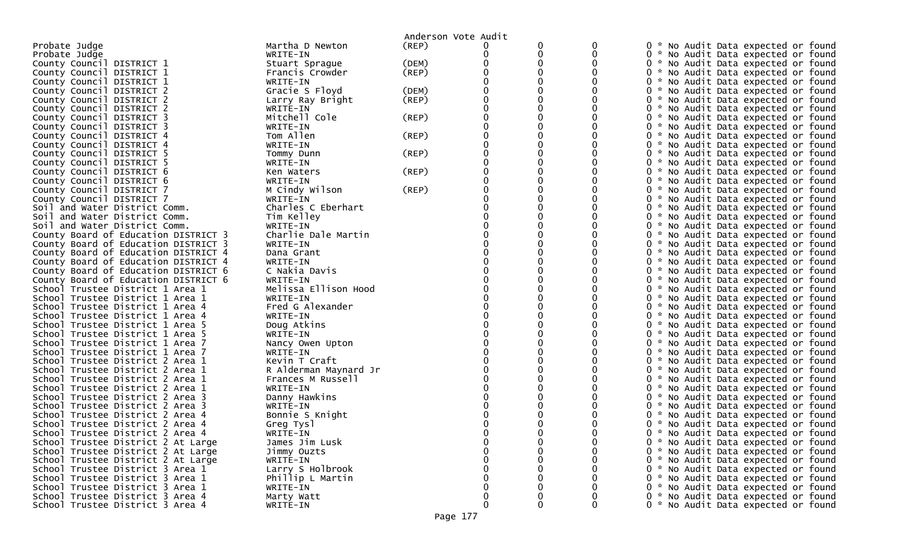Anderson Vote Audit

| Office | Candidate | Party | | | | | |
|---|---|---|---|---|---|---|---|
| Probate Judge | Martha D Newton | (REP) | 0 | 0 | 0 | 0 | * No Audit Data expected or found |
| Probate Judge | WRITE-IN | | 0 | 0 | 0 | 0 | * No Audit Data expected or found |
| County Council DISTRICT 1 | Stuart Sprague | (DEM) | 0 | 0 | 0 | 0 | * No Audit Data expected or found |
| County Council DISTRICT 1 | Francis Crowder | (REP) | 0 | 0 | 0 | 0 | * No Audit Data expected or found |
| County Council DISTRICT 1 | WRITE-IN | | 0 | 0 | 0 | 0 | * No Audit Data expected or found |
| County Council DISTRICT 2 | Gracie S Floyd | (DEM) | 0 | 0 | 0 | 0 | * No Audit Data expected or found |
| County Council DISTRICT 2 | Larry Ray Bright | (REP) | 0 | 0 | 0 | 0 | * No Audit Data expected or found |
| County Council DISTRICT 2 | WRITE-IN | | 0 | 0 | 0 | 0 | * No Audit Data expected or found |
| County Council DISTRICT 3 | Mitchell Cole | (REP) | 0 | 0 | 0 | 0 | * No Audit Data expected or found |
| County Council DISTRICT 3 | WRITE-IN | | 0 | 0 | 0 | 0 | * No Audit Data expected or found |
| County Council DISTRICT 4 | Tom Allen | (REP) | 0 | 0 | 0 | 0 | * No Audit Data expected or found |
| County Council DISTRICT 4 | WRITE-IN | | 0 | 0 | 0 | 0 | * No Audit Data expected or found |
| County Council DISTRICT 5 | Tommy Dunn | (REP) | 0 | 0 | 0 | 0 | * No Audit Data expected or found |
| County Council DISTRICT 5 | WRITE-IN | | 0 | 0 | 0 | 0 | * No Audit Data expected or found |
| County Council DISTRICT 6 | Ken Waters | (REP) | 0 | 0 | 0 | 0 | * No Audit Data expected or found |
| County Council DISTRICT 6 | WRITE-IN | | 0 | 0 | 0 | 0 | * No Audit Data expected or found |
| County Council DISTRICT 7 | M Cindy Wilson | (REP) | 0 | 0 | 0 | 0 | * No Audit Data expected or found |
| County Council DISTRICT 7 | WRITE-IN | | 0 | 0 | 0 | 0 | * No Audit Data expected or found |
| Soil and Water District Comm. | Charles C Eberhart | | 0 | 0 | 0 | 0 | * No Audit Data expected or found |
| Soil and Water District Comm. | Tim Kelley | | 0 | 0 | 0 | 0 | * No Audit Data expected or found |
| Soil and Water District Comm. | WRITE-IN | | 0 | 0 | 0 | 0 | * No Audit Data expected or found |
| County Board of Education DISTRICT 3 | Charlie Dale Martin | | 0 | 0 | 0 | 0 | * No Audit Data expected or found |
| County Board of Education DISTRICT 3 | WRITE-IN | | 0 | 0 | 0 | 0 | * No Audit Data expected or found |
| County Board of Education DISTRICT 4 | Dana Grant | | 0 | 0 | 0 | 0 | * No Audit Data expected or found |
| County Board of Education DISTRICT 4 | WRITE-IN | | 0 | 0 | 0 | 0 | * No Audit Data expected or found |
| County Board of Education DISTRICT 6 | C Nakia Davis | | 0 | 0 | 0 | 0 | * No Audit Data expected or found |
| County Board of Education DISTRICT 6 | WRITE-IN | | 0 | 0 | 0 | 0 | * No Audit Data expected or found |
| School Trustee District 1 Area 1 | Melissa Ellison Hood | | 0 | 0 | 0 | 0 | * No Audit Data expected or found |
| School Trustee District 1 Area 1 | WRITE-IN | | 0 | 0 | 0 | 0 | * No Audit Data expected or found |
| School Trustee District 1 Area 4 | Fred G Alexander | | 0 | 0 | 0 | 0 | * No Audit Data expected or found |
| School Trustee District 1 Area 4 | WRITE-IN | | 0 | 0 | 0 | 0 | * No Audit Data expected or found |
| School Trustee District 1 Area 5 | Doug Atkins | | 0 | 0 | 0 | 0 | * No Audit Data expected or found |
| School Trustee District 1 Area 5 | WRITE-IN | | 0 | 0 | 0 | 0 | * No Audit Data expected or found |
| School Trustee District 1 Area 7 | Nancy Owen Upton | | 0 | 0 | 0 | 0 | * No Audit Data expected or found |
| School Trustee District 1 Area 7 | WRITE-IN | | 0 | 0 | 0 | 0 | * No Audit Data expected or found |
| School Trustee District 2 Area 1 | Kevin T Craft | | 0 | 0 | 0 | 0 | * No Audit Data expected or found |
| School Trustee District 2 Area 1 | R Alderman Maynard Jr | | 0 | 0 | 0 | 0 | * No Audit Data expected or found |
| School Trustee District 2 Area 1 | Frances M Russell | | 0 | 0 | 0 | 0 | * No Audit Data expected or found |
| School Trustee District 2 Area 1 | WRITE-IN | | 0 | 0 | 0 | 0 | * No Audit Data expected or found |
| School Trustee District 2 Area 3 | Danny Hawkins | | 0 | 0 | 0 | 0 | * No Audit Data expected or found |
| School Trustee District 2 Area 3 | WRITE-IN | | 0 | 0 | 0 | 0 | * No Audit Data expected or found |
| School Trustee District 2 Area 4 | Bonnie S Knight | | 0 | 0 | 0 | 0 | * No Audit Data expected or found |
| School Trustee District 2 Area 4 | Greg Tysl | | 0 | 0 | 0 | 0 | * No Audit Data expected or found |
| School Trustee District 2 Area 4 | WRITE-IN | | 0 | 0 | 0 | 0 | * No Audit Data expected or found |
| School Trustee District 2 At Large | James Jim Lusk | | 0 | 0 | 0 | 0 | * No Audit Data expected or found |
| School Trustee District 2 At Large | Jimmy Ouzts | | 0 | 0 | 0 | 0 | * No Audit Data expected or found |
| School Trustee District 2 At Large | WRITE-IN | | 0 | 0 | 0 | 0 | * No Audit Data expected or found |
| School Trustee District 3 Area 1 | Larry S Holbrook | | 0 | 0 | 0 | 0 | * No Audit Data expected or found |
| School Trustee District 3 Area 1 | Phillip L Martin | | 0 | 0 | 0 | 0 | * No Audit Data expected or found |
| School Trustee District 3 Area 1 | WRITE-IN | | 0 | 0 | 0 | 0 | * No Audit Data expected or found |
| School Trustee District 3 Area 4 | Marty Watt | | 0 | 0 | 0 | 0 | * No Audit Data expected or found |
| School Trustee District 3 Area 4 | WRITE-IN | | 0 | 0 | 0 | 0 | * No Audit Data expected or found |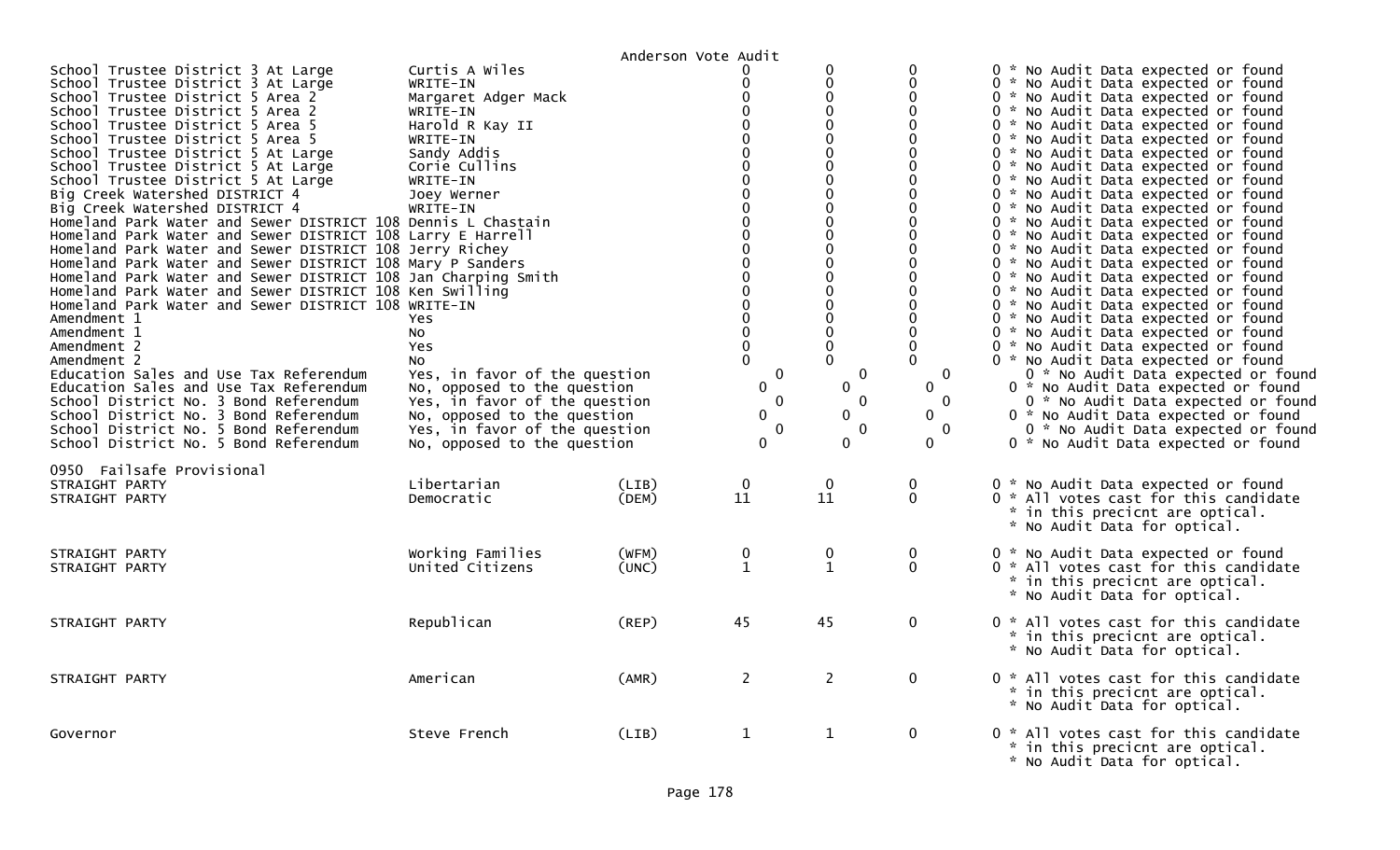Anderson Vote Audit

| Contest | Candidate | Party | | | | |
|---|---|---|---|---|---|---|
| School Trustee District 3 At Large | Curtis A Wiles | | 0 | 0 | 0 | 0 * No Audit Data expected or found |
| School Trustee District 3 At Large | WRITE-IN | | 0 | 0 | 0 | 0 * No Audit Data expected or found |
| School Trustee District 5 Area 2 | Margaret Adger Mack | | 0 | 0 | 0 | 0 * No Audit Data expected or found |
| School Trustee District 5 Area 2 | WRITE-IN | | 0 | 0 | 0 | 0 * No Audit Data expected or found |
| School Trustee District 5 Area 5 | Harold R Kay II | | 0 | 0 | 0 | 0 * No Audit Data expected or found |
| School Trustee District 5 Area 5 | WRITE-IN | | 0 | 0 | 0 | 0 * No Audit Data expected or found |
| School Trustee District 5 At Large | Sandy Addis | | 0 | 0 | 0 | 0 * No Audit Data expected or found |
| School Trustee District 5 At Large | Corie Cullins | | 0 | 0 | 0 | 0 * No Audit Data expected or found |
| School Trustee District 5 At Large | WRITE-IN | | 0 | 0 | 0 | 0 * No Audit Data expected or found |
| Big Creek Watershed DISTRICT 4 | Joey Werner | | 0 | 0 | 0 | 0 * No Audit Data expected or found |
| Big Creek Watershed DISTRICT 4 | WRITE-IN | | 0 | 0 | 0 | 0 * No Audit Data expected or found |
| Homeland Park Water and Sewer DISTRICT 108 | Dennis L Chastain | | 0 | 0 | 0 | 0 * No Audit Data expected or found |
| Homeland Park Water and Sewer DISTRICT 108 | Larry E Harrell | | 0 | 0 | 0 | 0 * No Audit Data expected or found |
| Homeland Park Water and Sewer DISTRICT 108 | Jerry Richey | | 0 | 0 | 0 | 0 * No Audit Data expected or found |
| Homeland Park Water and Sewer DISTRICT 108 | Mary P Sanders | | 0 | 0 | 0 | 0 * No Audit Data expected or found |
| Homeland Park Water and Sewer DISTRICT 108 | Jan Charping Smith | | 0 | 0 | 0 | 0 * No Audit Data expected or found |
| Homeland Park Water and Sewer DISTRICT 108 | Ken Swilling | | 0 | 0 | 0 | 0 * No Audit Data expected or found |
| Homeland Park Water and Sewer DISTRICT 108 | WRITE-IN | | 0 | 0 | 0 | 0 * No Audit Data expected or found |
| Amendment 1 | Yes | | 0 | 0 | 0 | 0 * No Audit Data expected or found |
| Amendment 1 | No | | 0 | 0 | 0 | 0 * No Audit Data expected or found |
| Amendment 2 | Yes | | 0 | 0 | 0 | 0 * No Audit Data expected or found |
| Amendment 2 | No | | 0 | 0 | 0 | 0 * No Audit Data expected or found |
| Education Sales and Use Tax Referendum | Yes, in favor of the question | | 0 | 0 | 0 | 0 * No Audit Data expected or found |
| Education Sales and Use Tax Referendum | No, opposed to the question | | 0 | 0 | 0 | 0 * No Audit Data expected or found |
| School District No. 3 Bond Referendum | Yes, in favor of the question | | 0 | 0 | 0 | 0 * No Audit Data expected or found |
| School District No. 3 Bond Referendum | No, opposed to the question | | 0 | 0 | 0 | 0 * No Audit Data expected or found |
| School District No. 5 Bond Referendum | Yes, in favor of the question | | 0 | 0 | 0 | 0 * No Audit Data expected or found |
| School District No. 5 Bond Referendum | No, opposed to the question | | 0 | 0 | 0 | 0 * No Audit Data expected or found |

0950 Failsafe Provisional

| Contest | Candidate | Party | | | | |
|---|---|---|---|---|---|---|
| STRAIGHT PARTY | Libertarian | (LIB) | 0 | 0 | 0 | 0 * No Audit Data expected or found |
| STRAIGHT PARTY | Democratic | (DEM) | 11 | 11 | 0 | 0 * All votes cast for this candidate * in this precicnt are optical. * No Audit Data for optical. |
| STRAIGHT PARTY | Working Families | (WFM) | 0 | 0 | 0 | 0 * No Audit Data expected or found |
| STRAIGHT PARTY | United Citizens | (UNC) | 1 | 1 | 0 | 0 * All votes cast for this candidate * in this precicnt are optical. * No Audit Data for optical. |
| STRAIGHT PARTY | Republican | (REP) | 45 | 45 | 0 | 0 * All votes cast for this candidate * in this precicnt are optical. * No Audit Data for optical. |
| STRAIGHT PARTY | American | (AMR) | 2 | 2 | 0 | 0 * All votes cast for this candidate * in this precicnt are optical. * No Audit Data for optical. |
| Governor | Steve French | (LIB) | 1 | 1 | 0 | 0 * All votes cast for this candidate * in this precicnt are optical. * No Audit Data for optical. |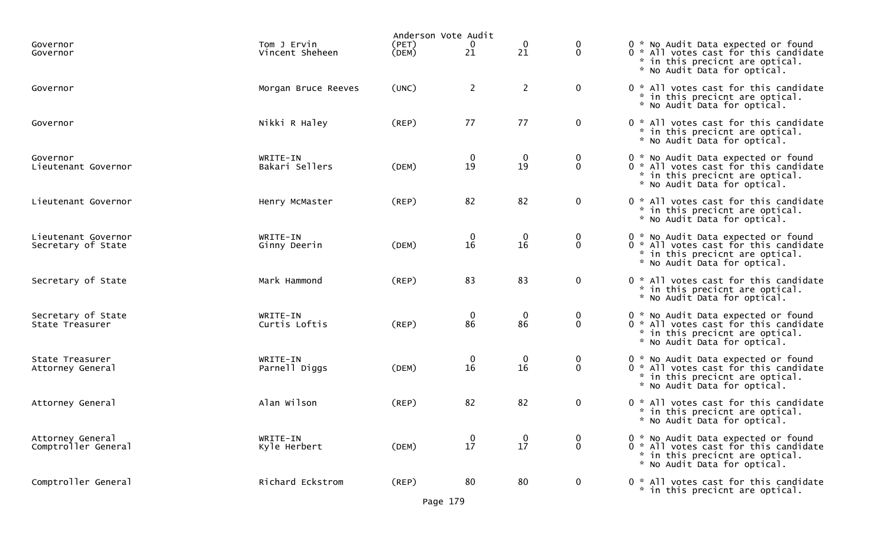Anderson Vote Audit

| Office | Candidate | Party | | | | | Notes |
|---|---|---|---|---|---|---|---|
| Governor | Tom J Ervin | (PET) | 0 | 0 | 0 | 0 | * No Audit Data expected or found |
| Governor | Vincent Sheheen | (DEM) | 21 | 21 | 0 | 0 | * All votes cast for this candidate * in this precicnt are optical. * No Audit Data for optical. |
| Governor | Morgan Bruce Reeves | (UNC) | 2 | 2 | 0 | 0 | * All votes cast for this candidate * in this precicnt are optical. * No Audit Data for optical. |
| Governor | Nikki R Haley | (REP) | 77 | 77 | 0 | 0 | * All votes cast for this candidate * in this precicnt are optical. * No Audit Data for optical. |
| Governor | WRITE-IN | | 0 | 0 | 0 | 0 | * No Audit Data expected or found |
| Lieutenant Governor | Bakari Sellers | (DEM) | 19 | 19 | 0 | 0 | * All votes cast for this candidate * in this precicnt are optical. * No Audit Data for optical. |
| Lieutenant Governor | Henry McMaster | (REP) | 82 | 82 | 0 | 0 | * All votes cast for this candidate * in this precicnt are optical. * No Audit Data for optical. |
| Lieutenant Governor | WRITE-IN | | 0 | 0 | 0 | 0 | * No Audit Data expected or found |
| Secretary of State | Ginny Deerin | (DEM) | 16 | 16 | 0 | 0 | * All votes cast for this candidate * in this precicnt are optical. * No Audit Data for optical. |
| Secretary of State | Mark Hammond | (REP) | 83 | 83 | 0 | 0 | * All votes cast for this candidate * in this precicnt are optical. * No Audit Data for optical. |
| Secretary of State | WRITE-IN | | 0 | 0 | 0 | 0 | * No Audit Data expected or found |
| State Treasurer | Curtis Loftis | (REP) | 86 | 86 | 0 | 0 | * All votes cast for this candidate * in this precicnt are optical. * No Audit Data for optical. |
| State Treasurer | WRITE-IN | | 0 | 0 | 0 | 0 | * No Audit Data expected or found |
| Attorney General | Parnell Diggs | (DEM) | 16 | 16 | 0 | 0 | * All votes cast for this candidate * in this precicnt are optical. * No Audit Data for optical. |
| Attorney General | Alan Wilson | (REP) | 82 | 82 | 0 | 0 | * All votes cast for this candidate * in this precicnt are optical. * No Audit Data for optical. |
| Attorney General | WRITE-IN | | 0 | 0 | 0 | 0 | * No Audit Data expected or found |
| Comptroller General | Kyle Herbert | (DEM) | 17 | 17 | 0 | 0 | * All votes cast for this candidate * in this precicnt are optical. * No Audit Data for optical. |
| Comptroller General | Richard Eckstrom | (REP) | 80 | 80 | 0 | 0 | * All votes cast for this candidate * in this precicnt are optical. |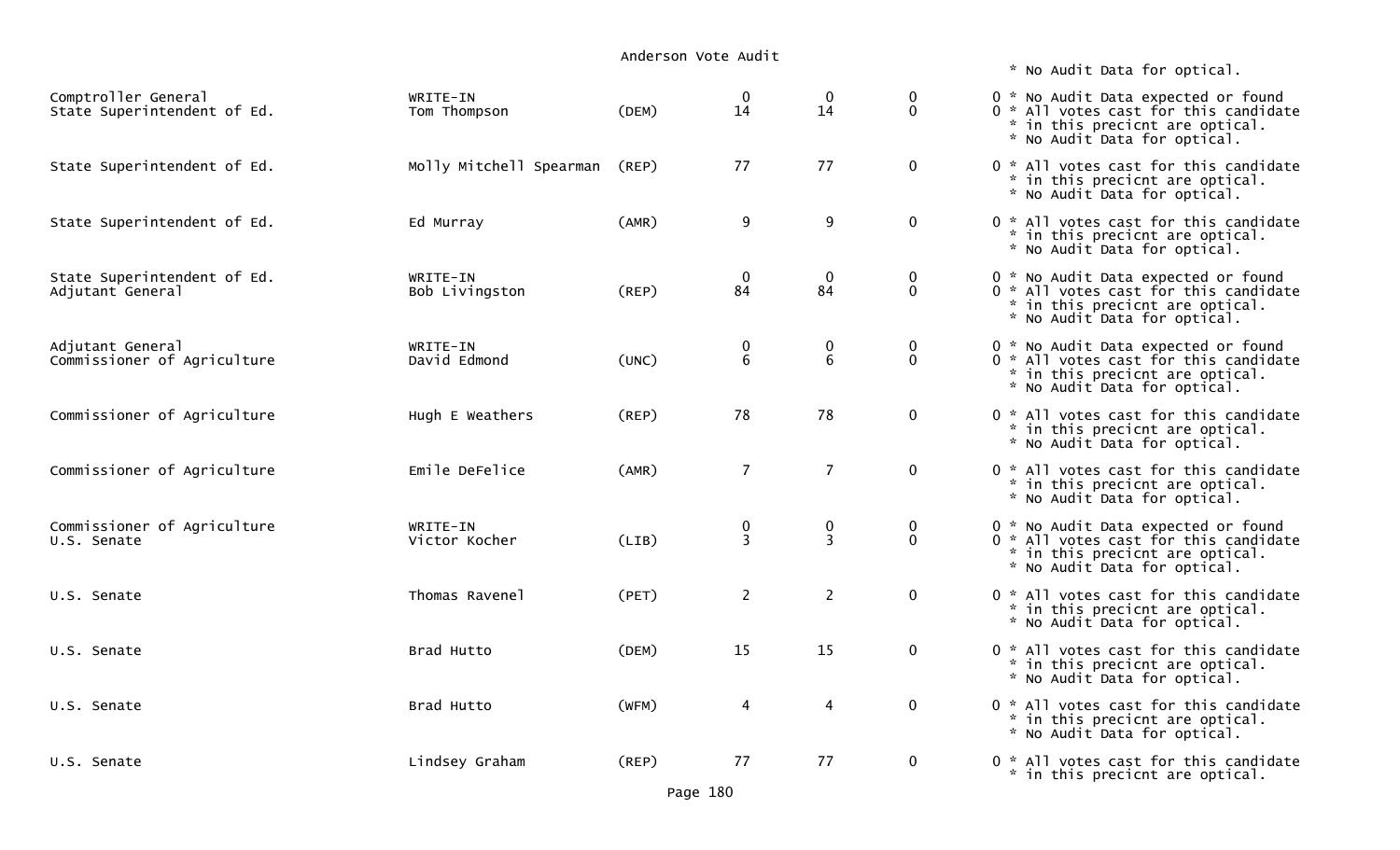# Anderson Vote Audit

| Office | Candidate | Party | | | | | Notes |
|---|---|---|---|---|---|---|---|
| | | | | | | | * No Audit Data for optical. |
| Comptroller General | WRITE-IN | | 0 | 0 | 0 | 0 | * No Audit Data expected or found |
| State Superintendent of Ed. | Tom Thompson | (DEM) | 14 | 14 | 0 | 0 | * All votes cast for this candidate * in this precicnt are optical. * No Audit Data for optical. |
| State Superintendent of Ed. | Molly Mitchell Spearman | (REP) | 77 | 77 | 0 | 0 | * All votes cast for this candidate * in this precicnt are optical. * No Audit Data for optical. |
| State Superintendent of Ed. | Ed Murray | (AMR) | 9 | 9 | 0 | 0 | * All votes cast for this candidate * in this precicnt are optical. * No Audit Data for optical. |
| State Superintendent of Ed. | WRITE-IN | | 0 | 0 | 0 | 0 | * No Audit Data expected or found |
| Adjutant General | Bob Livingston | (REP) | 84 | 84 | 0 | 0 | * All votes cast for this candidate * in this precicnt are optical. * No Audit Data for optical. |
| Adjutant General | WRITE-IN | | 0 | 0 | 0 | 0 | * No Audit Data expected or found |
| Commissioner of Agriculture | David Edmond | (UNC) | 6 | 6 | 0 | 0 | * All votes cast for this candidate * in this precicnt are optical. * No Audit Data for optical. |
| Commissioner of Agriculture | Hugh E Weathers | (REP) | 78 | 78 | 0 | 0 | * All votes cast for this candidate * in this precicnt are optical. * No Audit Data for optical. |
| Commissioner of Agriculture | Emile DeFelice | (AMR) | 7 | 7 | 0 | 0 | * All votes cast for this candidate * in this precicnt are optical. * No Audit Data for optical. |
| Commissioner of Agriculture | WRITE-IN | | 0 | 0 | 0 | 0 | * No Audit Data expected or found |
| U.S. Senate | Victor Kocher | (LIB) | 3 | 3 | 0 | 0 | * All votes cast for this candidate * in this precicnt are optical. * No Audit Data for optical. |
| U.S. Senate | Thomas Ravenel | (PET) | 2 | 2 | 0 | 0 | * All votes cast for this candidate * in this precicnt are optical. * No Audit Data for optical. |
| U.S. Senate | Brad Hutto | (DEM) | 15 | 15 | 0 | 0 | * All votes cast for this candidate * in this precicnt are optical. * No Audit Data for optical. |
| U.S. Senate | Brad Hutto | (WFM) | 4 | 4 | 0 | 0 | * All votes cast for this candidate * in this precicnt are optical. * No Audit Data for optical. |
| U.S. Senate | Lindsey Graham | (REP) | 77 | 77 | 0 | 0 | * All votes cast for this candidate * in this precicnt are optical. |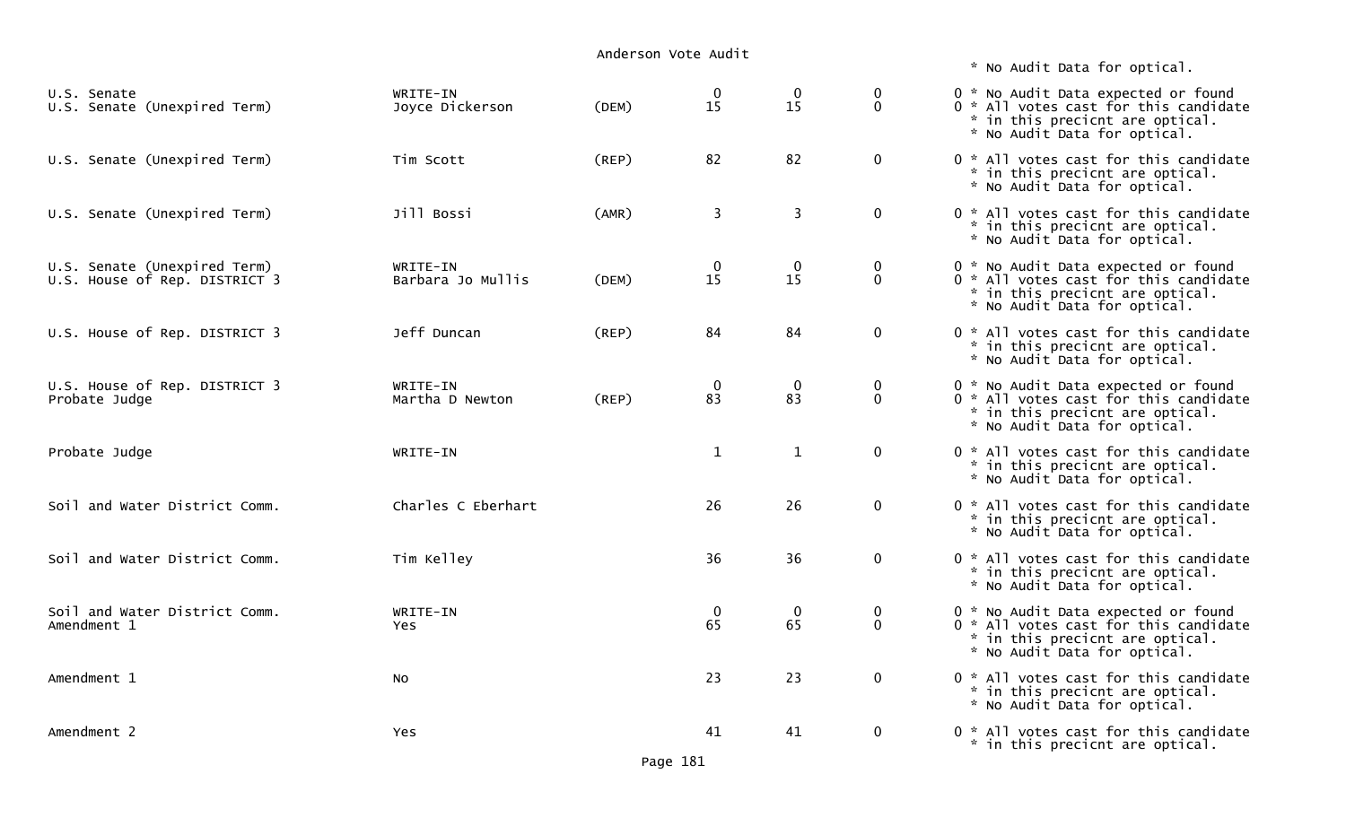Anderson Vote Audit

\* No Audit Data for optical.

| Office | Candidate | Party | | | | | Notes |
|---|---|---|---|---|---|---|---|
| U.S. Senate | WRITE-IN | | 0 | 0 | 0 | 0 | * No Audit Data expected or found |
| U.S. Senate (Unexpired Term) | Joyce Dickerson | (DEM) | 15 | 15 | 0 | 0 | * All votes cast for this candidate * in this precicnt are optical. * No Audit Data for optical. |
| U.S. Senate (Unexpired Term) | Tim Scott | (REP) | 82 | 82 | 0 | 0 | * All votes cast for this candidate * in this precicnt are optical. * No Audit Data for optical. |
| U.S. Senate (Unexpired Term) | Jill Bossi | (AMR) | 3 | 3 | 0 | 0 | * All votes cast for this candidate * in this precicnt are optical. * No Audit Data for optical. |
| U.S. Senate (Unexpired Term) | WRITE-IN | | 0 | 0 | 0 | 0 | * No Audit Data expected or found |
| U.S. House of Rep. DISTRICT 3 | Barbara Jo Mullis | (DEM) | 15 | 15 | 0 | 0 | * All votes cast for this candidate * in this precicnt are optical. * No Audit Data for optical. |
| U.S. House of Rep. DISTRICT 3 | Jeff Duncan | (REP) | 84 | 84 | 0 | 0 | * All votes cast for this candidate * in this precicnt are optical. * No Audit Data for optical. |
| U.S. House of Rep. DISTRICT 3 | WRITE-IN | | 0 | 0 | 0 | 0 | * No Audit Data expected or found |
| Probate Judge | Martha D Newton | (REP) | 83 | 83 | 0 | 0 | * All votes cast for this candidate * in this precicnt are optical. * No Audit Data for optical. |
| Probate Judge | WRITE-IN | | 1 | 1 | 0 | 0 | * All votes cast for this candidate * in this precicnt are optical. * No Audit Data for optical. |
| Soil and Water District Comm. | Charles C Eberhart | | 26 | 26 | 0 | 0 | * All votes cast for this candidate * in this precicnt are optical. * No Audit Data for optical. |
| Soil and Water District Comm. | Tim Kelley | | 36 | 36 | 0 | 0 | * All votes cast for this candidate * in this precicnt are optical. * No Audit Data for optical. |
| Soil and Water District Comm. | WRITE-IN | | 0 | 0 | 0 | 0 | * No Audit Data expected or found |
| Amendment 1 | Yes | | 65 | 65 | 0 | 0 | * All votes cast for this candidate * in this precicnt are optical. * No Audit Data for optical. |
| Amendment 1 | No | | 23 | 23 | 0 | 0 | * All votes cast for this candidate * in this precicnt are optical. * No Audit Data for optical. |
| Amendment 2 | Yes | | 41 | 41 | 0 | 0 | * All votes cast for this candidate * in this precicnt are optical. |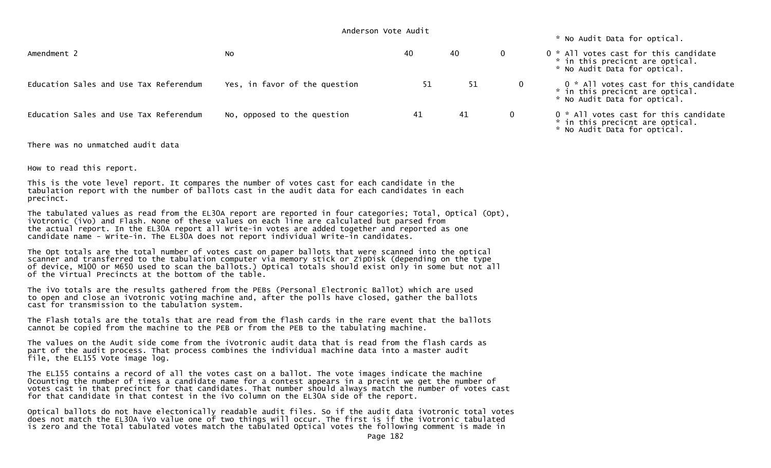Anderson Vote Audit

* No Audit Data for optical.

| | | | | | | |
|---|---|---|---|---|---|---|
| Amendment 2 | No | 40 | 40 | 0 | 0 | * All votes cast for this candidate * in this precicnt are optical. * No Audit Data for optical. |
| Education Sales and Use Tax Referendum | Yes, in favor of the question | 51 | 51 | 0 | 0 | * All votes cast for this candidate * in this precicnt are optical. * No Audit Data for optical. |
| Education Sales and Use Tax Referendum | No, opposed to the question | 41 | 41 | 0 | 0 | * All votes cast for this candidate * in this precicnt are optical. * No Audit Data for optical. |

There was no unmatched audit data

How to read this report.

This is the vote level report. It compares the number of votes cast for each candidate in the tabulation report with the number of ballots cast in the audit data for each candidates in each precinct.

The tabulated values as read from the EL30A report are reported in four categories; Total, Optical (Opt), iVotronic (iVo) and Flash. None of these values on each line are calculated but parsed from the actual report. In the EL30A report all Write-in votes are added together and reported as one candidate name - Write-in. The EL30A does not report individual Write-in candidates.

The Opt totals are the total number of votes cast on paper ballots that were scanned into the optical scanner and transferred to the tabulation computer via memory stick or ZipDisk (depending on the type of device, M100 or M650 used to scan the ballots.) Optical totals should exist only in some but not all of the Virtual Precincts at the bottom of the table.

The iVo totals are the results gathered from the PEBs (Personal Electronic Ballot) which are used to open and close an iVotronic voting machine and, after the polls have closed, gather the ballots cast for transmission to the tabulation system.

The Flash totals are the totals that are read from the flash cards in the rare event that the ballots cannot be copied from the machine to the PEB or from the PEB to the tabulating machine.

The values on the Audit side come from the iVotronic audit data that is read from the flash cards as part of the audit process. That process combines the individual machine data into a master audit file, the EL155 Vote image log.

The EL155 contains a record of all the votes cast on a ballot. The vote images indicate the machine 0counting the number of times a candidate name for a contest appears in a precint we get the number of votes cast in that precinct for that candidates. That number should always match the number of votes cast for that candidate in that contest in the iVo column on the EL30A side of the report.

Optical ballots do not have electonically readable audit files. So if the audit data iVotronic total votes does not match the EL30A iVo value one of two things will occur. The first is if the iVotronic tabulated is zero and the Total tabulated votes match the tabulated Optical votes the following comment is made in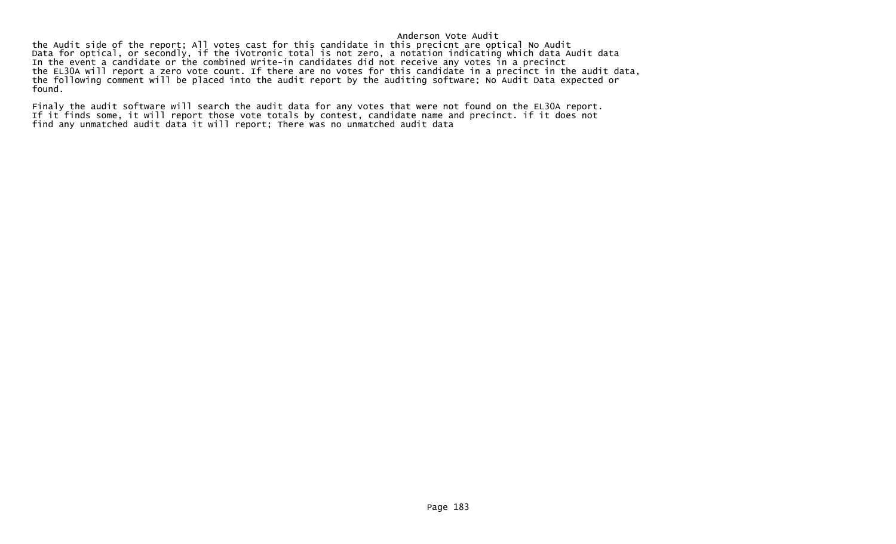the Audit side of the report; All votes cast for this candidate in this precicnt are optical No Audit Data for optical, or secondly, if the iVotronic total is not zero, a notation indicating which data Audit data In the event a candidate or the combined Write-in candidates did not receive any votes in a precinct the EL30A will report a zero vote count. If there are no votes for this candidate in a precinct in the audit data, the following comment will be placed into the audit report by the auditing software; No Audit Data expected or found.

Finaly the audit software will search the audit data for any votes that were not found on the EL30A report. If it finds some, it will report those vote totals by contest, candidate name and precinct. if it does not find any unmatched audit data it will report; There was no unmatched audit data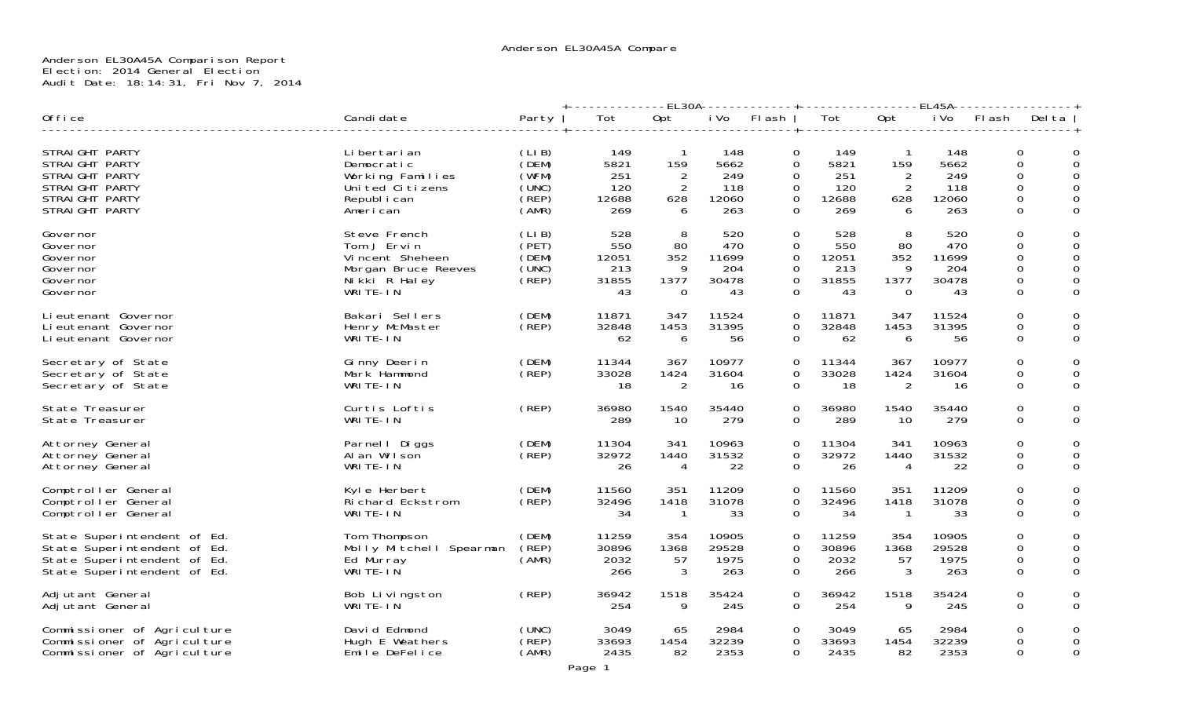Anderson EL30A45A Compare

Anderson EL30A45A Comparison Report
Election: 2014 General Election
Audit Date: 18:14:31, Fri Nov 7, 2014

| Office | Candidate | Party | EL30A Tot | EL30A Opt | EL30A iVo | EL30A Flash | EL45A Tot | EL45A Opt | EL45A iVo | EL45A Flash | Delta |
|---|---|---|---|---|---|---|---|---|---|---|---|
| STRAIGHT PARTY | Libertarian | (LIB) | 149 | 1 | 148 | 0 | 149 | 1 | 148 | 0 | 0 |
| STRAIGHT PARTY | Democratic | (DEM) | 5821 | 159 | 5662 | 0 | 5821 | 159 | 5662 | 0 | 0 |
| STRAIGHT PARTY | Working Families | (WFM) | 251 | 2 | 249 | 0 | 251 | 2 | 249 | 0 | 0 |
| STRAIGHT PARTY | United Citizens | (UNC) | 120 | 2 | 118 | 0 | 120 | 2 | 118 | 0 | 0 |
| STRAIGHT PARTY | Republican | (REP) | 12688 | 628 | 12060 | 0 | 12688 | 628 | 12060 | 0 | 0 |
| STRAIGHT PARTY | American | (AMR) | 269 | 6 | 263 | 0 | 269 | 6 | 263 | 0 | 0 |
| Governor | Steve French | (LIB) | 528 | 8 | 520 | 0 | 528 | 8 | 520 | 0 | 0 |
| Governor | Tom J Ervin | (PET) | 550 | 80 | 470 | 0 | 550 | 80 | 470 | 0 | 0 |
| Governor | Vincent Sheheen | (DEM) | 12051 | 352 | 11699 | 0 | 12051 | 352 | 11699 | 0 | 0 |
| Governor | Morgan Bruce Reeves | (UNC) | 213 | 9 | 204 | 0 | 213 | 9 | 204 | 0 | 0 |
| Governor | Nikki R Haley | (REP) | 31855 | 1377 | 30478 | 0 | 31855 | 1377 | 30478 | 0 | 0 |
| Governor | WRITE-IN | | 43 | 0 | 43 | 0 | 43 | 0 | 43 | 0 | 0 |
| Lieutenant Governor | Bakari Sellers | (DEM) | 11871 | 347 | 11524 | 0 | 11871 | 347 | 11524 | 0 | 0 |
| Lieutenant Governor | Henry McMaster | (REP) | 32848 | 1453 | 31395 | 0 | 32848 | 1453 | 31395 | 0 | 0 |
| Lieutenant Governor | WRITE-IN | | 62 | 6 | 56 | 0 | 62 | 6 | 56 | 0 | 0 |
| Secretary of State | Ginny Deerin | (DEM) | 11344 | 367 | 10977 | 0 | 11344 | 367 | 10977 | 0 | 0 |
| Secretary of State | Mark Hammond | (REP) | 33028 | 1424 | 31604 | 0 | 33028 | 1424 | 31604 | 0 | 0 |
| Secretary of State | WRITE-IN | | 18 | 2 | 16 | 0 | 18 | 2 | 16 | 0 | 0 |
| State Treasurer | Curtis Loftis | (REP) | 36980 | 1540 | 35440 | 0 | 36980 | 1540 | 35440 | 0 | 0 |
| State Treasurer | WRITE-IN | | 289 | 10 | 279 | 0 | 289 | 10 | 279 | 0 | 0 |
| Attorney General | Parnell Diggs | (DEM) | 11304 | 341 | 10963 | 0 | 11304 | 341 | 10963 | 0 | 0 |
| Attorney General | Alan Wilson | (REP) | 32972 | 1440 | 31532 | 0 | 32972 | 1440 | 31532 | 0 | 0 |
| Attorney General | WRITE-IN | | 26 | 4 | 22 | 0 | 26 | 4 | 22 | 0 | 0 |
| Comptroller General | Kyle Herbert | (DEM) | 11560 | 351 | 11209 | 0 | 11560 | 351 | 11209 | 0 | 0 |
| Comptroller General | Richard Eckstrom | (REP) | 32496 | 1418 | 31078 | 0 | 32496 | 1418 | 31078 | 0 | 0 |
| Comptroller General | WRITE-IN | | 34 | 1 | 33 | 0 | 34 | 1 | 33 | 0 | 0 |
| State Superintendent of Ed. | Tom Thompson | (DEM) | 11259 | 354 | 10905 | 0 | 11259 | 354 | 10905 | 0 | 0 |
| State Superintendent of Ed. | Molly Mitchell Spearman | (REP) | 30896 | 1368 | 29528 | 0 | 30896 | 1368 | 29528 | 0 | 0 |
| State Superintendent of Ed. | Ed Murray | (AMR) | 2032 | 57 | 1975 | 0 | 2032 | 57 | 1975 | 0 | 0 |
| State Superintendent of Ed. | WRITE-IN | | 266 | 3 | 263 | 0 | 266 | 3 | 263 | 0 | 0 |
| Adjutant General | Bob Livingston | (REP) | 36942 | 1518 | 35424 | 0 | 36942 | 1518 | 35424 | 0 | 0 |
| Adjutant General | WRITE-IN | | 254 | 9 | 245 | 0 | 254 | 9 | 245 | 0 | 0 |
| Commissioner of Agriculture | David Edmond | (UNC) | 3049 | 65 | 2984 | 0 | 3049 | 65 | 2984 | 0 | 0 |
| Commissioner of Agriculture | Hugh E Weathers | (REP) | 33693 | 1454 | 32239 | 0 | 33693 | 1454 | 32239 | 0 | 0 |
| Commissioner of Agriculture | Emile DeFelice | (AMR) | 2435 | 82 | 2353 | 0 | 2435 | 82 | 2353 | 0 | 0 |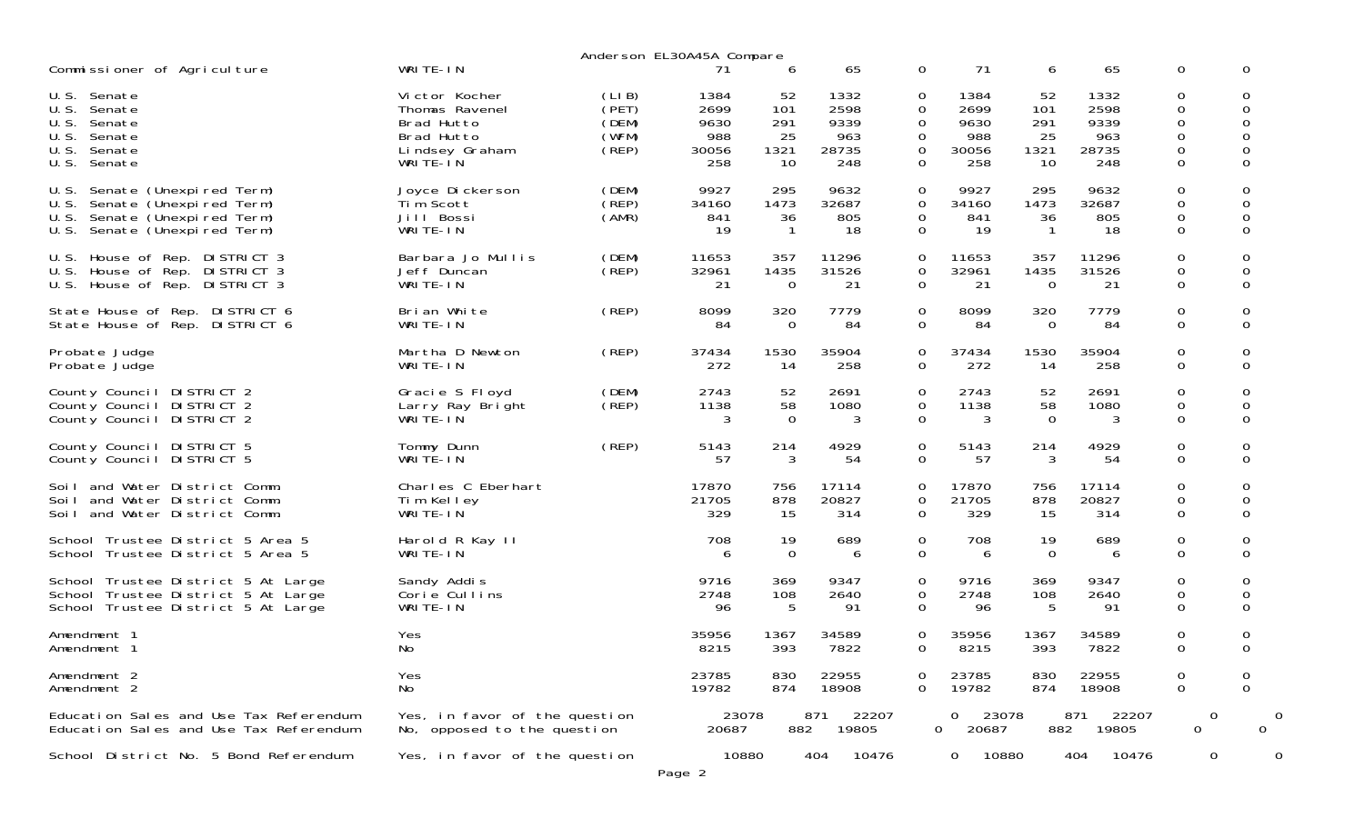Anderson EL30A45A Compare

| Contest | Candidate | Party | | | | | | | | | |
|---|---|---|---|---|---|---|---|---|---|---|---|
| Commissioner of Agriculture | WRITE-IN | | 71 | 6 | 65 | 0 | 71 | 6 | 65 | 0 | 0 |
| U.S. Senate | Victor Kocher | (LIB) | 1384 | 52 | 1332 | 0 | 1384 | 52 | 1332 | 0 | 0 |
| U.S. Senate | Thomas Ravenel | (PET) | 2699 | 101 | 2598 | 0 | 2699 | 101 | 2598 | 0 | 0 |
| U.S. Senate | Brad Hutto | (DEM) | 9630 | 291 | 9339 | 0 | 9630 | 291 | 9339 | 0 | 0 |
| U.S. Senate | Brad Hutto | (WFM) | 988 | 25 | 963 | 0 | 988 | 25 | 963 | 0 | 0 |
| U.S. Senate | Lindsey Graham | (REP) | 30056 | 1321 | 28735 | 0 | 30056 | 1321 | 28735 | 0 | 0 |
| U.S. Senate | WRITE-IN | | 258 | 10 | 248 | 0 | 258 | 10 | 248 | 0 | 0 |
| U.S. Senate (Unexpired Term) | Joyce Dickerson | (DEM) | 9927 | 295 | 9632 | 0 | 9927 | 295 | 9632 | 0 | 0 |
| U.S. Senate (Unexpired Term) | Tim Scott | (REP) | 34160 | 1473 | 32687 | 0 | 34160 | 1473 | 32687 | 0 | 0 |
| U.S. Senate (Unexpired Term) | Jill Bossi | (AMR) | 841 | 36 | 805 | 0 | 841 | 36 | 805 | 0 | 0 |
| U.S. Senate (Unexpired Term) | WRITE-IN | | 19 | 1 | 18 | 0 | 19 | 1 | 18 | 0 | 0 |
| U.S. House of Rep. DISTRICT 3 | Barbara Jo Mullis | (DEM) | 11653 | 357 | 11296 | 0 | 11653 | 357 | 11296 | 0 | 0 |
| U.S. House of Rep. DISTRICT 3 | Jeff Duncan | (REP) | 32961 | 1435 | 31526 | 0 | 32961 | 1435 | 31526 | 0 | 0 |
| U.S. House of Rep. DISTRICT 3 | WRITE-IN | | 21 | 0 | 21 | 0 | 21 | 0 | 21 | 0 | 0 |
| State House of Rep. DISTRICT 6 | Brian White | (REP) | 8099 | 320 | 7779 | 0 | 8099 | 320 | 7779 | 0 | 0 |
| State House of Rep. DISTRICT 6 | WRITE-IN | | 84 | 0 | 84 | 0 | 84 | 0 | 84 | 0 | 0 |
| Probate Judge | Martha D Newton | (REP) | 37434 | 1530 | 35904 | 0 | 37434 | 1530 | 35904 | 0 | 0 |
| Probate Judge | WRITE-IN | | 272 | 14 | 258 | 0 | 272 | 14 | 258 | 0 | 0 |
| County Council DISTRICT 2 | Gracie S Floyd | (DEM) | 2743 | 52 | 2691 | 0 | 2743 | 52 | 2691 | 0 | 0 |
| County Council DISTRICT 2 | Larry Ray Bright | (REP) | 1138 | 58 | 1080 | 0 | 1138 | 58 | 1080 | 0 | 0 |
| County Council DISTRICT 2 | WRITE-IN | | 3 | 0 | 3 | 0 | 3 | 0 | 3 | 0 | 0 |
| County Council DISTRICT 5 | Tommy Dunn | (REP) | 5143 | 214 | 4929 | 0 | 5143 | 214 | 4929 | 0 | 0 |
| County Council DISTRICT 5 | WRITE-IN | | 57 | 3 | 54 | 0 | 57 | 3 | 54 | 0 | 0 |
| Soil and Water District Comm | Charles C Eberhart | | 17870 | 756 | 17114 | 0 | 17870 | 756 | 17114 | 0 | 0 |
| Soil and Water District Comm | Tim Kelley | | 21705 | 878 | 20827 | 0 | 21705 | 878 | 20827 | 0 | 0 |
| Soil and Water District Comm | WRITE-IN | | 329 | 15 | 314 | 0 | 329 | 15 | 314 | 0 | 0 |
| School Trustee District 5 Area 5 | Harold R Kay II | | 708 | 19 | 689 | 0 | 708 | 19 | 689 | 0 | 0 |
| School Trustee District 5 Area 5 | WRITE-IN | | 6 | 0 | 6 | 0 | 6 | 0 | 6 | 0 | 0 |
| School Trustee District 5 At Large | Sandy Addis | | 9716 | 369 | 9347 | 0 | 9716 | 369 | 9347 | 0 | 0 |
| School Trustee District 5 At Large | Corie Cullins | | 2748 | 108 | 2640 | 0 | 2748 | 108 | 2640 | 0 | 0 |
| School Trustee District 5 At Large | WRITE-IN | | 96 | 5 | 91 | 0 | 96 | 5 | 91 | 0 | 0 |
| Amendment 1 | Yes | | 35956 | 1367 | 34589 | 0 | 35956 | 1367 | 34589 | 0 | 0 |
| Amendment 1 | No | | 8215 | 393 | 7822 | 0 | 8215 | 393 | 7822 | 0 | 0 |
| Amendment 2 | Yes | | 23785 | 830 | 22955 | 0 | 23785 | 830 | 22955 | 0 | 0 |
| Amendment 2 | No | | 19782 | 874 | 18908 | 0 | 19782 | 874 | 18908 | 0 | 0 |
| Education Sales and Use Tax Referendum | Yes, in favor of the question | | 23078 | 871 | 22207 | 0 | 23078 | 871 | 22207 | 0 | 0 |
| Education Sales and Use Tax Referendum | No, opposed to the question | | 20687 | 882 | 19805 | 0 | 20687 | 882 | 19805 | 0 | 0 |
| School District No. 5 Bond Referendum | Yes, in favor of the question | | 10880 | 404 | 10476 | 0 | 10880 | 404 | 10476 | 0 | 0 |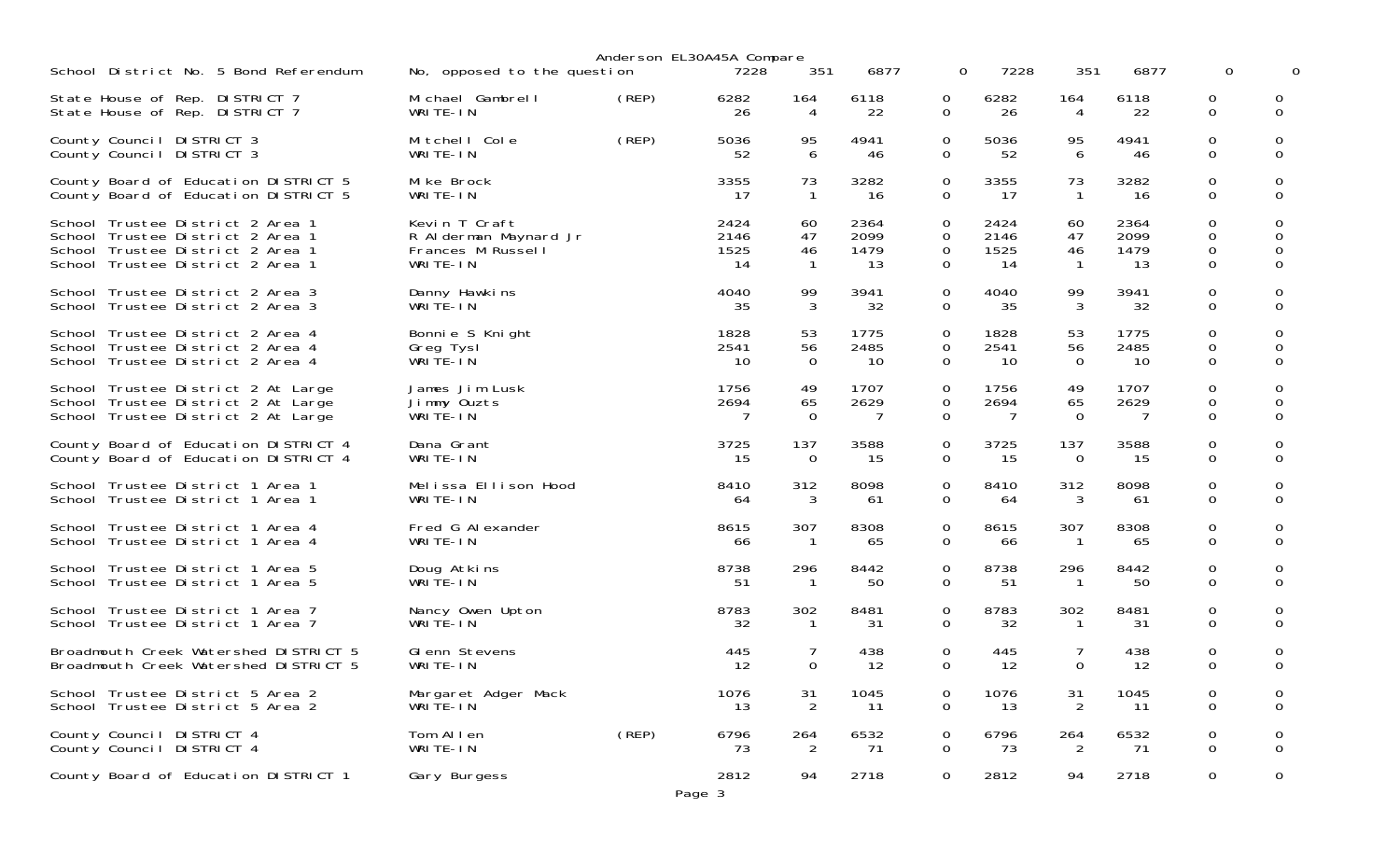Anderson EL30A45A Compare

| | | | | | | | | | | | |
|---|---|---|---|---|---|---|---|---|---|---|---|
| School District No. 5 Bond Referendum | No, opposed to the question | | 7228 | 351 | 6877 | 0 | 7228 | 351 | 6877 | 0 | 0 |
| State House of Rep. DISTRICT 7 | Michael Gambrell | (REP) | 6282 | 164 | 6118 | 0 | 6282 | 164 | 6118 | 0 | 0 |
| State House of Rep. DISTRICT 7 | WRITE-IN | | 26 | 4 | 22 | 0 | 26 | 4 | 22 | 0 | 0 |
| County Council DISTRICT 3 | Mitchell Cole | (REP) | 5036 | 95 | 4941 | 0 | 5036 | 95 | 4941 | 0 | 0 |
| County Council DISTRICT 3 | WRITE-IN | | 52 | 6 | 46 | 0 | 52 | 6 | 46 | 0 | 0 |
| County Board of Education DISTRICT 5 | Mike Brock | | 3355 | 73 | 3282 | 0 | 3355 | 73 | 3282 | 0 | 0 |
| County Board of Education DISTRICT 5 | WRITE-IN | | 17 | 1 | 16 | 0 | 17 | 1 | 16 | 0 | 0 |
| School Trustee District 2 Area 1 | Kevin T Craft | | 2424 | 60 | 2364 | 0 | 2424 | 60 | 2364 | 0 | 0 |
| School Trustee District 2 Area 1 | R Alderman Maynard Jr | | 2146 | 47 | 2099 | 0 | 2146 | 47 | 2099 | 0 | 0 |
| School Trustee District 2 Area 1 | Frances M Russell | | 1525 | 46 | 1479 | 0 | 1525 | 46 | 1479 | 0 | 0 |
| School Trustee District 2 Area 1 | WRITE-IN | | 14 | 1 | 13 | 0 | 14 | 1 | 13 | 0 | 0 |
| School Trustee District 2 Area 3 | Danny Hawkins | | 4040 | 99 | 3941 | 0 | 4040 | 99 | 3941 | 0 | 0 |
| School Trustee District 2 Area 3 | WRITE-IN | | 35 | 3 | 32 | 0 | 35 | 3 | 32 | 0 | 0 |
| School Trustee District 2 Area 4 | Bonnie S Knight | | 1828 | 53 | 1775 | 0 | 1828 | 53 | 1775 | 0 | 0 |
| School Trustee District 2 Area 4 | Greg Tysl | | 2541 | 56 | 2485 | 0 | 2541 | 56 | 2485 | 0 | 0 |
| School Trustee District 2 Area 4 | WRITE-IN | | 10 | 0 | 10 | 0 | 10 | 0 | 10 | 0 | 0 |
| School Trustee District 2 At Large | James Jim Lusk | | 1756 | 49 | 1707 | 0 | 1756 | 49 | 1707 | 0 | 0 |
| School Trustee District 2 At Large | Jimmy Ouzts | | 2694 | 65 | 2629 | 0 | 2694 | 65 | 2629 | 0 | 0 |
| School Trustee District 2 At Large | WRITE-IN | | 7 | 0 | 7 | 0 | 7 | 0 | 7 | 0 | 0 |
| County Board of Education DISTRICT 4 | Dana Grant | | 3725 | 137 | 3588 | 0 | 3725 | 137 | 3588 | 0 | 0 |
| County Board of Education DISTRICT 4 | WRITE-IN | | 15 | 0 | 15 | 0 | 15 | 0 | 15 | 0 | 0 |
| School Trustee District 1 Area 1 | Melissa Ellison Hood | | 8410 | 312 | 8098 | 0 | 8410 | 312 | 8098 | 0 | 0 |
| School Trustee District 1 Area 1 | WRITE-IN | | 64 | 3 | 61 | 0 | 64 | 3 | 61 | 0 | 0 |
| School Trustee District 1 Area 4 | Fred G Alexander | | 8615 | 307 | 8308 | 0 | 8615 | 307 | 8308 | 0 | 0 |
| School Trustee District 1 Area 4 | WRITE-IN | | 66 | 1 | 65 | 0 | 66 | 1 | 65 | 0 | 0 |
| School Trustee District 1 Area 5 | Doug Atkins | | 8738 | 296 | 8442 | 0 | 8738 | 296 | 8442 | 0 | 0 |
| School Trustee District 1 Area 5 | WRITE-IN | | 51 | 1 | 50 | 0 | 51 | 1 | 50 | 0 | 0 |
| School Trustee District 1 Area 7 | Nancy Owen Upton | | 8783 | 302 | 8481 | 0 | 8783 | 302 | 8481 | 0 | 0 |
| School Trustee District 1 Area 7 | WRITE-IN | | 32 | 1 | 31 | 0 | 32 | 1 | 31 | 0 | 0 |
| Broadmouth Creek Watershed DISTRICT 5 | Glenn Stevens | | 445 | 7 | 438 | 0 | 445 | 7 | 438 | 0 | 0 |
| Broadmouth Creek Watershed DISTRICT 5 | WRITE-IN | | 12 | 0 | 12 | 0 | 12 | 0 | 12 | 0 | 0 |
| School Trustee District 5 Area 2 | Margaret Adger Mack | | 1076 | 31 | 1045 | 0 | 1076 | 31 | 1045 | 0 | 0 |
| School Trustee District 5 Area 2 | WRITE-IN | | 13 | 2 | 11 | 0 | 13 | 2 | 11 | 0 | 0 |
| County Council DISTRICT 4 | Tom Allen | (REP) | 6796 | 264 | 6532 | 0 | 6796 | 264 | 6532 | 0 | 0 |
| County Council DISTRICT 4 | WRITE-IN | | 73 | 2 | 71 | 0 | 73 | 2 | 71 | 0 | 0 |
| County Board of Education DISTRICT 1 | Gary Burgess | | 2812 | 94 | 2718 | 0 | 2812 | 94 | 2718 | 0 | 0 |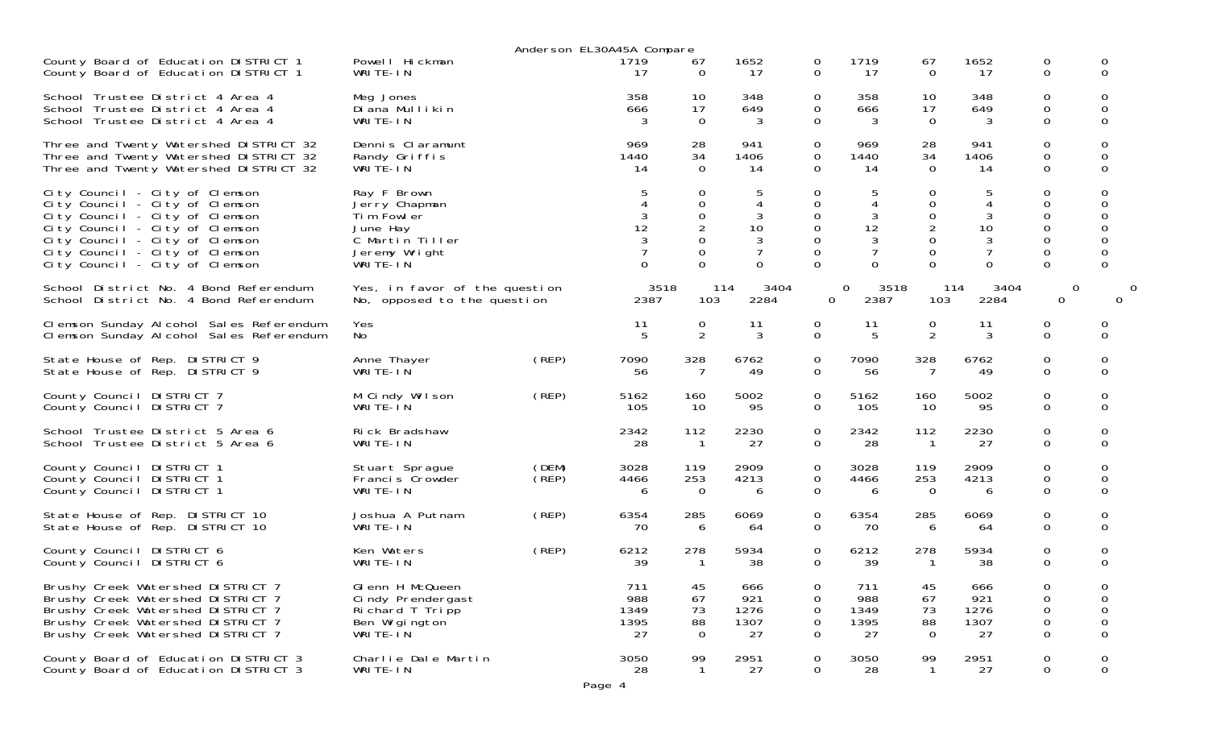Anderson EL30A45A Compare

| Contest | Candidate | Party | | | | | | | | | |
|---|---|---|---|---|---|---|---|---|---|---|---|
| County Board of Education DISTRICT 1 | Powell Hickman | | 1719 | 67 | 1652 | 0 | 1719 | 67 | 1652 | 0 | 0 |
| County Board of Education DISTRICT 1 | WRITE-IN | | 17 | 0 | 17 | 0 | 17 | 0 | 17 | 0 | 0 |
| School Trustee District 4 Area 4 | Meg Jones | | 358 | 10 | 348 | 0 | 358 | 10 | 348 | 0 | 0 |
| School Trustee District 4 Area 4 | Diana Mullikin | | 666 | 17 | 649 | 0 | 666 | 17 | 649 | 0 | 0 |
| School Trustee District 4 Area 4 | WRITE-IN | | 3 | 0 | 3 | 0 | 3 | 0 | 3 | 0 | 0 |
| Three and Twenty Watershed DISTRICT 32 | Dennis Claramunt | | 969 | 28 | 941 | 0 | 969 | 28 | 941 | 0 | 0 |
| Three and Twenty Watershed DISTRICT 32 | Randy Griffis | | 1440 | 34 | 1406 | 0 | 1440 | 34 | 1406 | 0 | 0 |
| Three and Twenty Watershed DISTRICT 32 | WRITE-IN | | 14 | 0 | 14 | 0 | 14 | 0 | 14 | 0 | 0 |
| City Council - City of Clemson | Ray F Brown | | 5 | 0 | 5 | 0 | 5 | 0 | 5 | 0 | 0 |
| City Council - City of Clemson | Jerry Chapman | | 4 | 0 | 4 | 0 | 4 | 0 | 4 | 0 | 0 |
| City Council - City of Clemson | Tim Fowler | | 3 | 0 | 3 | 0 | 3 | 0 | 3 | 0 | 0 |
| City Council - City of Clemson | June Hay | | 12 | 2 | 10 | 0 | 12 | 2 | 10 | 0 | 0 |
| City Council - City of Clemson | C Martin Tiller | | 3 | 0 | 3 | 0 | 3 | 0 | 3 | 0 | 0 |
| City Council - City of Clemson | Jeremy Wright | | 7 | 0 | 7 | 0 | 7 | 0 | 7 | 0 | 0 |
| City Council - City of Clemson | WRITE-IN | | 0 | 0 | 0 | 0 | 0 | 0 | 0 | 0 | 0 |
| School District No. 4 Bond Referendum | Yes, in favor of the question | | 3518 | 114 | 3404 | 0 | 3518 | 114 | 3404 | 0 | 0 |
| School District No. 4 Bond Referendum | No, opposed to the question | | 2387 | 103 | 2284 | 0 | 2387 | 103 | 2284 | 0 | 0 |
| Clemson Sunday Alcohol Sales Referendum | Yes | | 11 | 0 | 11 | 0 | 11 | 0 | 11 | 0 | 0 |
| Clemson Sunday Alcohol Sales Referendum | No | | 5 | 2 | 3 | 0 | 5 | 2 | 3 | 0 | 0 |
| State House of Rep. DISTRICT 9 | Anne Thayer | (REP) | 7090 | 328 | 6762 | 0 | 7090 | 328 | 6762 | 0 | 0 |
| State House of Rep. DISTRICT 9 | WRITE-IN | | 56 | 7 | 49 | 0 | 56 | 7 | 49 | 0 | 0 |
| County Council DISTRICT 7 | M Cindy Wilson | (REP) | 5162 | 160 | 5002 | 0 | 5162 | 160 | 5002 | 0 | 0 |
| County Council DISTRICT 7 | WRITE-IN | | 105 | 10 | 95 | 0 | 105 | 10 | 95 | 0 | 0 |
| School Trustee District 5 Area 6 | Rick Bradshaw | | 2342 | 112 | 2230 | 0 | 2342 | 112 | 2230 | 0 | 0 |
| School Trustee District 5 Area 6 | WRITE-IN | | 28 | 1 | 27 | 0 | 28 | 1 | 27 | 0 | 0 |
| County Council DISTRICT 1 | Stuart Sprague | (DEM) | 3028 | 119 | 2909 | 0 | 3028 | 119 | 2909 | 0 | 0 |
| County Council DISTRICT 1 | Francis Crowder | (REP) | 4466 | 253 | 4213 | 0 | 4466 | 253 | 4213 | 0 | 0 |
| County Council DISTRICT 1 | WRITE-IN | | 6 | 0 | 6 | 0 | 6 | 0 | 6 | 0 | 0 |
| State House of Rep. DISTRICT 10 | Joshua A Putnam | (REP) | 6354 | 285 | 6069 | 0 | 6354 | 285 | 6069 | 0 | 0 |
| State House of Rep. DISTRICT 10 | WRITE-IN | | 70 | 6 | 64 | 0 | 70 | 6 | 64 | 0 | 0 |
| County Council DISTRICT 6 | Ken Waters | (REP) | 6212 | 278 | 5934 | 0 | 6212 | 278 | 5934 | 0 | 0 |
| County Council DISTRICT 6 | WRITE-IN | | 39 | 1 | 38 | 0 | 39 | 1 | 38 | 0 | 0 |
| Brushy Creek Watershed DISTRICT 7 | Glenn H McQueen | | 711 | 45 | 666 | 0 | 711 | 45 | 666 | 0 | 0 |
| Brushy Creek Watershed DISTRICT 7 | Cindy Prendergast | | 988 | 67 | 921 | 0 | 988 | 67 | 921 | 0 | 0 |
| Brushy Creek Watershed DISTRICT 7 | Richard T Tripp | | 1349 | 73 | 1276 | 0 | 1349 | 73 | 1276 | 0 | 0 |
| Brushy Creek Watershed DISTRICT 7 | Ben Wigington | | 1395 | 88 | 1307 | 0 | 1395 | 88 | 1307 | 0 | 0 |
| Brushy Creek Watershed DISTRICT 7 | WRITE-IN | | 27 | 0 | 27 | 0 | 27 | 0 | 27 | 0 | 0 |
| County Board of Education DISTRICT 3 | Charlie Dale Martin | | 3050 | 99 | 2951 | 0 | 3050 | 99 | 2951 | 0 | 0 |
| County Board of Education DISTRICT 3 | WRITE-IN | | 28 | 1 | 27 | 0 | 28 | 1 | 27 | 0 | 0 |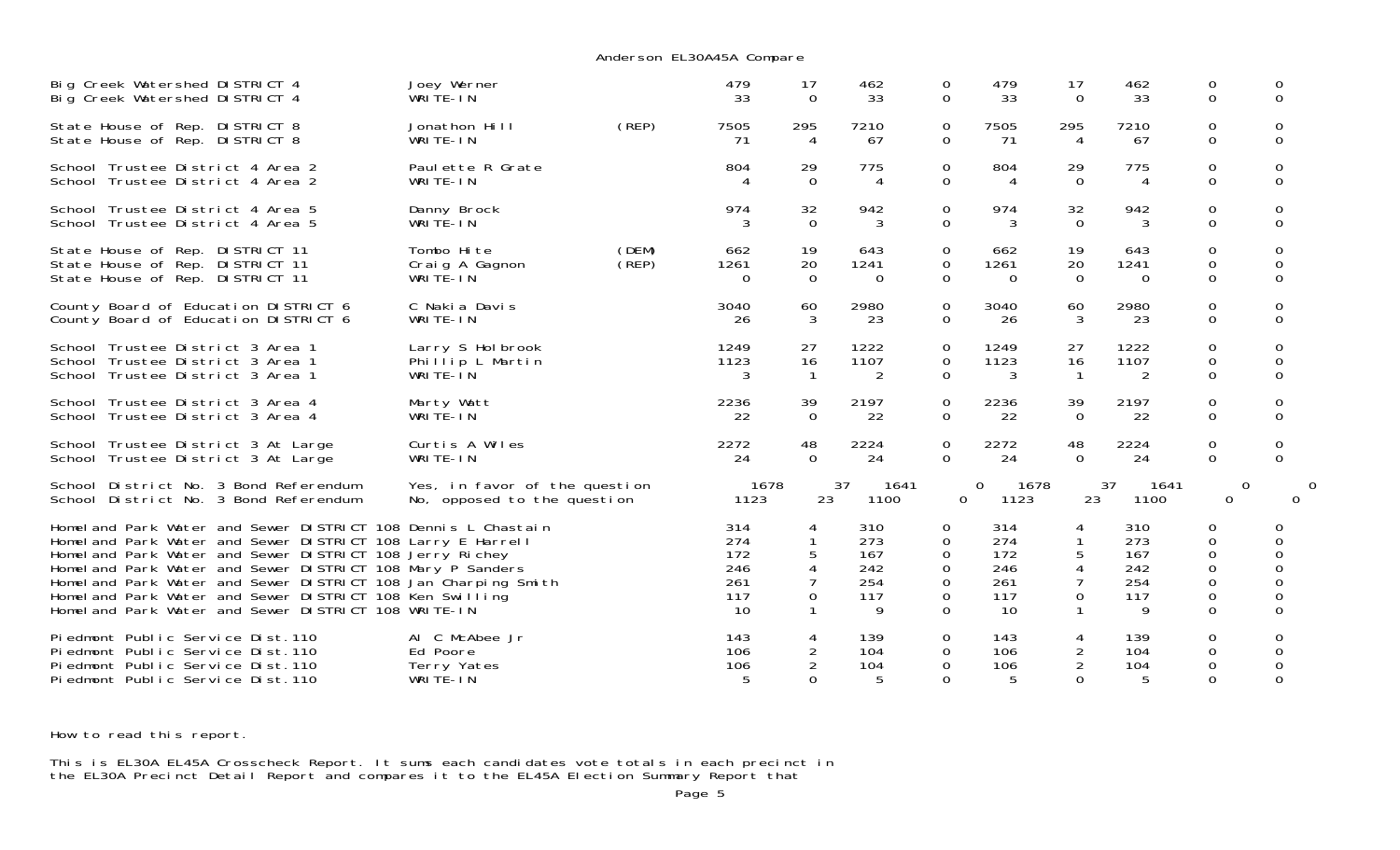Anderson EL30A45A Compare

| Contest | Candidate | Party | | | | | | | | | |
|---|---|---|---|---|---|---|---|---|---|---|---|
| Big Creek Watershed DISTRICT 4 | Joey Werner | | 479 | 17 | 462 | 0 | 479 | 17 | 462 | 0 | 0 |
| Big Creek Watershed DISTRICT 4 | WRITE-IN | | 33 | 0 | 33 | 0 | 33 | 0 | 33 | 0 | 0 |
| State House of Rep. DISTRICT 8 | Jonathon Hill | (REP) | 7505 | 295 | 7210 | 0 | 7505 | 295 | 7210 | 0 | 0 |
| State House of Rep. DISTRICT 8 | WRITE-IN | | 71 | 4 | 67 | 0 | 71 | 4 | 67 | 0 | 0 |
| School Trustee District 4 Area 2 | Paulette R Grate | | 804 | 29 | 775 | 0 | 804 | 29 | 775 | 0 | 0 |
| School Trustee District 4 Area 2 | WRITE-IN | | 4 | 0 | 4 | 0 | 4 | 0 | 4 | 0 | 0 |
| School Trustee District 4 Area 5 | Danny Brock | | 974 | 32 | 942 | 0 | 974 | 32 | 942 | 0 | 0 |
| School Trustee District 4 Area 5 | WRITE-IN | | 3 | 0 | 3 | 0 | 3 | 0 | 3 | 0 | 0 |
| State House of Rep. DISTRICT 11 | Tombo Hite | (DEM) | 662 | 19 | 643 | 0 | 662 | 19 | 643 | 0 | 0 |
| State House of Rep. DISTRICT 11 | Craig A Gagnon | (REP) | 1261 | 20 | 1241 | 0 | 1261 | 20 | 1241 | 0 | 0 |
| State House of Rep. DISTRICT 11 | WRITE-IN | | 0 | 0 | 0 | 0 | 0 | 0 | 0 | 0 | 0 |
| County Board of Education DISTRICT 6 | C Nakia Davis | | 3040 | 60 | 2980 | 0 | 3040 | 60 | 2980 | 0 | 0 |
| County Board of Education DISTRICT 6 | WRITE-IN | | 26 | 3 | 23 | 0 | 26 | 3 | 23 | 0 | 0 |
| School Trustee District 3 Area 1 | Larry S Holbrook | | 1249 | 27 | 1222 | 0 | 1249 | 27 | 1222 | 0 | 0 |
| School Trustee District 3 Area 1 | Phillip L Martin | | 1123 | 16 | 1107 | 0 | 1123 | 16 | 1107 | 0 | 0 |
| School Trustee District 3 Area 1 | WRITE-IN | | 3 | 1 | 2 | 0 | 3 | 1 | 2 | 0 | 0 |
| School Trustee District 3 Area 4 | Marty Watt | | 2236 | 39 | 2197 | 0 | 2236 | 39 | 2197 | 0 | 0 |
| School Trustee District 3 Area 4 | WRITE-IN | | 22 | 0 | 22 | 0 | 22 | 0 | 22 | 0 | 0 |
| School Trustee District 3 At Large | Curtis A Wiles | | 2272 | 48 | 2224 | 0 | 2272 | 48 | 2224 | 0 | 0 |
| School Trustee District 3 At Large | WRITE-IN | | 24 | 0 | 24 | 0 | 24 | 0 | 24 | 0 | 0 |
| School District No. 3 Bond Referendum | Yes, in favor of the question | | 1678 | 37 | 1641 | 0 | 1678 | 37 | 1641 | 0 | 0 |
| School District No. 3 Bond Referendum | No, opposed to the question | | 1123 | 23 | 1100 | 0 | 1123 | 23 | 1100 | 0 | 0 |
| Homeland Park Water and Sewer DISTRICT 108 | Dennis L Chastain | | 314 | 4 | 310 | 0 | 314 | 4 | 310 | 0 | 0 |
| Homeland Park Water and Sewer DISTRICT 108 | Larry E Harrell | | 274 | 1 | 273 | 0 | 274 | 1 | 273 | 0 | 0 |
| Homeland Park Water and Sewer DISTRICT 108 | Jerry Richey | | 172 | 5 | 167 | 0 | 172 | 5 | 167 | 0 | 0 |
| Homeland Park Water and Sewer DISTRICT 108 | Mary P Sanders | | 246 | 4 | 242 | 0 | 246 | 4 | 242 | 0 | 0 |
| Homeland Park Water and Sewer DISTRICT 108 | Jan Charping Smith | | 261 | 7 | 254 | 0 | 261 | 7 | 254 | 0 | 0 |
| Homeland Park Water and Sewer DISTRICT 108 | Ken Swilling | | 117 | 0 | 117 | 0 | 117 | 0 | 117 | 0 | 0 |
| Homeland Park Water and Sewer DISTRICT 108 | WRITE-IN | | 10 | 1 | 9 | 0 | 10 | 1 | 9 | 0 | 0 |
| Piedmont Public Service Dist.110 | Al C McAbee Jr | | 143 | 4 | 139 | 0 | 143 | 4 | 139 | 0 | 0 |
| Piedmont Public Service Dist.110 | Ed Poore | | 106 | 2 | 104 | 0 | 106 | 2 | 104 | 0 | 0 |
| Piedmont Public Service Dist.110 | Terry Yates | | 106 | 2 | 104 | 0 | 106 | 2 | 104 | 0 | 0 |
| Piedmont Public Service Dist.110 | WRITE-IN | | 5 | 0 | 5 | 0 | 5 | 0 | 5 | 0 | 0 |

How to read this report.

This is EL30A EL45A Crosscheck Report. It sums each candidates vote totals in each precinct in the EL30A Precinct Detail Report and compares it to the EL45A Election Summary Report that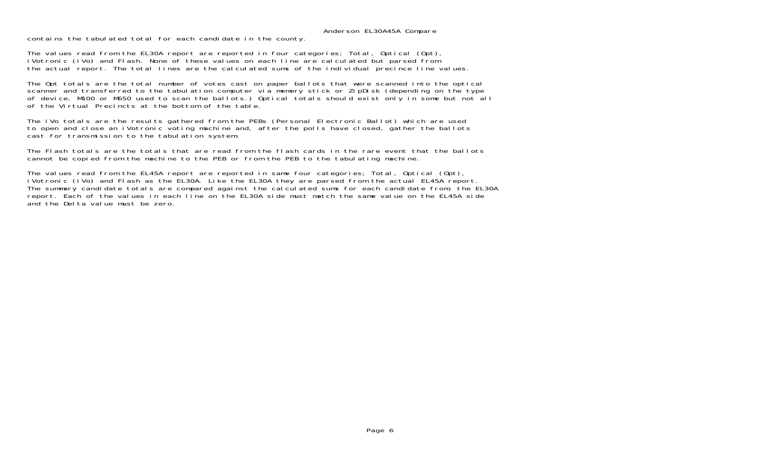contains the tabulated total for each candidate in the county.

The values read from the EL30A report are reported in four categories; Total, Optical (Opt), iVotronic (iVo) and Flash. None of these values on each line are calculated but parsed from the actual report. The total lines are the calculated sums of the individual precince line values.

The Opt totals are the total number of votes cast on paper ballots that were scanned into the optical scanner and transferred to the tabulation computer via memory stick or ZipDisk (depending on the type of device, M100 or M650 used to scan the ballots.) Optical totals should exist only in some but not all of the Virtual Precincts at the bottom of the table.

The iVo totals are the results gathered from the PEBs (Personal Electronic Ballot) which are used to open and close an iVotronic voting machine and, after the polls have closed, gather the ballots cast for transmission to the tabulation system.

The Flash totals are the totals that are read from the flash cards in the rare event that the ballots cannot be copied from the machine to the PEB or from the PEB to the tabulating machine.

The values read from the EL45A report are reported in same four categories; Total, Optical (Opt), iVotronic (iVo) and Flash as the EL30A. Like the EL30A they are parsed from the actual EL45A report. The summary candidate totals are compared against the calculated sums for each candidate from; the EL30A report. Each of the values in each line on the EL30A side must match the same value on the EL45A side and the Delta value must be zero.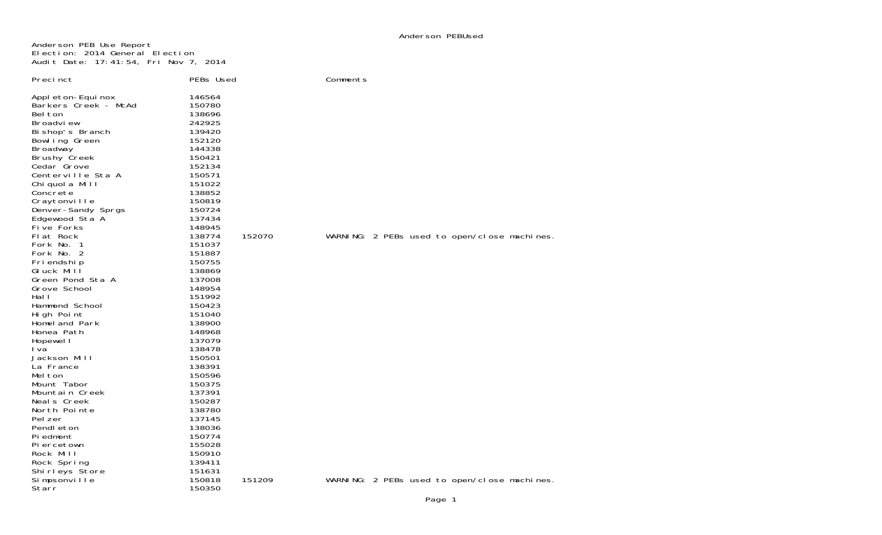Anderson PEB Use Report
Election: 2014 General Election
Audit Date: 17:41:54, Fri Nov 7, 2014

| Precinct | PEBs Used | | Comments |
|---|---|---|---|
| Appleton-Equinox | 146564 | | |
| Barkers Creek - McAd | 150780 | | |
| Belton | 138696 | | |
| Broadview | 242925 | | |
| Bishop's Branch | 139420 | | |
| Bowling Green | 152120 | | |
| Broadway | 144338 | | |
| Brushy Creek | 150421 | | |
| Cedar Grove | 152134 | | |
| Centerville Sta A | 150571 | | |
| Chiquola Mill | 151022 | | |
| Concrete | 138852 | | |
| Craytonville | 150819 | | |
| Denver-Sandy Sprgs | 150724 | | |
| Edgewood Sta A | 137434 | | |
| Five Forks | 148945 | | |
| Flat Rock | 138774 | 152070 | WARNING: 2 PEBs used to open/close machines. |
| Fork No. 1 | 151037 | | |
| Fork No. 2 | 151887 | | |
| Friendship | 150755 | | |
| Gluck Mill | 138869 | | |
| Green Pond Sta A | 137008 | | |
| Grove School | 148954 | | |
| Hall | 151992 | | |
| Hammond School | 150423 | | |
| High Point | 151040 | | |
| Homeland Park | 138900 | | |
| Honea Path | 148968 | | |
| Hopewell | 137079 | | |
| Iva | 138478 | | |
| Jackson Mill | 150501 | | |
| La France | 138391 | | |
| Melton | 150596 | | |
| Mount Tabor | 150375 | | |
| Mountain Creek | 137391 | | |
| Neals Creek | 150287 | | |
| North Pointe | 138780 | | |
| Pelzer | 137145 | | |
| Pendleton | 138036 | | |
| Piedmont | 150774 | | |
| Piercetown | 155028 | | |
| Rock Mill | 150910 | | |
| Rock Spring | 139411 | | |
| Shirleys Store | 151631 | | |
| Simpsonville | 150818 | 151209 | WARNING: 2 PEBs used to open/close machines. |
| Starr | 150350 | | |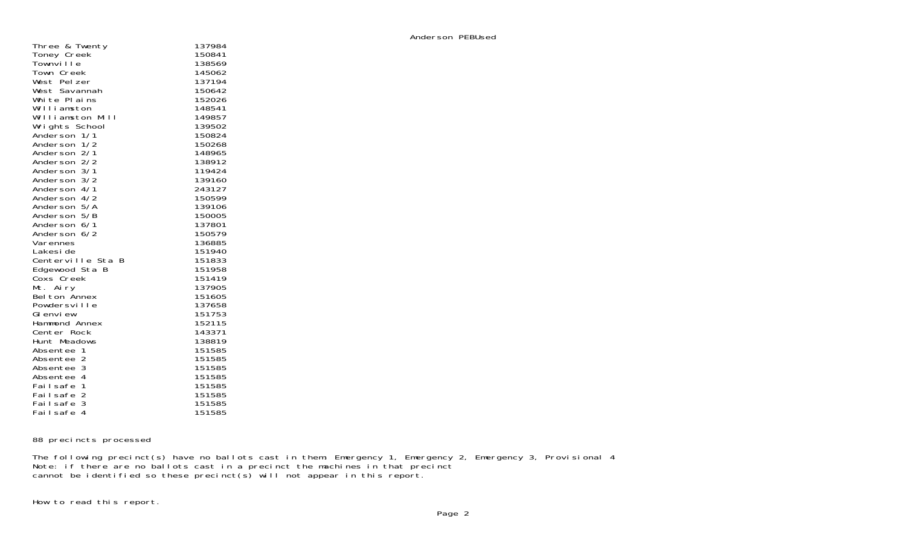Anderson PEBUsed

| | |
|---|---|
| Three & Twenty | 137984 |
| Toney Creek | 150841 |
| Townville | 138569 |
| Town Creek | 145062 |
| West Pelzer | 137194 |
| West Savannah | 150642 |
| White Plains | 152026 |
| Williamston | 148541 |
| Williamston Mill | 149857 |
| Wrights School | 139502 |
| Anderson 1/1 | 150824 |
| Anderson 1/2 | 150268 |
| Anderson 2/1 | 148965 |
| Anderson 2/2 | 138912 |
| Anderson 3/1 | 119424 |
| Anderson 3/2 | 139160 |
| Anderson 4/1 | 243127 |
| Anderson 4/2 | 150599 |
| Anderson 5/A | 139106 |
| Anderson 5/B | 150005 |
| Anderson 6/1 | 137801 |
| Anderson 6/2 | 150579 |
| Varennes | 136885 |
| Lakeside | 151940 |
| Centerville Sta B | 151833 |
| Edgewood Sta B | 151958 |
| Coxs Creek | 151419 |
| Mt. Airy | 137905 |
| Belton Annex | 151605 |
| Powdersville | 137658 |
| Glenview | 151753 |
| Hammond Annex | 152115 |
| Center Rock | 143371 |
| Hunt Meadows | 138819 |
| Absentee 1 | 151585 |
| Absentee 2 | 151585 |
| Absentee 3 | 151585 |
| Absentee 4 | 151585 |
| Failsafe 1 | 151585 |
| Failsafe 2 | 151585 |
| Failsafe 3 | 151585 |
| Failsafe 4 | 151585 |

88 precincts processed

The following precinct(s) have no ballots cast in them: Emergency 1, Emergency 2, Emergency 3, Provisional 4
Note: if there are no ballots cast in a precinct the machines in that precinct
cannot be identified so these precinct(s) will not appear in this report.

How to read this report.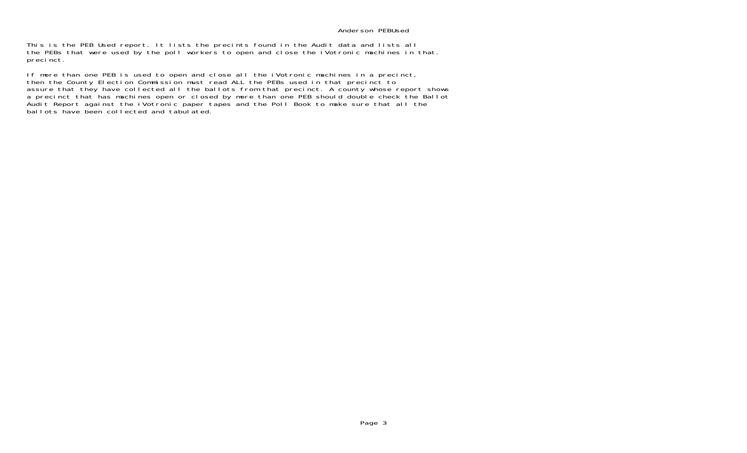This is the PEB Used report. It lists the precints found in the Audit data and lists all the PEBs that were used by the poll workers to open and close the iVotronic machines in that. precinct.

If more than one PEB is used to open and close all the iVotronic machines in a precinct, then the County Election Commission must read ALL the PEBs used in that precinct to assure that they have collected all the ballots from that precinct. A county whose report shows a precinct that has machines open or closed by more than one PEB should double check the Ballot Audit Report against the iVotronic paper tapes and the Poll Book to make sure that all the ballots have been collected and tabulated.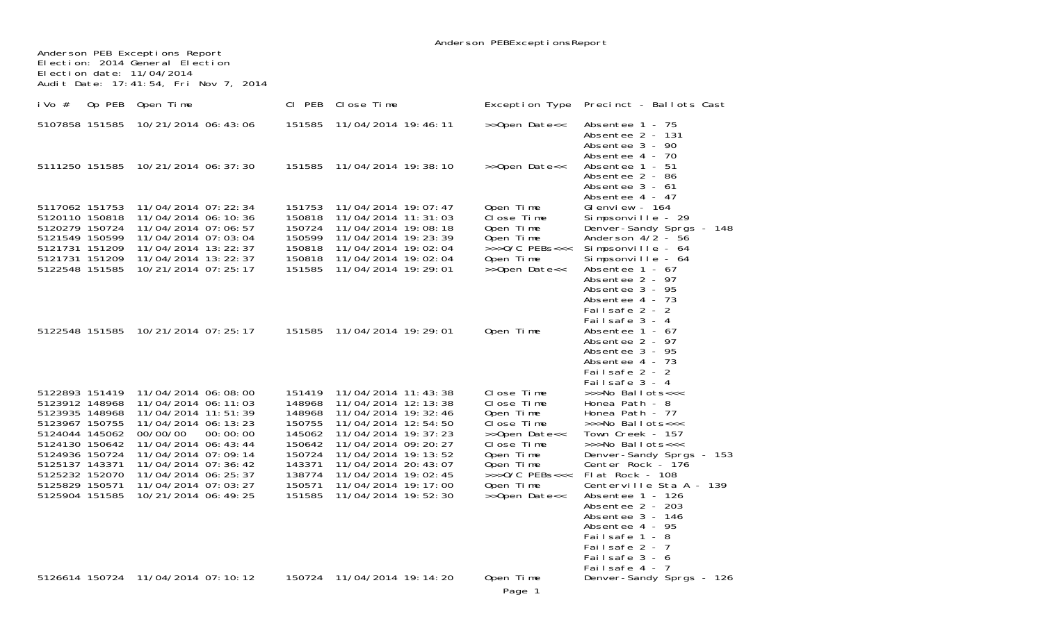Anderson PEB Exceptions Report
Election: 2014 General Election
Election date: 11/04/2014
Audit Date: 17:41:54, Fri Nov 7, 2014

| iVo # | Op PEB | Open Time | Cl PEB | Close Time | Exception Type | Precinct - Ballots Cast |
|---|---|---|---|---|---|---|
| 5107858 | 151585 | 10/21/2014 06:43:06 | 151585 | 11/04/2014 19:46:11 | >>Open Date<< | Absentee 1 - 75<br>Absentee 2 - 131<br>Absentee 3 - 90<br>Absentee 4 - 70 |
| 5111250 | 151585 | 10/21/2014 06:37:30 | 151585 | 11/04/2014 19:38:10 | >>Open Date<< | Absentee 1 - 51<br>Absentee 2 - 86<br>Absentee 3 - 61<br>Absentee 4 - 47 |
| 5117062 | 151753 | 11/04/2014 07:22:34 | 151753 | 11/04/2014 19:07:47 | Open Time | Glenview - 164 |
| 5120110 | 150818 | 11/04/2014 06:10:36 | 150818 | 11/04/2014 11:31:03 | Close Time | Simpsonville - 29 |
| 5120279 | 150724 | 11/04/2014 07:06:57 | 150724 | 11/04/2014 19:08:18 | Open Time | Denver-Sandy Sprgs - 148 |
| 5121549 | 150599 | 11/04/2014 07:03:04 | 150599 | 11/04/2014 19:23:39 | Open Time | Anderson 4/2 - 56 |
| 5121731 | 151209 | 11/04/2014 13:22:37 | 150818 | 11/04/2014 19:02:04 | >>>O/C PEBs<<< | Simpsonville - 64 |
| 5121731 | 151209 | 11/04/2014 13:22:37 | 150818 | 11/04/2014 19:02:04 | Open Time | Simpsonville - 64 |
| 5122548 | 151585 | 10/21/2014 07:25:17 | 151585 | 11/04/2014 19:29:01 | >>Open Date<< | Absentee 1 - 67<br>Absentee 2 - 97<br>Absentee 3 - 95<br>Absentee 4 - 73<br>Failsafe 2 - 2<br>Failsafe 3 - 4 |
| 5122548 | 151585 | 10/21/2014 07:25:17 | 151585 | 11/04/2014 19:29:01 | Open Time | Absentee 1 - 67<br>Absentee 2 - 97<br>Absentee 3 - 95<br>Absentee 4 - 73<br>Failsafe 2 - 2<br>Failsafe 3 - 4 |
| 5122893 | 151419 | 11/04/2014 06:08:00 | 151419 | 11/04/2014 11:43:38 | Close Time | >>>No Ballots<<< |
| 5123912 | 148968 | 11/04/2014 06:11:03 | 148968 | 11/04/2014 12:13:38 | Close Time | Honea Path - 8 |
| 5123935 | 148968 | 11/04/2014 11:51:39 | 148968 | 11/04/2014 19:32:46 | Open Time | Honea Path - 77 |
| 5123967 | 150755 | 11/04/2014 06:13:23 | 150755 | 11/04/2014 12:54:50 | Close Time | >>>No Ballots<<< |
| 5124044 | 145062 | 00/00/00 00:00:00 | 145062 | 11/04/2014 19:37:23 | >>Open Date<< | Town Creek - 157 |
| 5124130 | 150642 | 11/04/2014 06:43:44 | 150642 | 11/04/2014 09:20:27 | Close Time | >>>No Ballots<<< |
| 5124936 | 150724 | 11/04/2014 07:09:14 | 150724 | 11/04/2014 19:13:52 | Open Time | Denver-Sandy Sprgs - 153 |
| 5125137 | 143371 | 11/04/2014 07:36:42 | 143371 | 11/04/2014 20:43:07 | Open Time | Center Rock - 176 |
| 5125232 | 152070 | 11/04/2014 06:25:37 | 138774 | 11/04/2014 19:02:45 | >>>O/C PEBs<<< | Flat Rock - 108 |
| 5125829 | 150571 | 11/04/2014 07:03:27 | 150571 | 11/04/2014 19:17:00 | Open Time | Centerville Sta A - 139 |
| 5125904 | 151585 | 10/21/2014 06:49:25 | 151585 | 11/04/2014 19:52:30 | >>Open Date<< | Absentee 1 - 126<br>Absentee 2 - 203<br>Absentee 3 - 146<br>Absentee 4 - 95<br>Failsafe 1 - 8<br>Failsafe 2 - 7<br>Failsafe 3 - 6<br>Failsafe 4 - 7 |
| 5126614 | 150724 | 11/04/2014 07:10:12 | 150724 | 11/04/2014 19:14:20 | Open Time | Denver-Sandy Sprgs - 126 |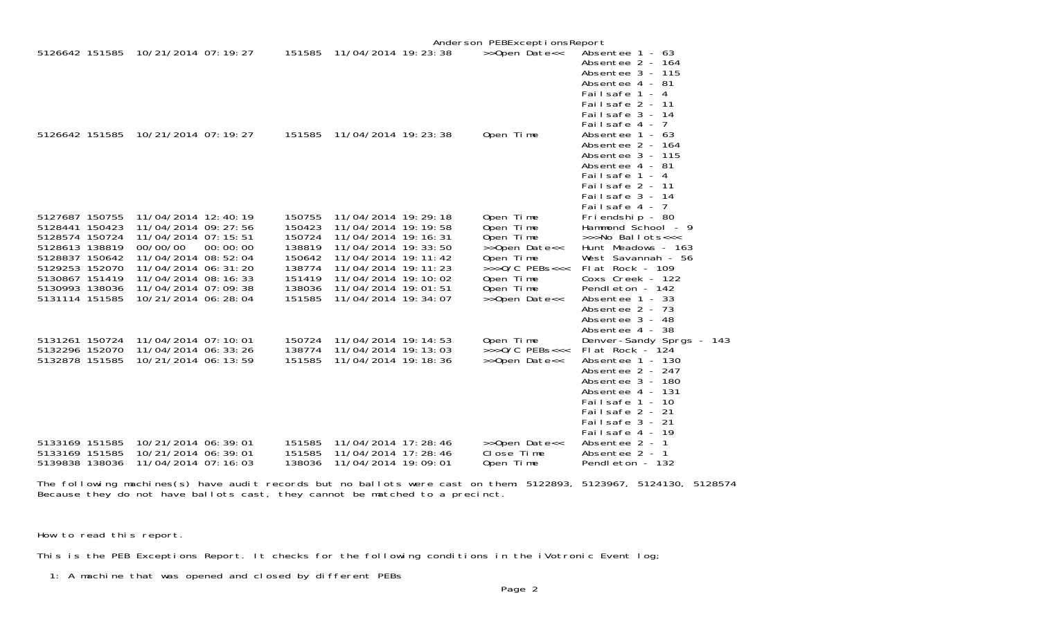# Anderson PEBExceptionsReport

| | | | | | | |
|---|---|---|---|---|---|---|
| 5126642 | 151585 | 10/21/2014 07:19:27 | 151585 | 11/04/2014 19:23:38 | >>Open Date<< | Absentee 1 - 63<br>Absentee 2 - 164<br>Absentee 3 - 115<br>Absentee 4 - 81<br>Failsafe 1 - 4<br>Failsafe 2 - 11<br>Failsafe 3 - 14<br>Failsafe 4 - 7 |
| 5126642 | 151585 | 10/21/2014 07:19:27 | 151585 | 11/04/2014 19:23:38 | Open Time | Absentee 1 - 63<br>Absentee 2 - 164<br>Absentee 3 - 115<br>Absentee 4 - 81<br>Failsafe 1 - 4<br>Failsafe 2 - 11<br>Failsafe 3 - 14<br>Failsafe 4 - 7 |
| 5127687 | 150755 | 11/04/2014 12:40:19 | 150755 | 11/04/2014 19:29:18 | Open Time | Friendship - 80 |
| 5128441 | 150423 | 11/04/2014 09:27:56 | 150423 | 11/04/2014 19:19:58 | Open Time | Hammond School - 9 |
| 5128574 | 150724 | 11/04/2014 07:15:51 | 150724 | 11/04/2014 19:16:31 | Open Time | >>>No Ballots<<< |
| 5128613 | 138819 | 00/00/00 00:00:00 | 138819 | 11/04/2014 19:33:50 | >>Open Date<< | Hunt Meadows - 163 |
| 5128837 | 150642 | 11/04/2014 08:52:04 | 150642 | 11/04/2014 19:11:42 | Open Time | West Savannah - 56 |
| 5129253 | 152070 | 11/04/2014 06:31:20 | 138774 | 11/04/2014 19:11:23 | >>>O/C PEBs<<< | Flat Rock - 109 |
| 5130867 | 151419 | 11/04/2014 08:16:33 | 151419 | 11/04/2014 19:10:02 | Open Time | Coxs Creek - 122 |
| 5130993 | 138036 | 11/04/2014 07:09:38 | 138036 | 11/04/2014 19:01:51 | Open Time | Pendleton - 142 |
| 5131114 | 151585 | 10/21/2014 06:28:04 | 151585 | 11/04/2014 19:34:07 | >>Open Date<< | Absentee 1 - 33<br>Absentee 2 - 73<br>Absentee 3 - 48<br>Absentee 4 - 38 |
| 5131261 | 150724 | 11/04/2014 07:10:01 | 150724 | 11/04/2014 19:14:53 | Open Time | Denver-Sandy Sprgs - 143 |
| 5132296 | 152070 | 11/04/2014 06:33:26 | 138774 | 11/04/2014 19:13:03 | >>>O/C PEBs<<< | Flat Rock - 124 |
| 5132878 | 151585 | 10/21/2014 06:13:59 | 151585 | 11/04/2014 19:18:36 | >>Open Date<< | Absentee 1 - 130<br>Absentee 2 - 247<br>Absentee 3 - 180<br>Absentee 4 - 131<br>Failsafe 1 - 10<br>Failsafe 2 - 21<br>Failsafe 3 - 21<br>Failsafe 4 - 19 |
| 5133169 | 151585 | 10/21/2014 06:39:01 | 151585 | 11/04/2014 17:28:46 | >>Open Date<< | Absentee 2 - 1 |
| 5133169 | 151585 | 10/21/2014 06:39:01 | 151585 | 11/04/2014 17:28:46 | Close Time | Absentee 2 - 1 |
| 5139838 | 138036 | 11/04/2014 07:16:03 | 138036 | 11/04/2014 19:09:01 | Open Time | Pendleton - 132 |

The following machines(s) have audit records but no ballots were cast on them: 5122893, 5123967, 5124130, 5128574
Because they do not have ballots cast, they cannot be matched to a precinct.

How to read this report.

This is the PEB Exceptions Report. It checks for the following conditions in the iVotronic Event log;

1: A machine that was opened and closed by different PEBs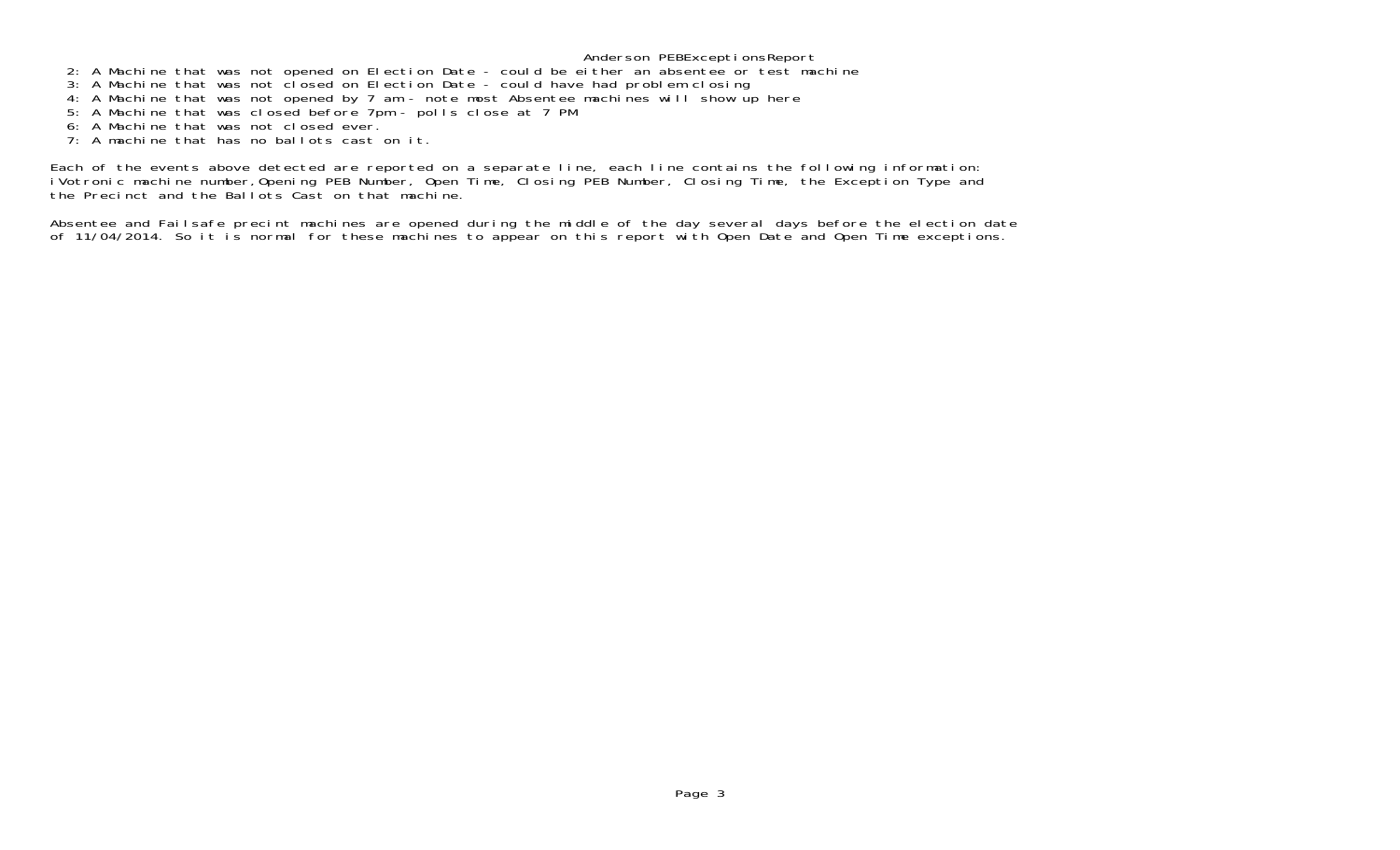# Anderson PEBExceptionsReport

2: A Machine that was not opened on Election Date - could be either an absentee or test machine
3: A Machine that was not closed on Election Date - could have had problem closing
4: A Machine that was not opened by 7 am - note most Absentee machines will show up here
5: A Machine that was closed before 7pm - polls close at 7 PM
6: A Machine that was not closed ever.
7: A machine that has no ballots cast on it.

Each of the events above detected are reported on a separate line, each line contains the following information: iVotronic machine number, Opening PEB Number, Open Time, Closing PEB Number, Closing Time, the Exception Type and the Precinct and the Ballots Cast on that machine.

Absentee and Failsafe precint machines are opened during the middle of the day several days before the election date of 11/04/2014. So it is normal for these machines to appear on this report with Open Date and Open Time exceptions.